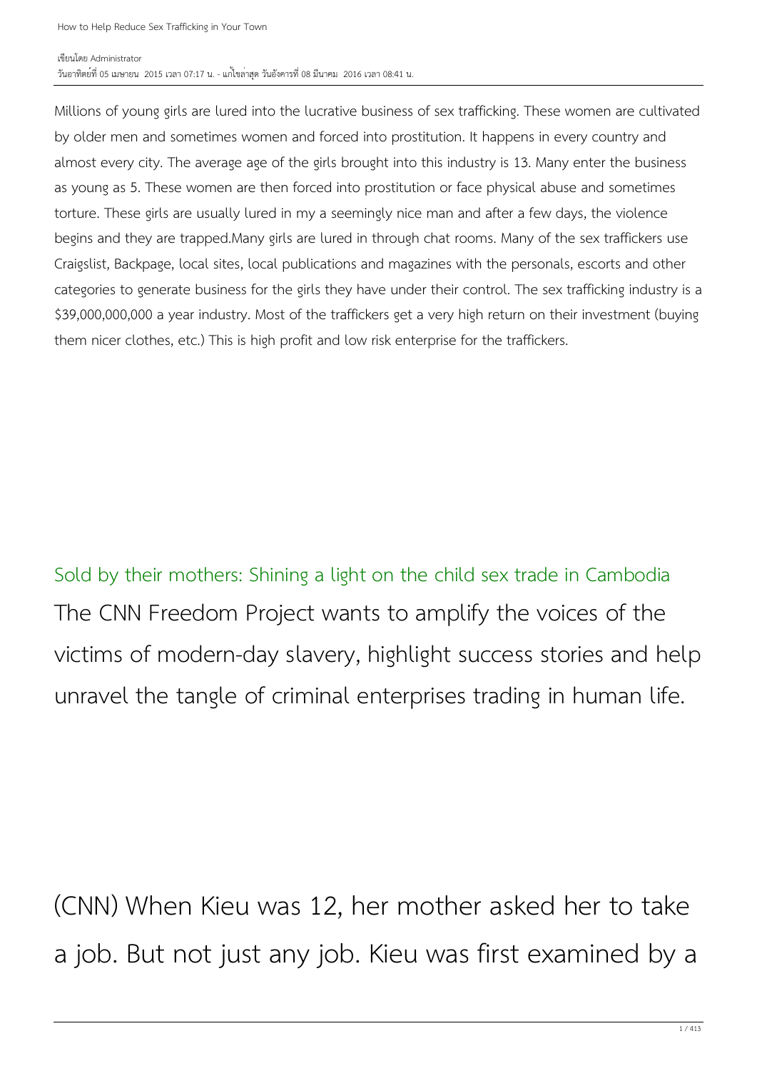# How to Help Reduce Sex Trafficking in Your Town

เขียนโดย Administrator
วันอาทิตย์ที่ 05 เมษายน 2015 เวลา 07:17 น. - แก้ไขล่าสุด วันอังคารที่ 08 มีนาคม 2016 เวลา 08:41 น.

Millions of young girls are lured into the lucrative business of sex trafficking. These women are cultivated by older men and sometimes women and forced into prostitution. It happens in every country and almost every city. The average age of the girls brought into this industry is 13. Many enter the business as young as 5. These women are then forced into prostitution or face physical abuse and sometimes torture. These girls are usually lured in my a seemingly nice man and after a few days, the violence begins and they are trapped.Many girls are lured in through chat rooms. Many of the sex traffickers use Craigslist, Backpage, local sites, local publications and magazines with the personals, escorts and other categories to generate business for the girls they have under their control. The sex trafficking industry is a $39,000,000,000 a year industry. Most of the traffickers get a very high return on their investment (buying them nicer clothes, etc.) This is high profit and low risk enterprise for the traffickers.

## Sold by their mothers: Shining a light on the child sex trade in Cambodia

The CNN Freedom Project wants to amplify the voices of the victims of modern-day slavery, highlight success stories and help unravel the tangle of criminal enterprises trading in human life.

(CNN) When Kieu was 12, her mother asked her to take a job. But not just any job. Kieu was first examined by a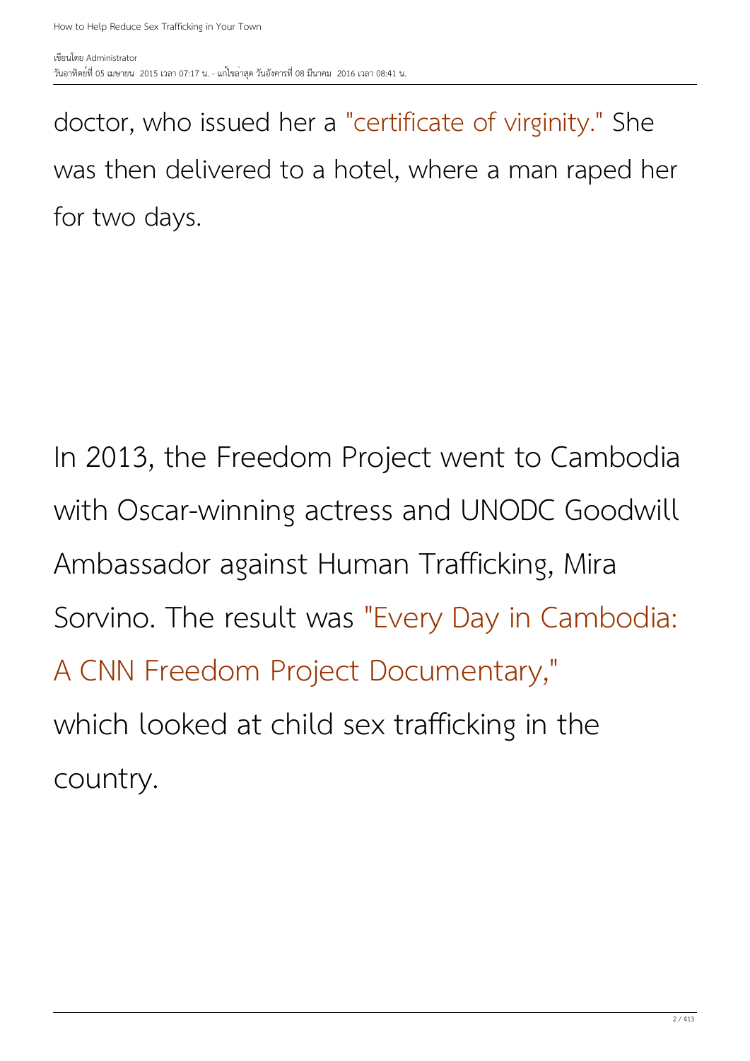doctor, who issued her a "certificate of virginity." She was then delivered to a hotel, where a man raped her for two days.

In 2013, the Freedom Project went to Cambodia with Oscar-winning actress and UNODC Goodwill Ambassador against Human Trafficking, Mira Sorvino. The result was "Every Day in Cambodia: A CNN Freedom Project Documentary," which looked at child sex trafficking in the country.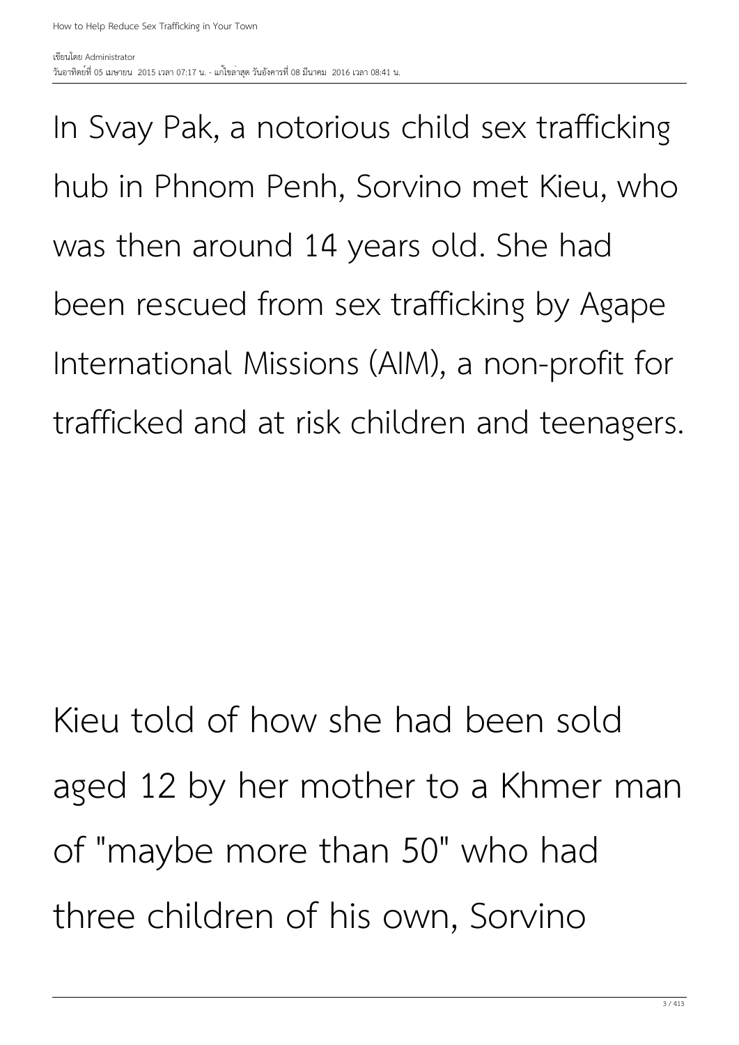In Svay Pak, a notorious child sex trafficking hub in Phnom Penh, Sorvino met Kieu, who was then around 14 years old. She had been rescued from sex trafficking by Agape International Missions (AIM), a non-profit for trafficked and at risk children and teenagers.

Kieu told of how she had been sold aged 12 by her mother to a Khmer man of "maybe more than 50" who had three children of his own, Sorvino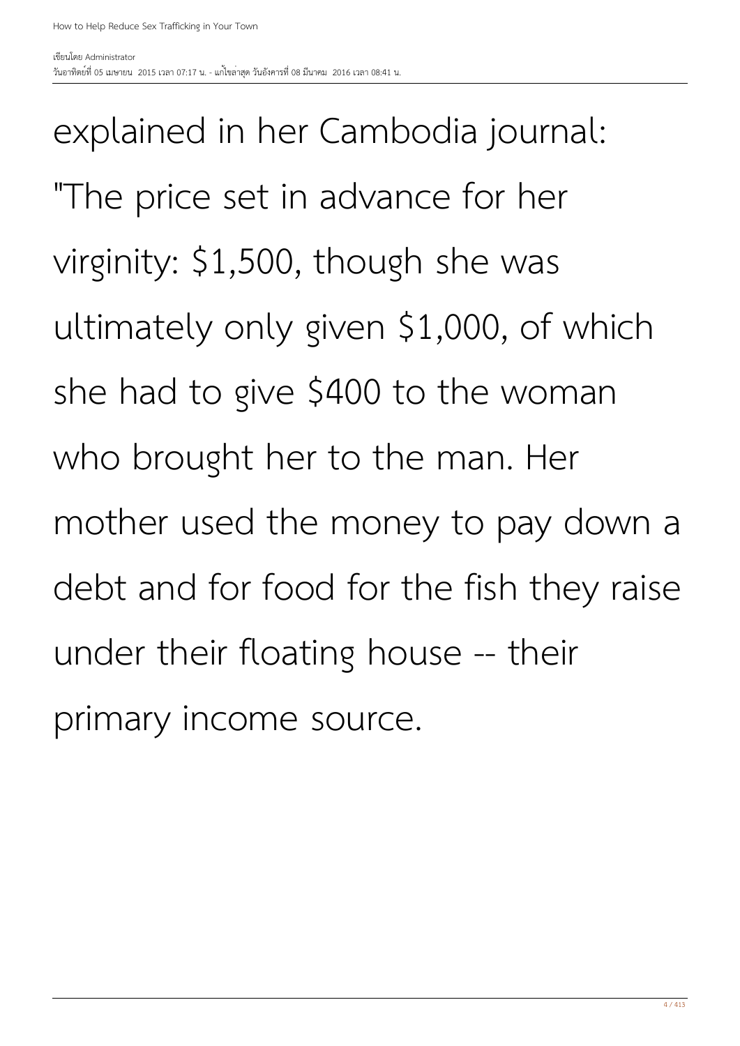explained in her Cambodia journal: "The price set in advance for her virginity: $1,500, though she was ultimately only given $1,000, of which she had to give $400 to the woman who brought her to the man. Her mother used the money to pay down a debt and for food for the fish they raise under their floating house -- their primary income source.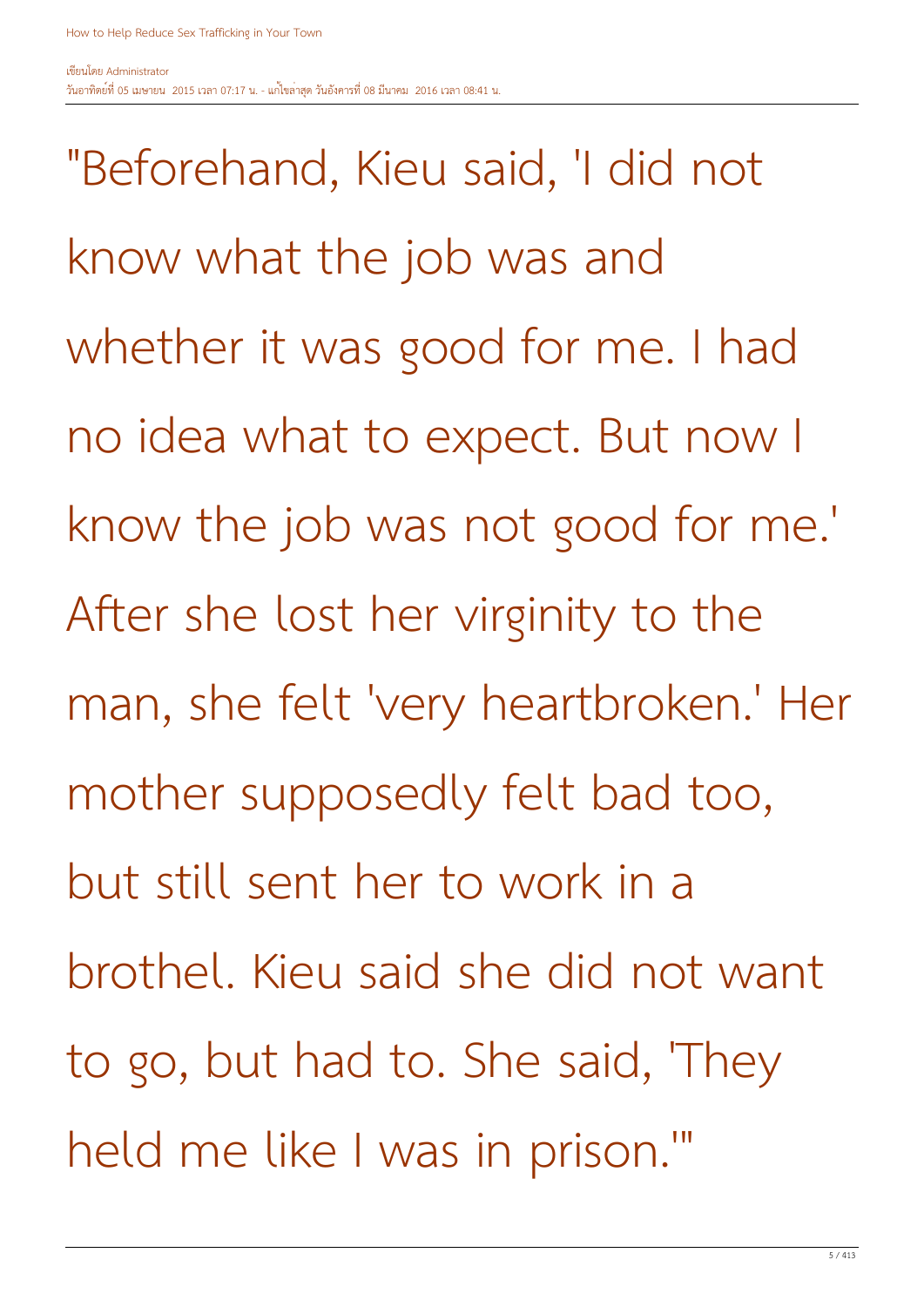"Beforehand, Kieu said, 'I did not know what the job was and whether it was good for me. I had no idea what to expect. But now I know the job was not good for me.' After she lost her virginity to the man, she felt 'very heartbroken.' Her mother supposedly felt bad too, but still sent her to work in a brothel. Kieu said she did not want to go, but had to. She said, 'They held me like I was in prison.'"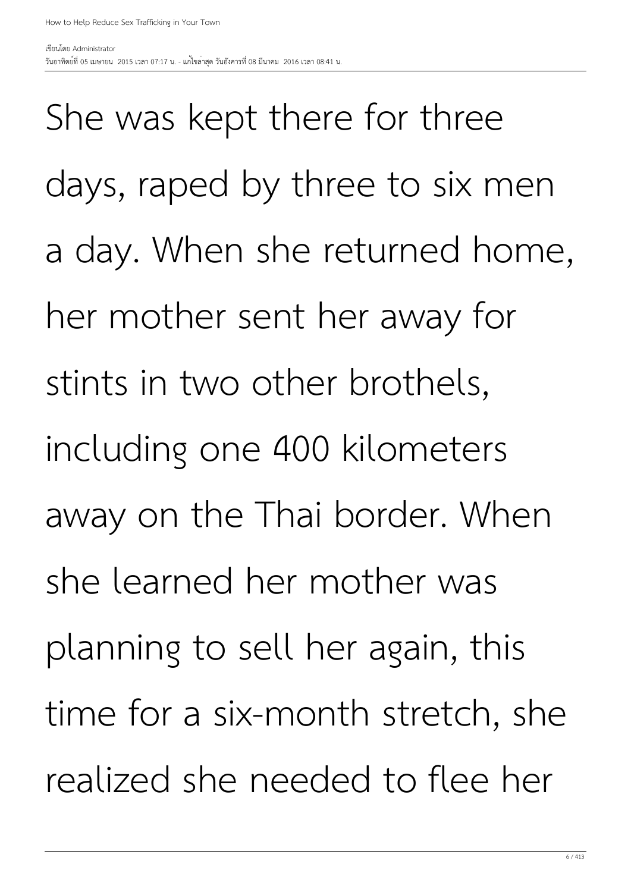She was kept there for three days, raped by three to six men a day. When she returned home, her mother sent her away for stints in two other brothels, including one 400 kilometers away on the Thai border. When she learned her mother was planning to sell her again, this time for a six-month stretch, she realized she needed to flee her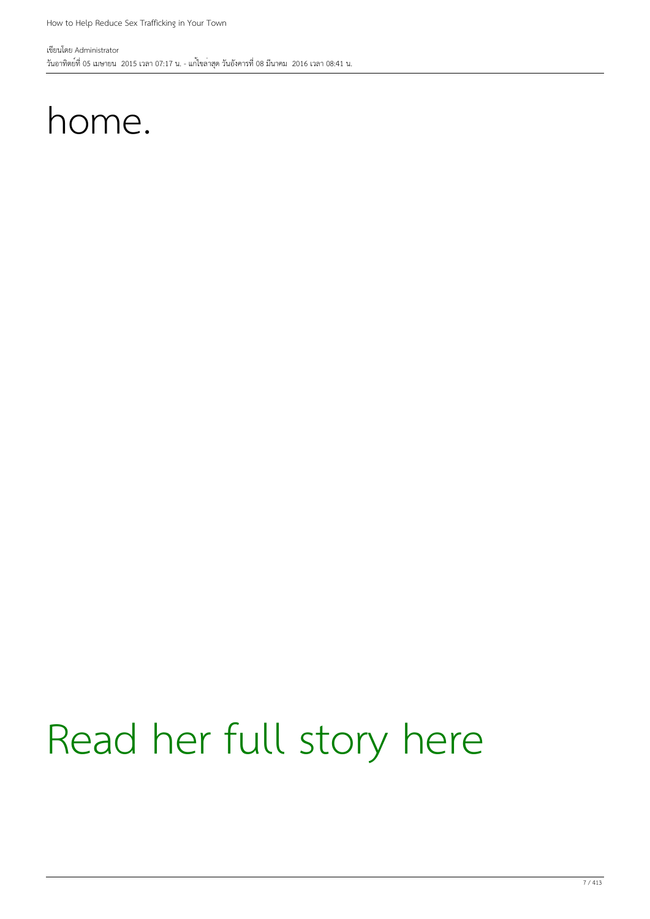home.

Read her full story here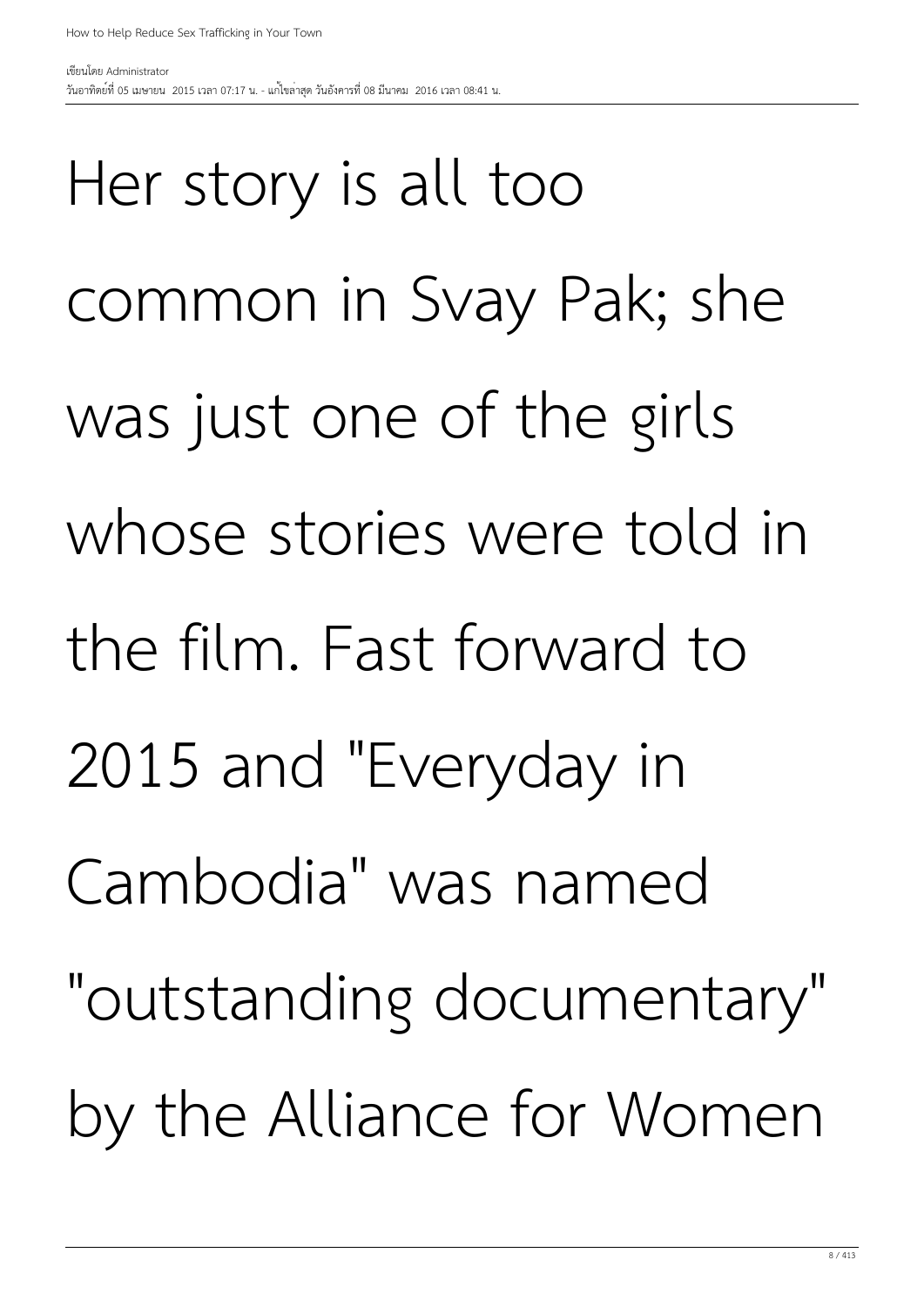Her story is all too common in Svay Pak; she was just one of the girls whose stories were told in the film. Fast forward to 2015 and "Everyday in Cambodia" was named "outstanding documentary" by the Alliance for Women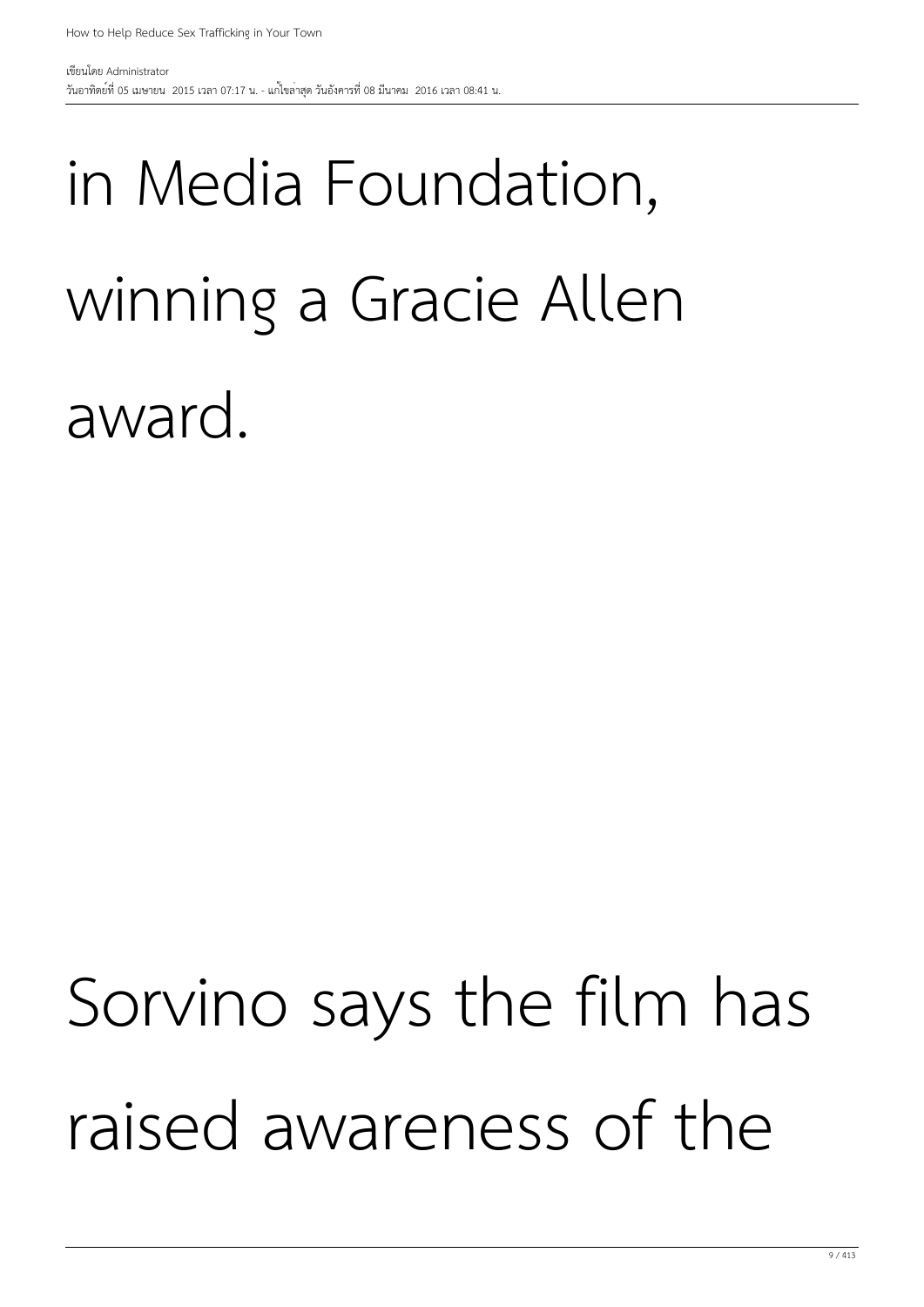in Media Foundation, winning a Gracie Allen award.

Sorvino says the film has raised awareness of the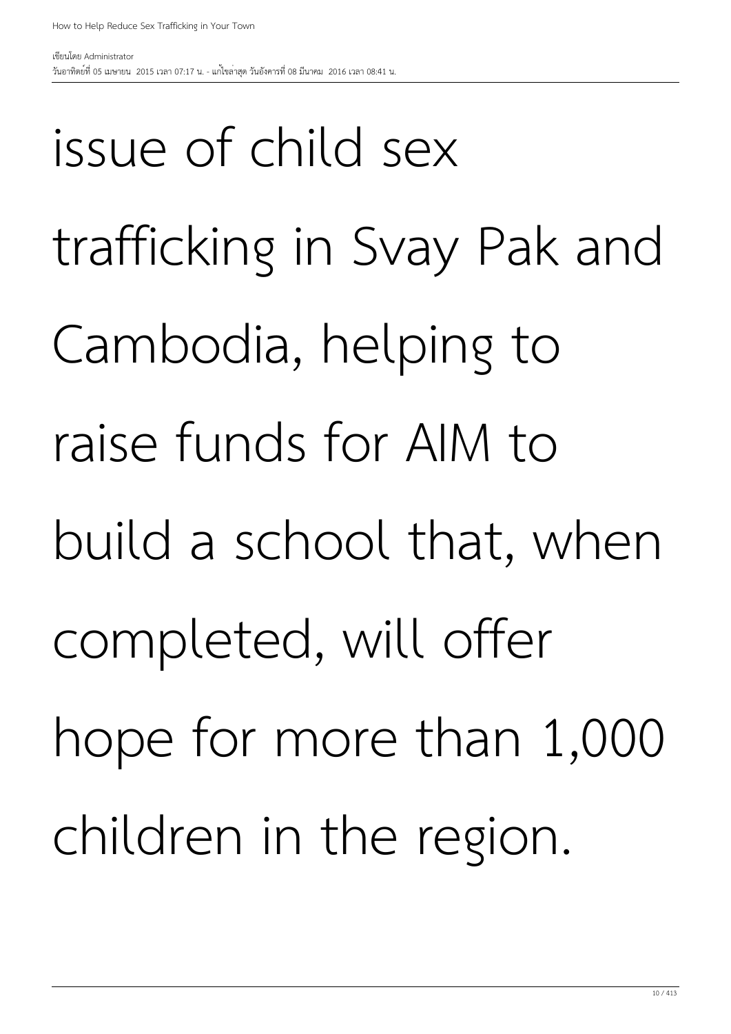issue of child sex trafficking in Svay Pak and Cambodia, helping to raise funds for AIM to build a school that, when completed, will offer hope for more than 1,000 children in the region.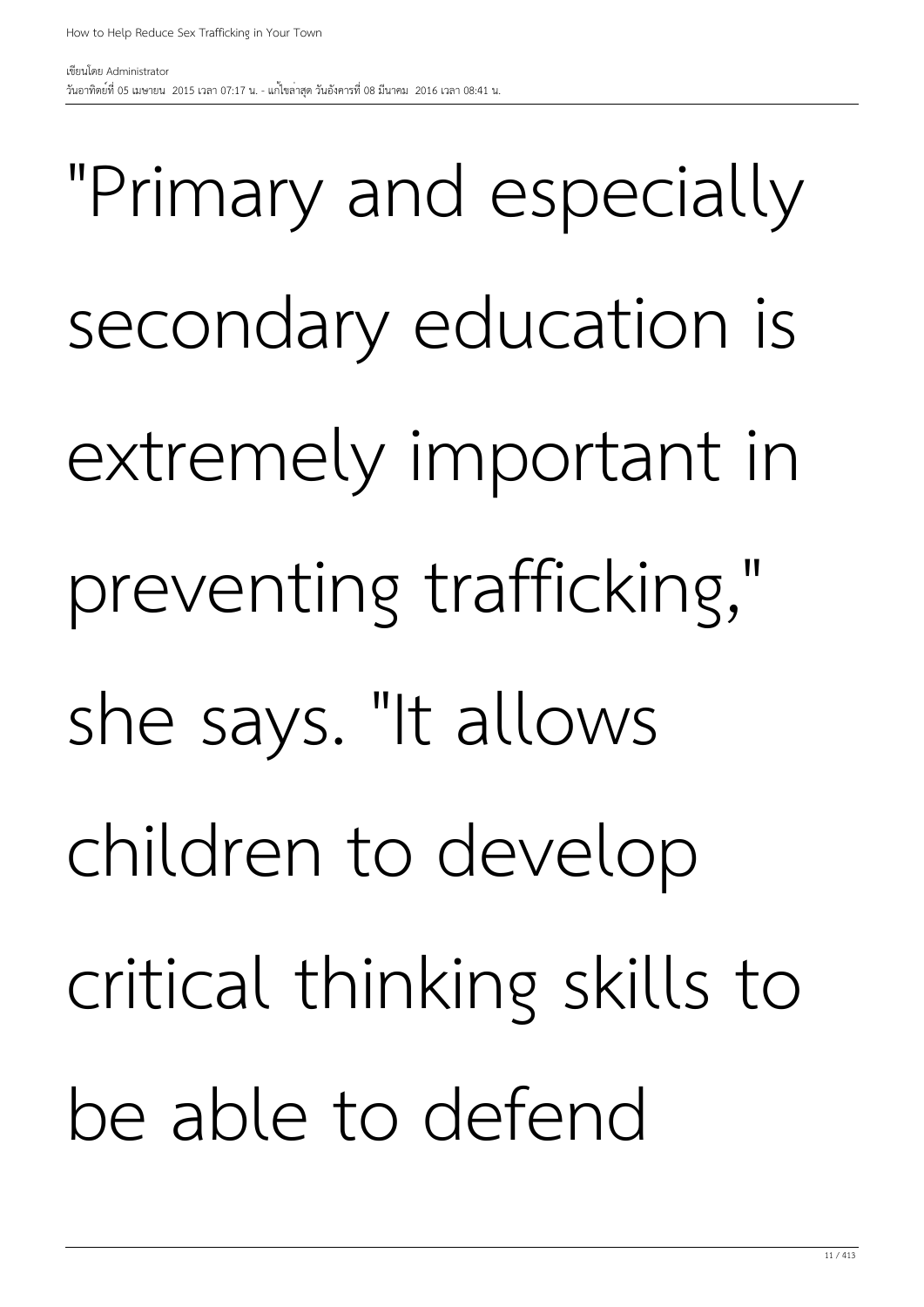"Primary and especially secondary education is extremely important in preventing trafficking," she says. "It allows children to develop critical thinking skills to be able to defend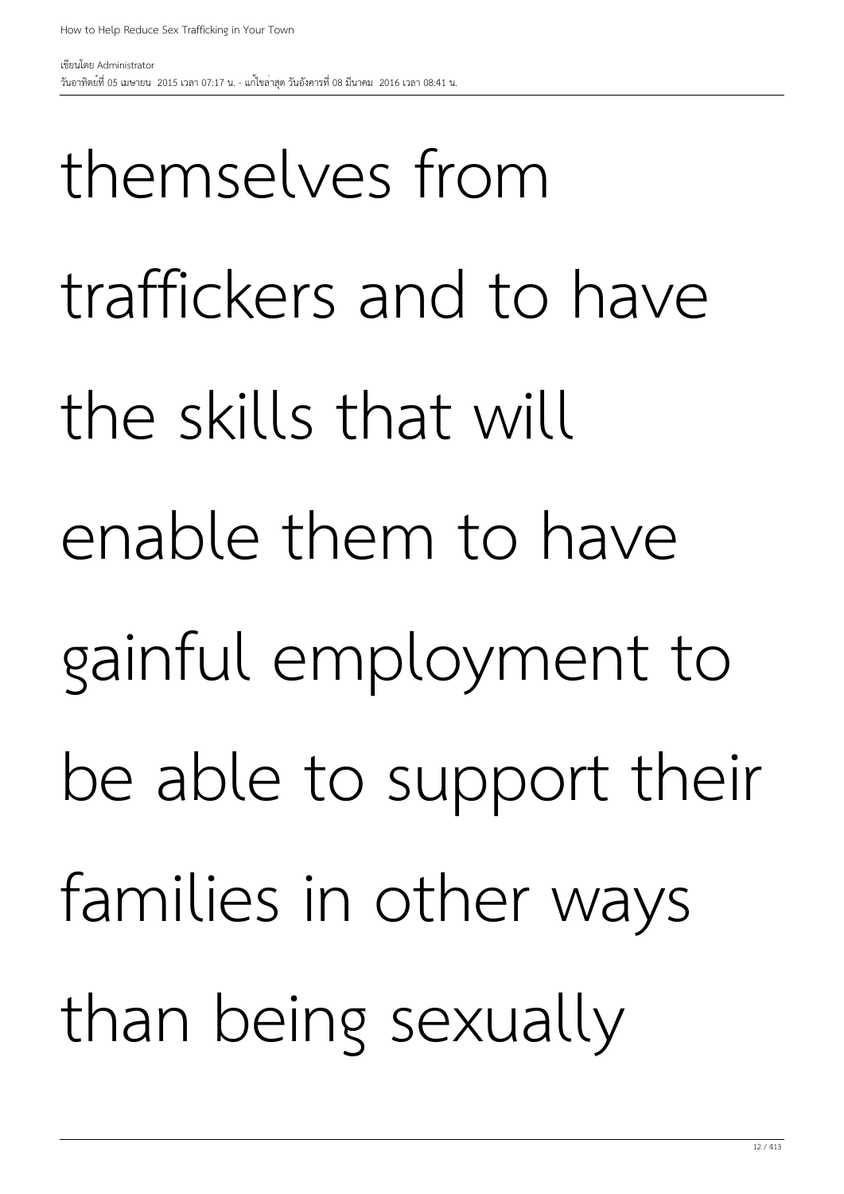themselves from traffickers and to have the skills that will enable them to have gainful employment to be able to support their families in other ways than being sexually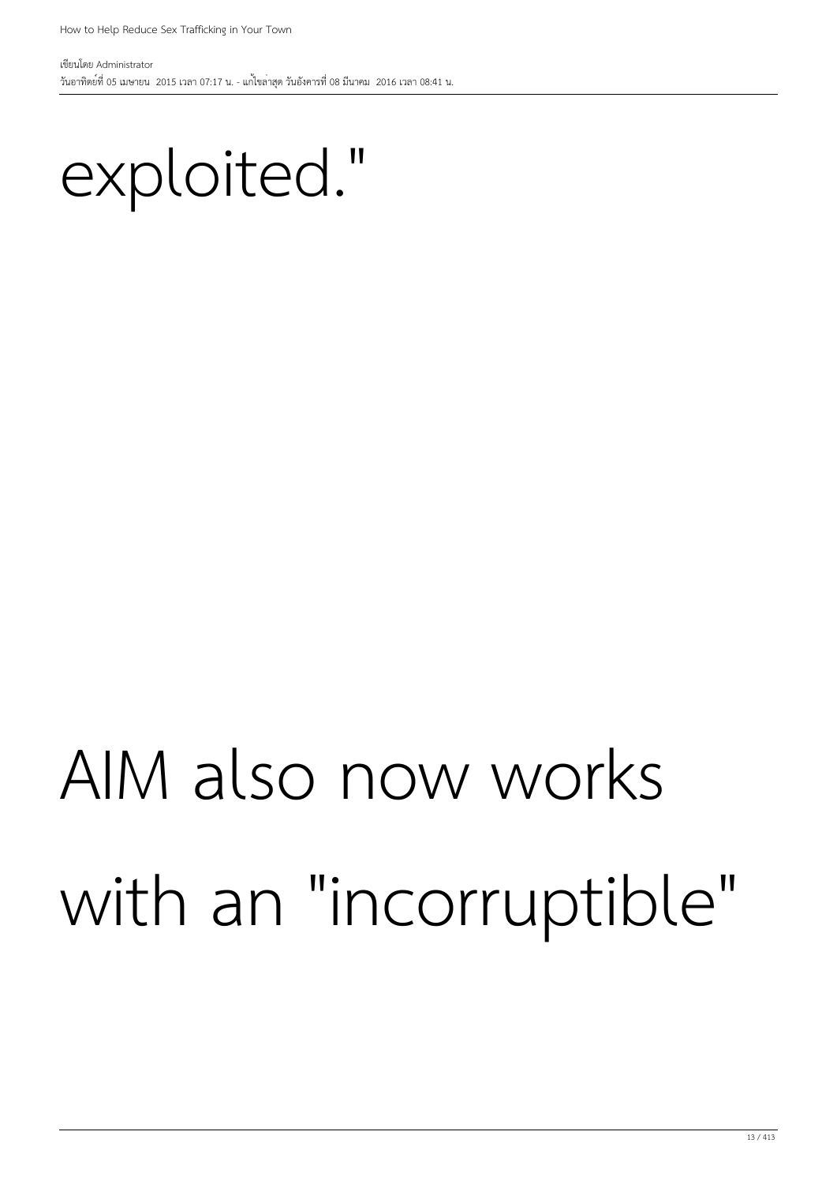exploited."

AIM also now works with an "incorruptible"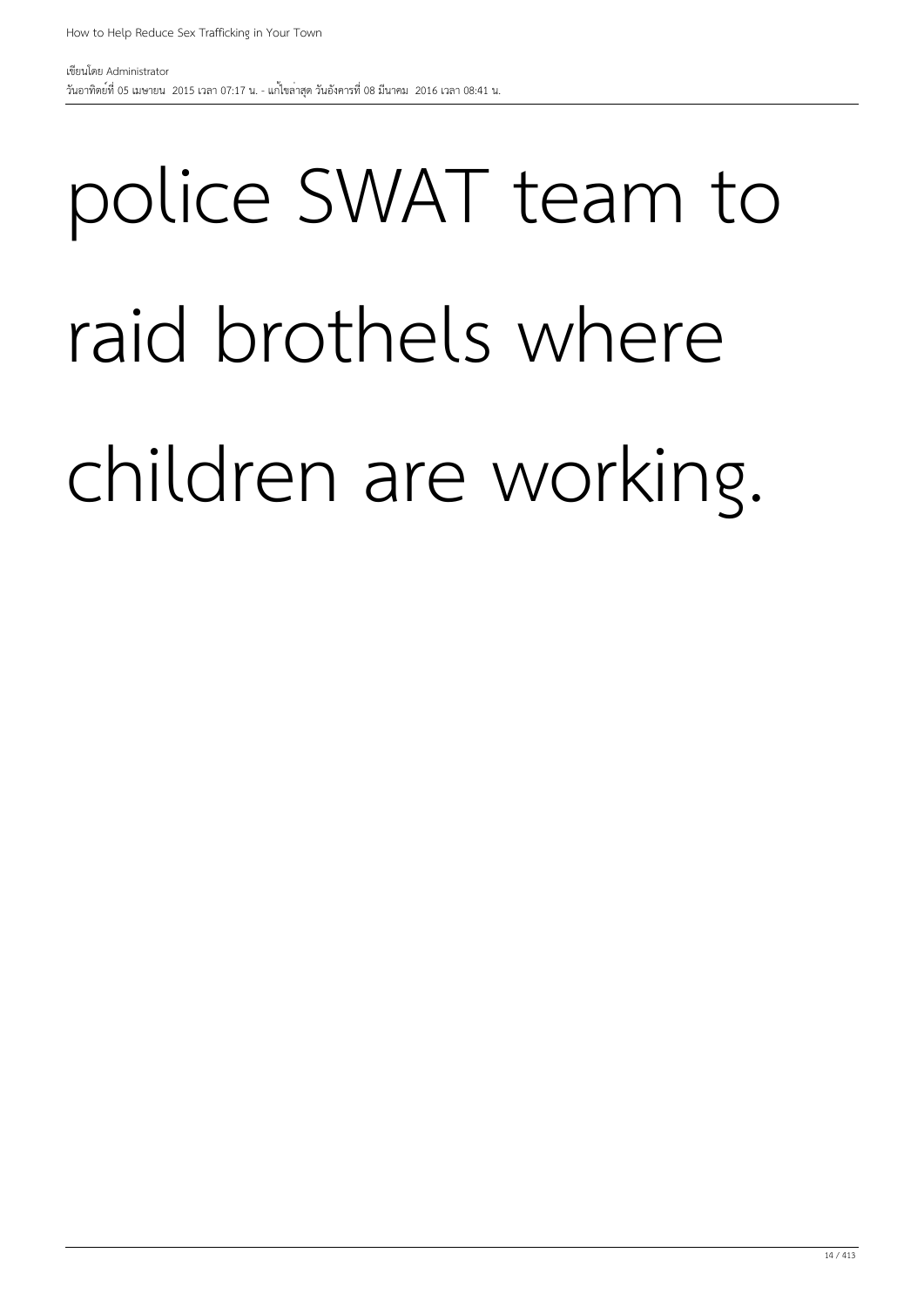police SWAT team to raid brothels where children are working.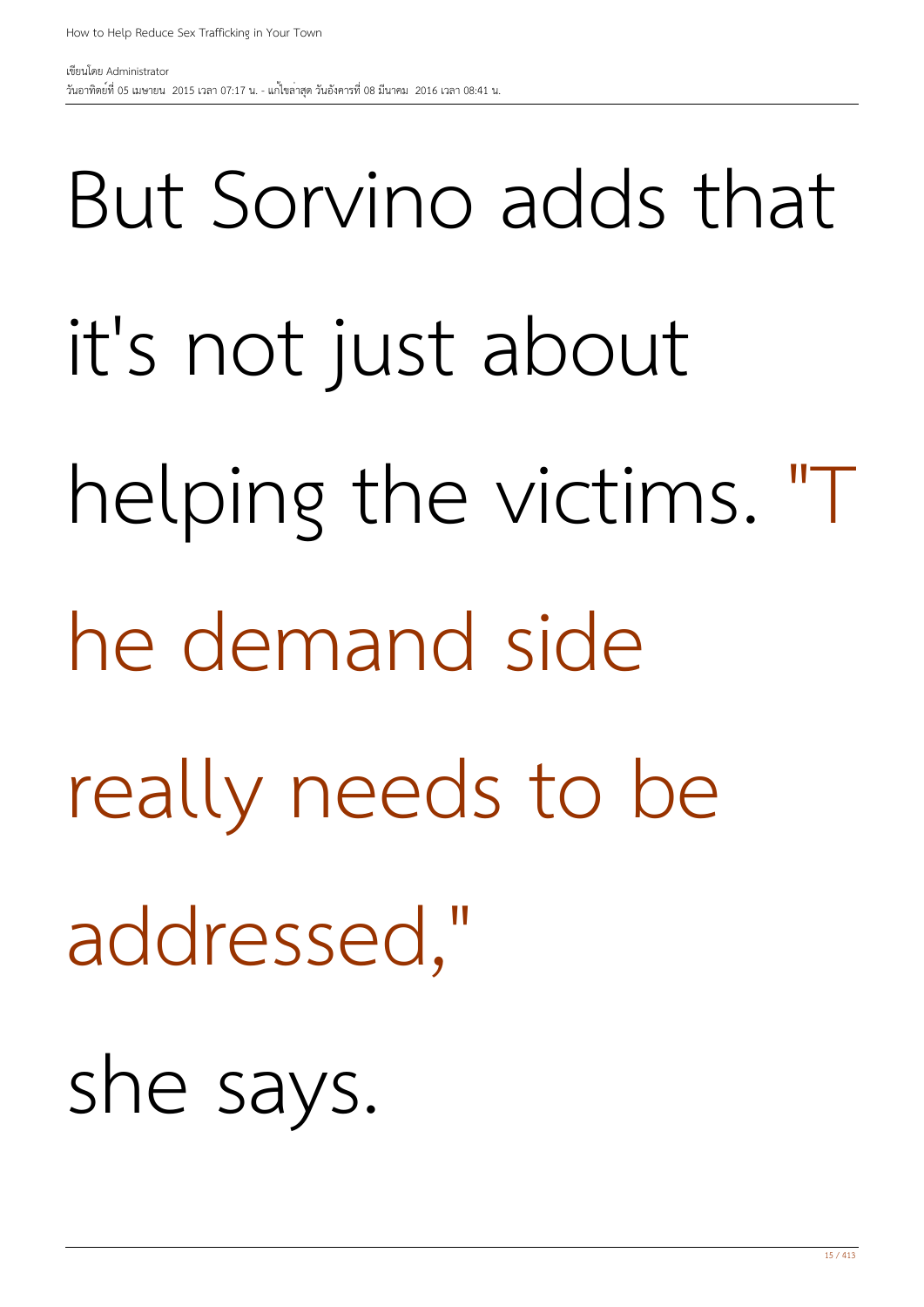But Sorvino adds that it's not just about helping the victims. "The demand side really needs to be addressed," she says.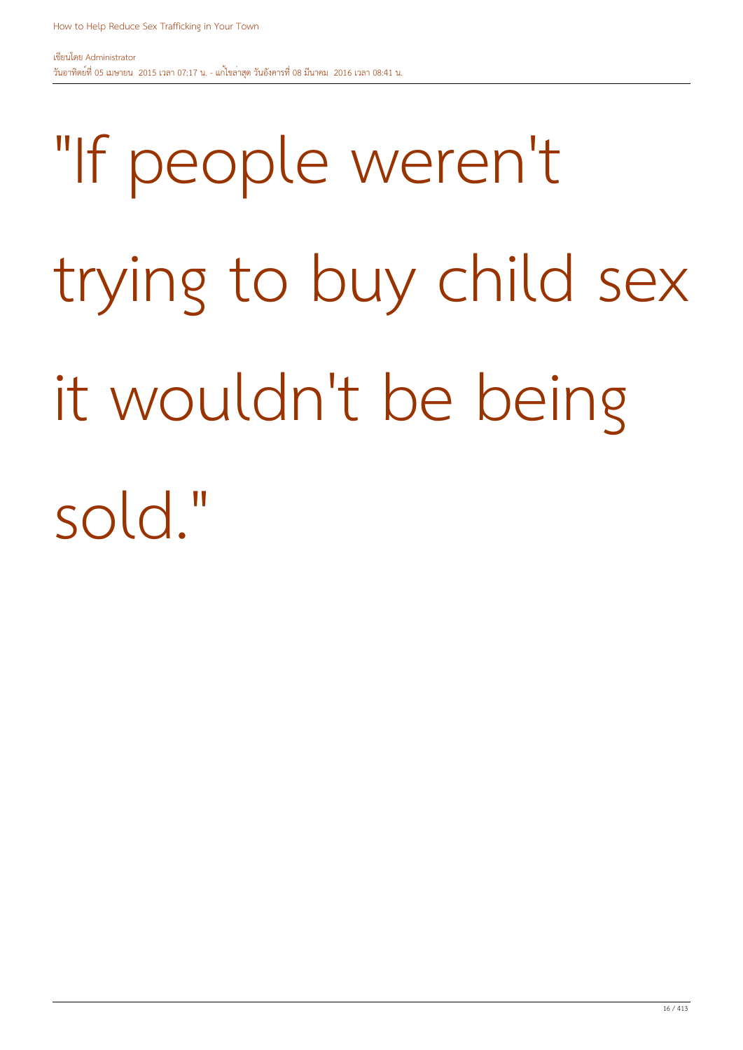"If people weren't trying to buy child sex it wouldn't be being sold."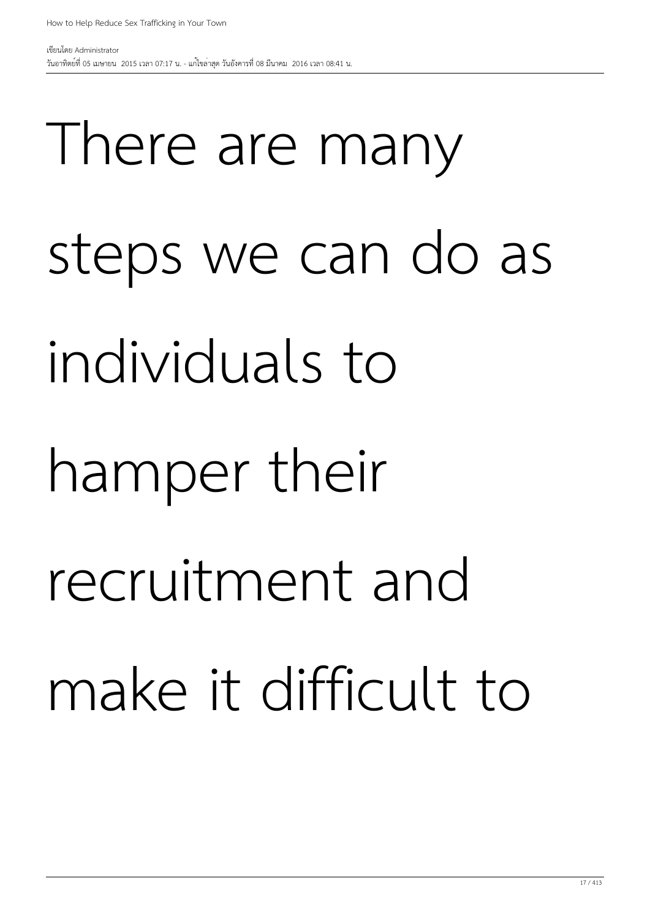There are many steps we can do as individuals to hamper their recruitment and make it difficult to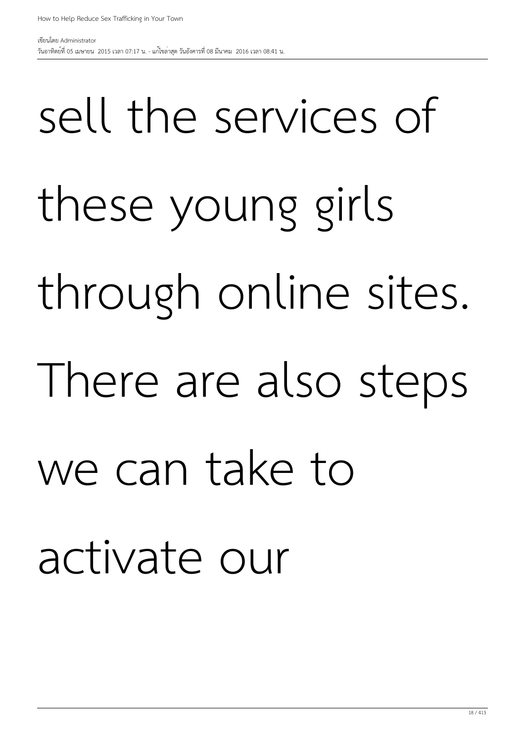sell the services of these young girls through online sites. There are also steps we can take to activate our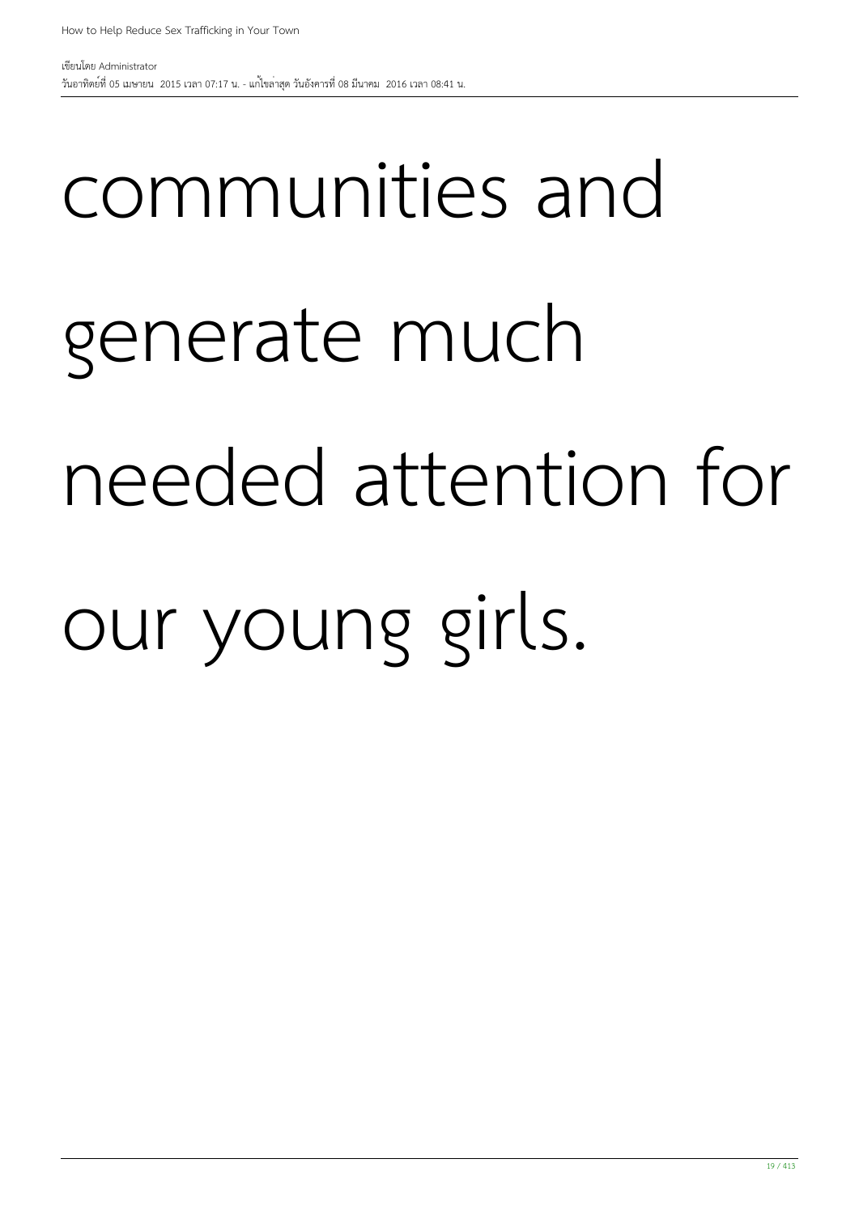communities and generate much needed attention for our young girls.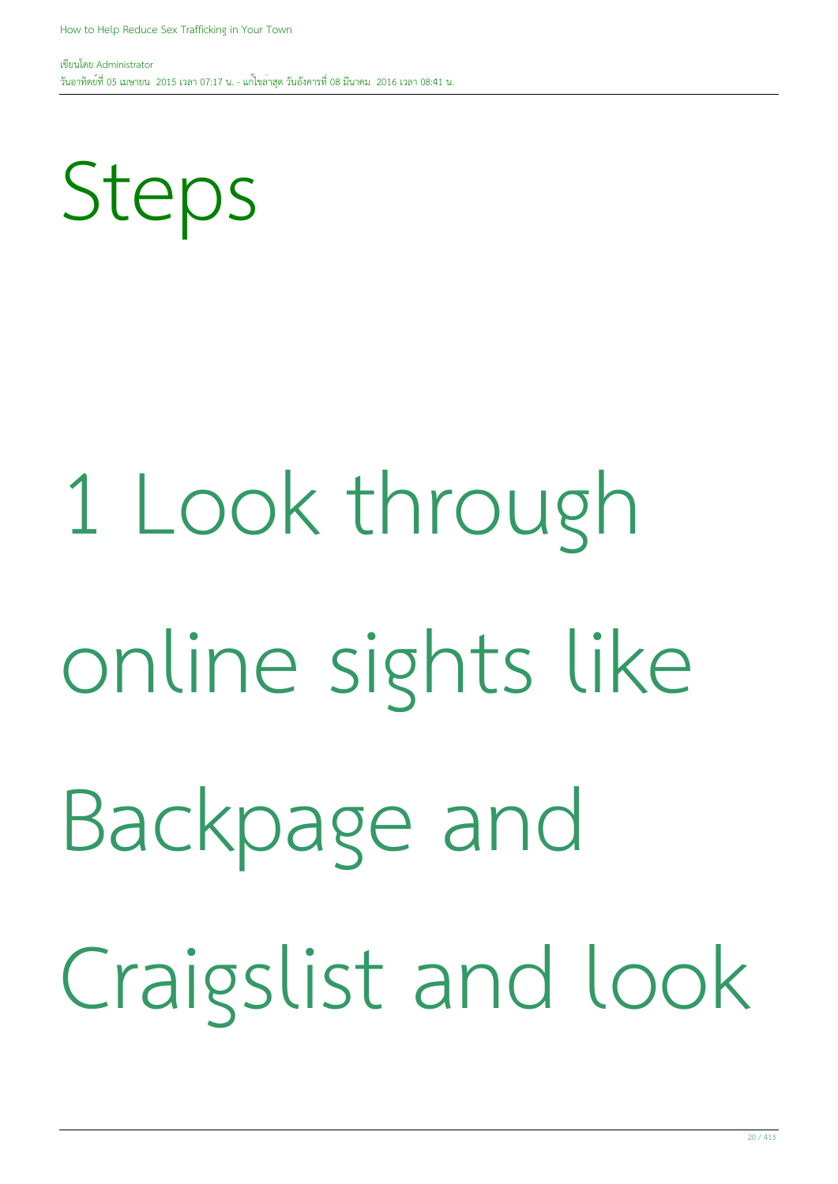# Steps

1 Look through online sights like Backpage and Craigslist and look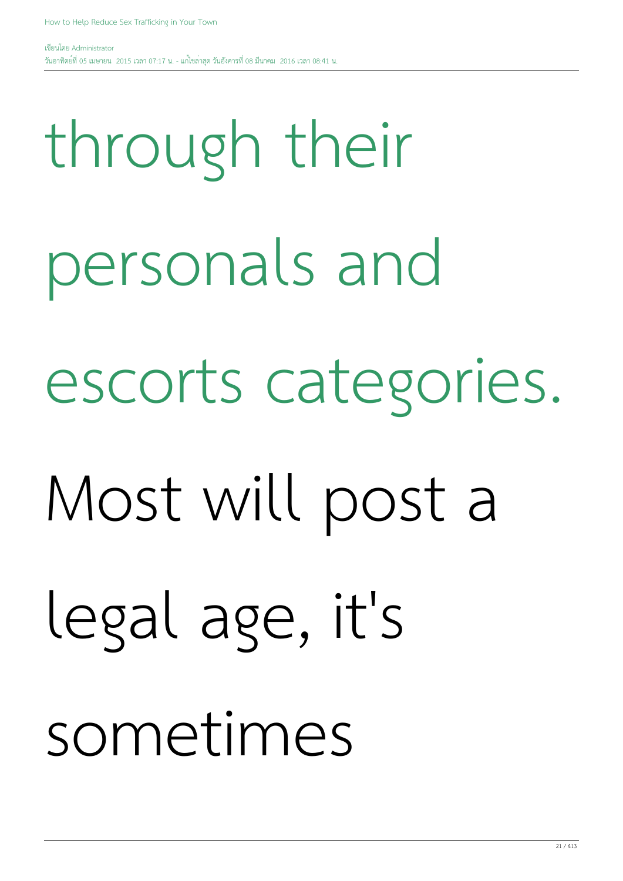through their personals and escorts categories. Most will post a legal age, it's sometimes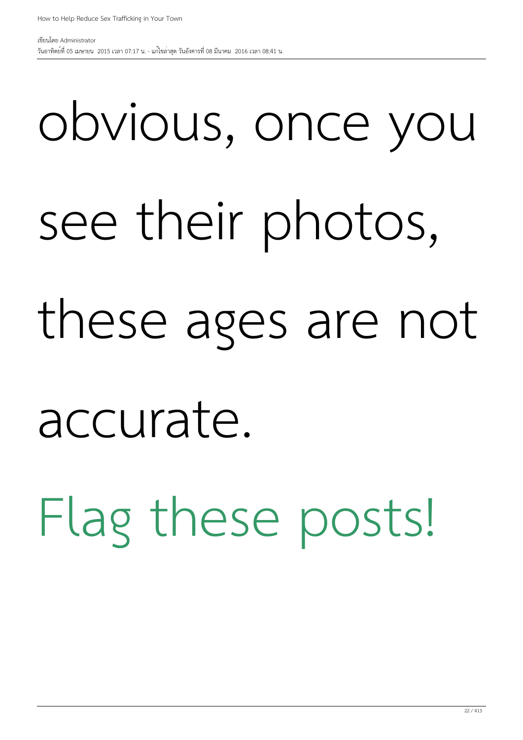obvious, once you see their photos, these ages are not accurate.

Flag these posts!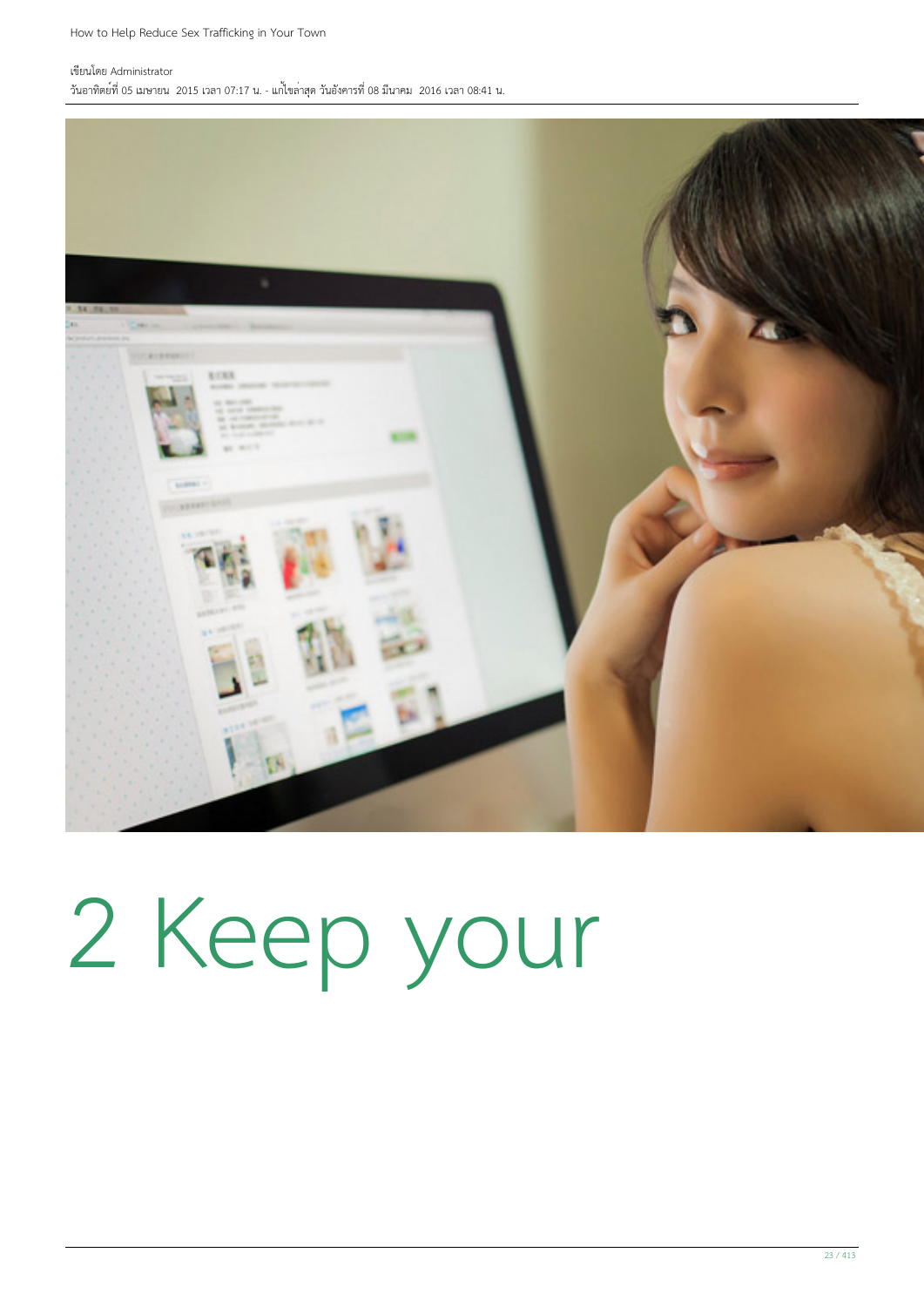2 Keep your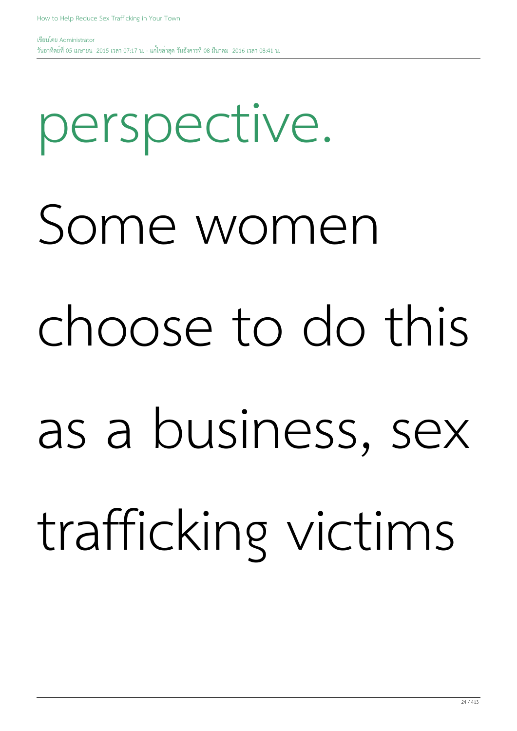perspective.

Some women choose to do this as a business, sex trafficking victims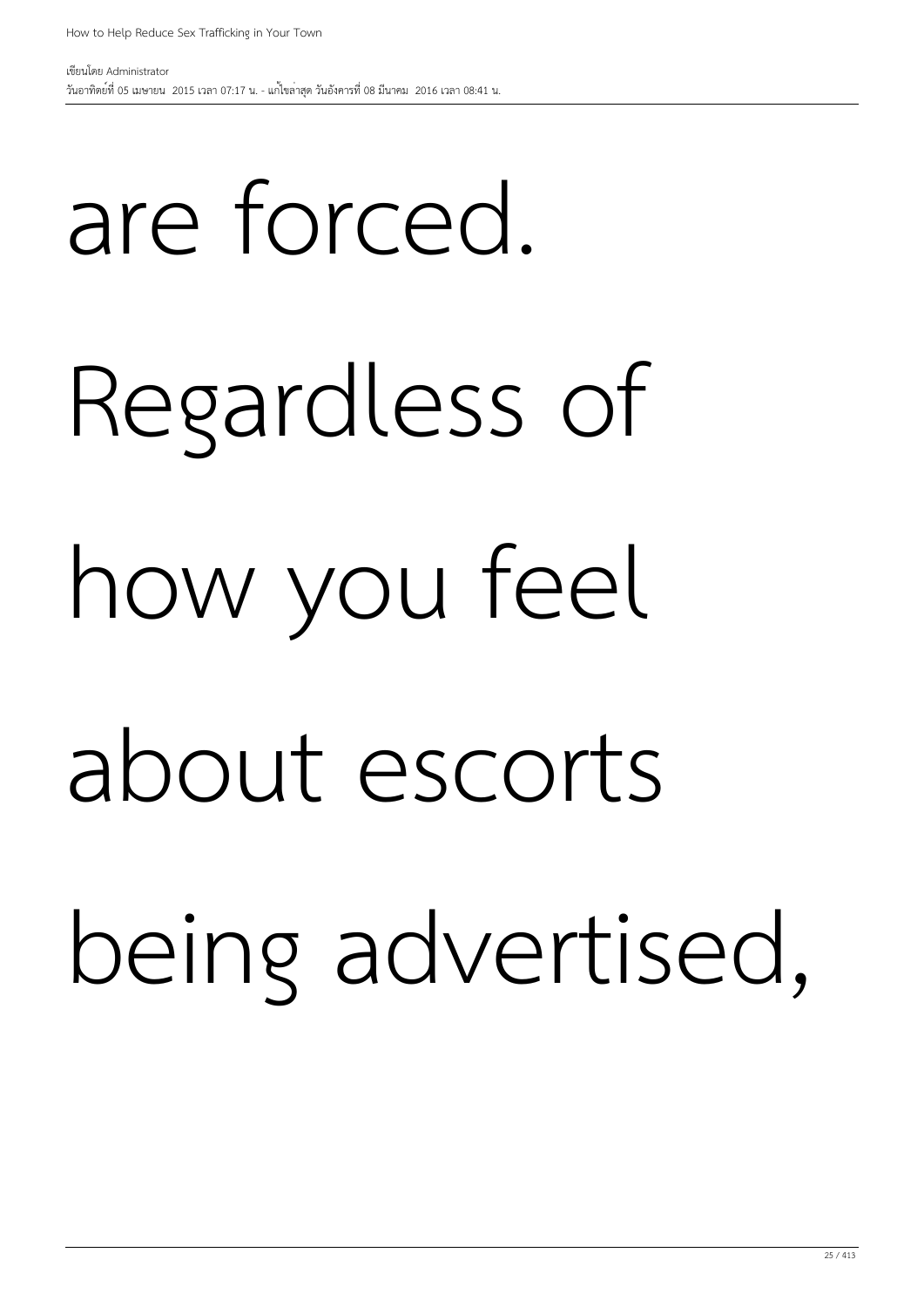are forced. Regardless of how you feel about escorts being advertised,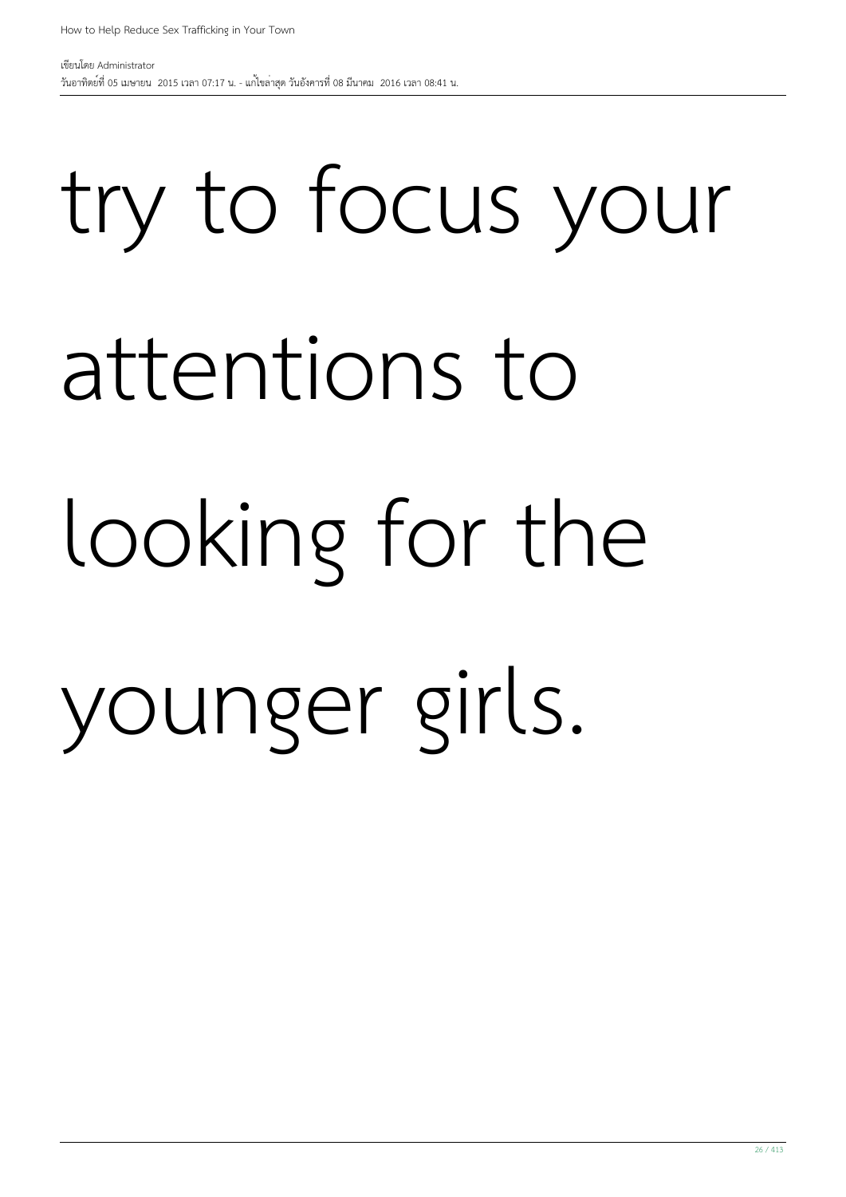try to focus your attentions to looking for the younger girls.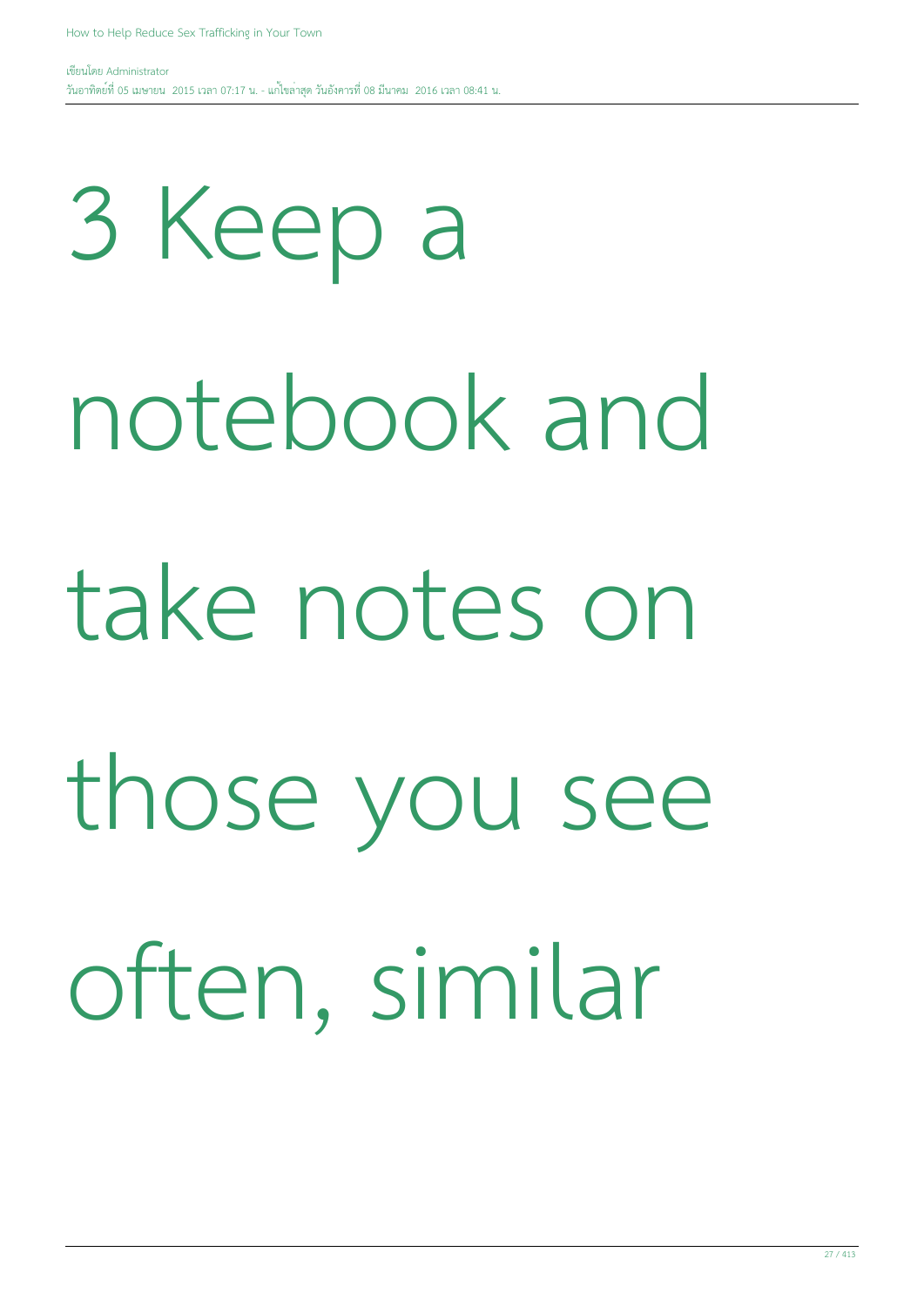3 Keep a notebook and take notes on those you see often, similar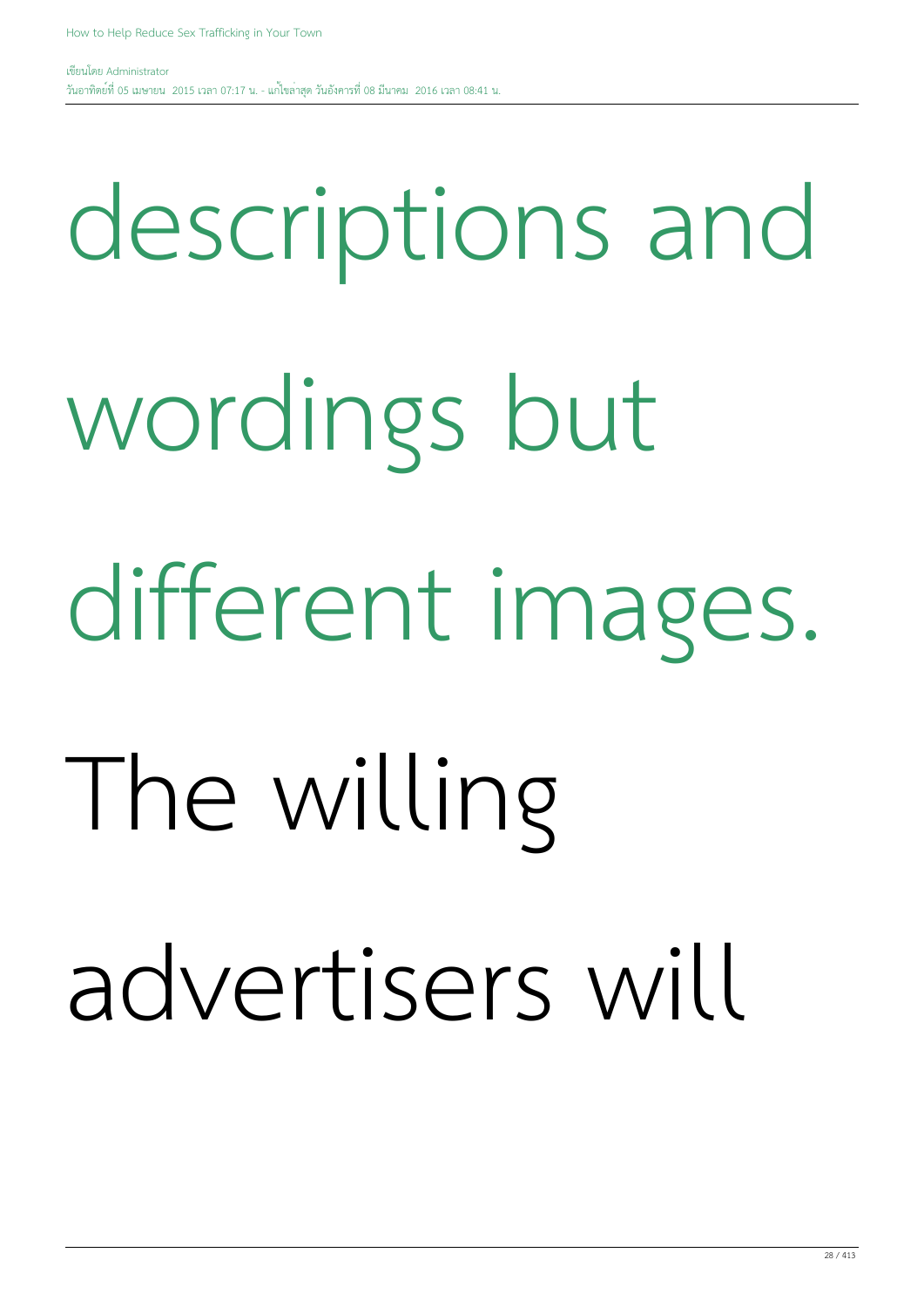descriptions and wordings but different images. The willing advertisers will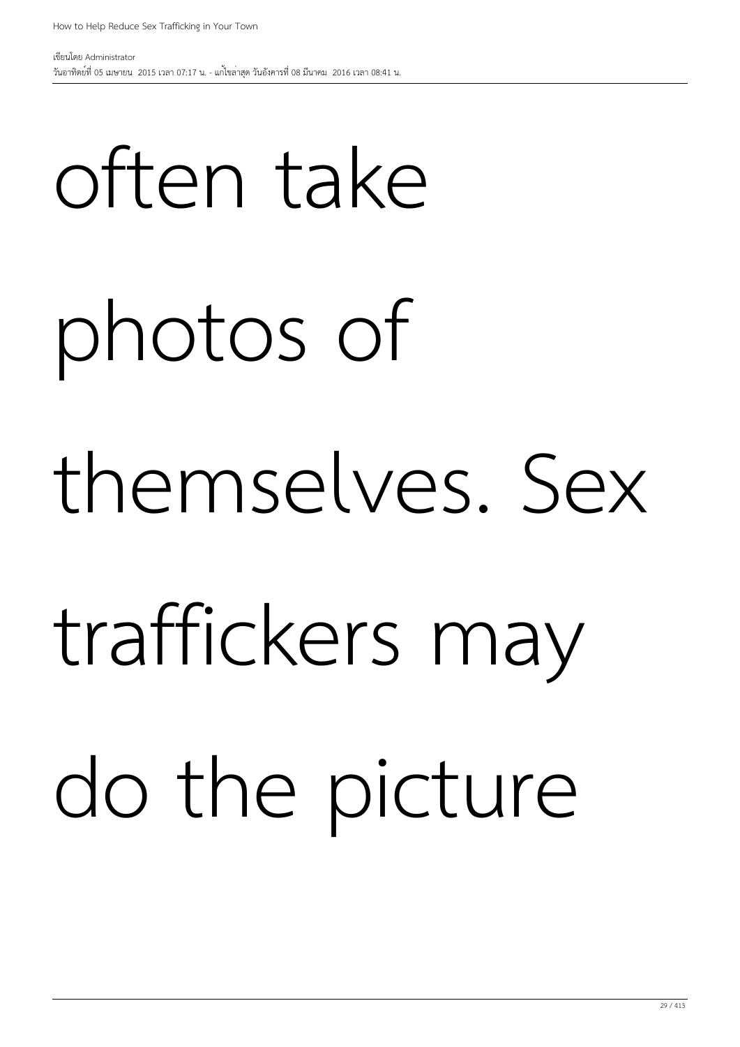often take photos of themselves. Sex traffickers may do the picture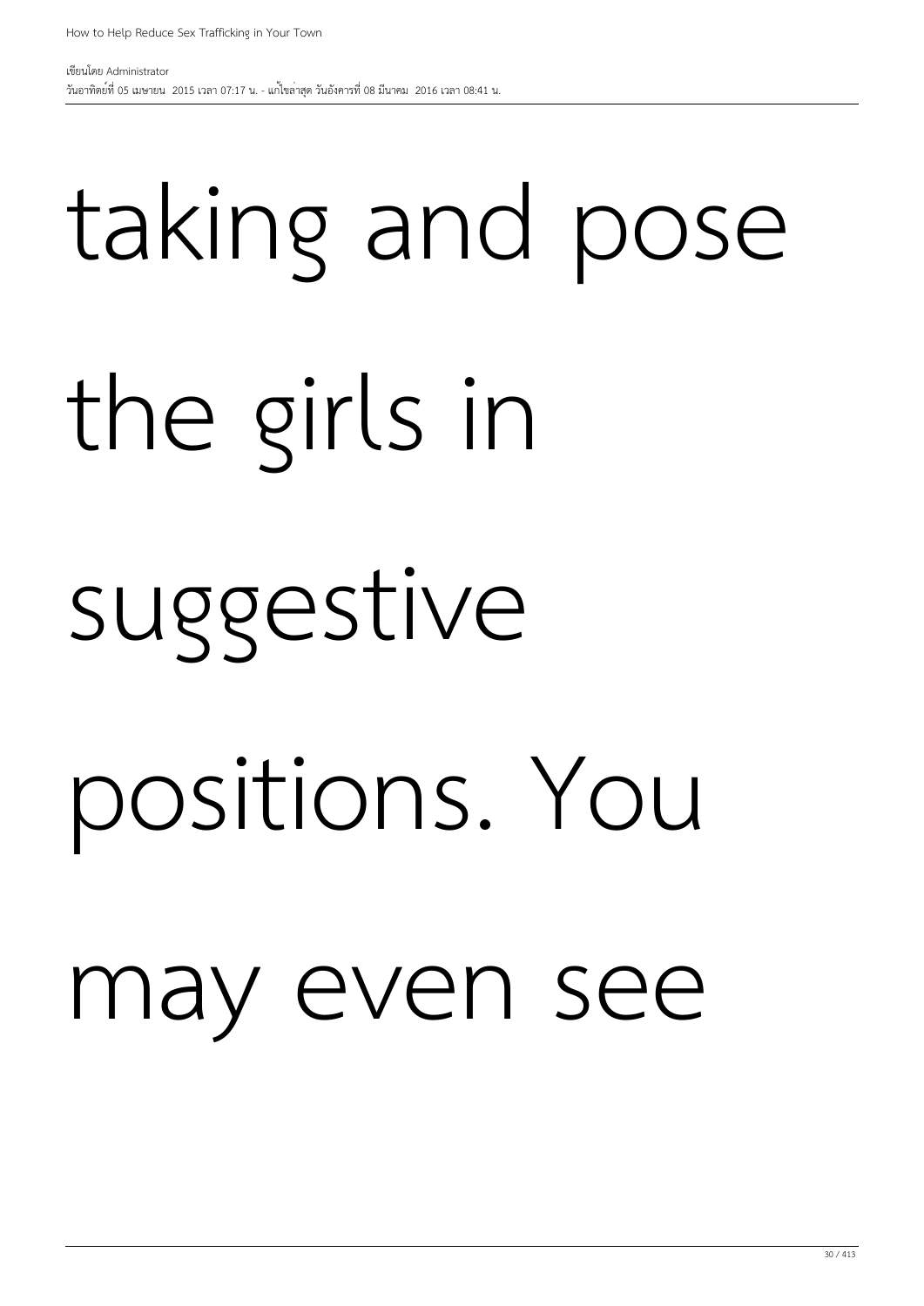taking and pose the girls in suggestive positions. You may even see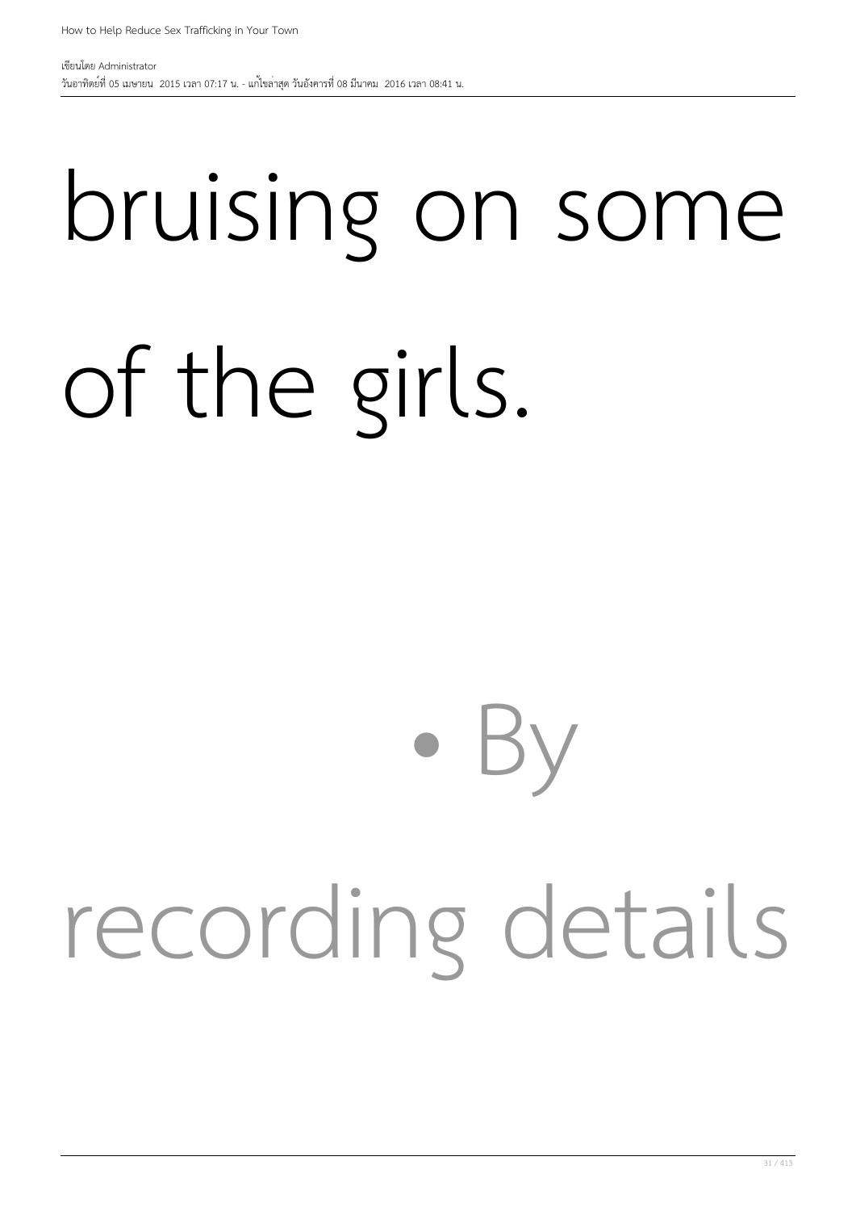bruising on some of the girls.

- By recording details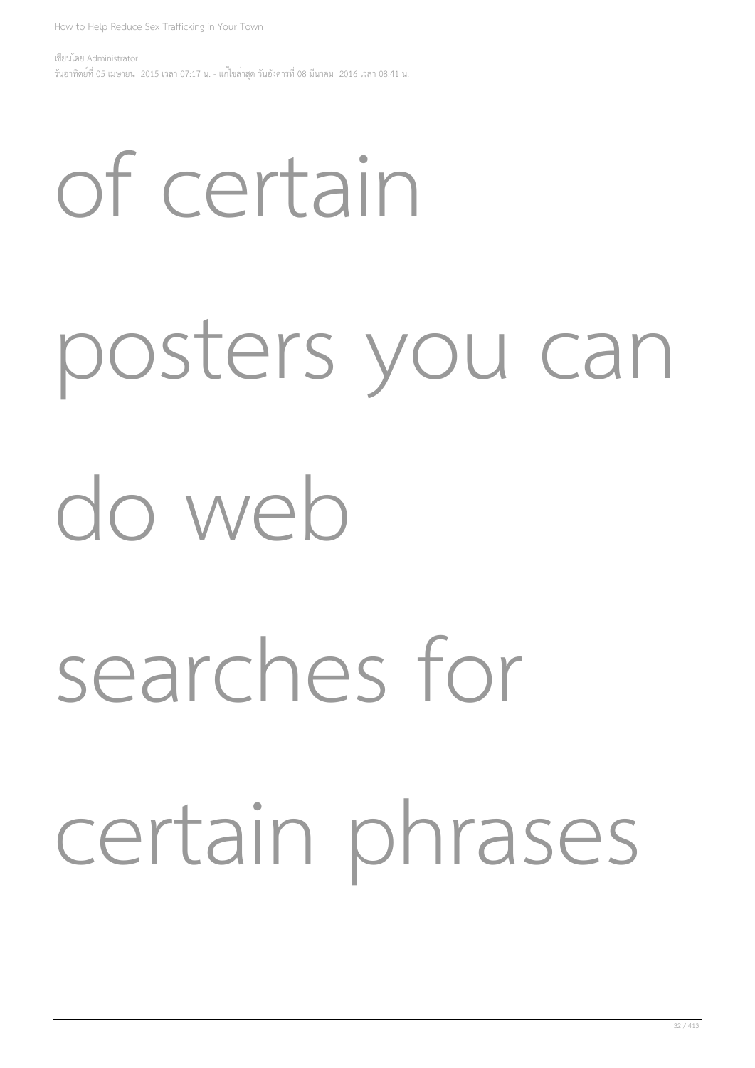of certain posters you can do web searches for certain phrases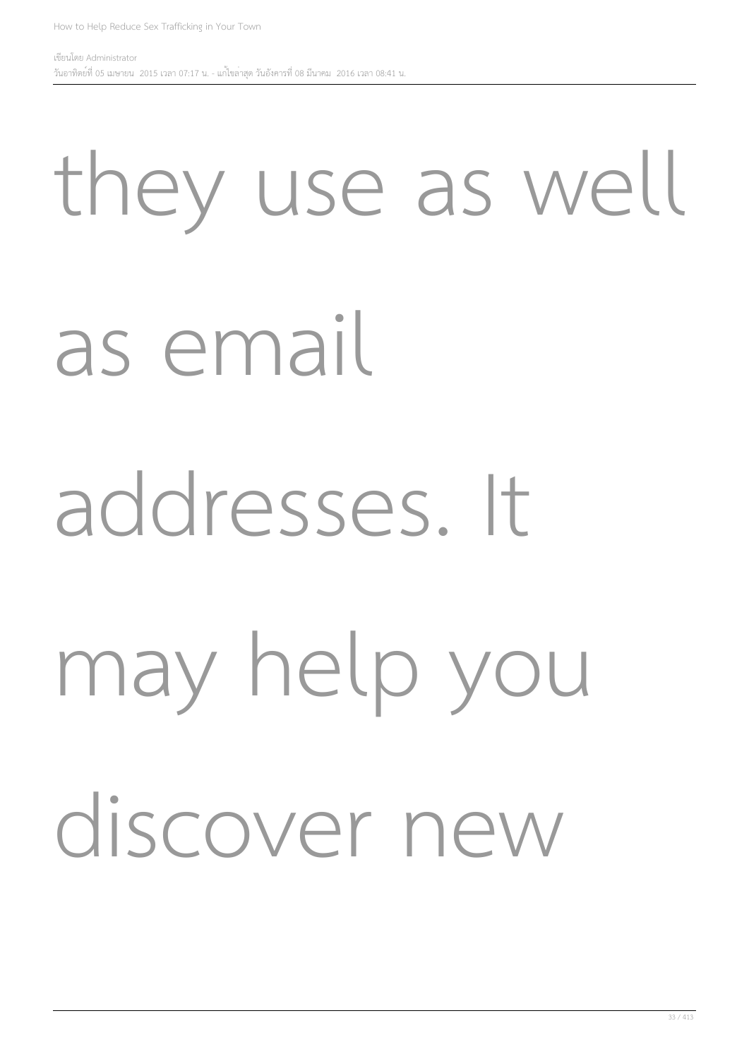they use as well as email addresses. It may help you discover new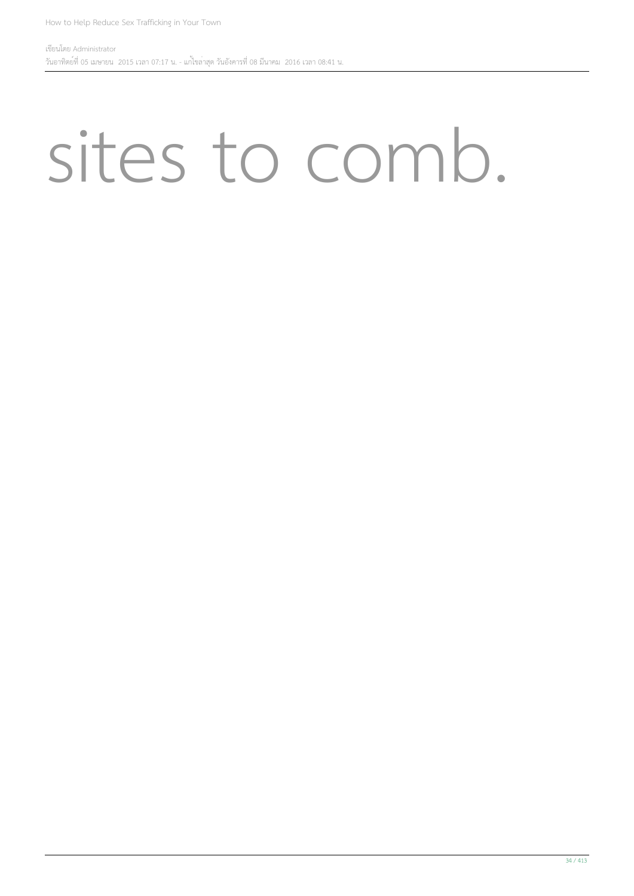# sites to comb.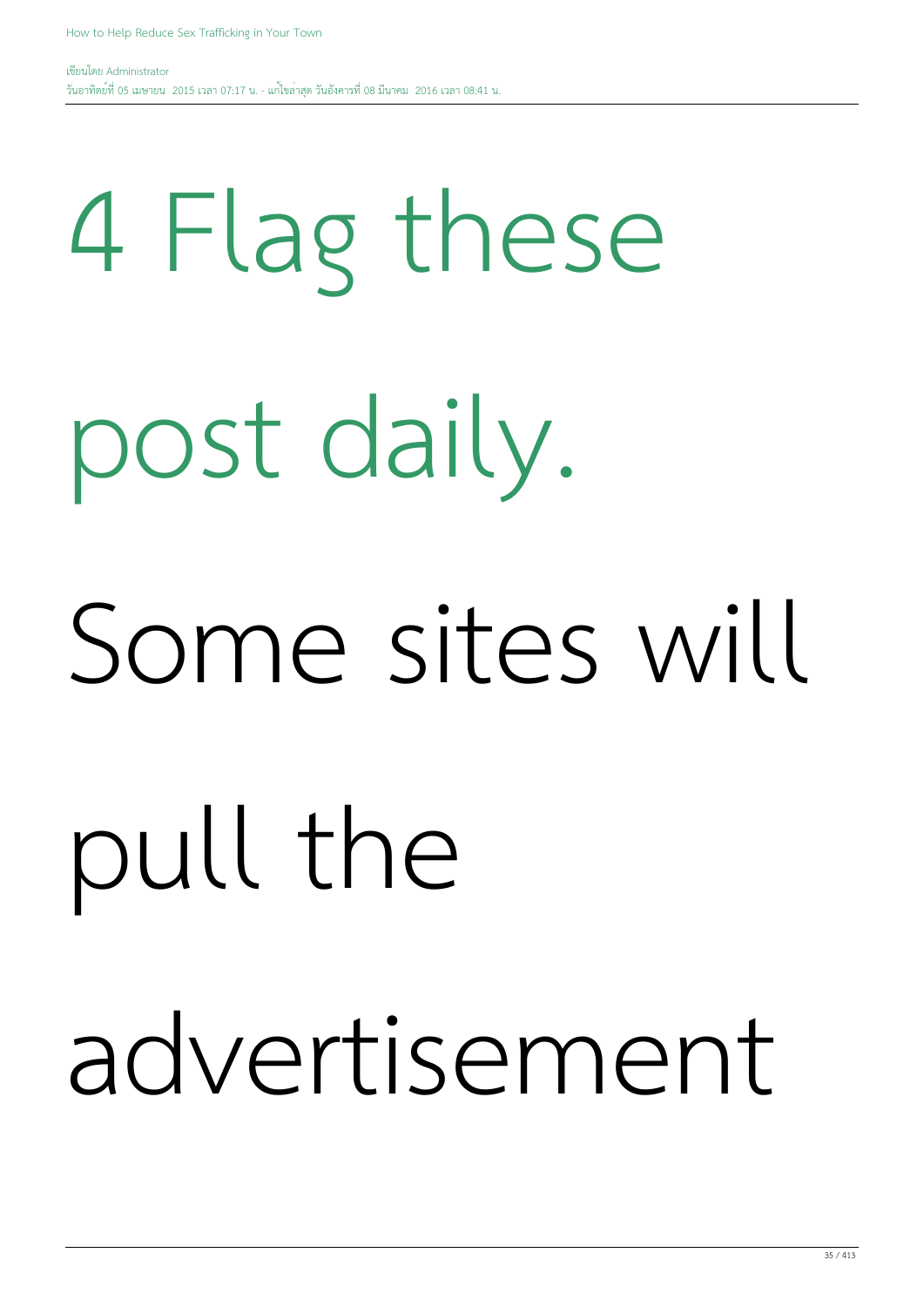4 Flag these post daily.

Some sites will pull the advertisement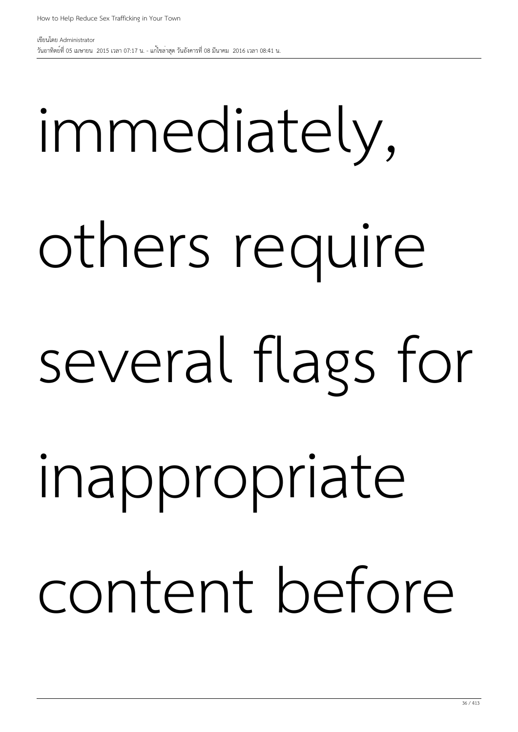immediately, others require several flags for inappropriate content before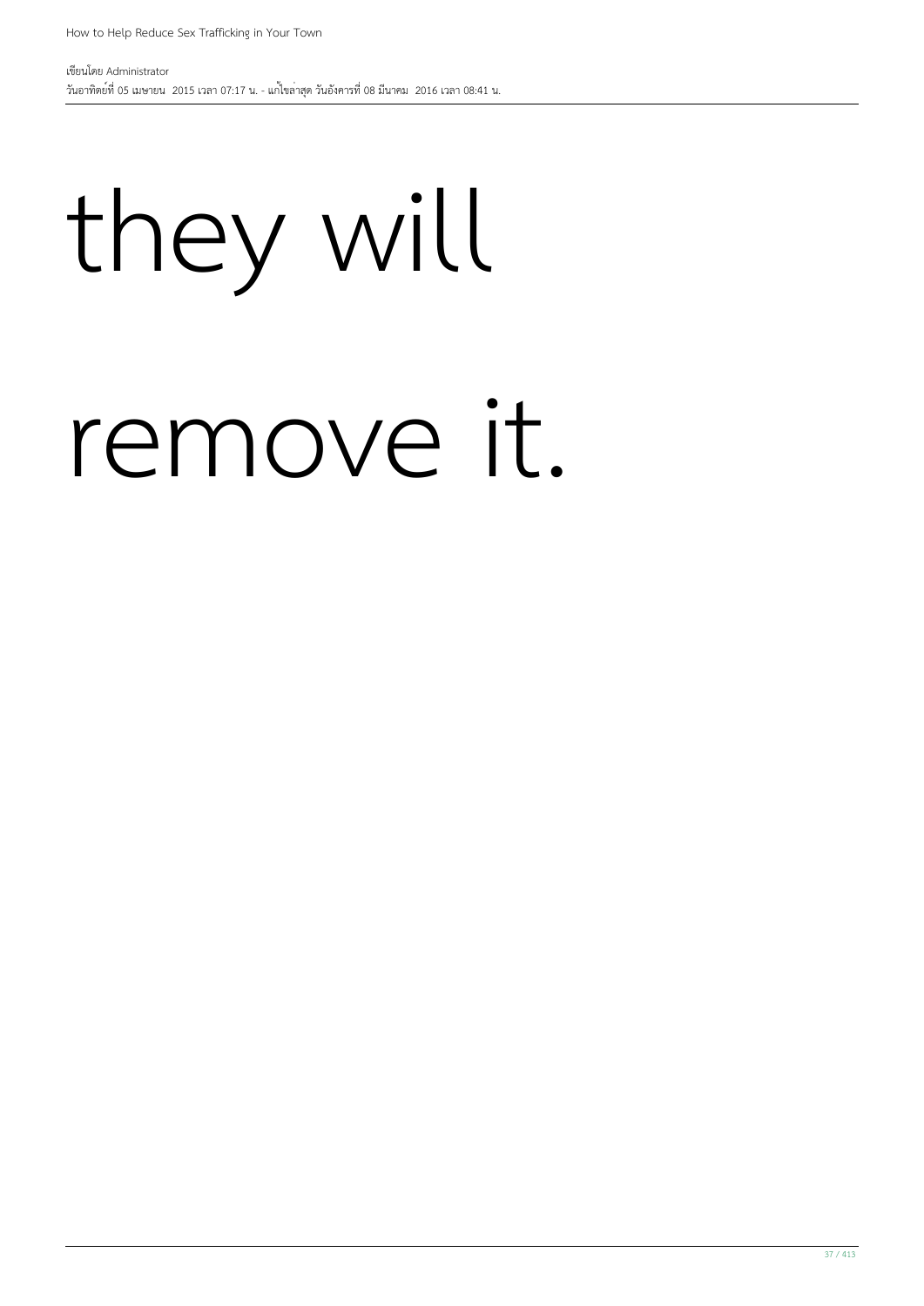they will

remove it.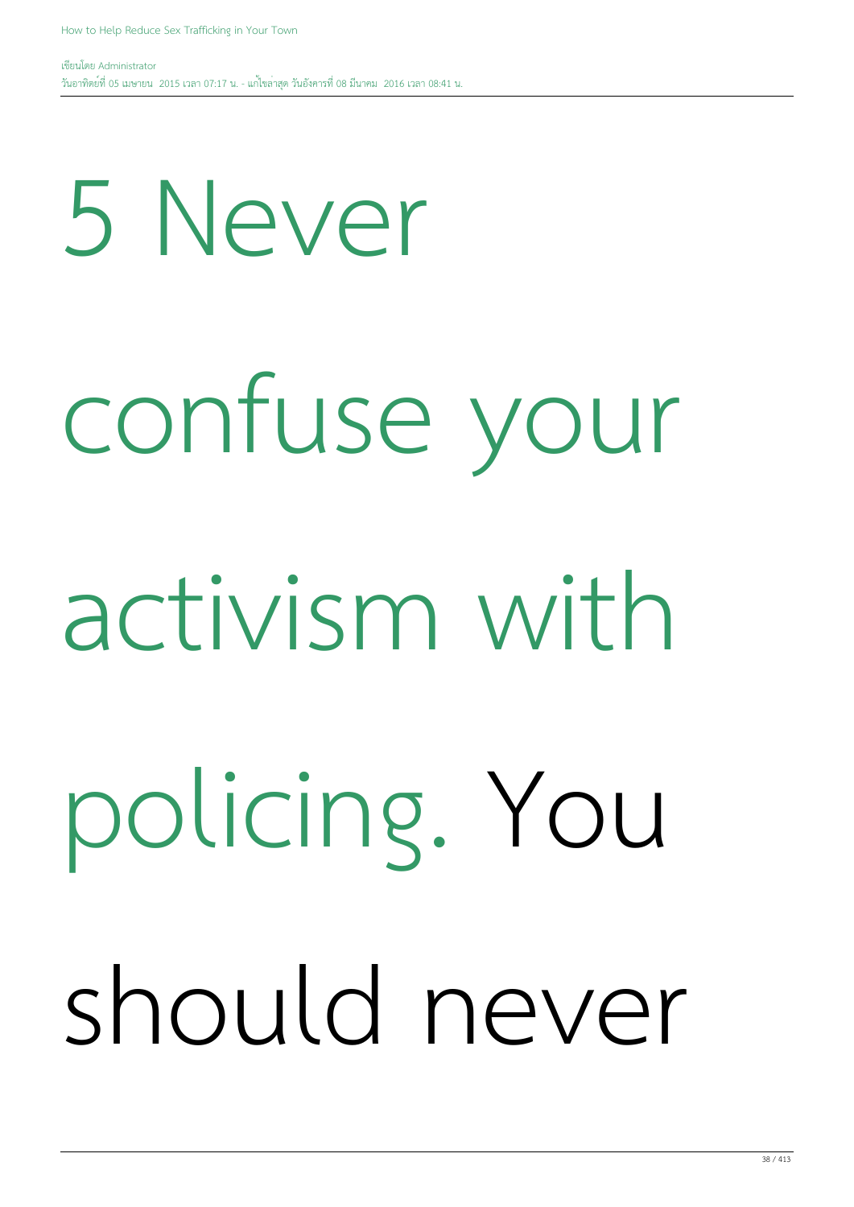5 Never confuse your activism with policing. You should never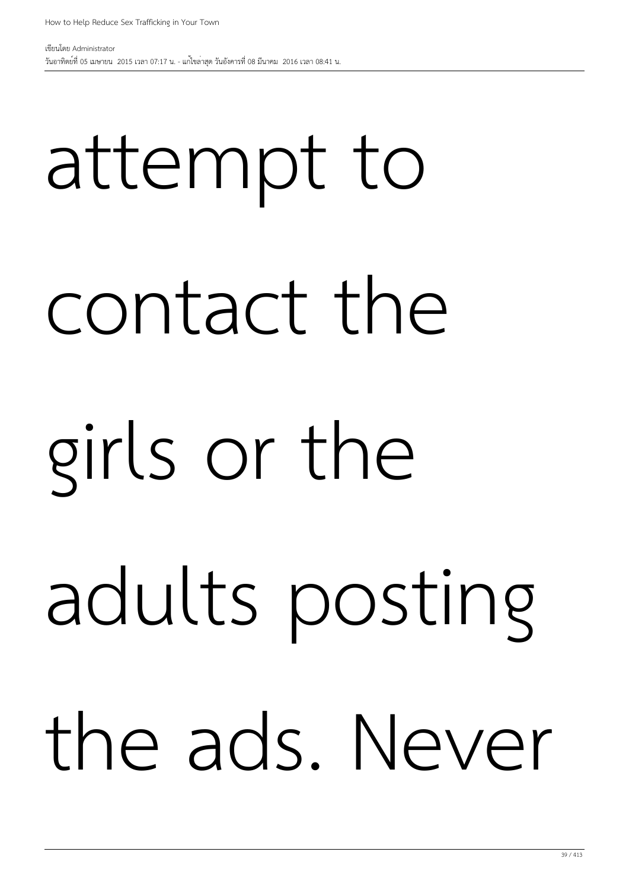attempt to contact the girls or the adults posting the ads. Never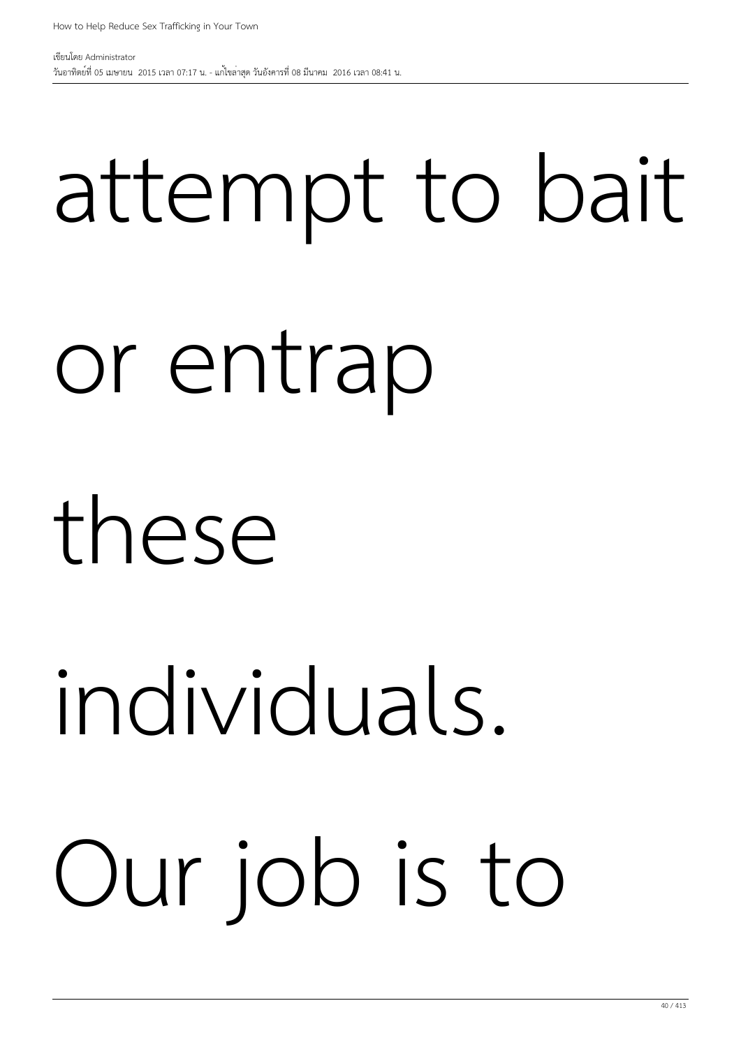attempt to bait or entrap these individuals. Our job is to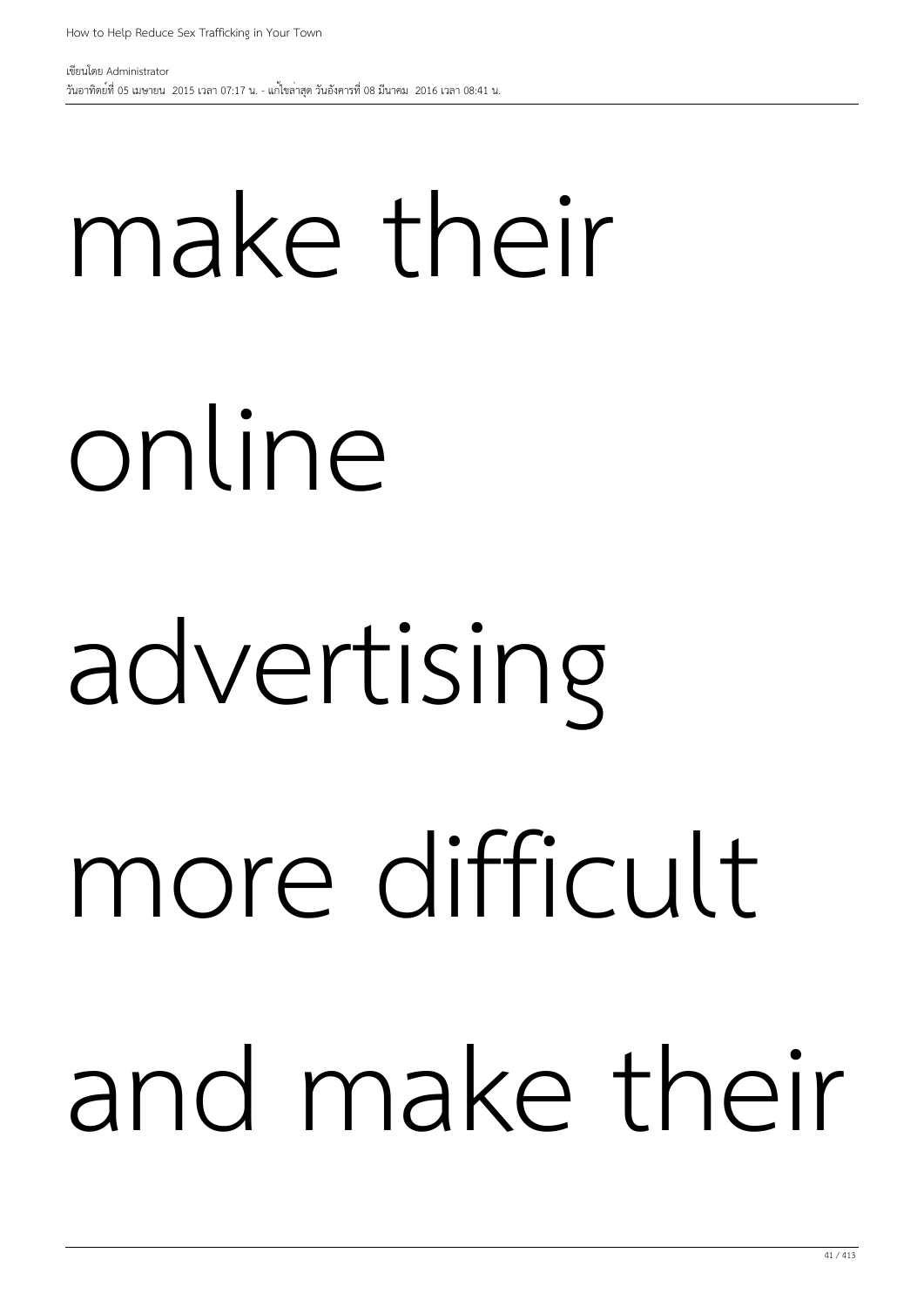make their online advertising more difficult and make their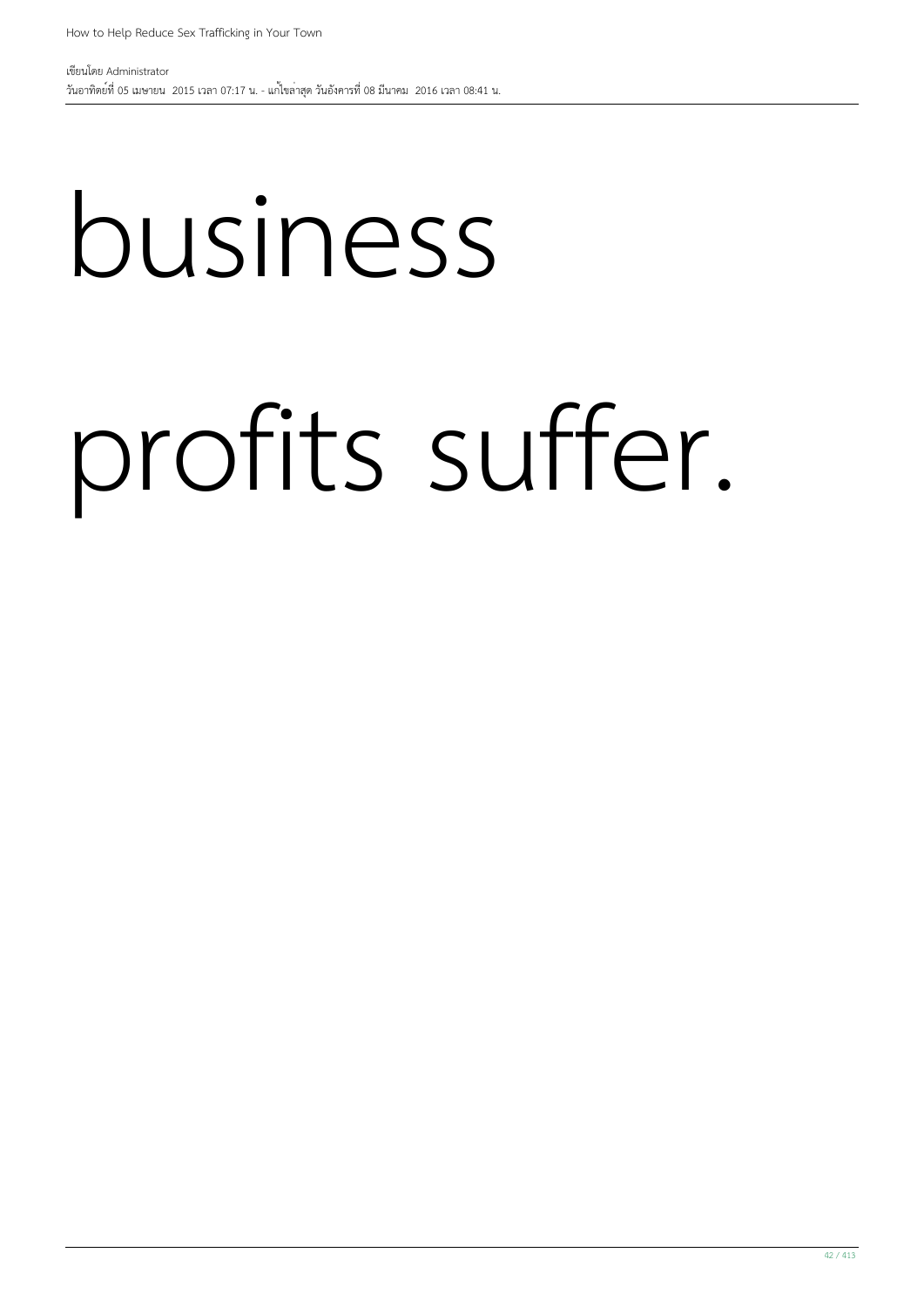business

profits suffer.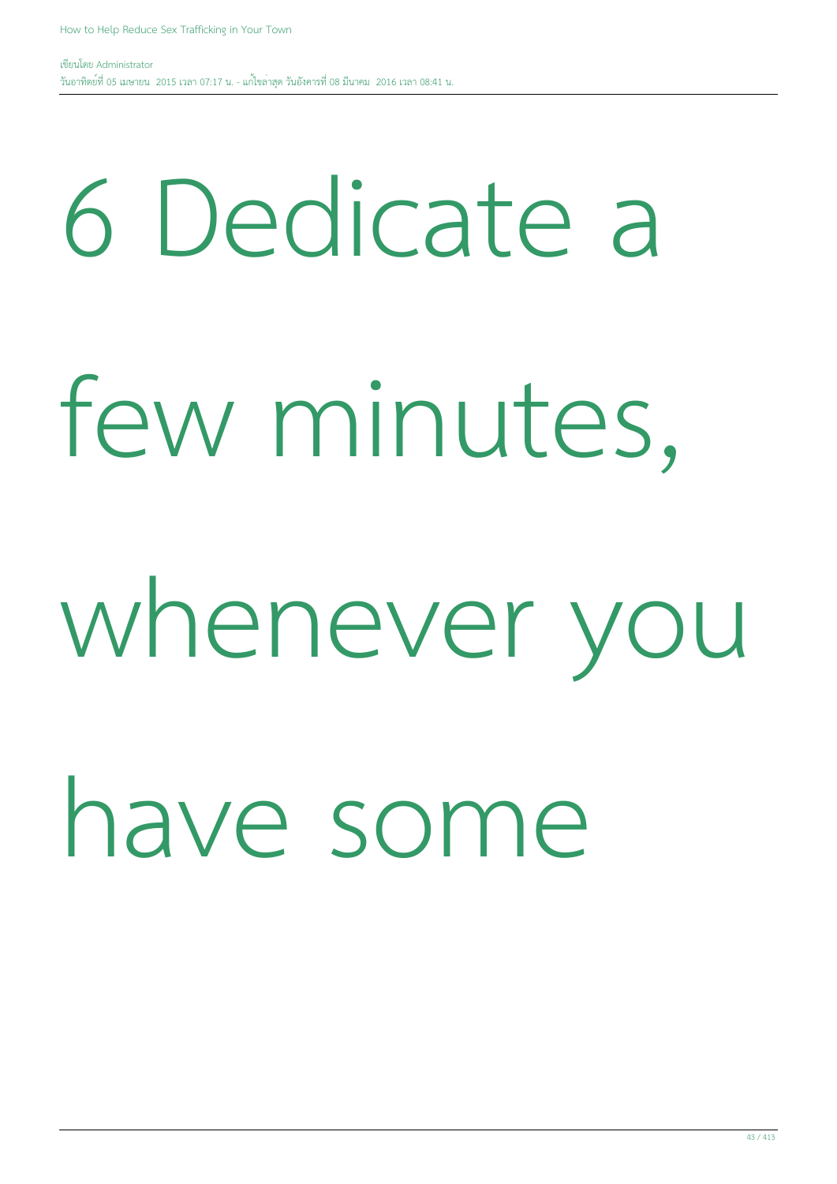6 Dedicate a few minutes, whenever you have some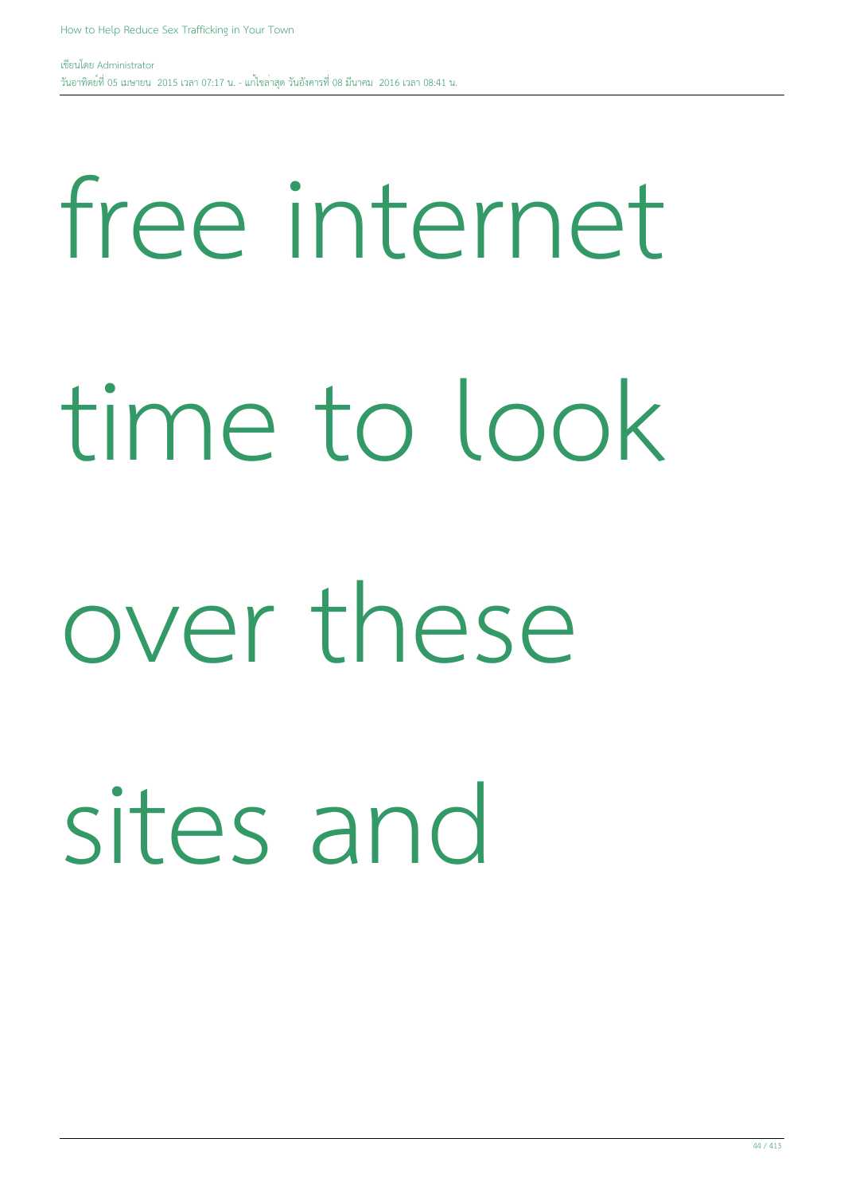free internet time to look over these sites and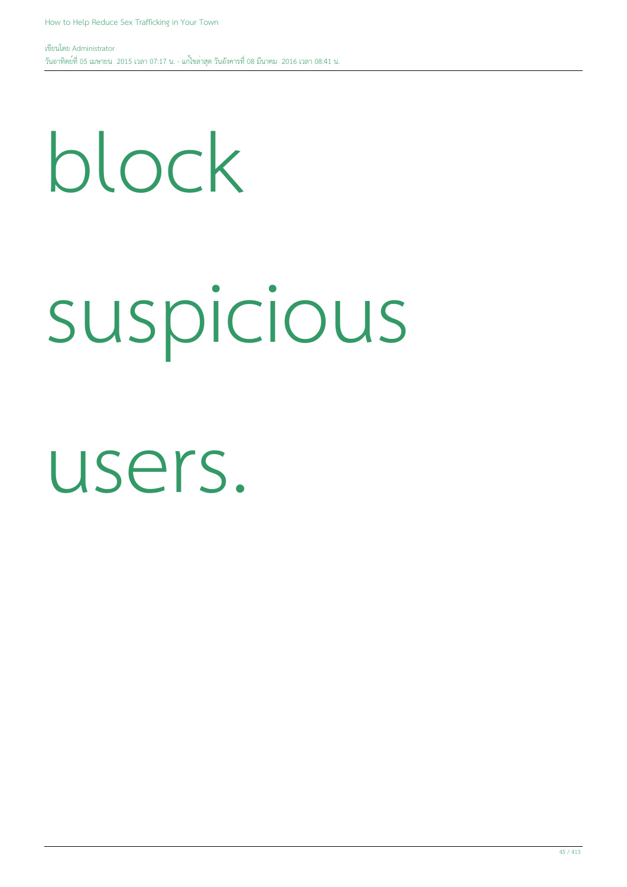block

suspicious

users.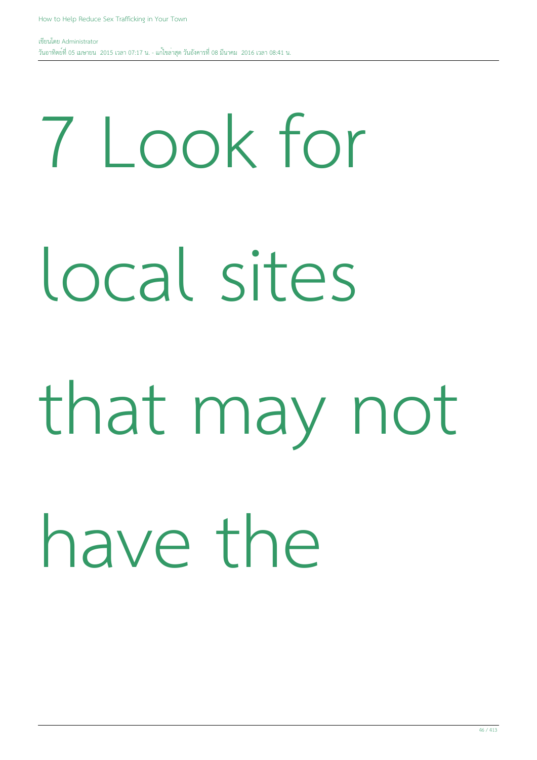7 Look for local sites that may not have the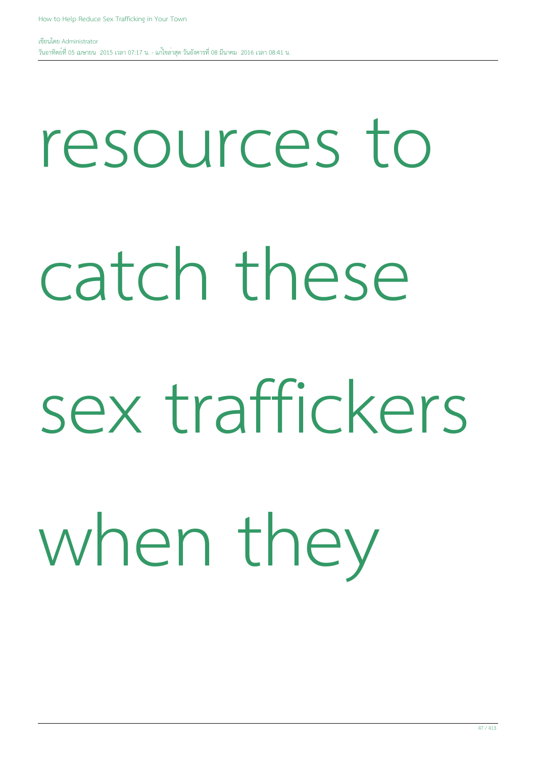resources to catch these sex traffickers when they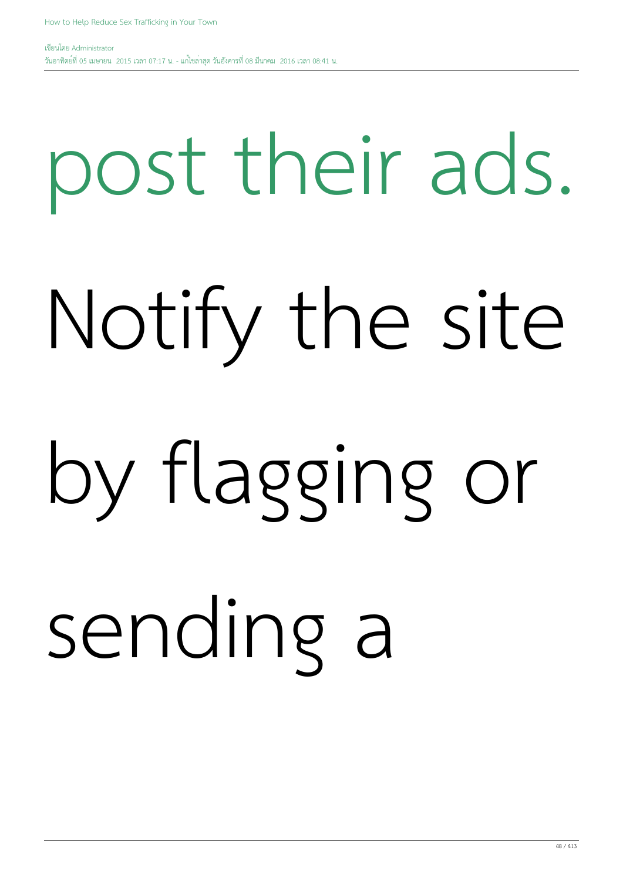post their ads.

Notify the site by flagging or sending a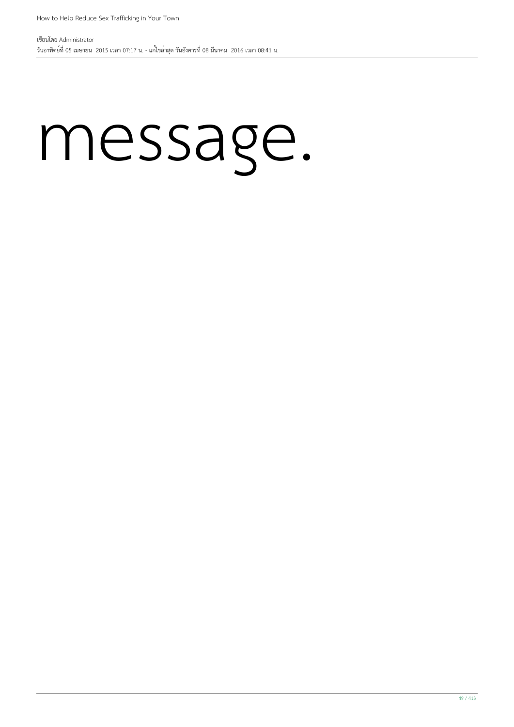message.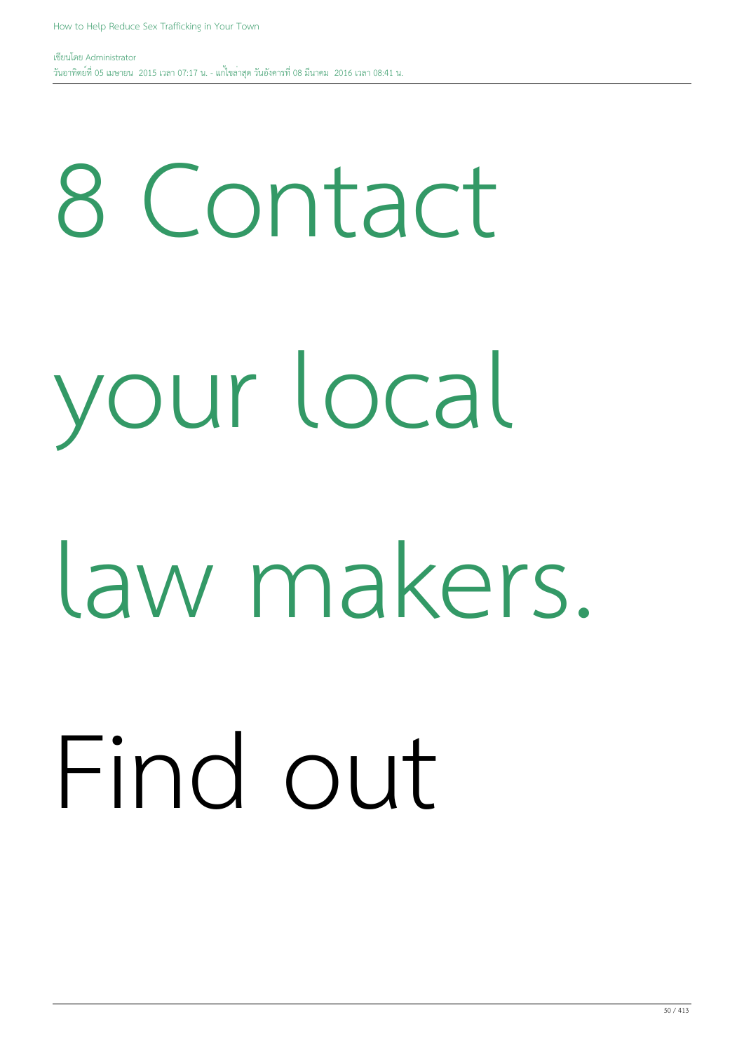# 8 Contact your local law makers.

Find out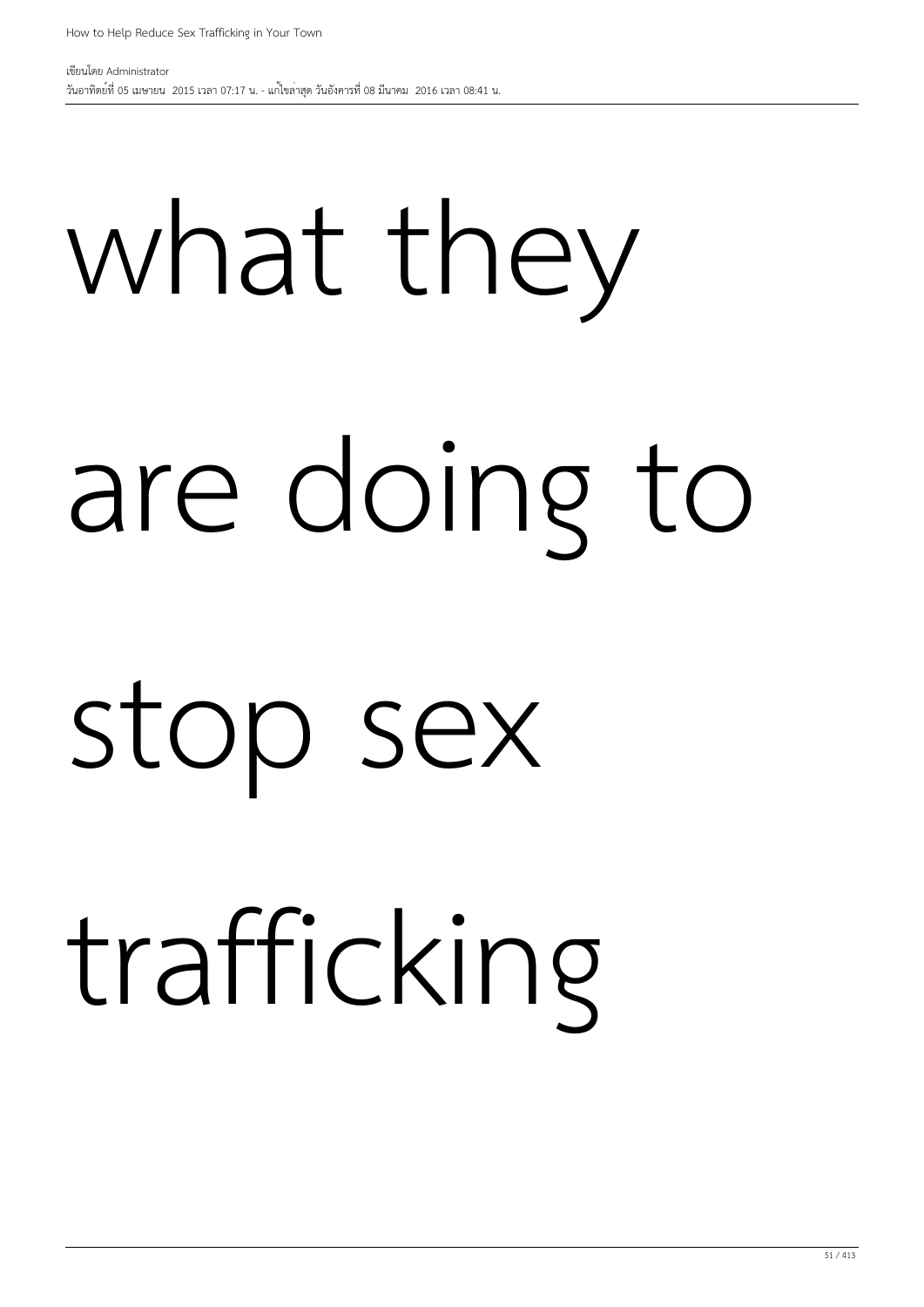what they are doing to stop sex trafficking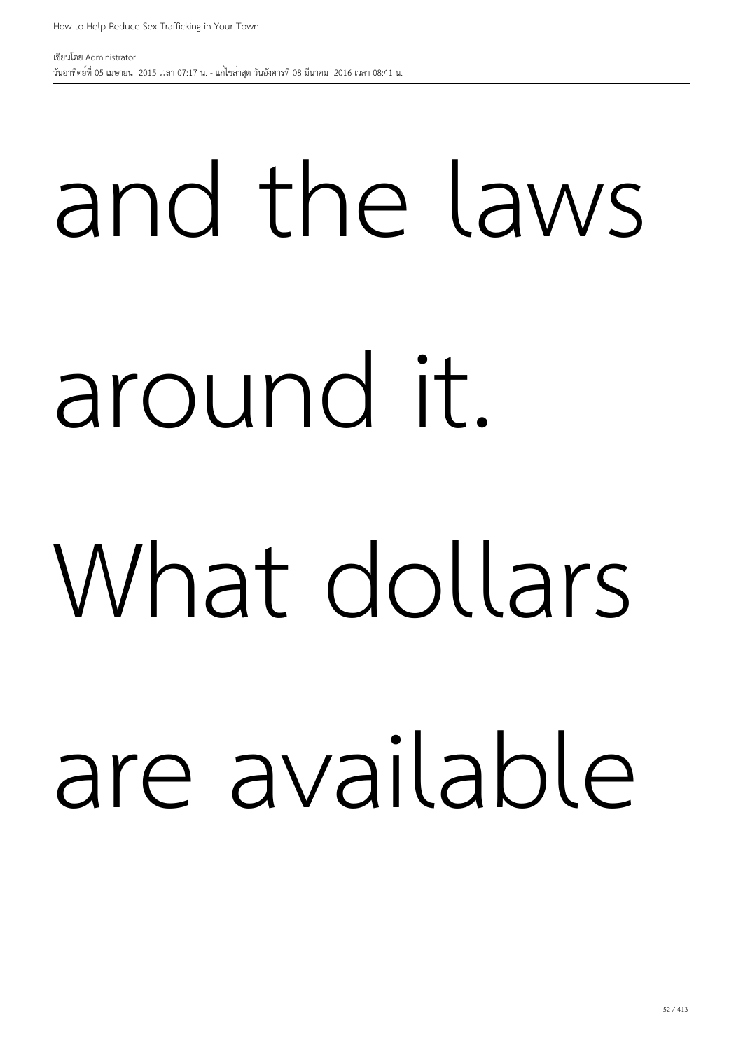and the laws around it. What dollars are available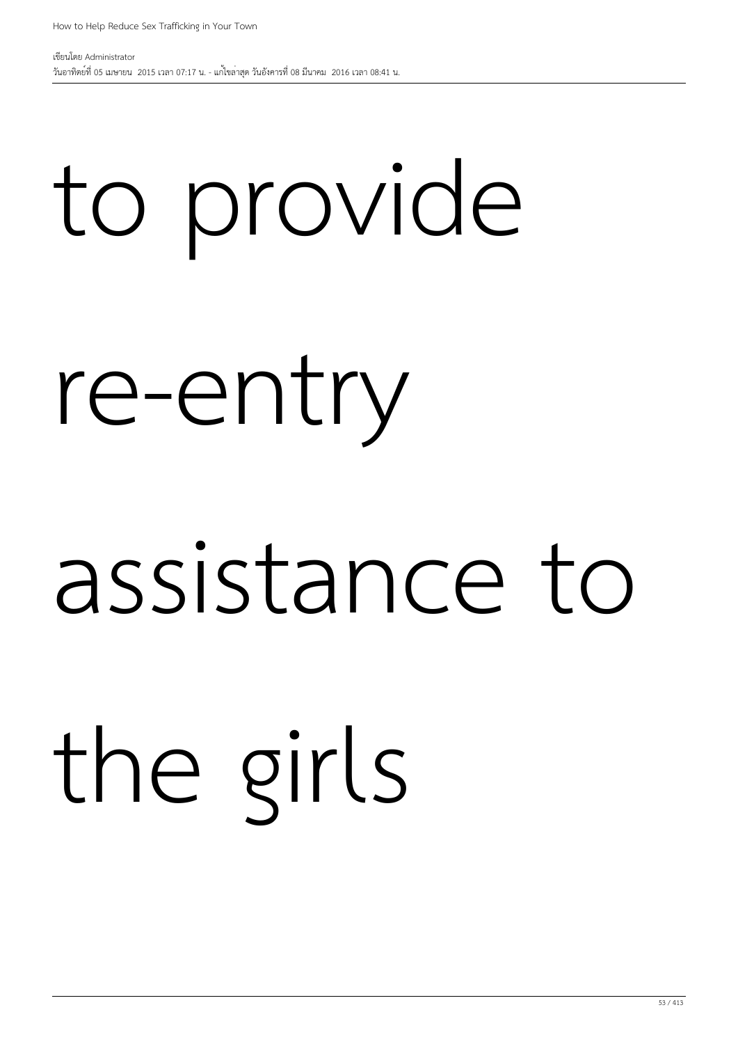to provide

re-entry

assistance to

the girls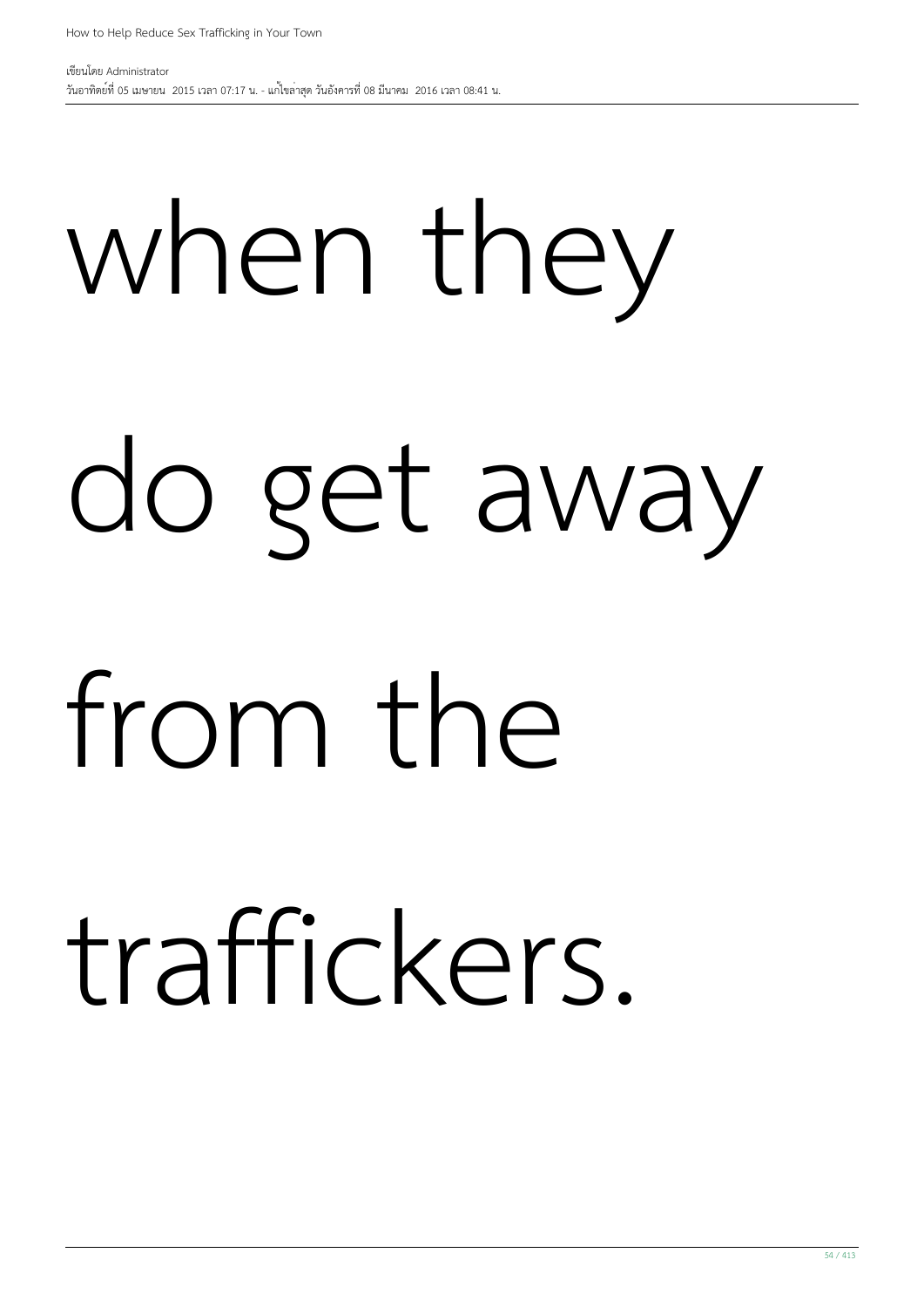when they do get away from the traffickers.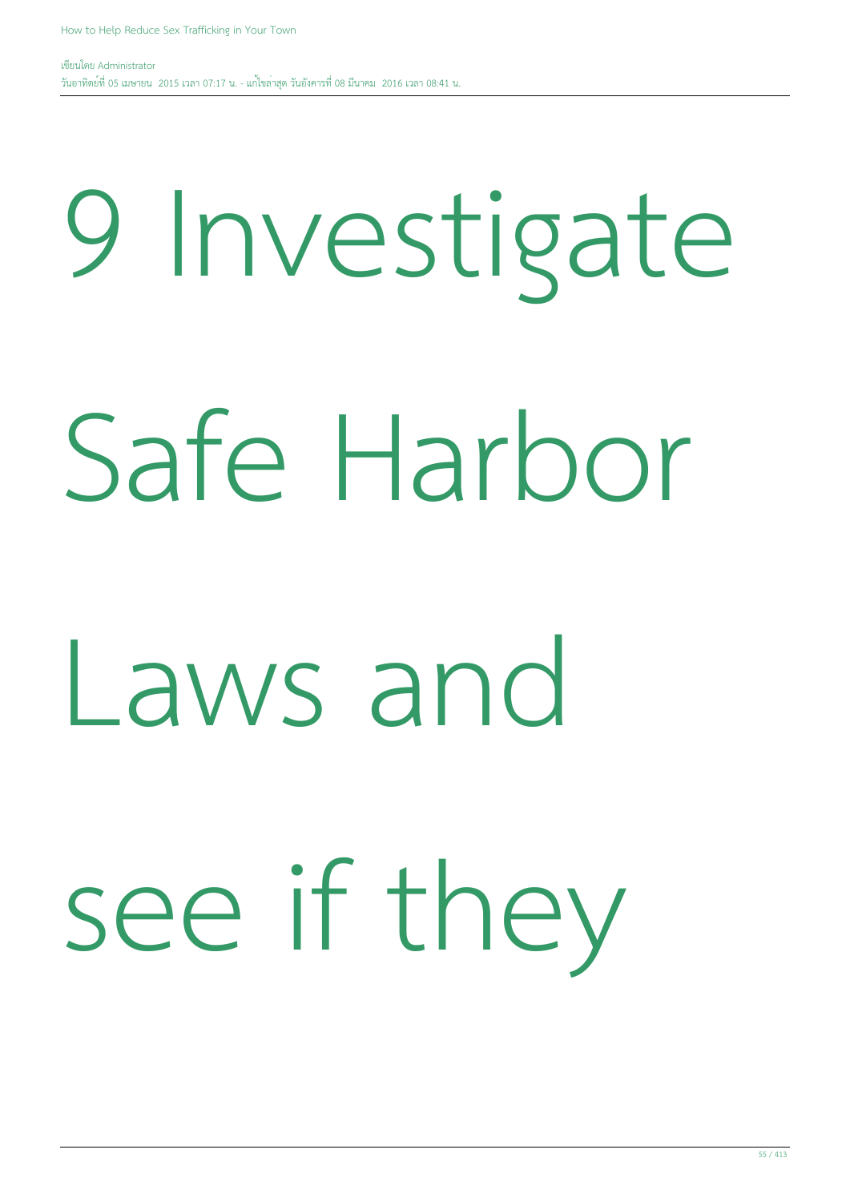9 Investigate Safe Harbor Laws and see if they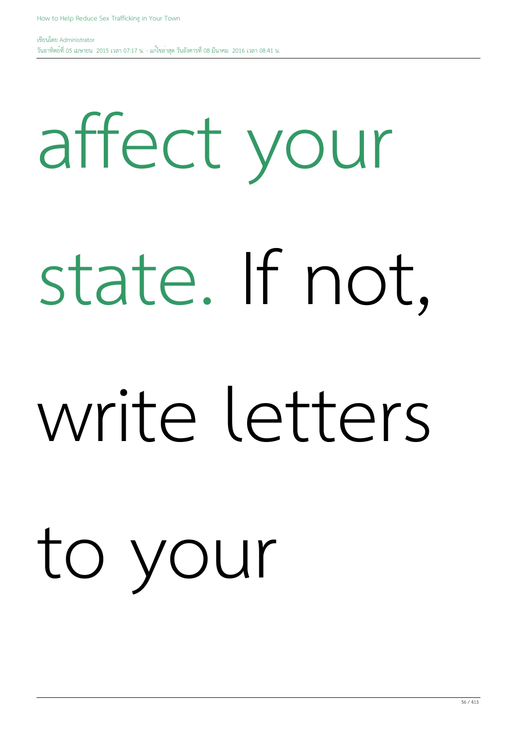affect your state. If not, write letters to your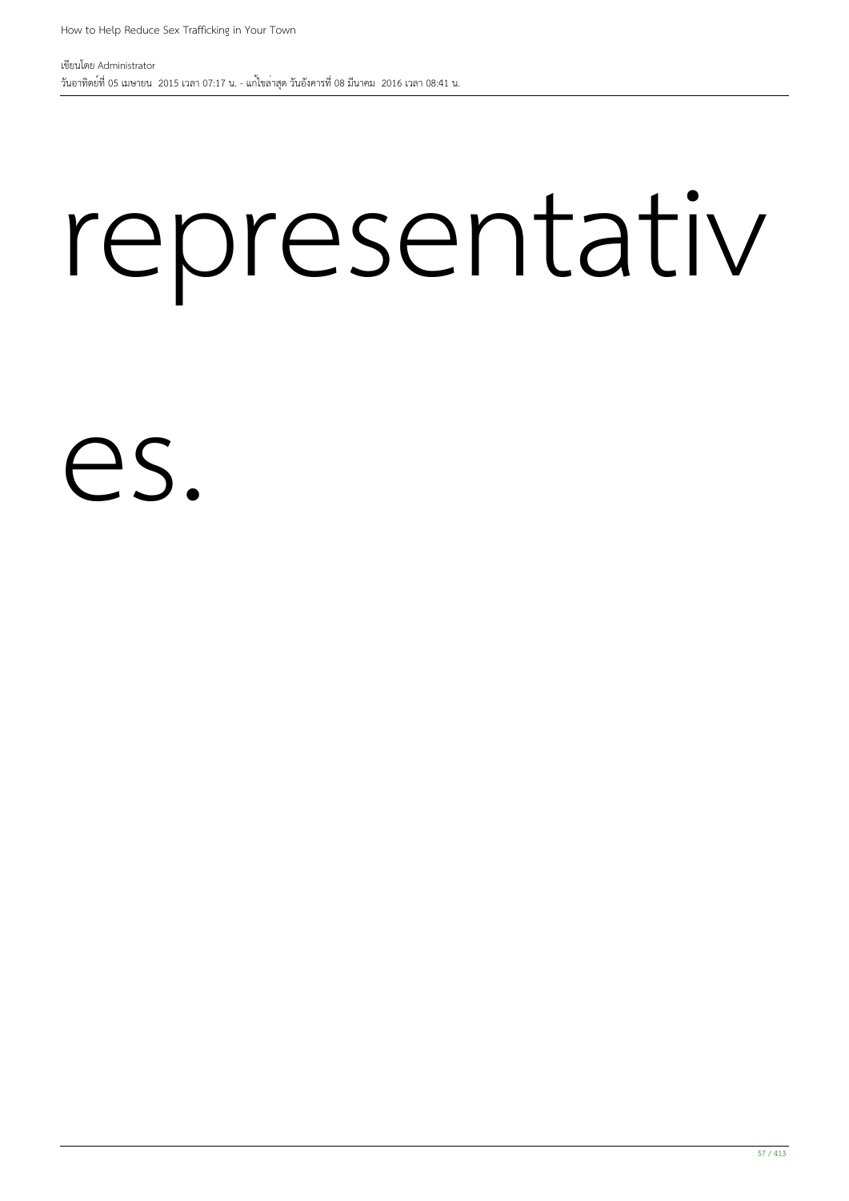representativ

es.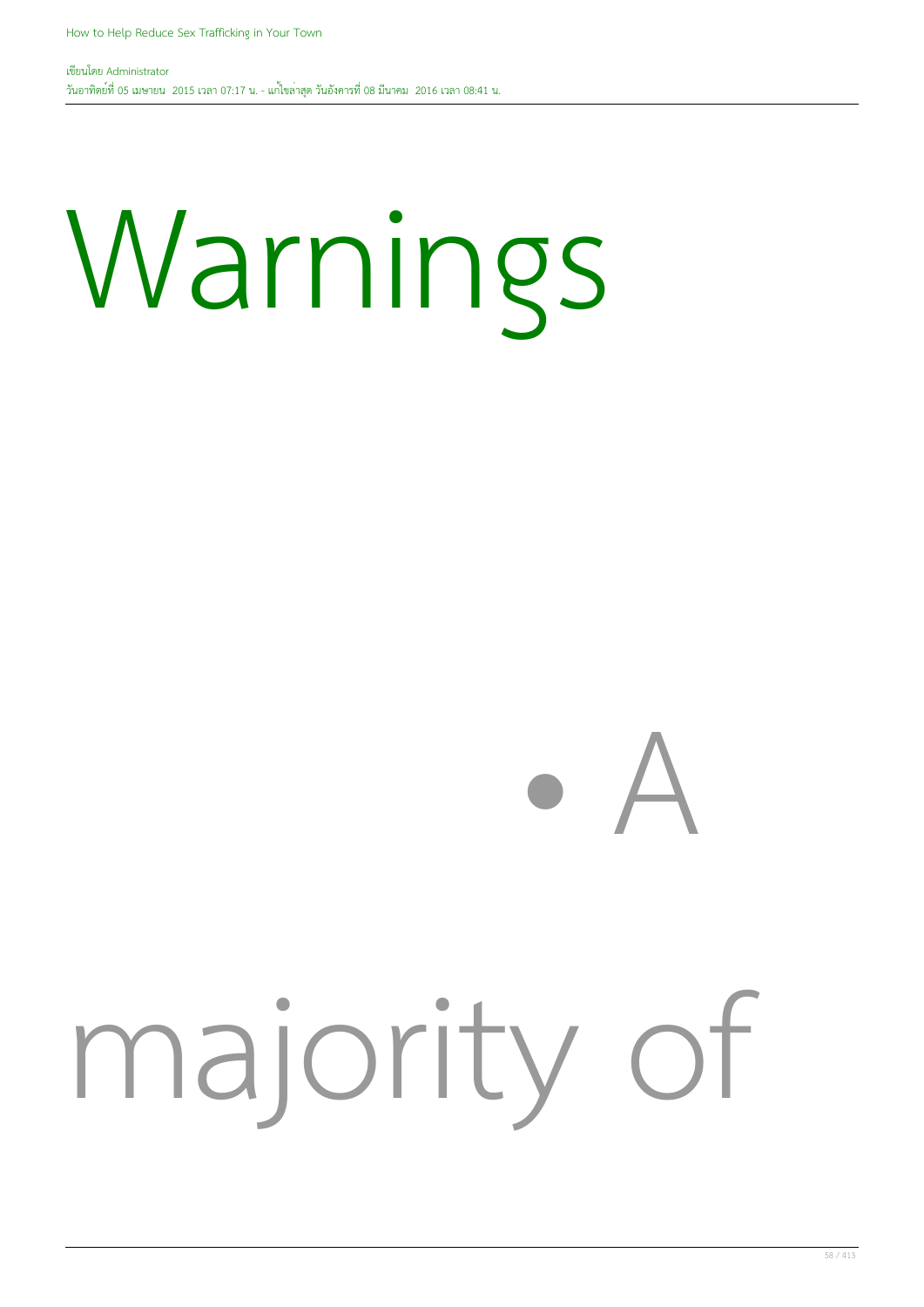# Warnings

- A majority of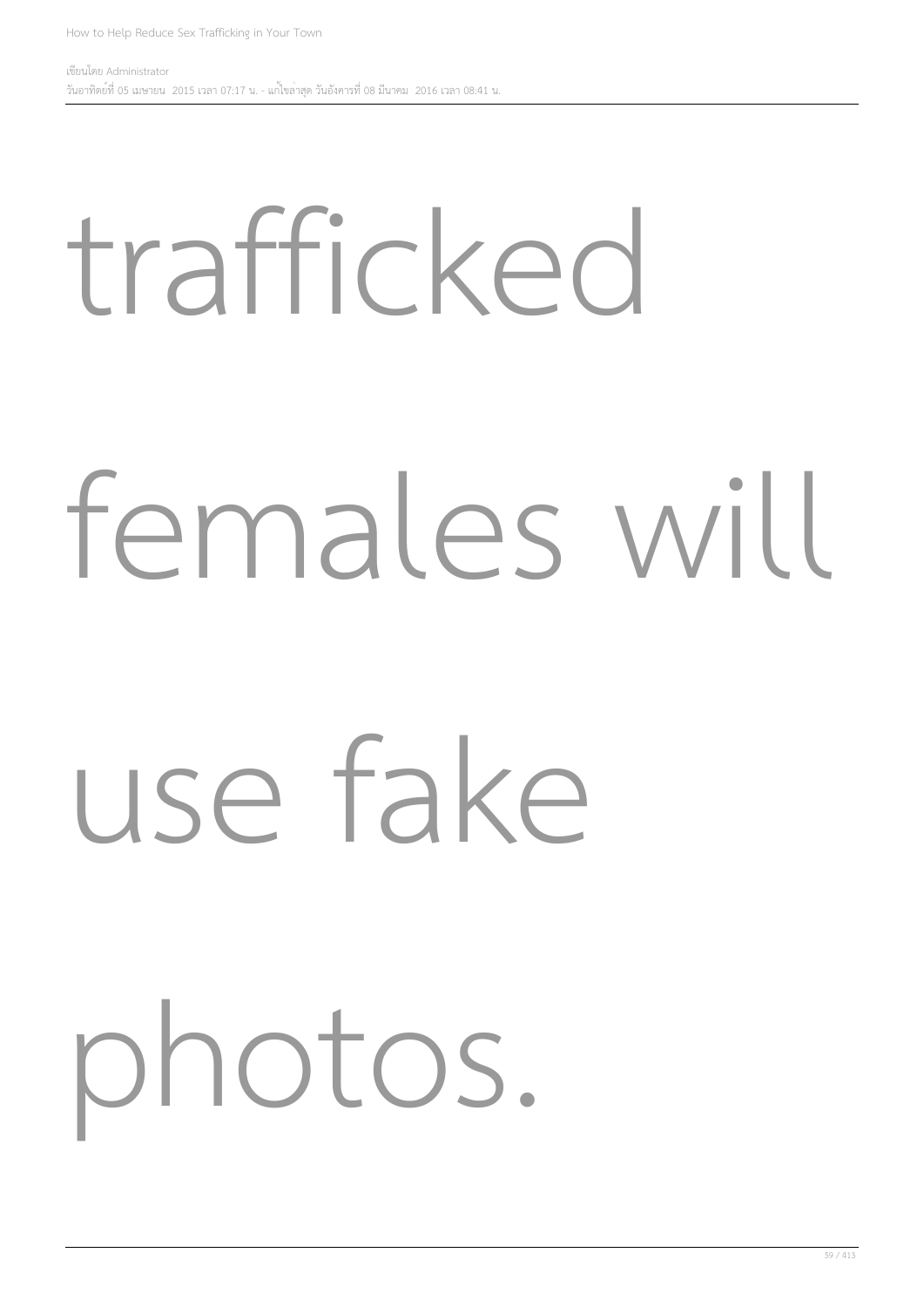trafficked females will use fake photos.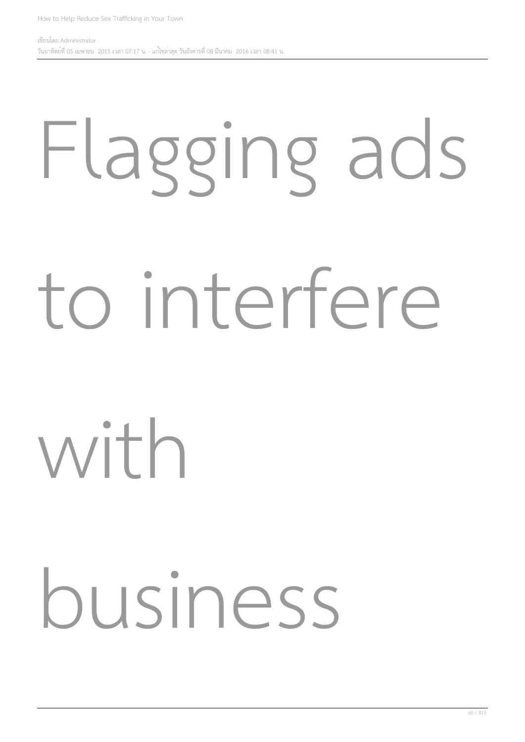Flagging ads to interfere with business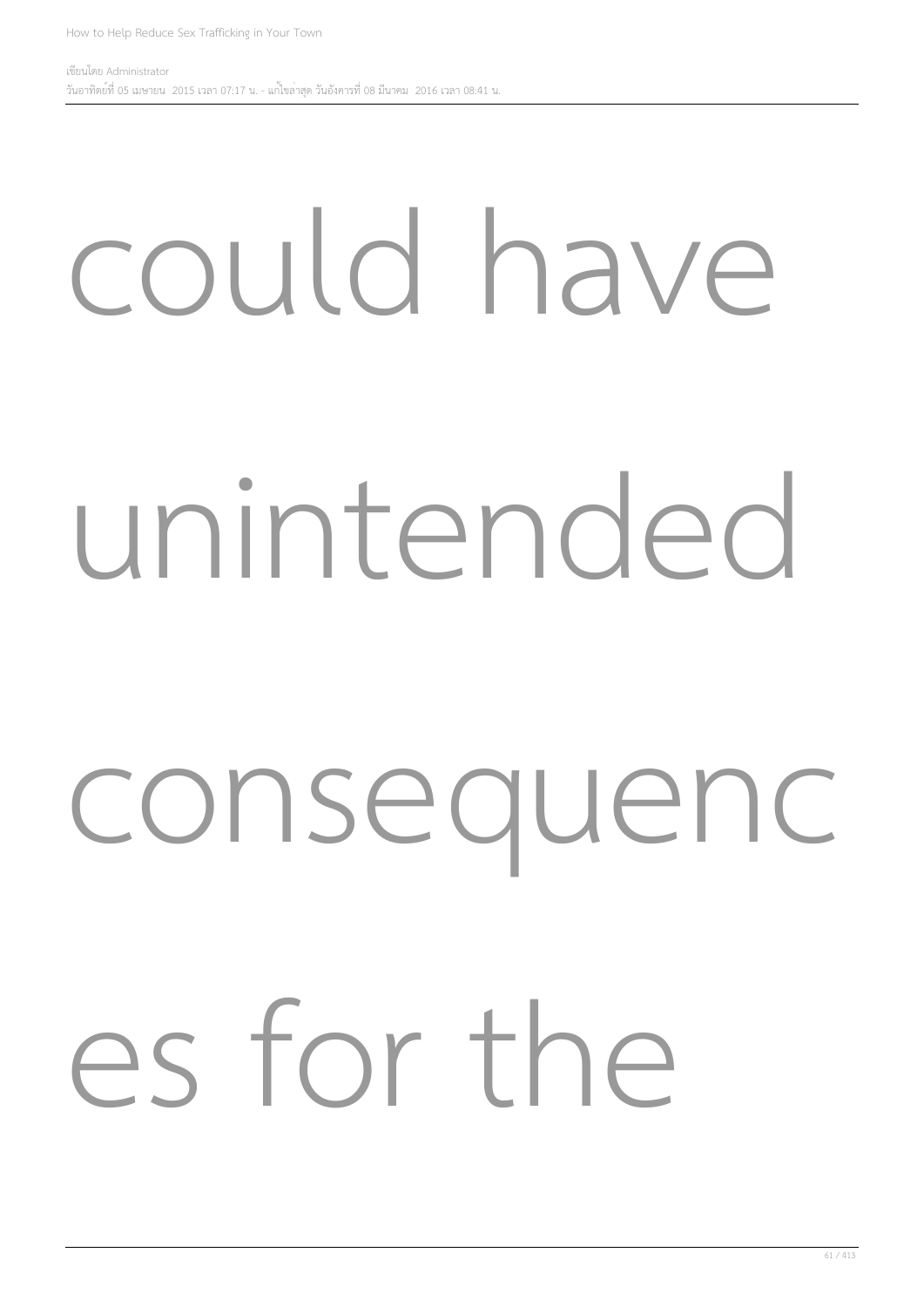could have unintended consequenc es for the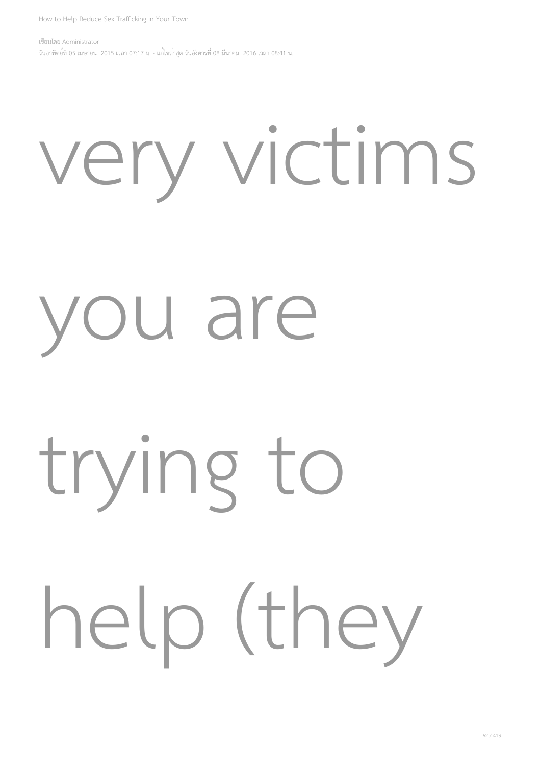very victims

you are

trying to

help (they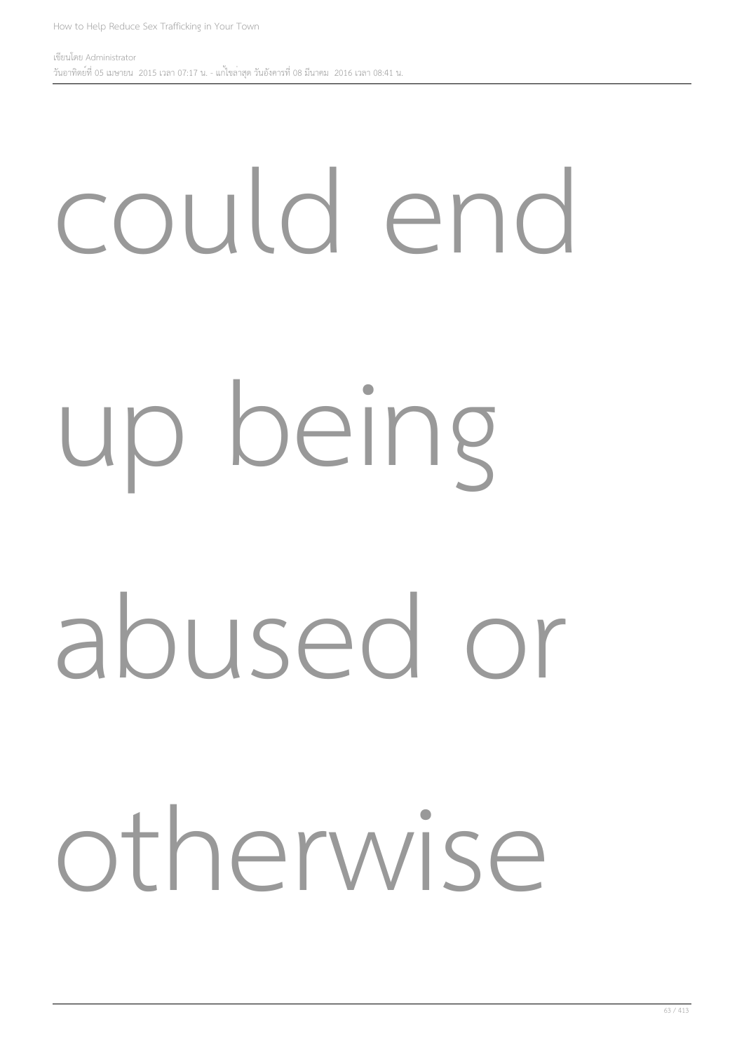could end

up being

abused or

otherwise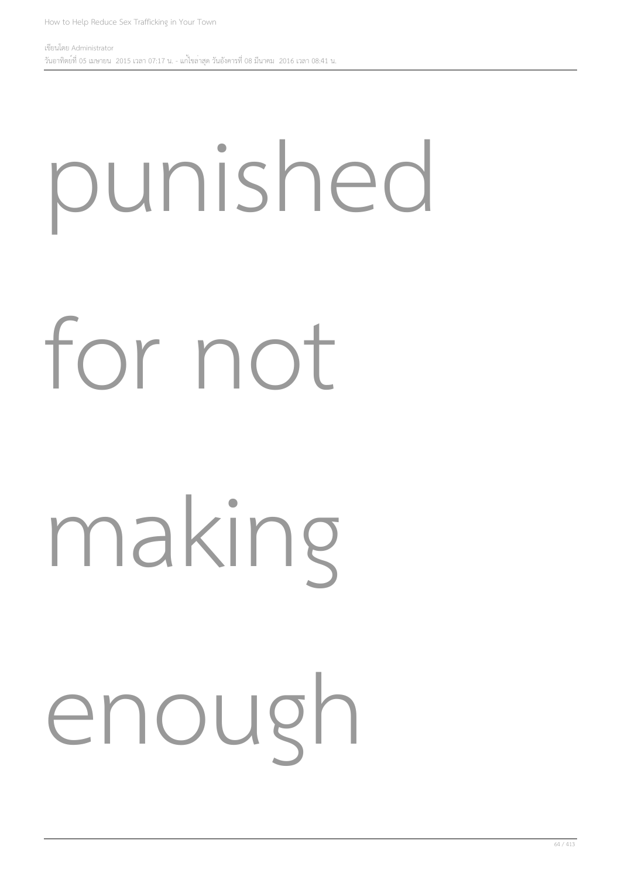punished

for not

making

enough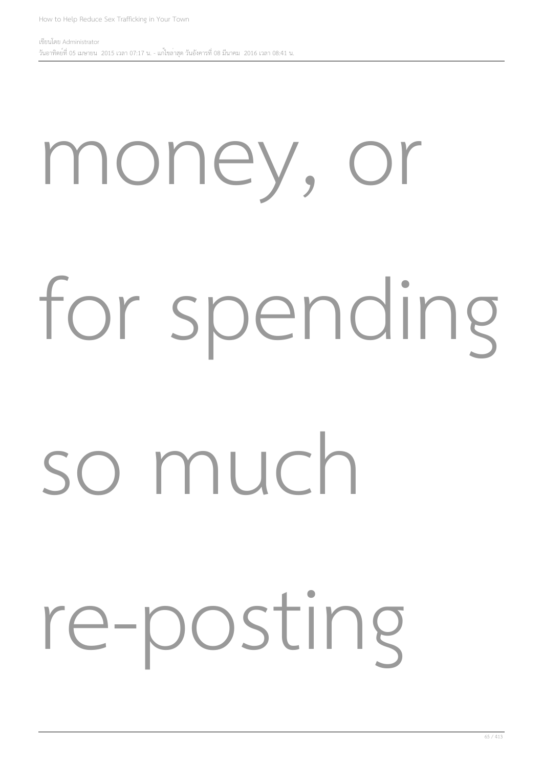money, or

for spending

so much

re-posting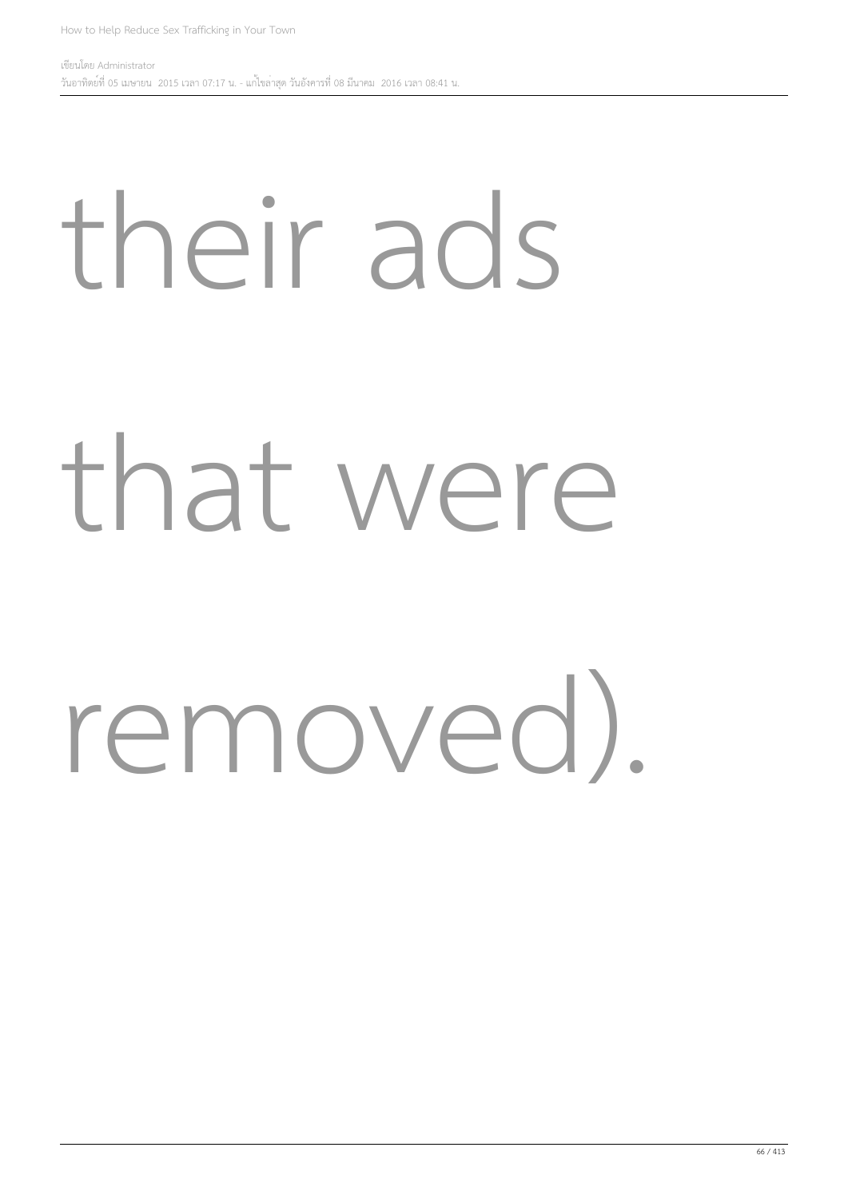their ads that were removed).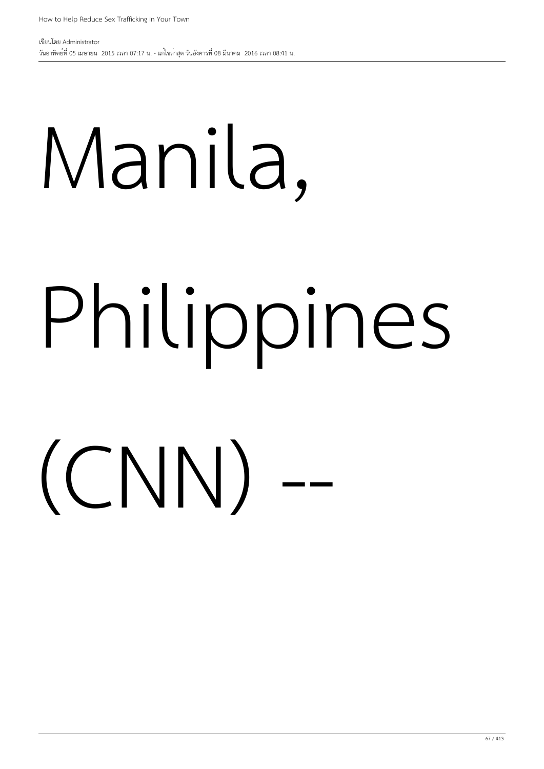Manila, Philippines (CNN) --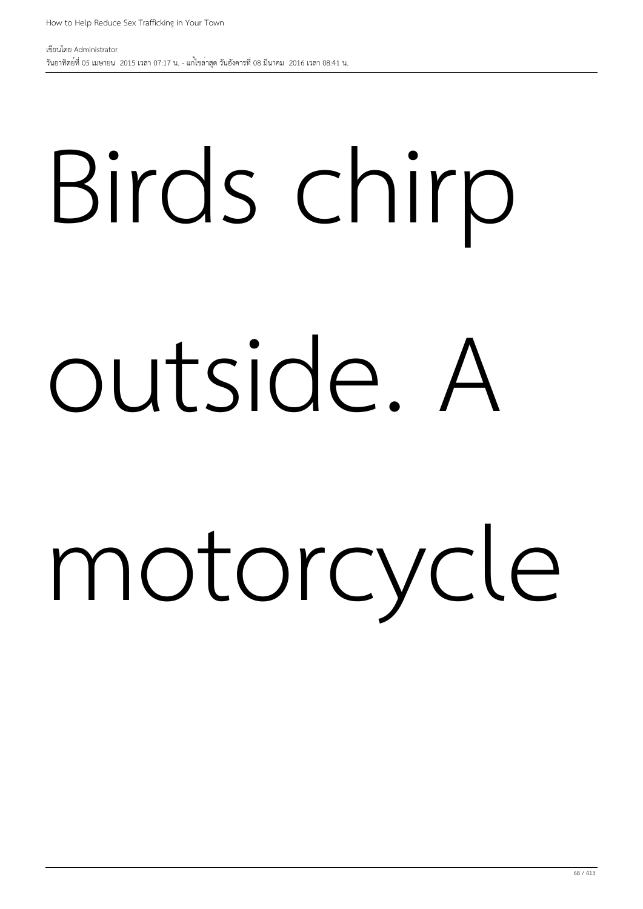Birds chirp outside. A motorcycle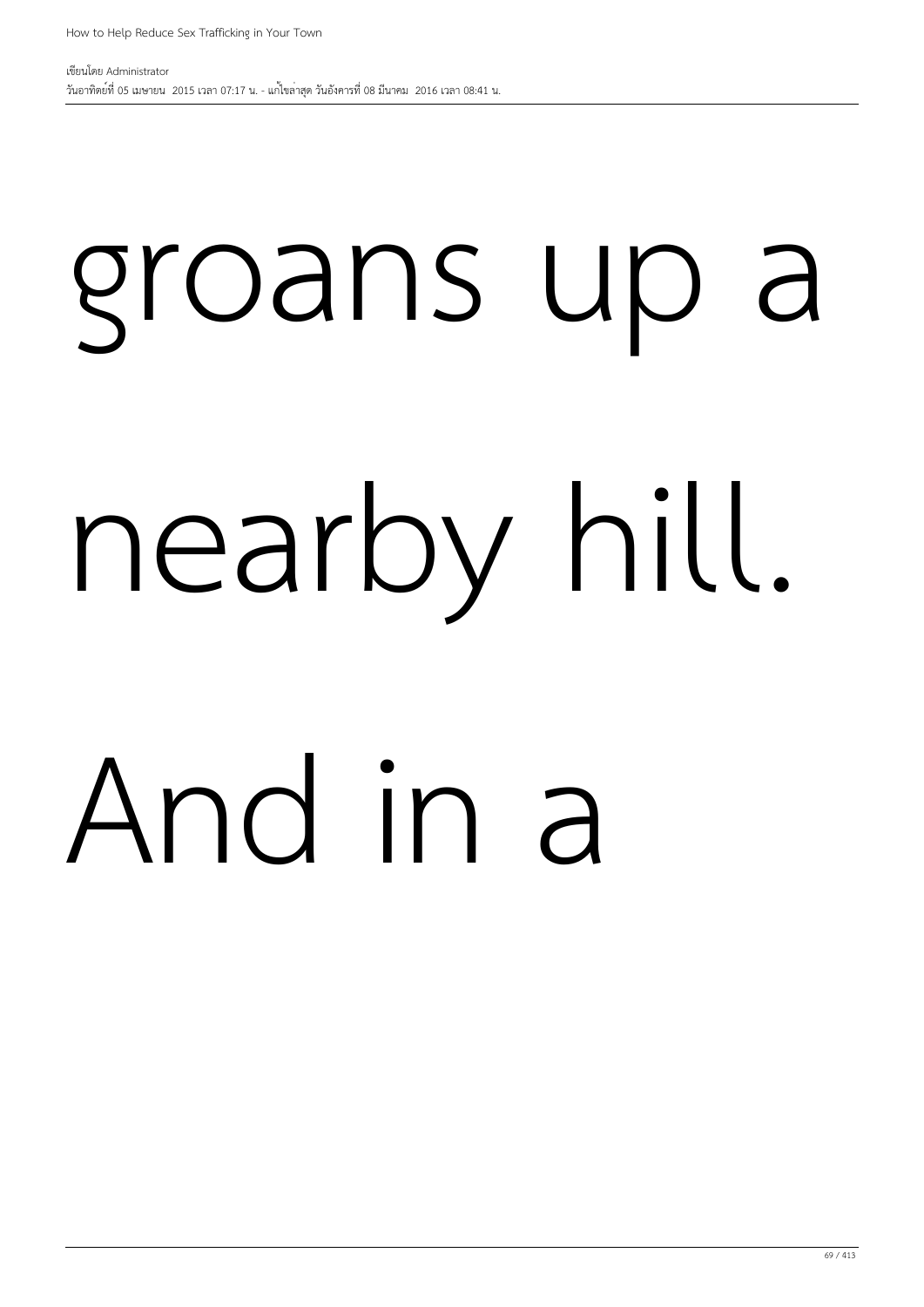groans up a

nearby hill.

And in a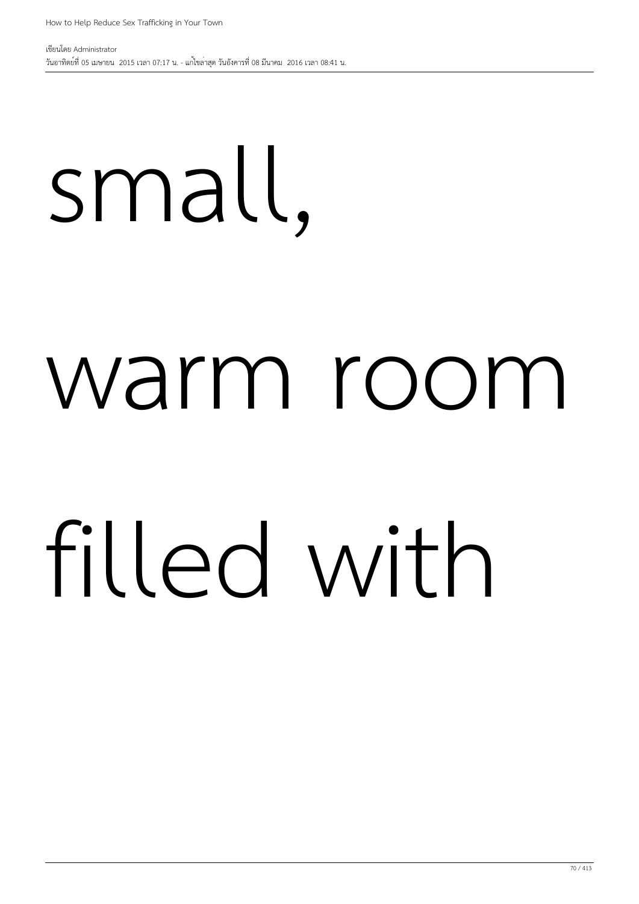small,

warm room

filled with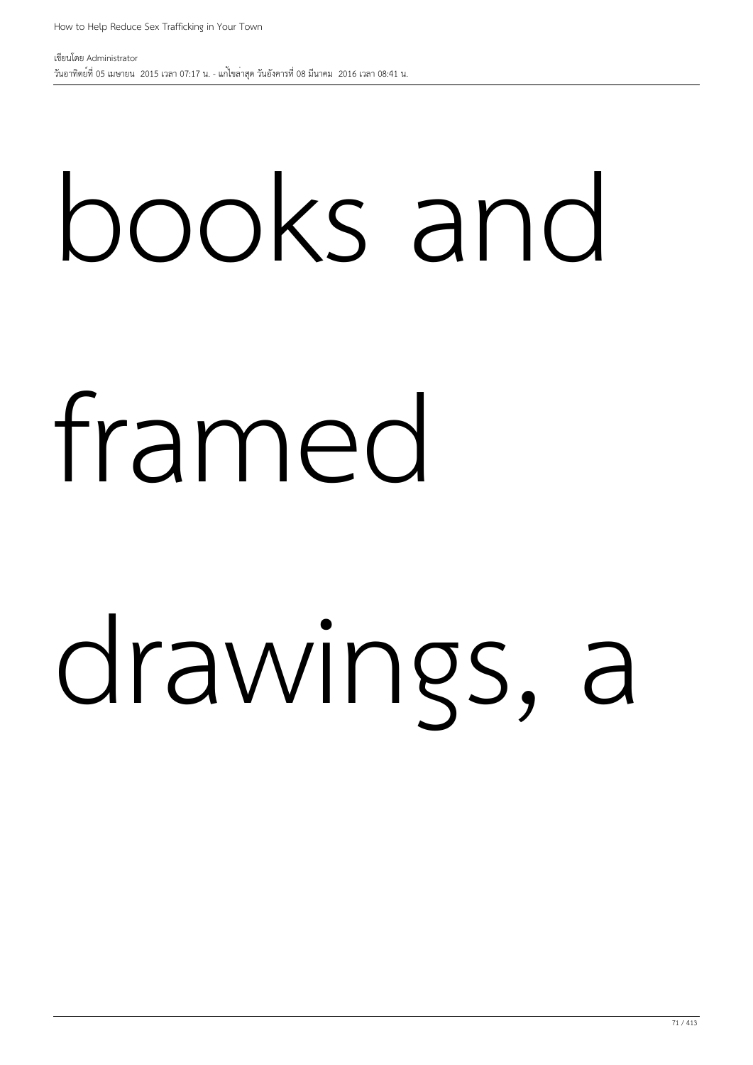books and

framed

drawings, a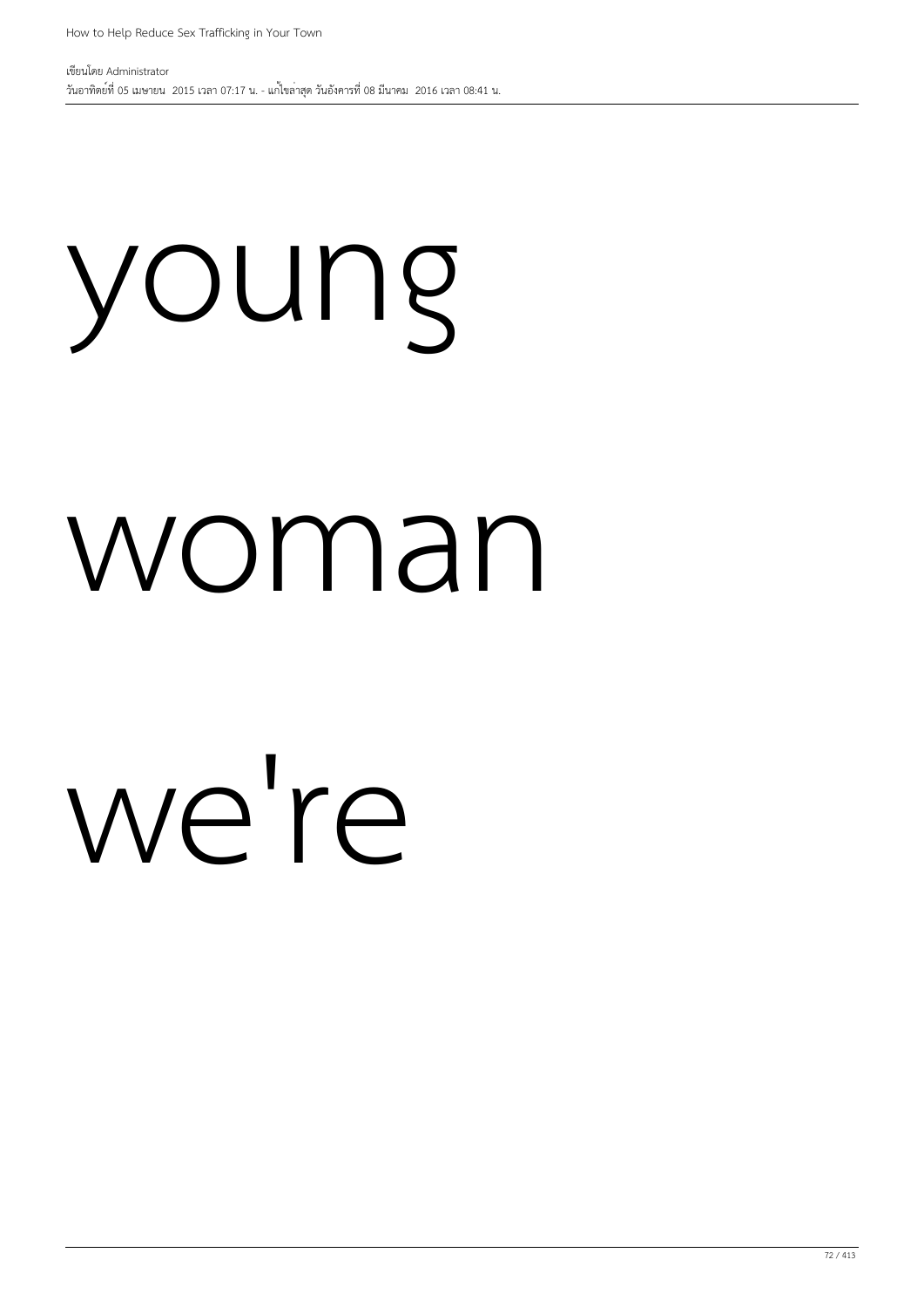young

woman

we're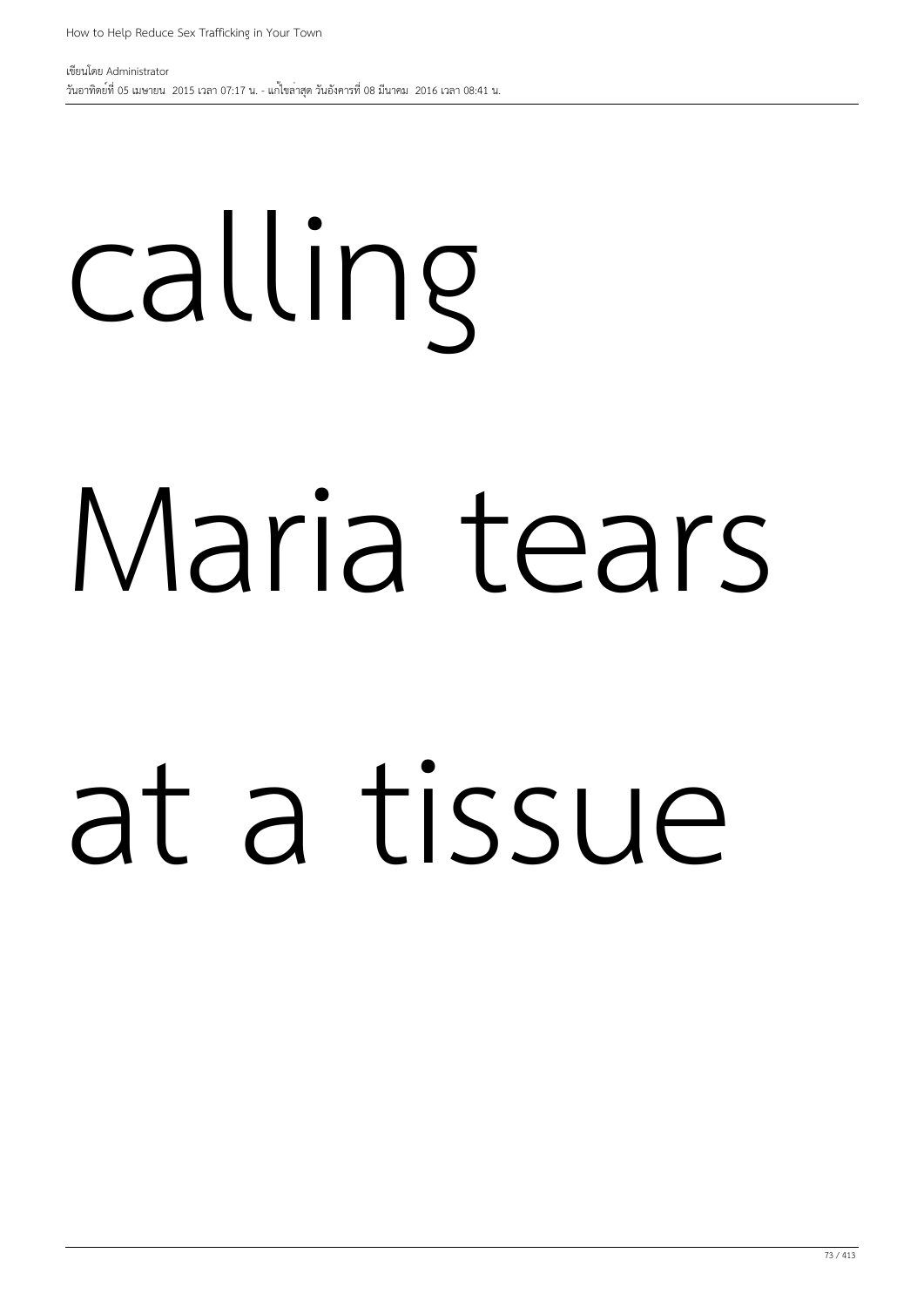calling

Maria tears

at a tissue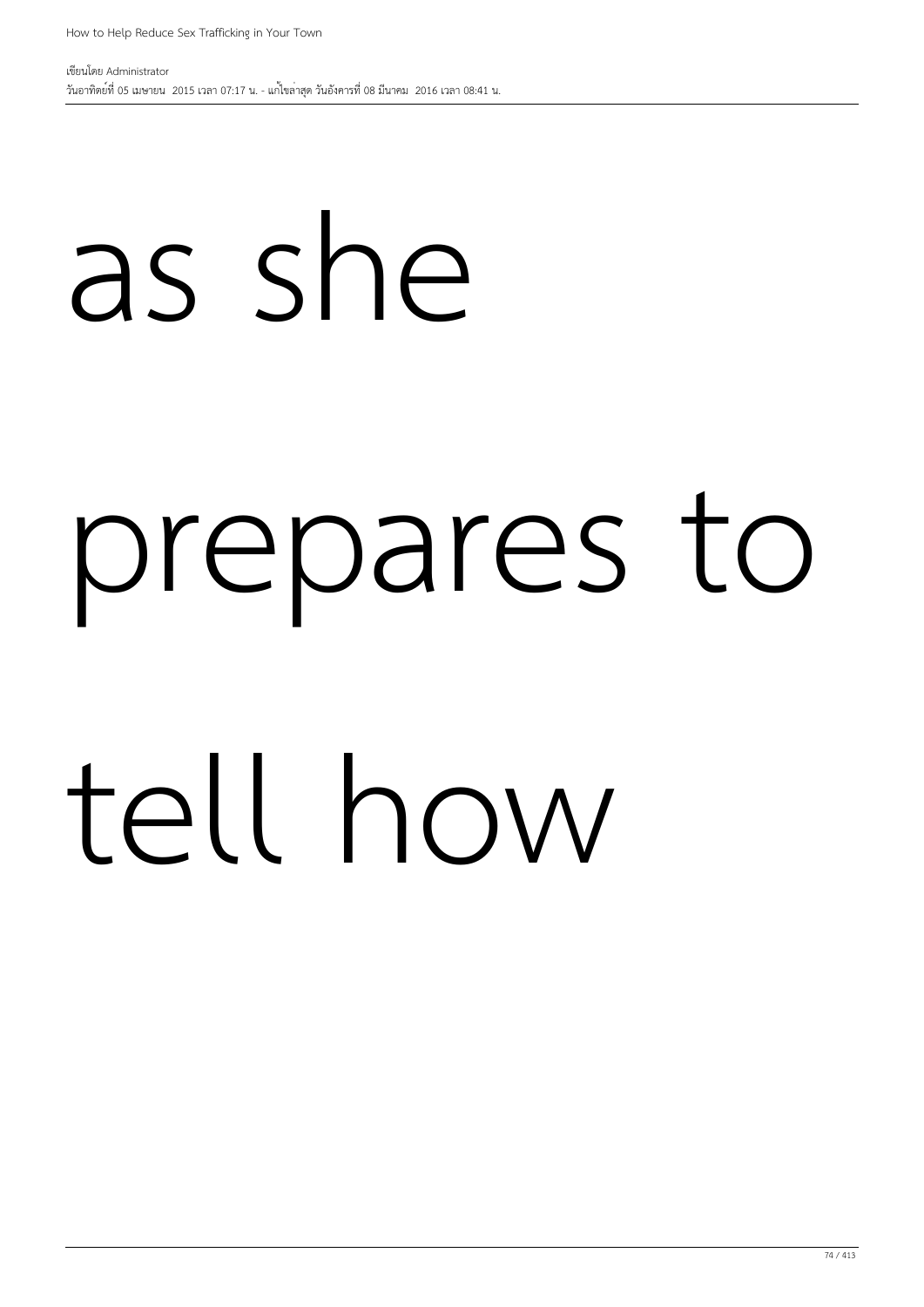as she

prepares to

tell how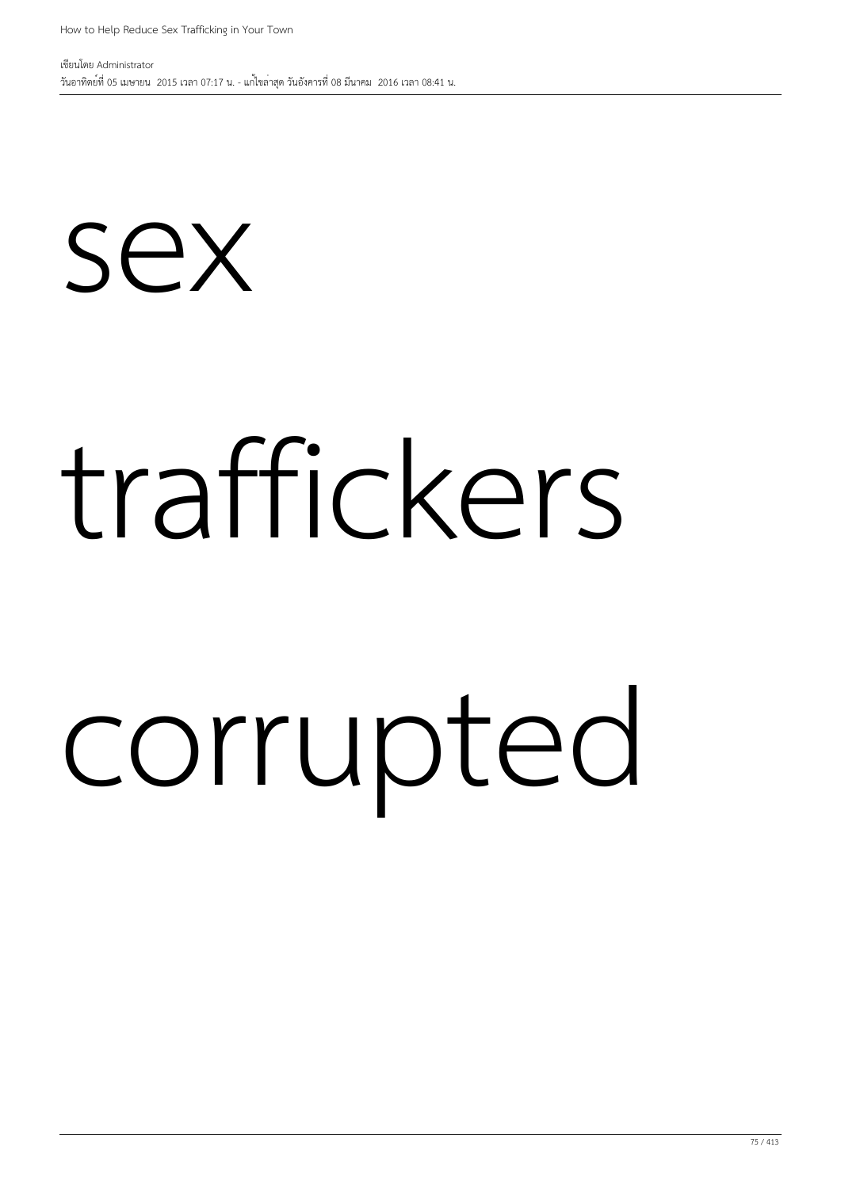sex

traffickers

corrupted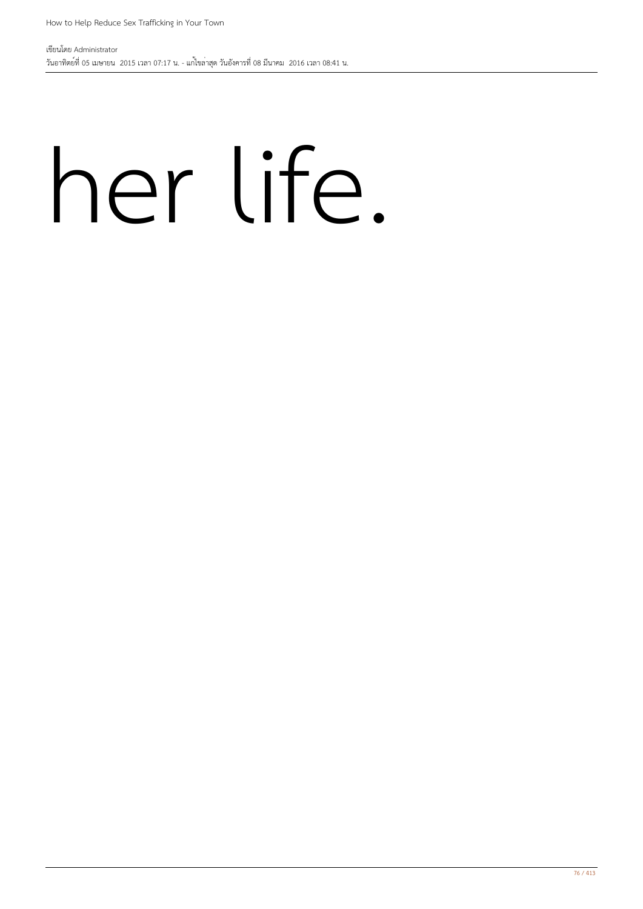her life.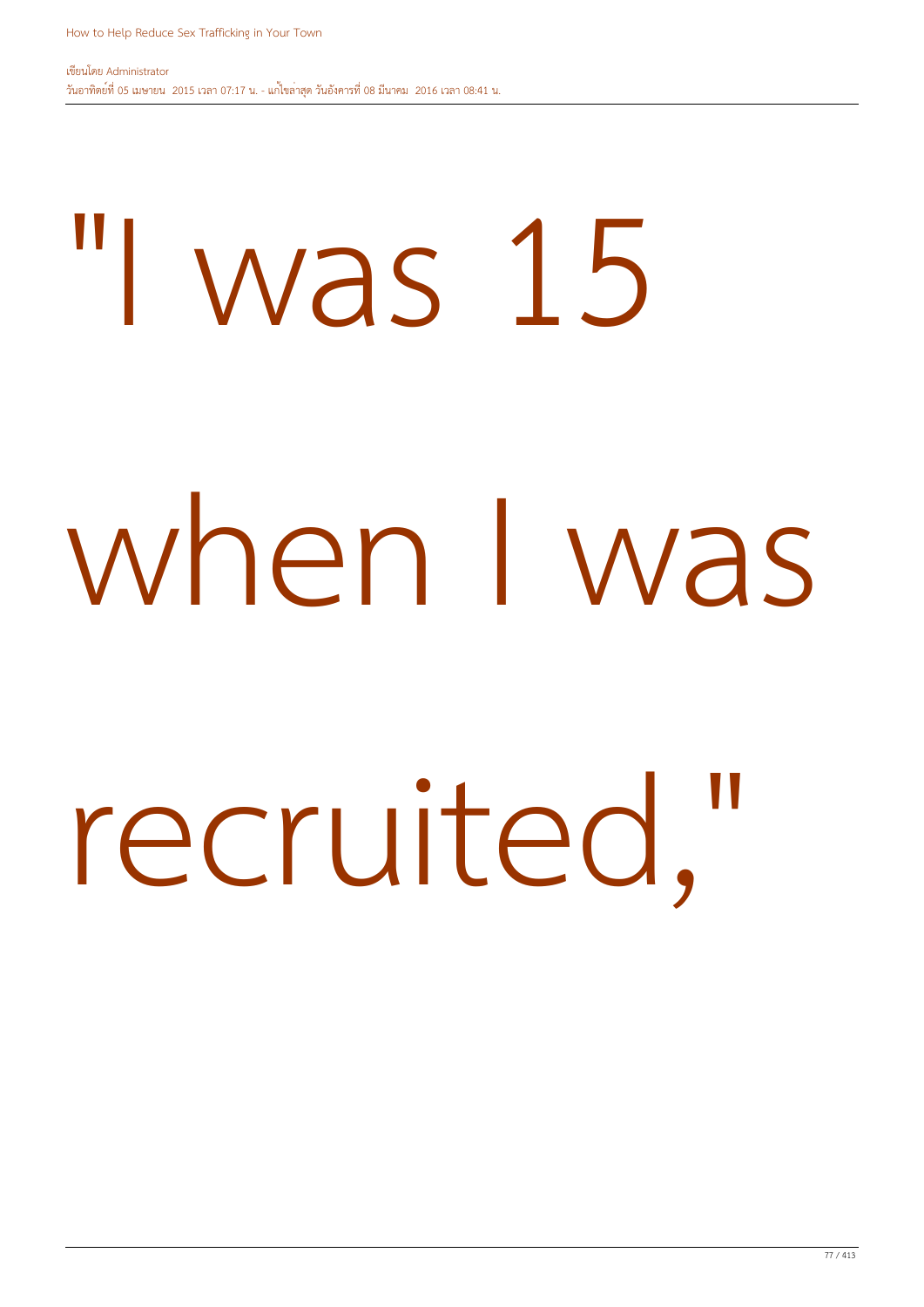"I was 15 when I was recruited,"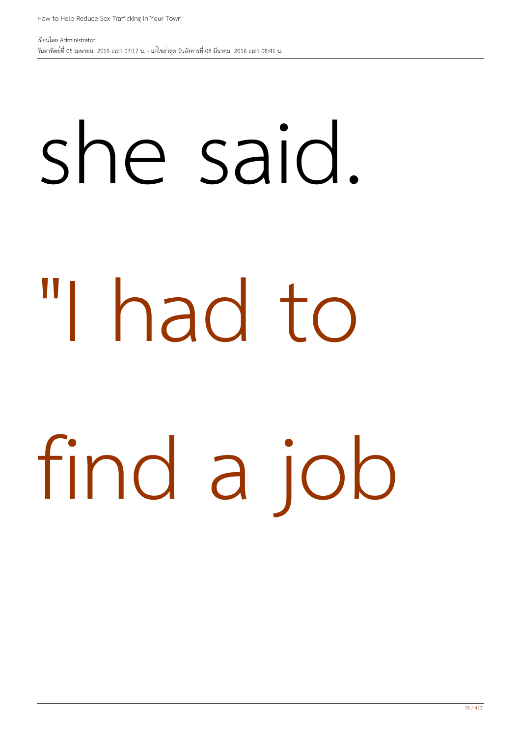she said.

"I had to

find a job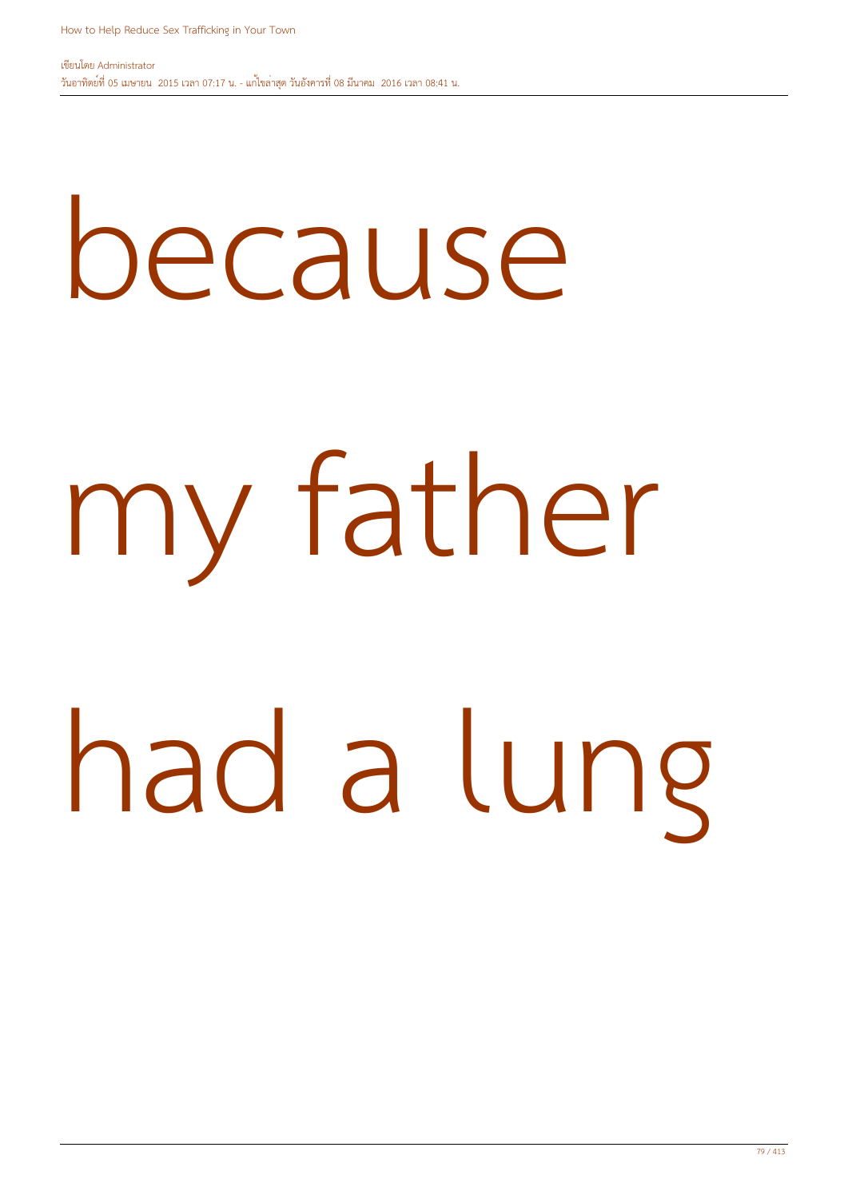because

my father

had a lung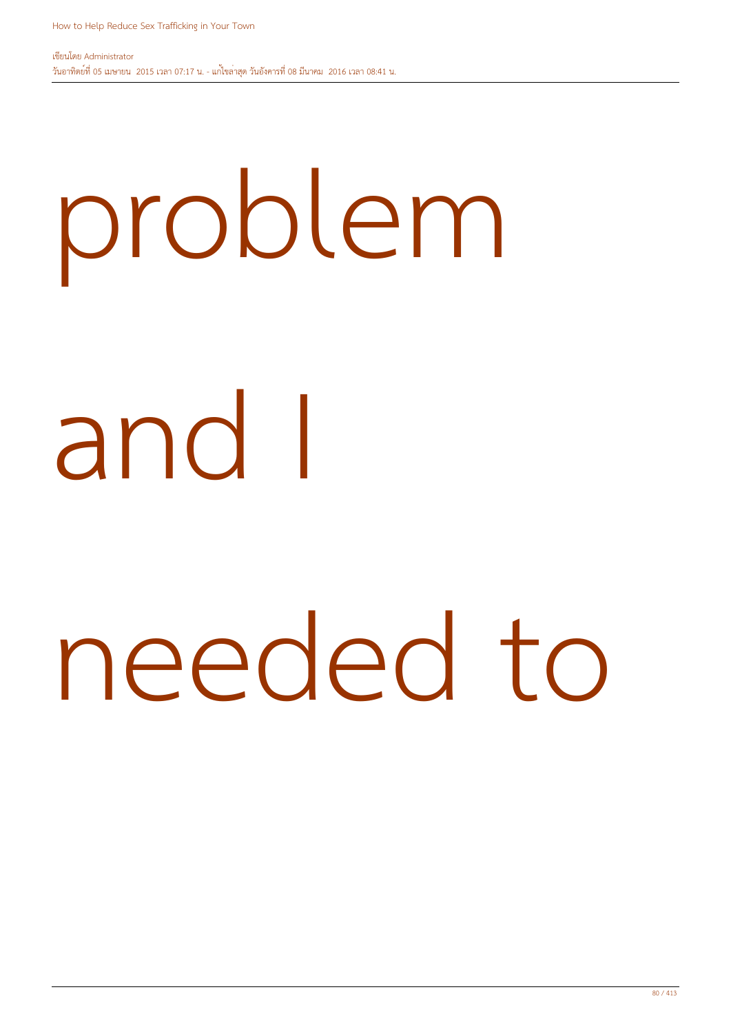problem

and I

needed to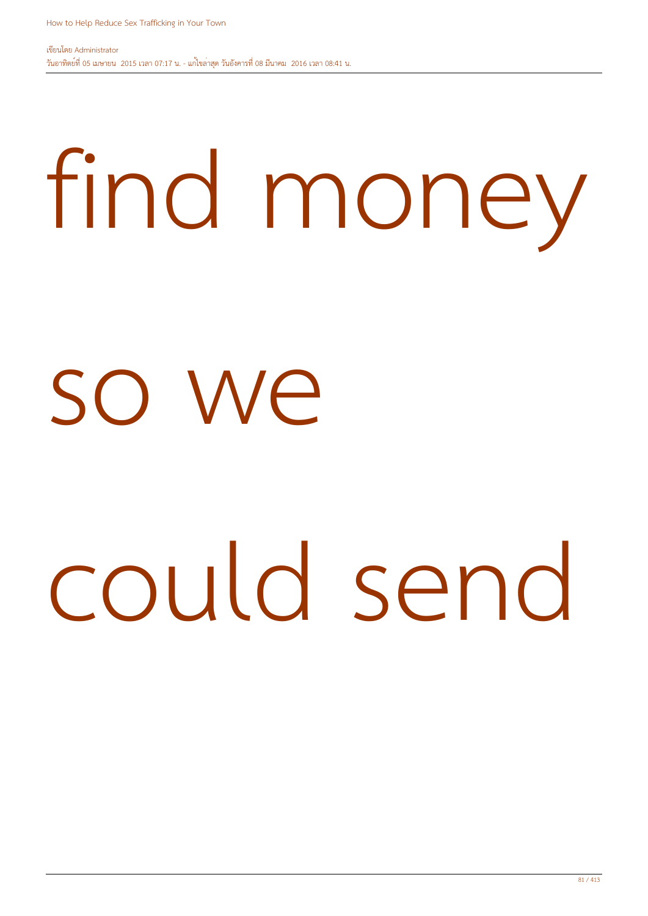find money

so we

could send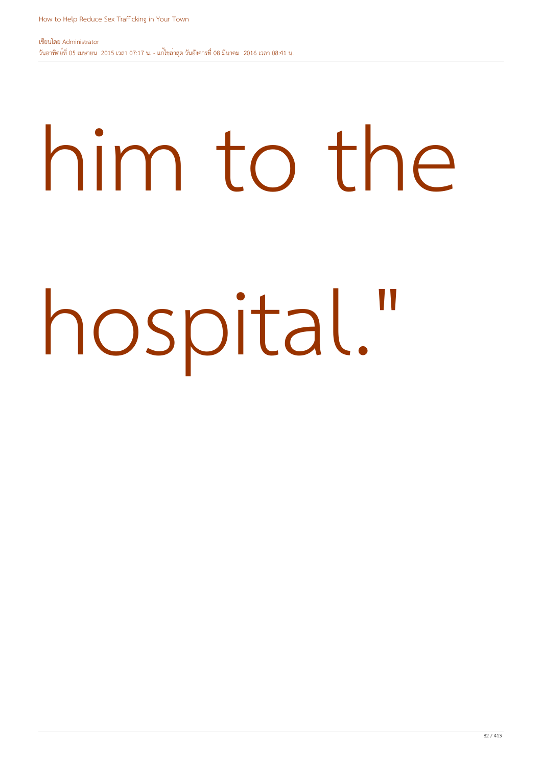him to the

hospital."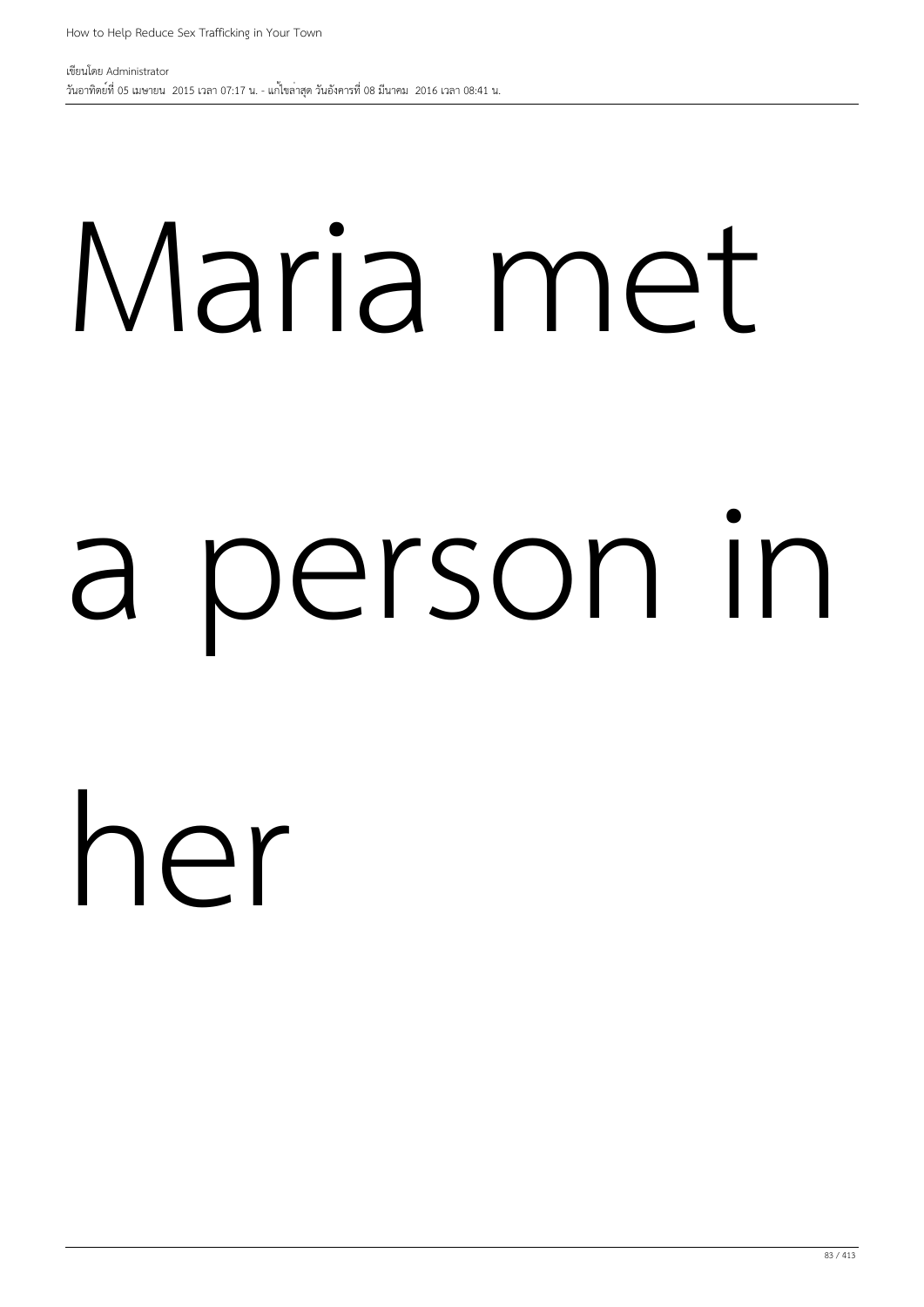Maria met

a person in

her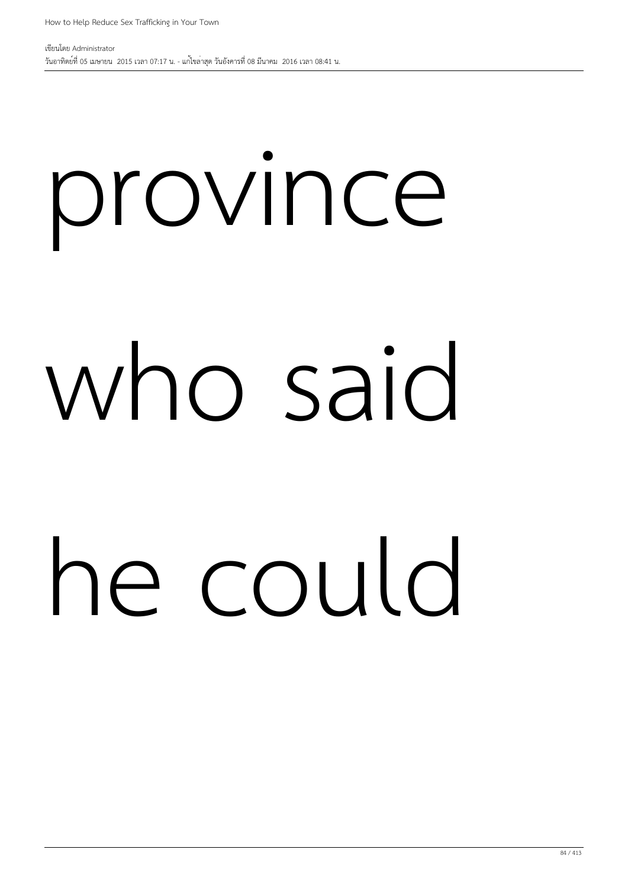province

who said

he could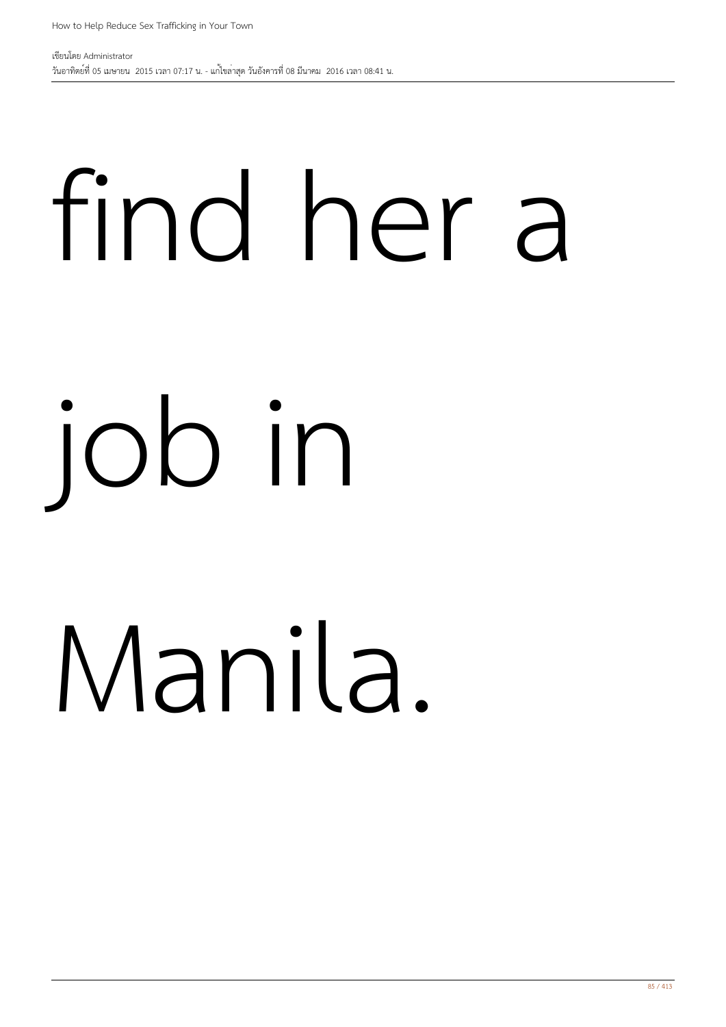find her a

job in

Manila.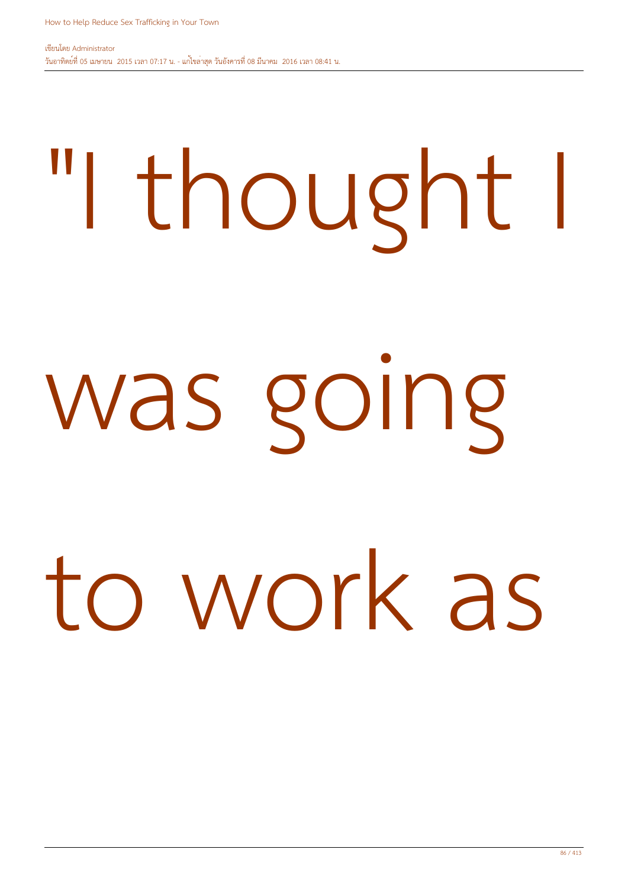"I thought I was going to work as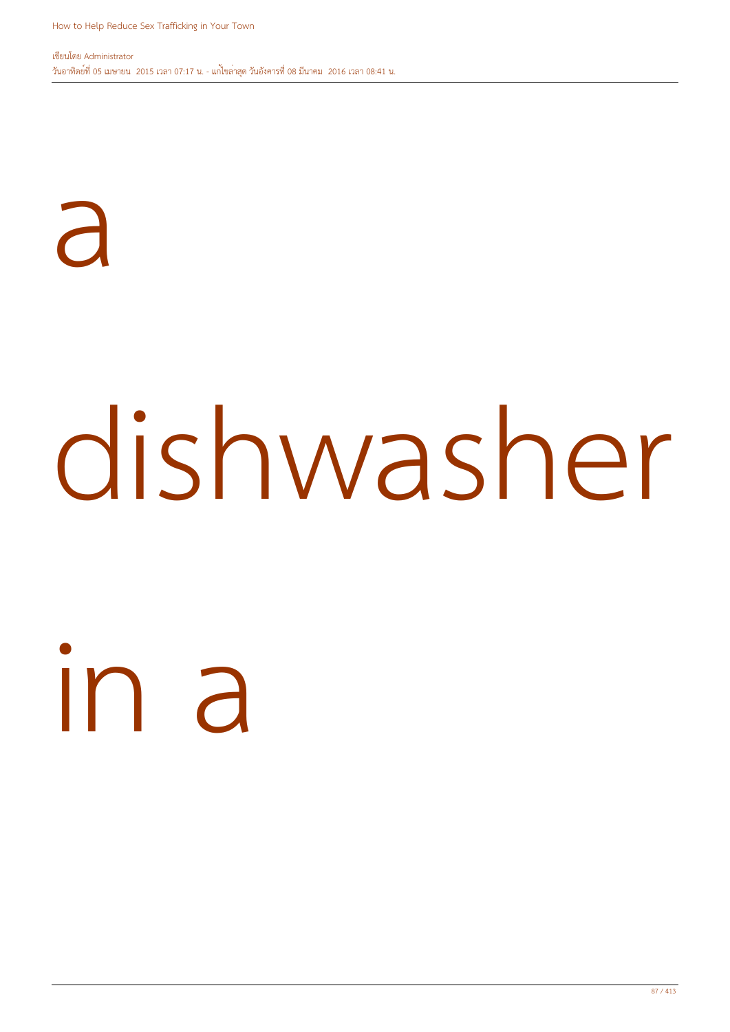a

dishwasher

in a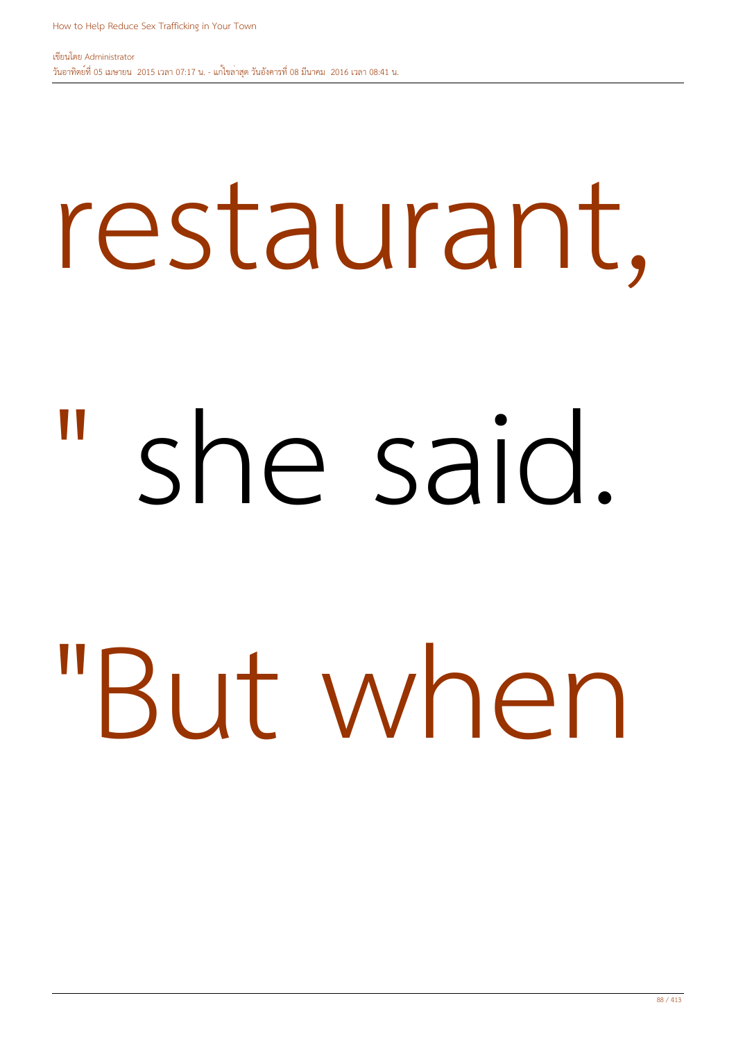restaurant,

" she said.

"But when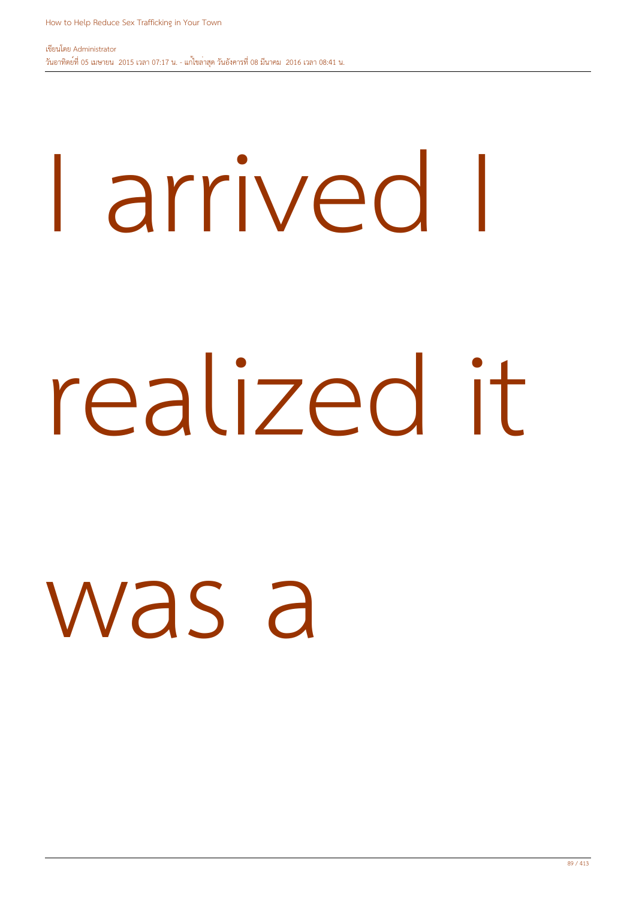I arrived I realized it was a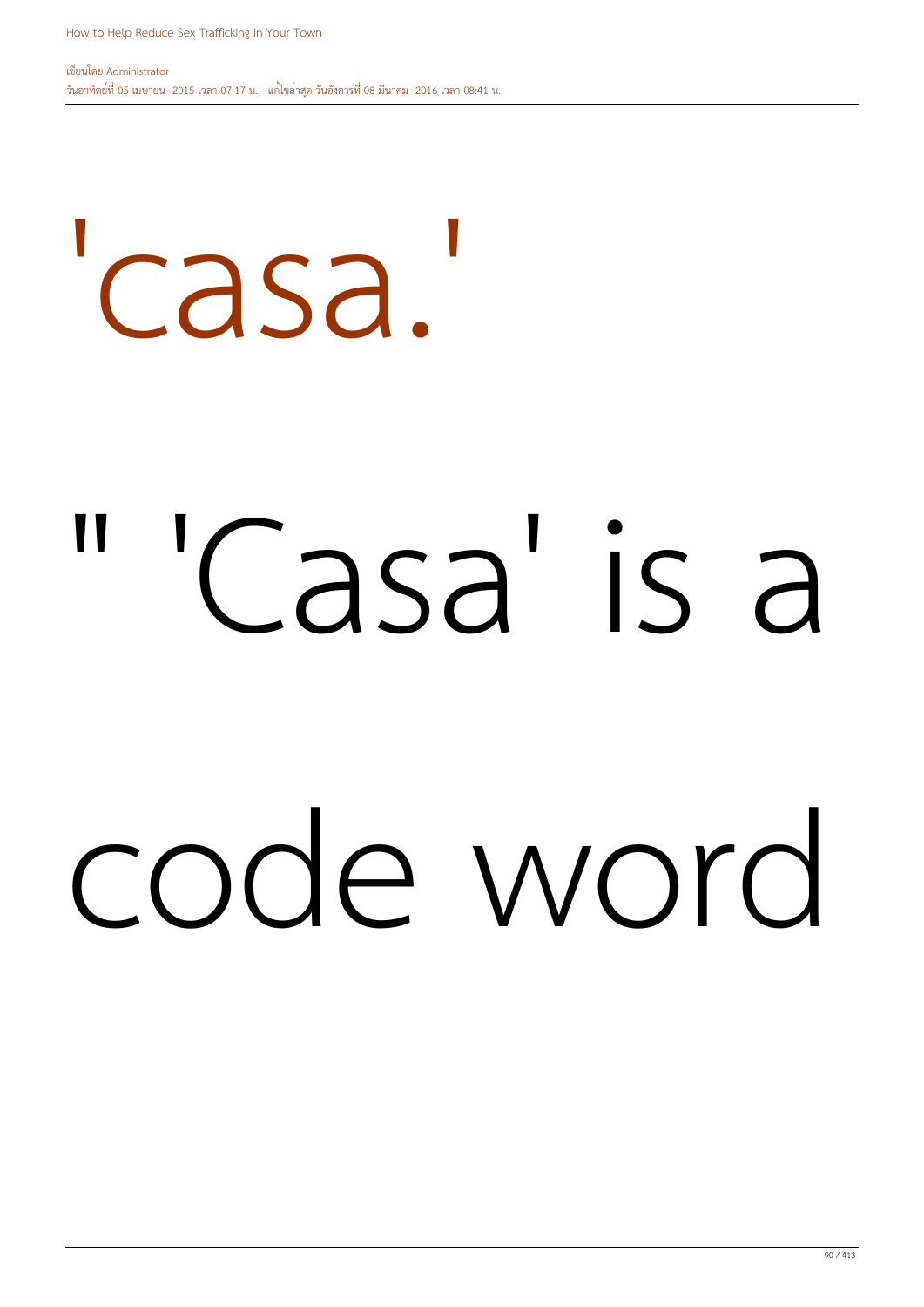'casa.'

" 'Casa' is a code word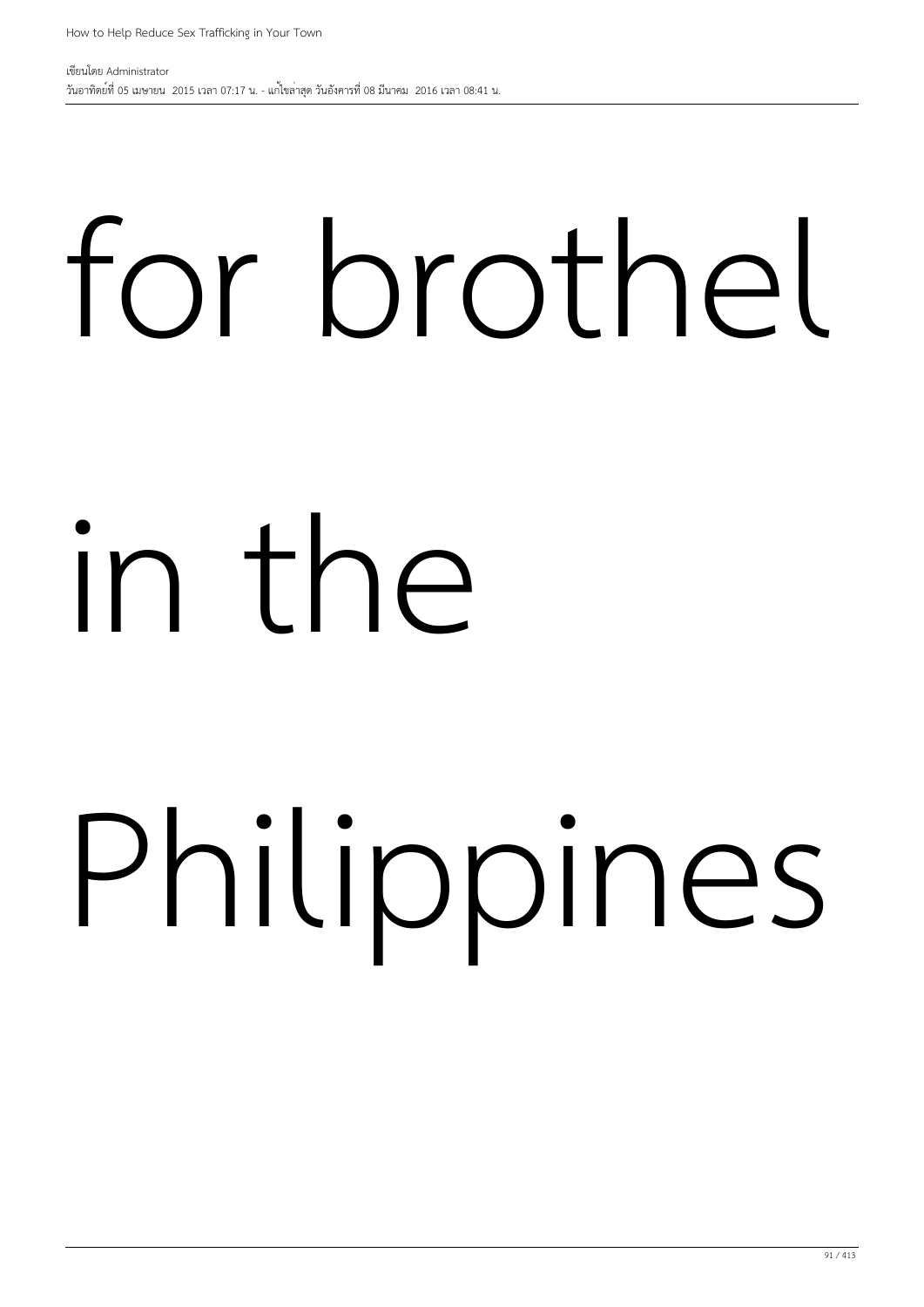for brothel

in the

Philippines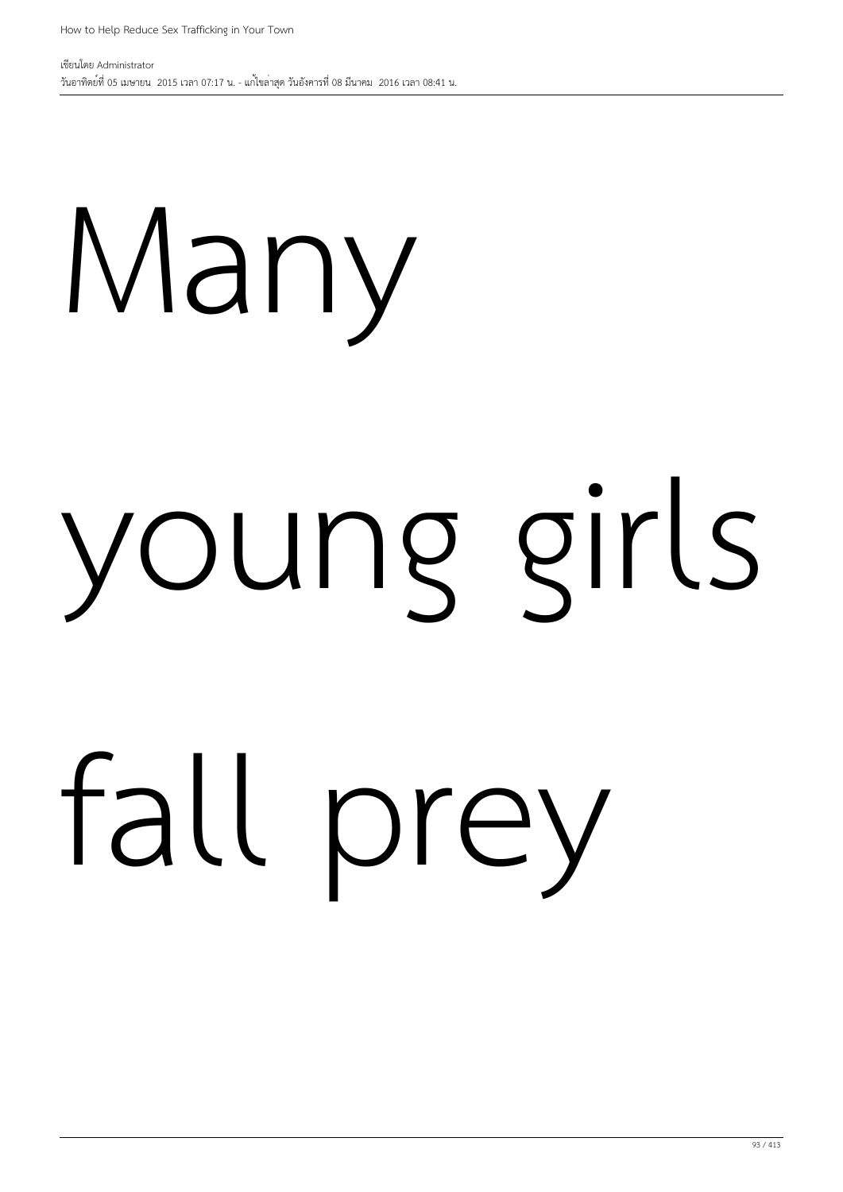Many

young girls

fall prey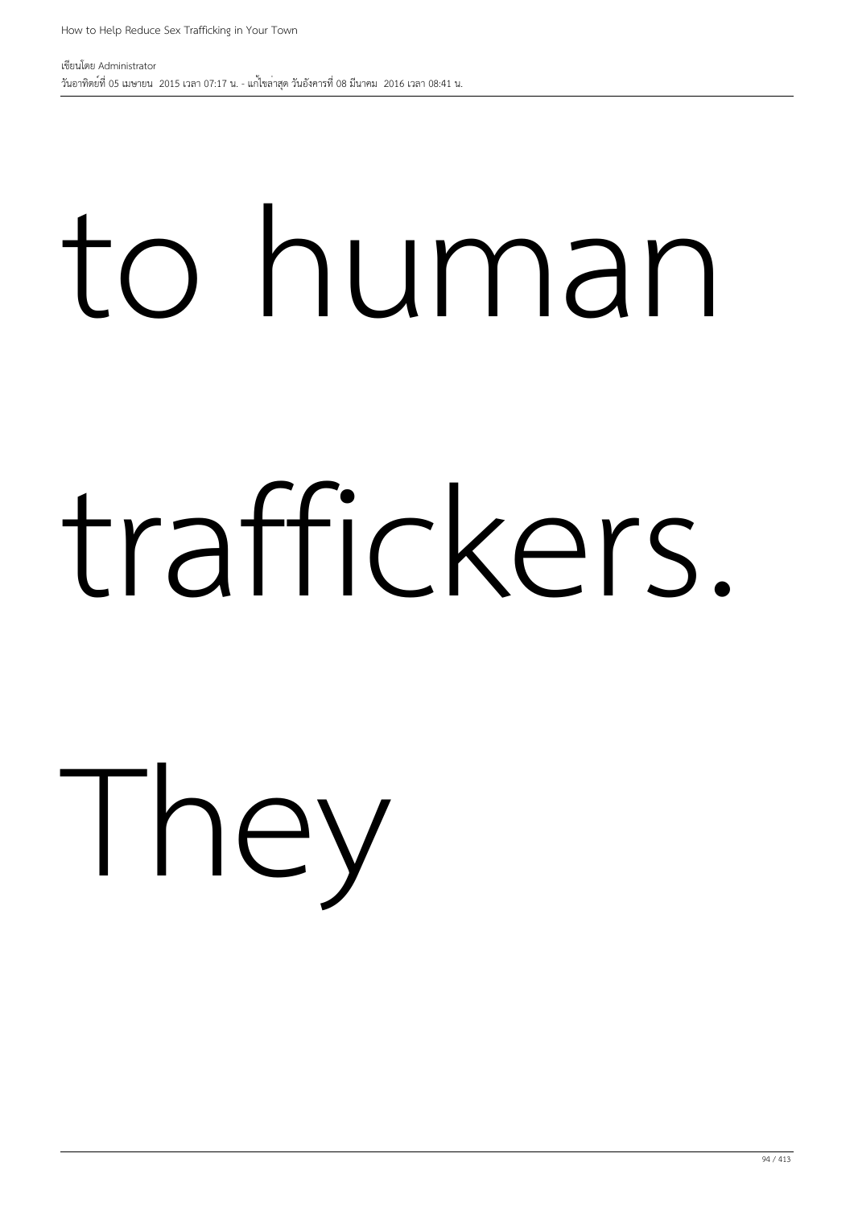to human

traffickers.

They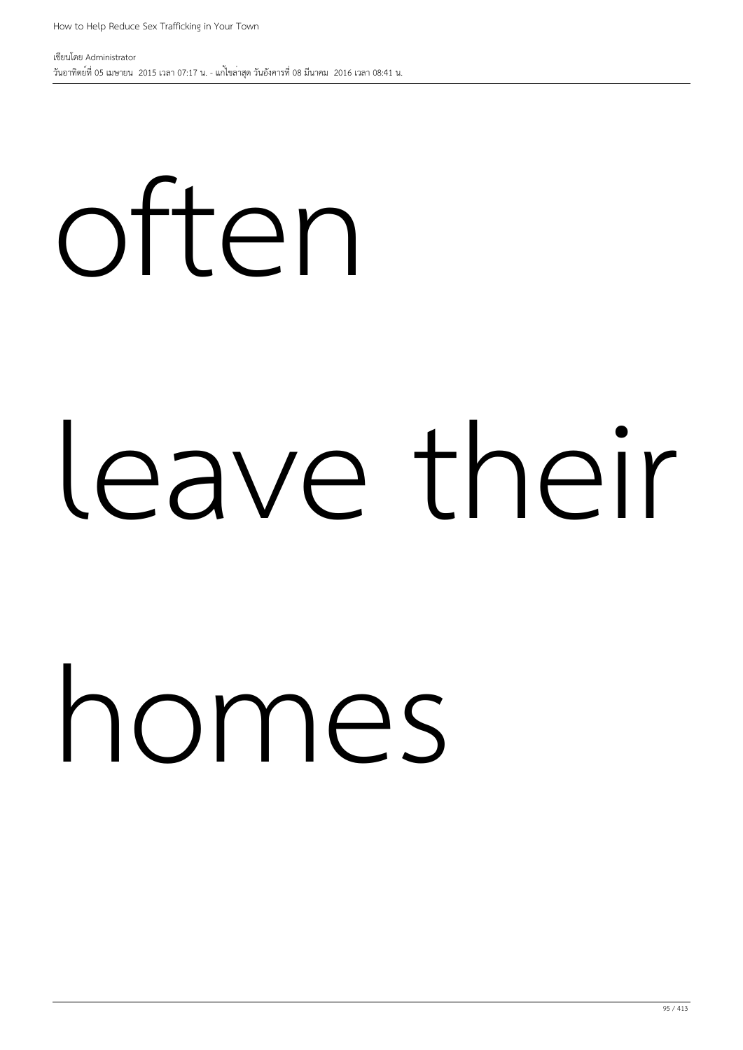often

leave their

homes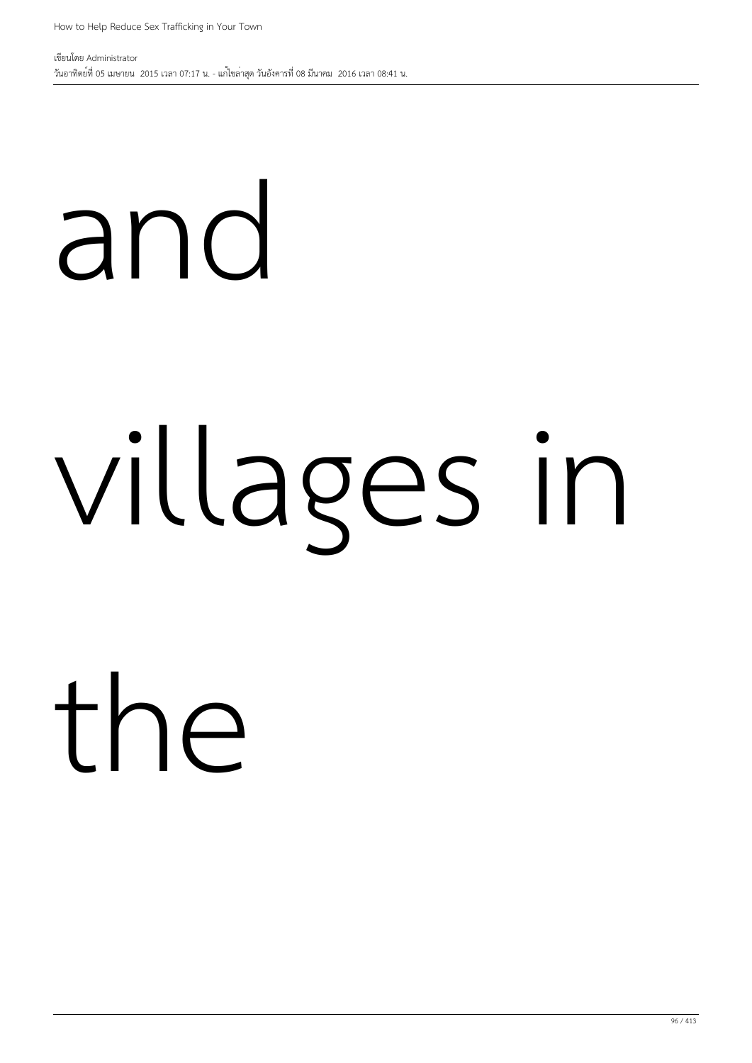and

villages in

the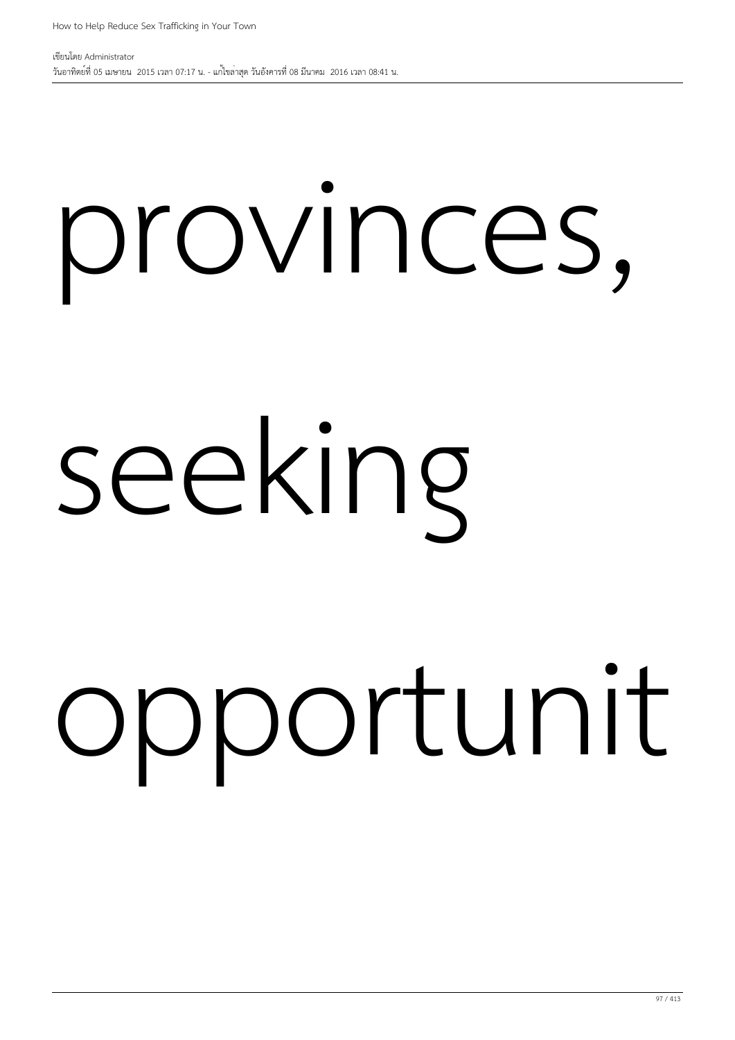provinces,

seeking

opportunit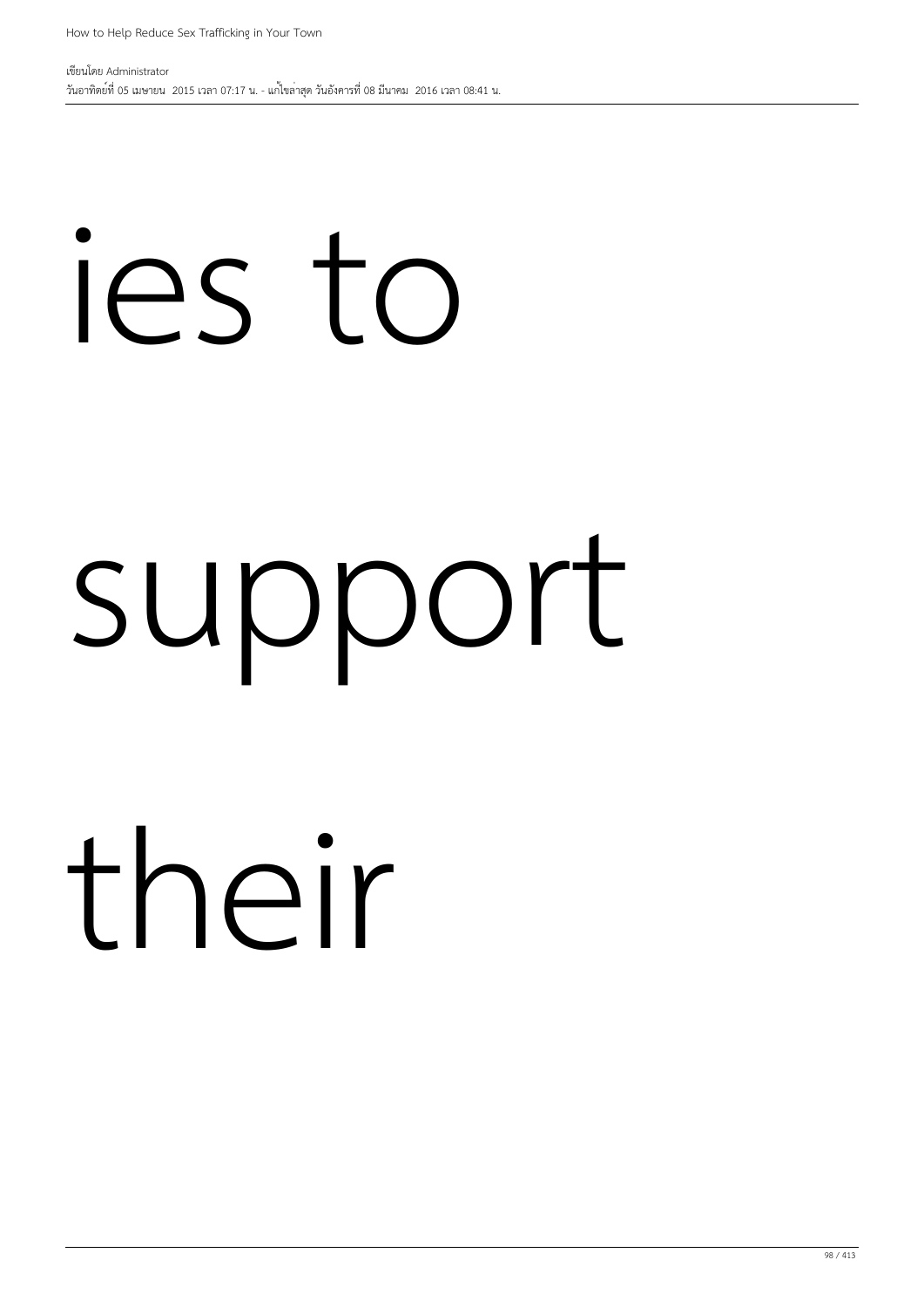ies to

support

their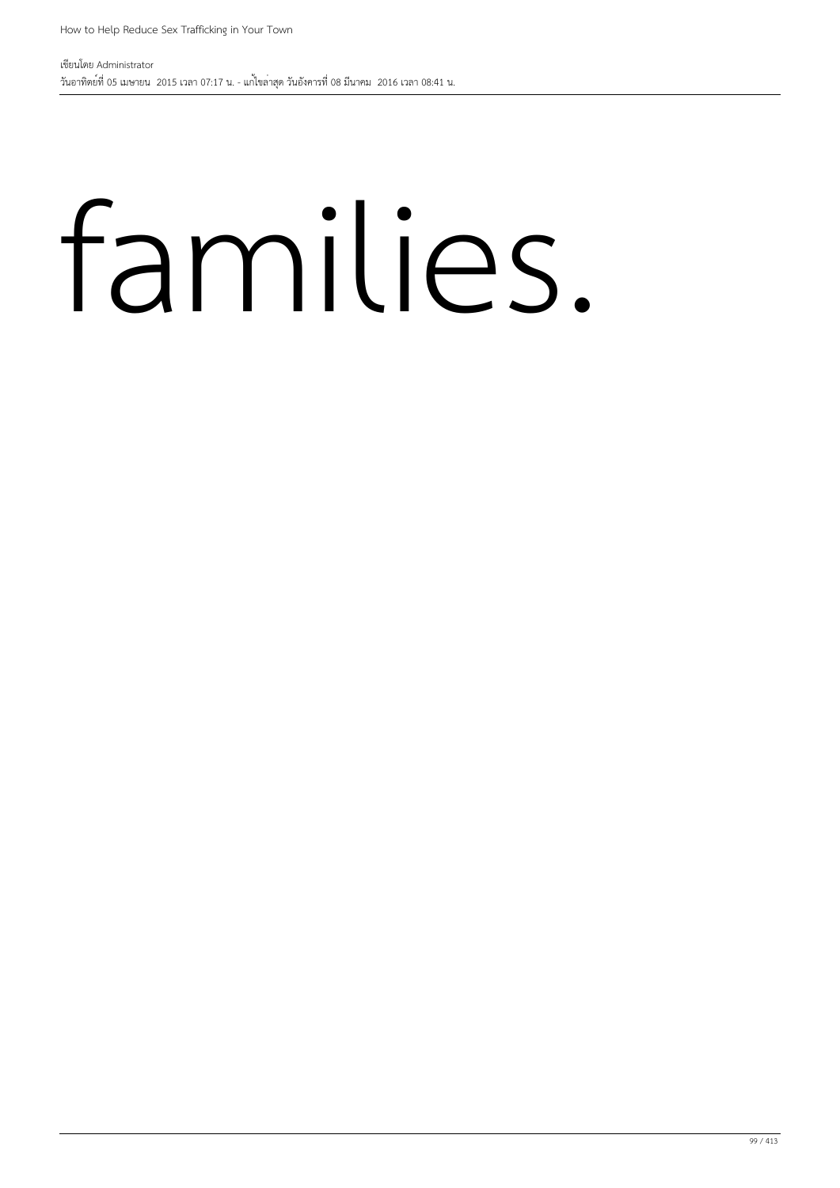families.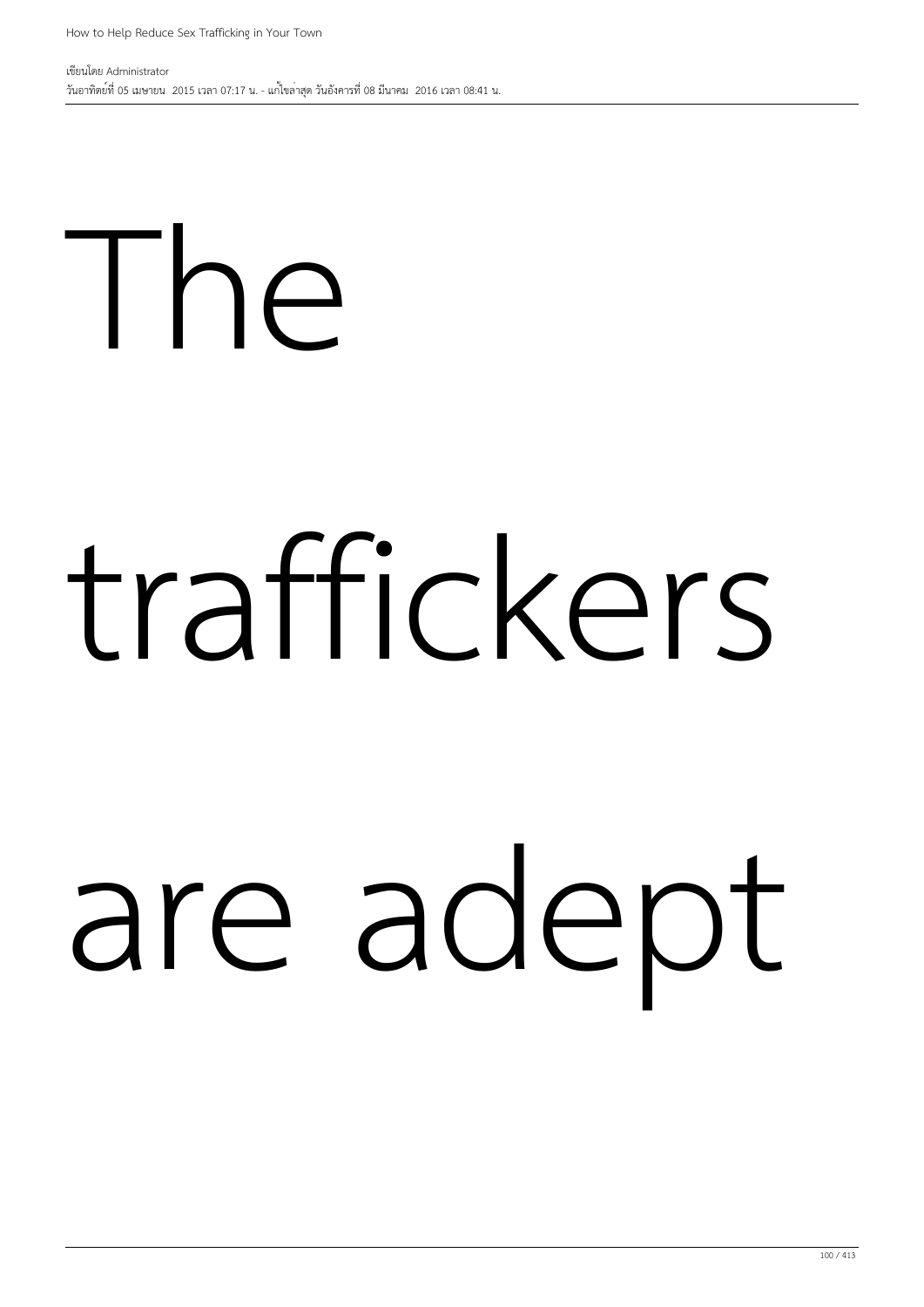The

traffickers

are adept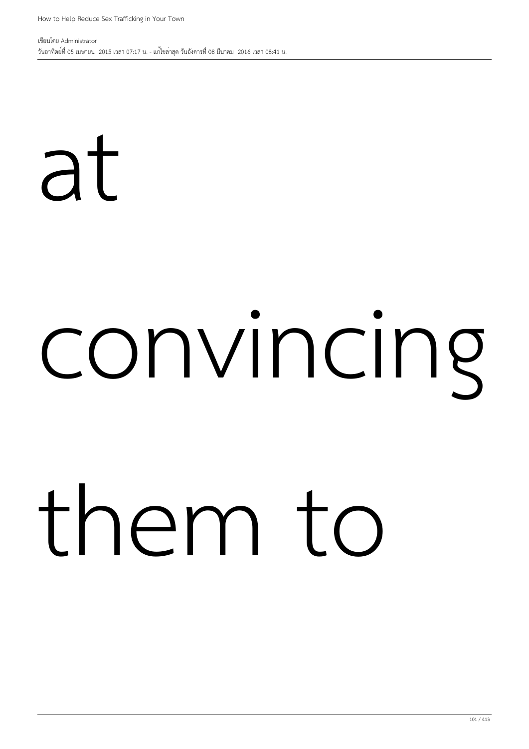at

convincing

them to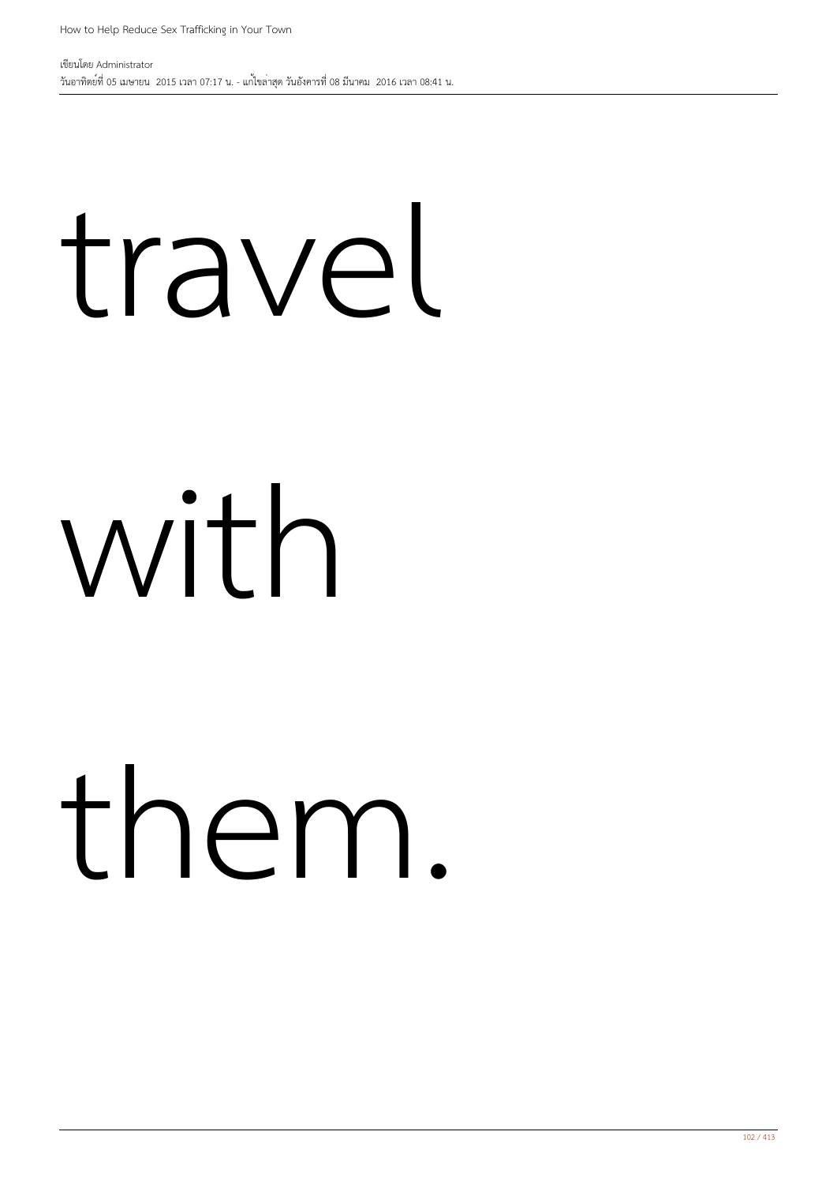travel

with

them.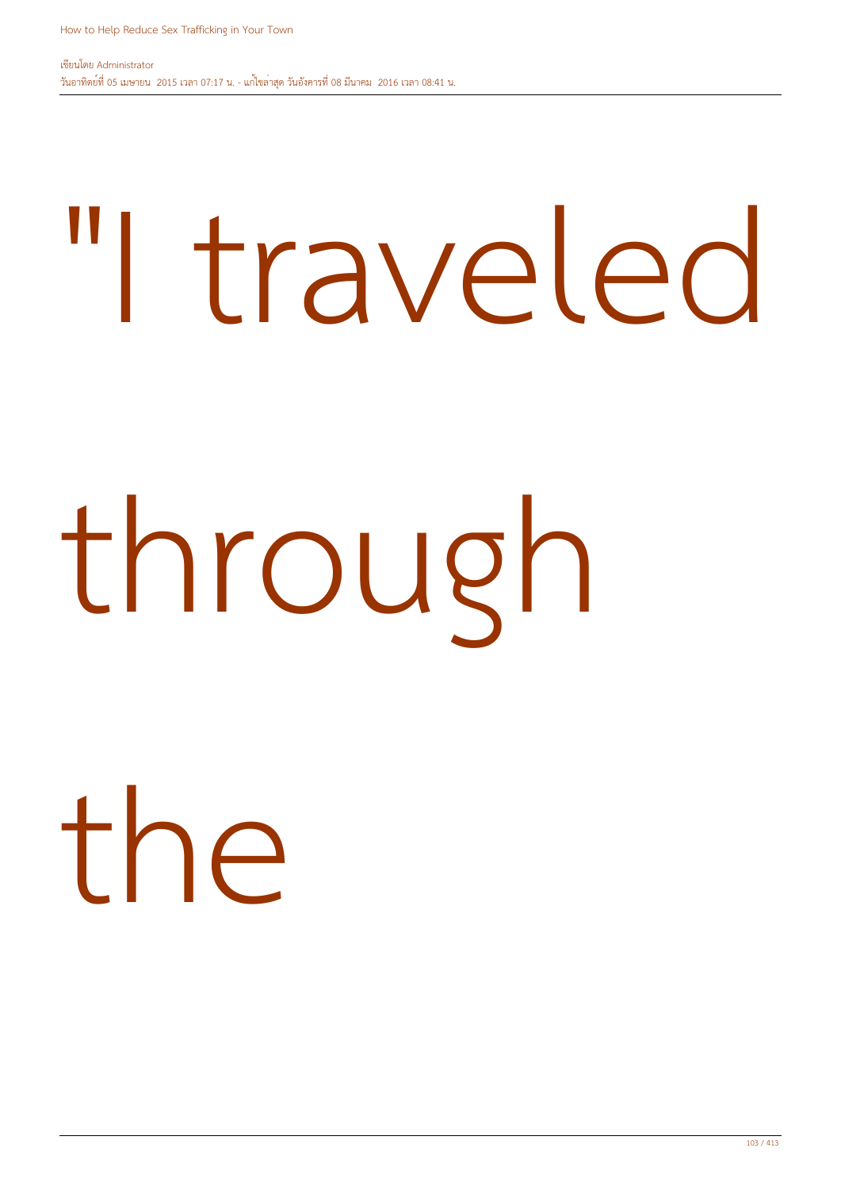"I traveled

through

the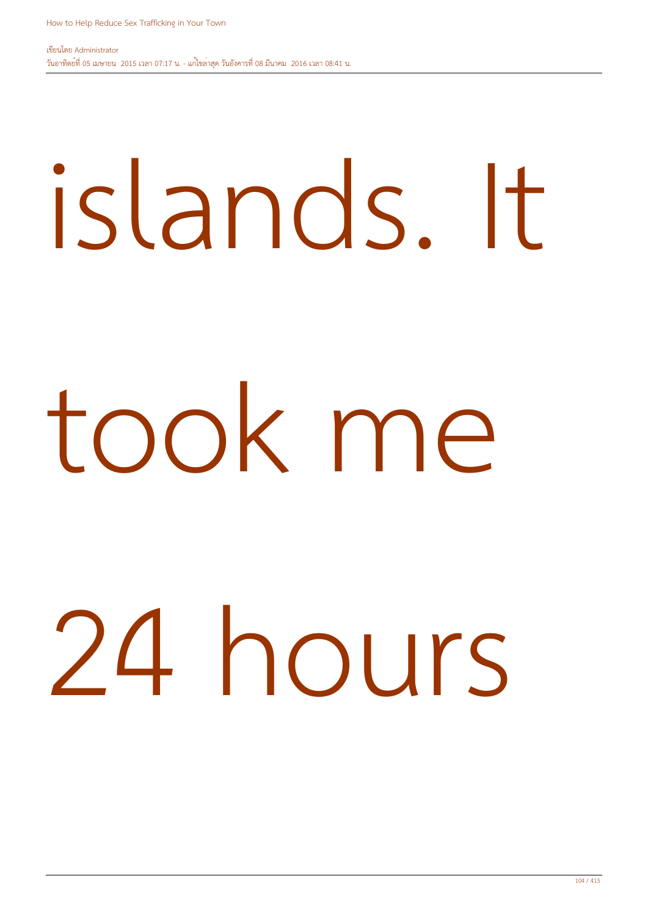islands. It

took me

24 hours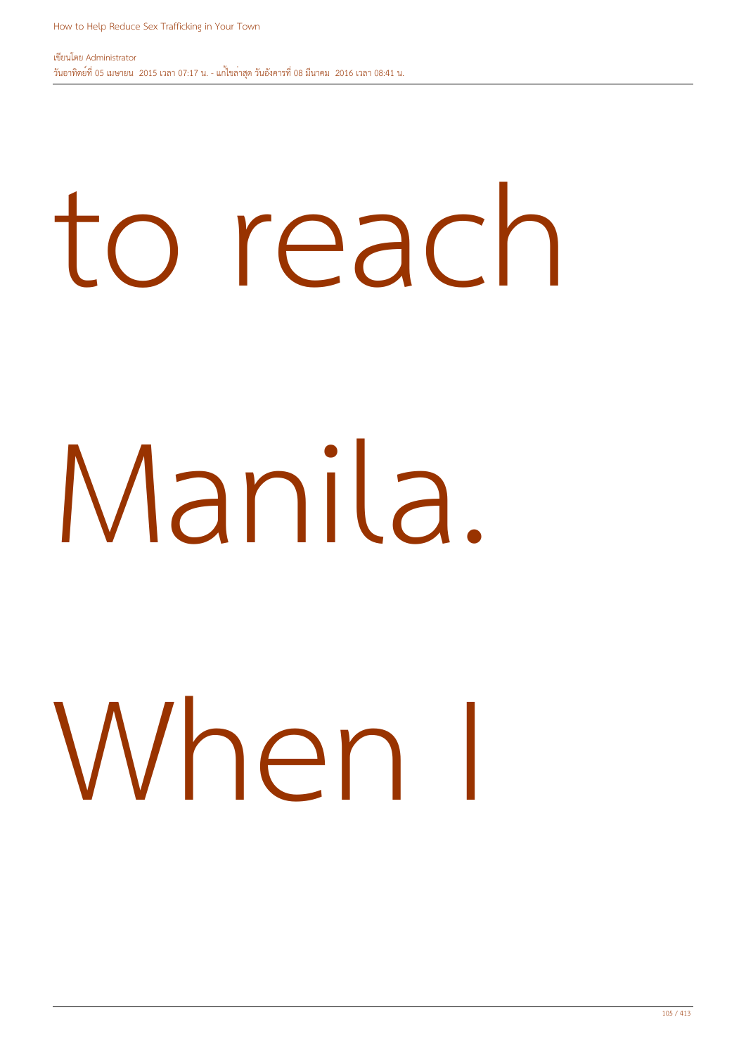to reach

Manila.

When I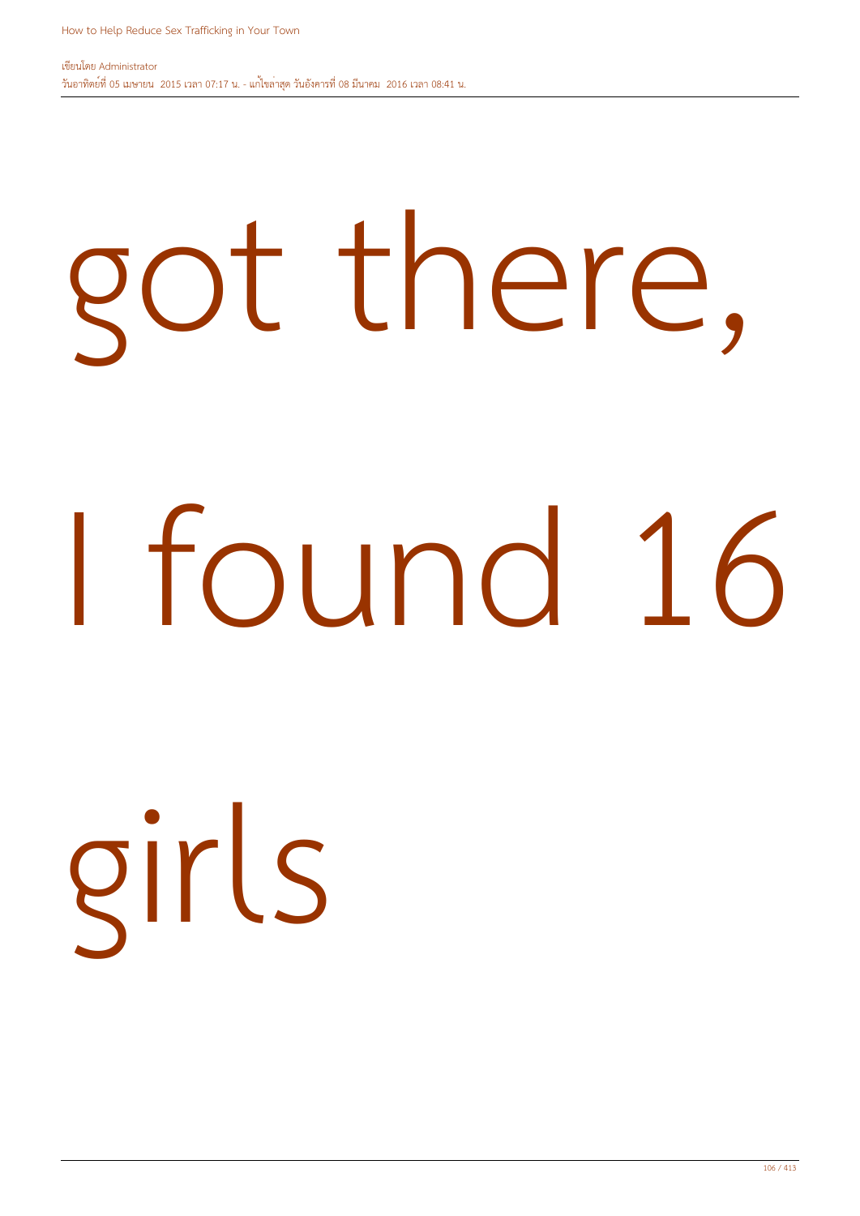got there,

I found 16

girls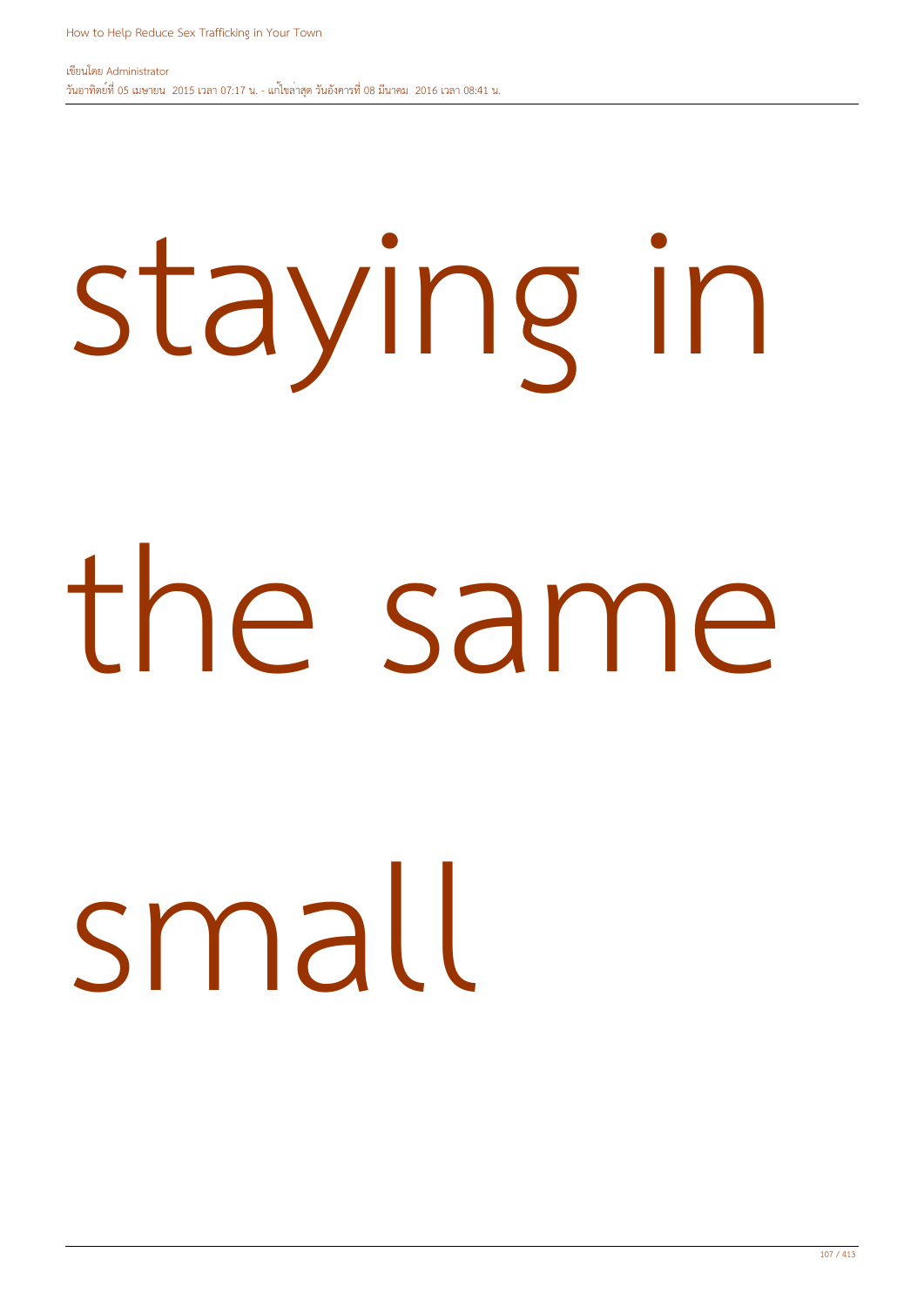staying in

the same

small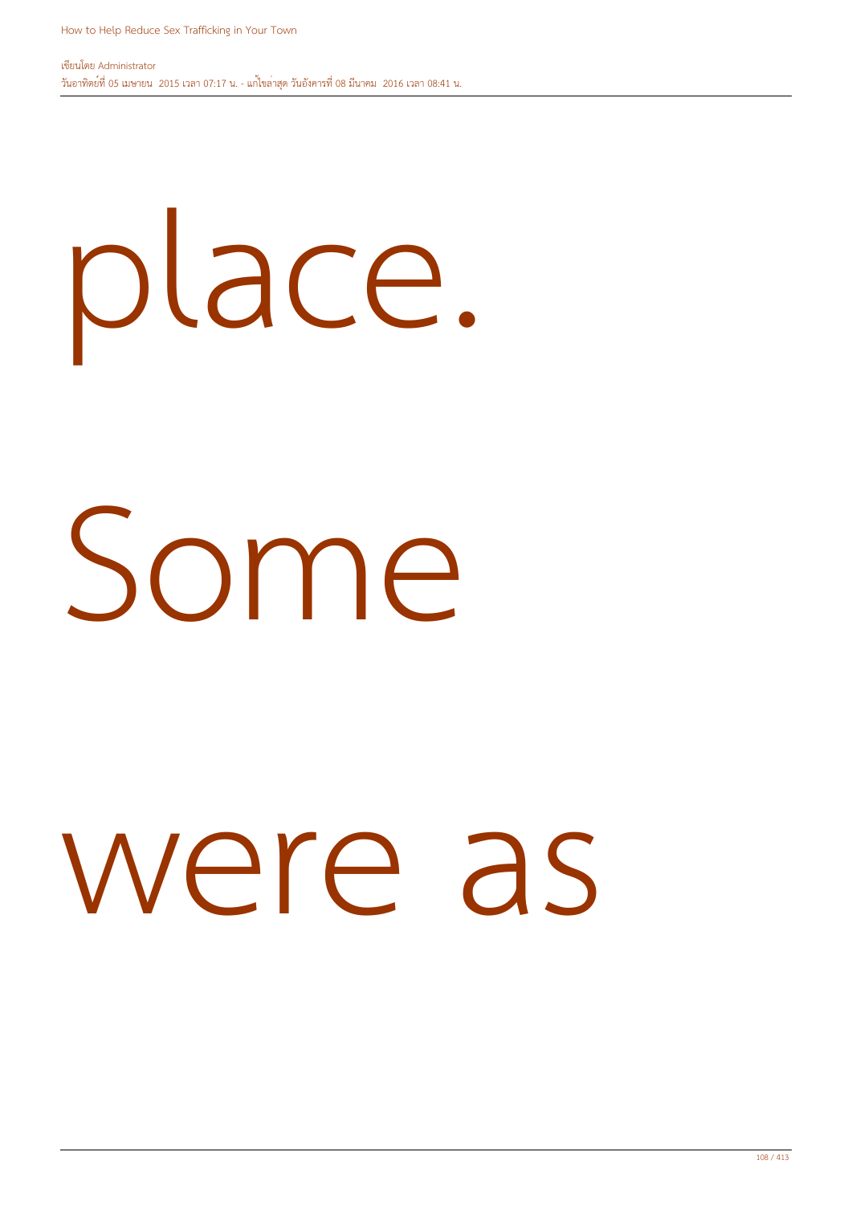place.

Some

were as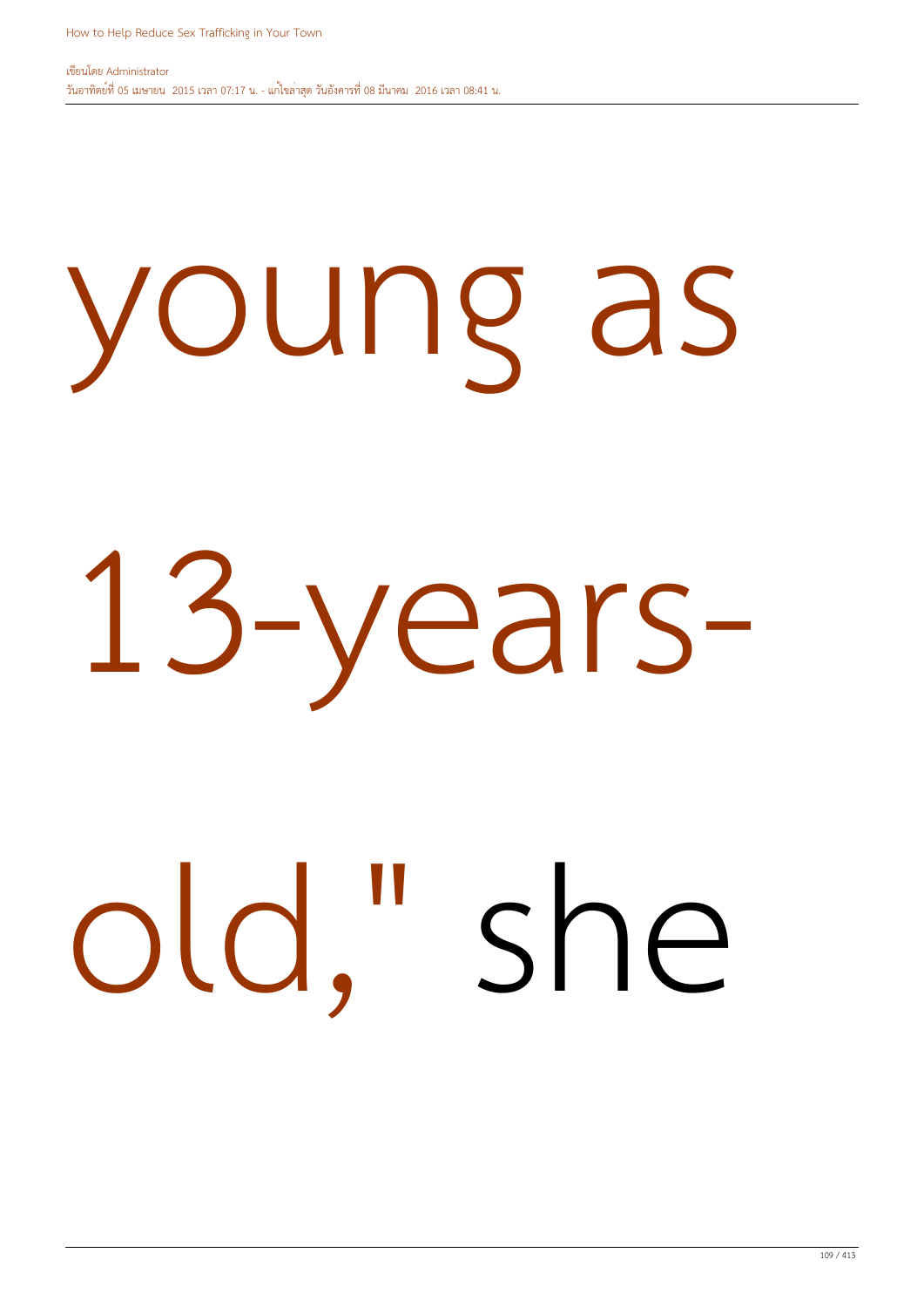young as 13-years-old," she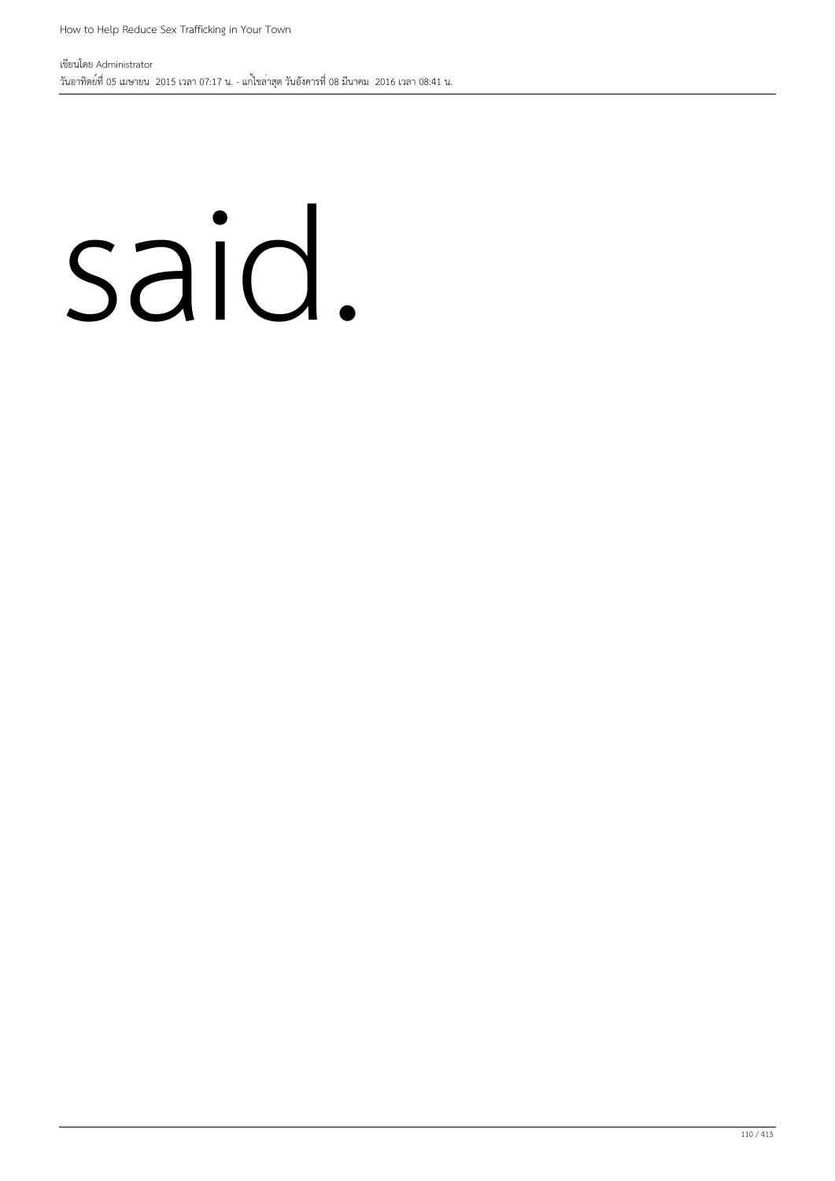said.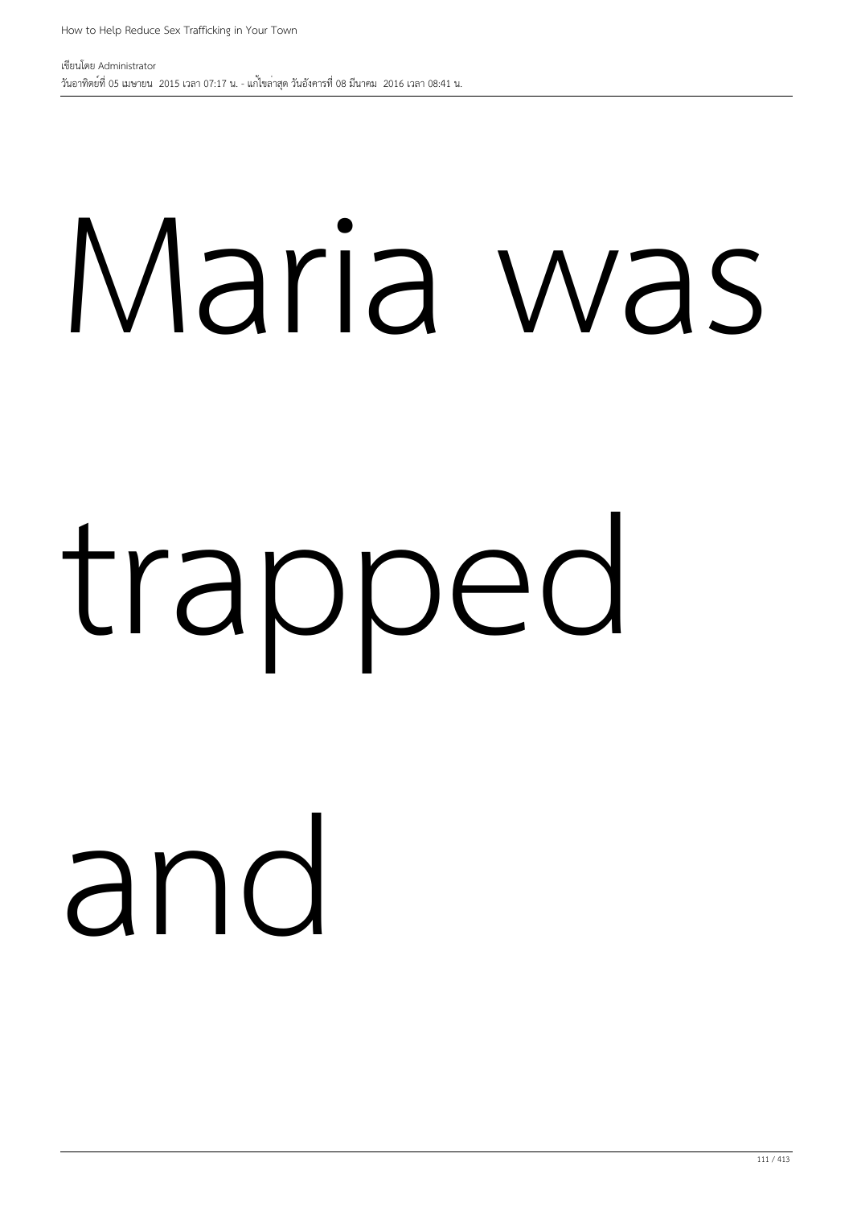Maria was

trapped

and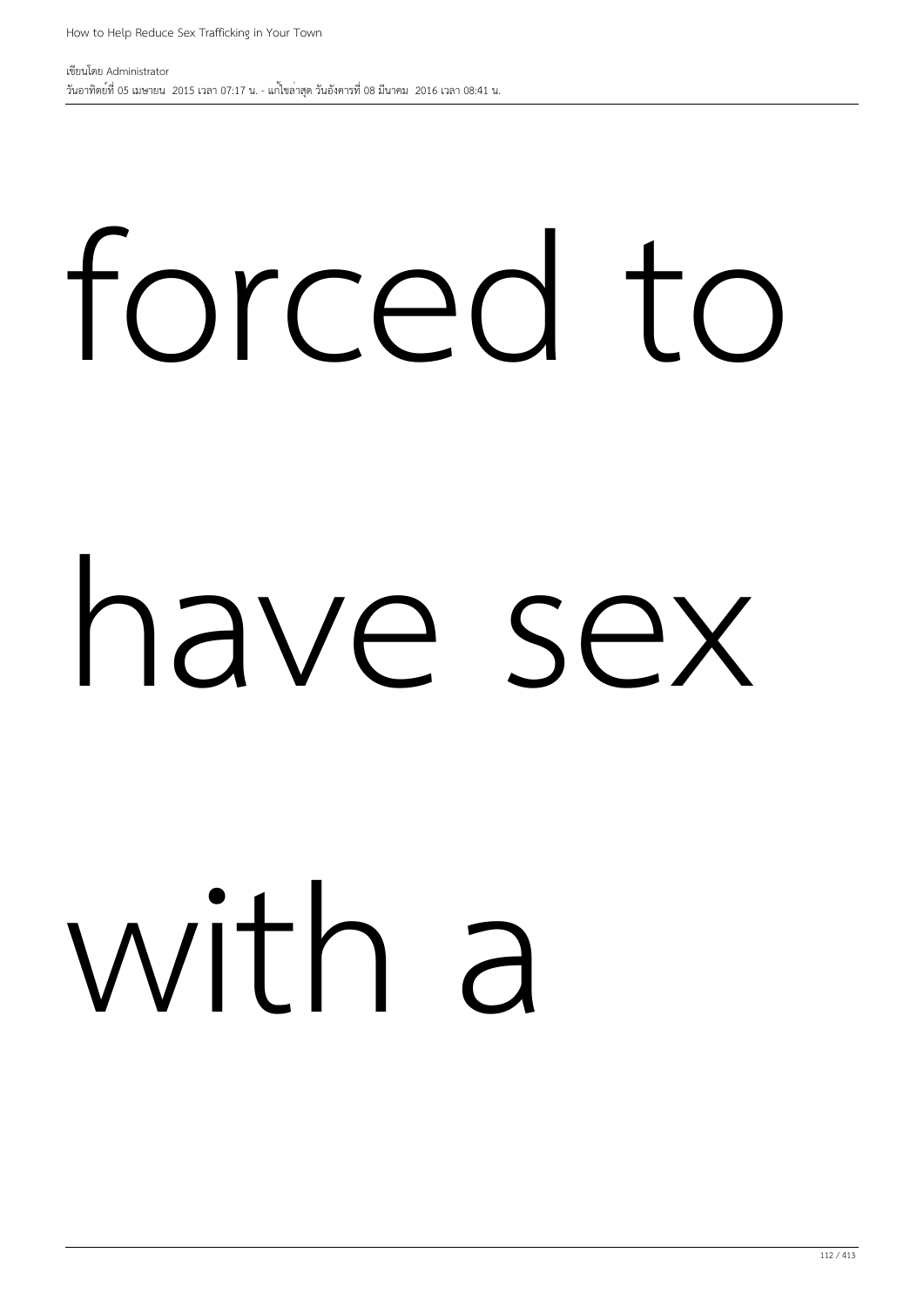forced to

have sex

with a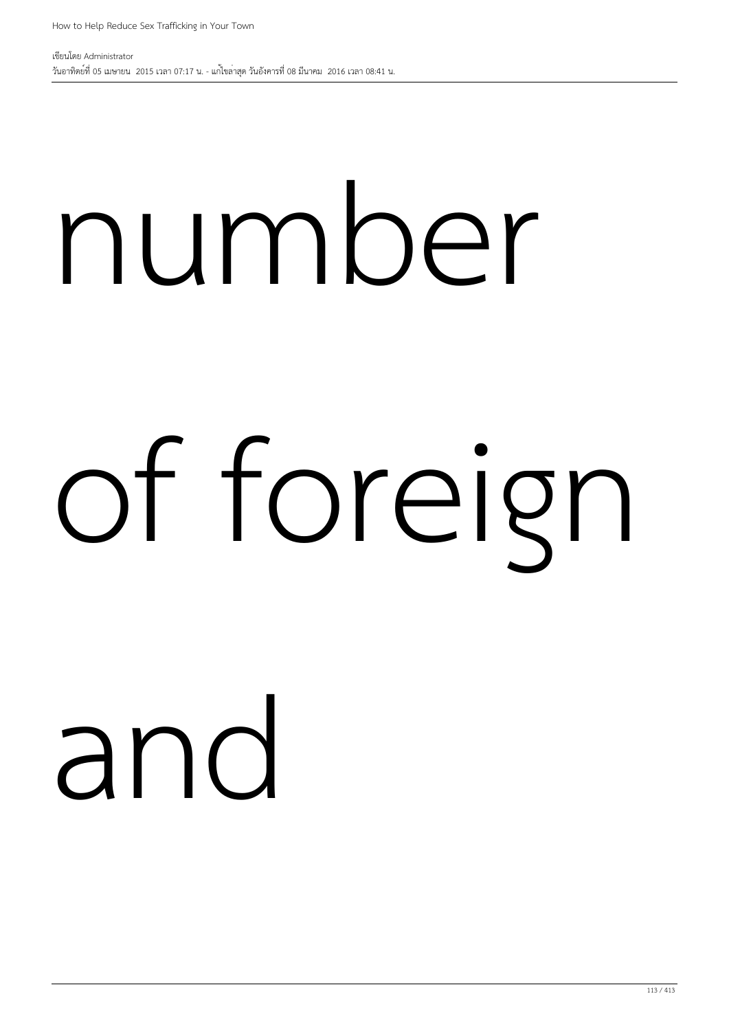number

of foreign

and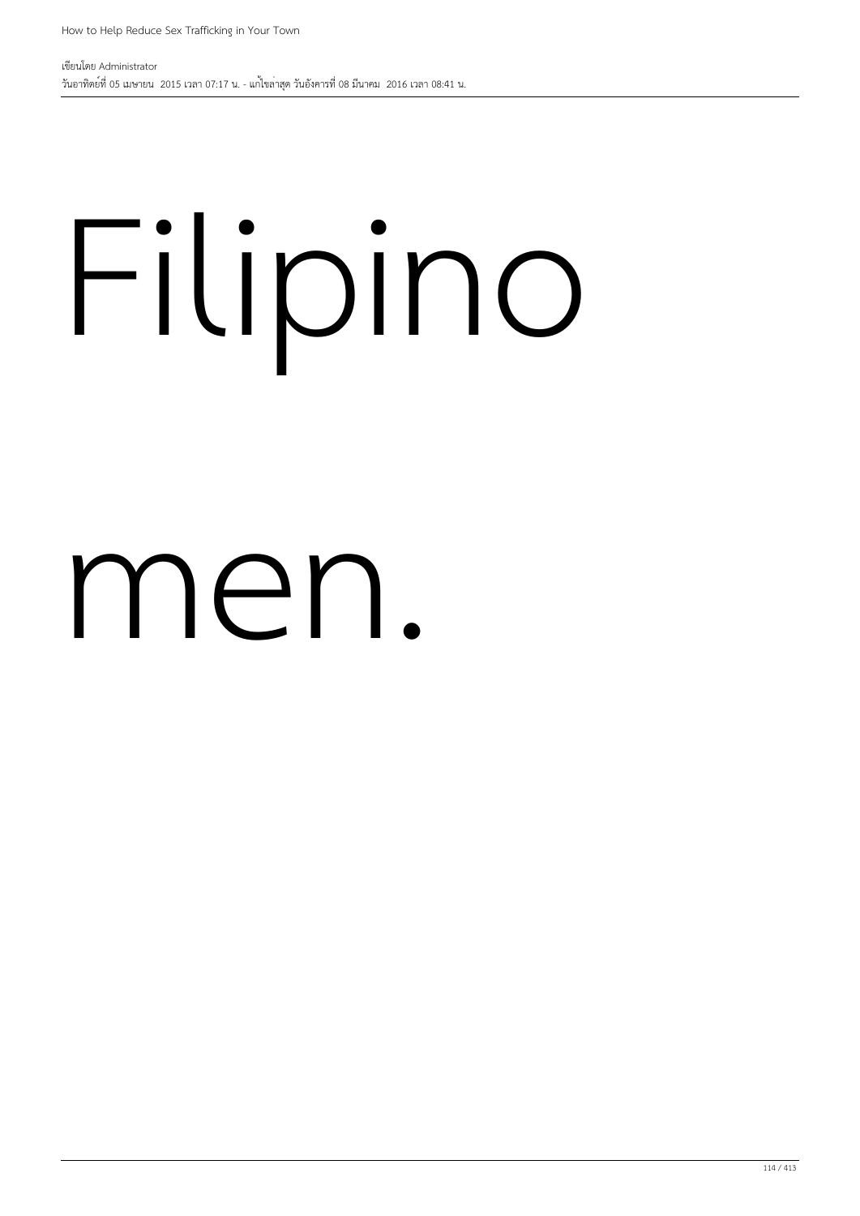Filipino

men.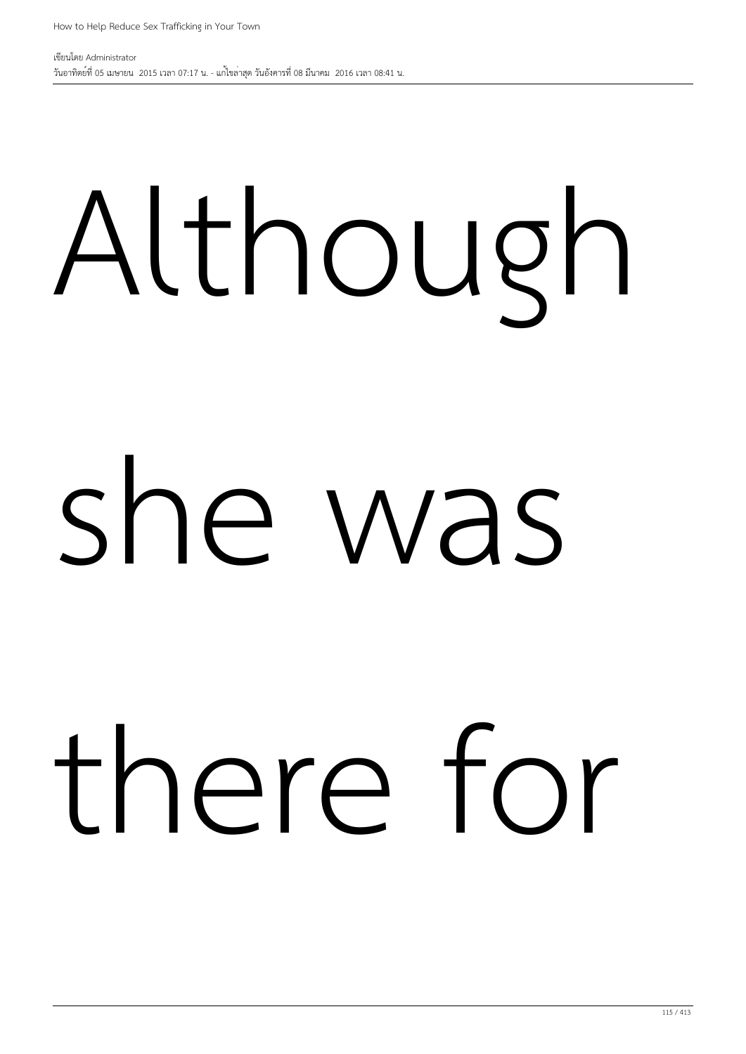Although

she was

there for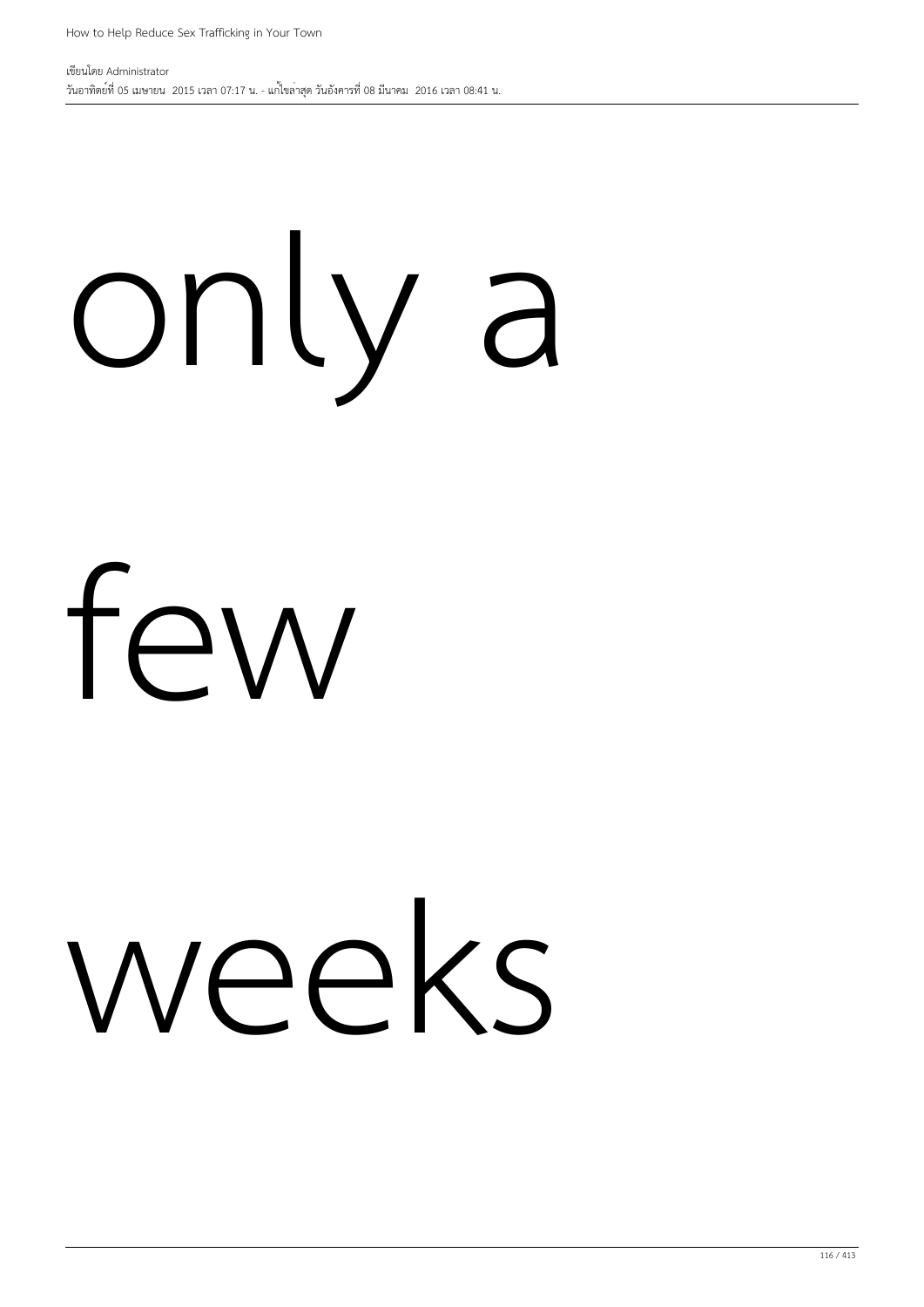only a

few

weeks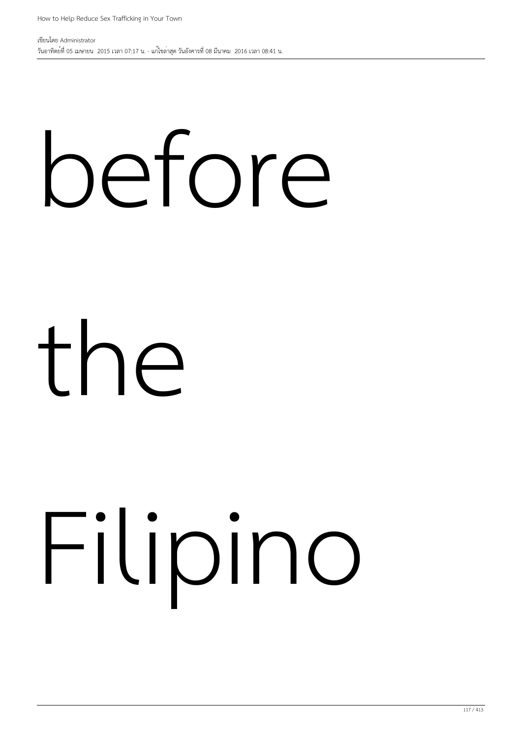before

the

Filipino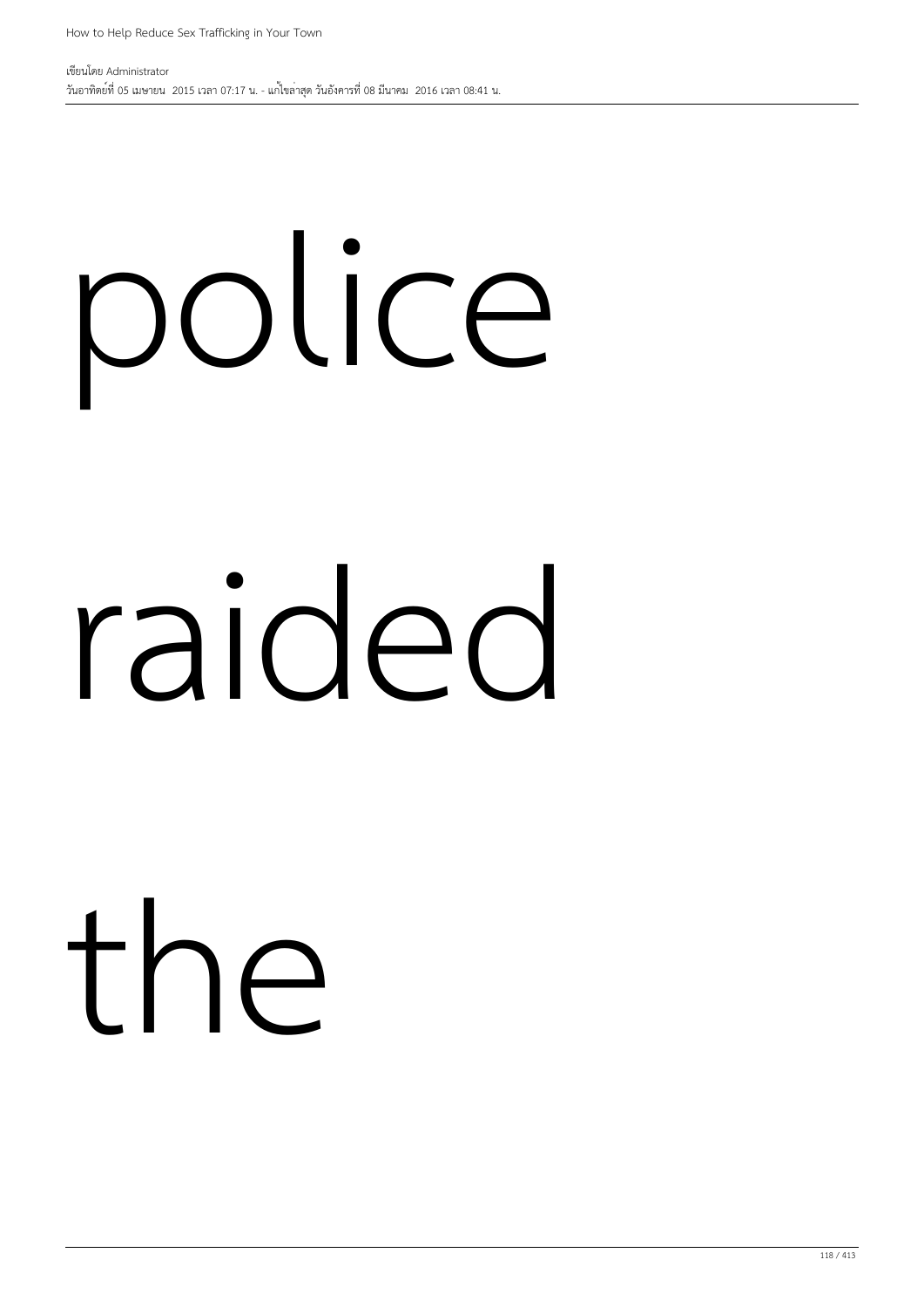police

raided

the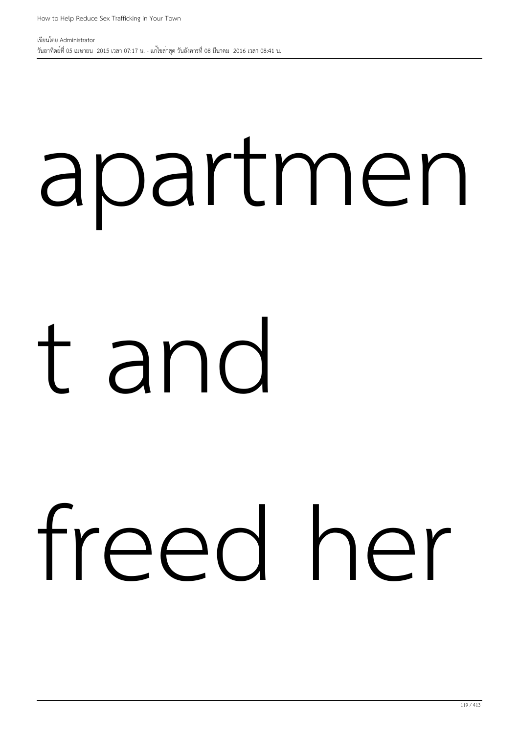apartmen

t and

freed her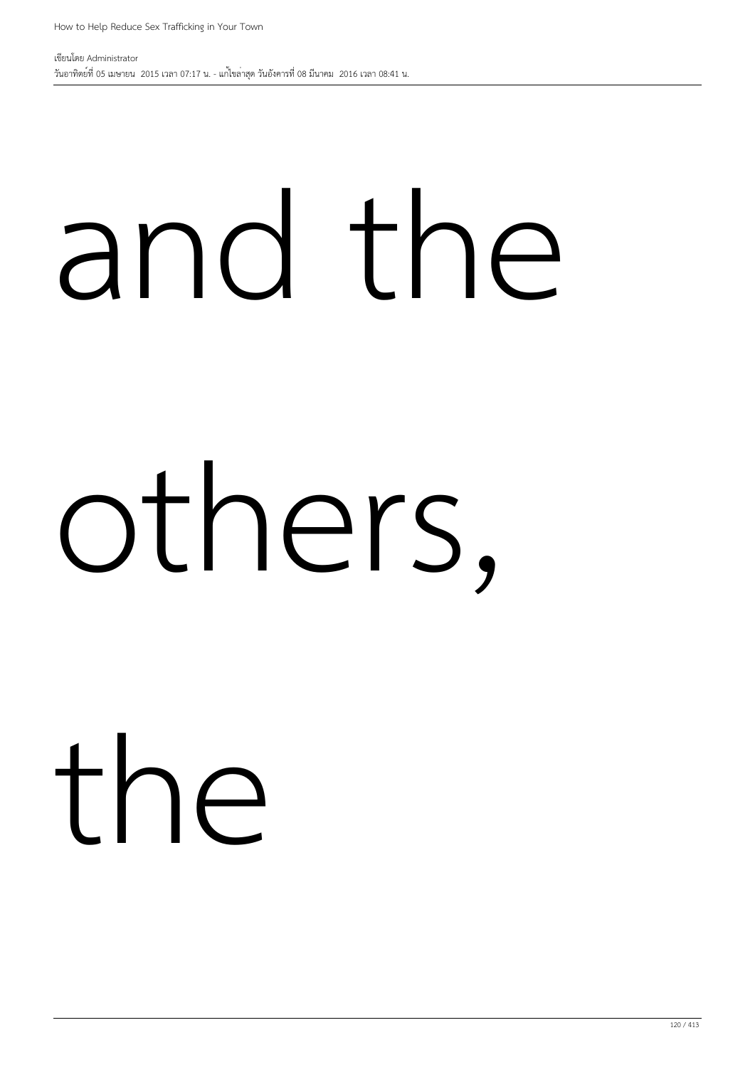and the

others,

the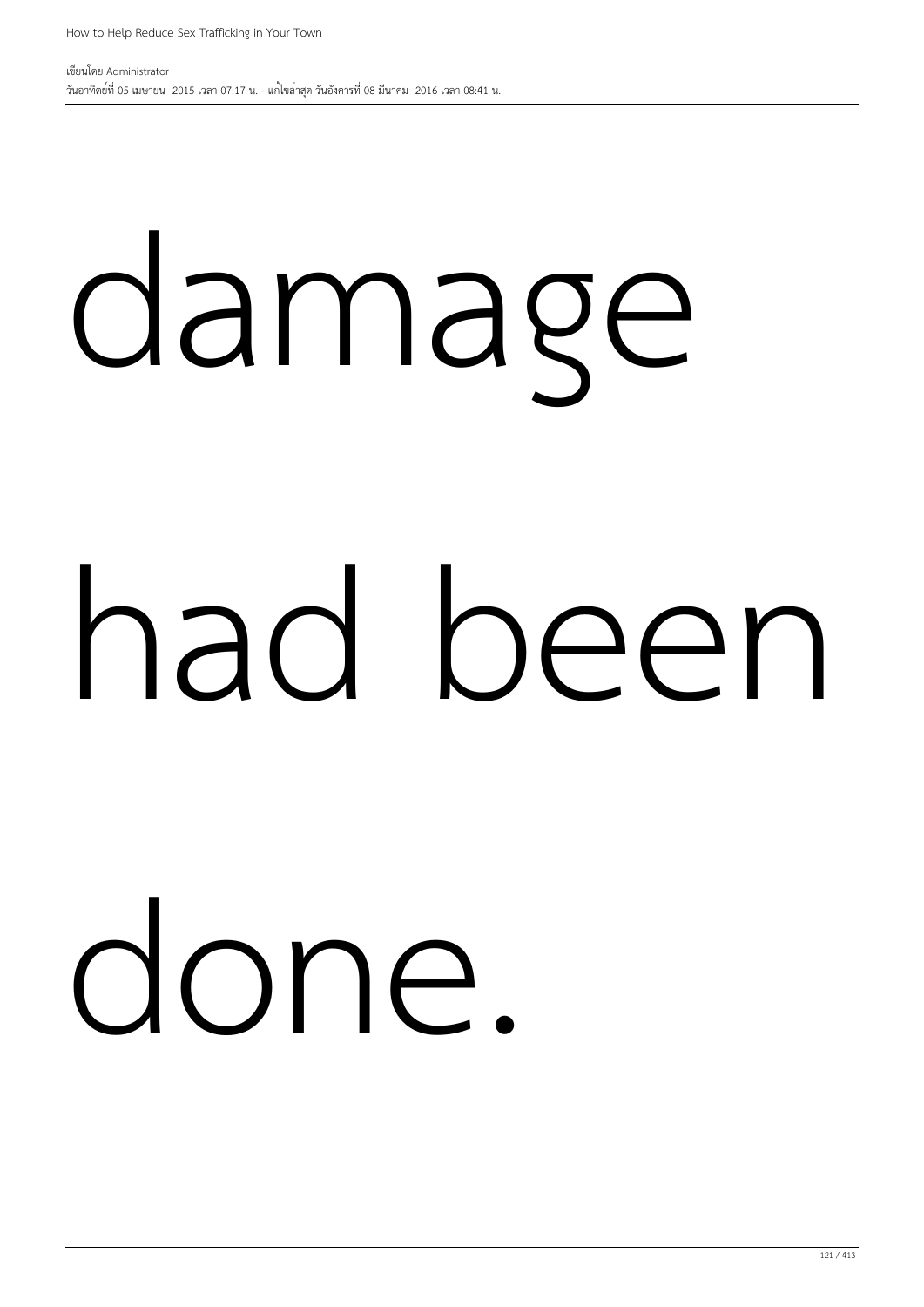damage

had been

done.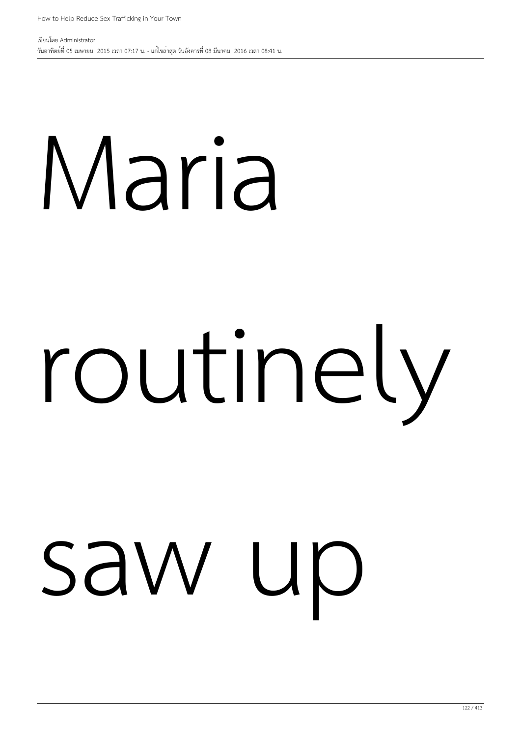Maria

routinely

saw up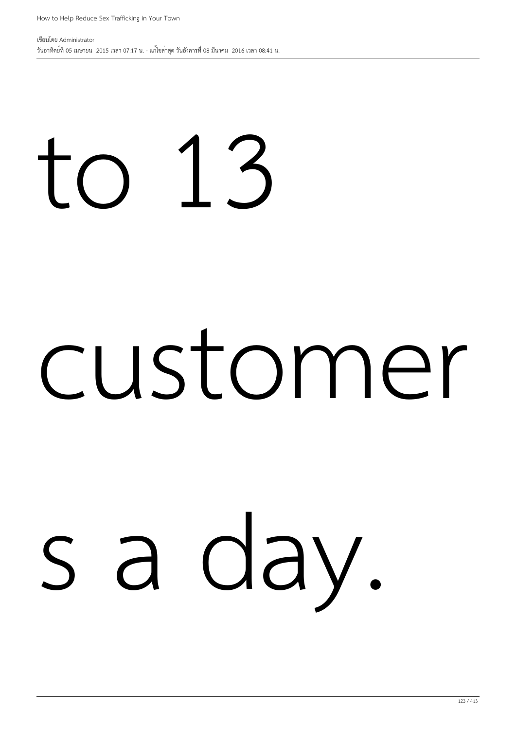to 13

customer

s a day.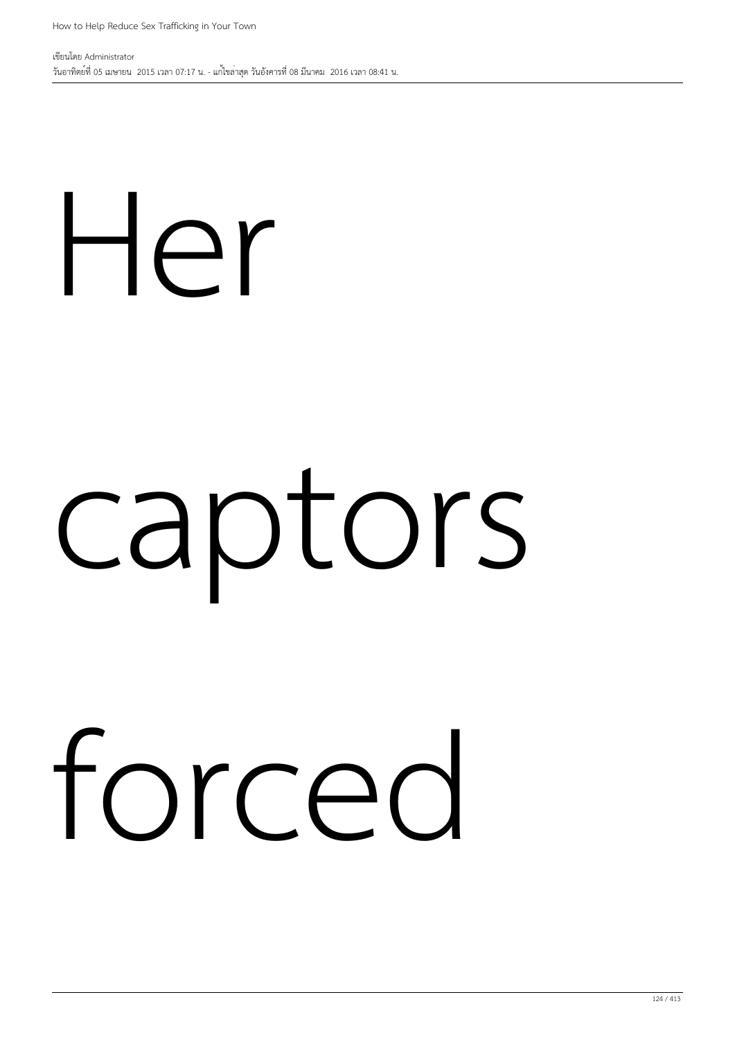Her

captors

forced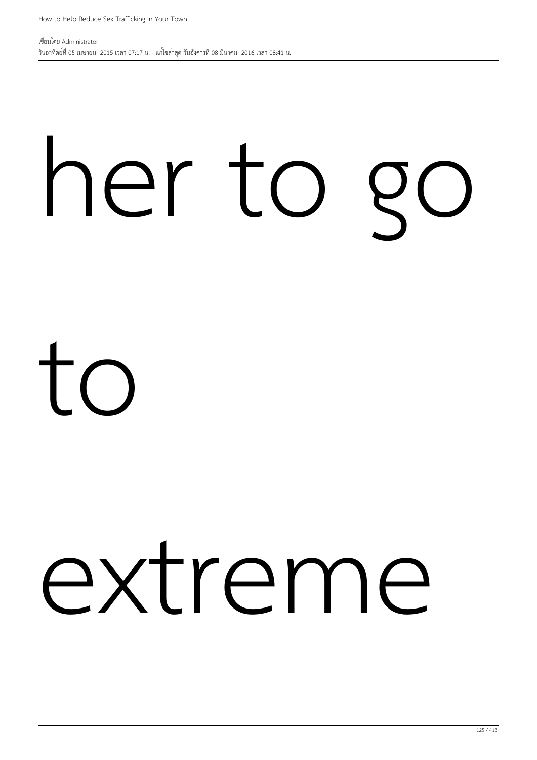her to go

to

extreme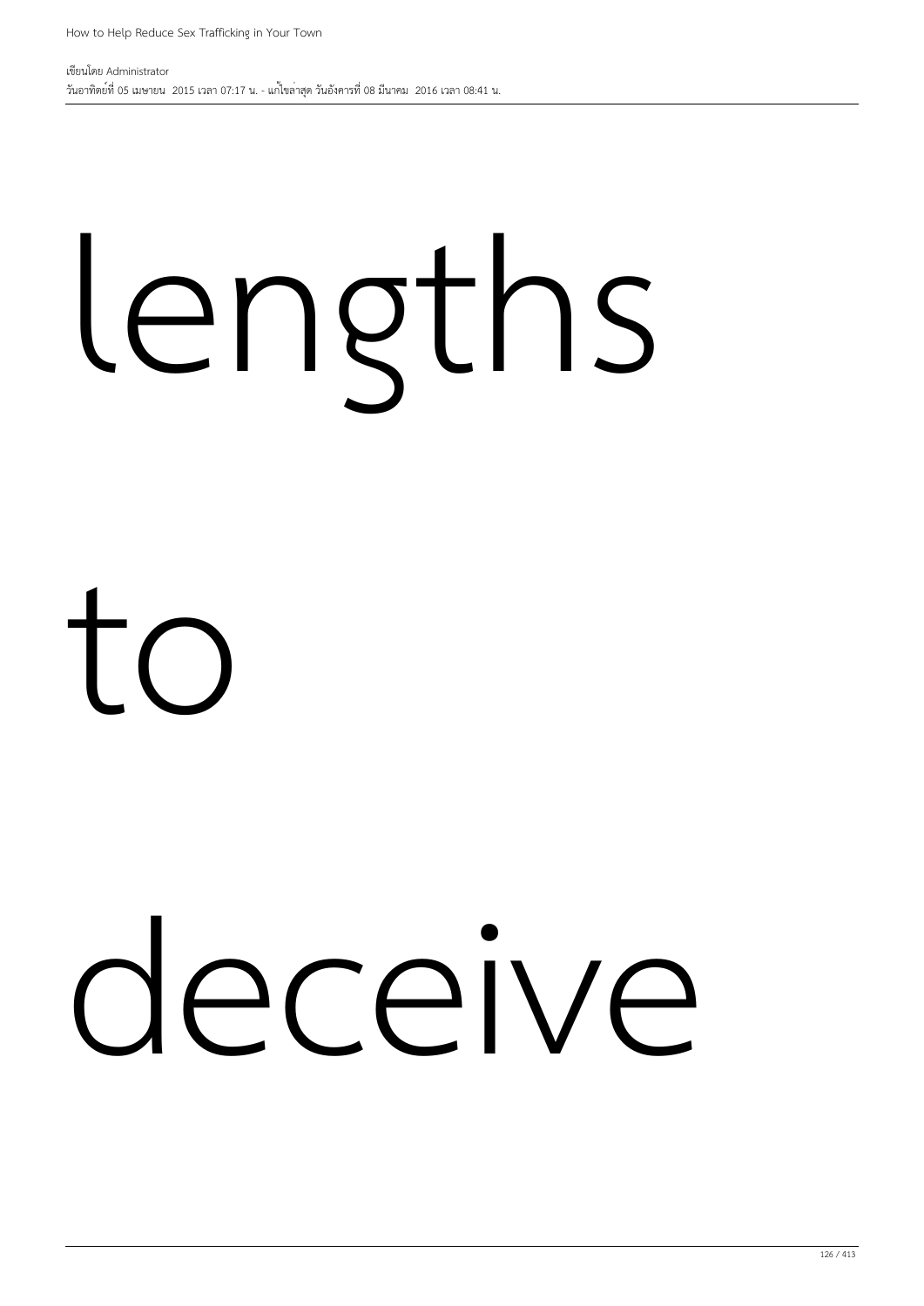lengths

to

deceive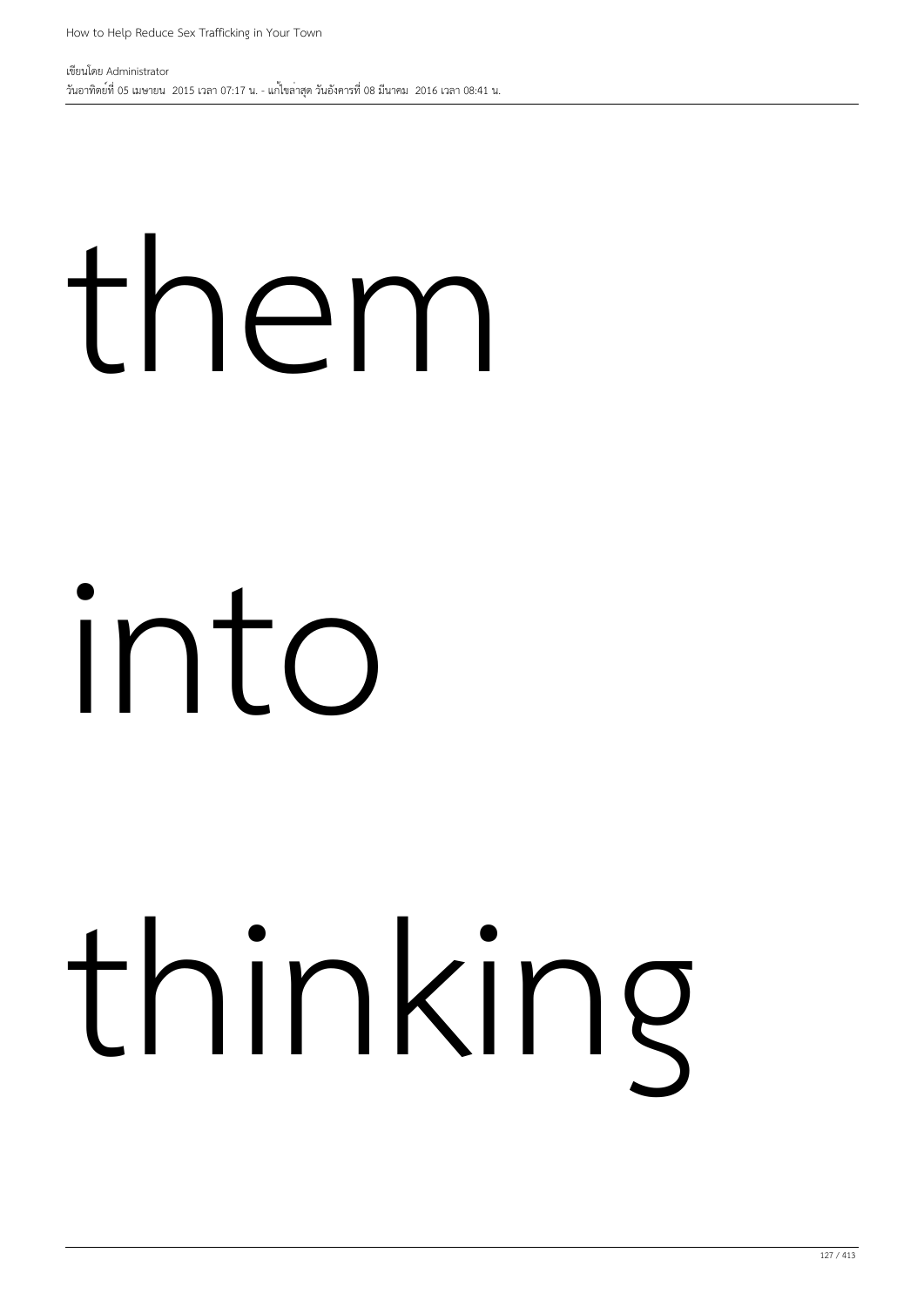them

into

thinking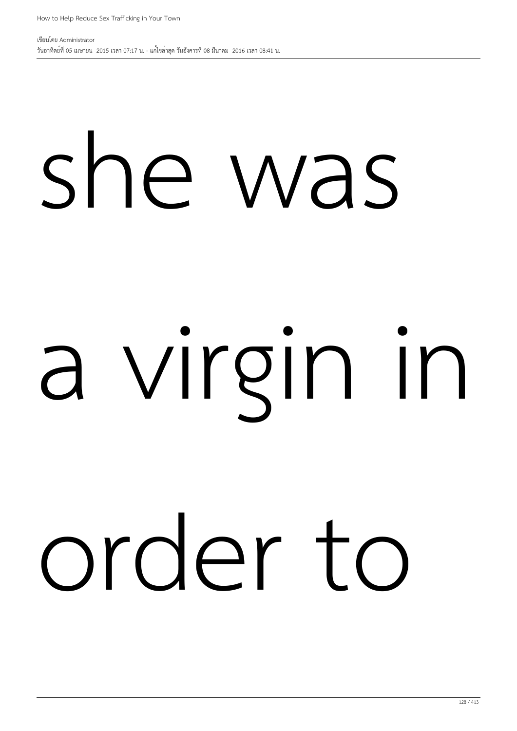she was

a virgin in

order to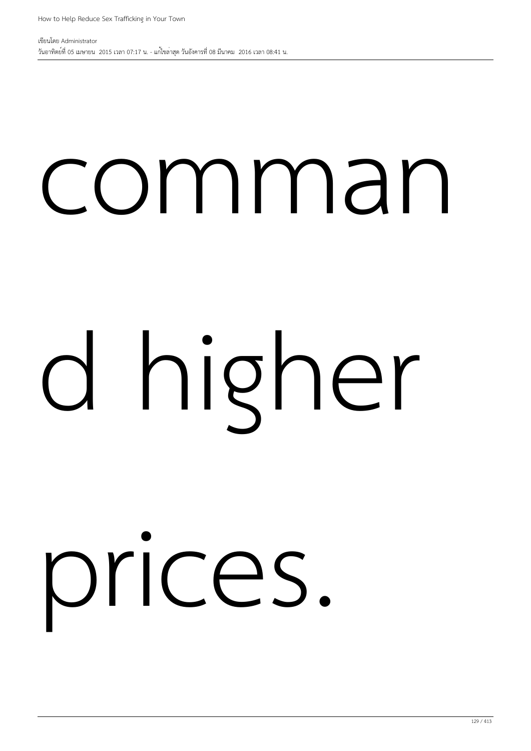command higher prices.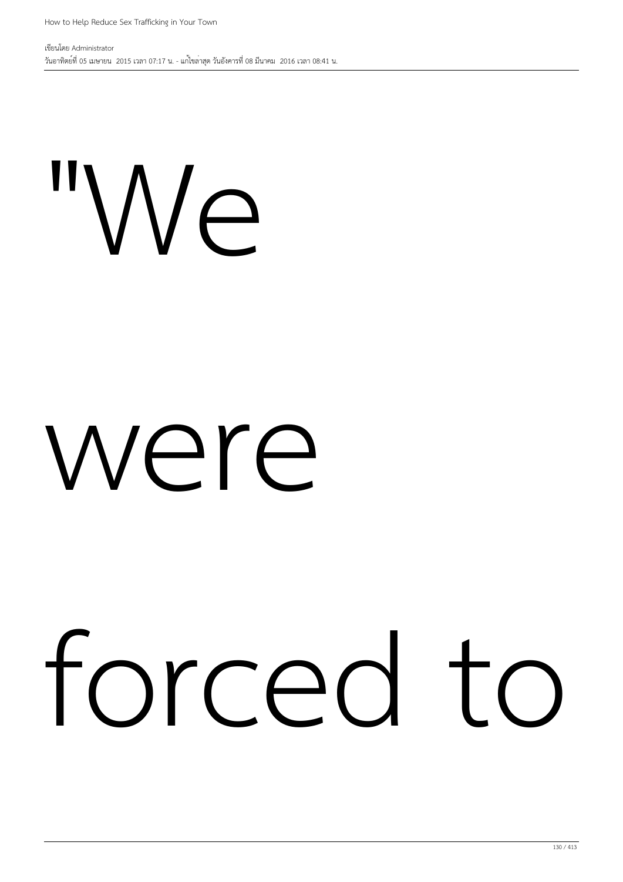"We

were

forced to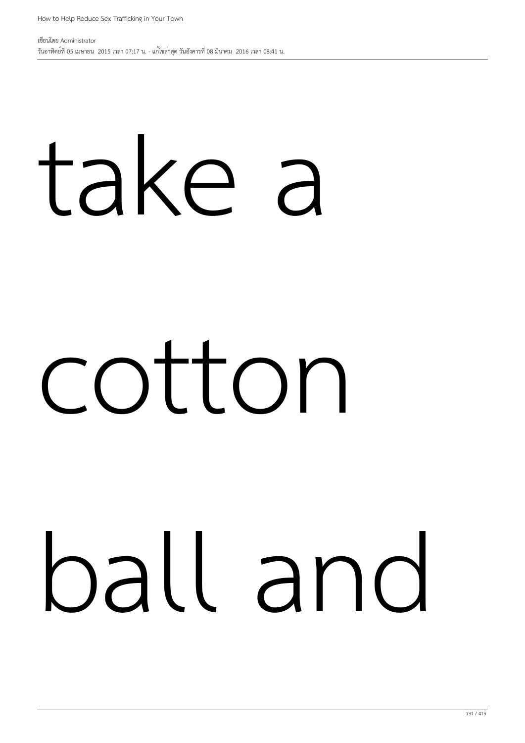take a

cotton

ball and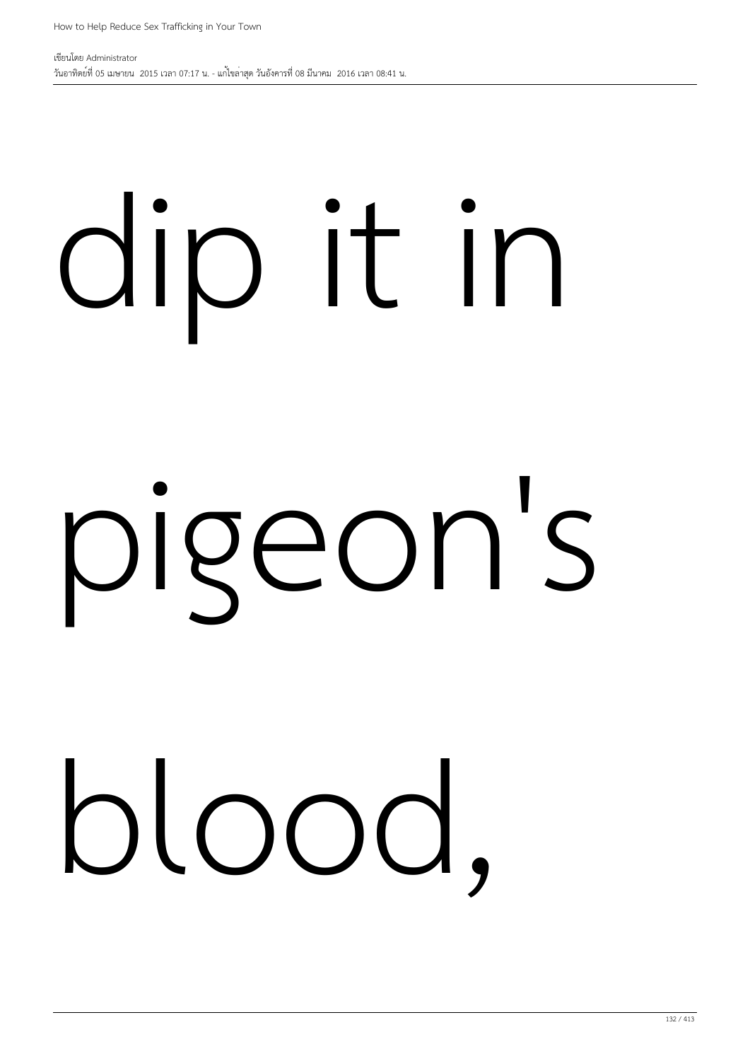dip it in

pigeon's

blood,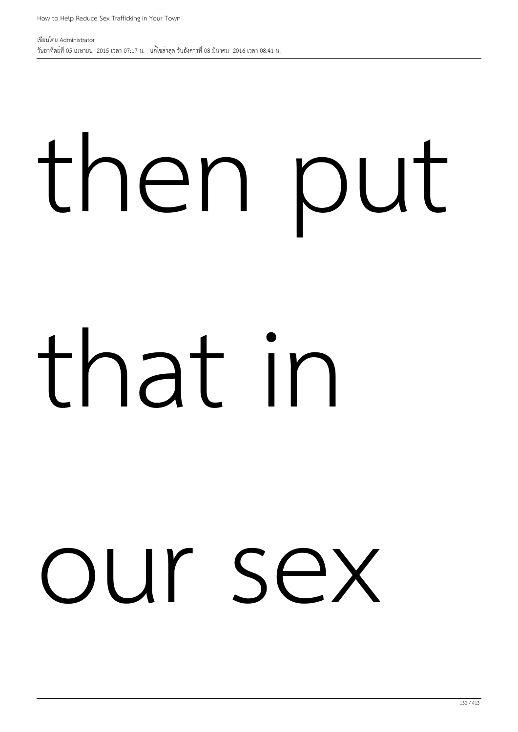then put

that in

our sex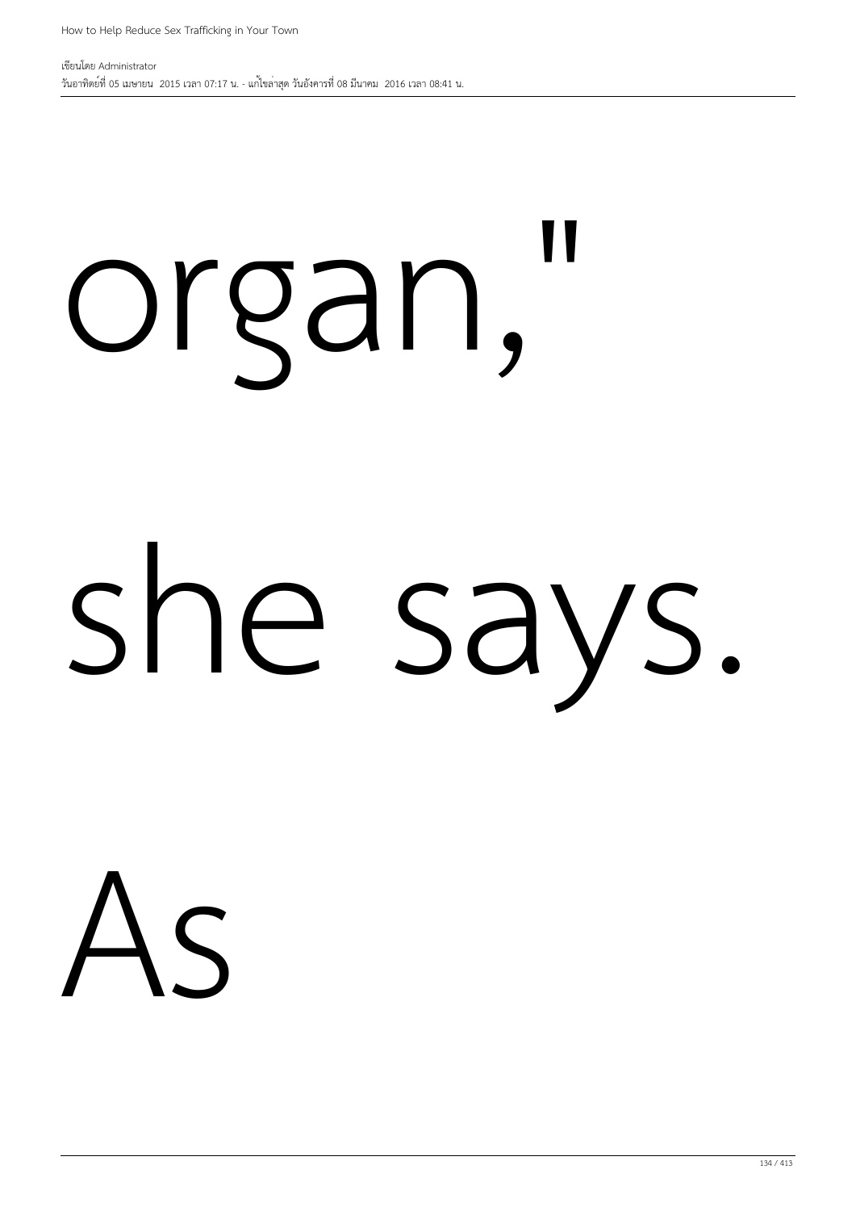organ,"

she says.

As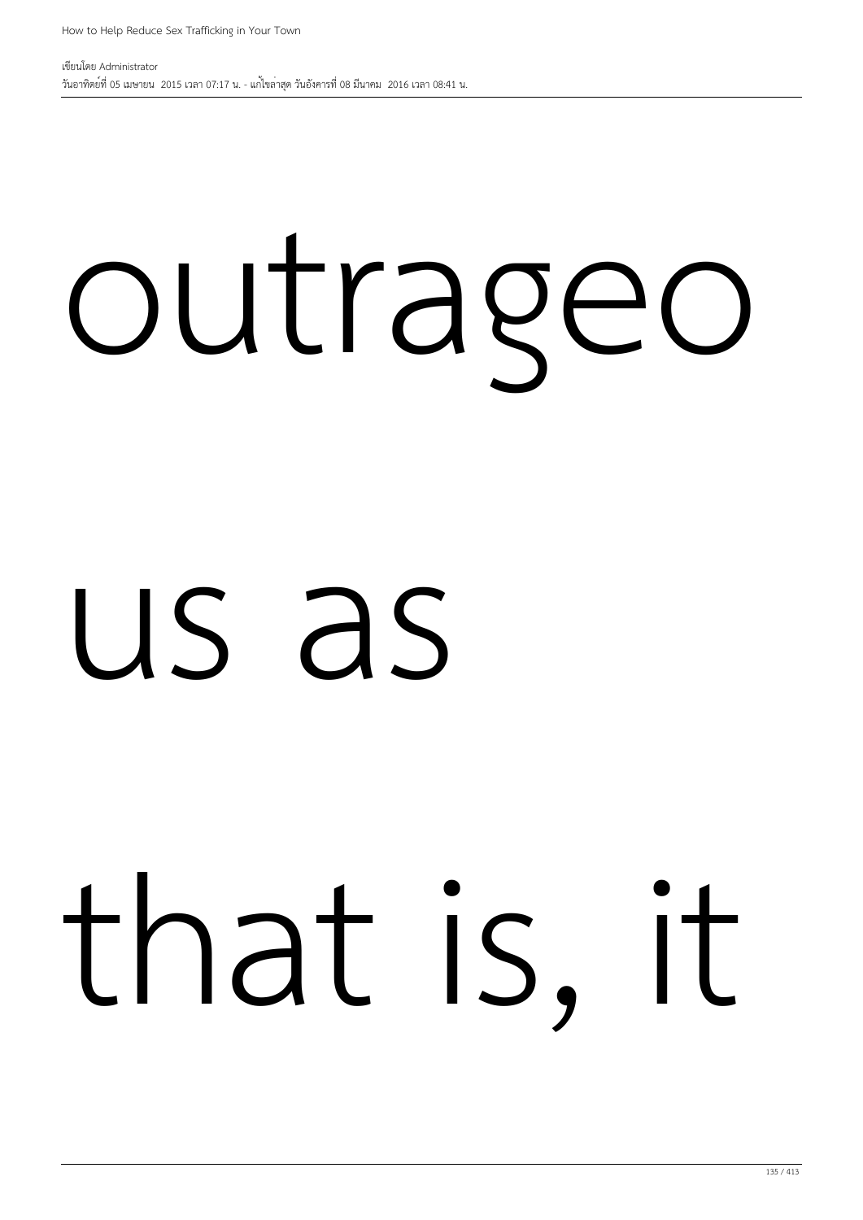outrageo

us as

that is, it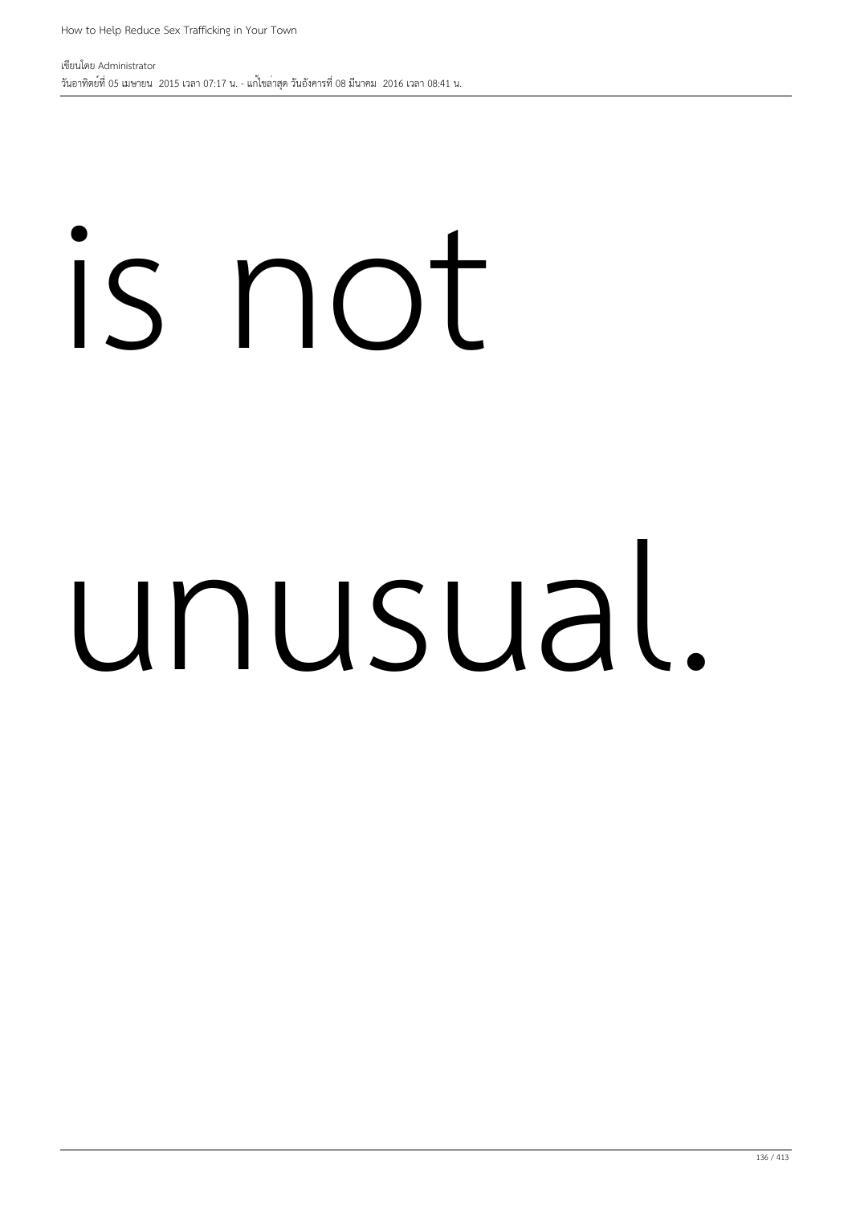is not unusual.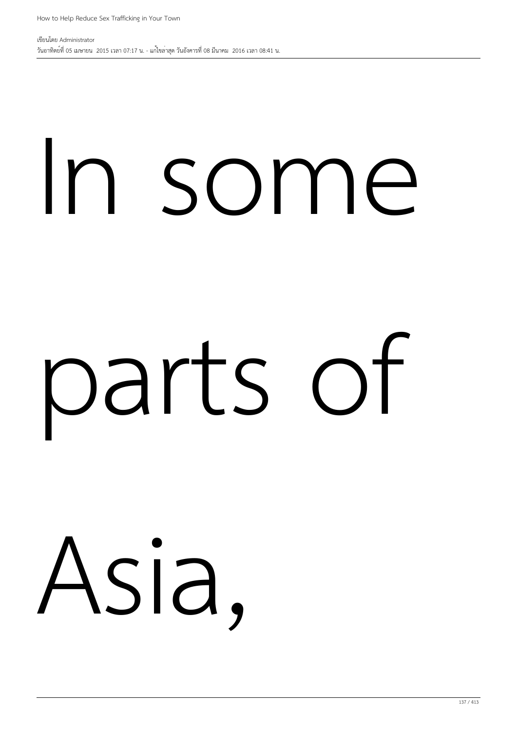In some

parts of

Asia,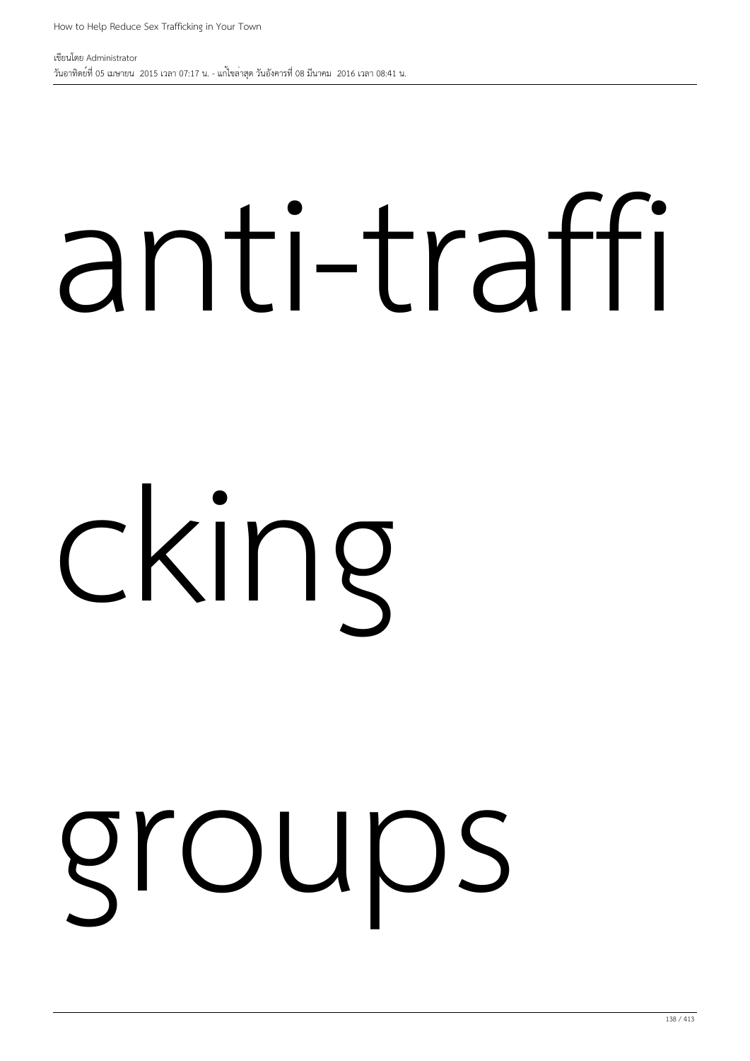anti-traffi

cking

groups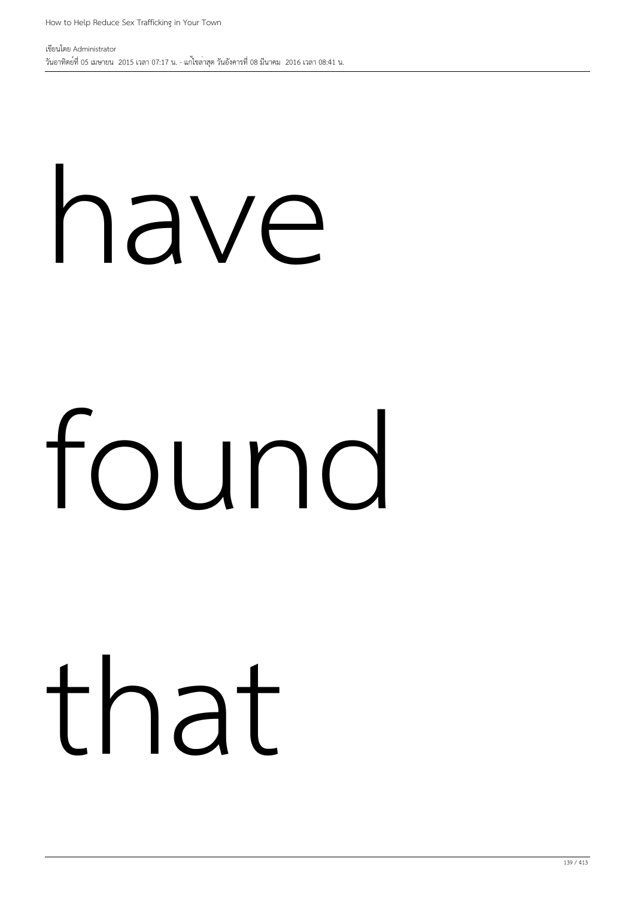have

found

that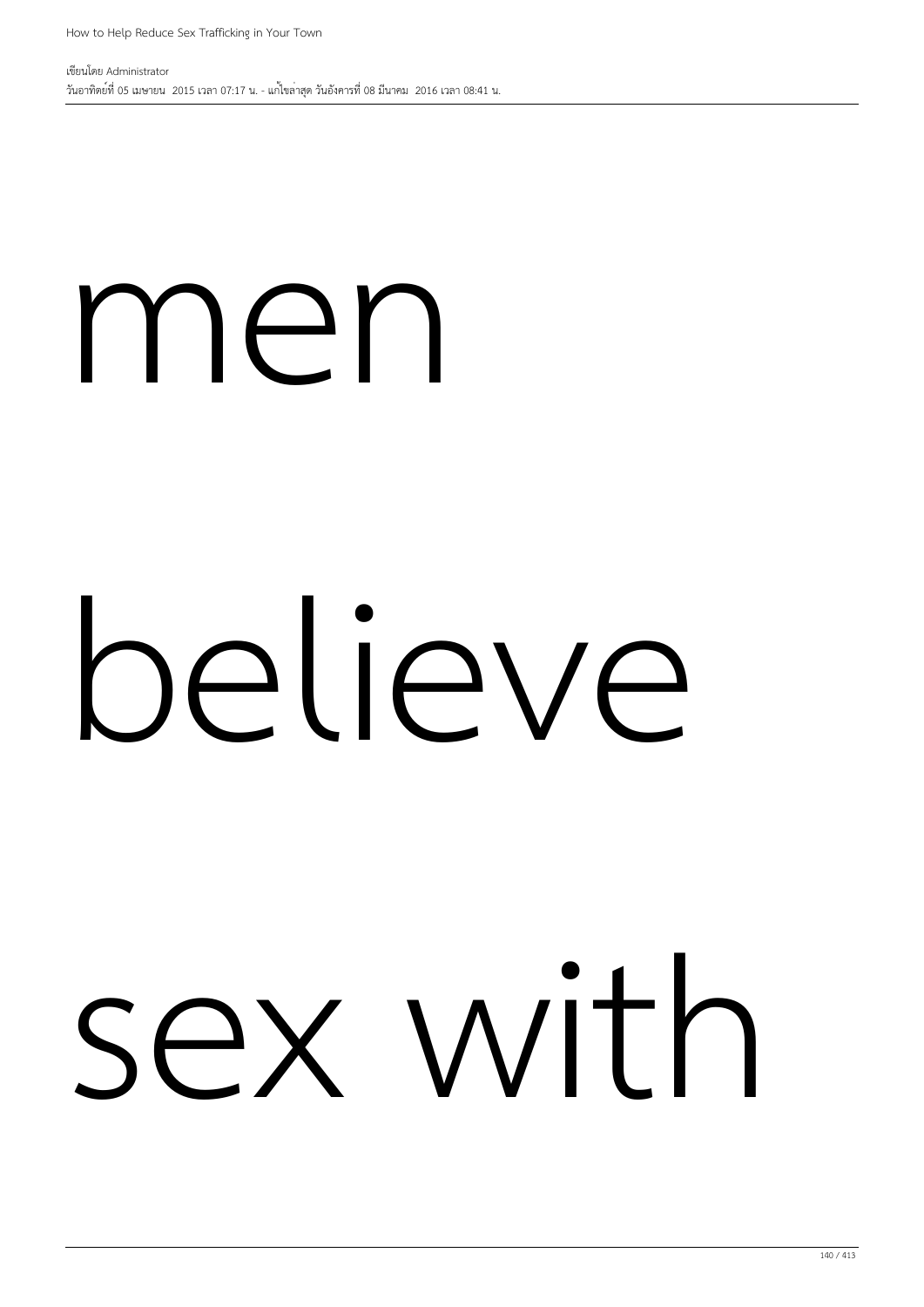men

believe

sex with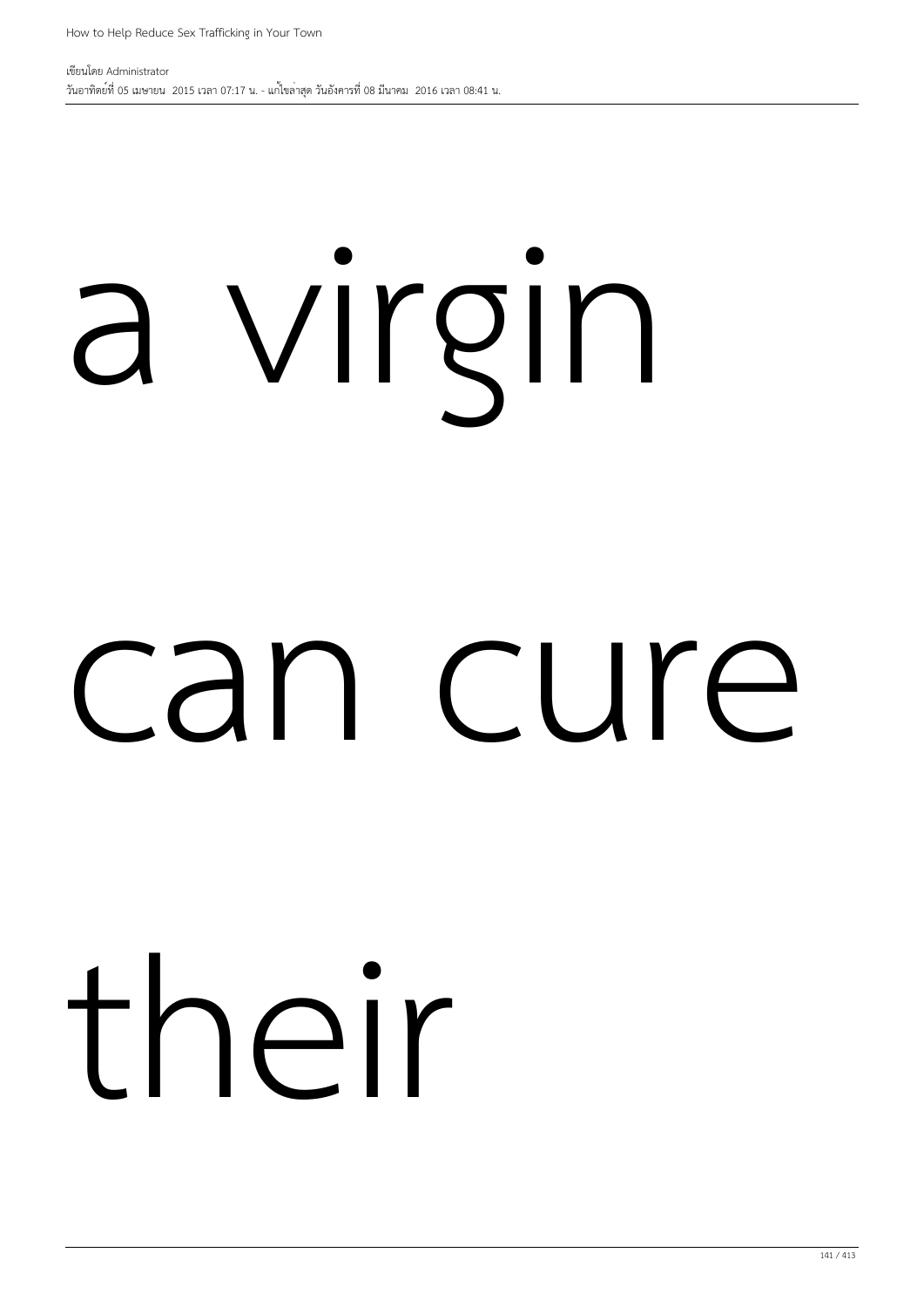a virgin

can cure

their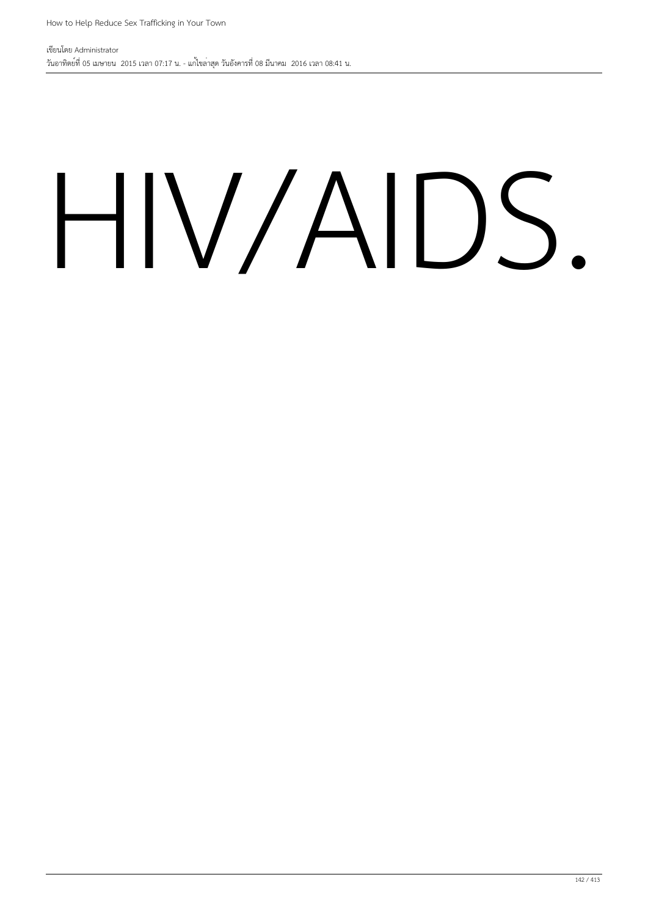HIV/AIDS.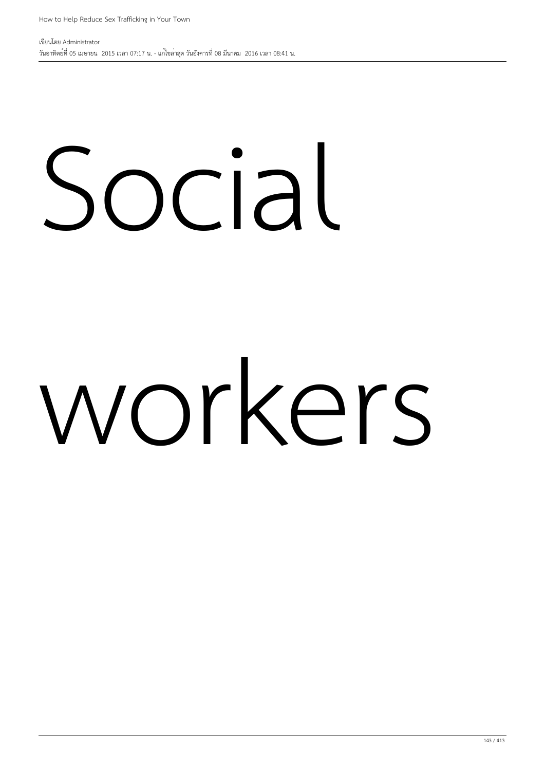Social

workers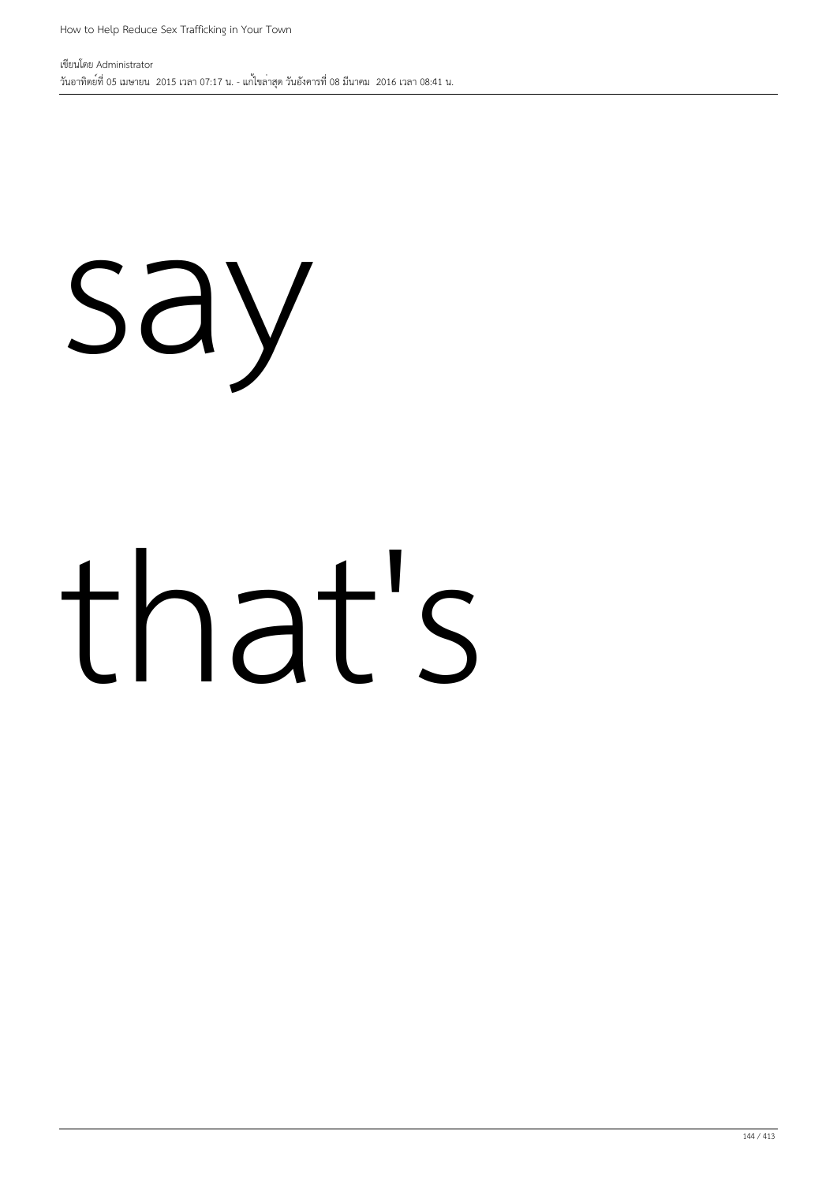say

that's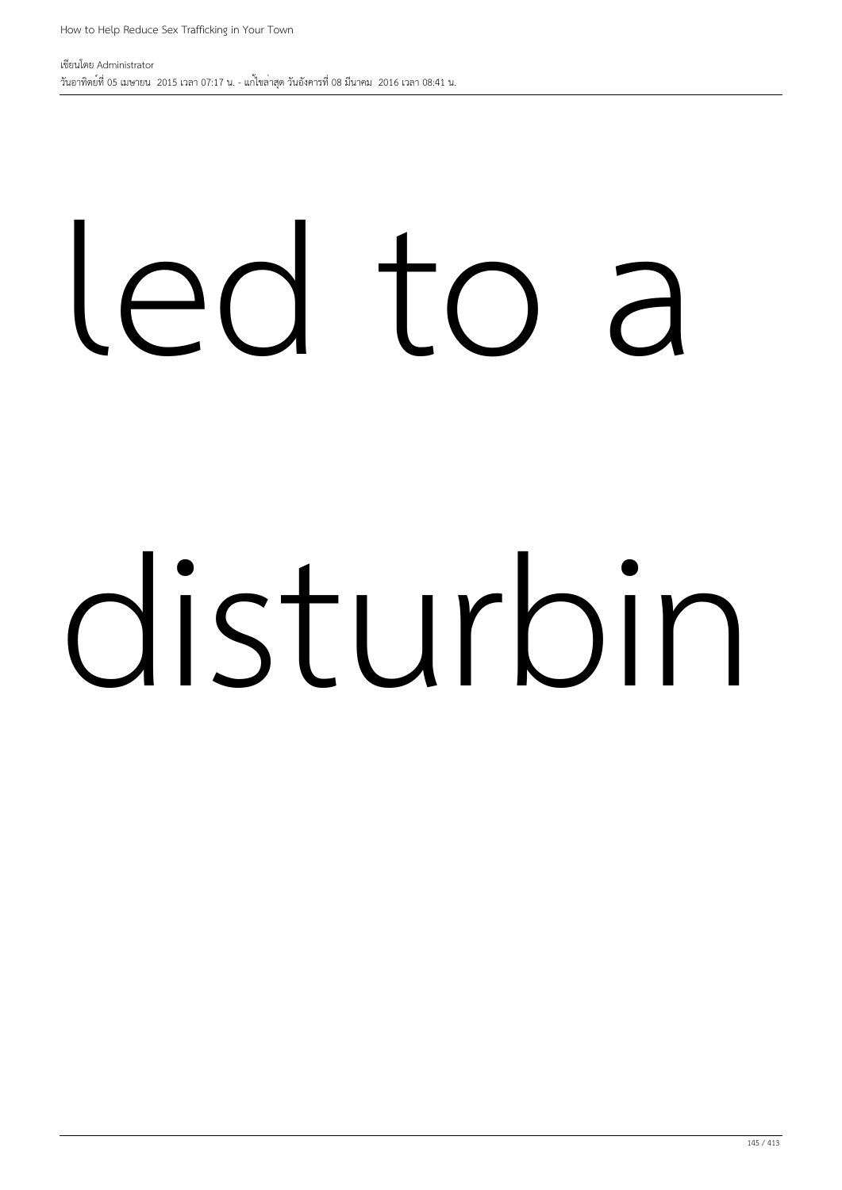led to a

disturbin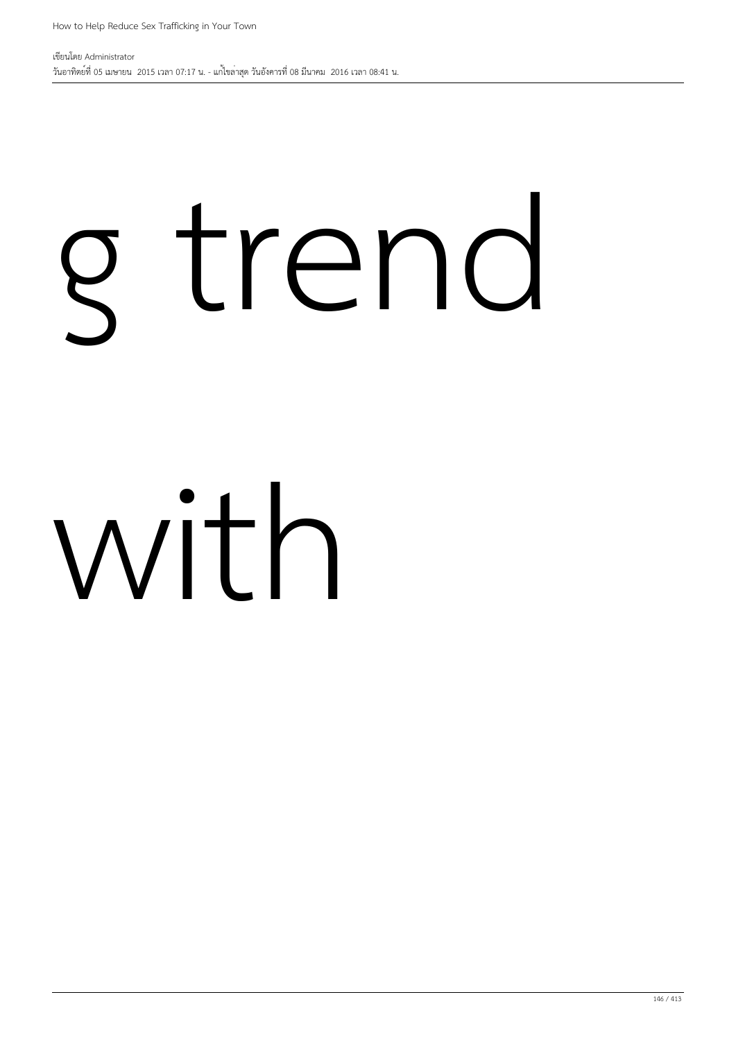g trend

with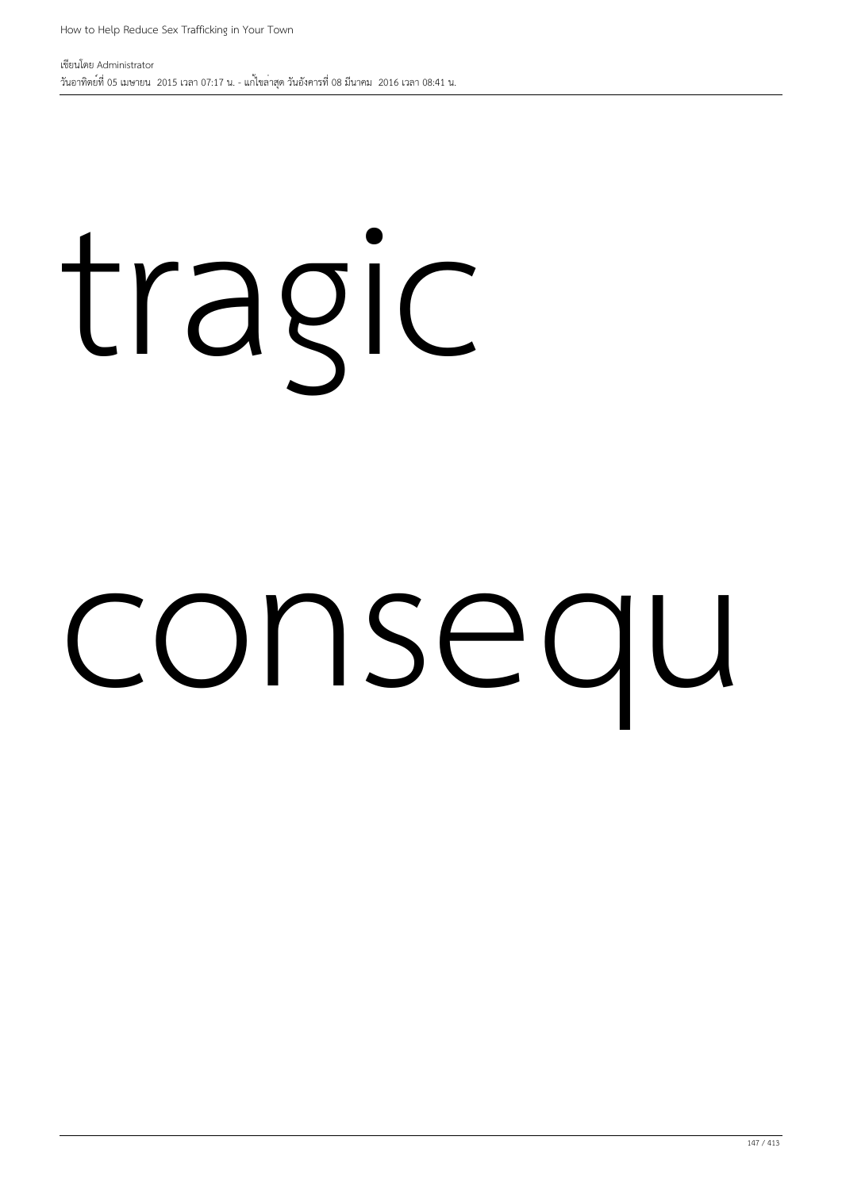tragic

consequ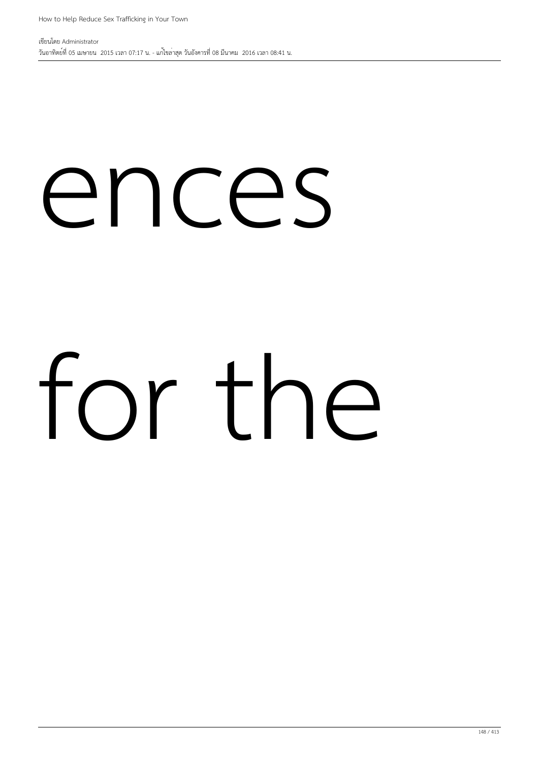ences

for the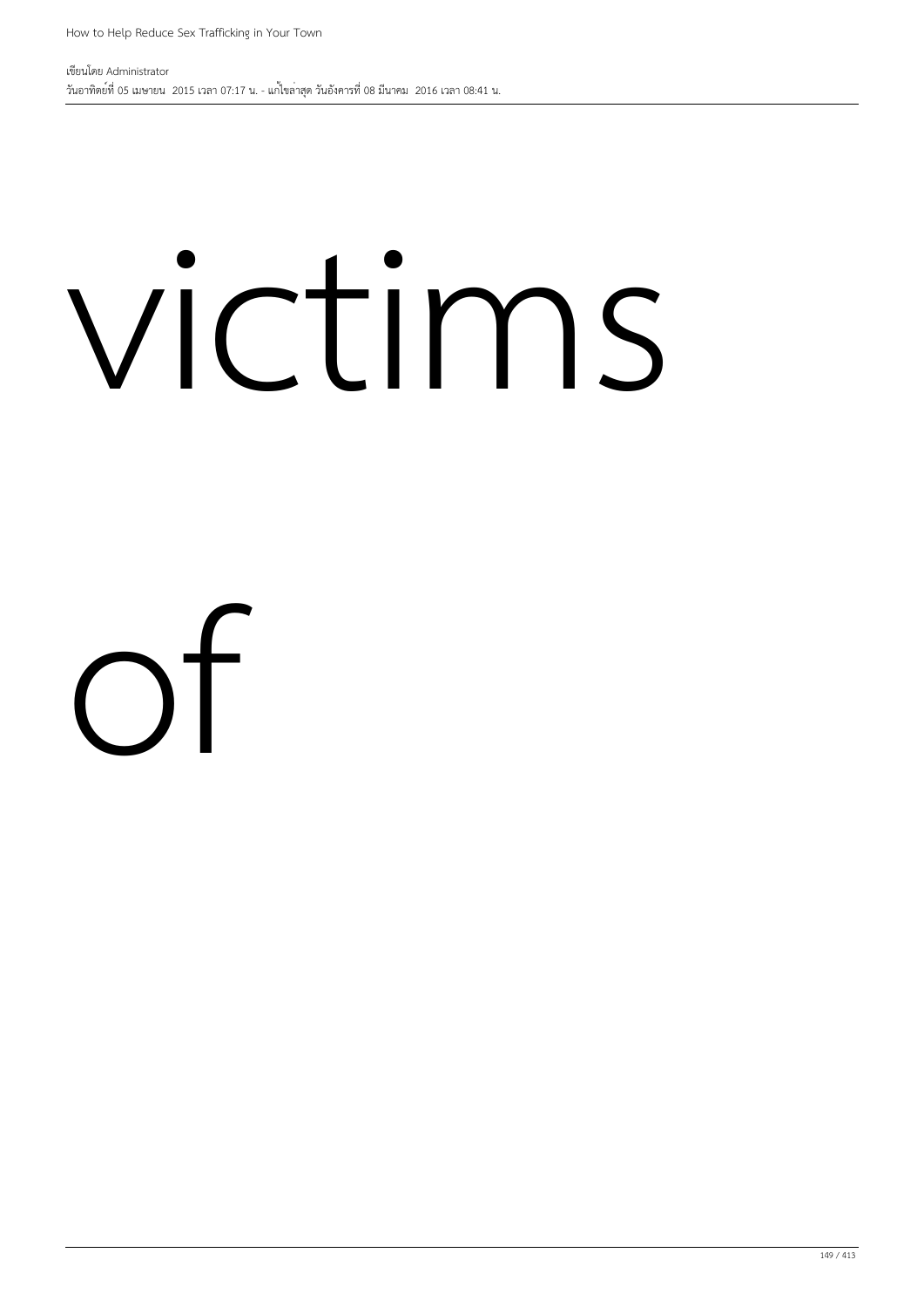victims

of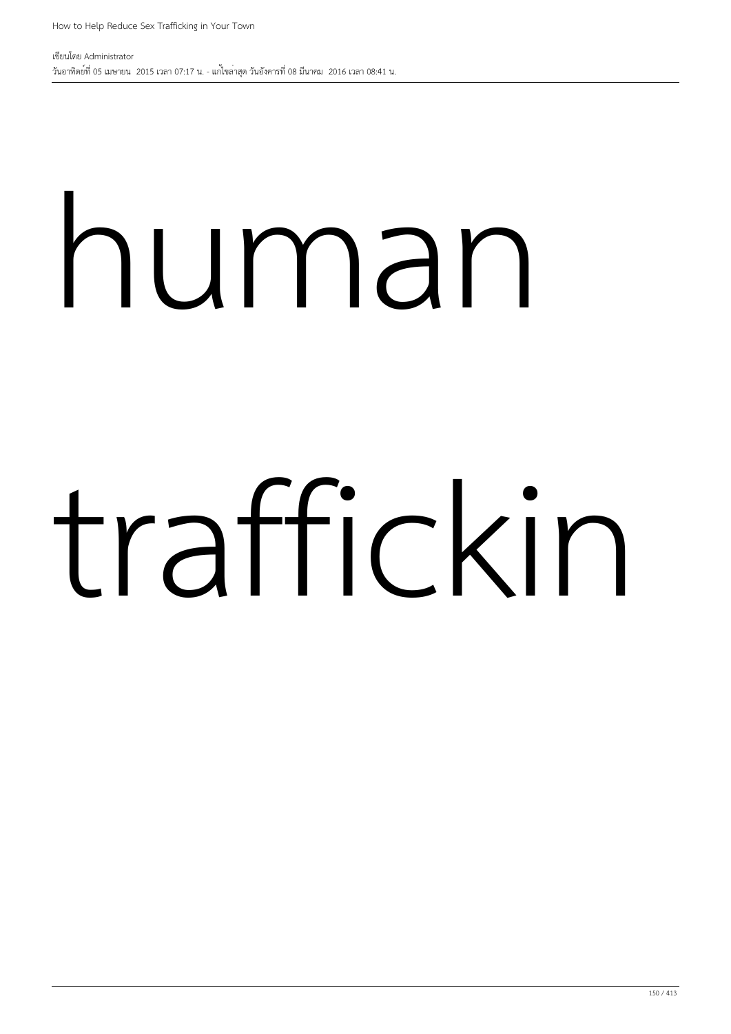human

traffickin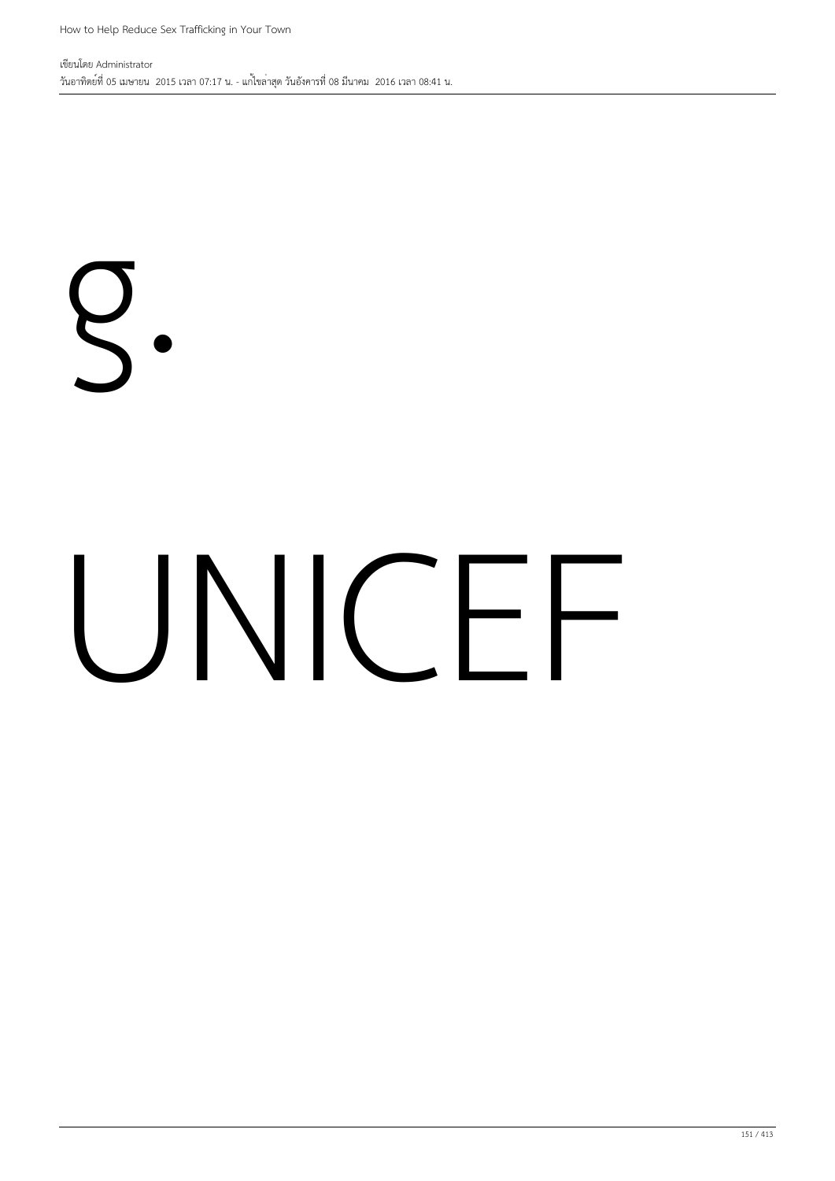g.

UNICEF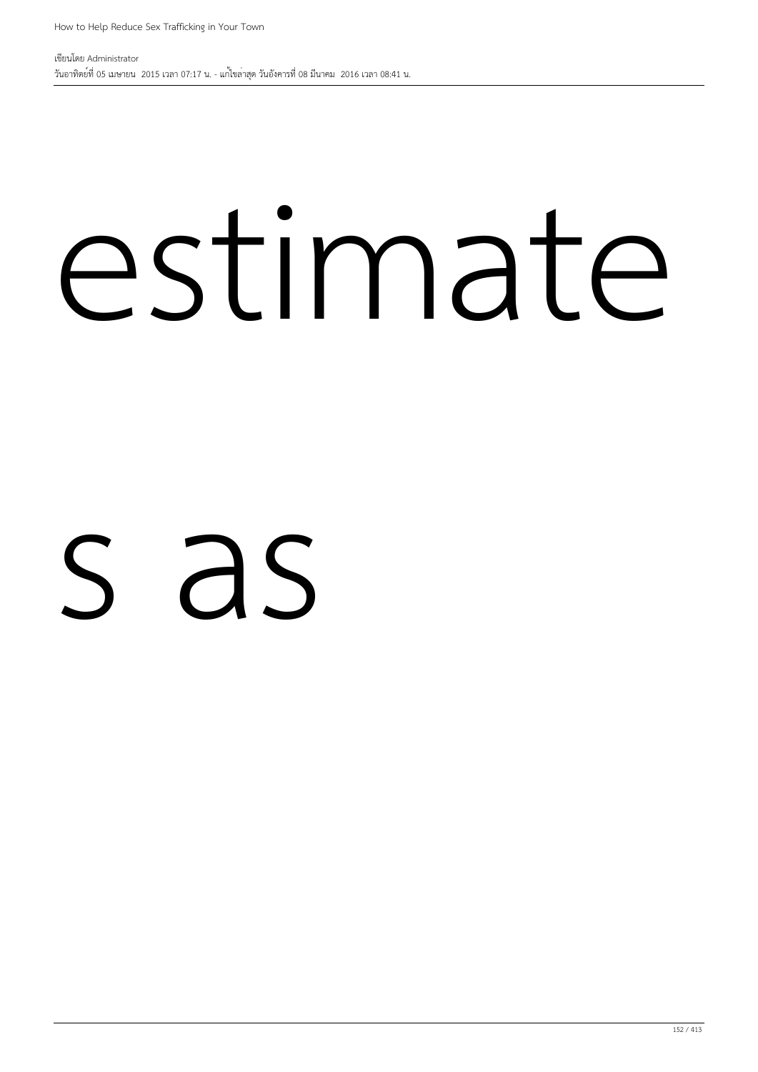estimate

s as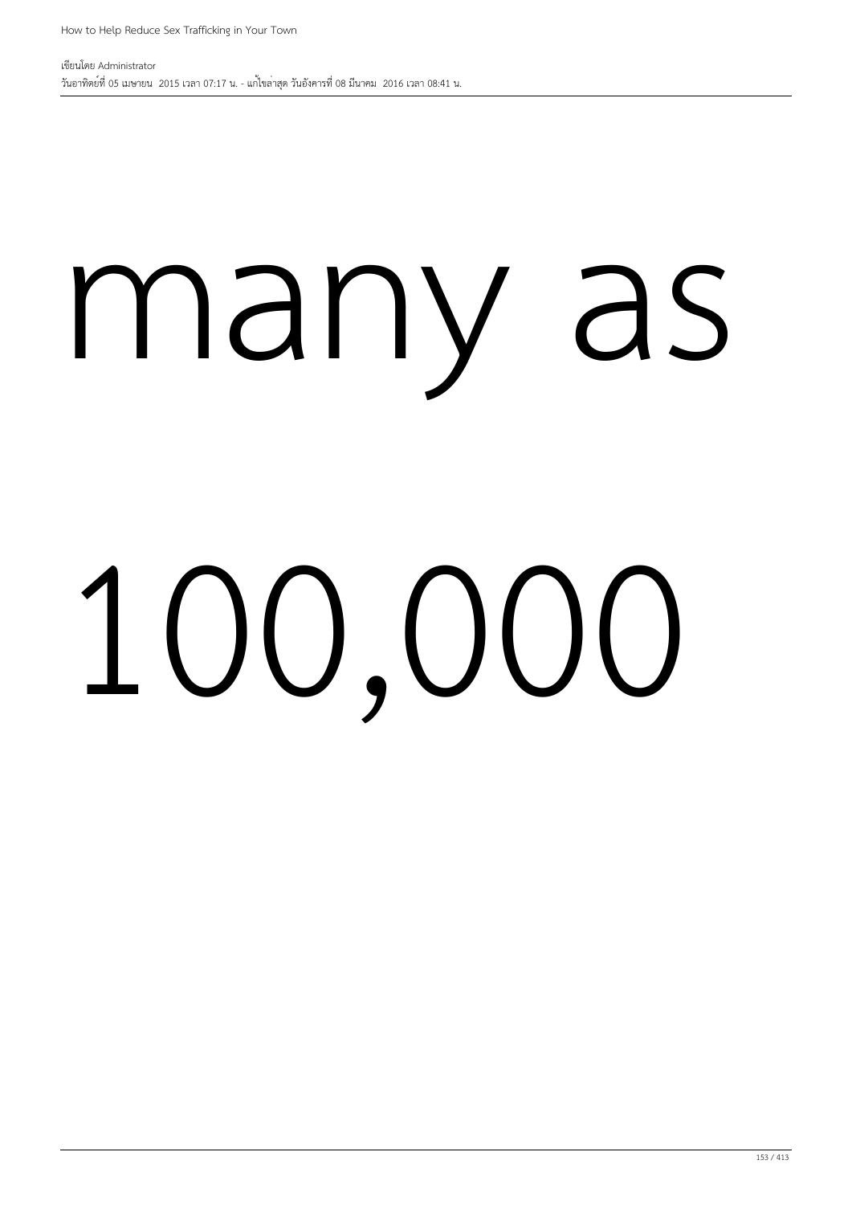many as

100,000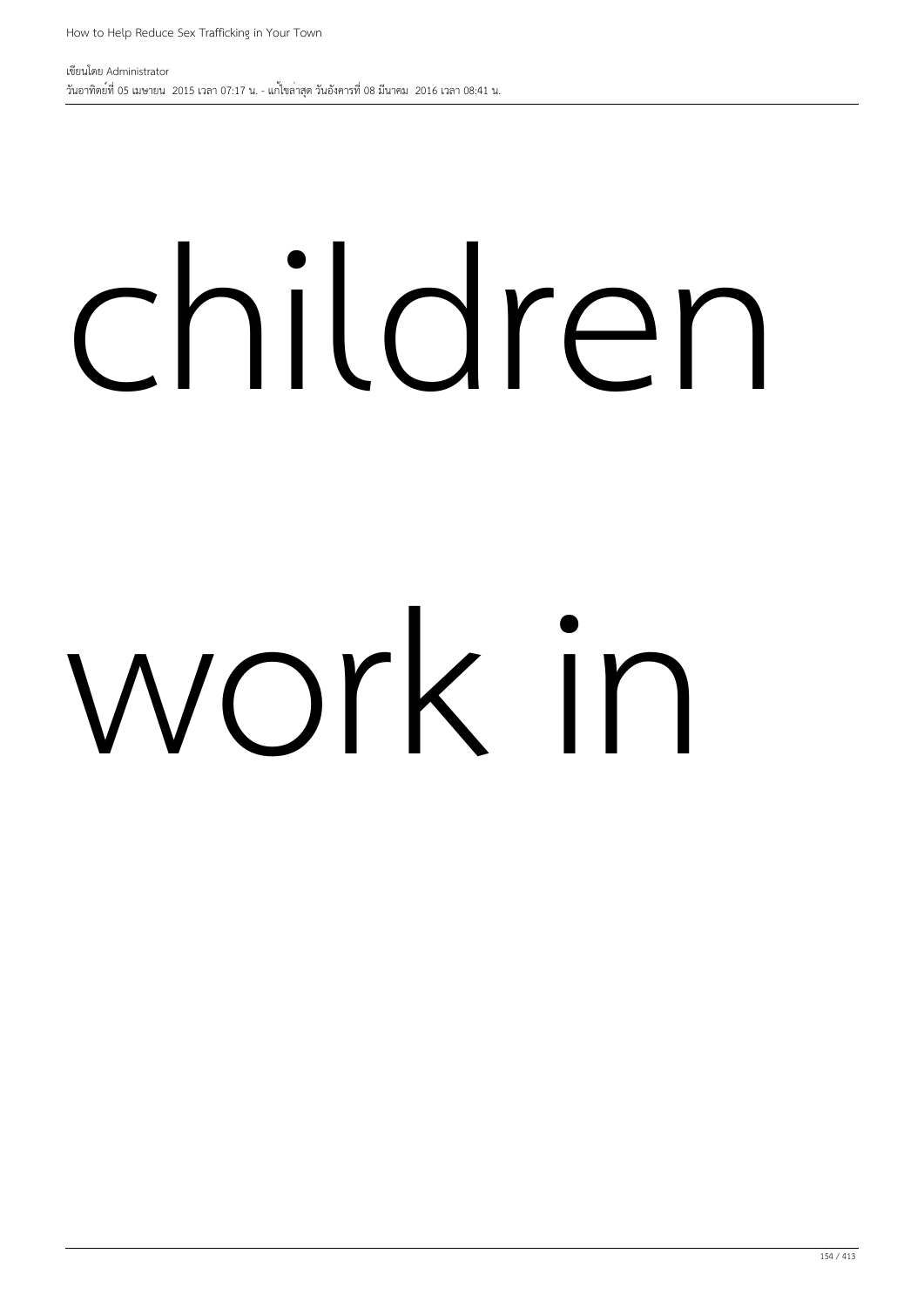children

work in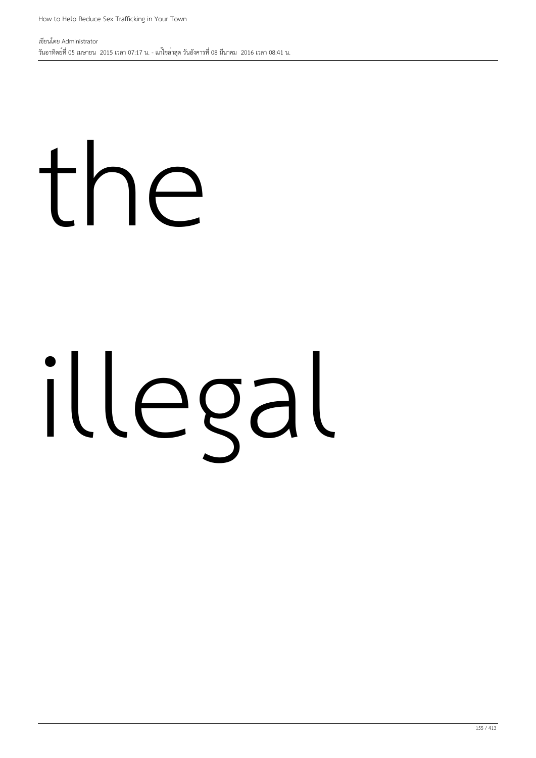the

illegal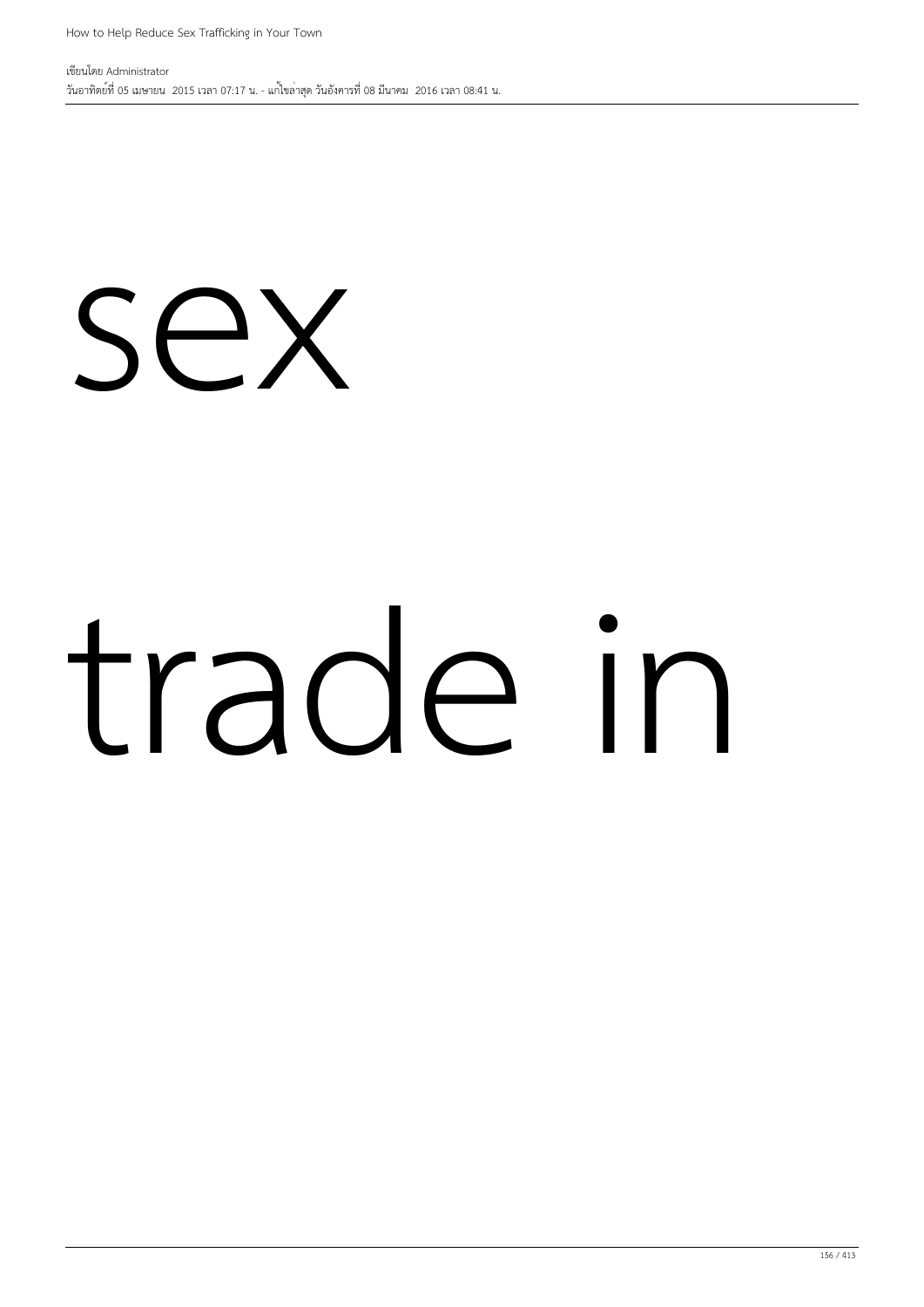sex

trade in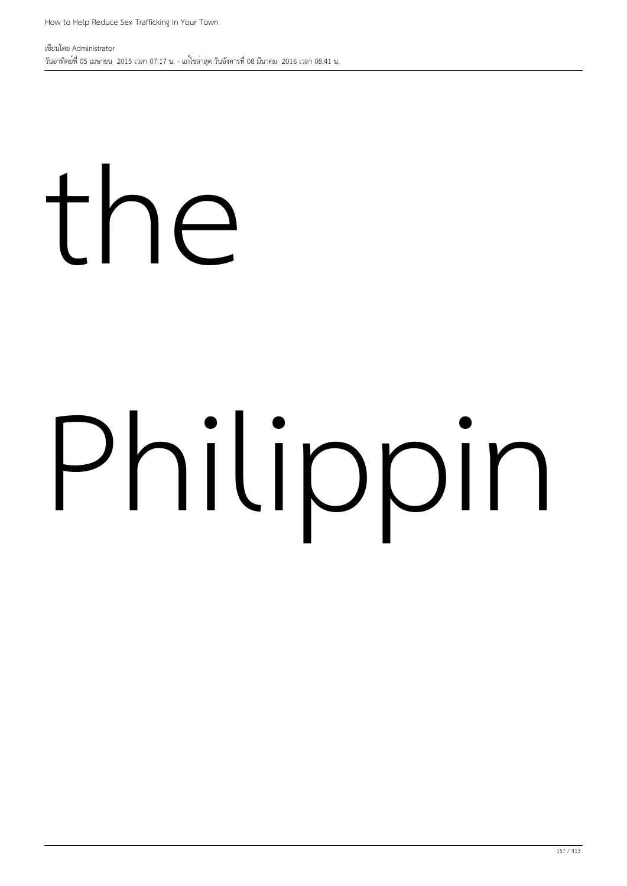the

Philippin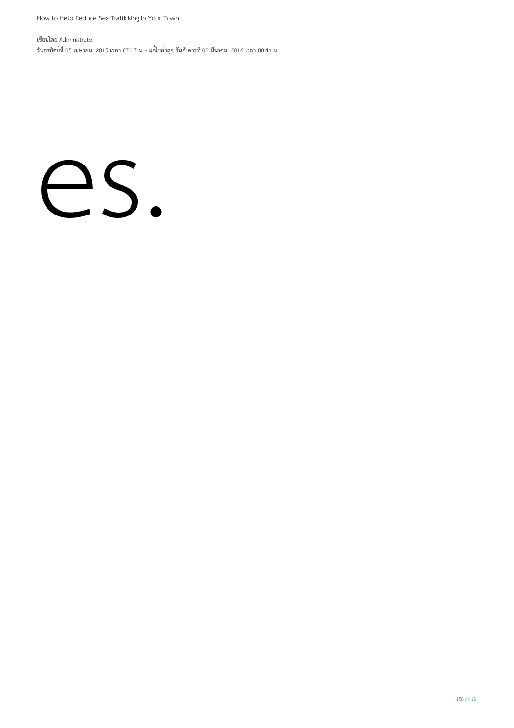es.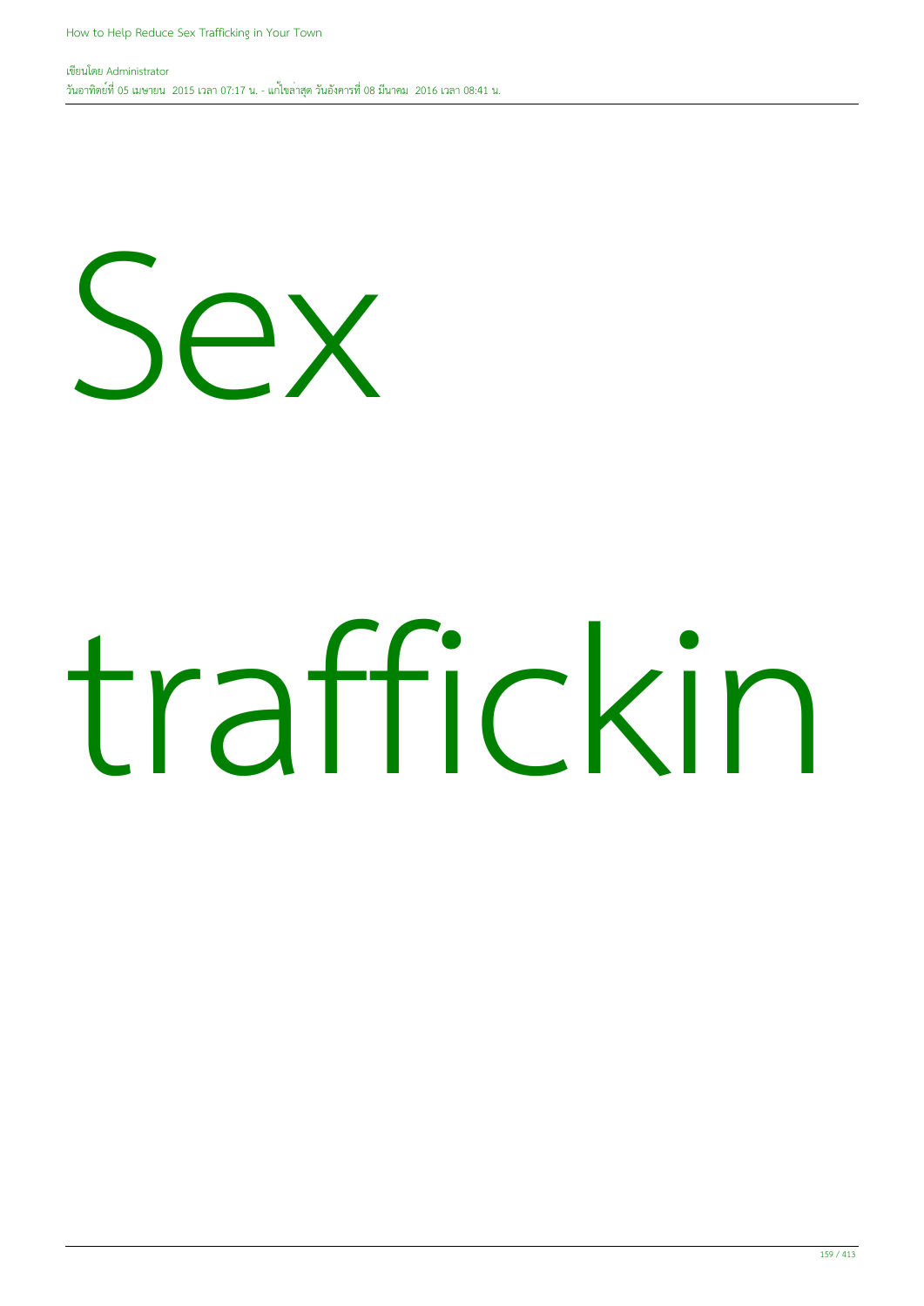# Sex traffickin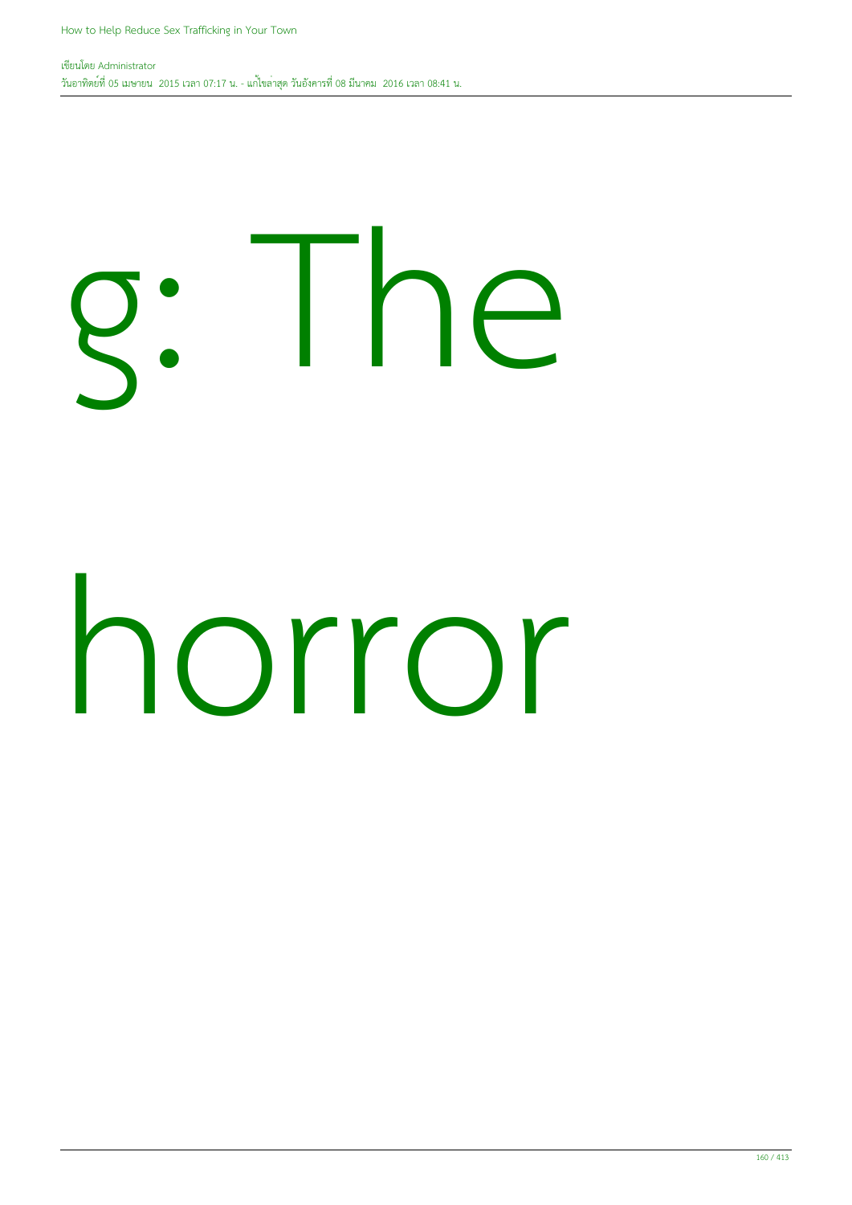g: The

horror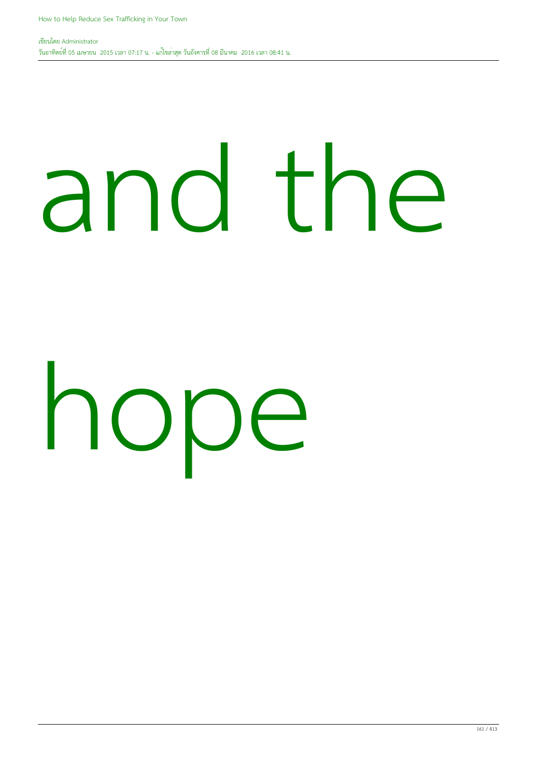and the

hope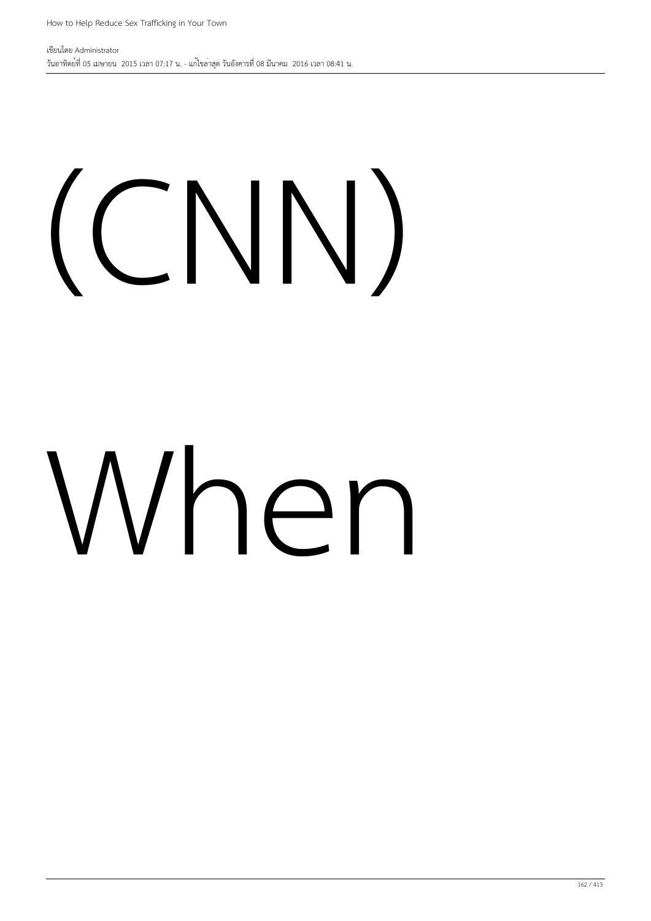(CNN)

When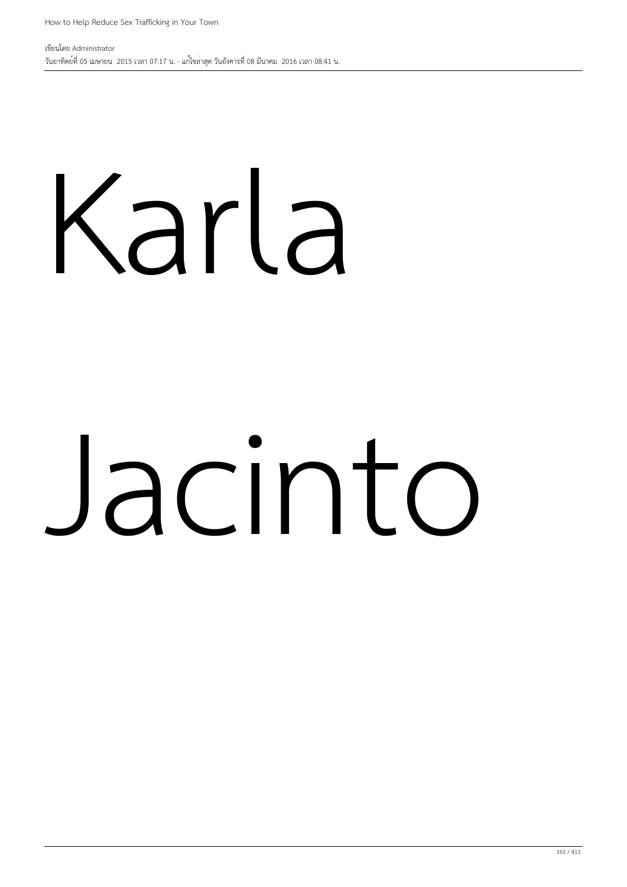Karla

Jacinto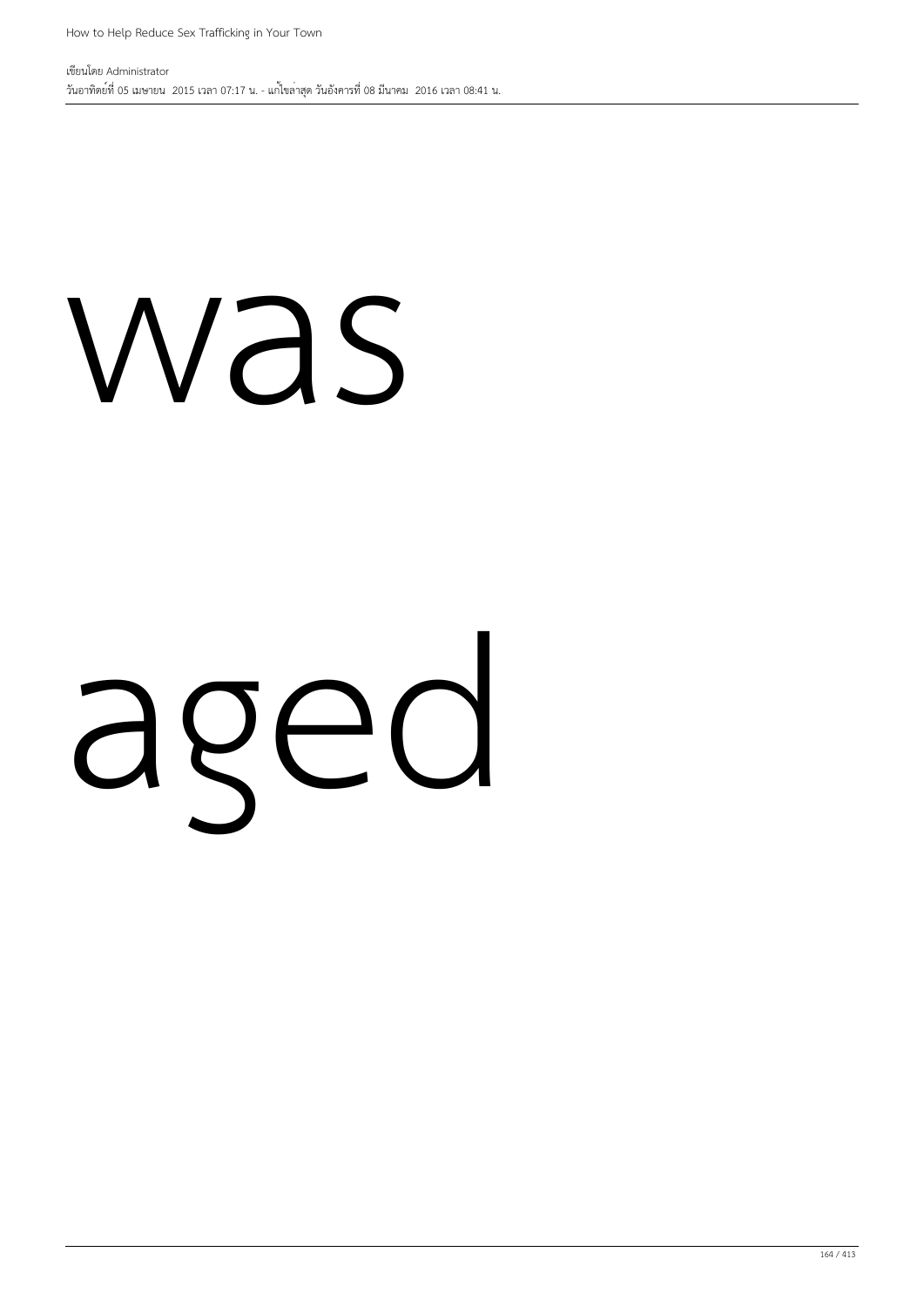was

aged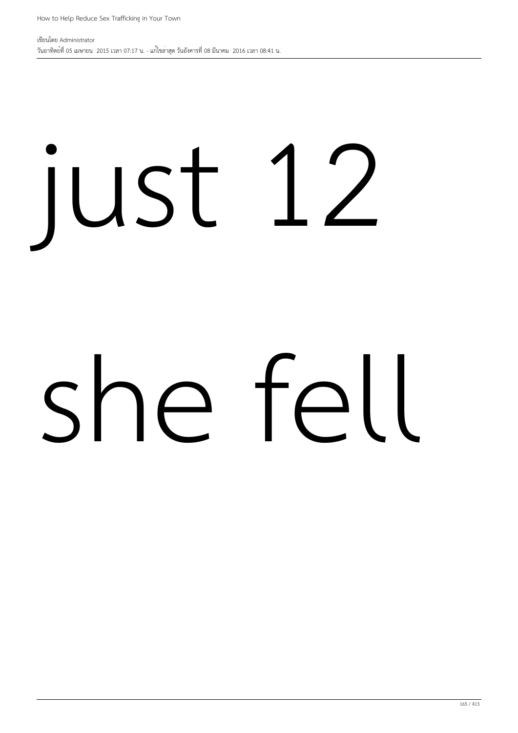just 12

she fell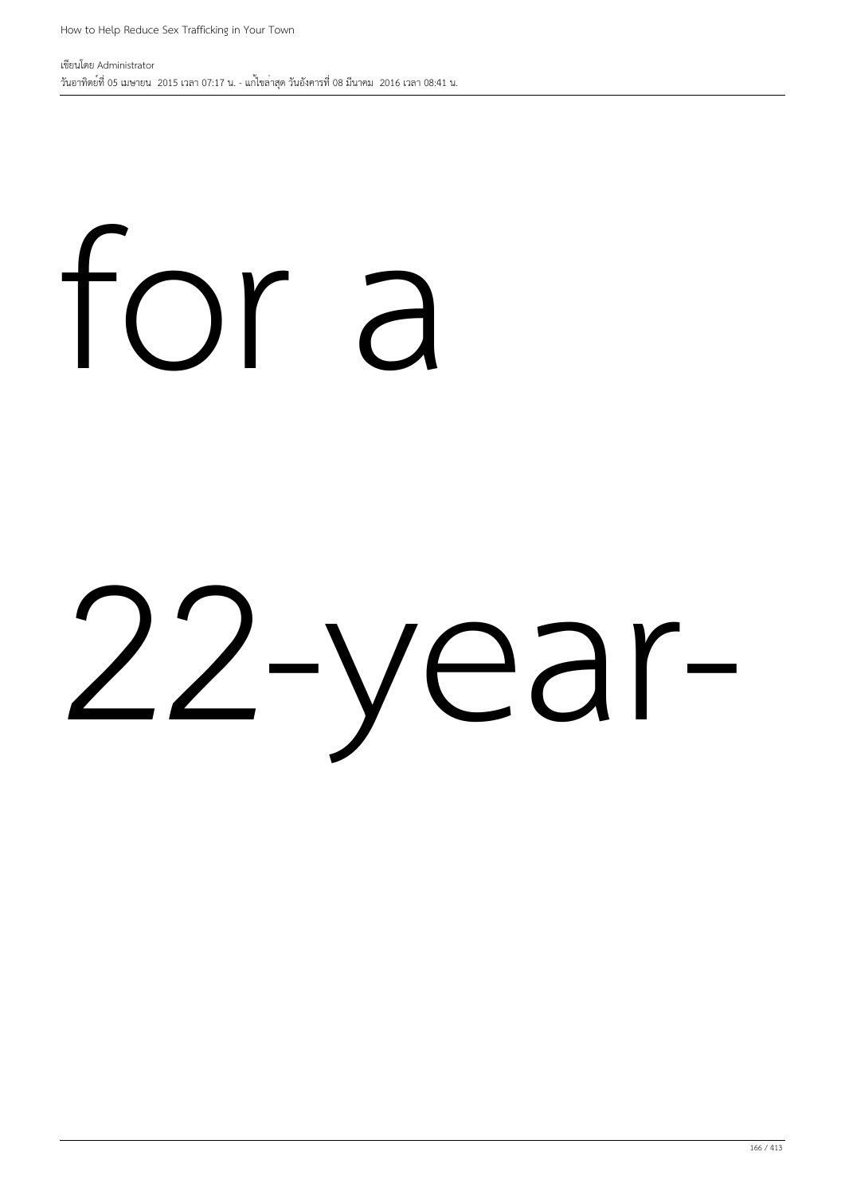for a

22-year-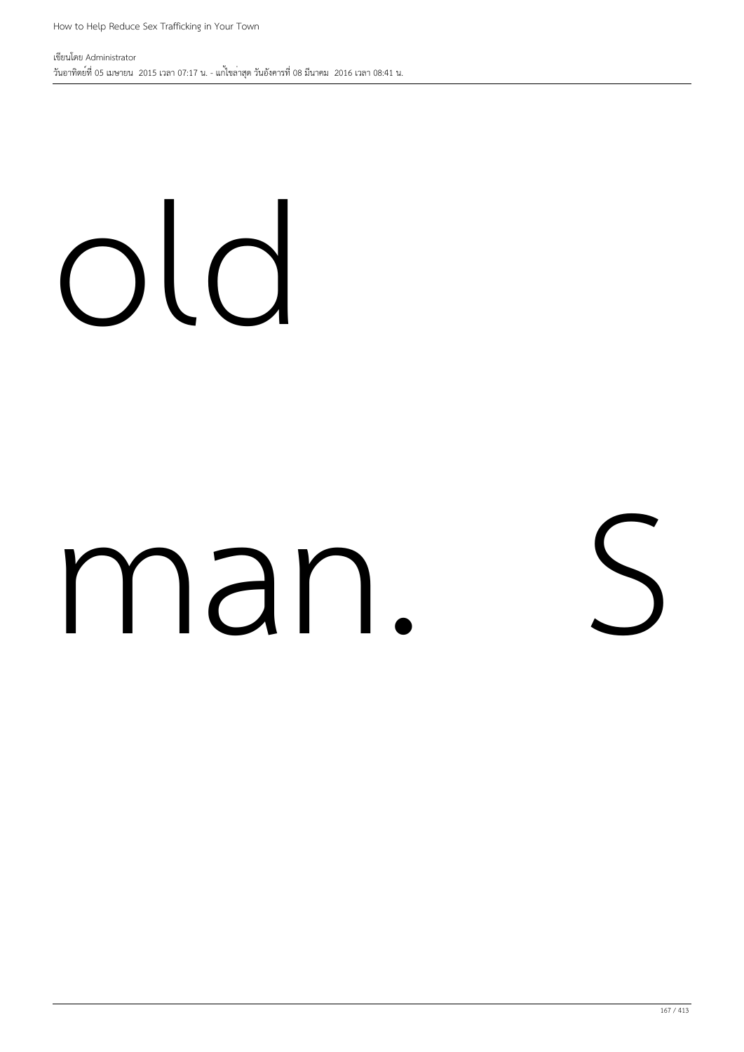old

man. S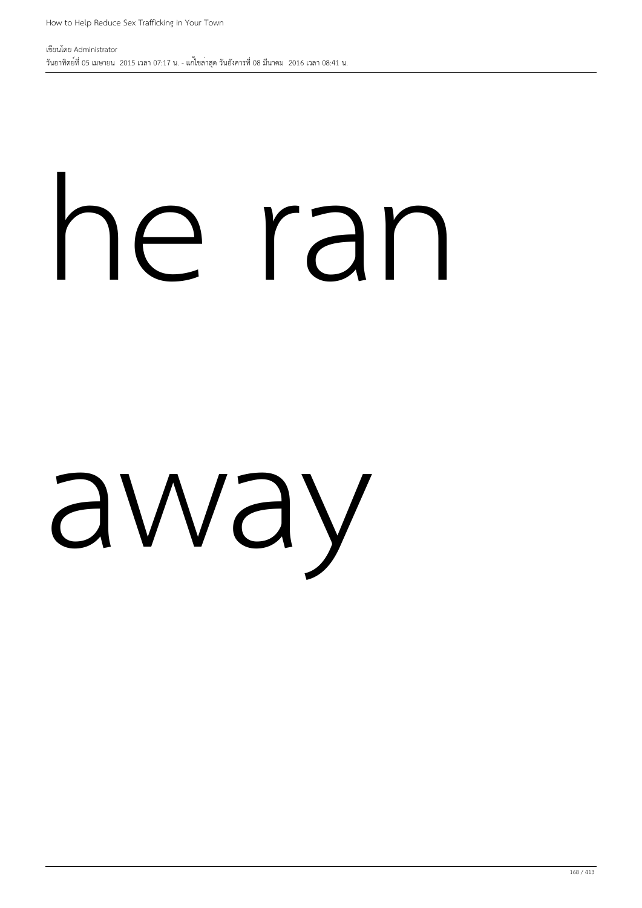he ran

away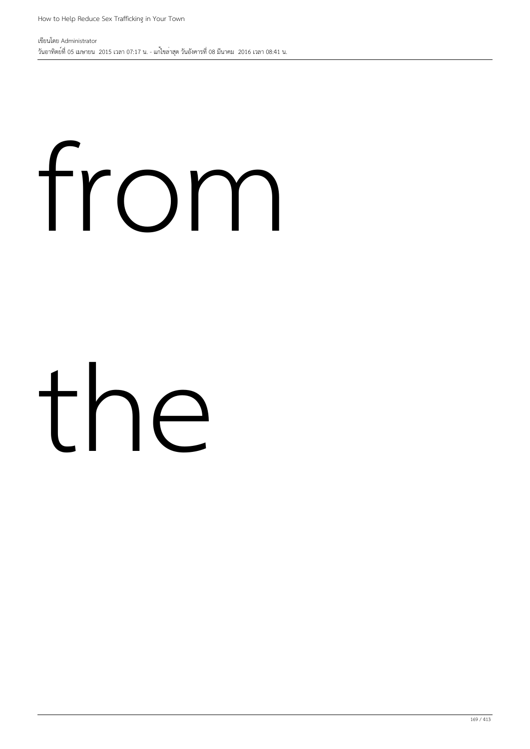from

the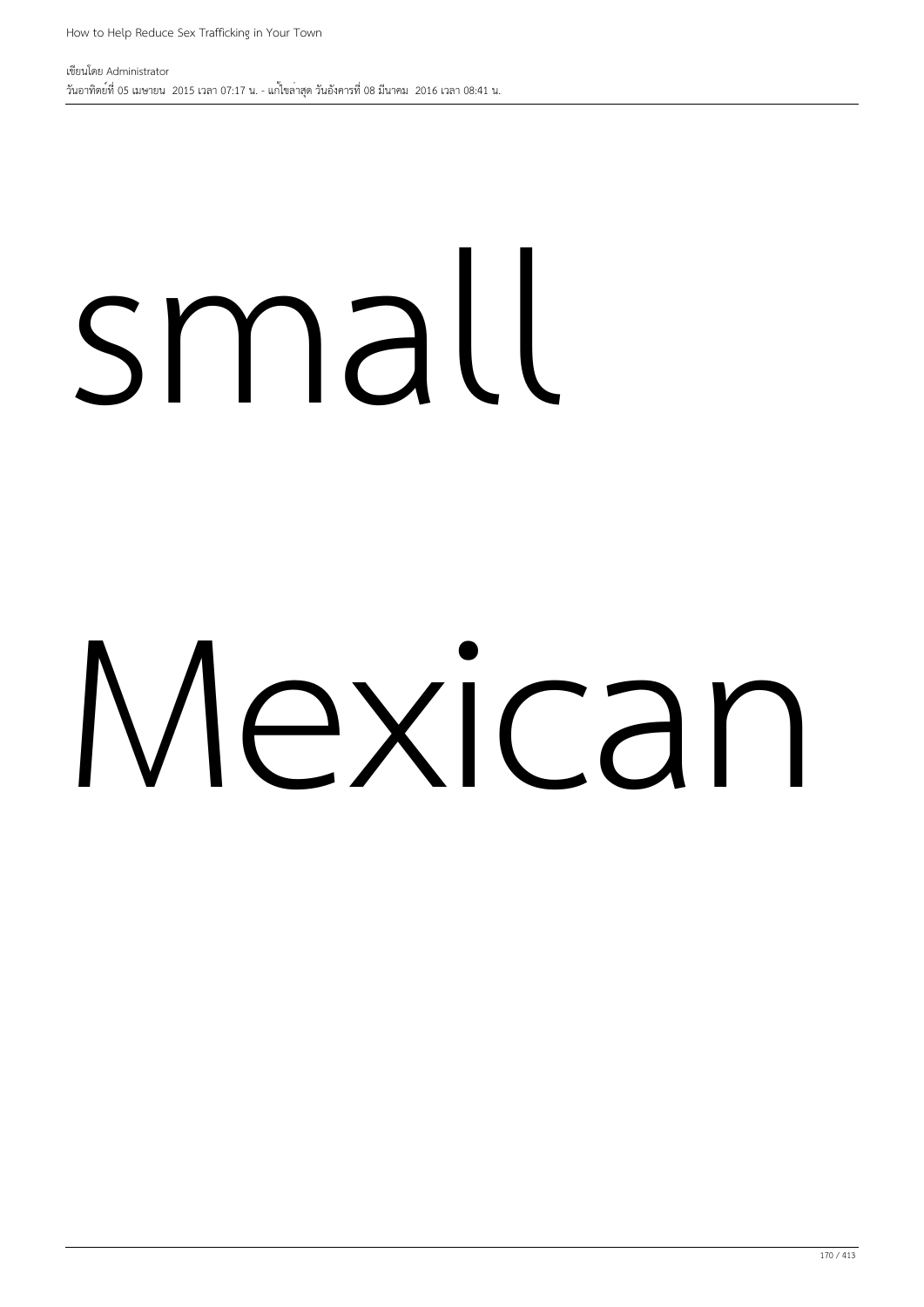small

Mexican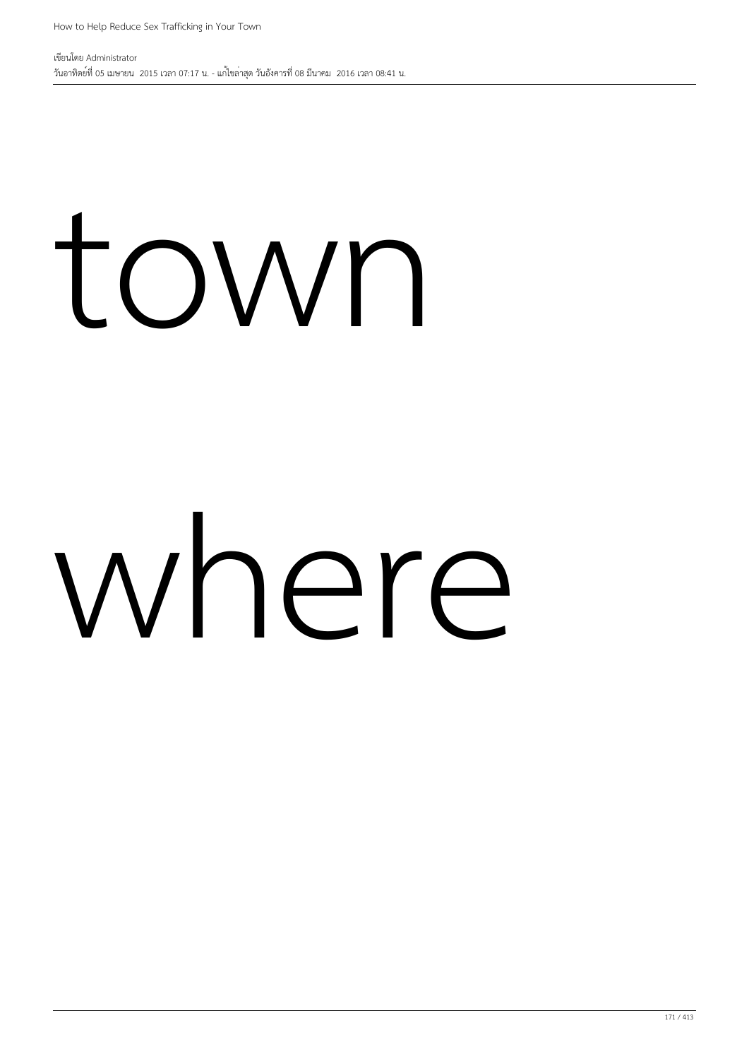town

where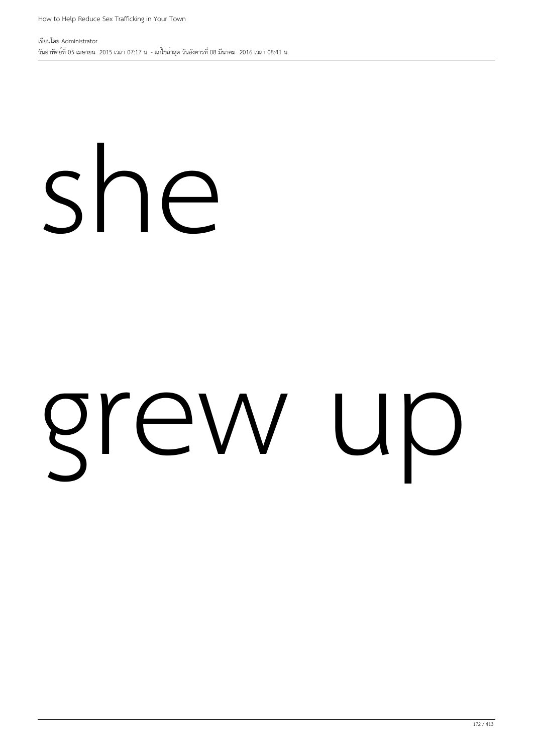she

grew up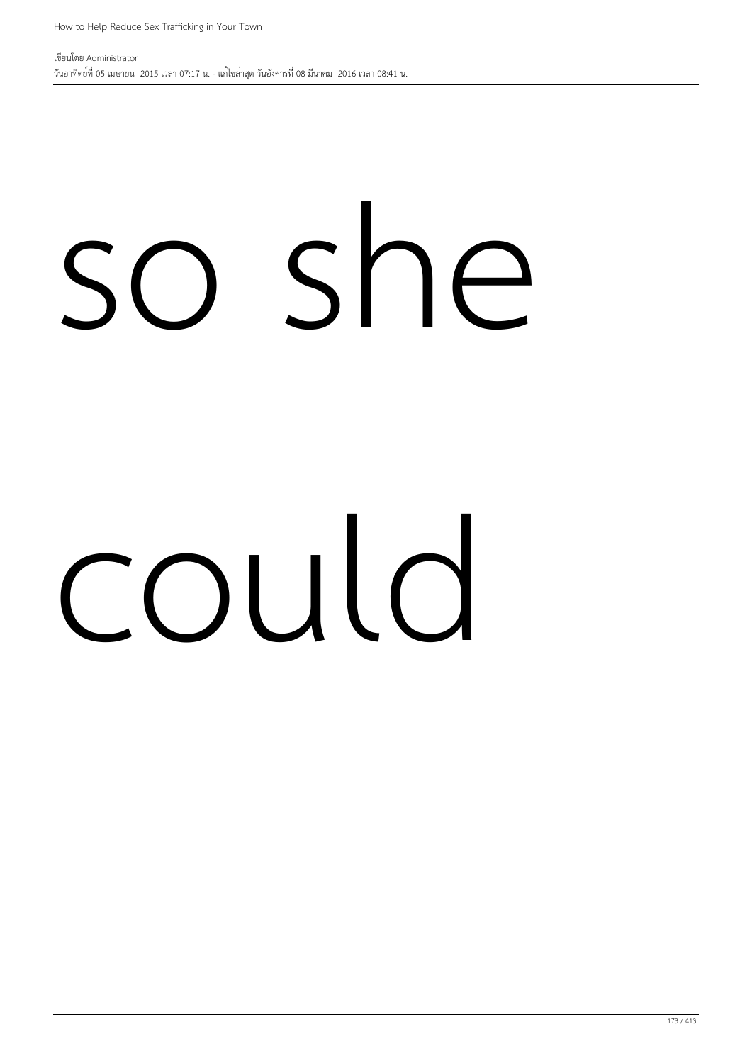so she

could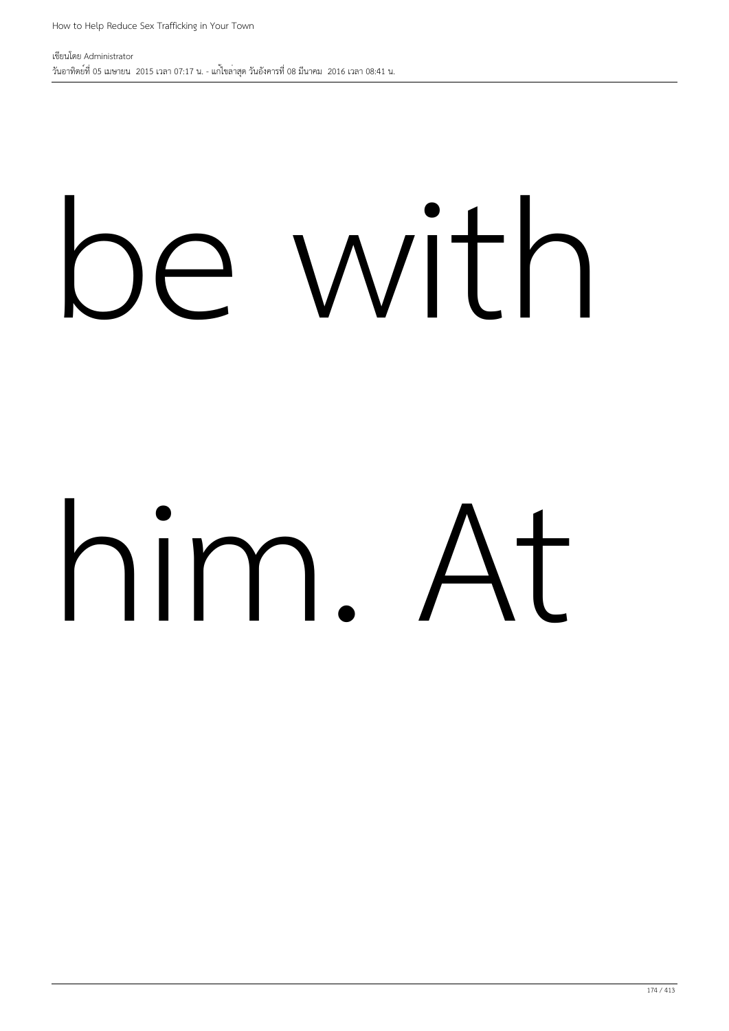be with

him. At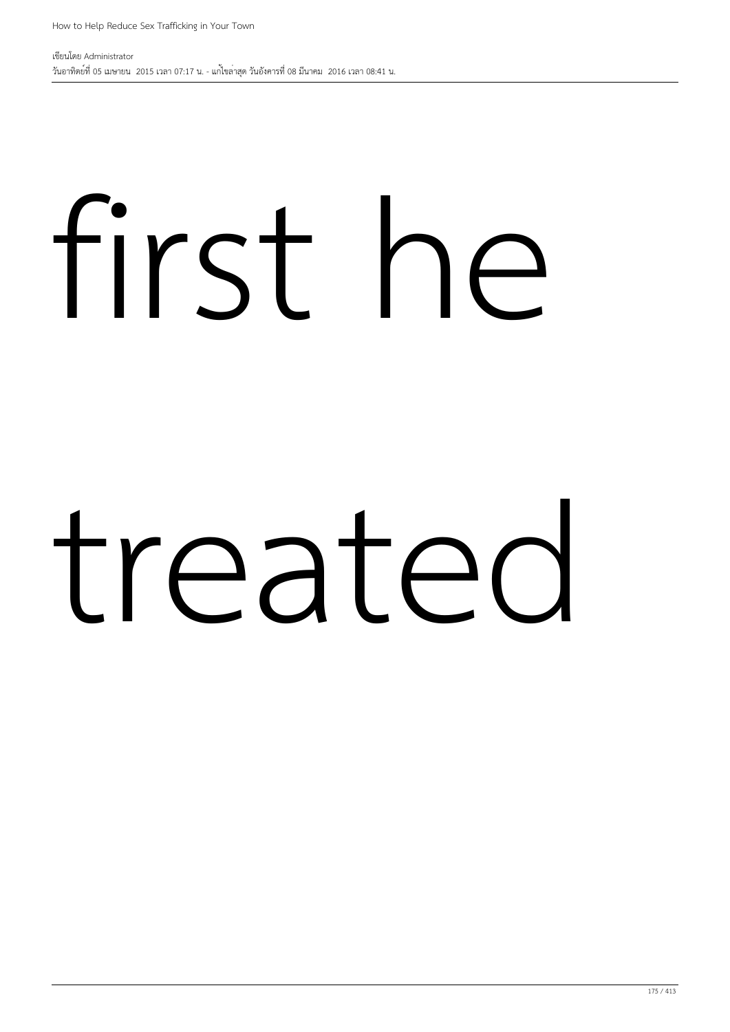first he

treated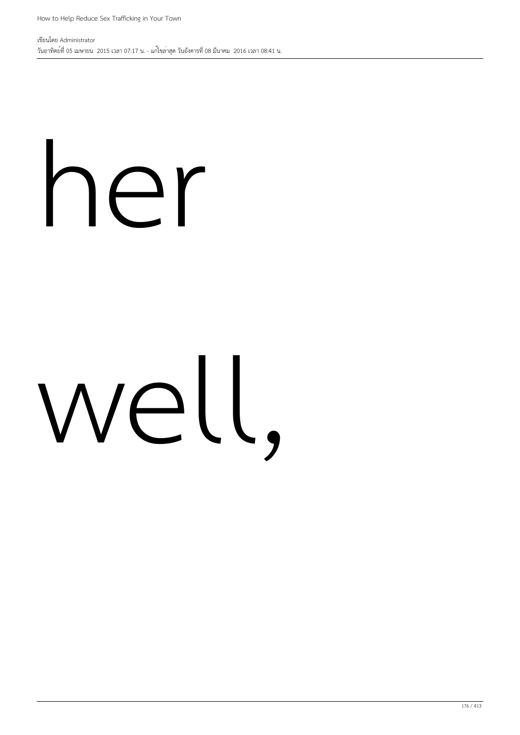her

well,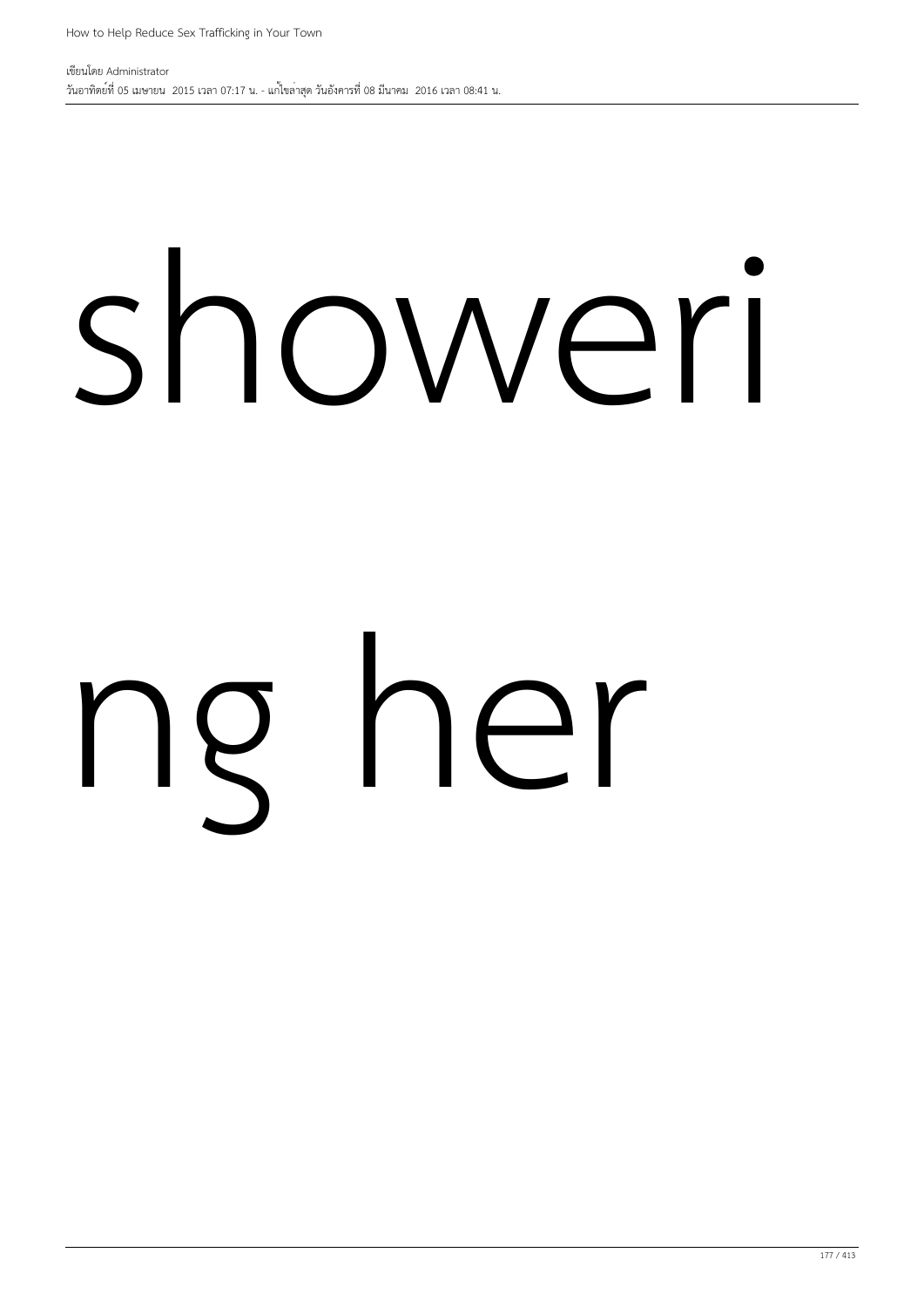showeri

ng her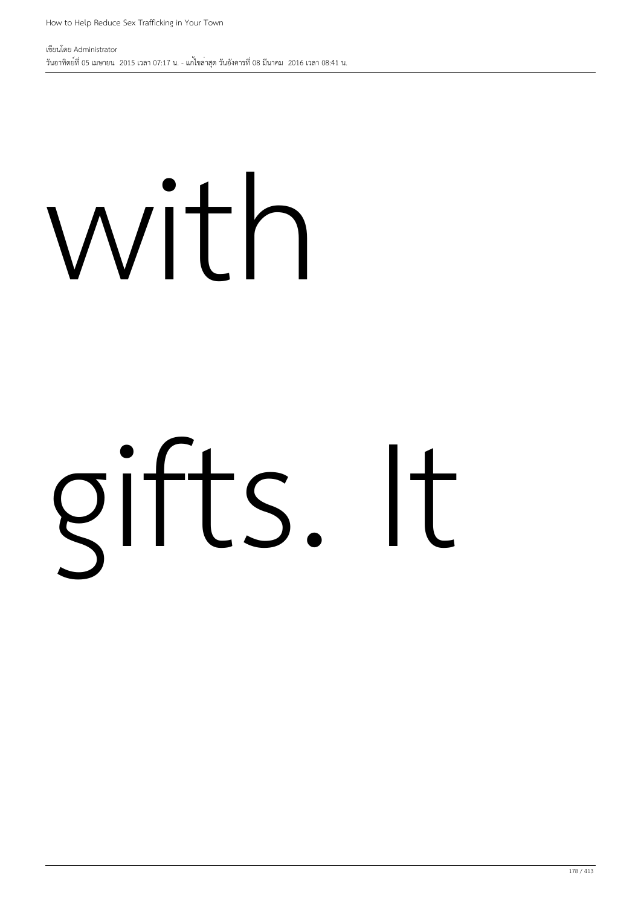with

gifts. It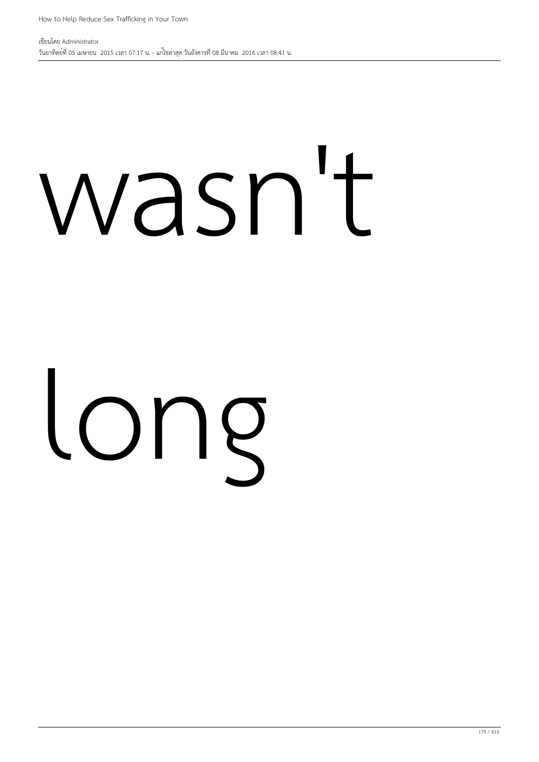wasn't

long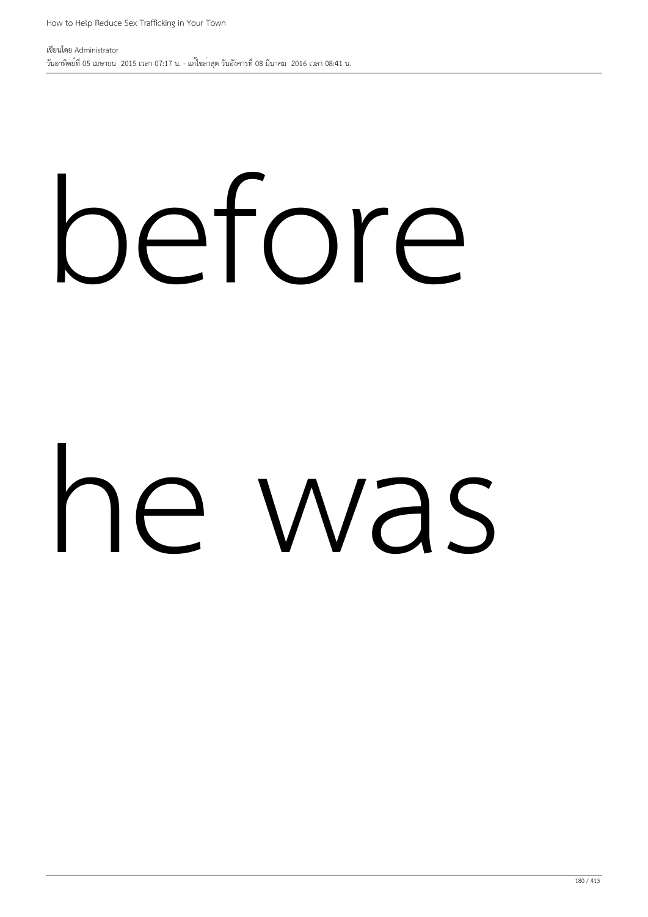before

he was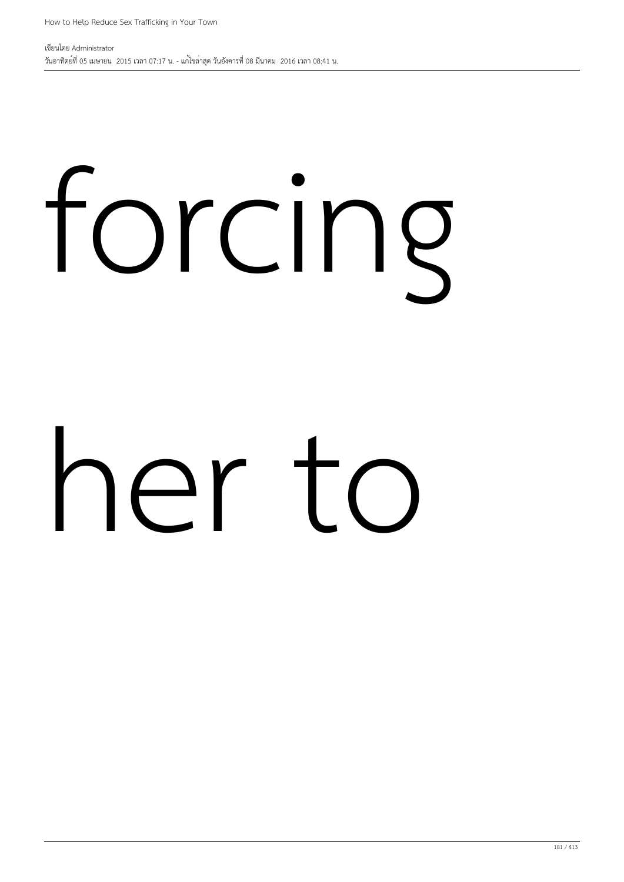forcing

her to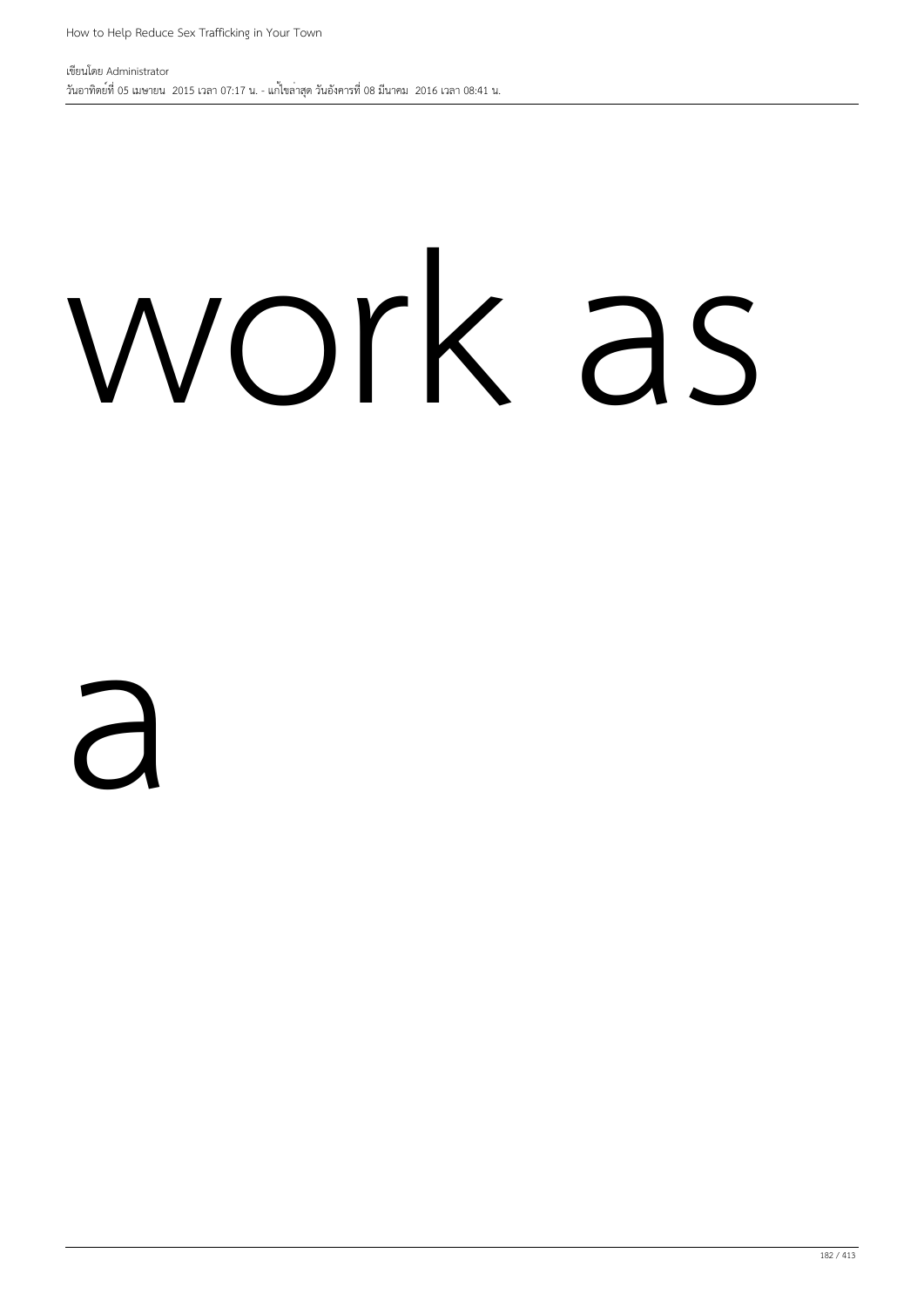work as

a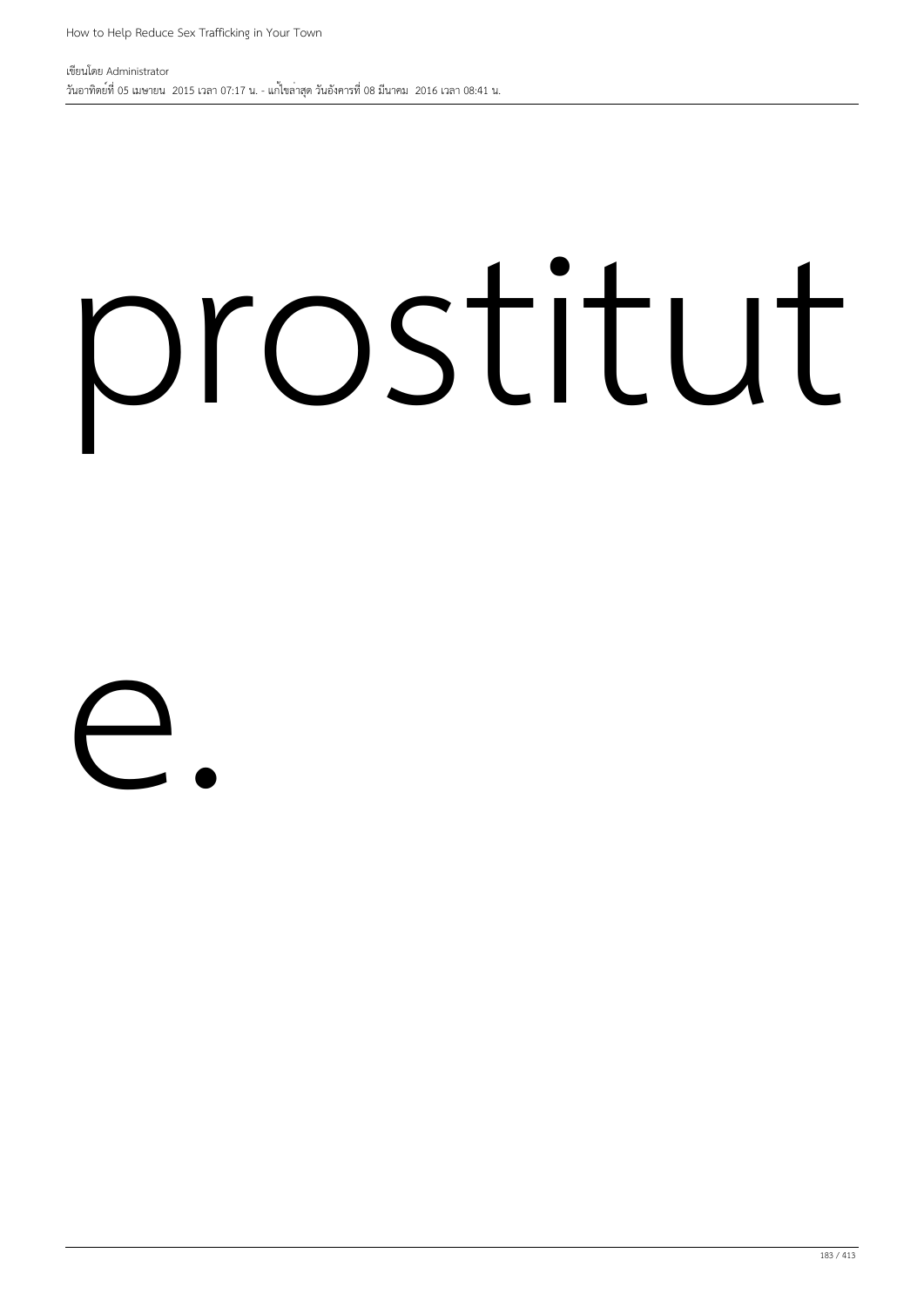prostitut

e.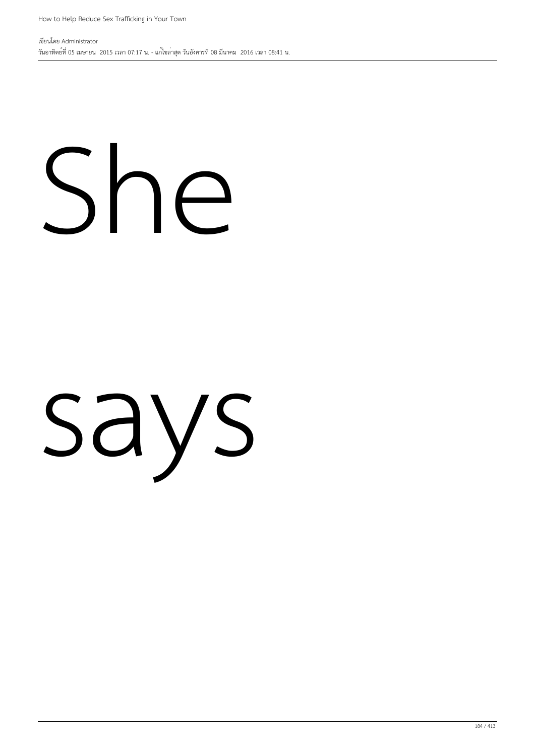She

says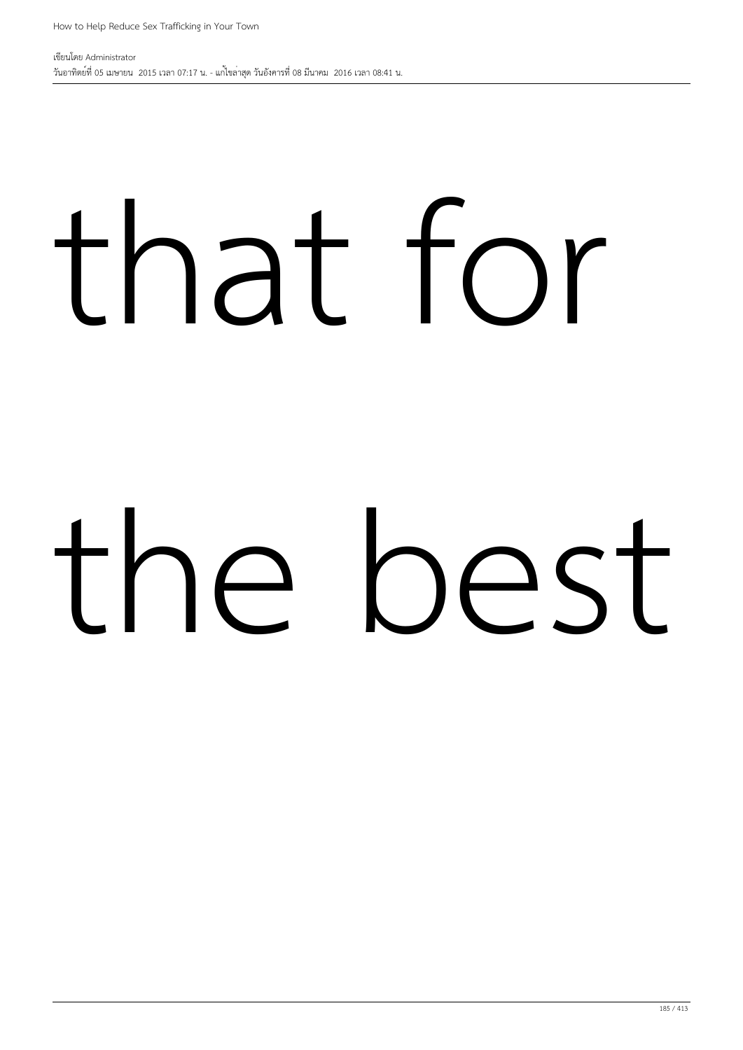that for

the best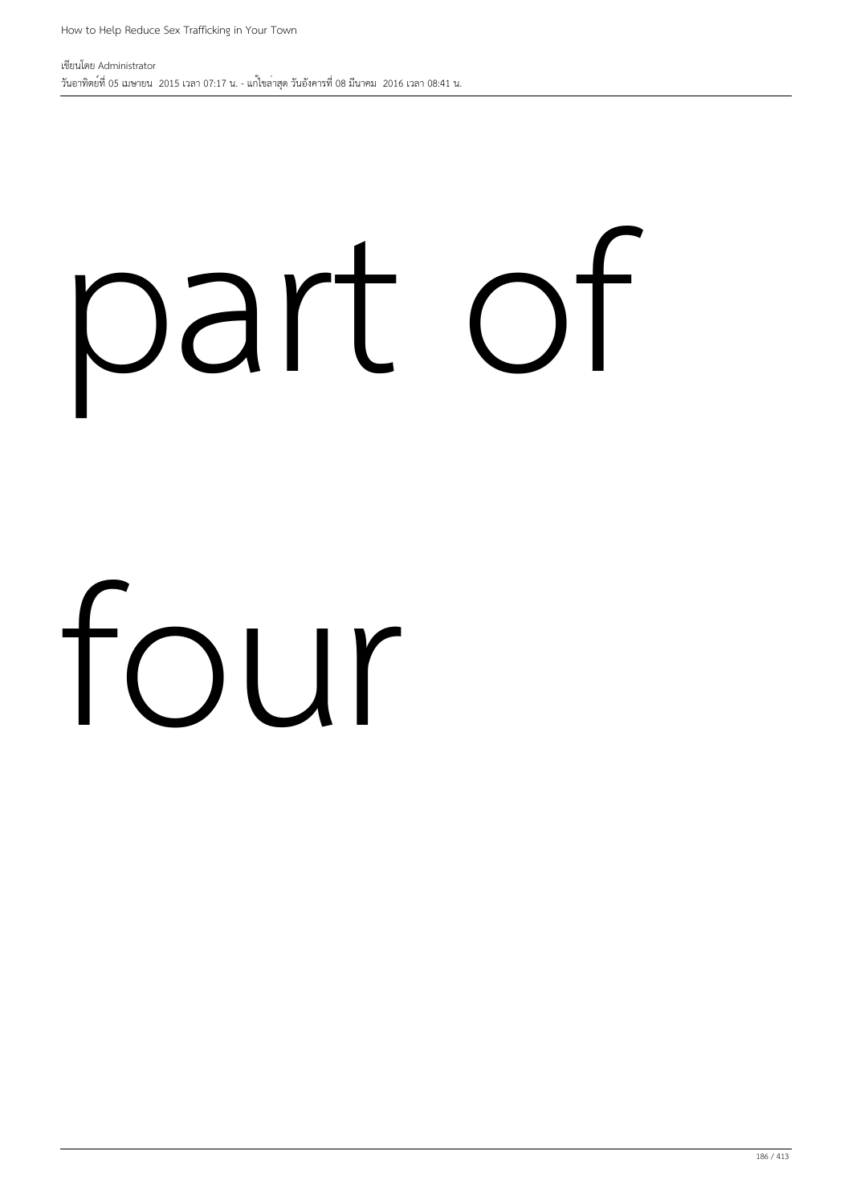part of

four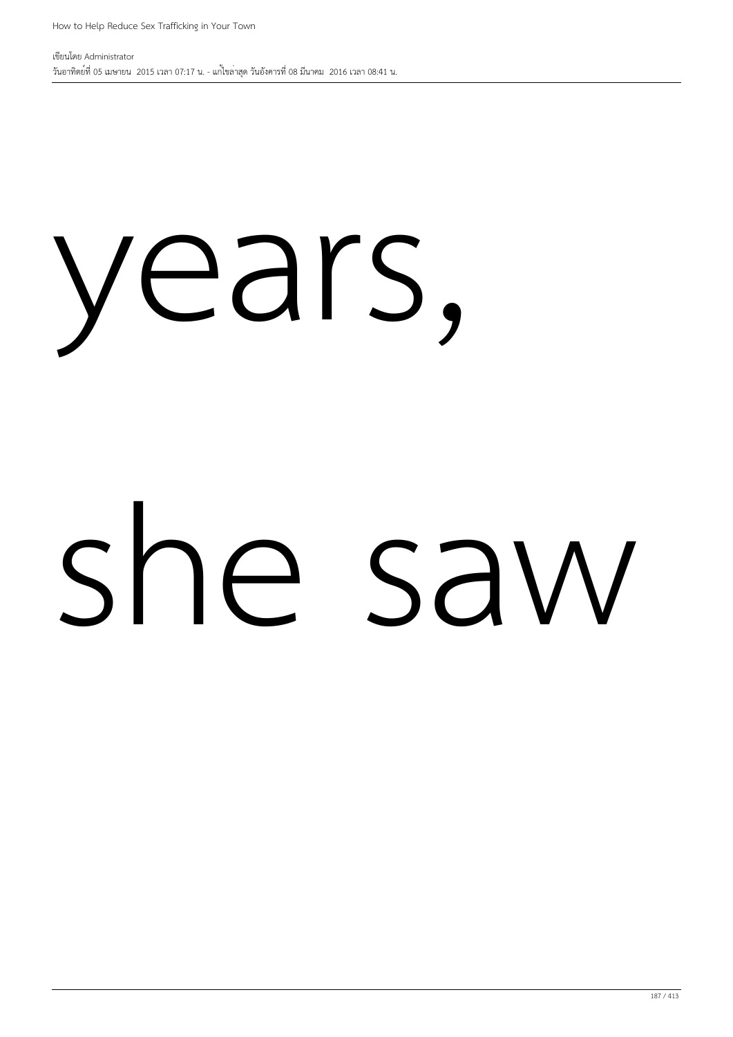years,

she saw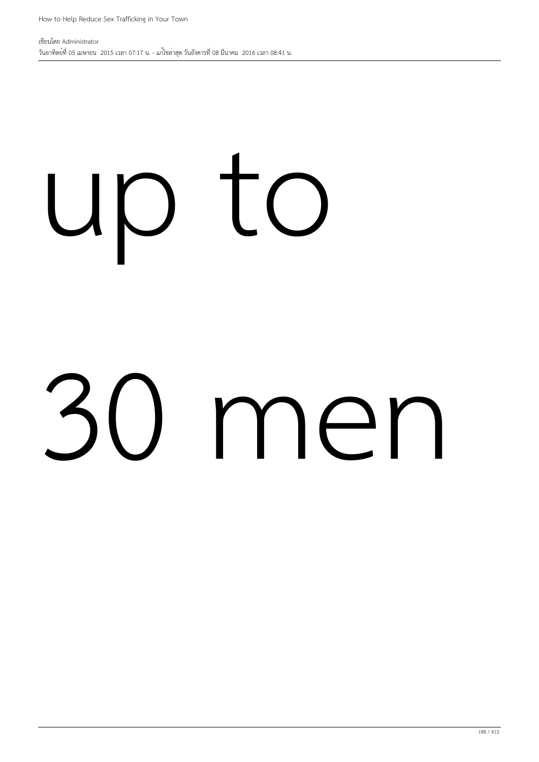up to

30 men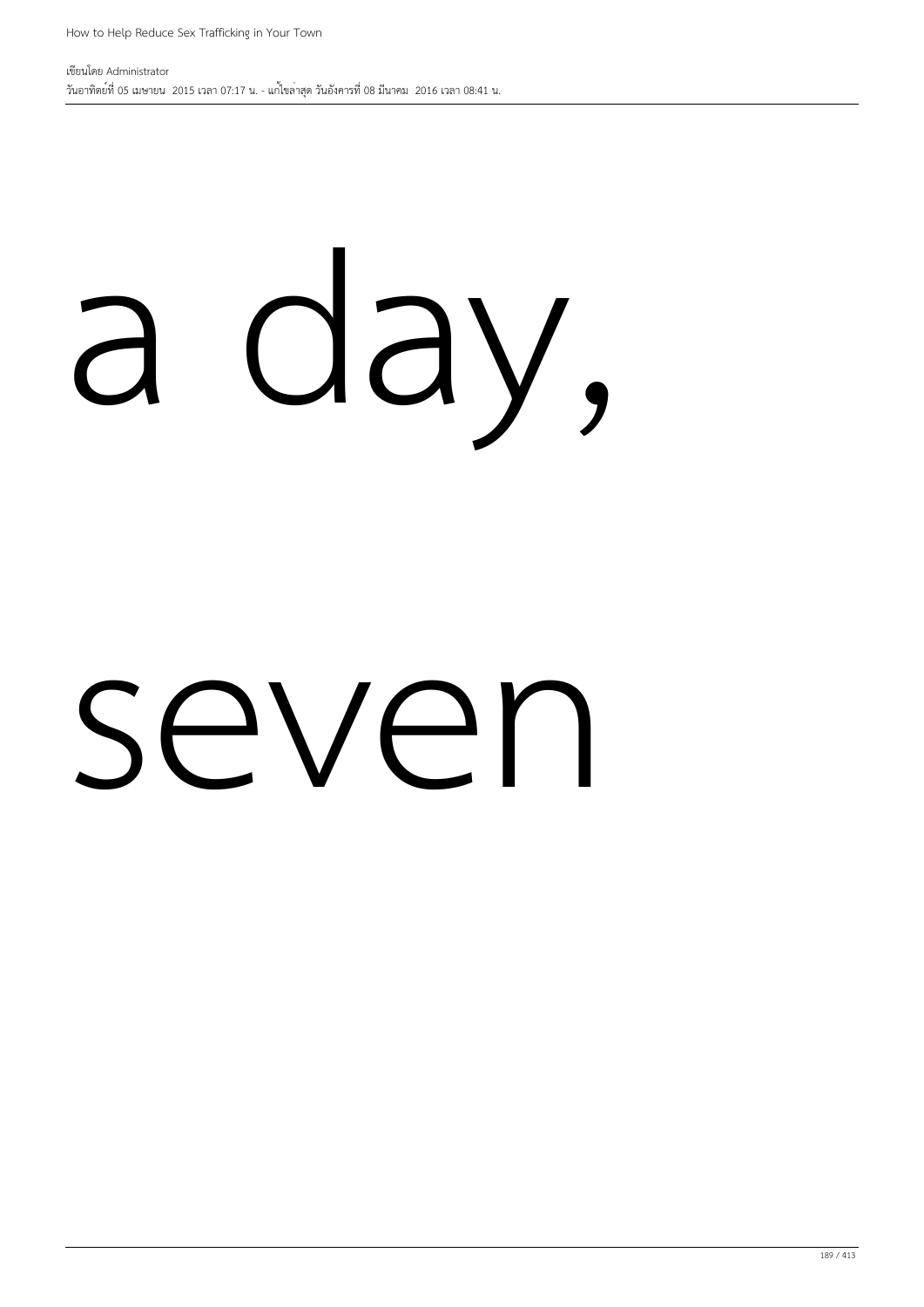a day,

seven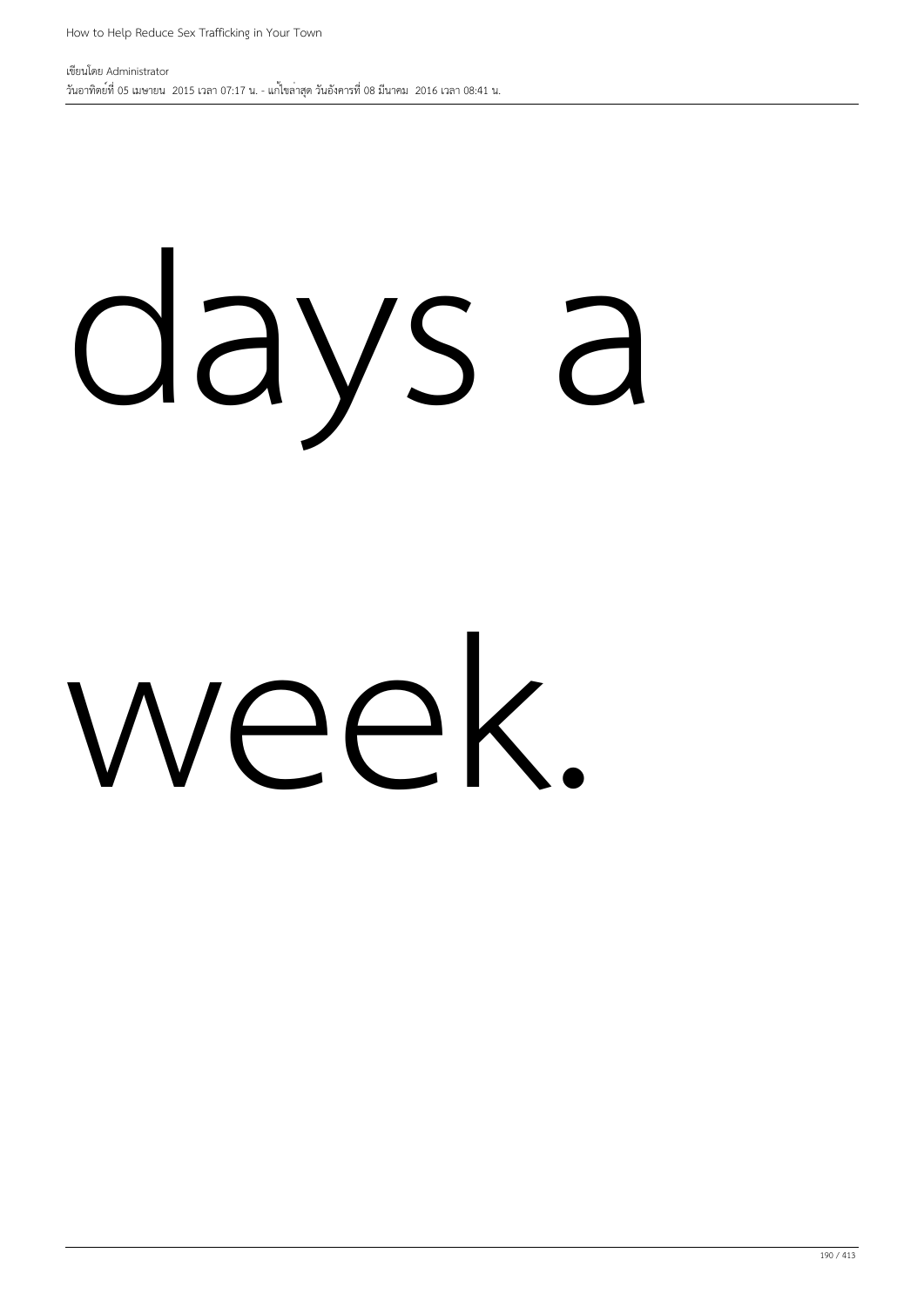days a

week.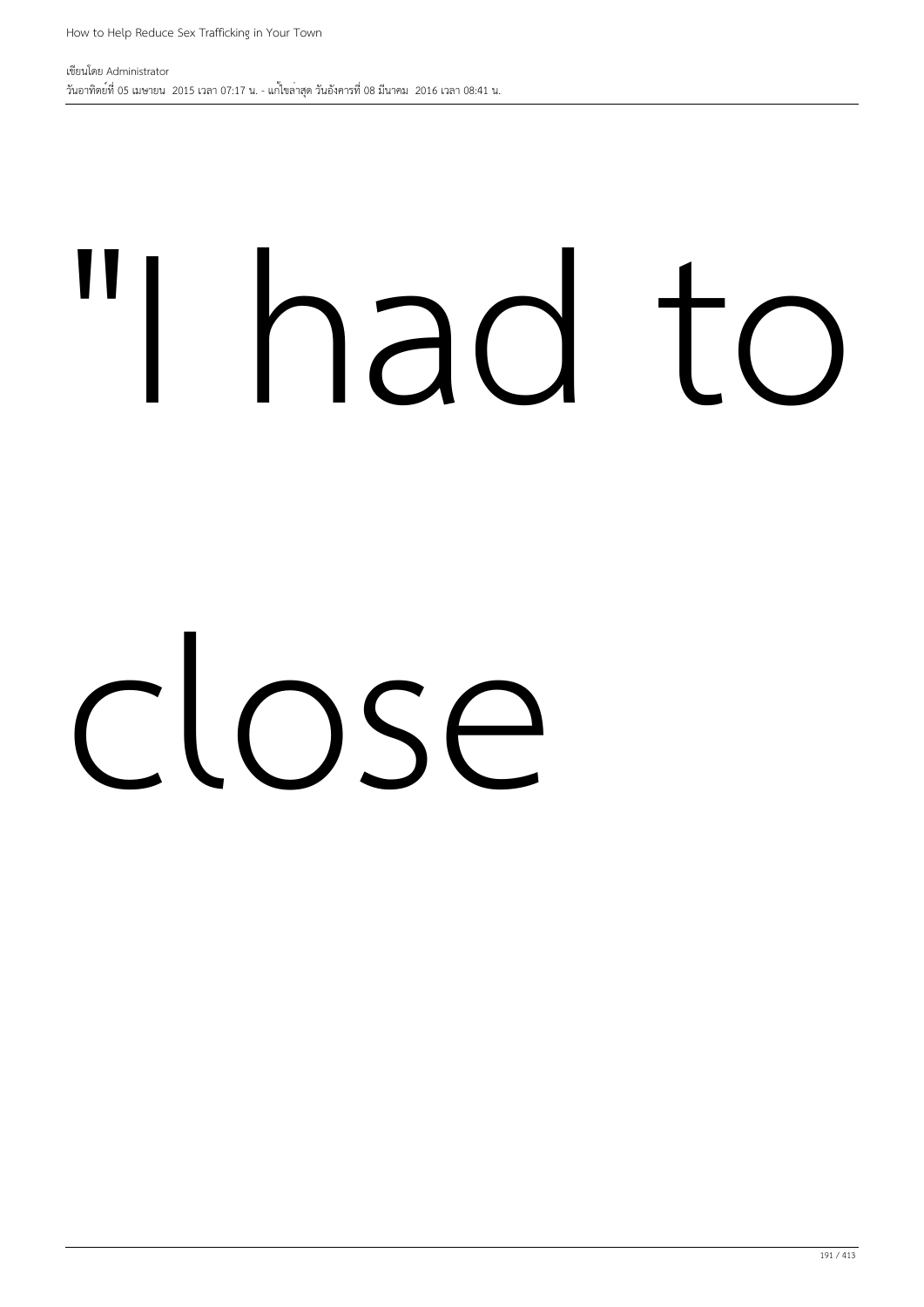"I had to

close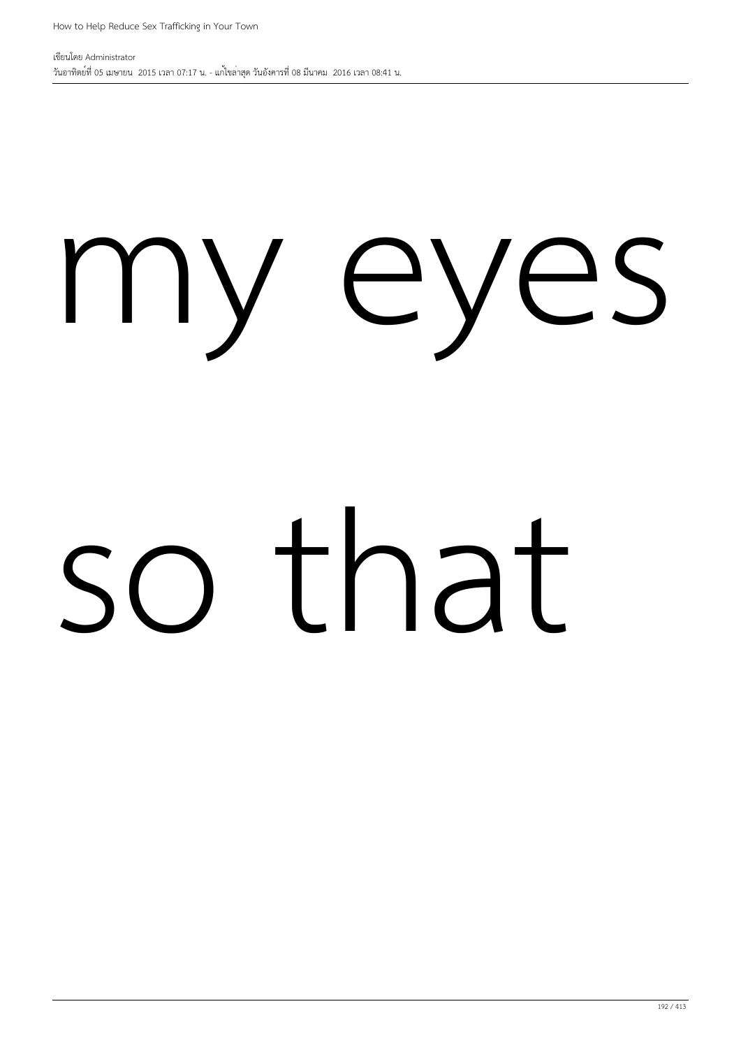my eyes

so that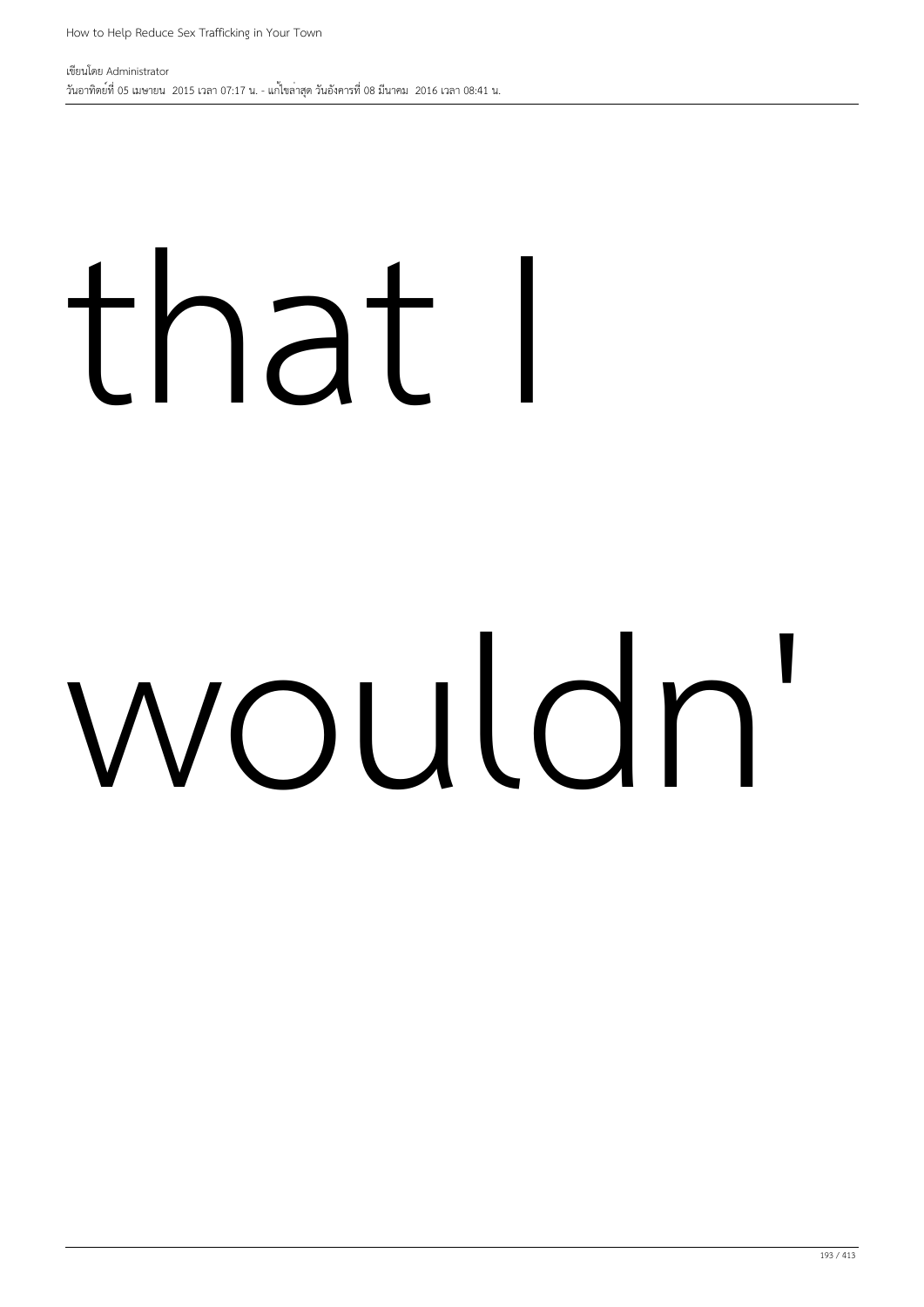that I

wouldn'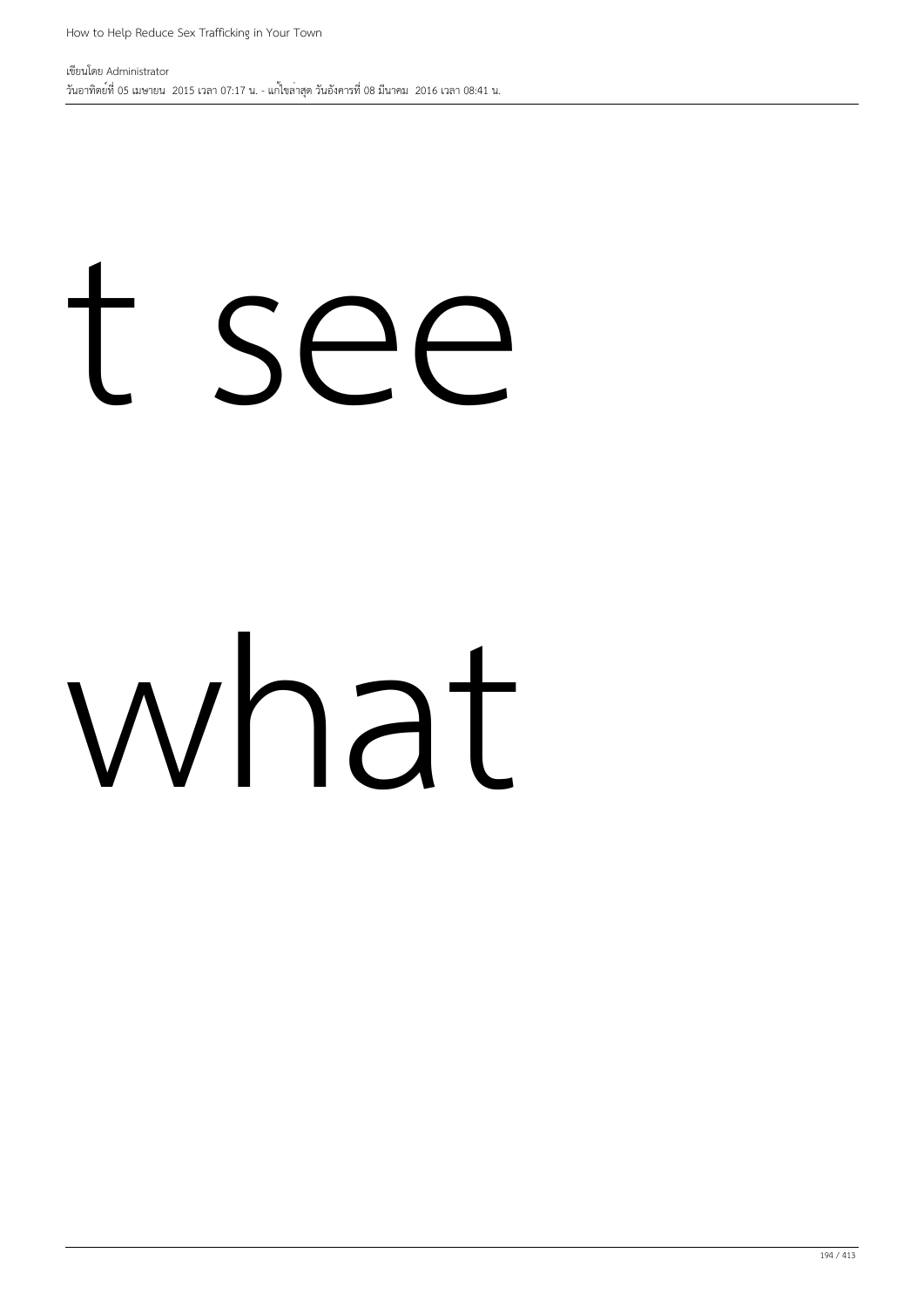t see

what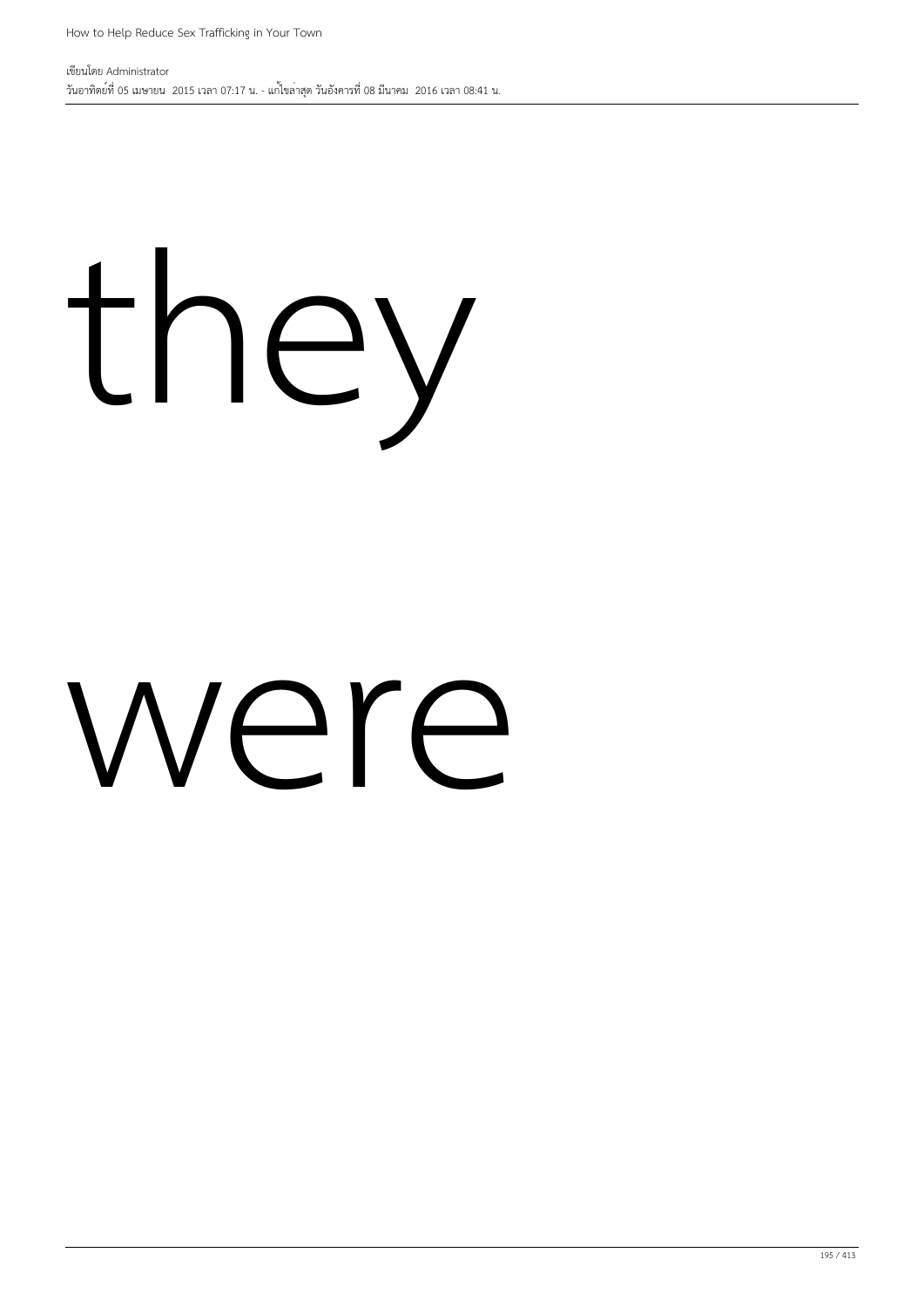they

were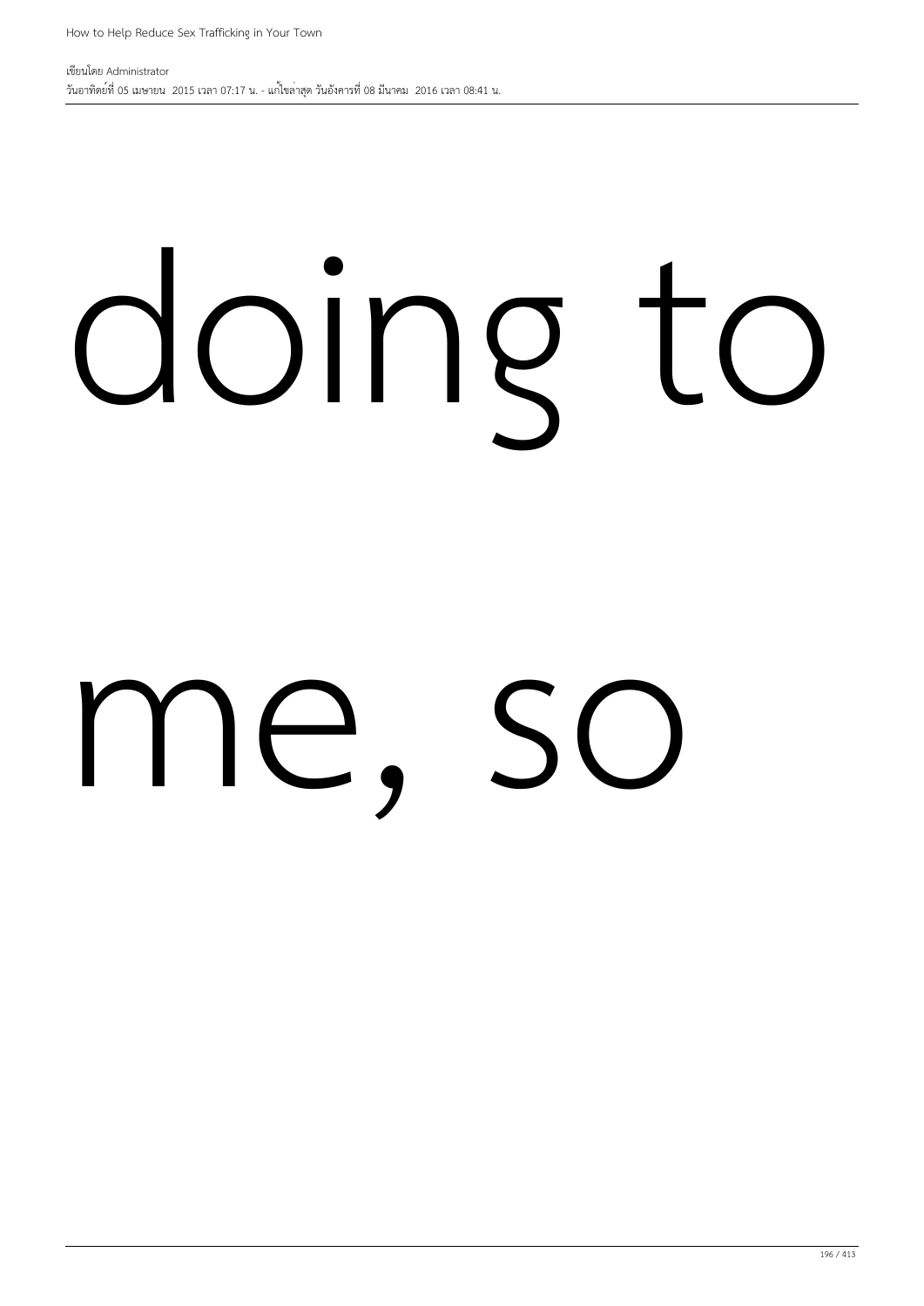doing to

me, so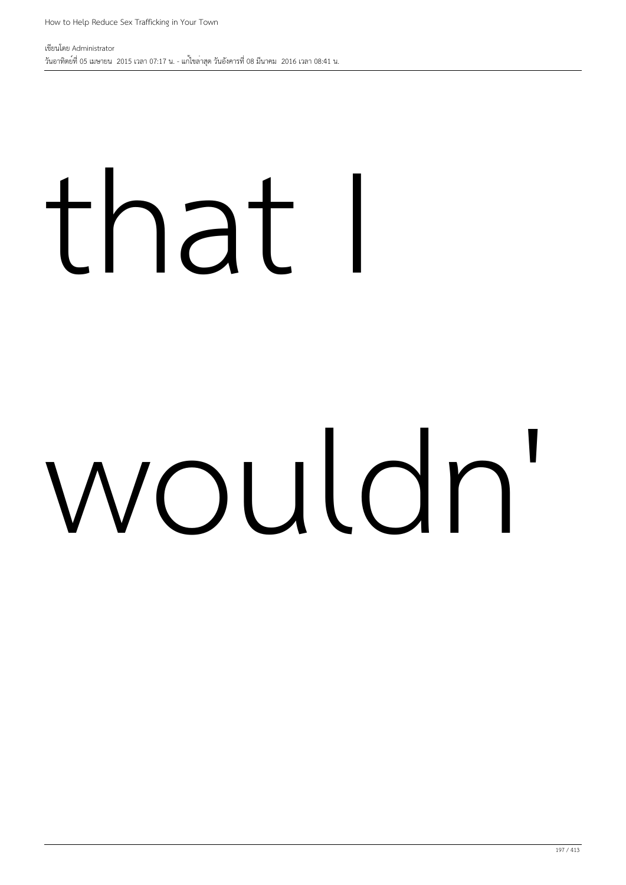that I

wouldn'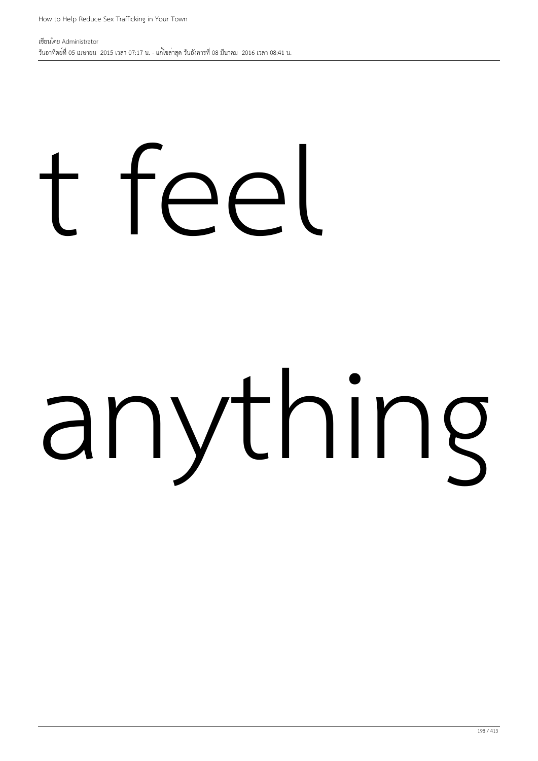t feel

anything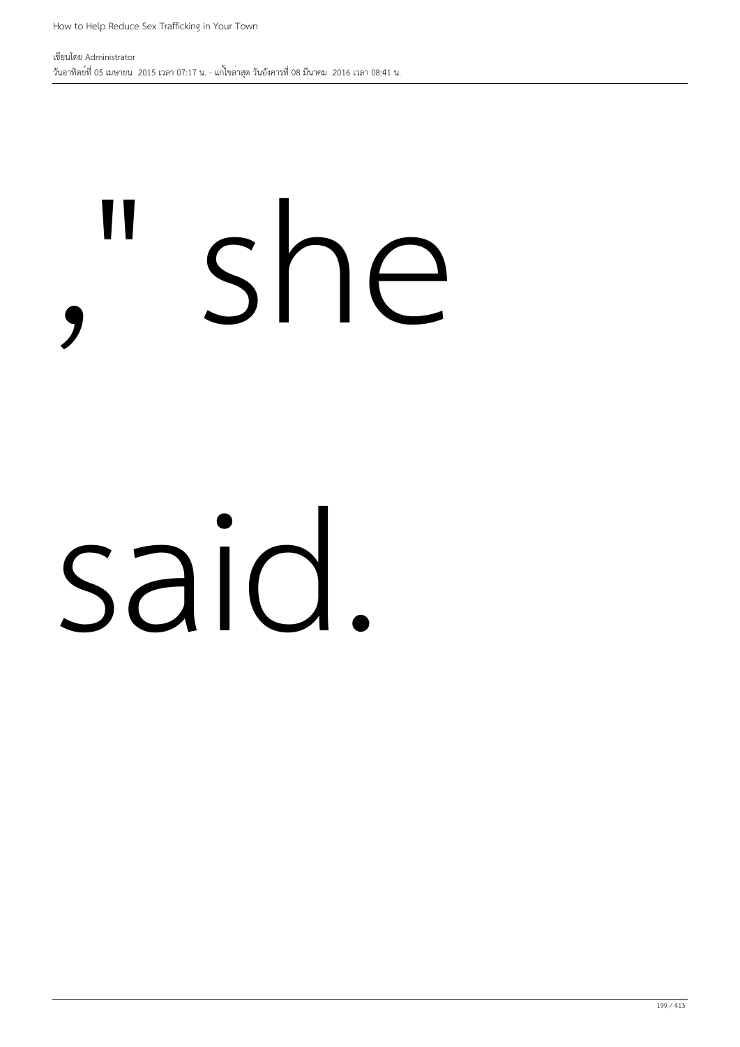," she

said.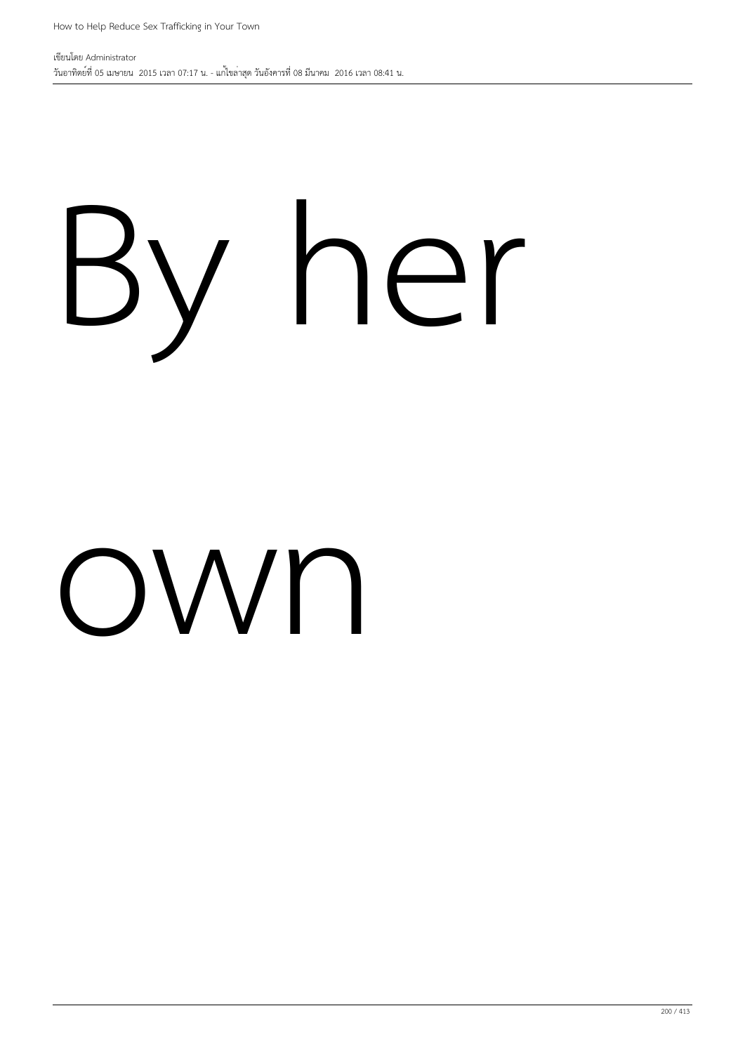By her

own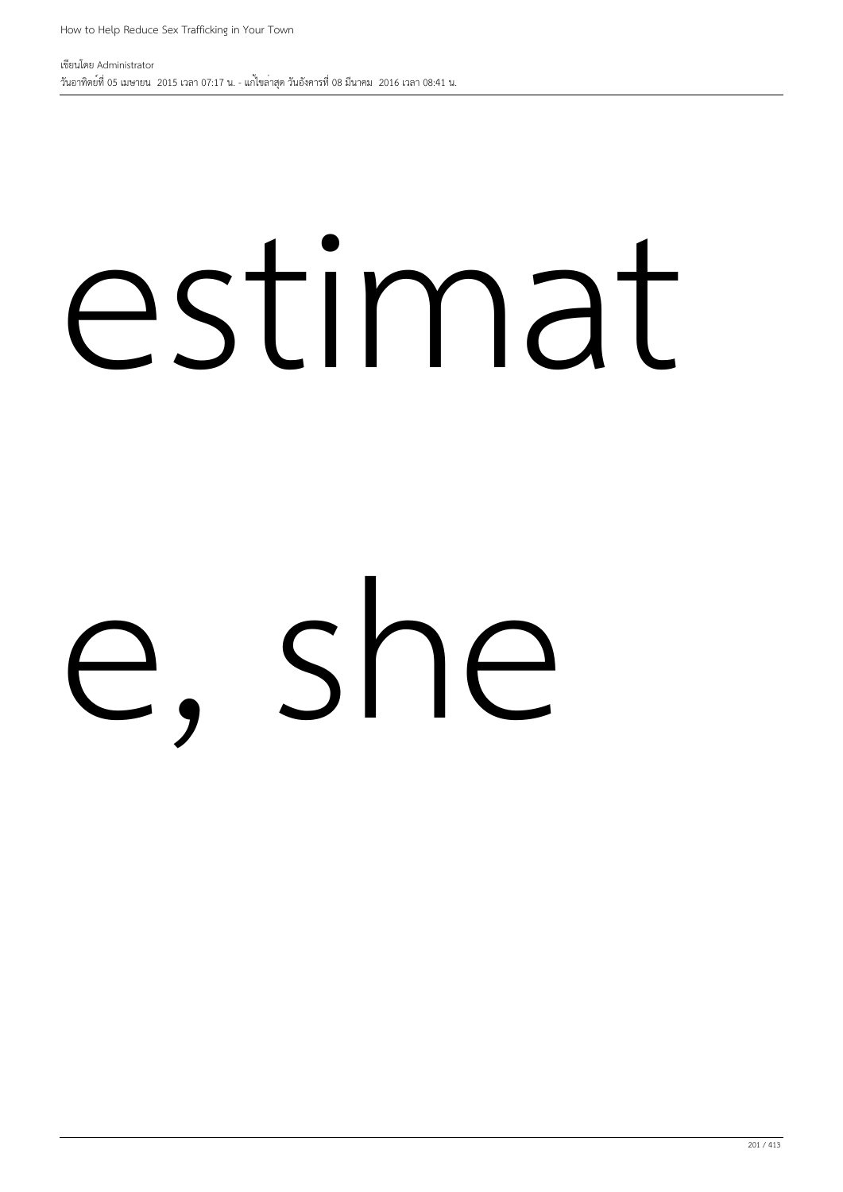estimat

e, she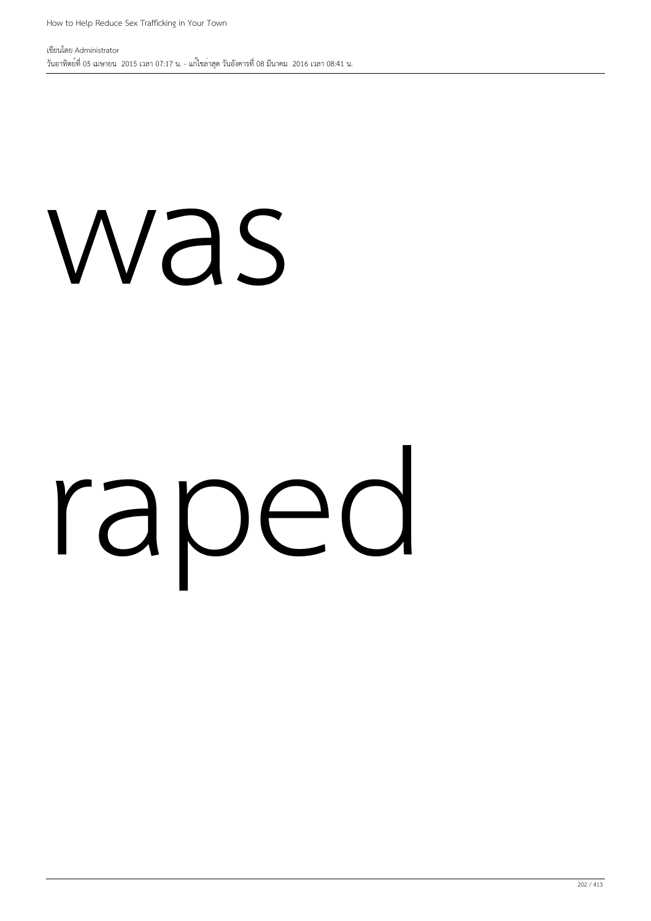was

raped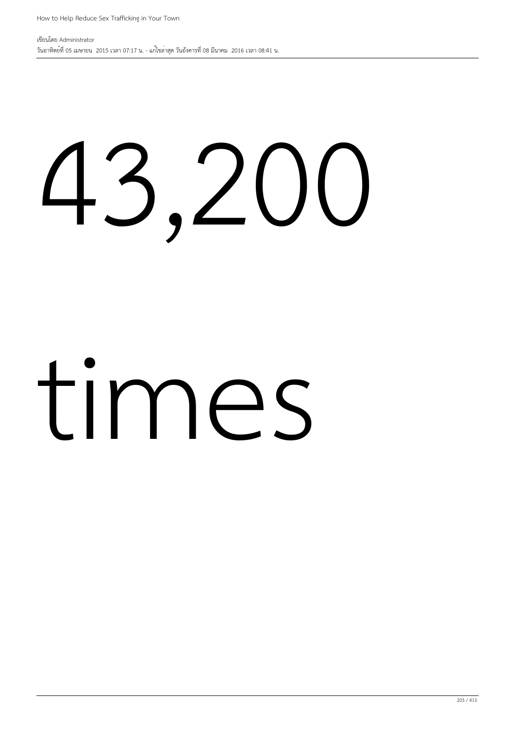43,200

times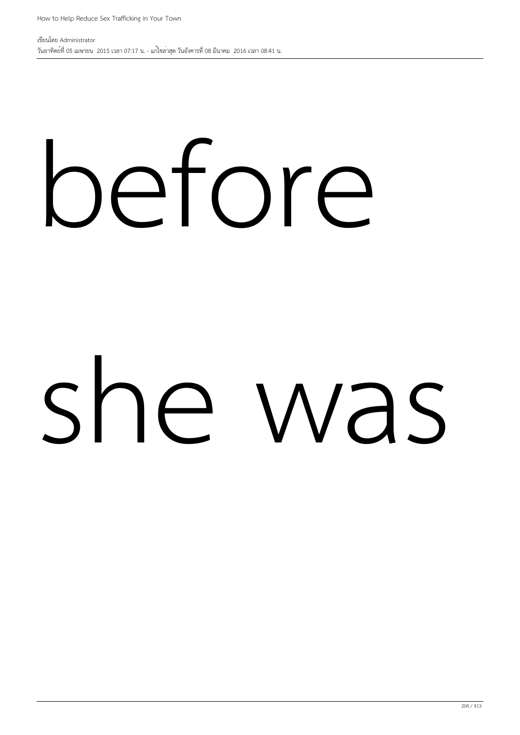before

she was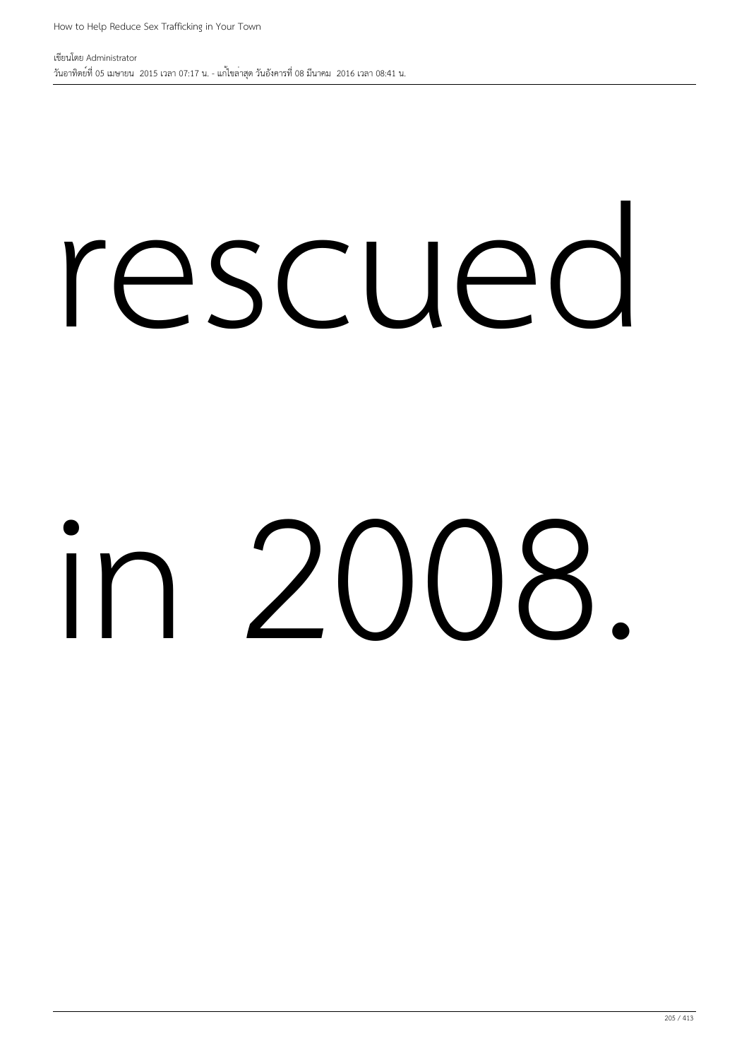rescued

in 2008.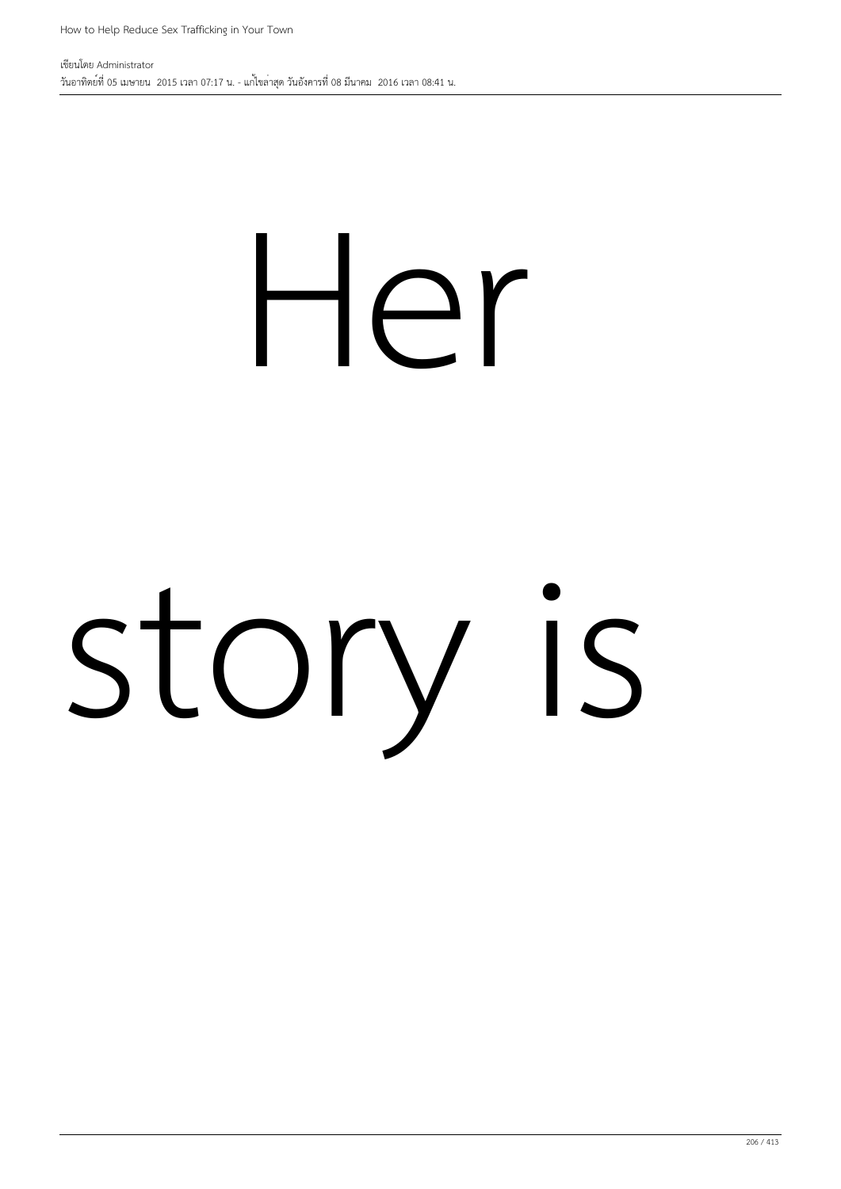Her

story is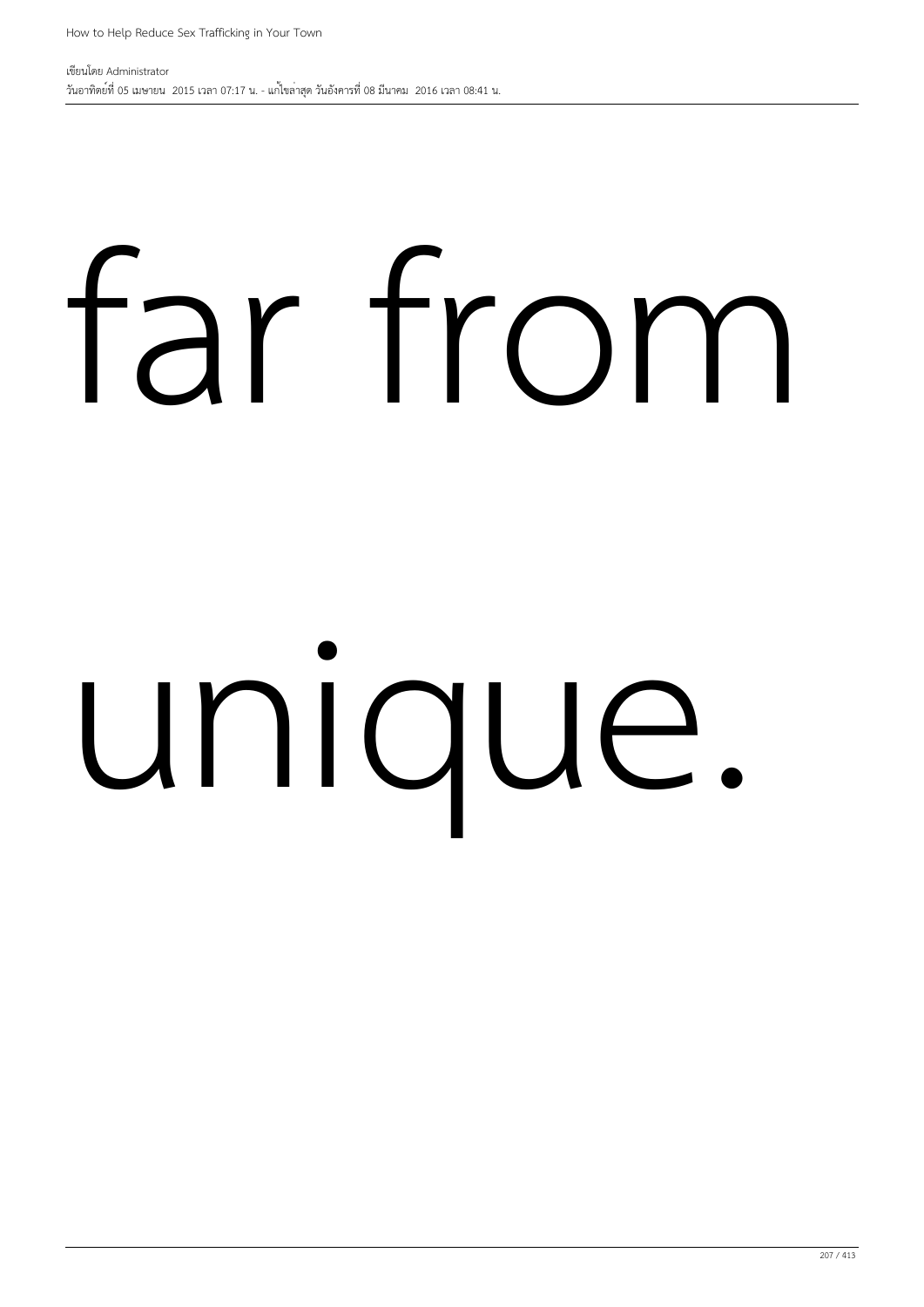far from unique.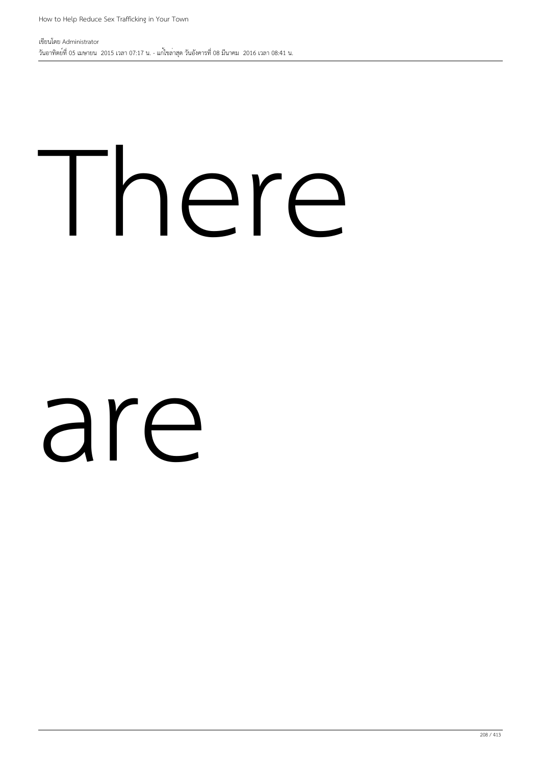There

are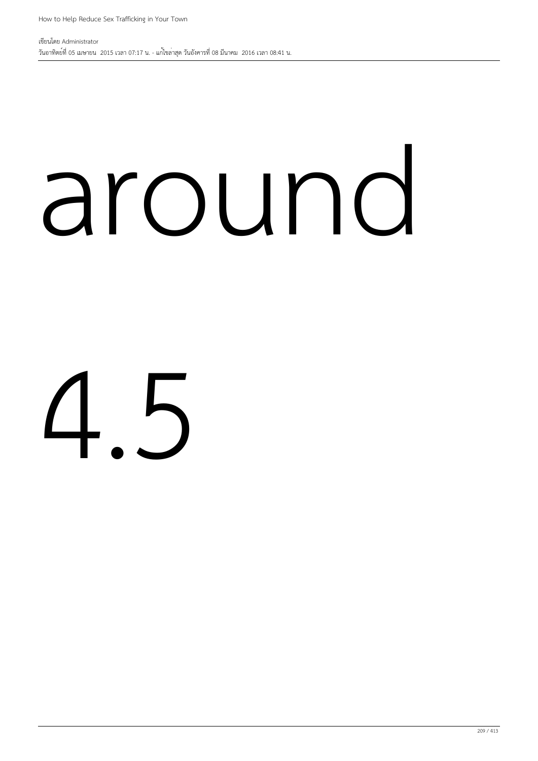around

4.5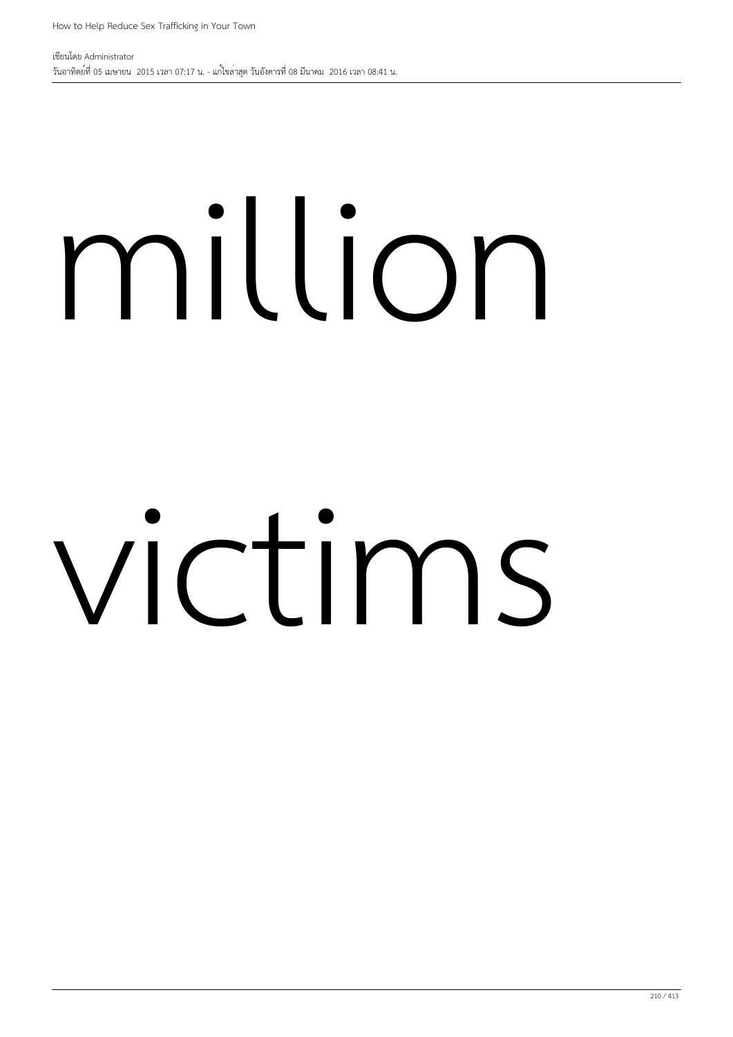million

victims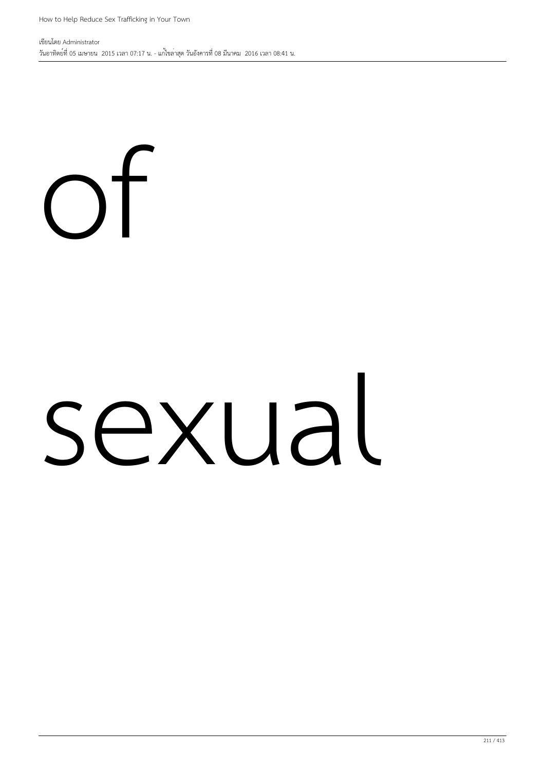of

sexual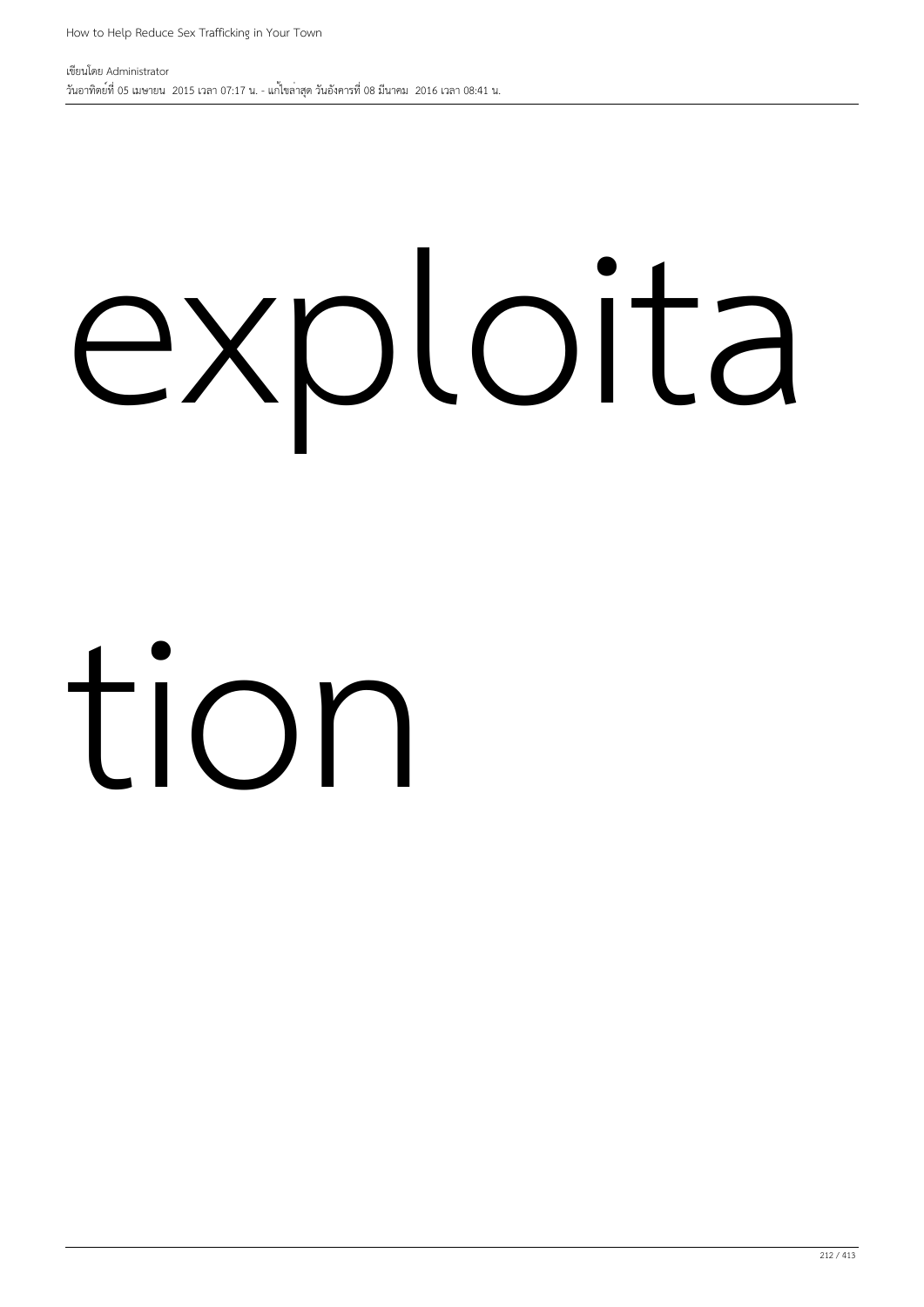exploita

tion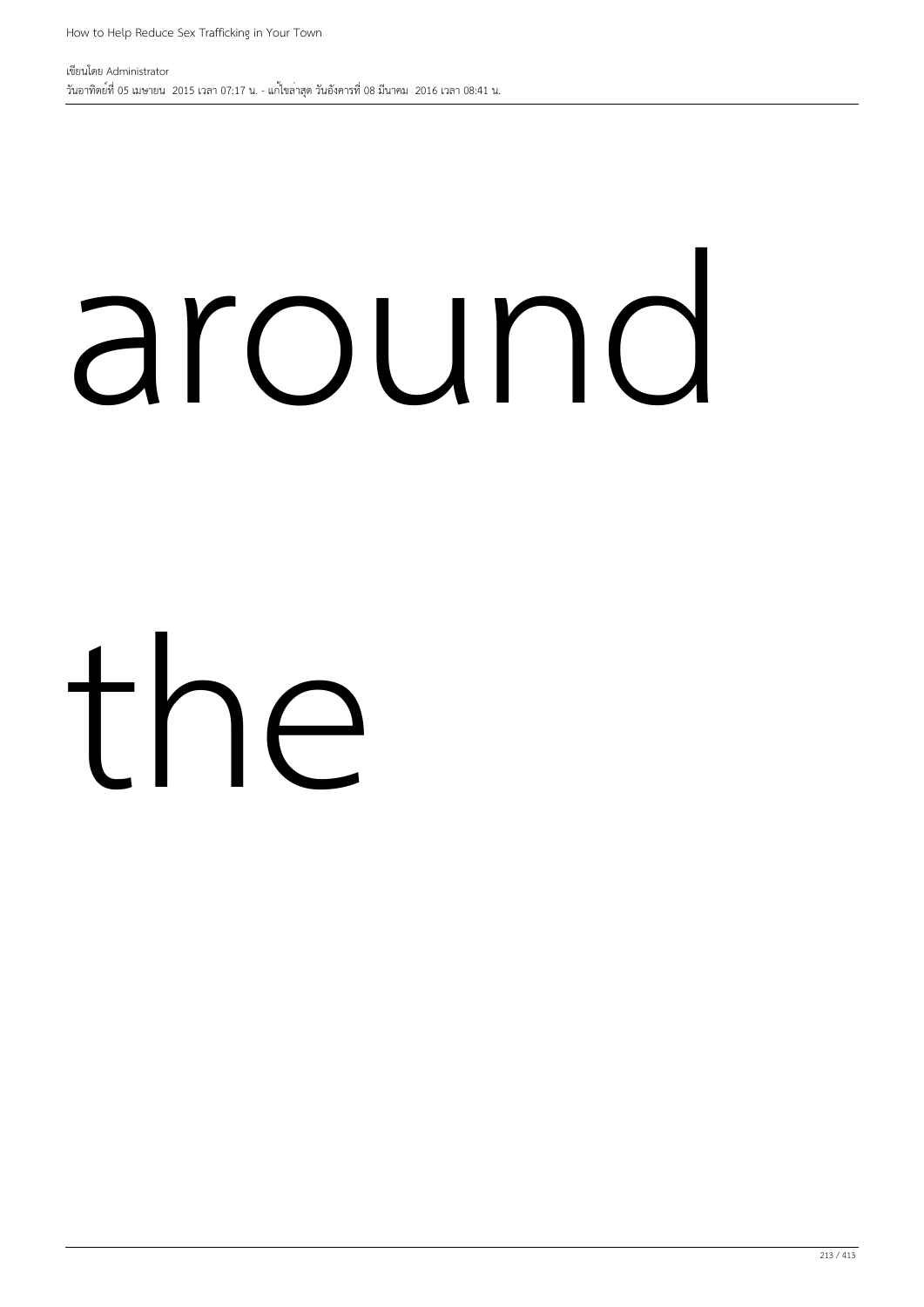around

the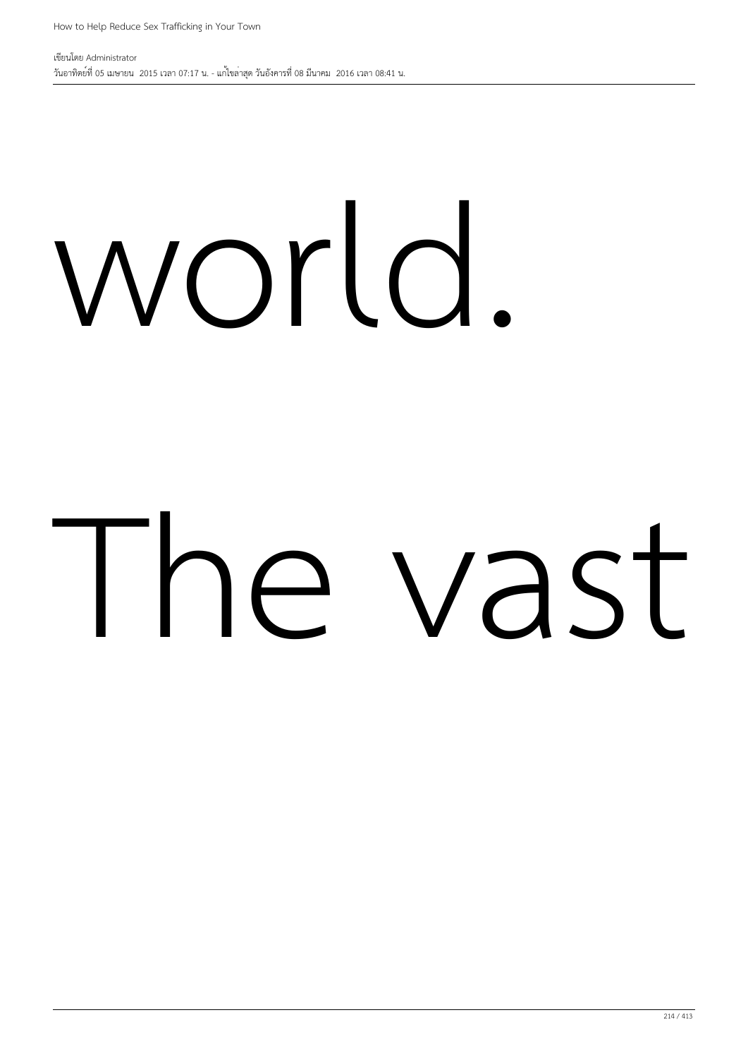world.

The vast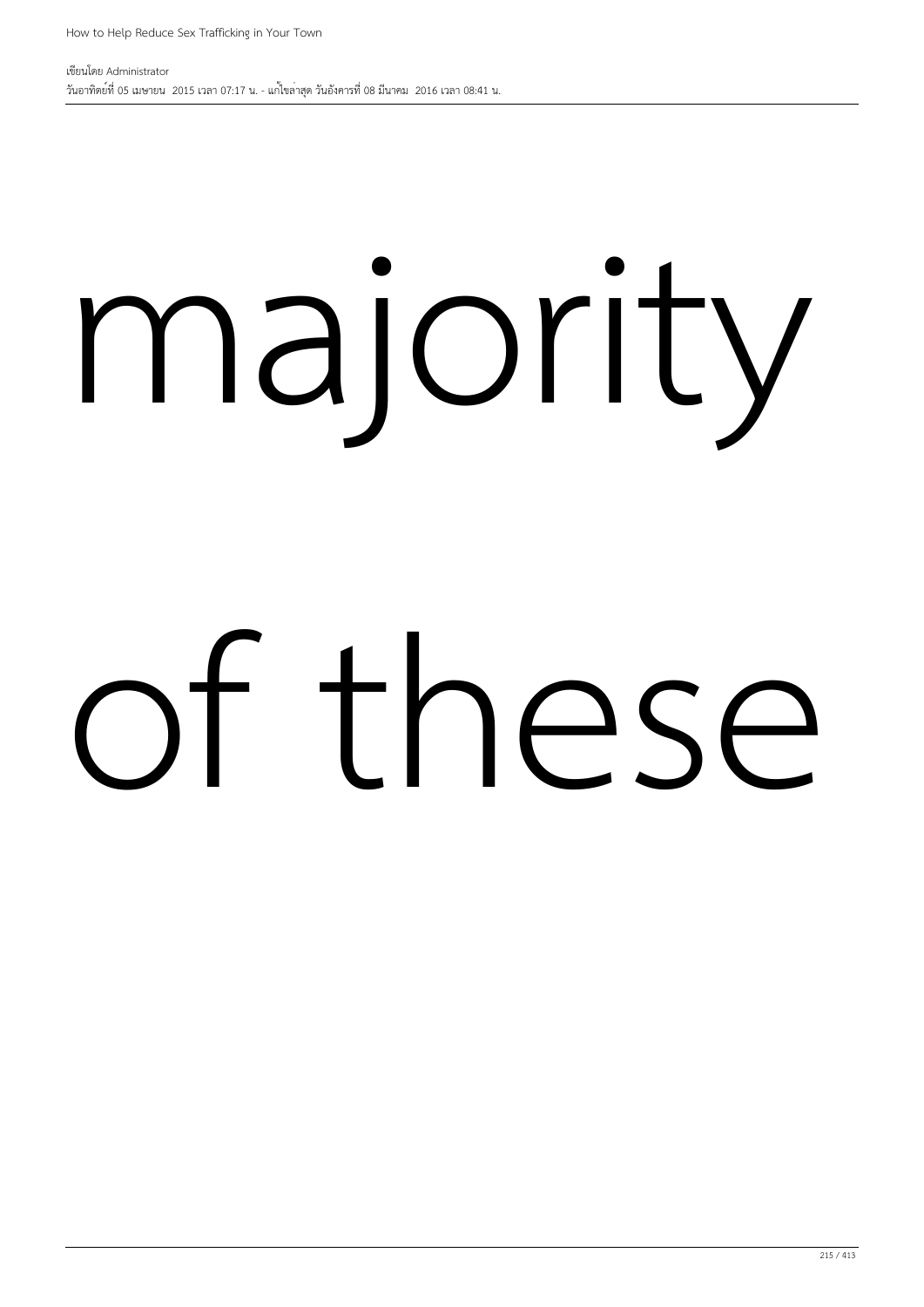majority

of these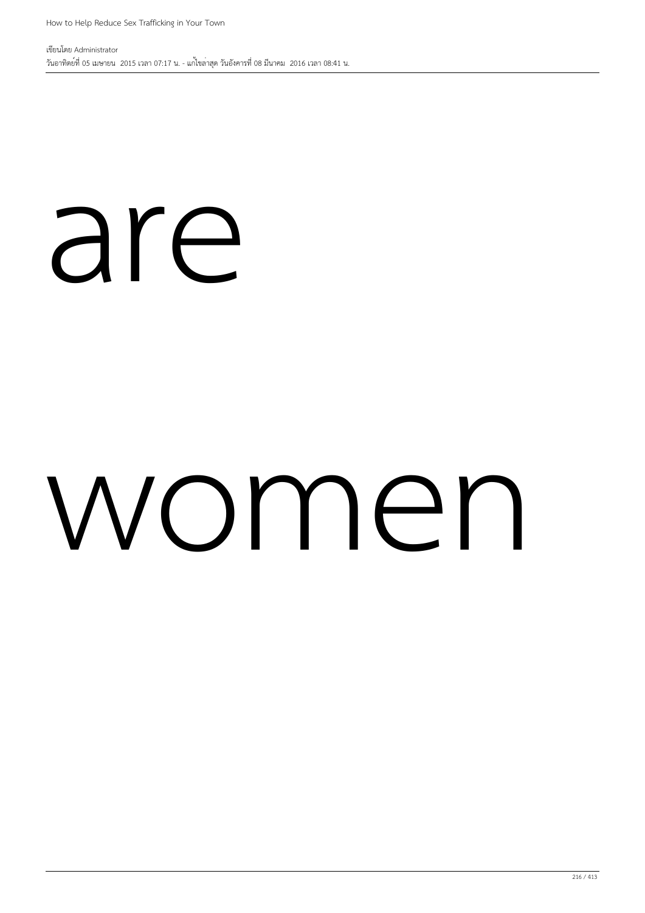are

women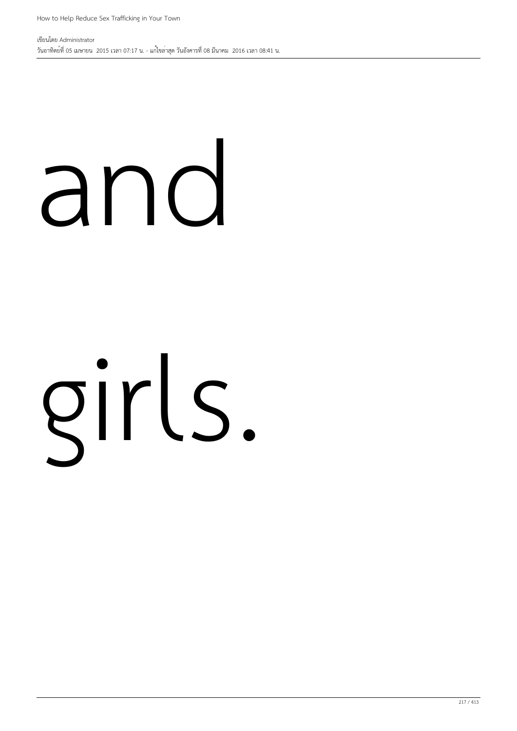and

girls.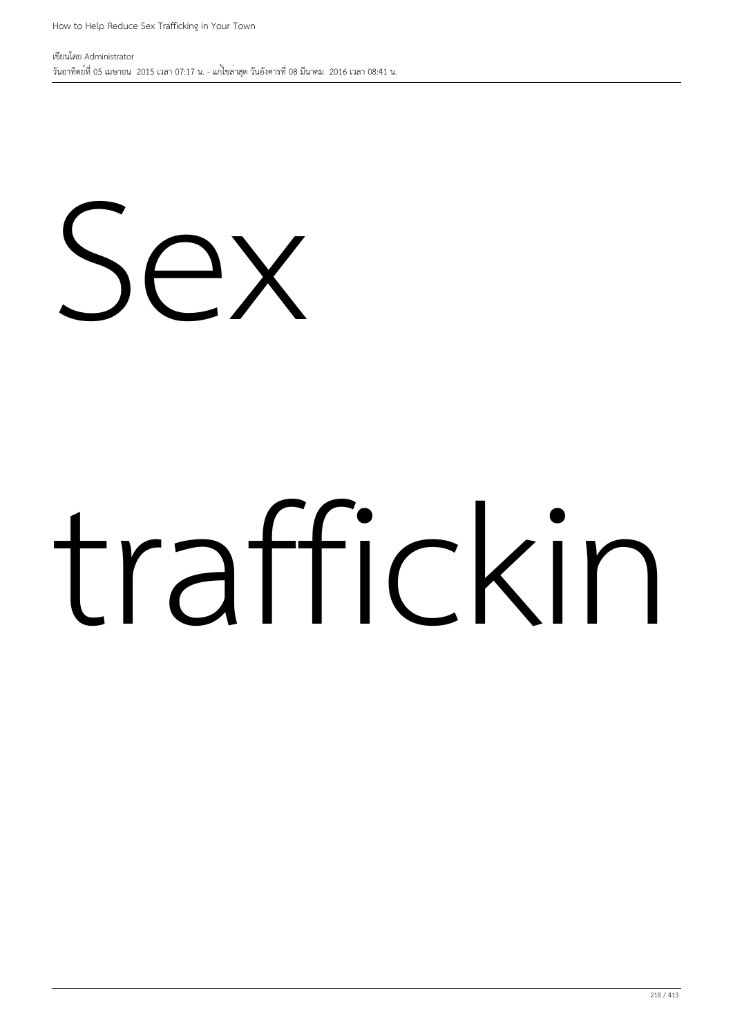# Sex

# traffickin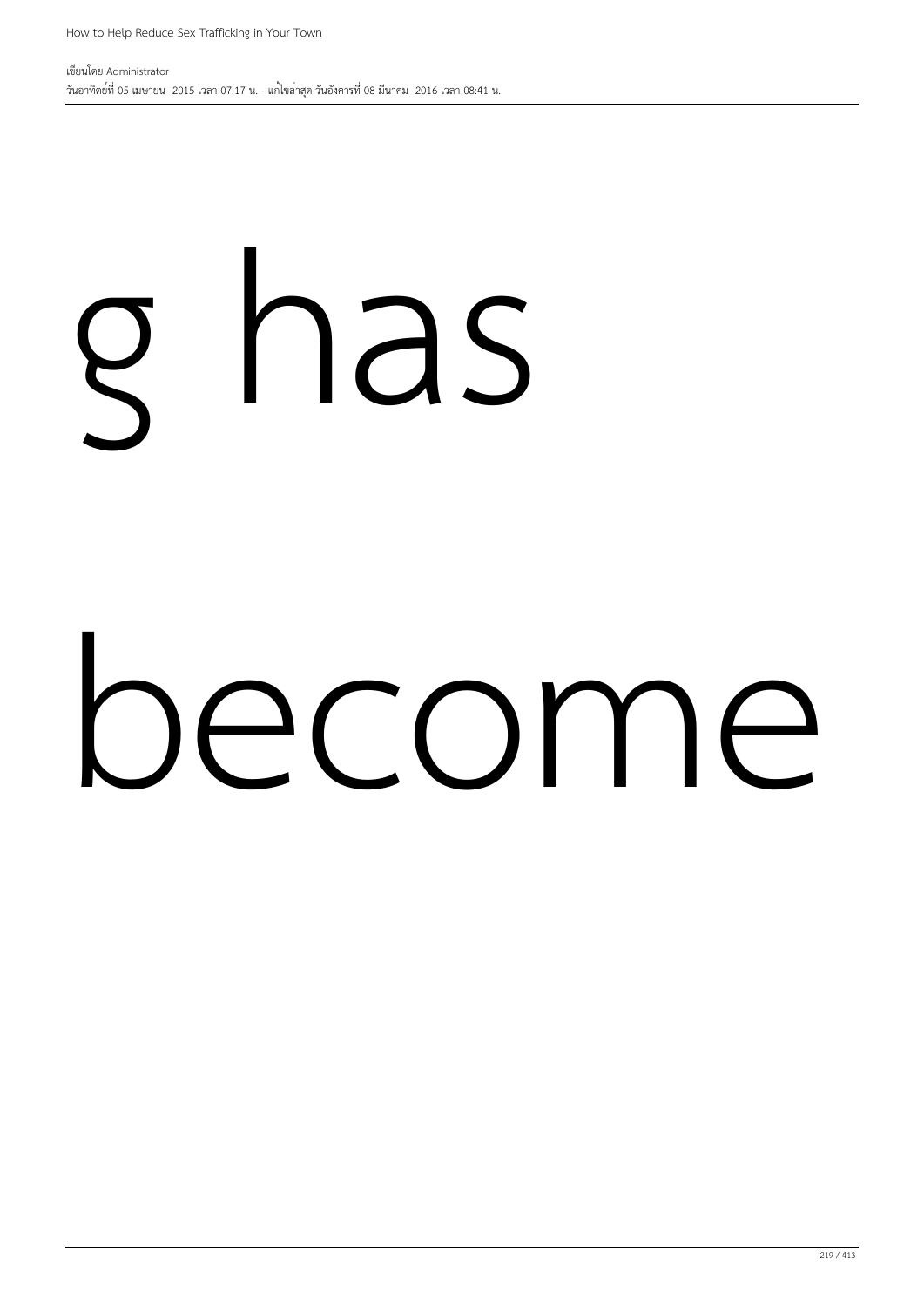g has

become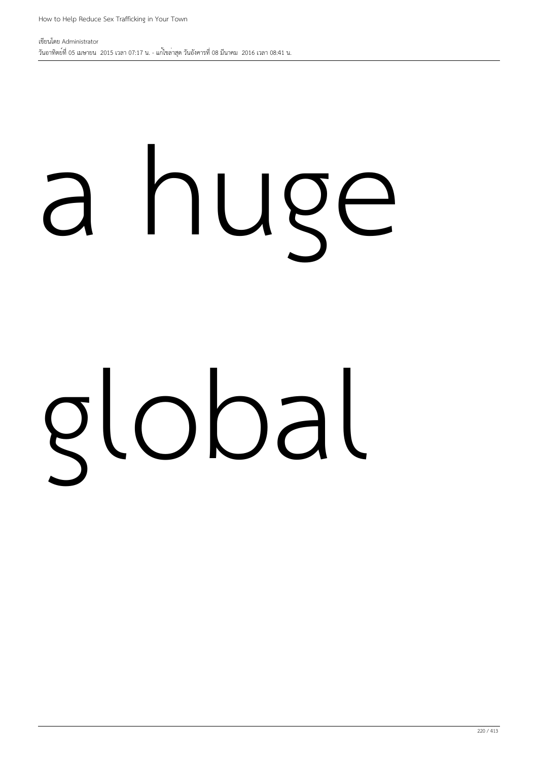a huge

global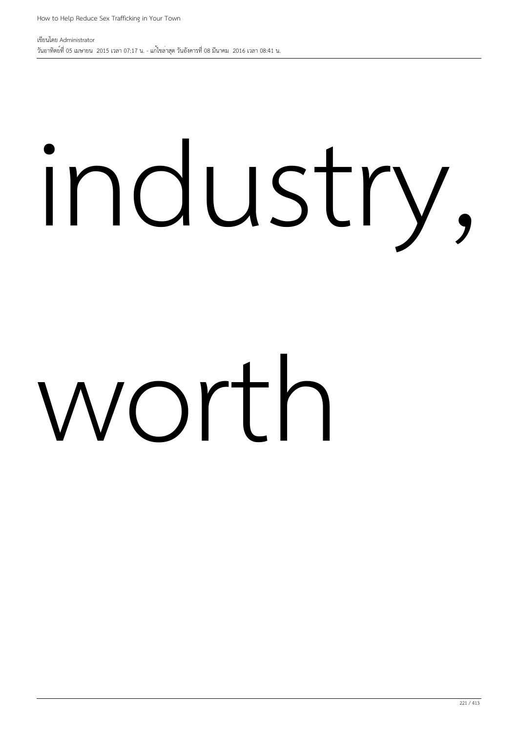industry,

worth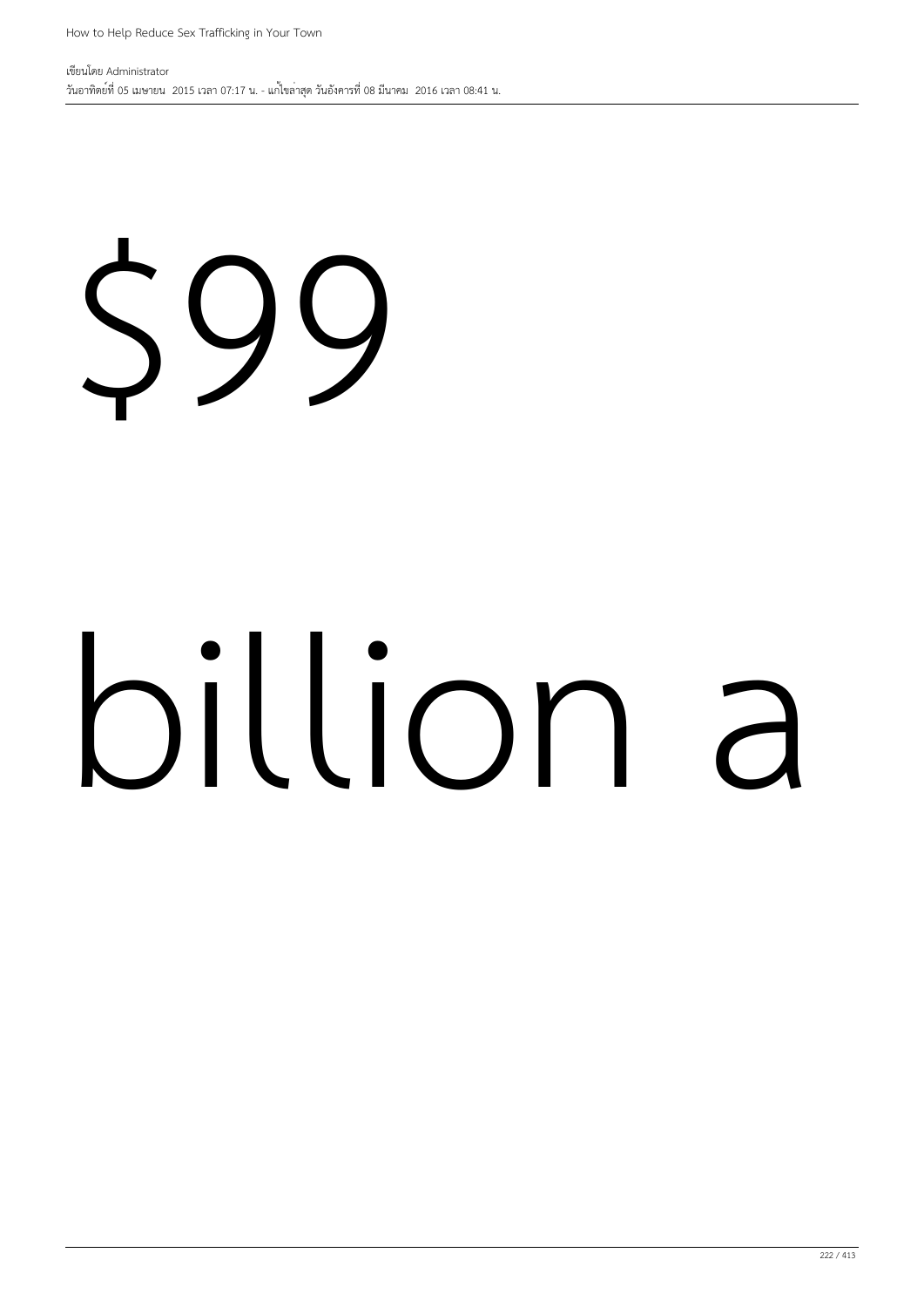$99

billion a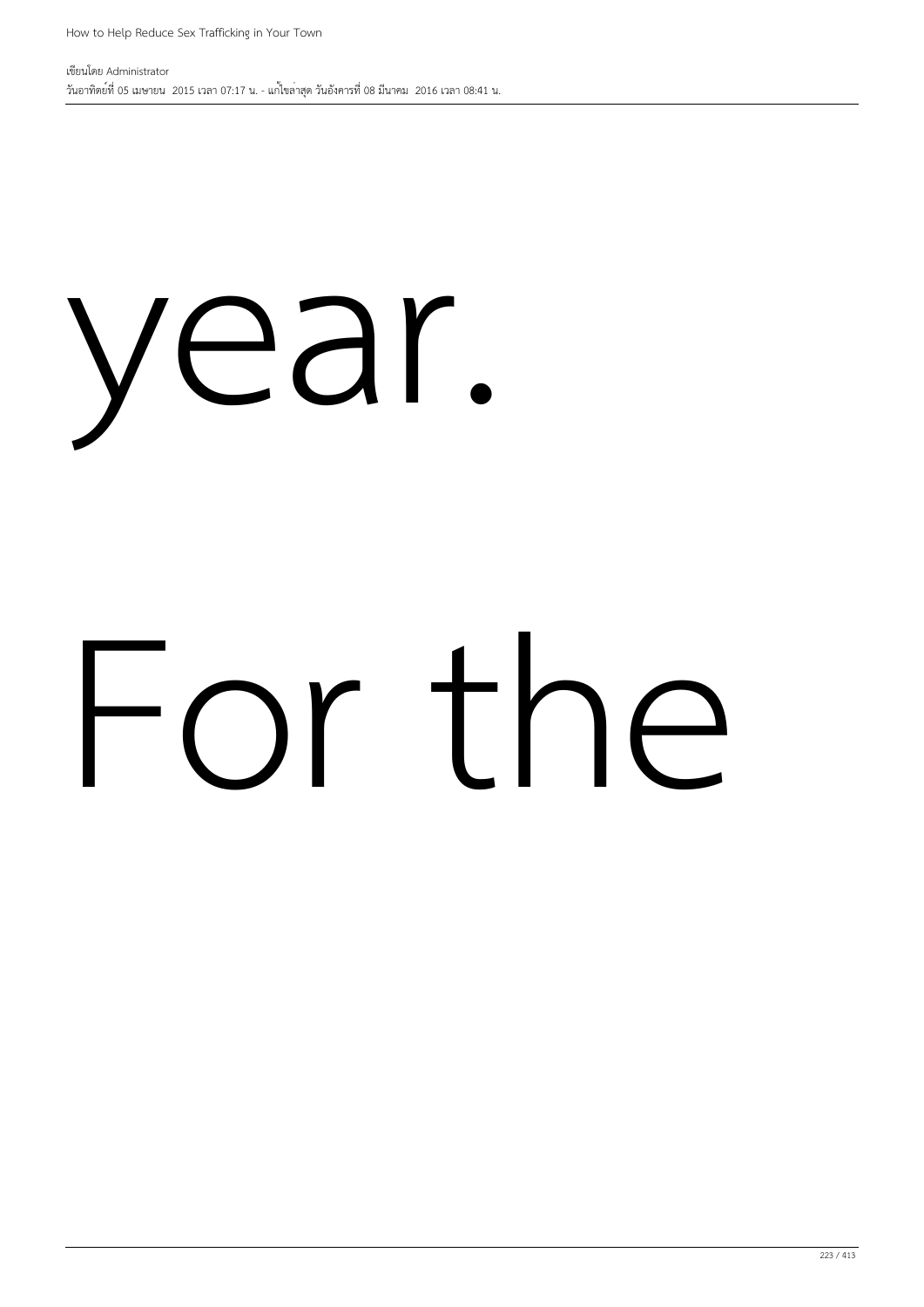year.

For the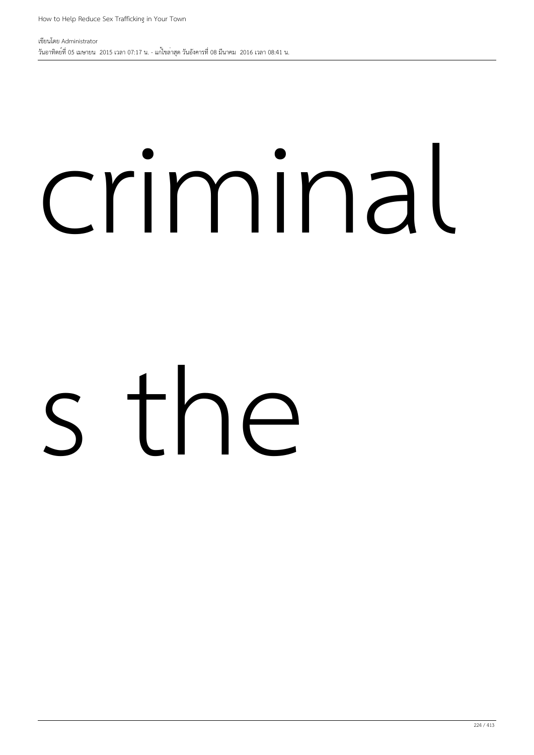criminal

s the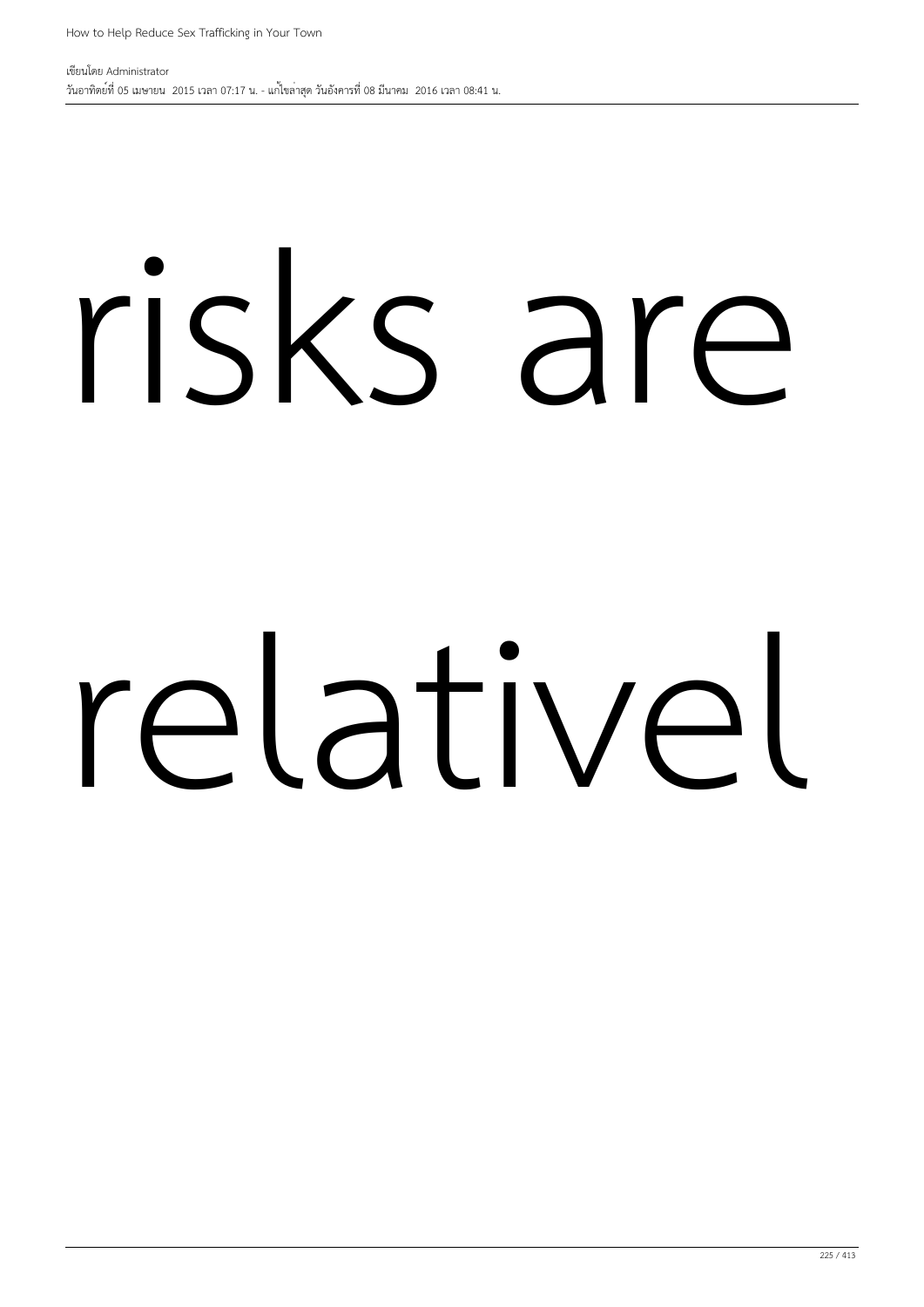risks are

relativel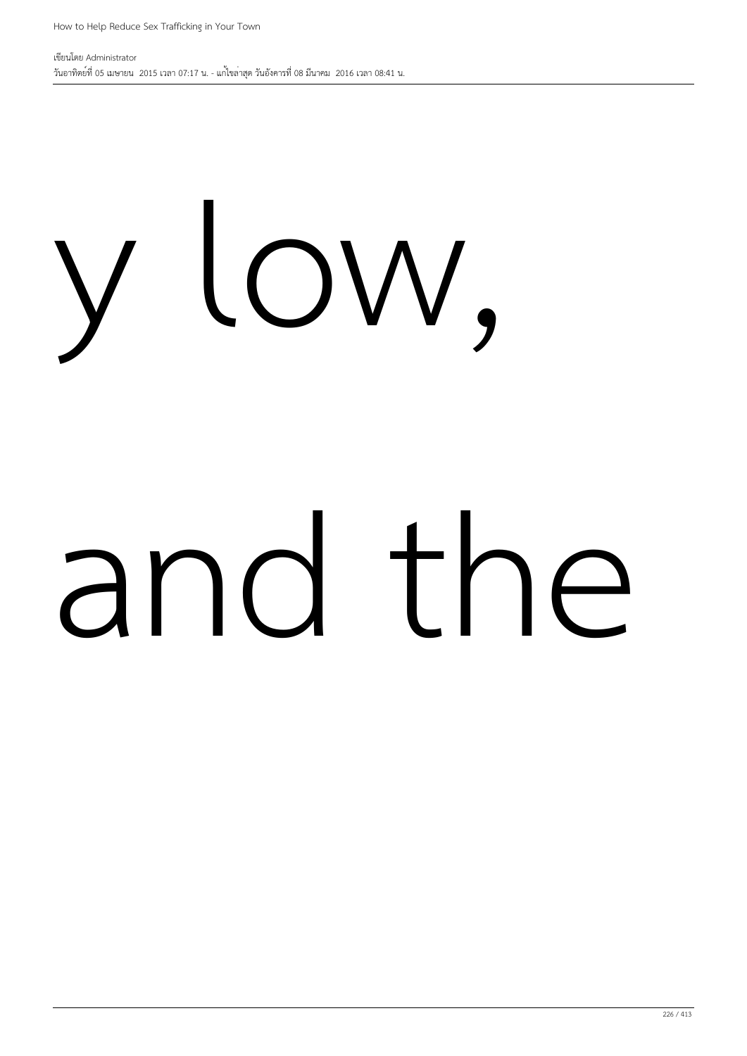y low,

and the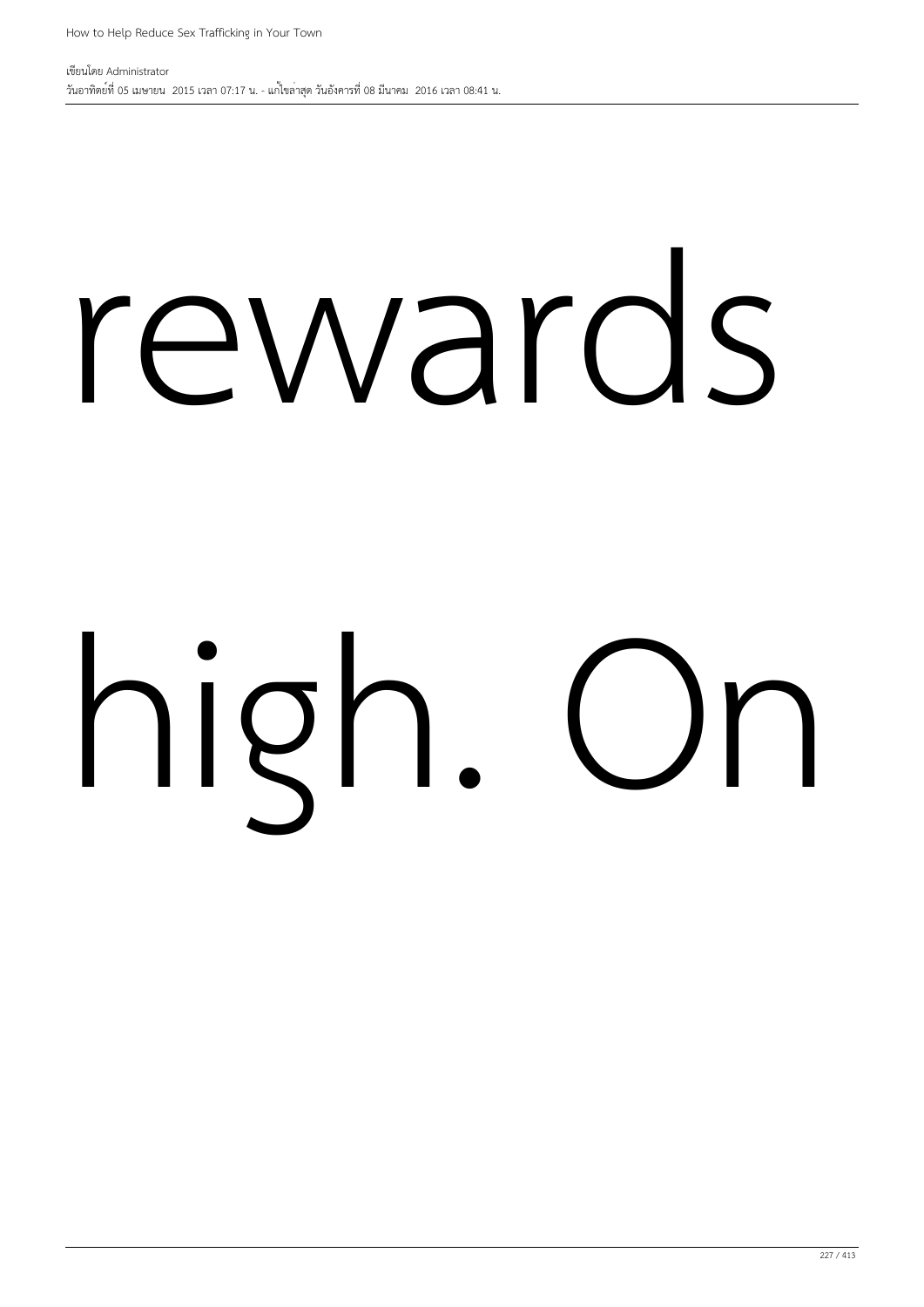rewards

high. On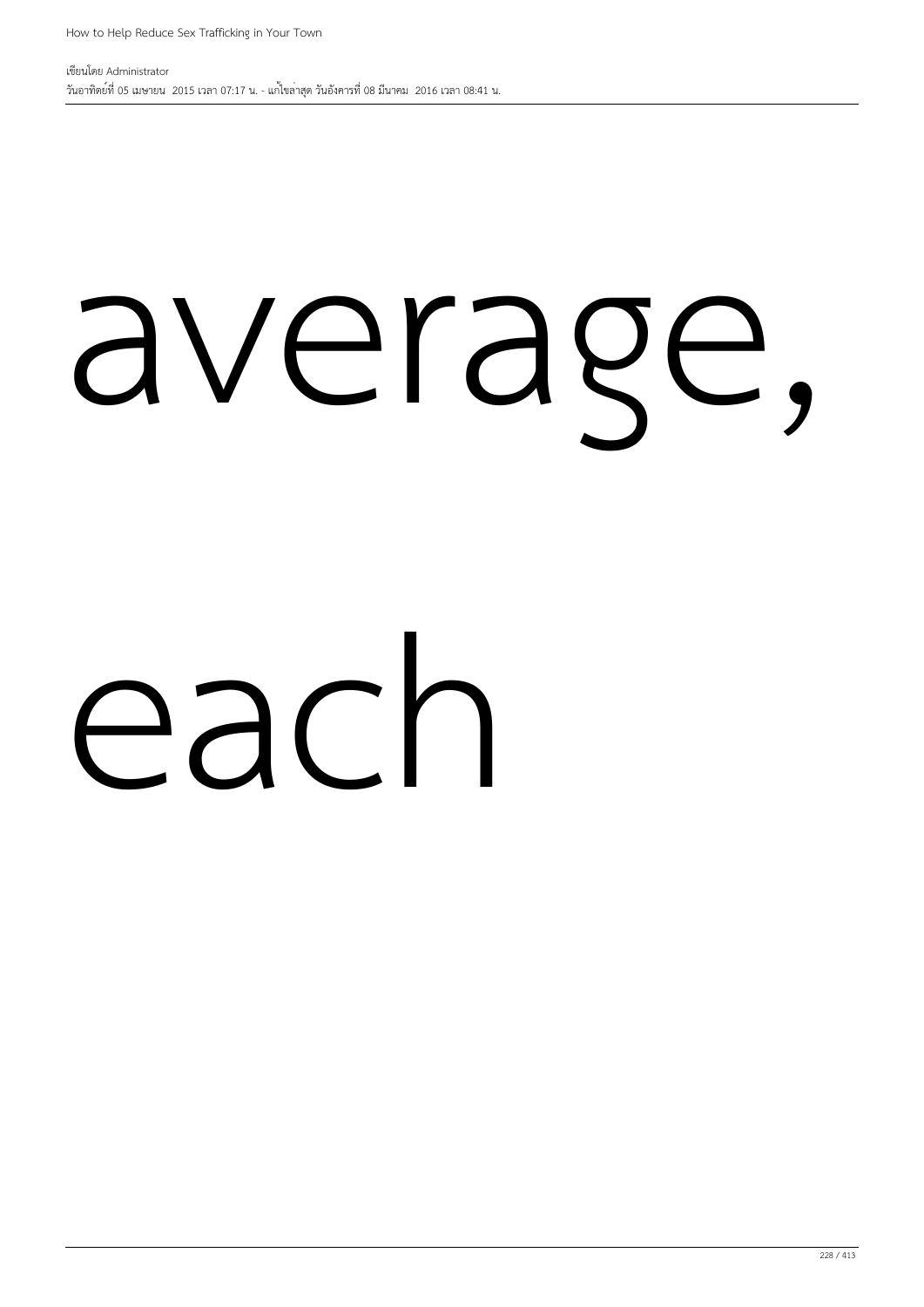average,

each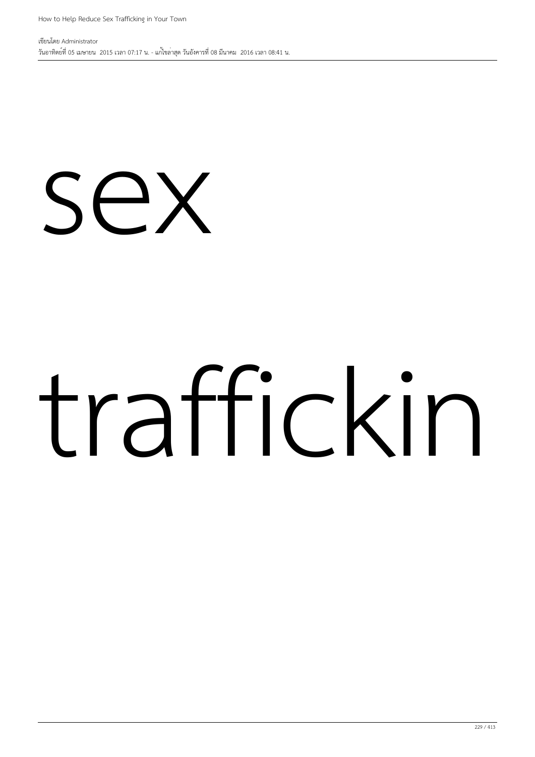sex

trafficking

sex

traffickin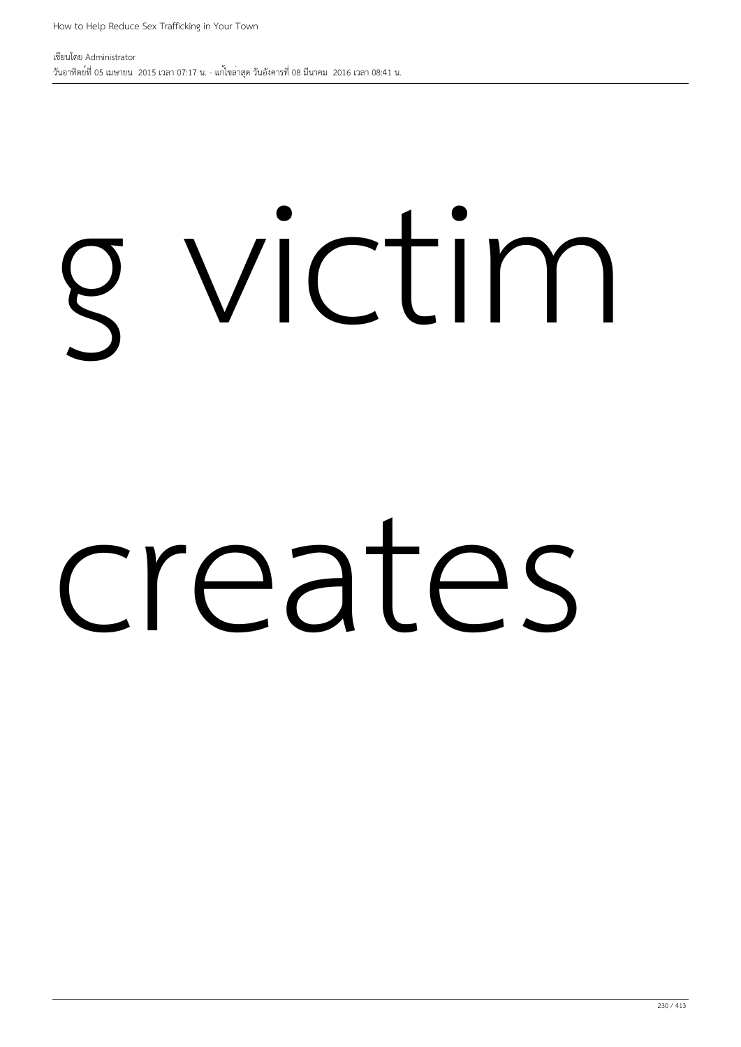g victim

creates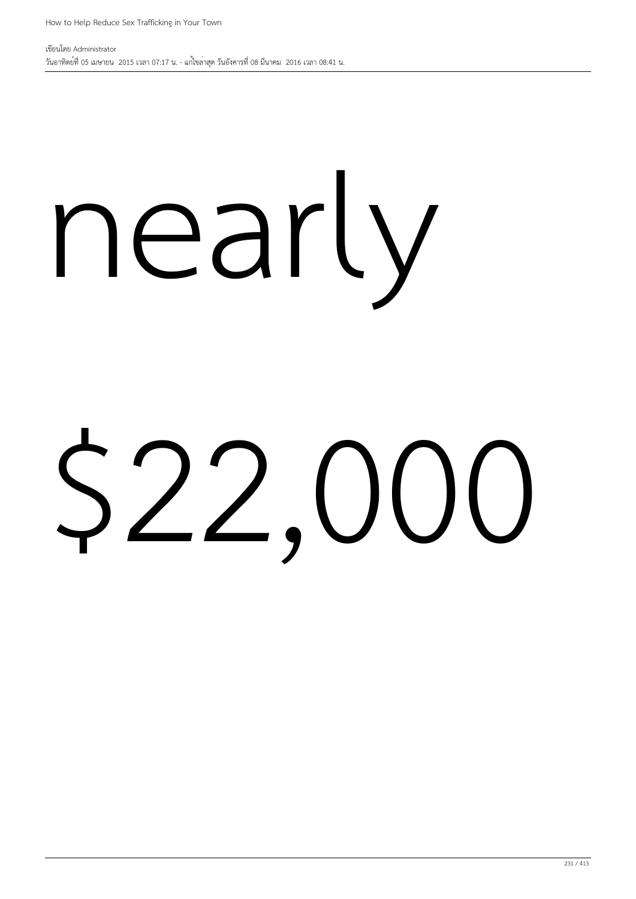nearly

$22,000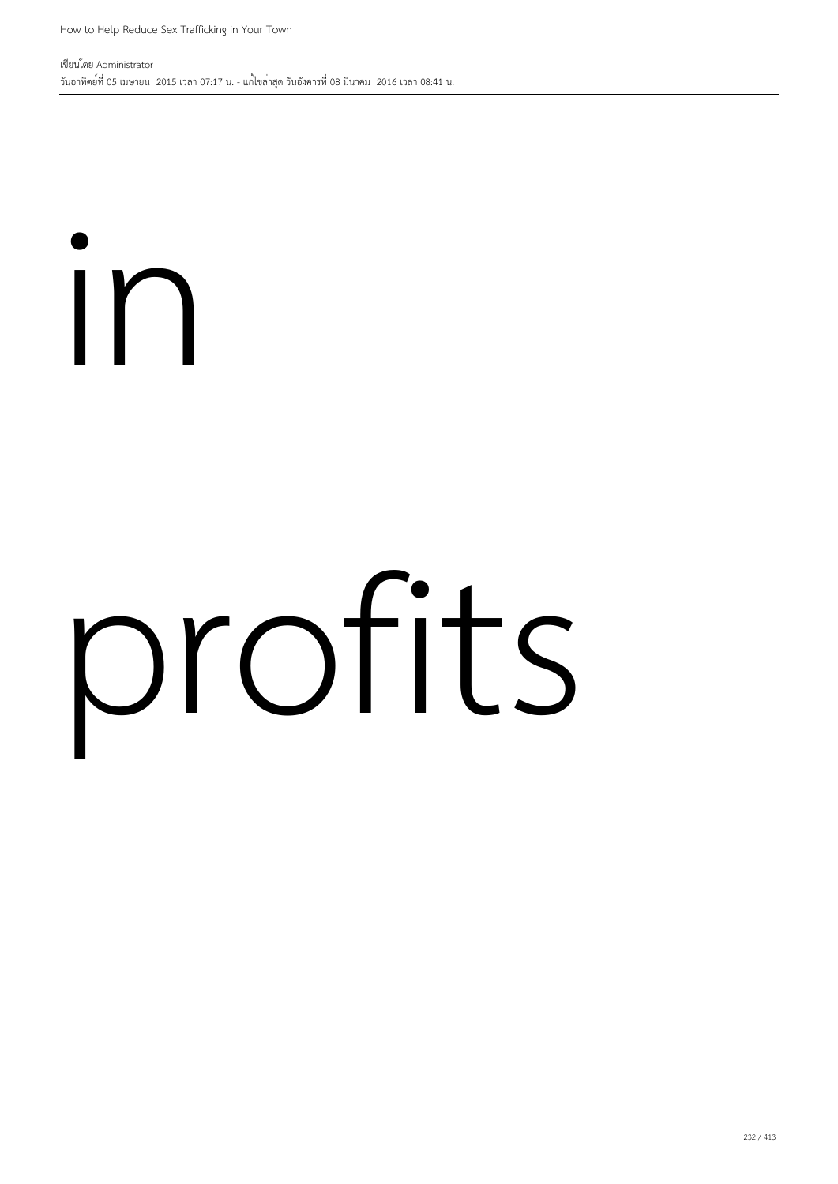in

profits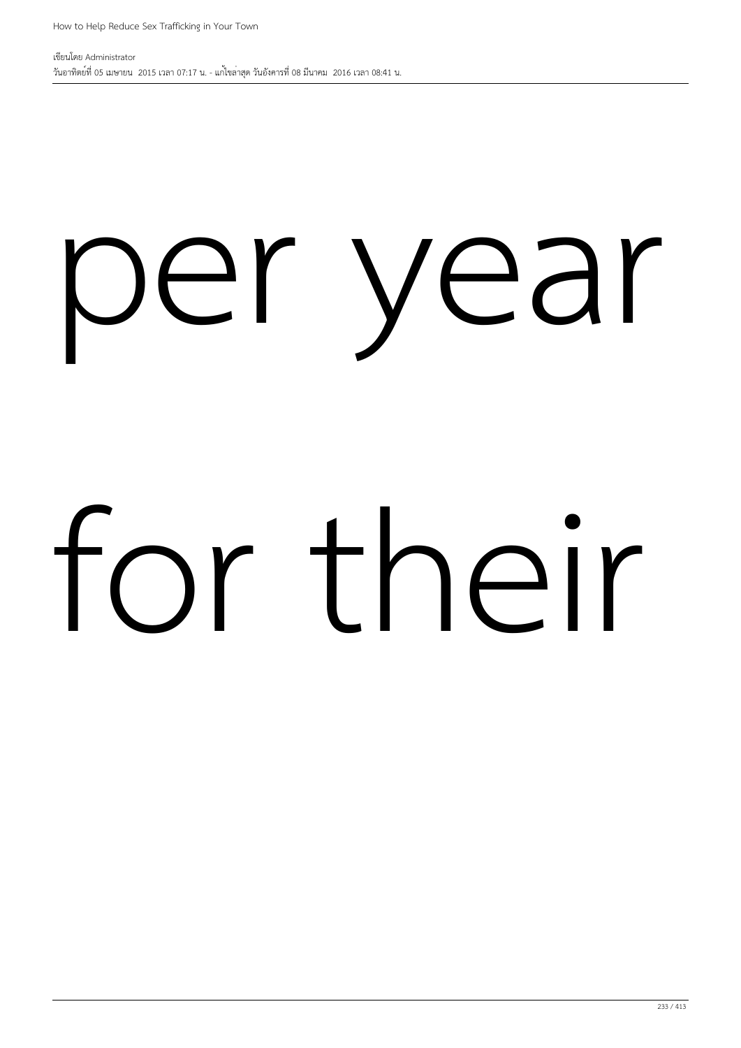per year

for their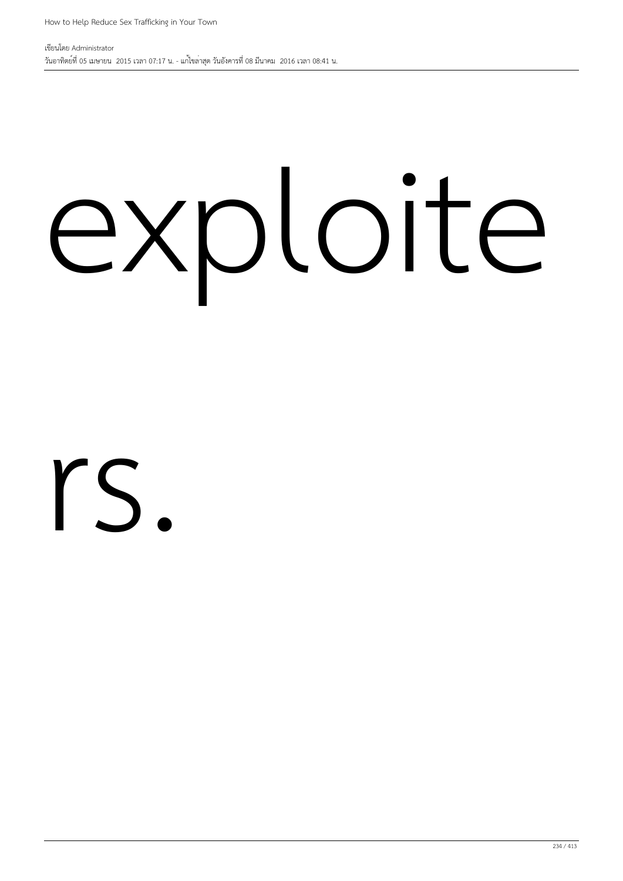exploite

rs.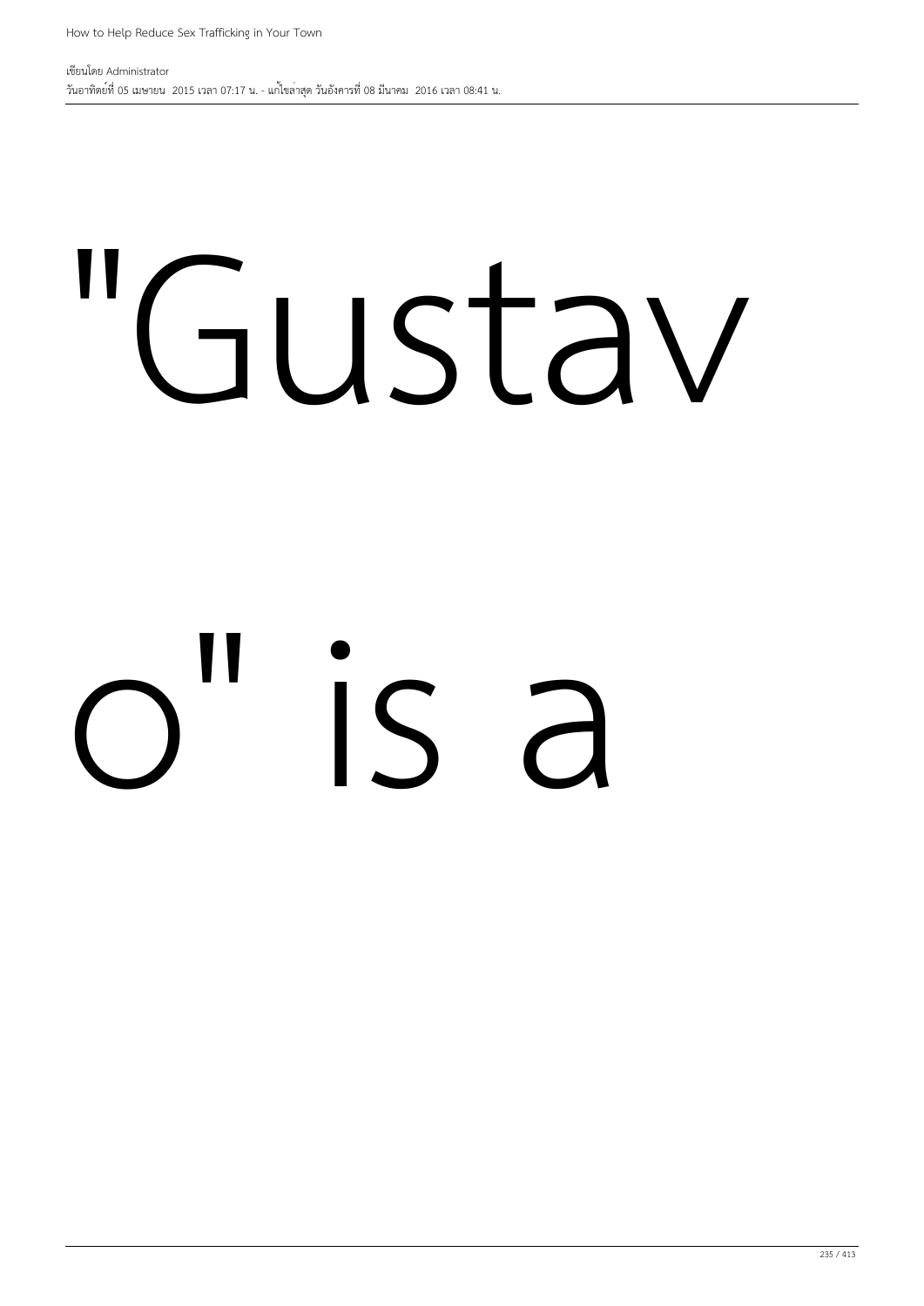"Gustav

o" is a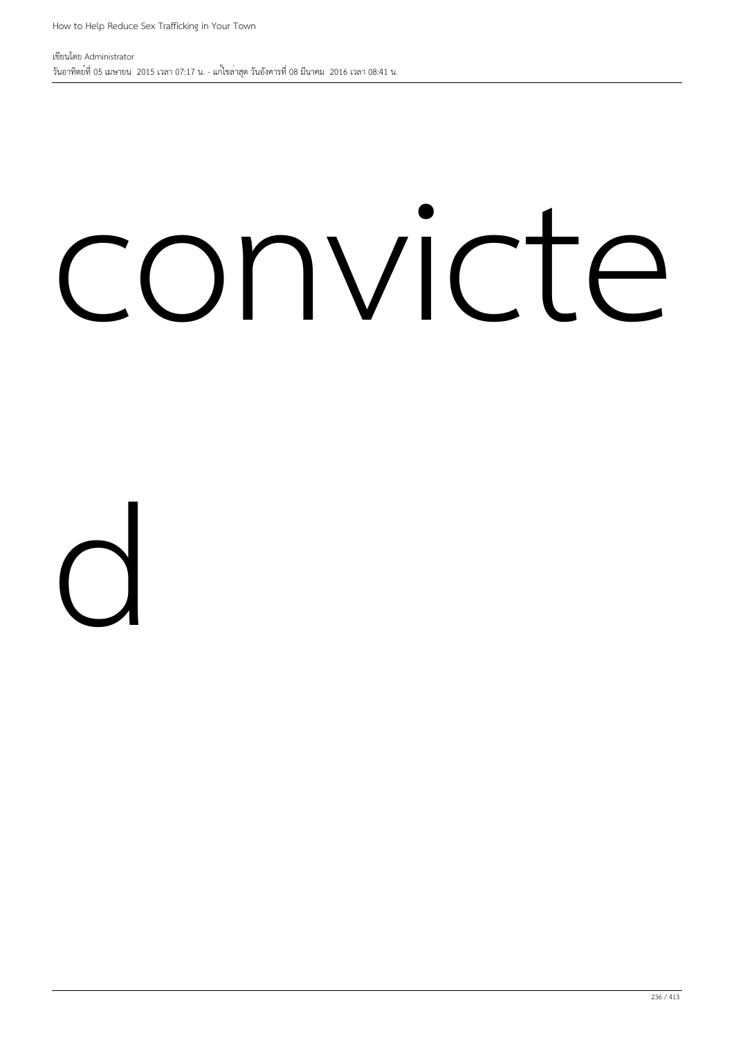convicte

d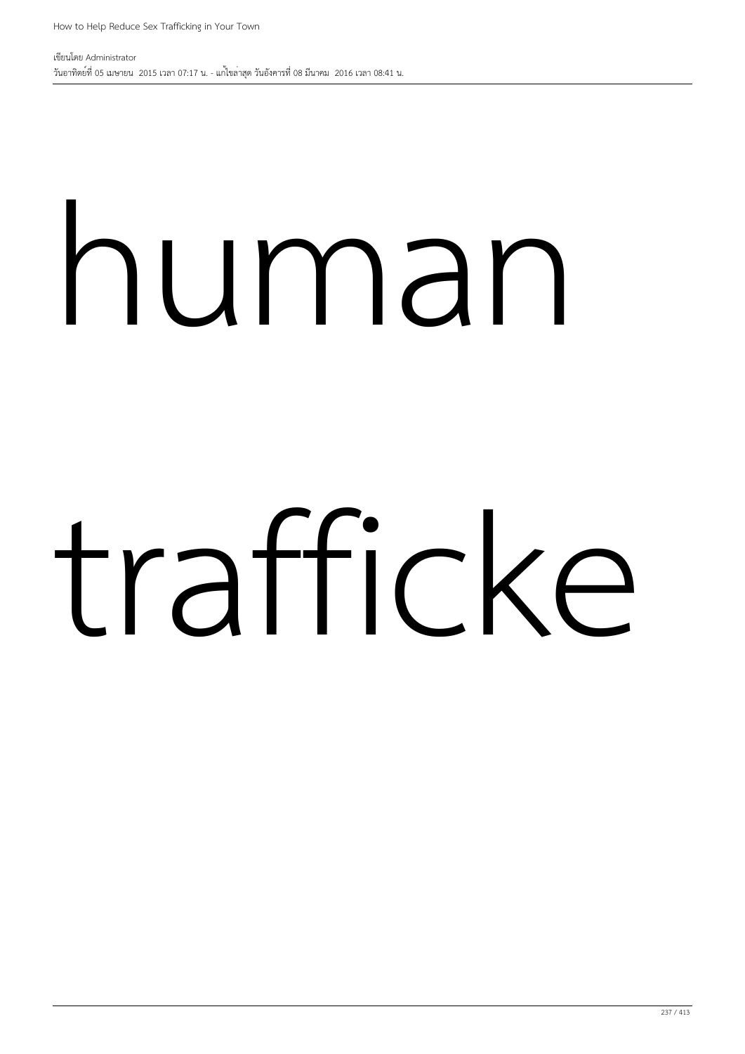human

trafficke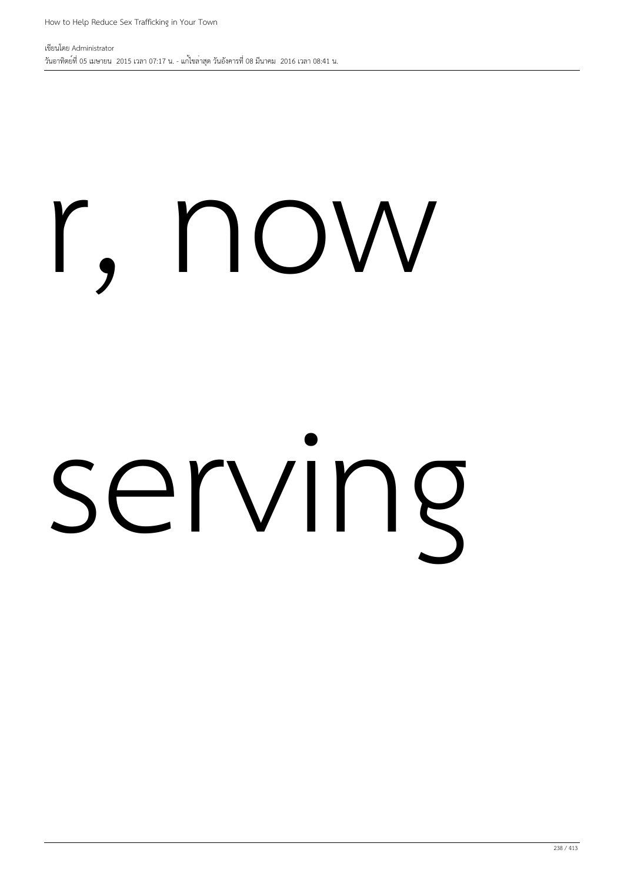r, now

serving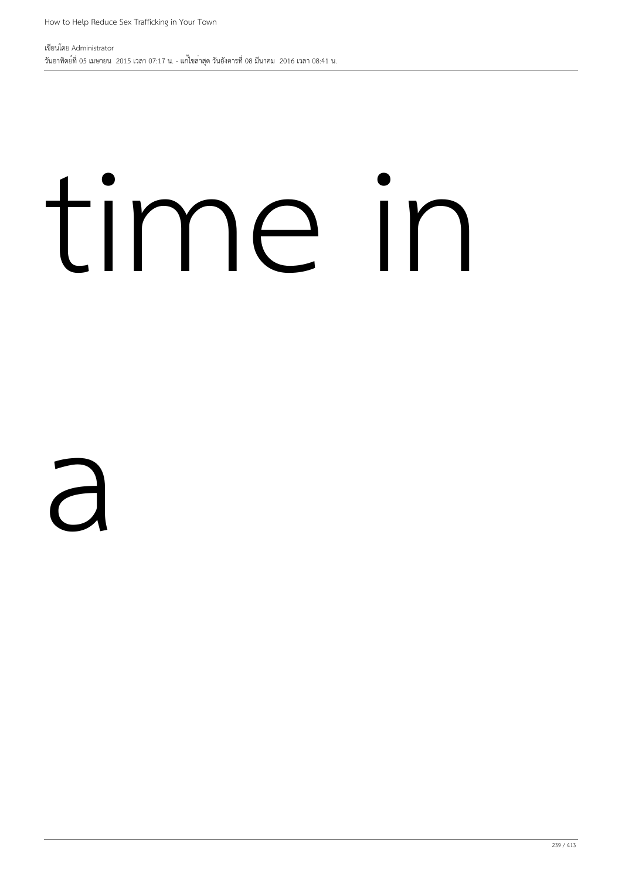time in

a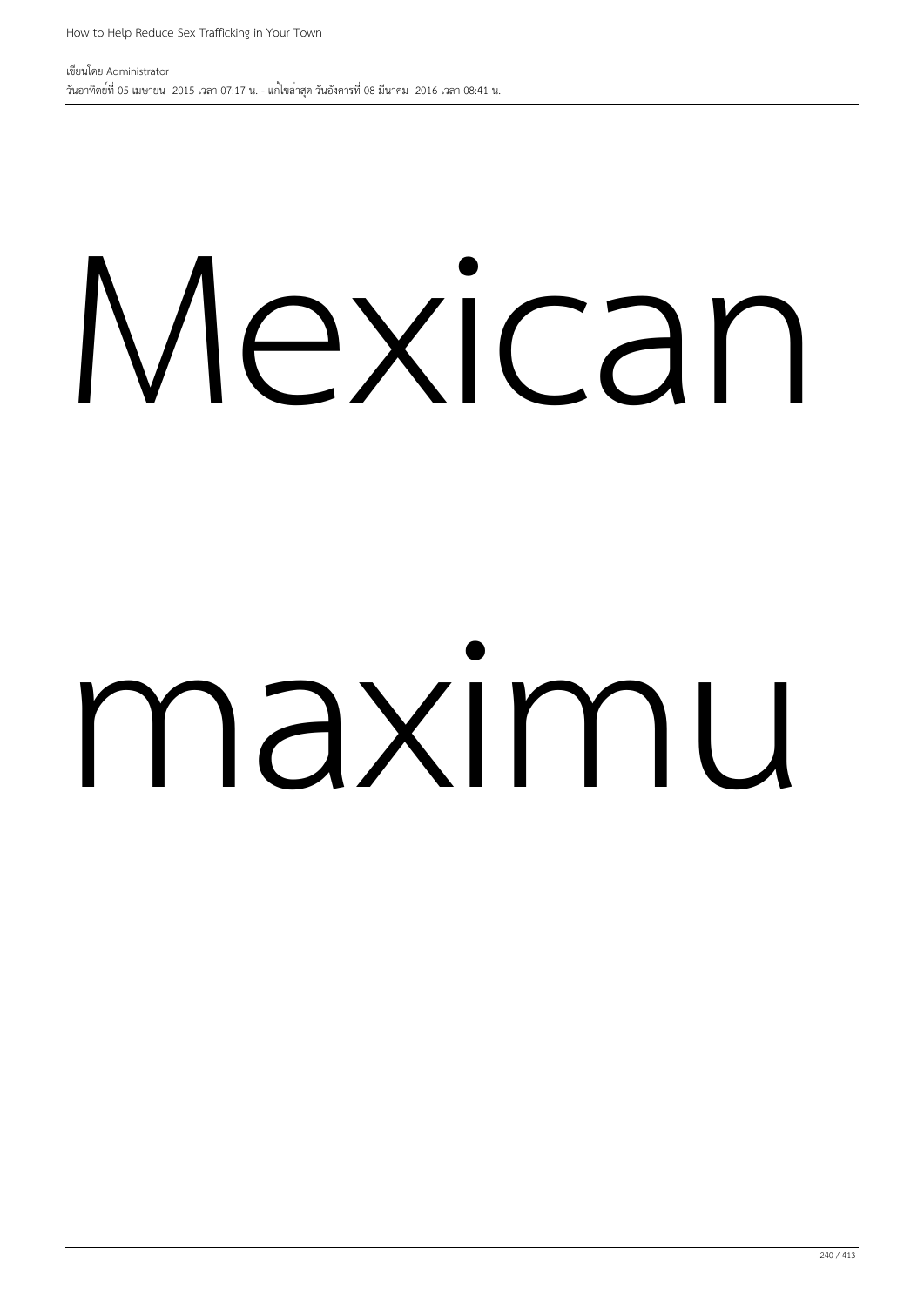Mexican

maximu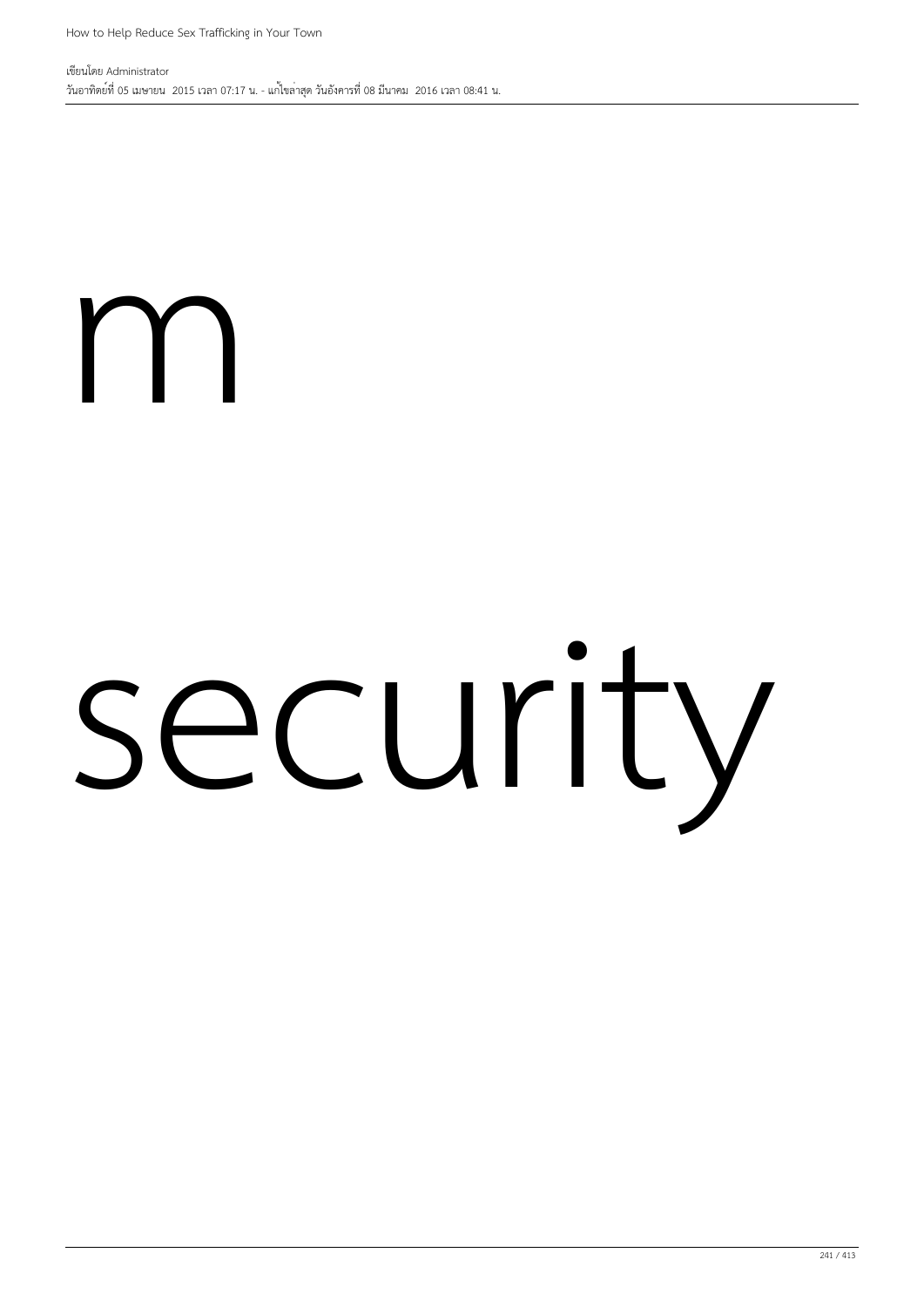m

security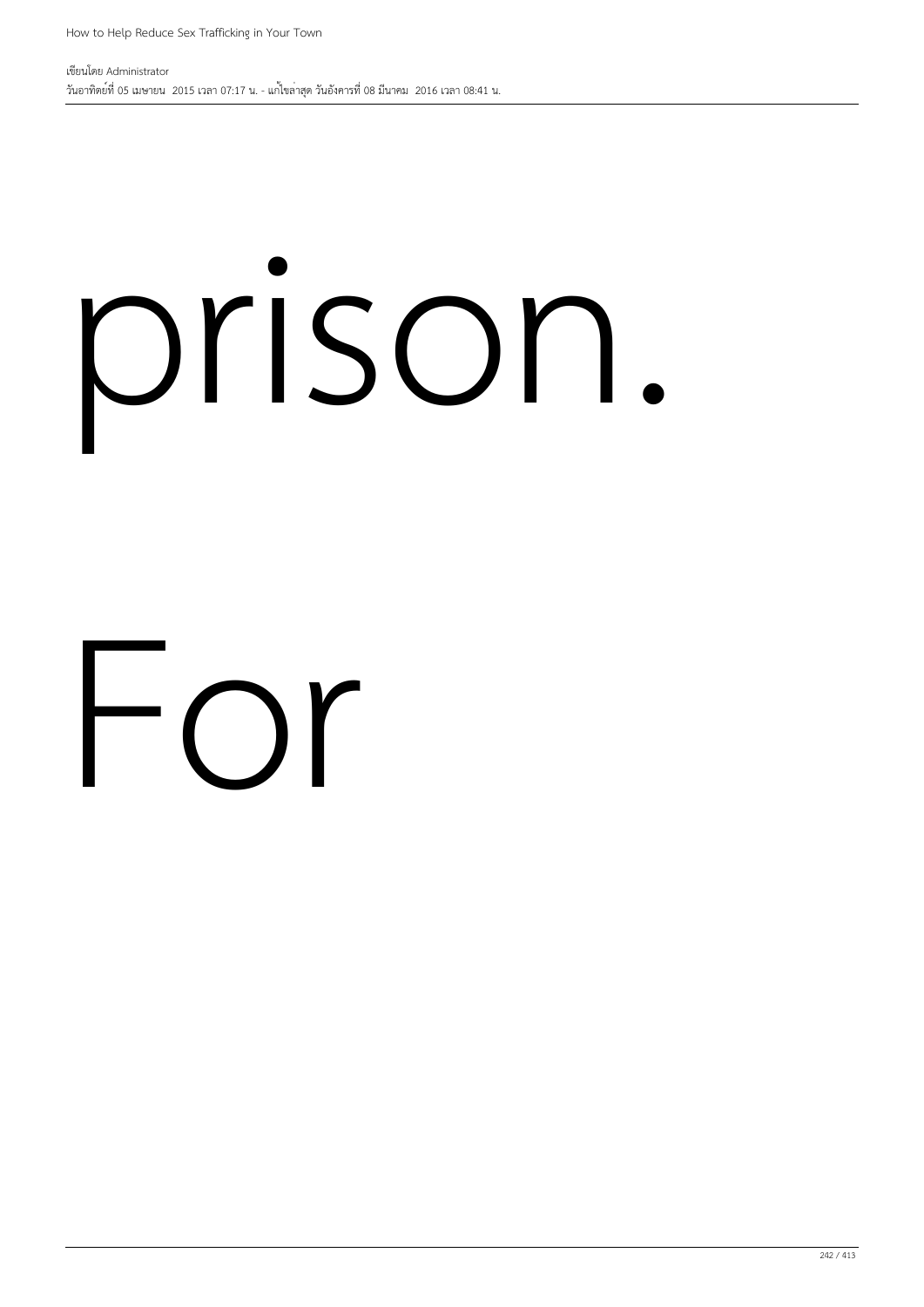prison.

For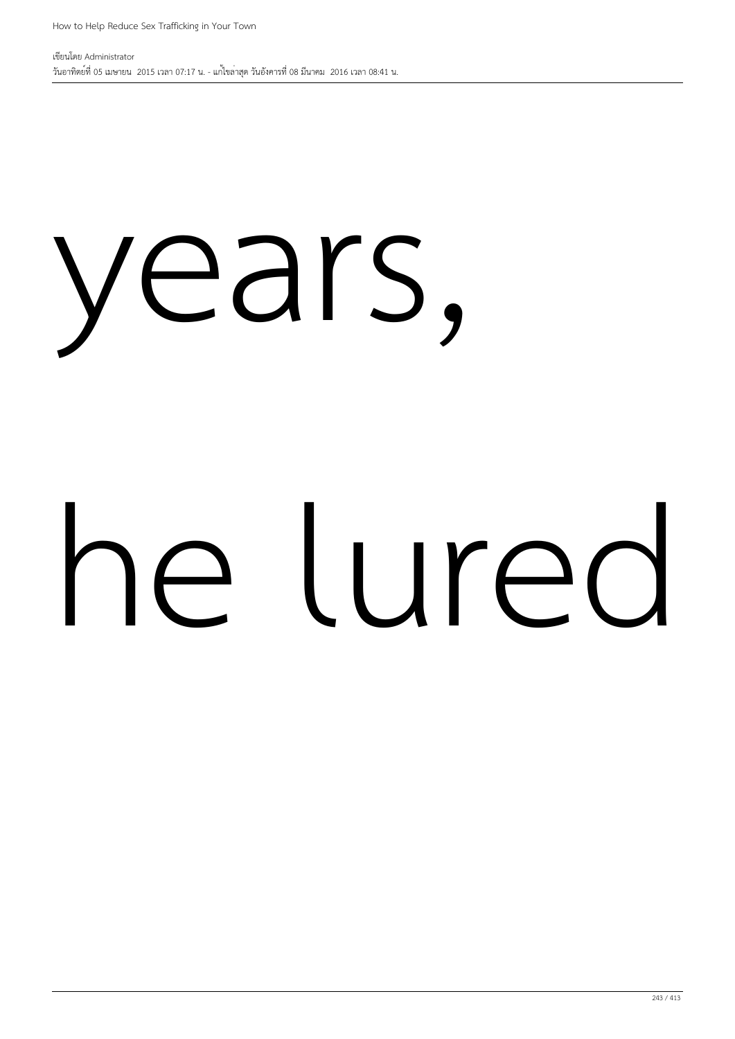years,

he lured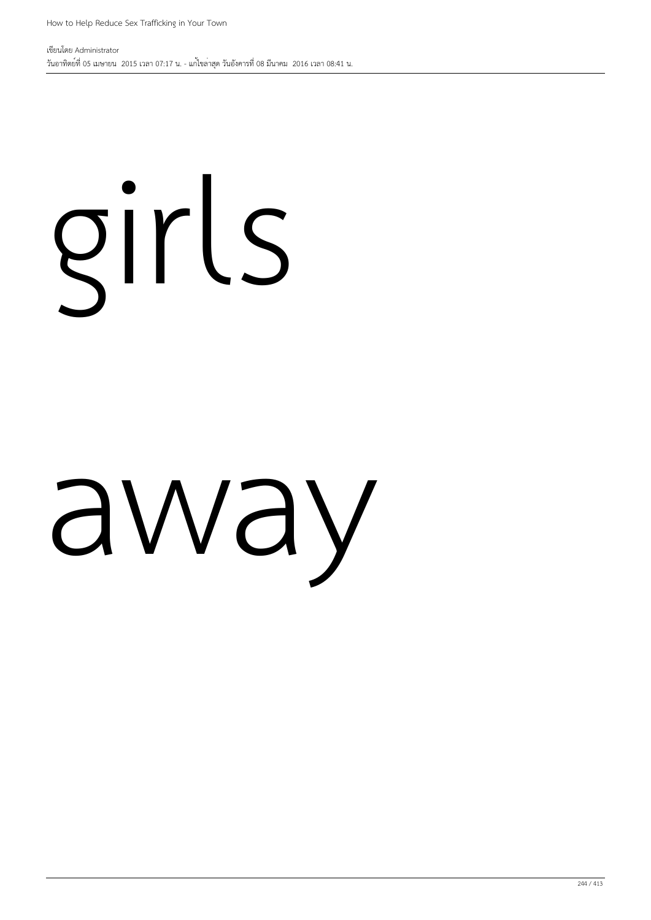girls

away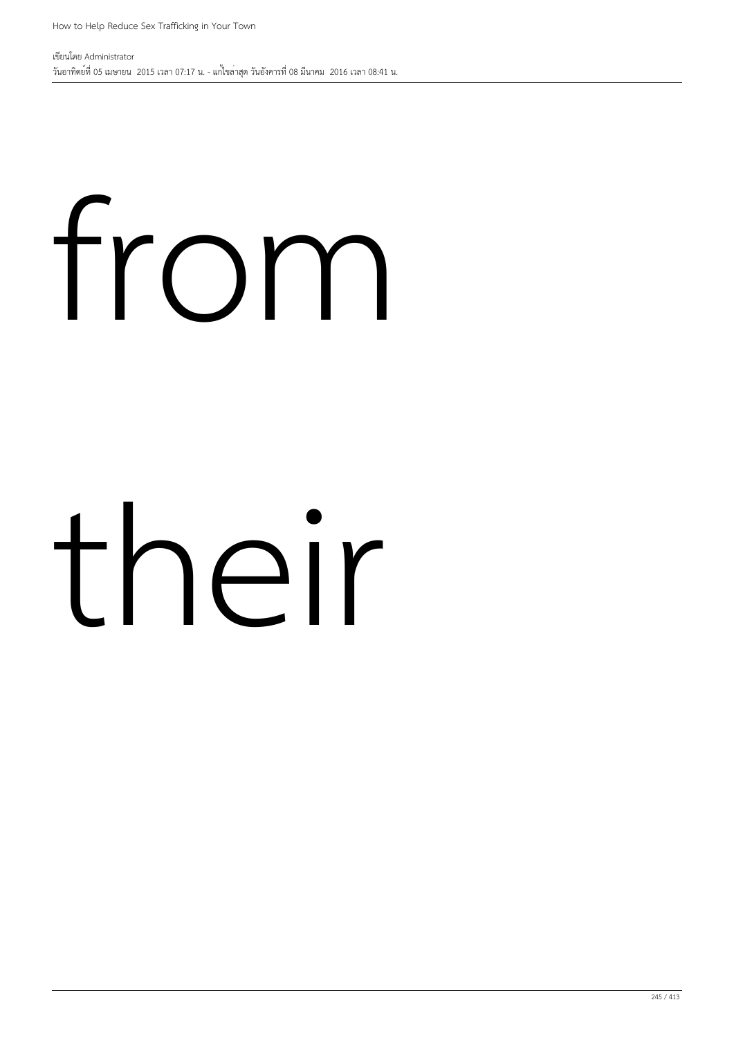from

their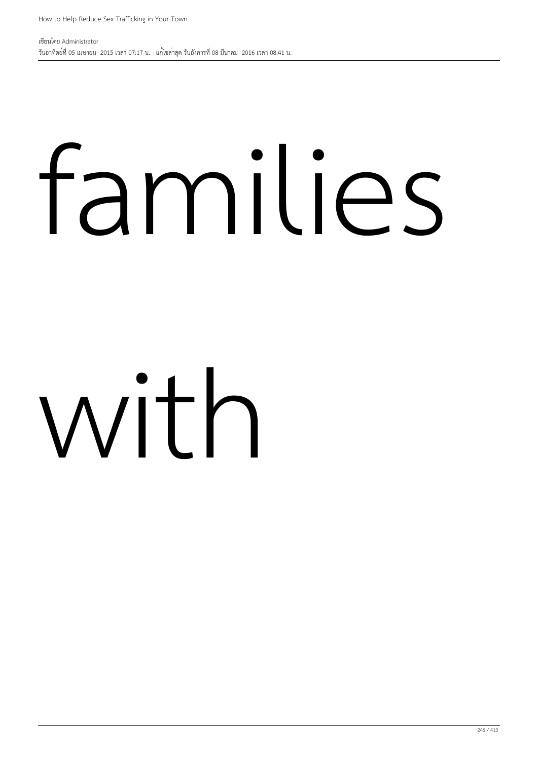families

with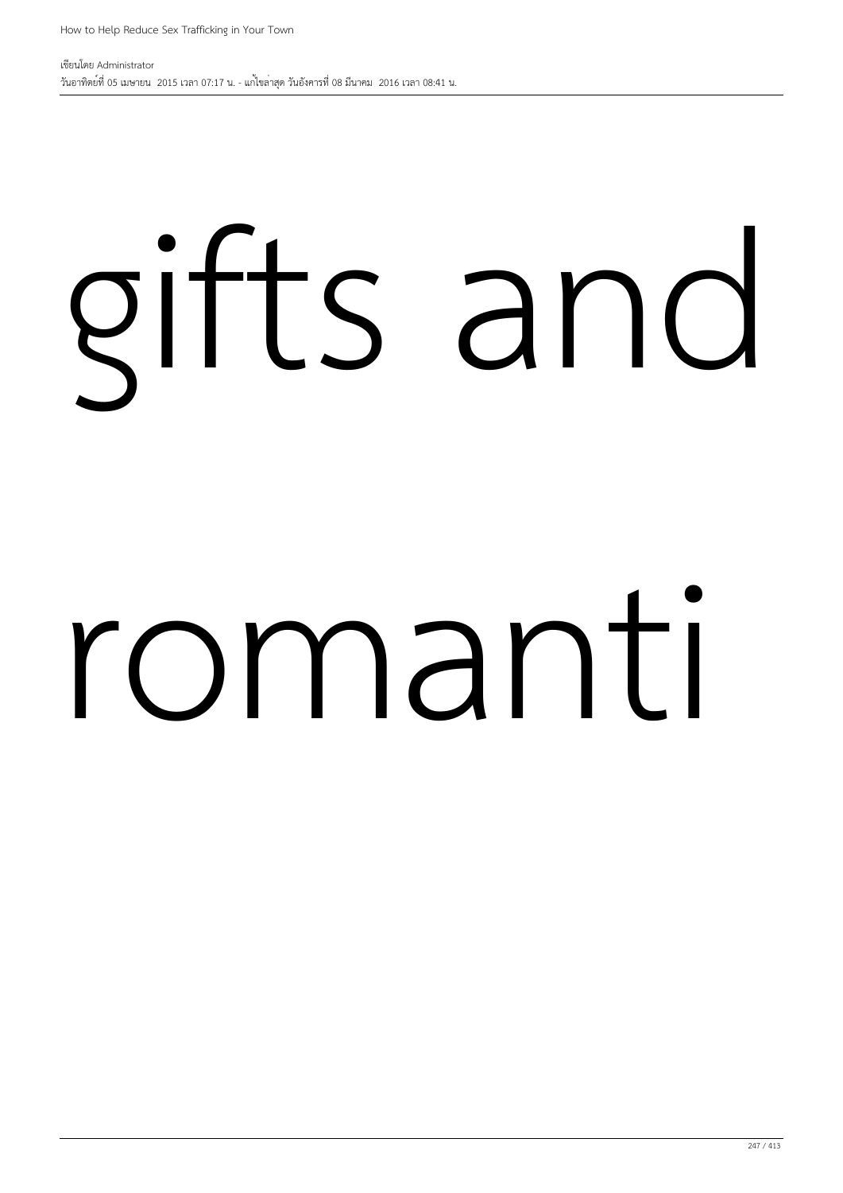gifts and

romanti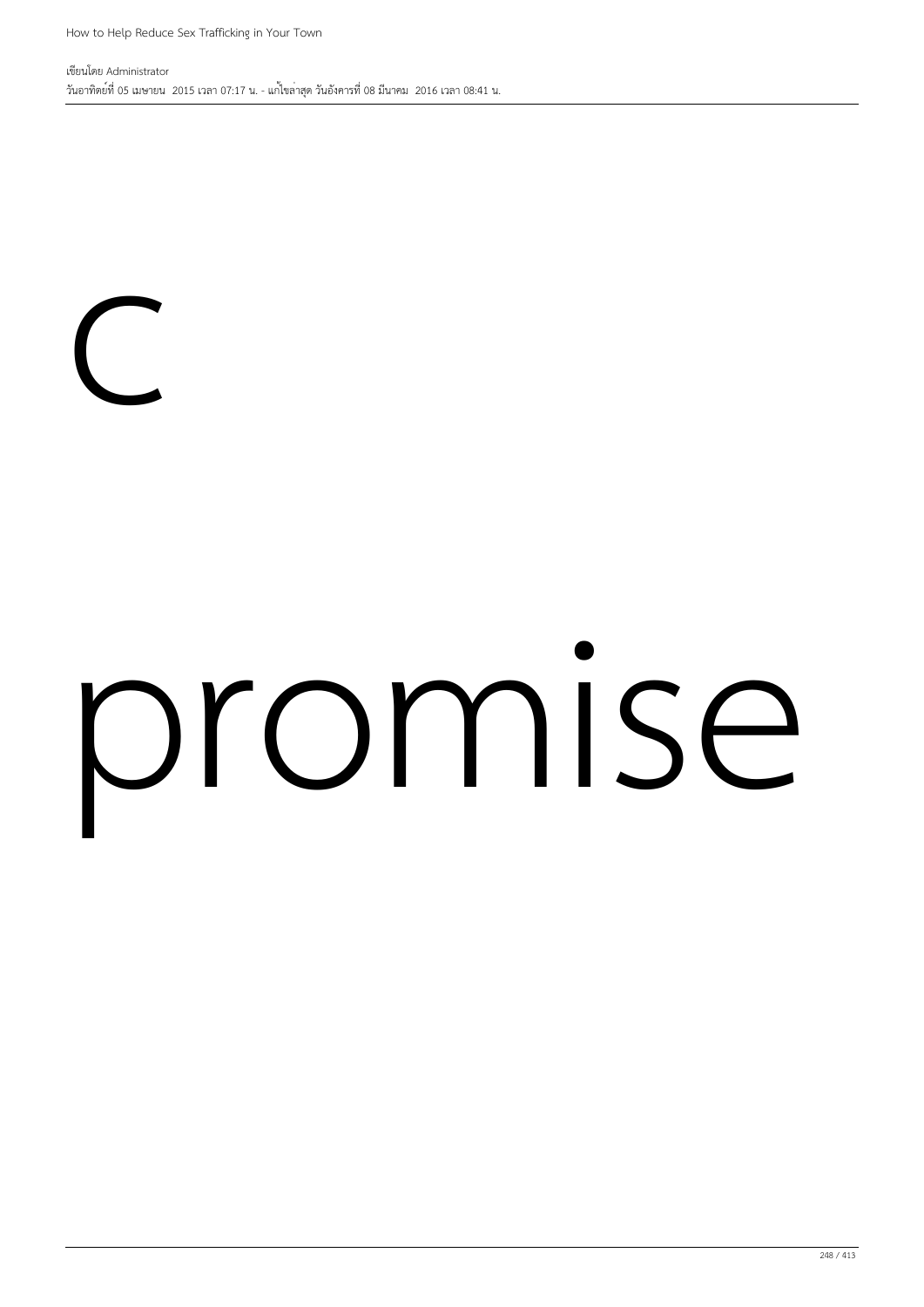c

promise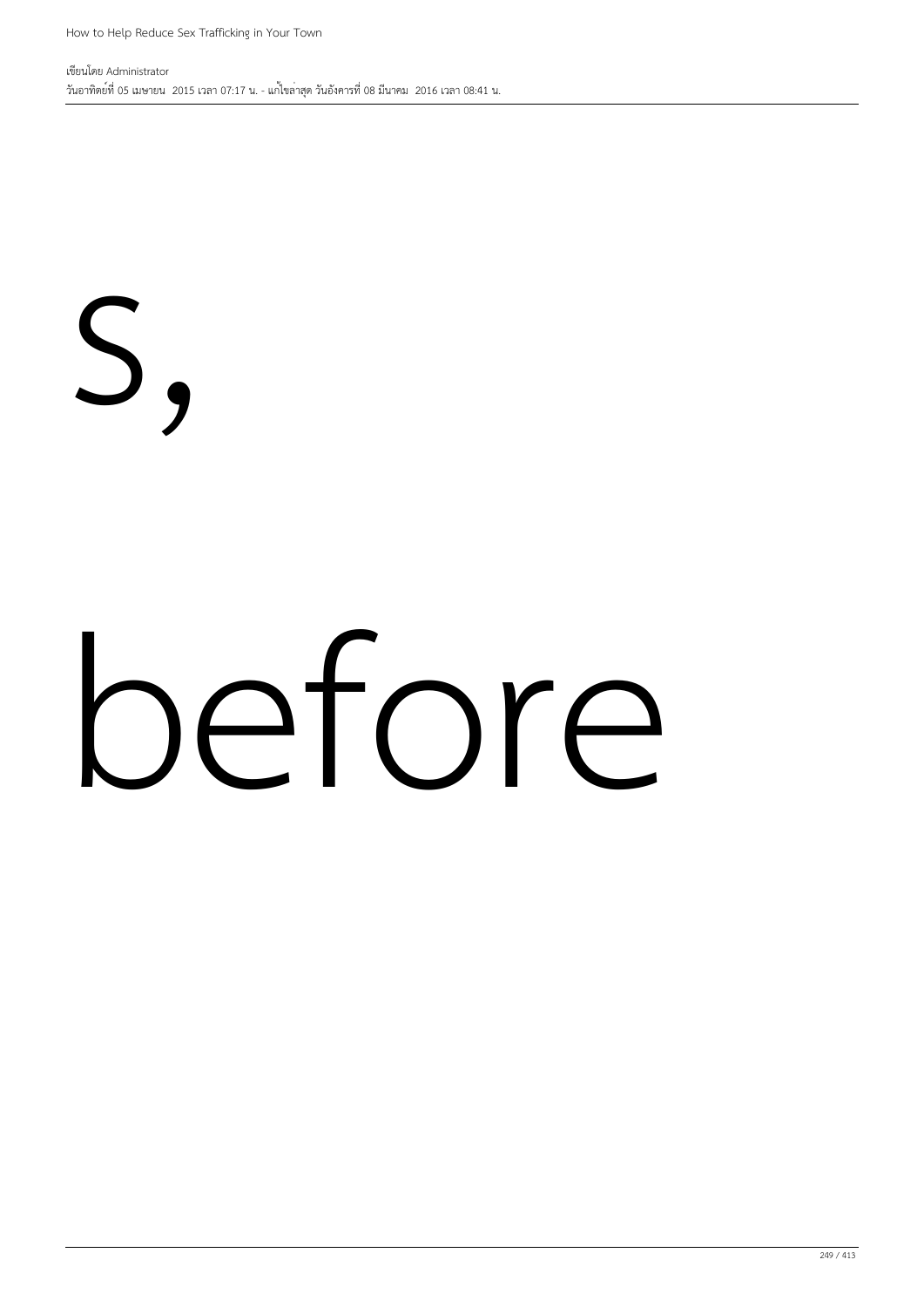s,

before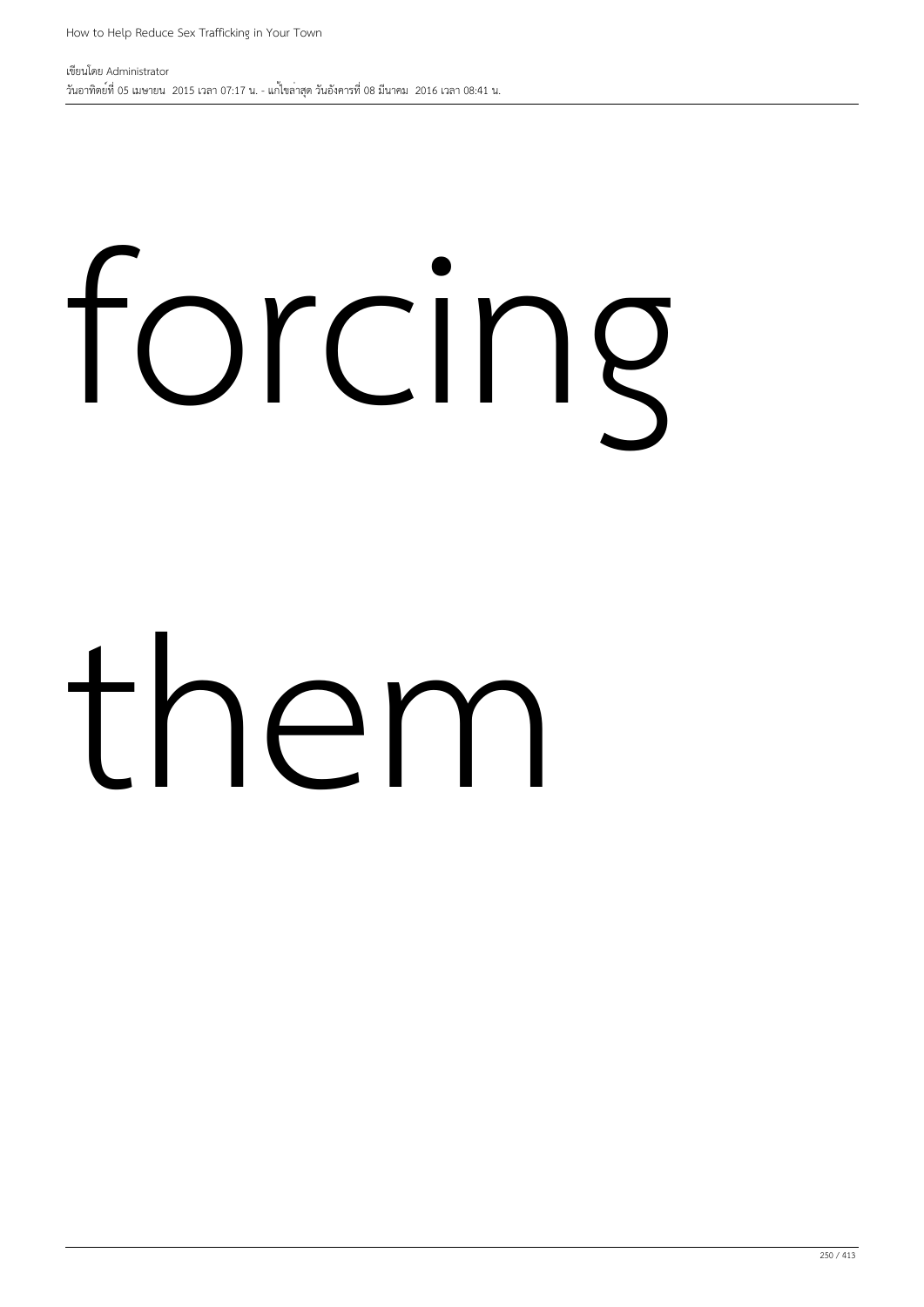forcing

them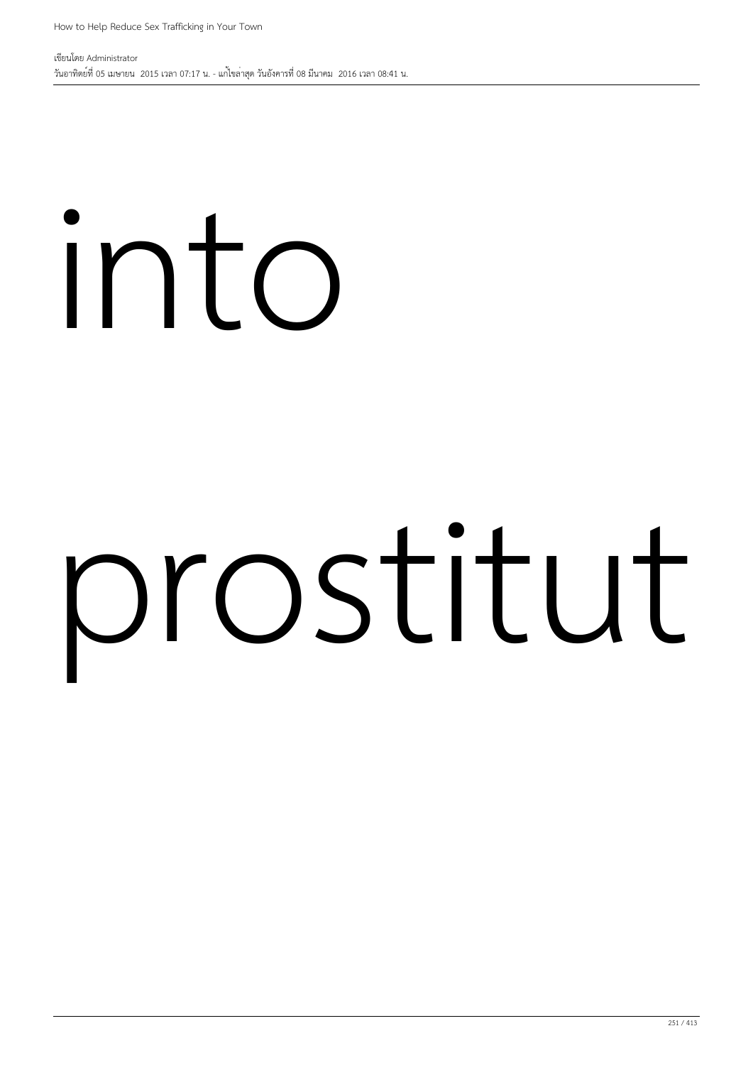into

prostitut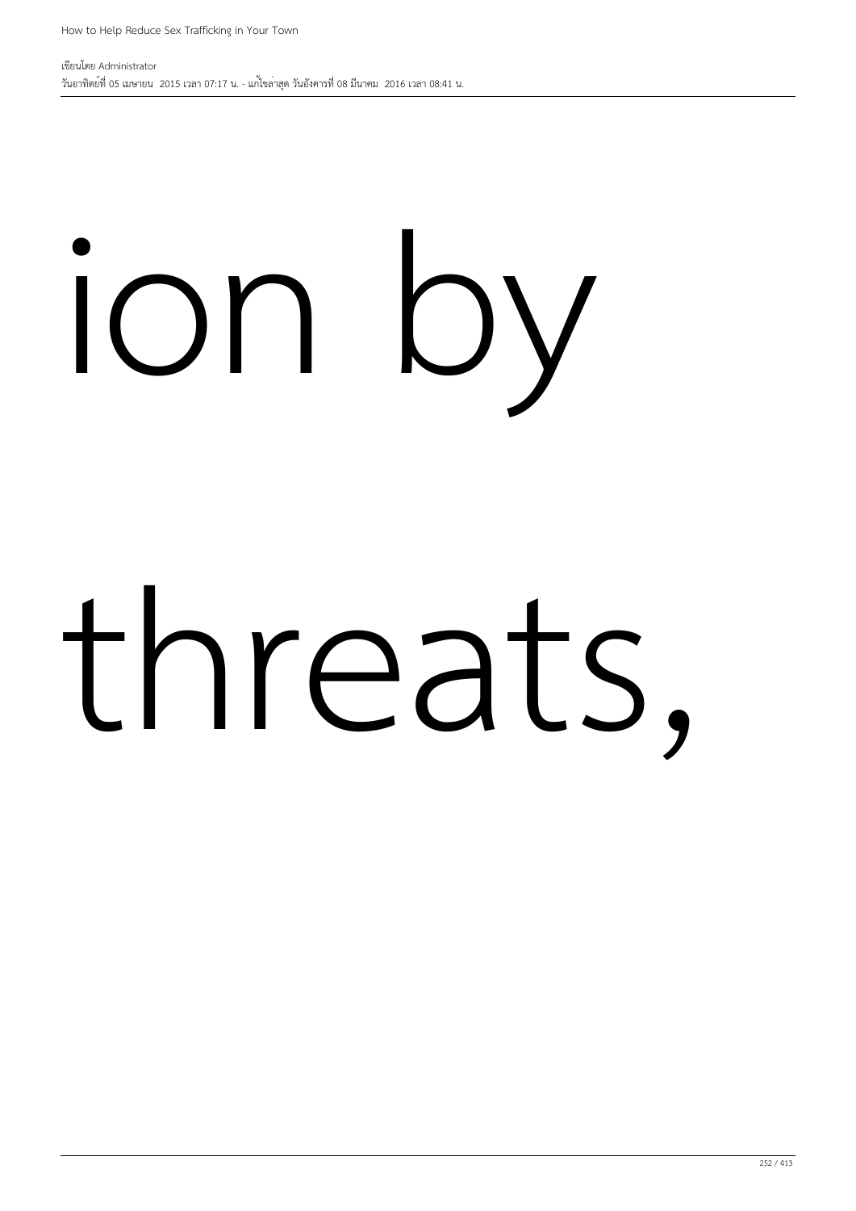ion by

threats,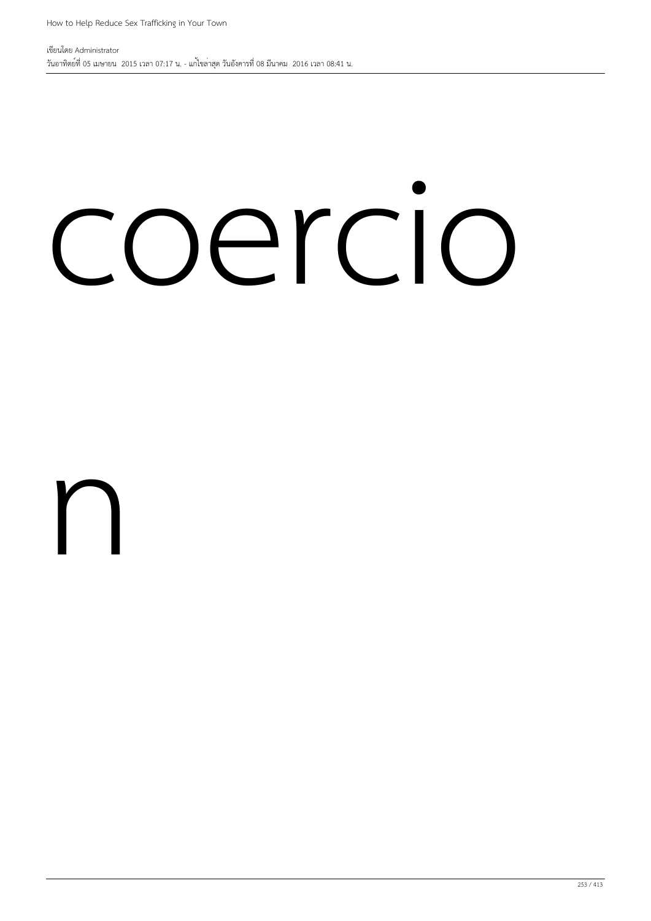coercio

n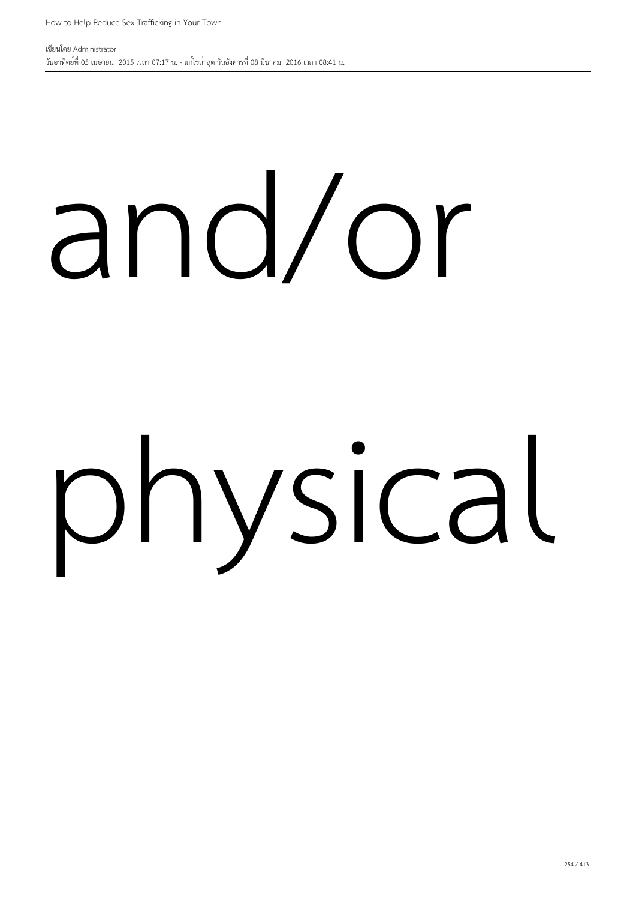and/or

physical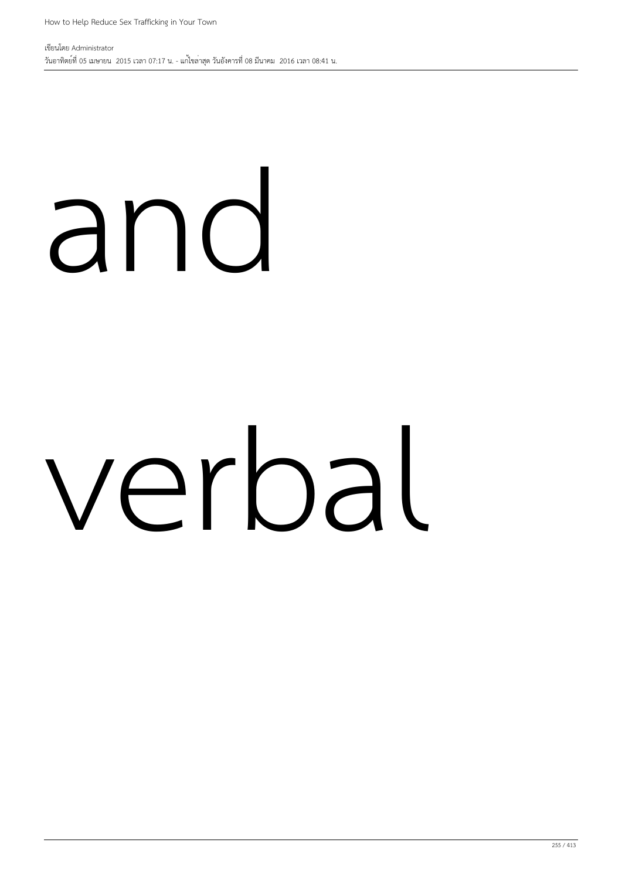and

verbal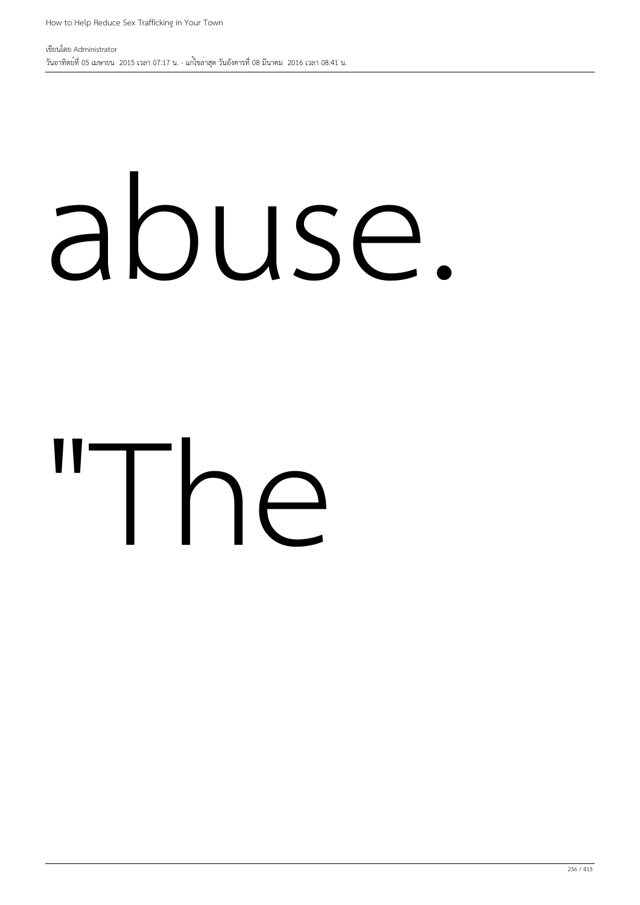abuse.

"The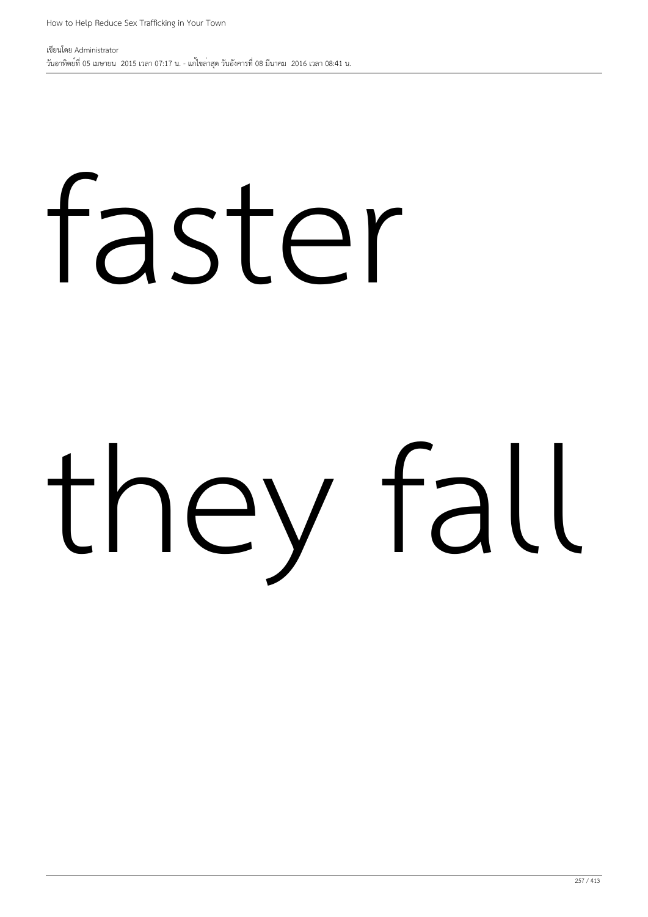faster

they fall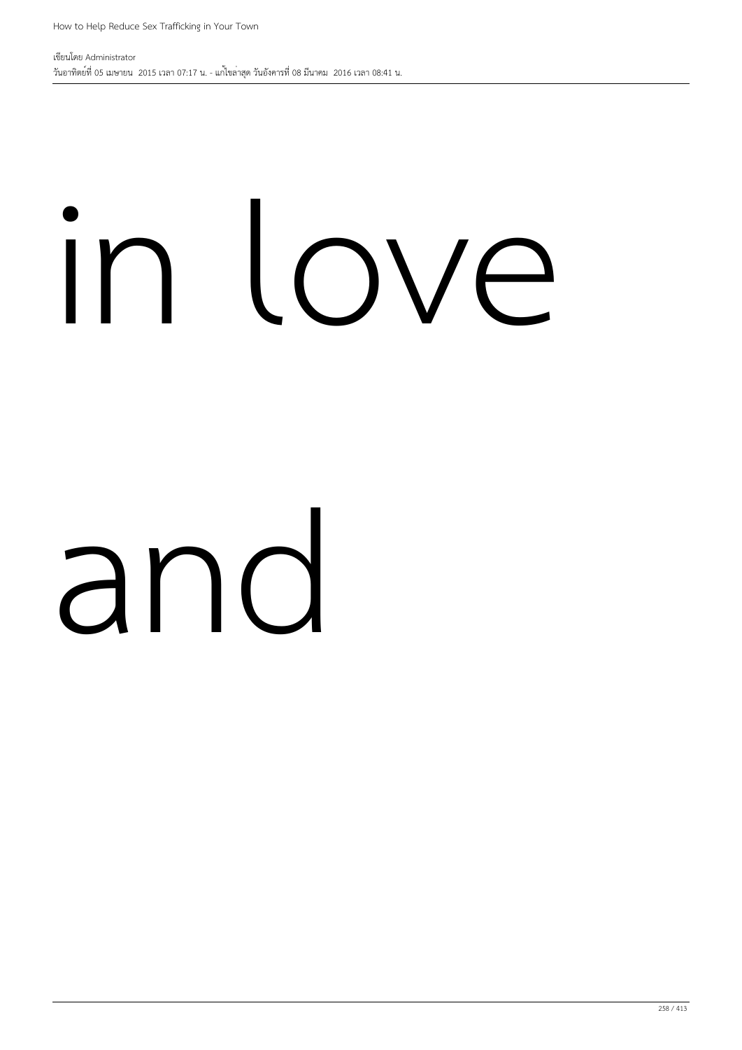in love

and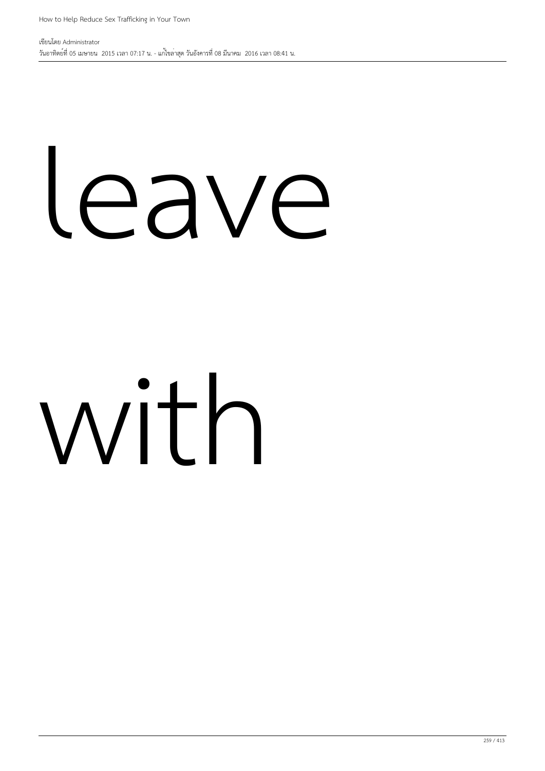leave

with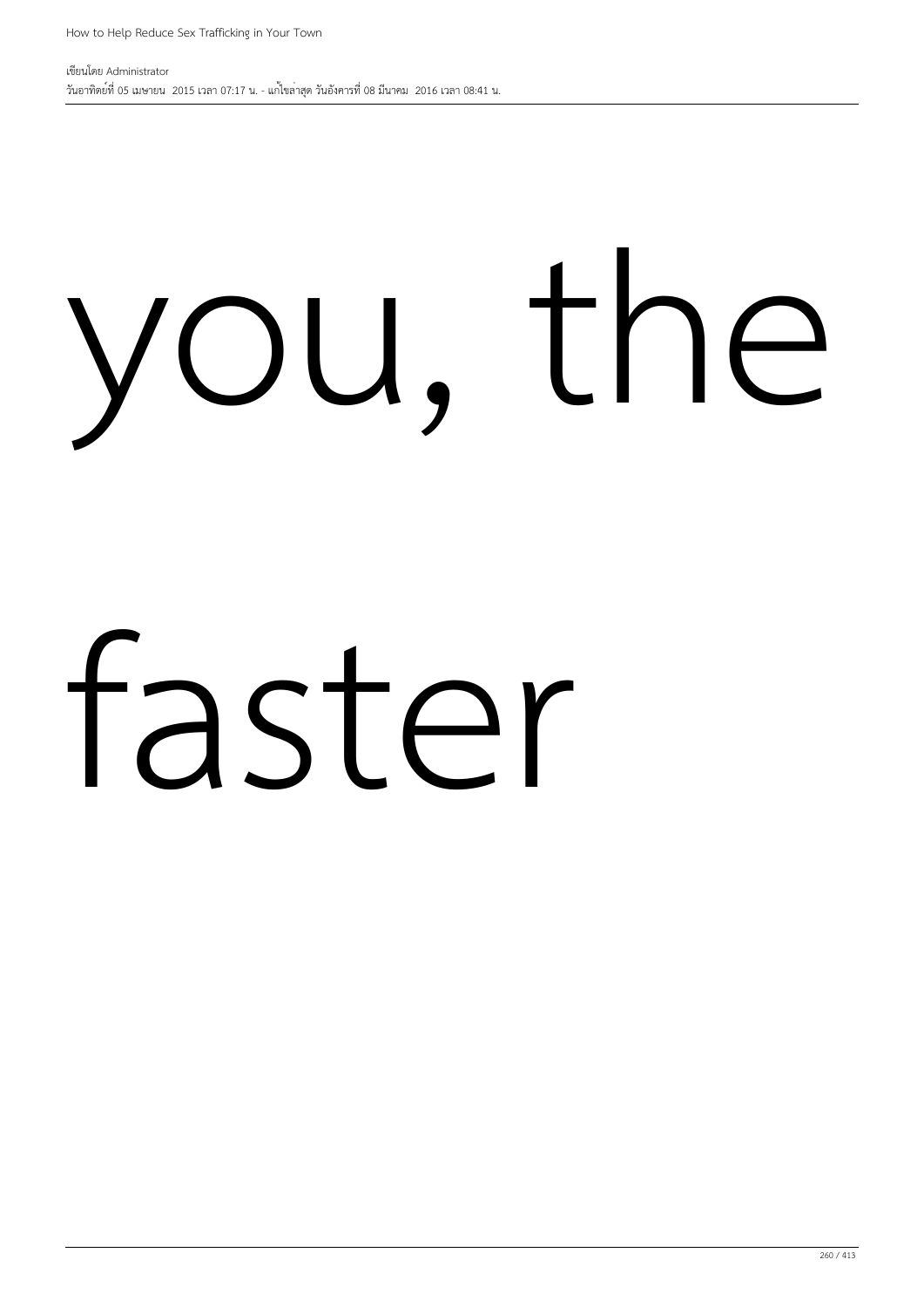you, the

faster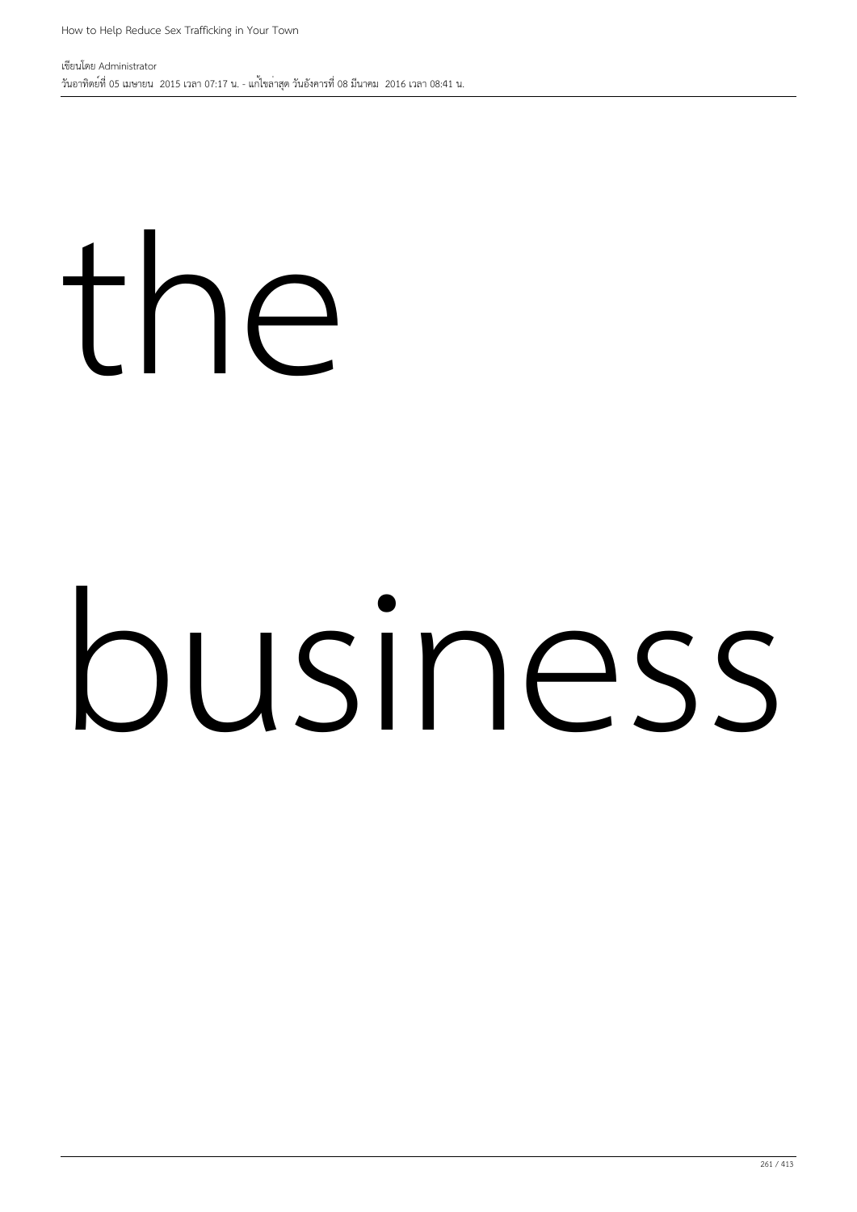the

business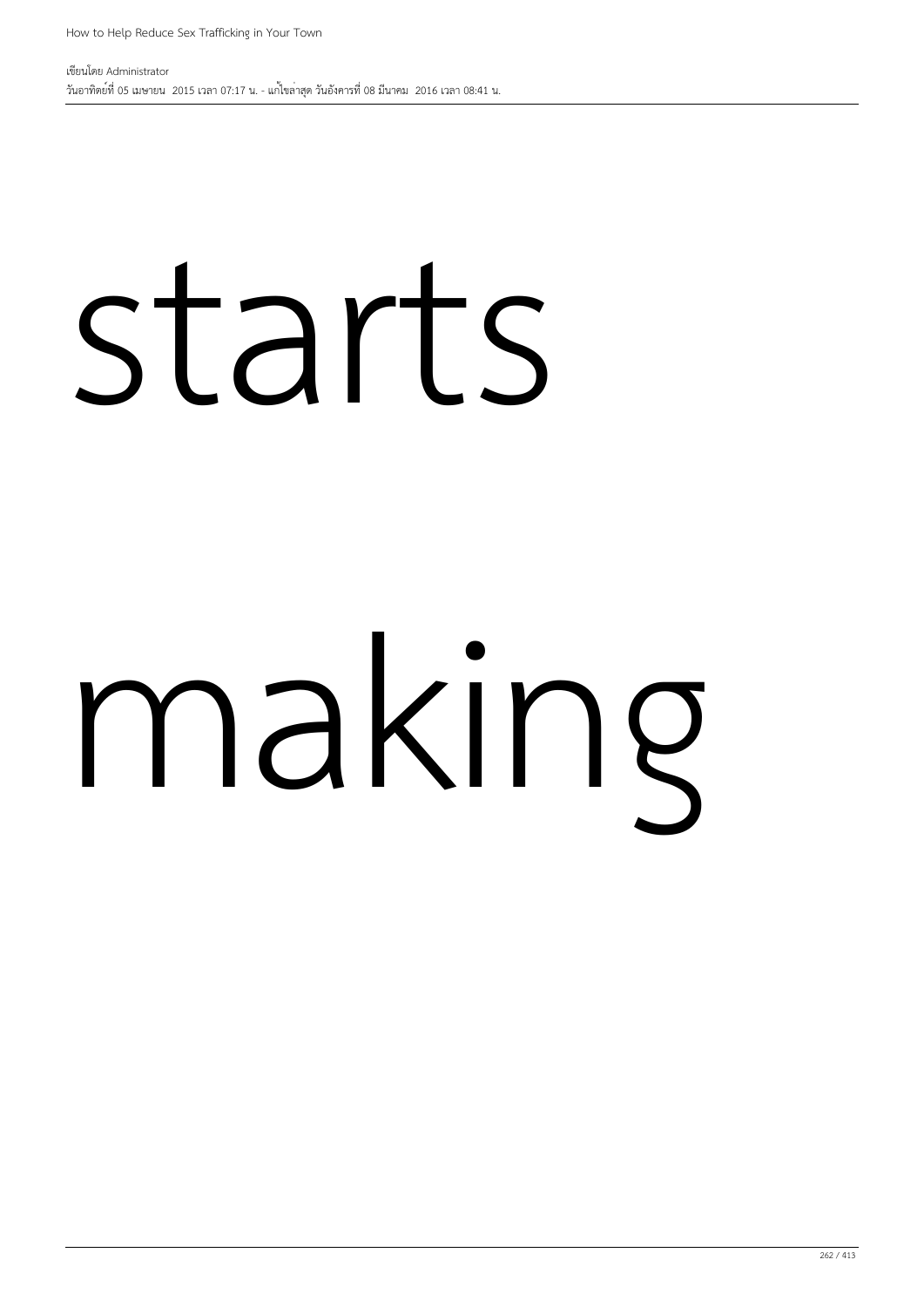starts

making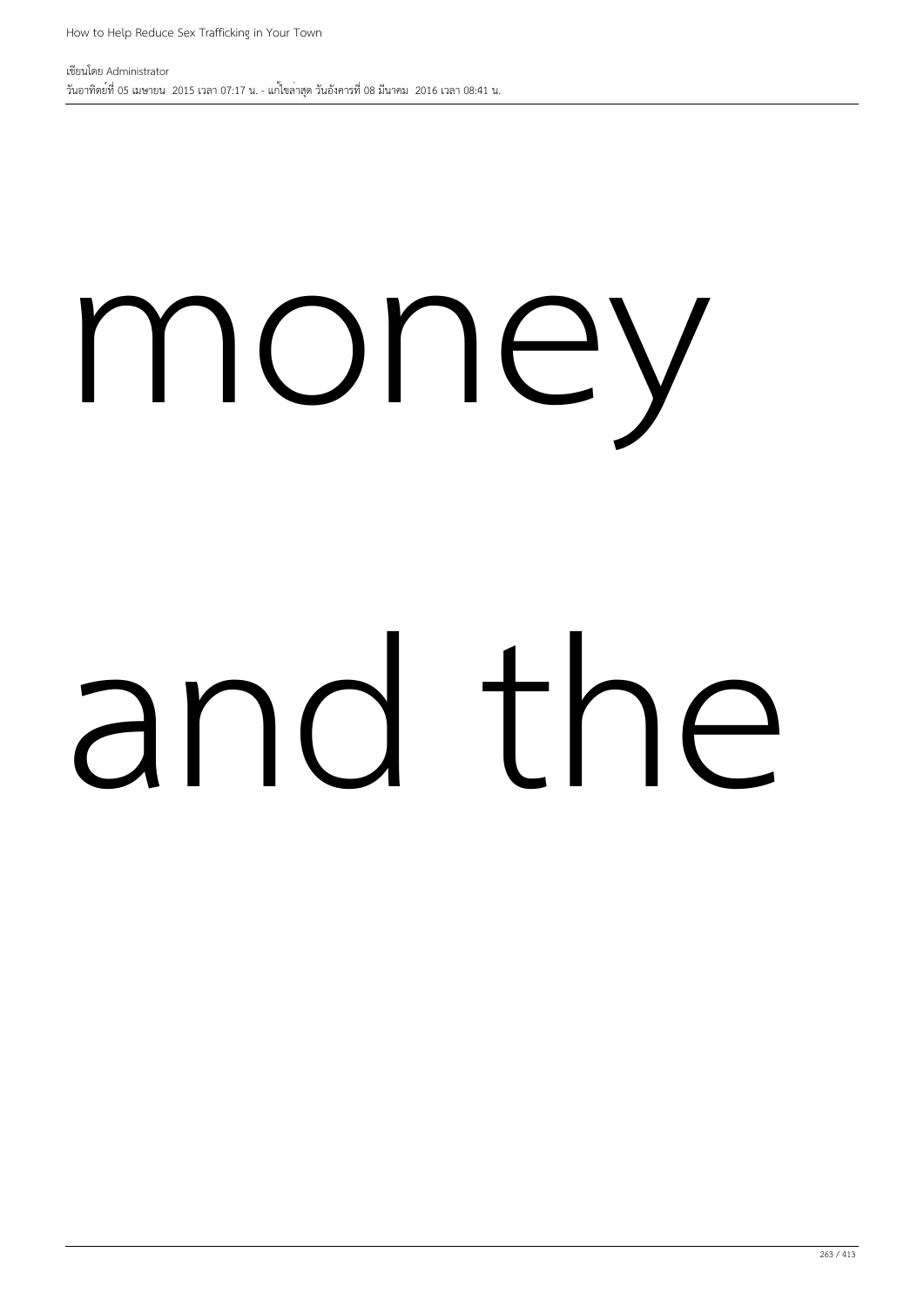money

and the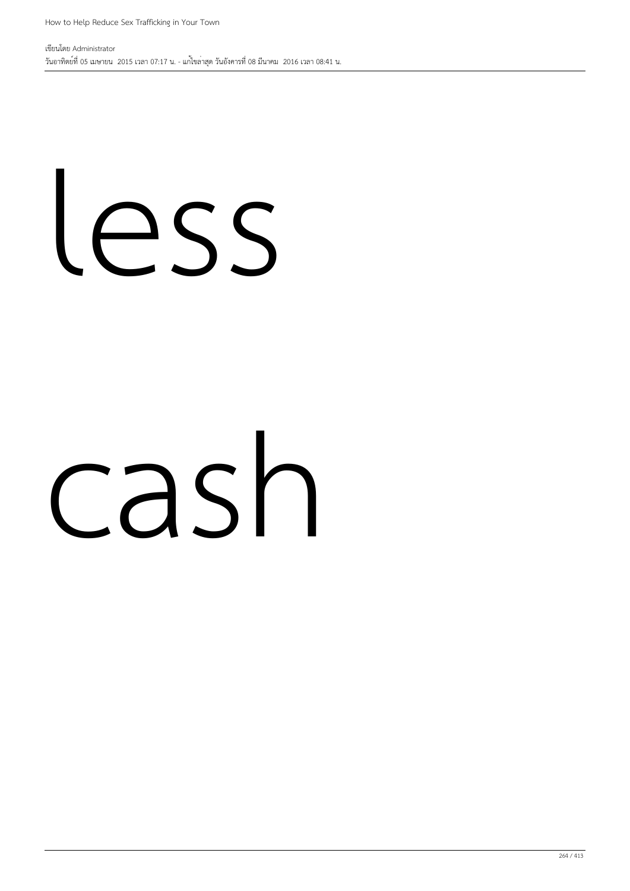less

cash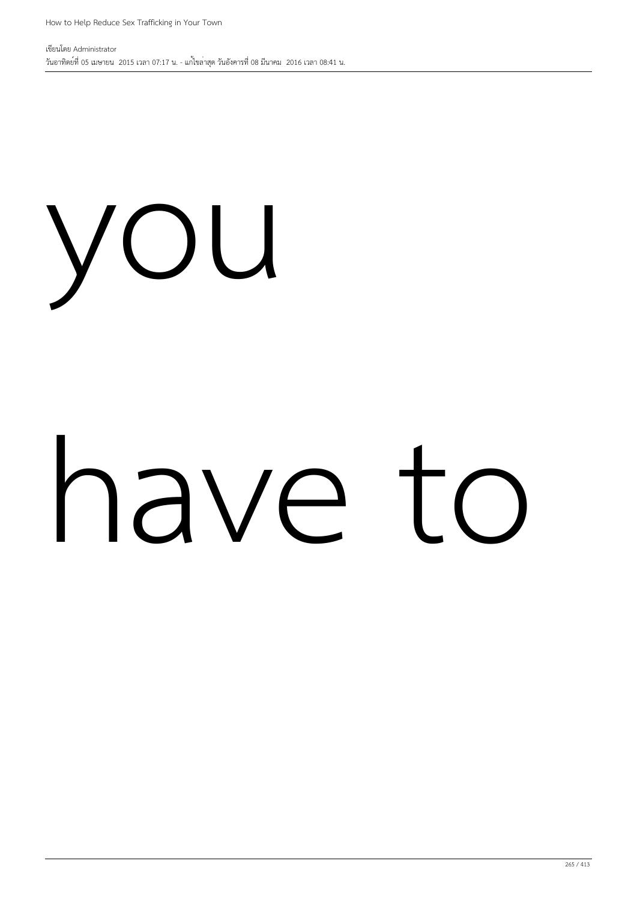you

have to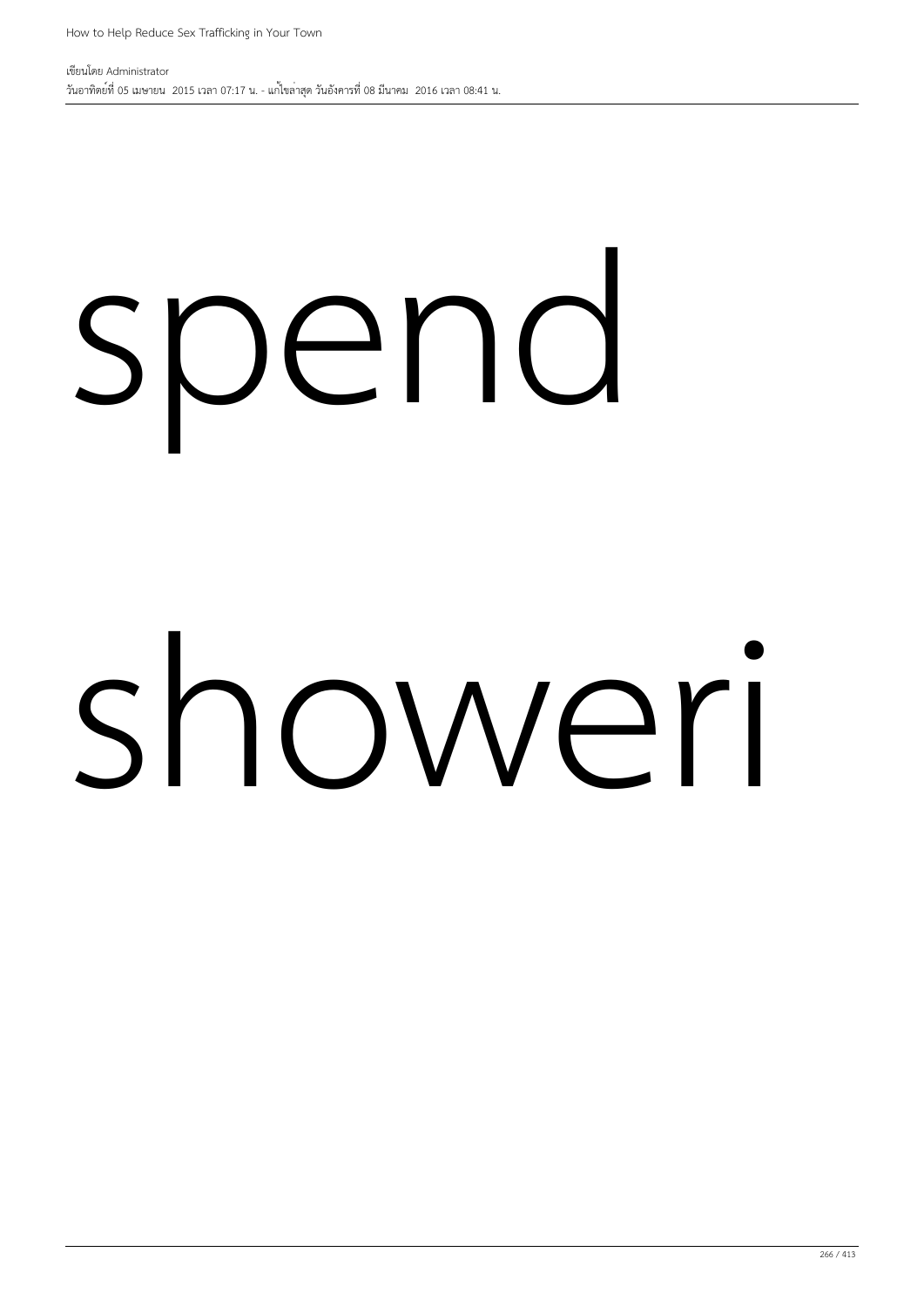spend

showeri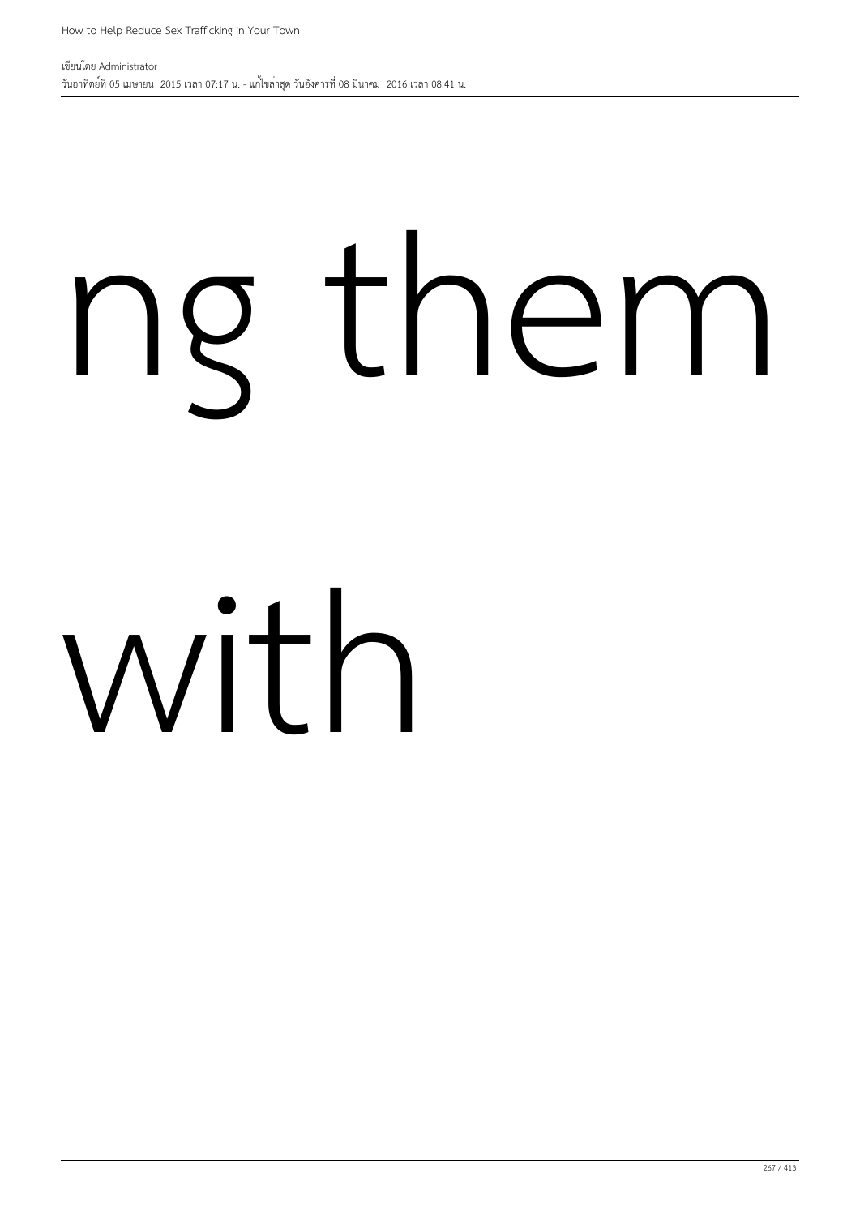ng them

with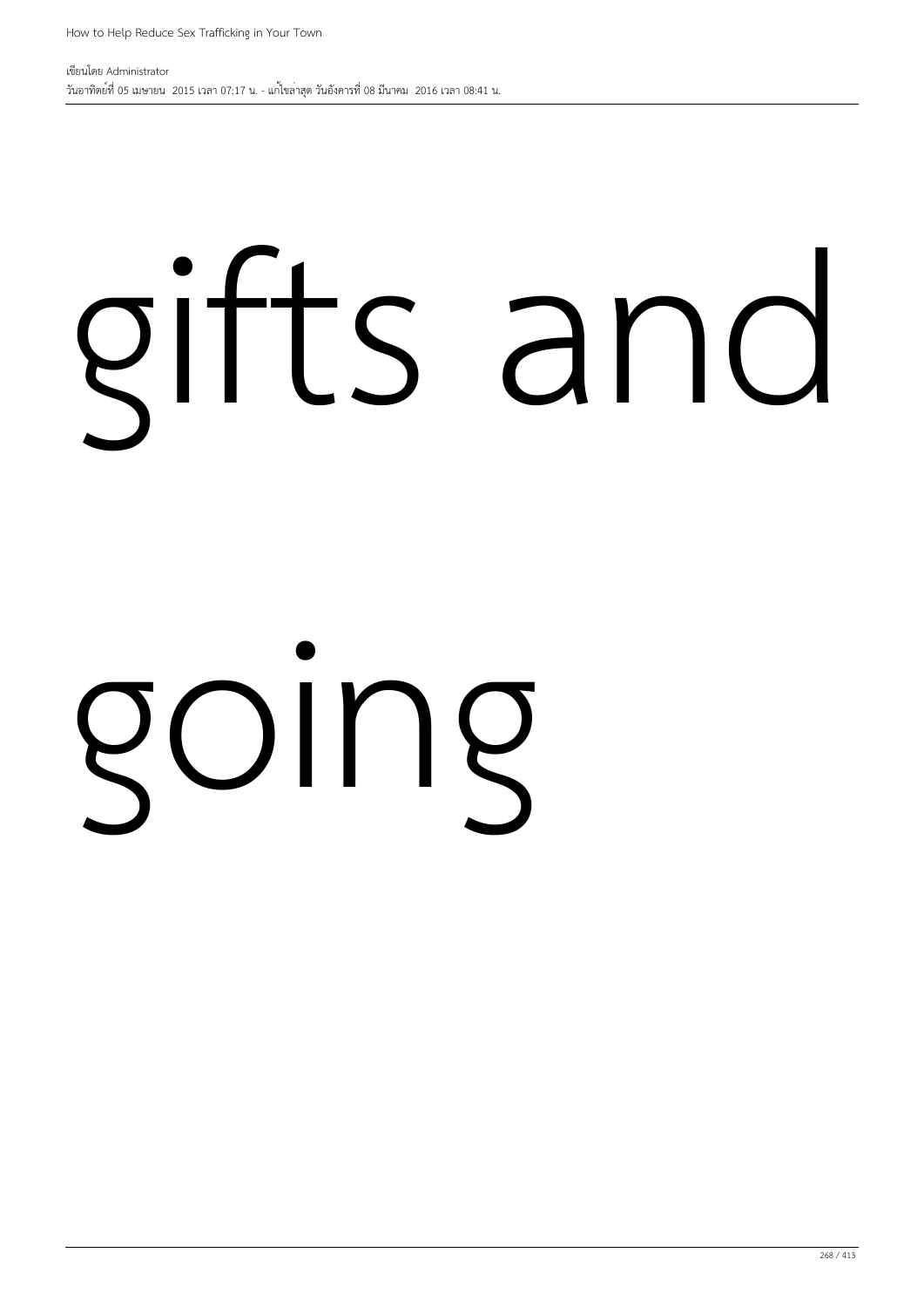gifts and

going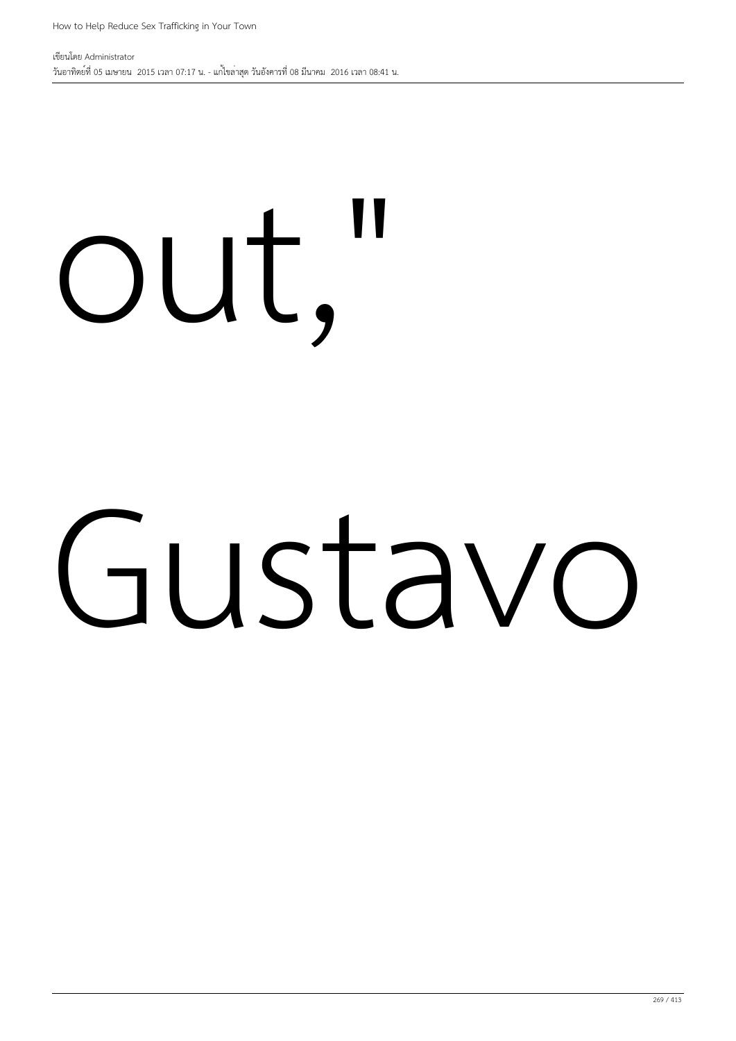out,"

Gustavo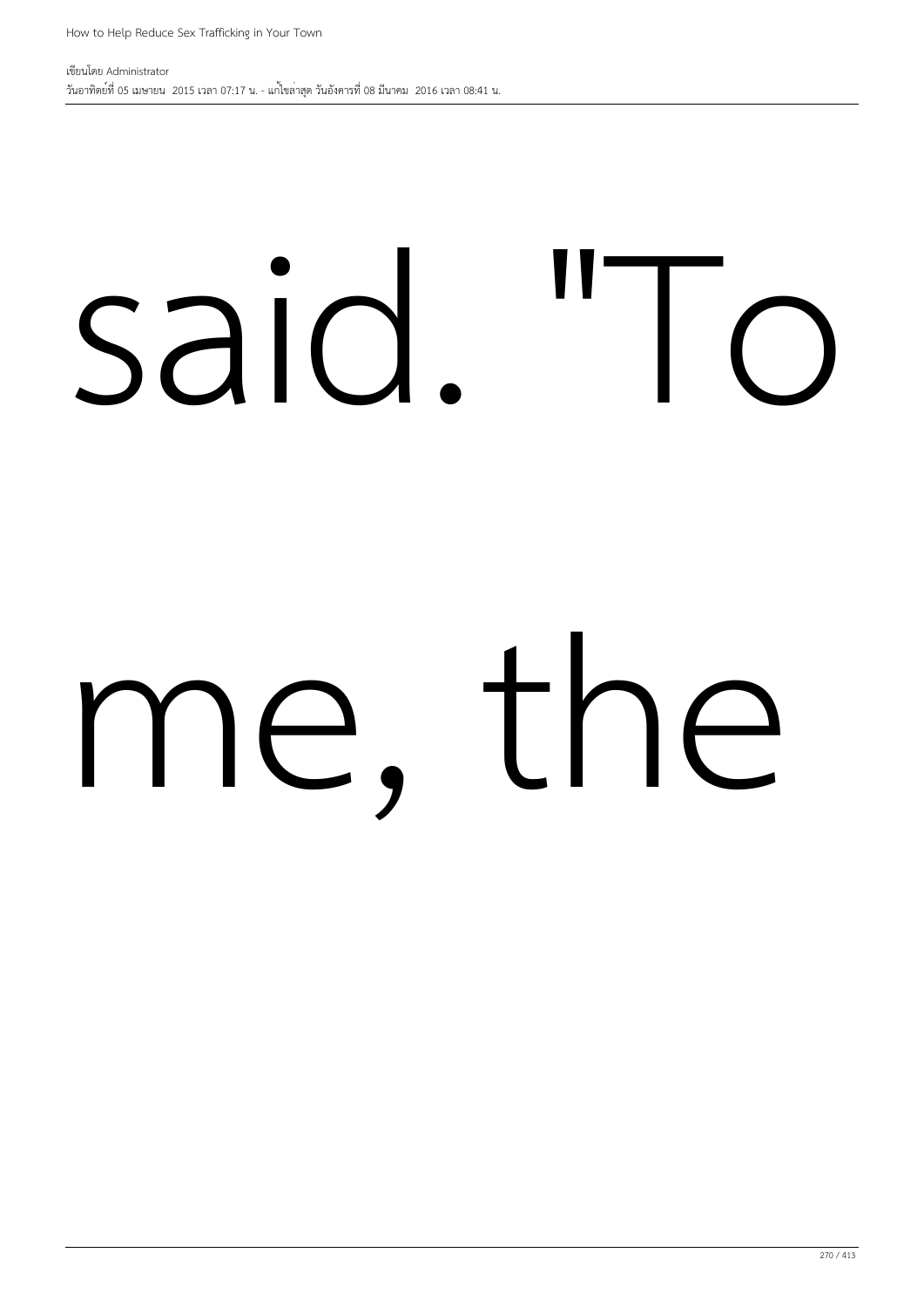said. "To me, the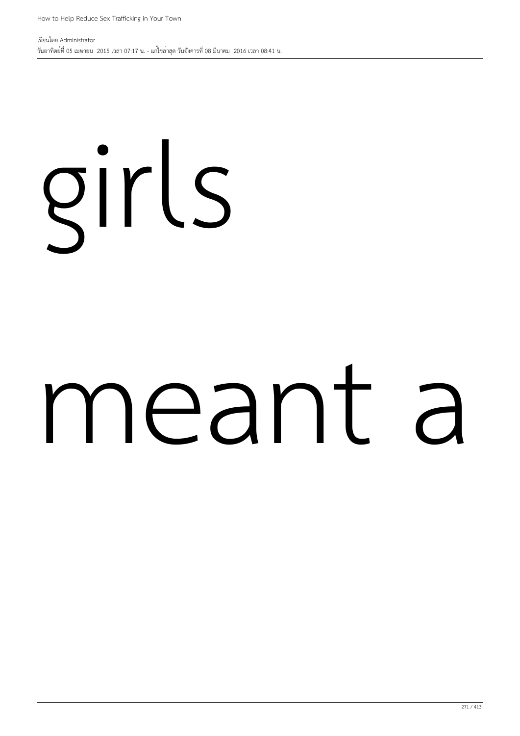girls

meant a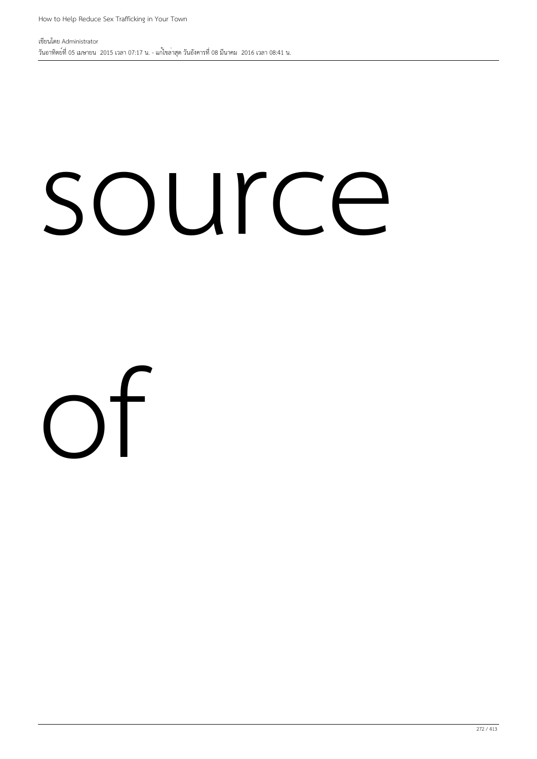source

of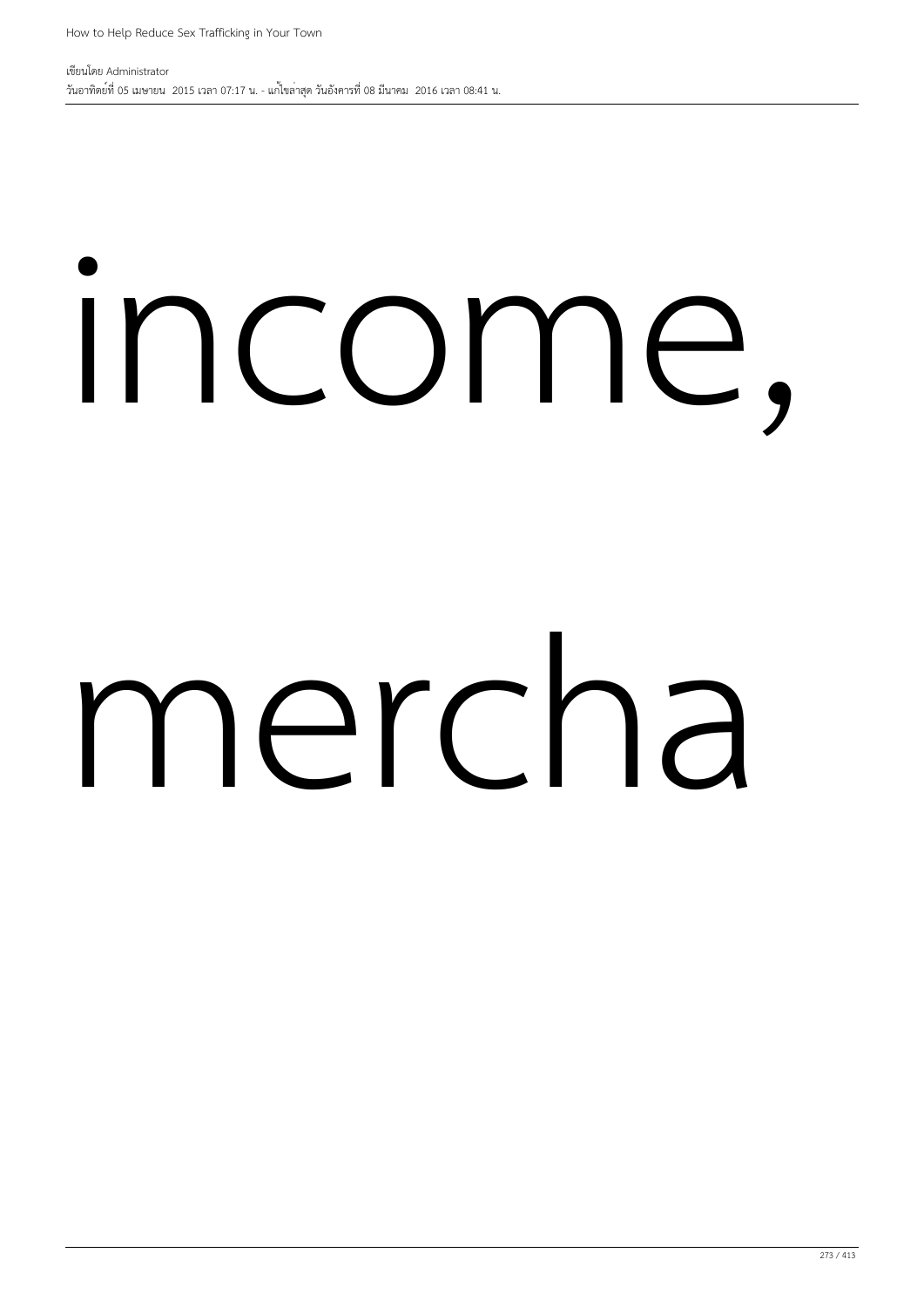income,

mercha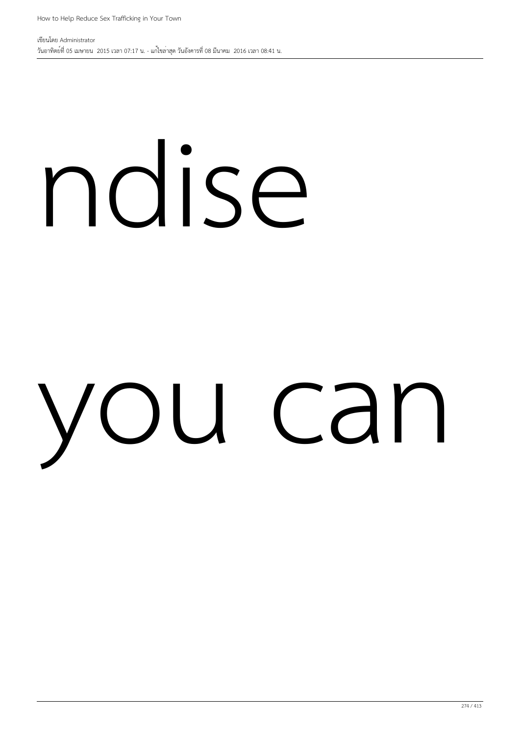ndise

you can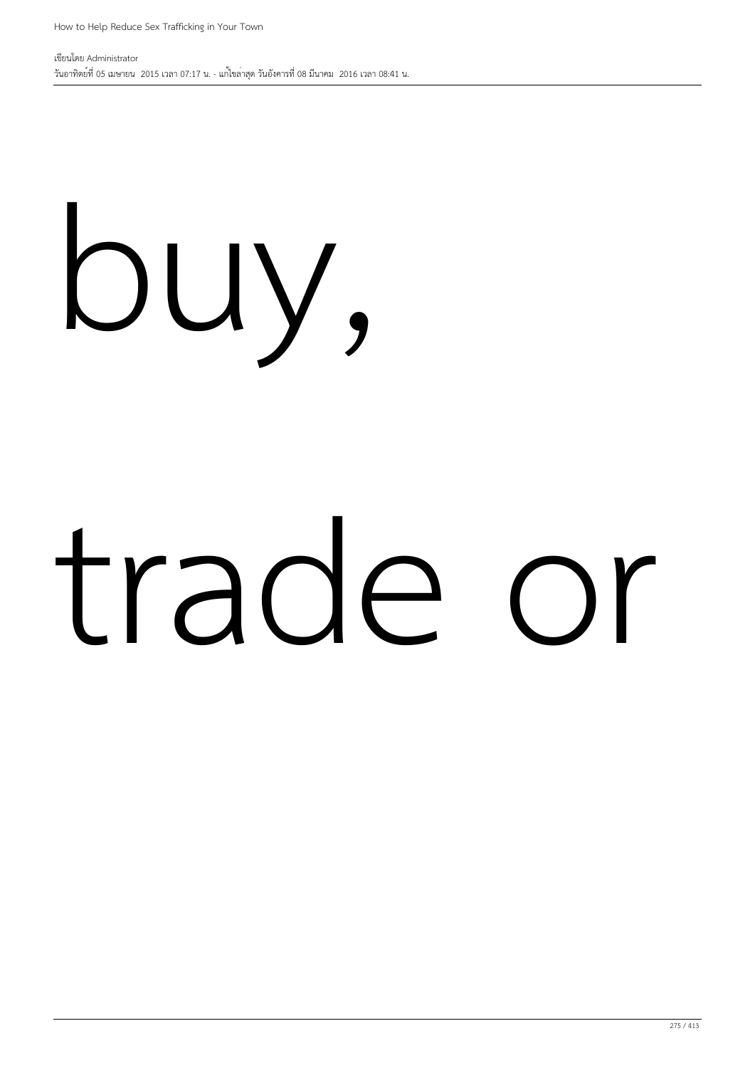buy,

trade or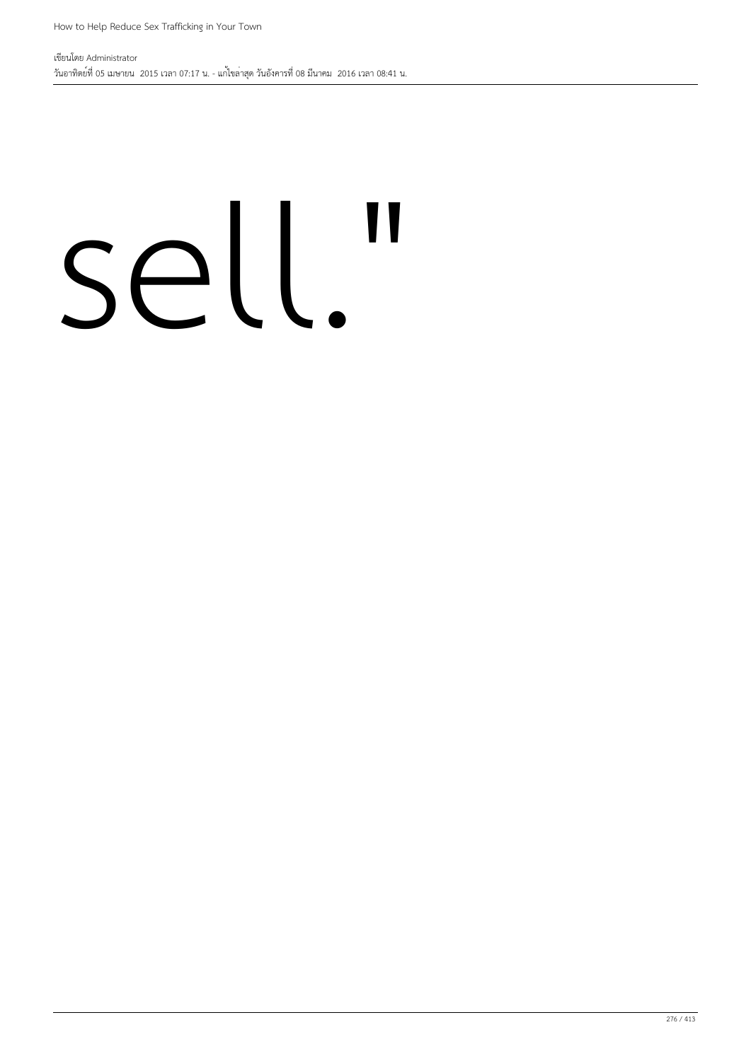sell."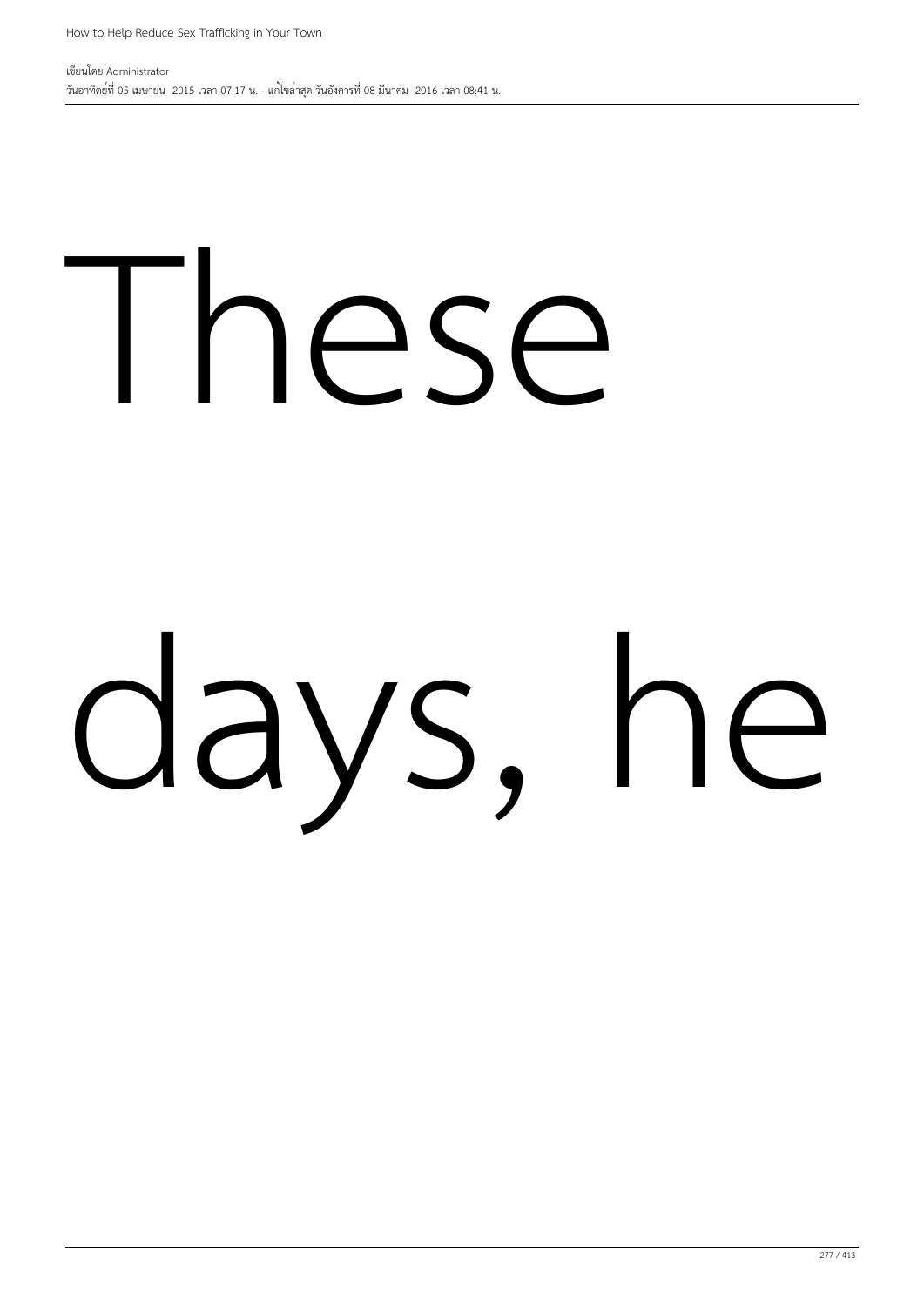These

days, he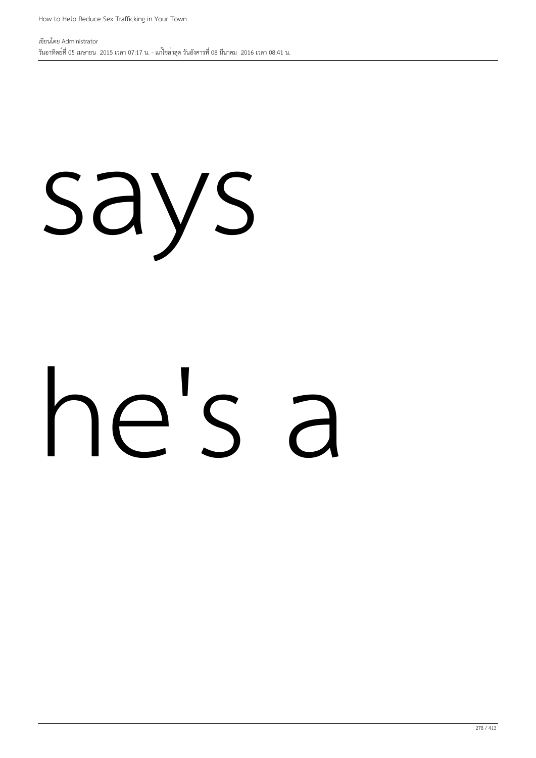says

he's a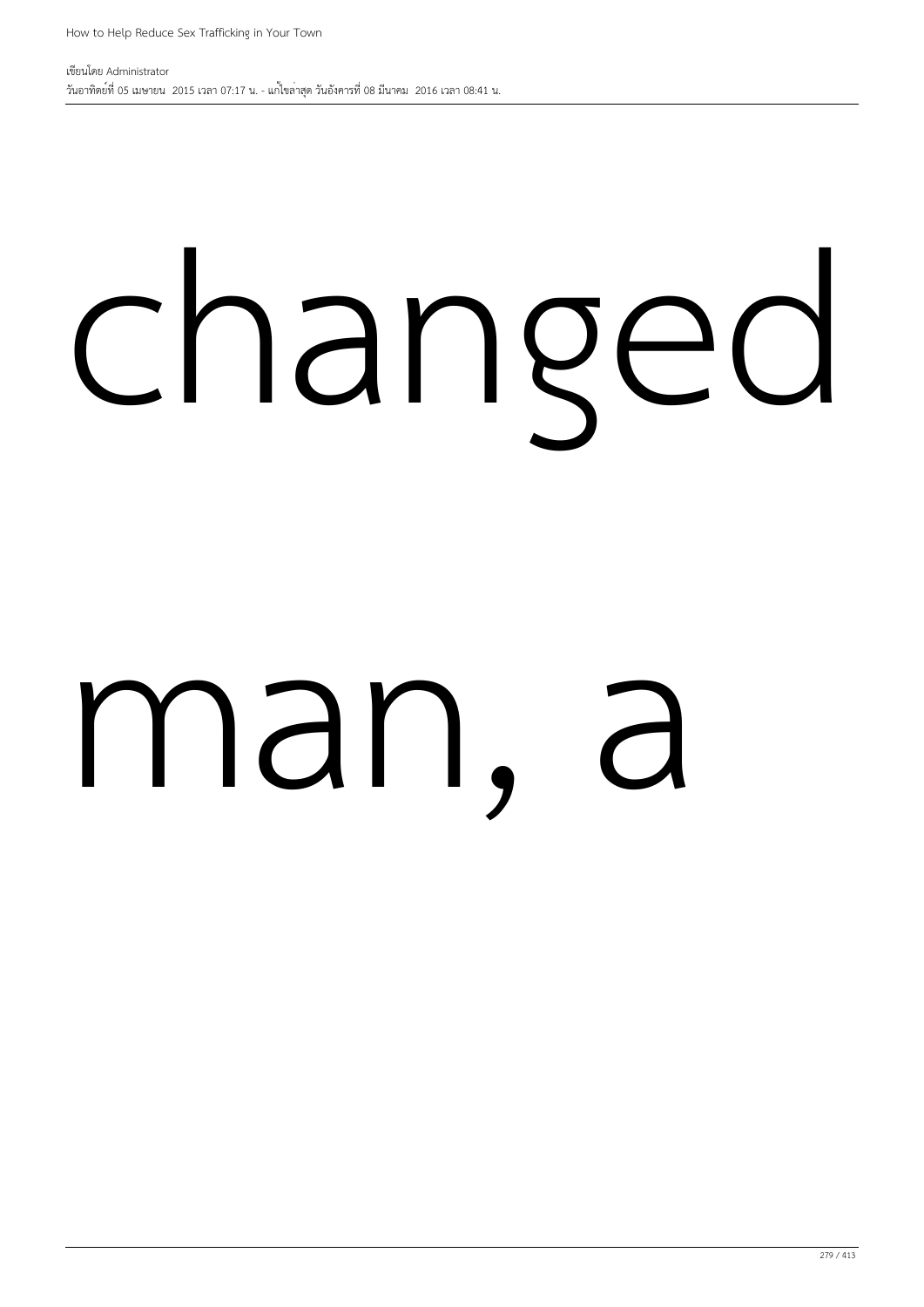changed

man, a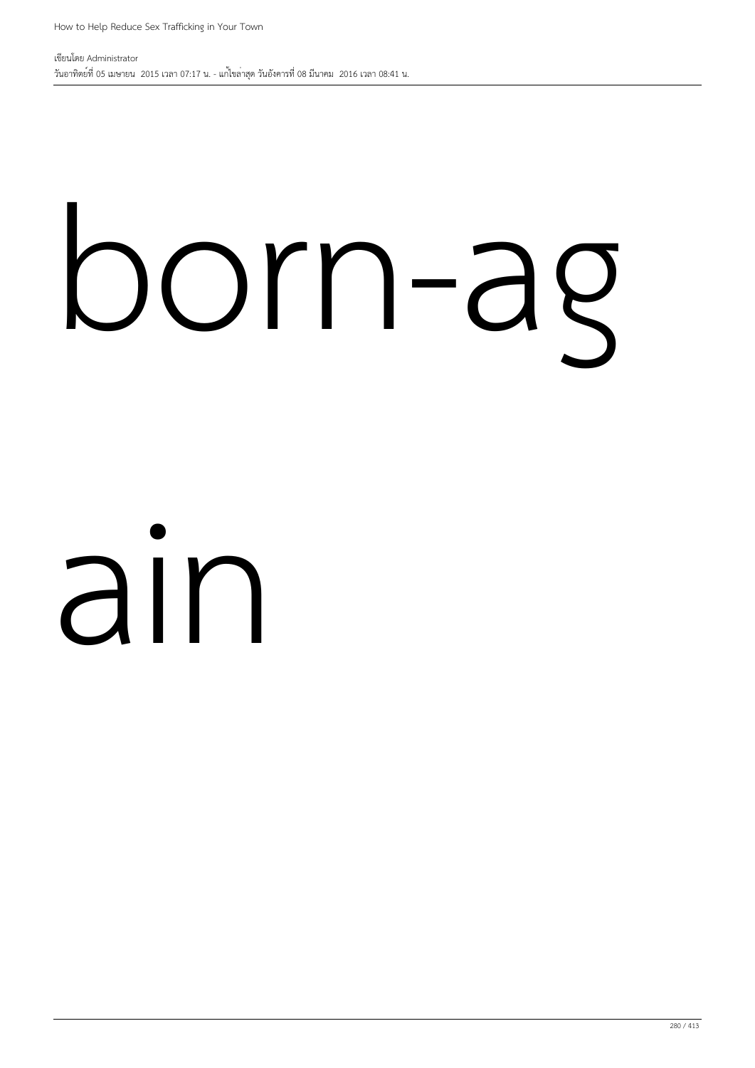born-ag

ain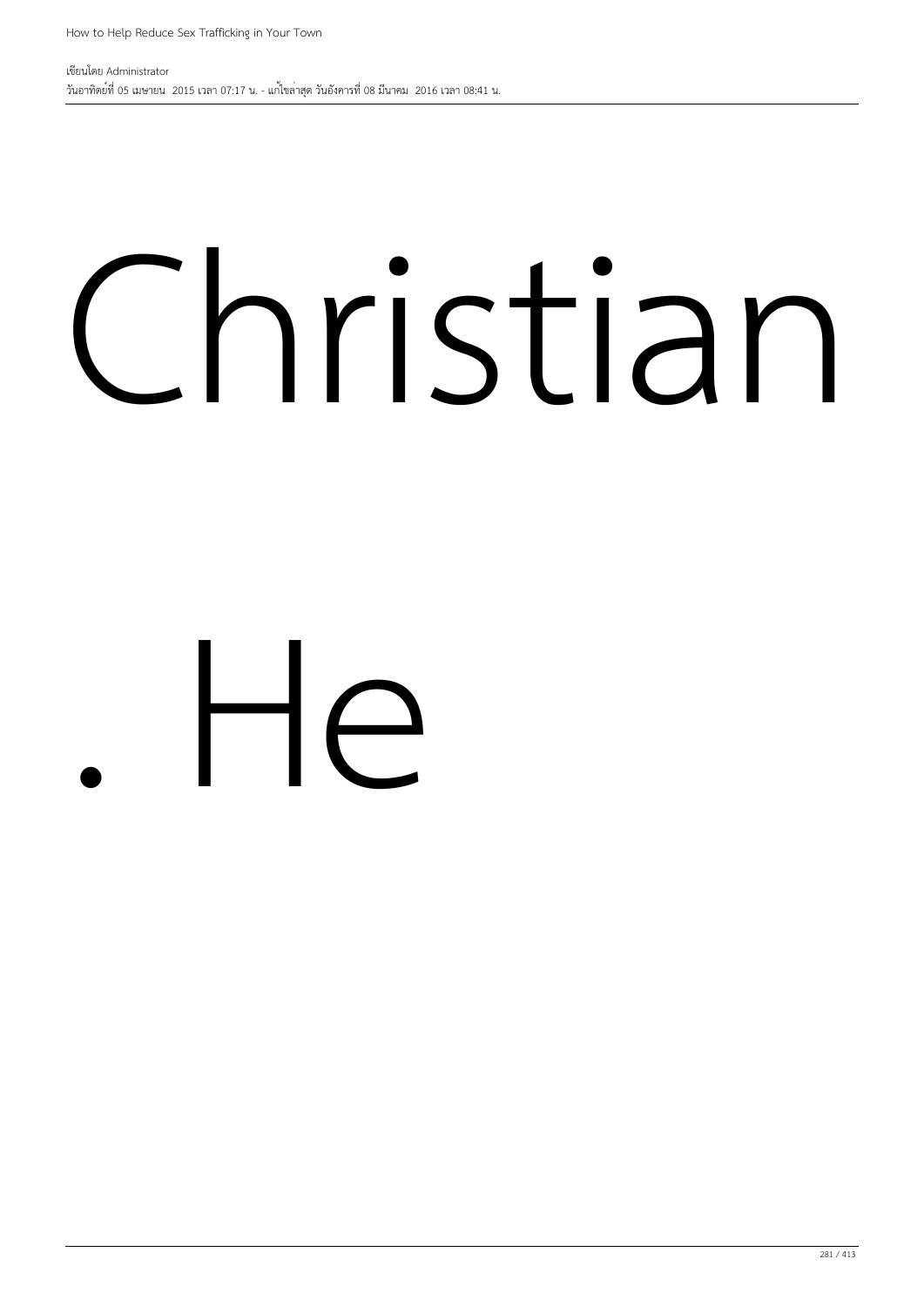Christian

. He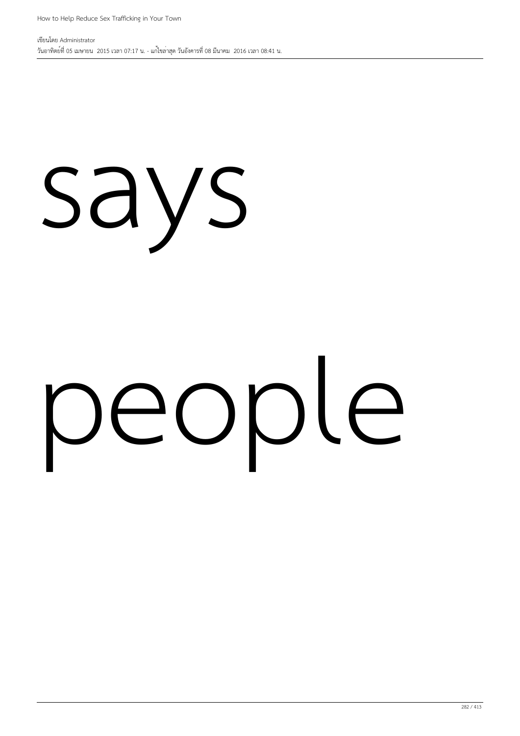says

people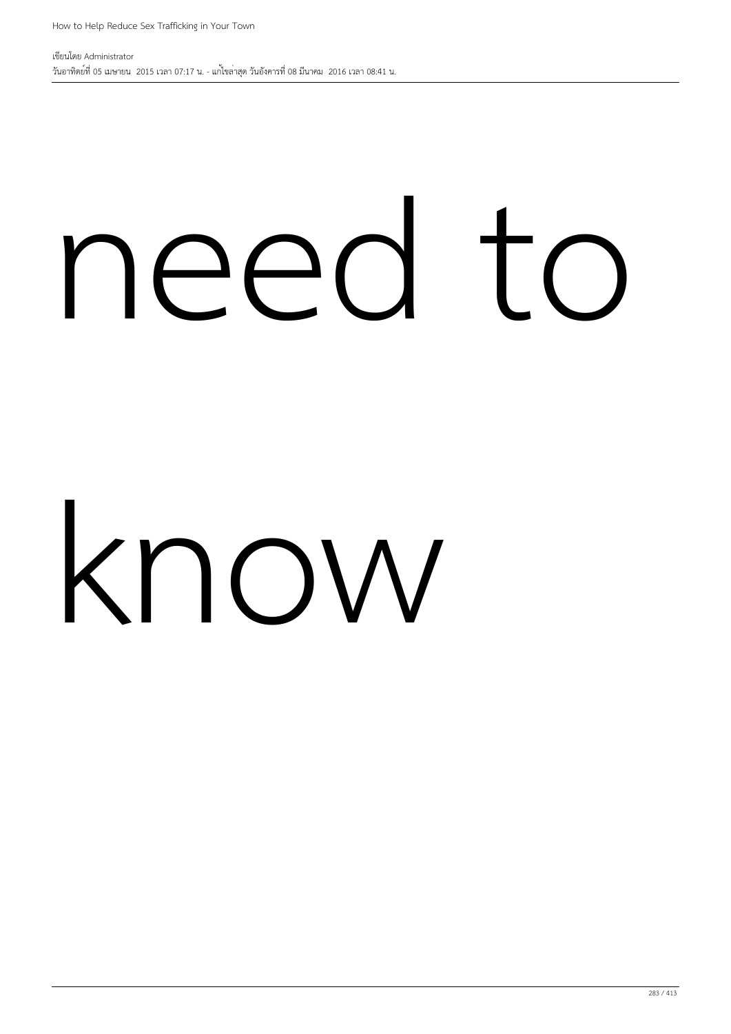need to

know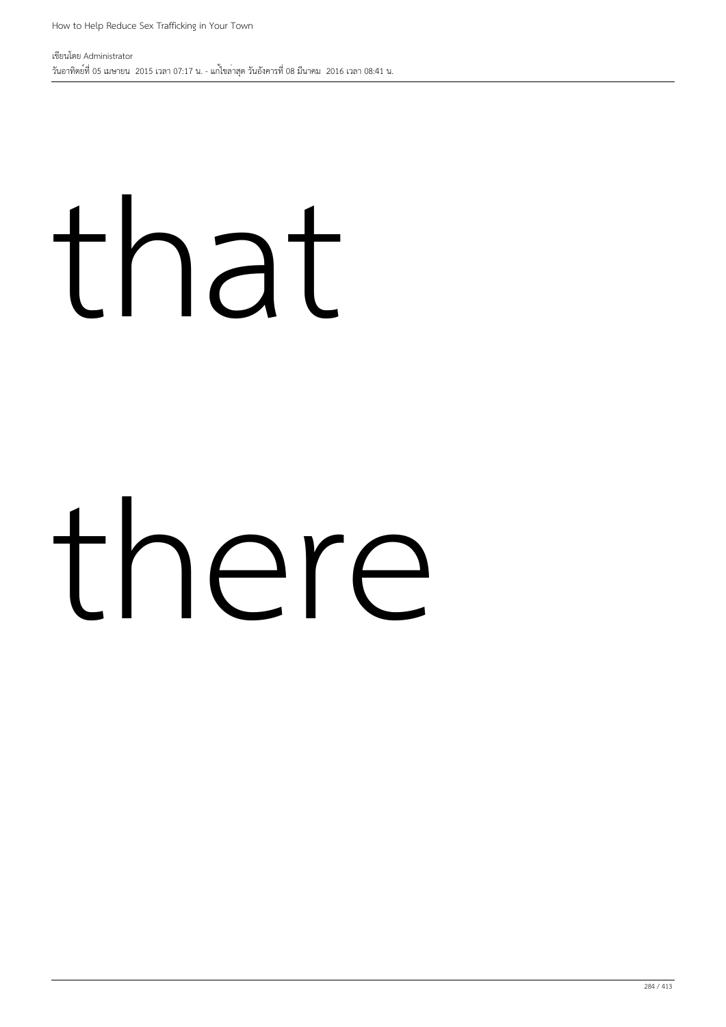that

there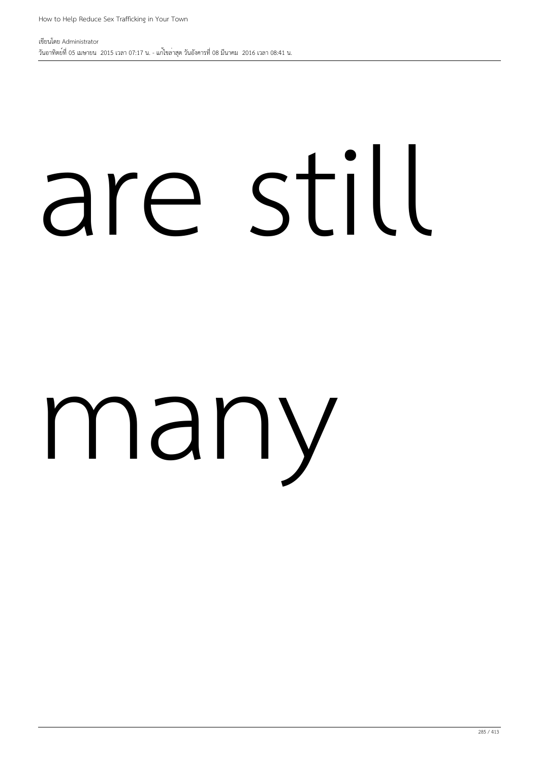are still

many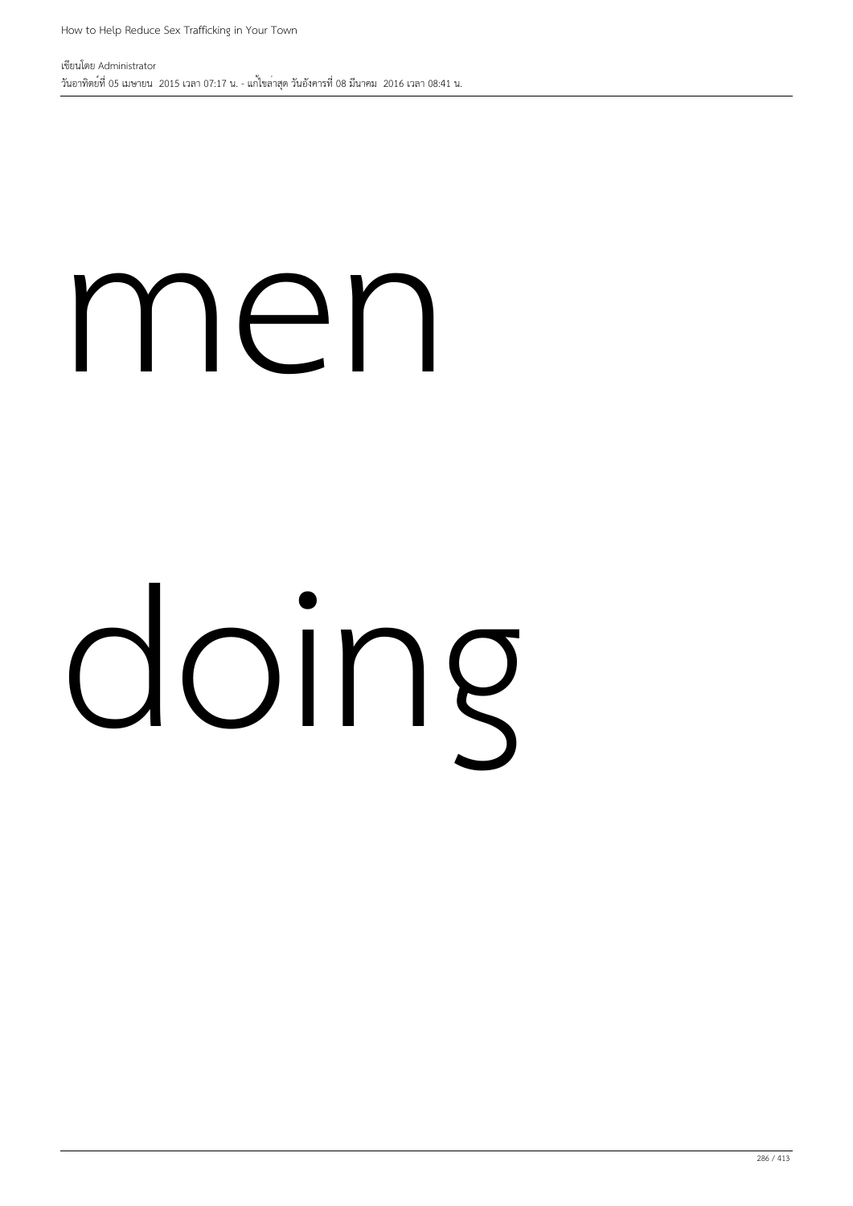men

doing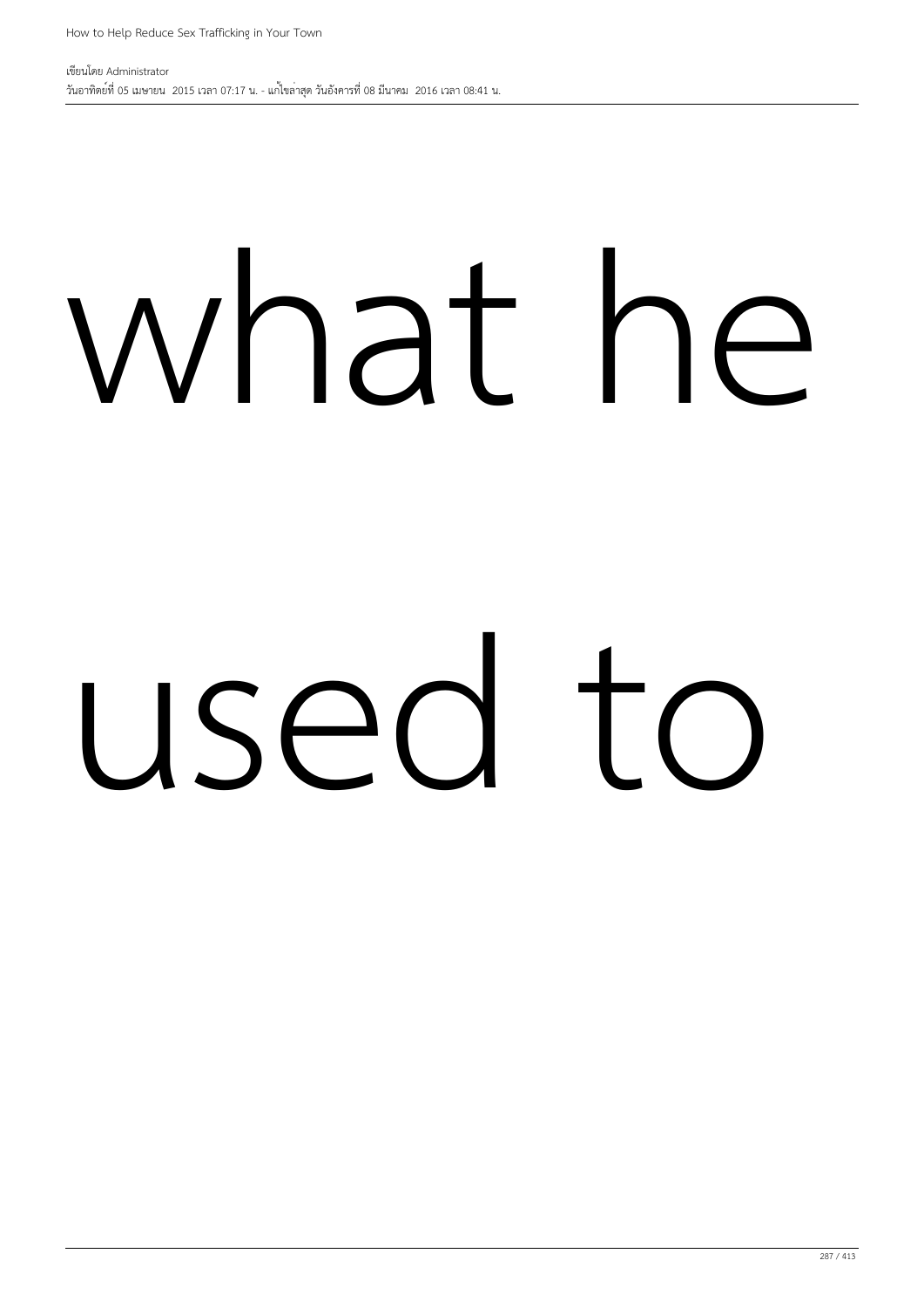what he used to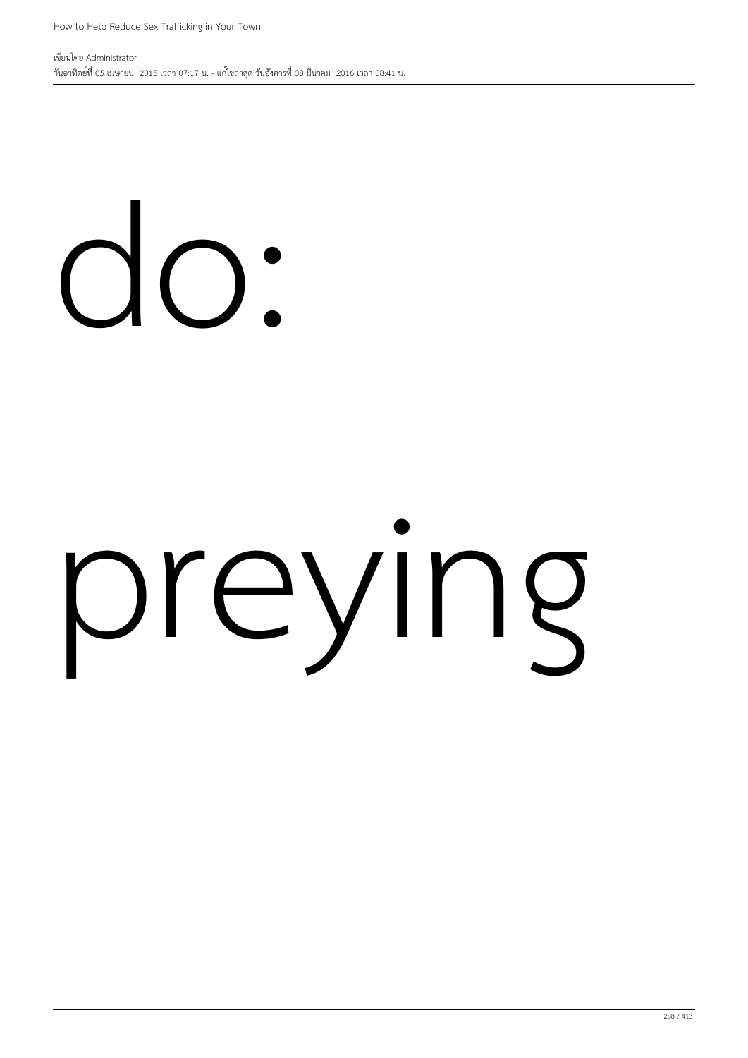do:

preying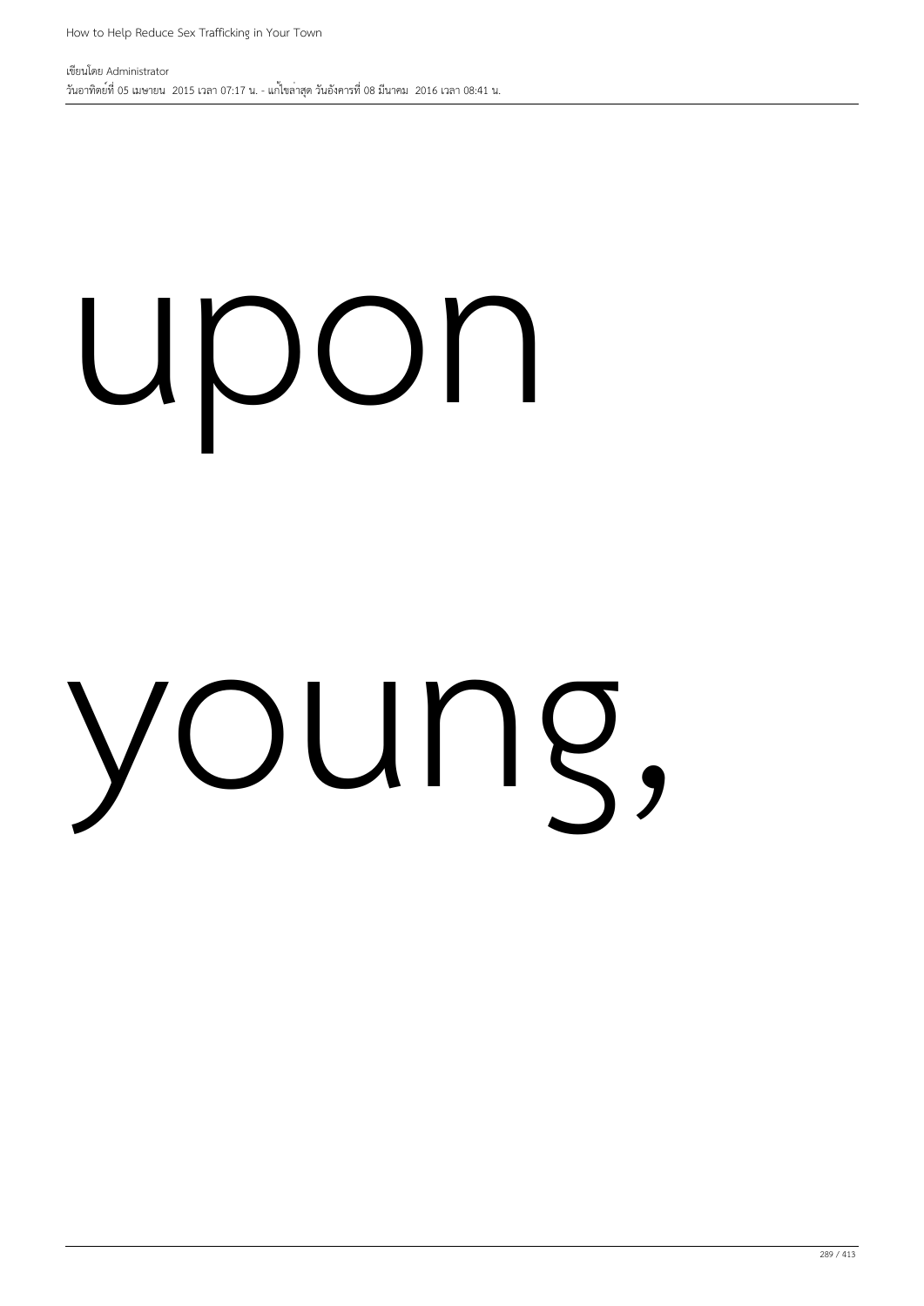upon

young,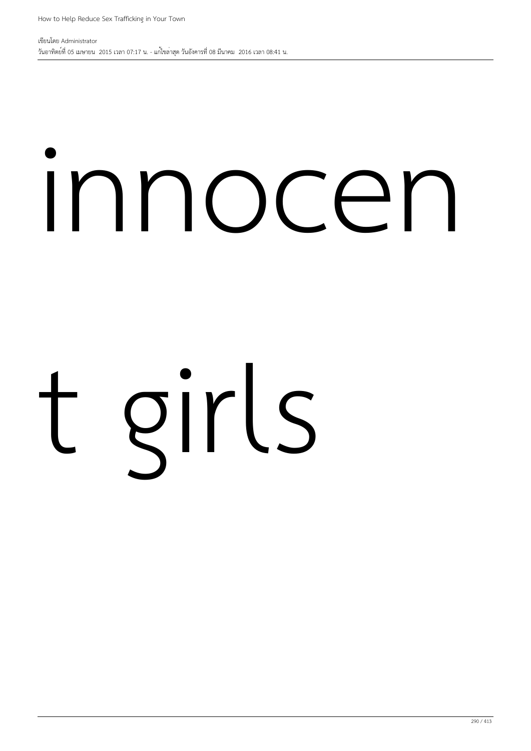innocen

t girls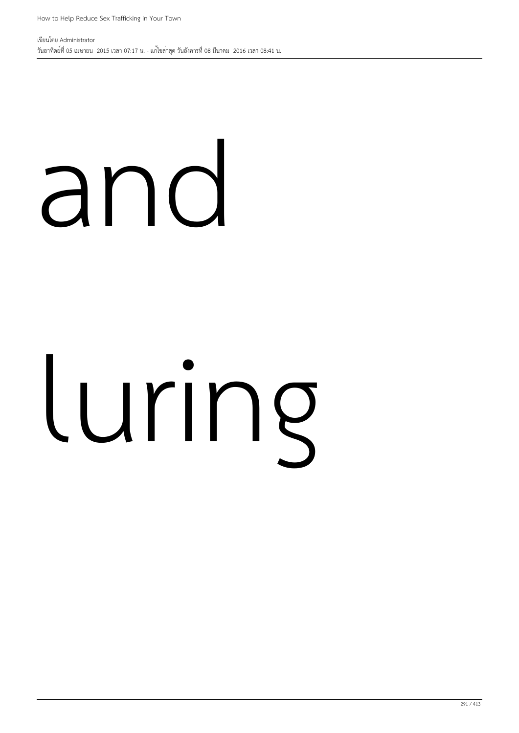and

luring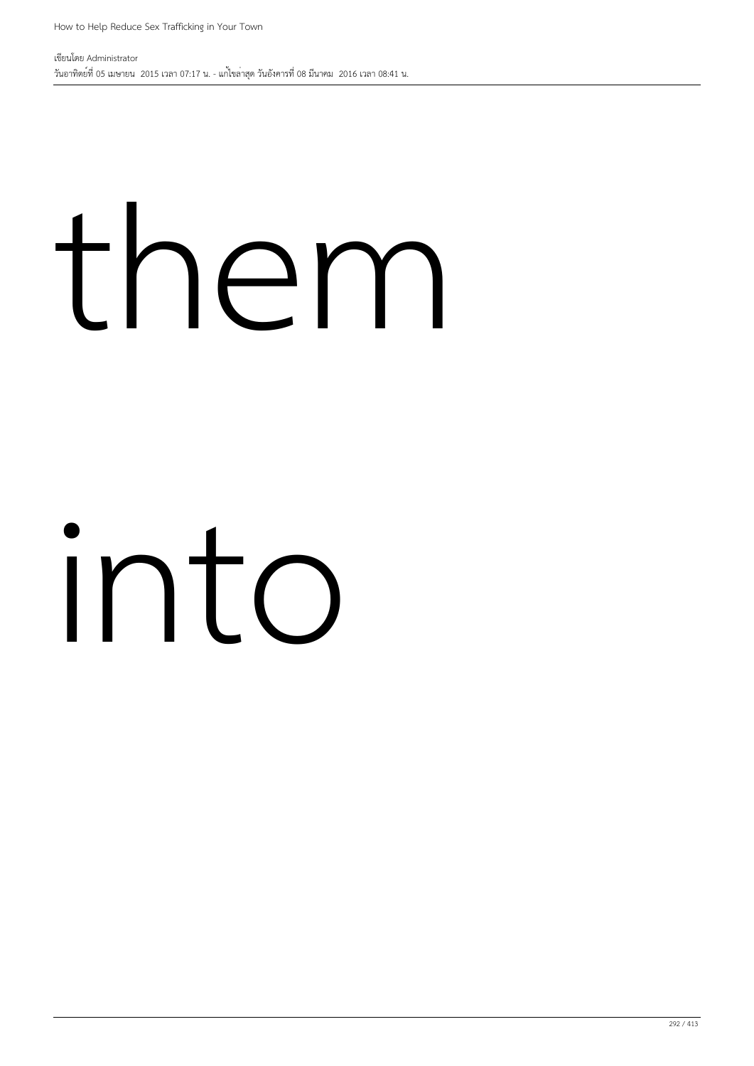them

into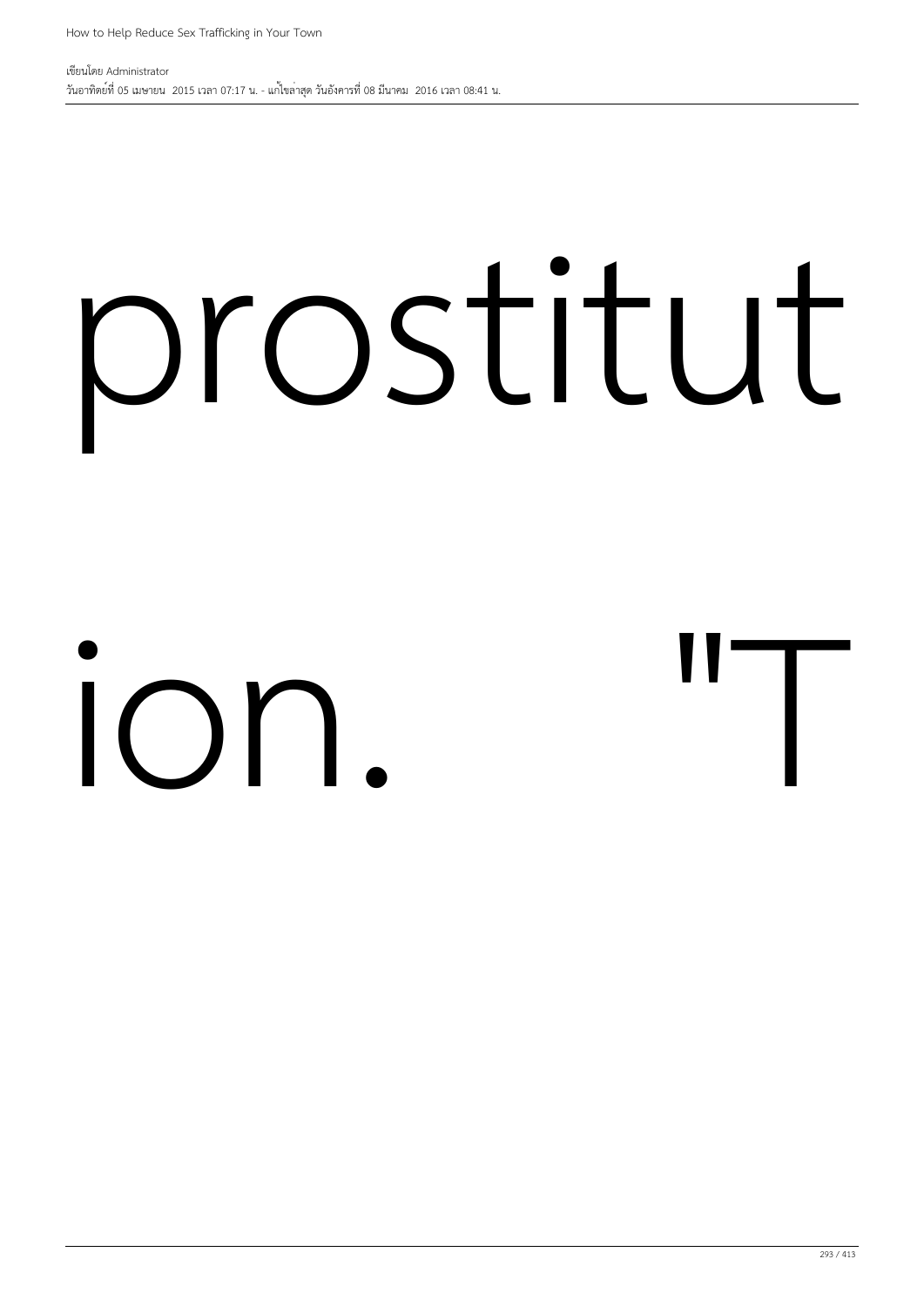prostitut

ion. "T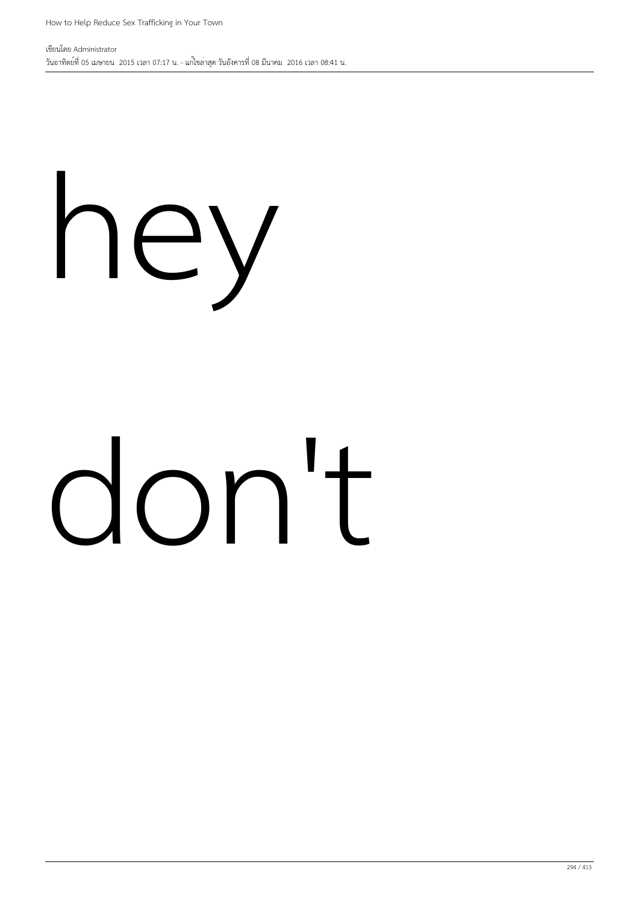hey

don't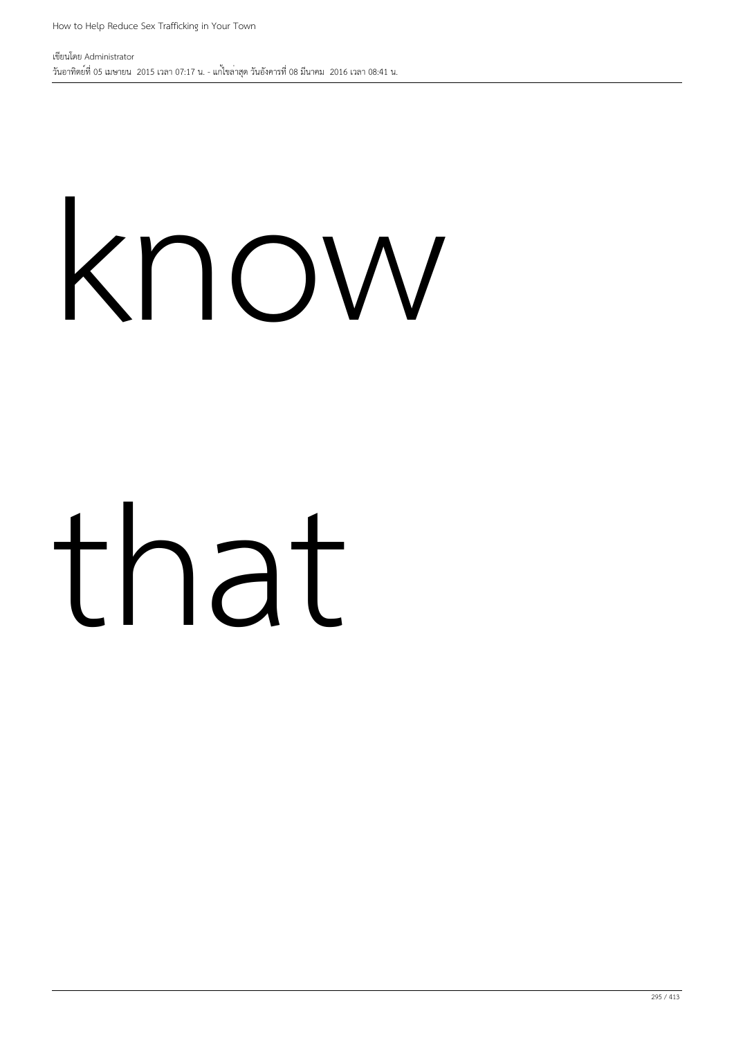know

that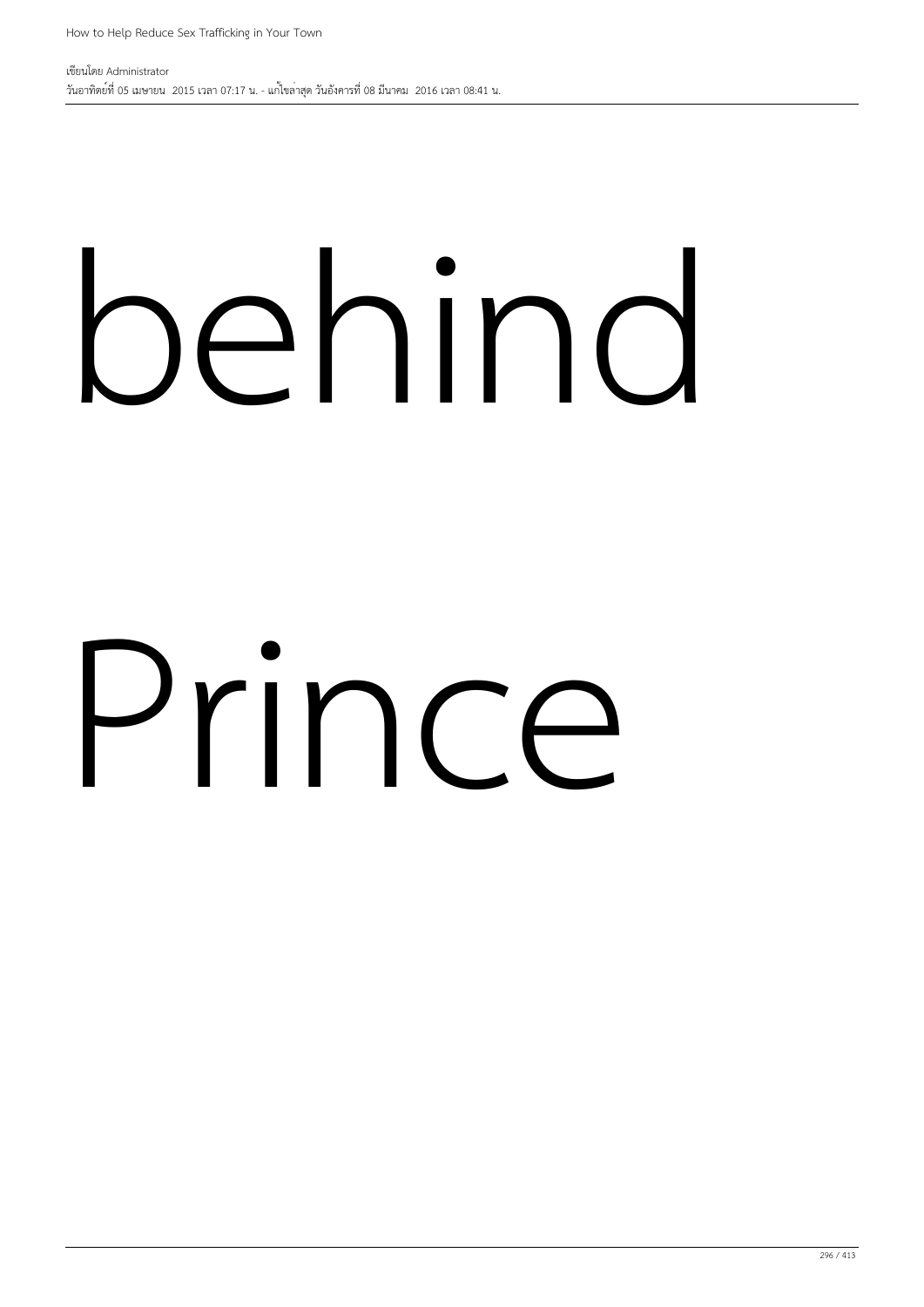behind

Prince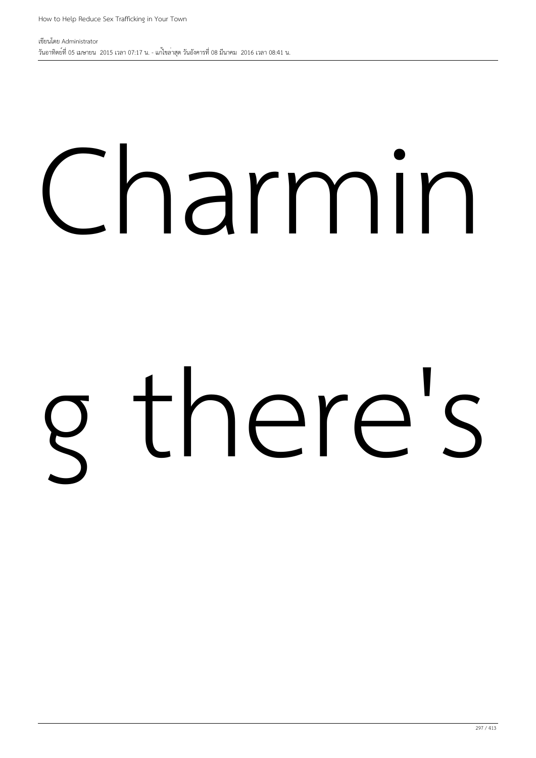Charmin

g there's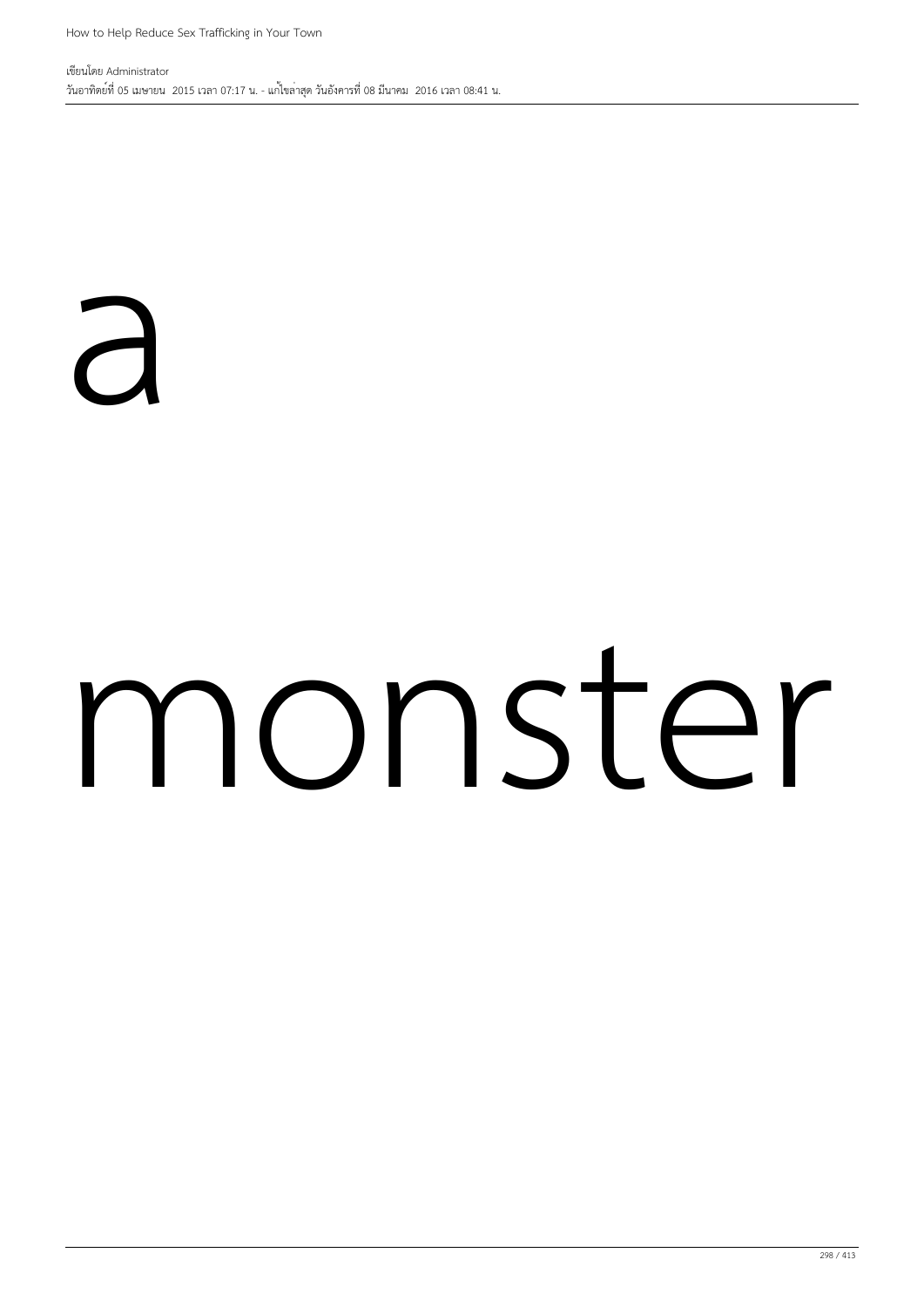a

monster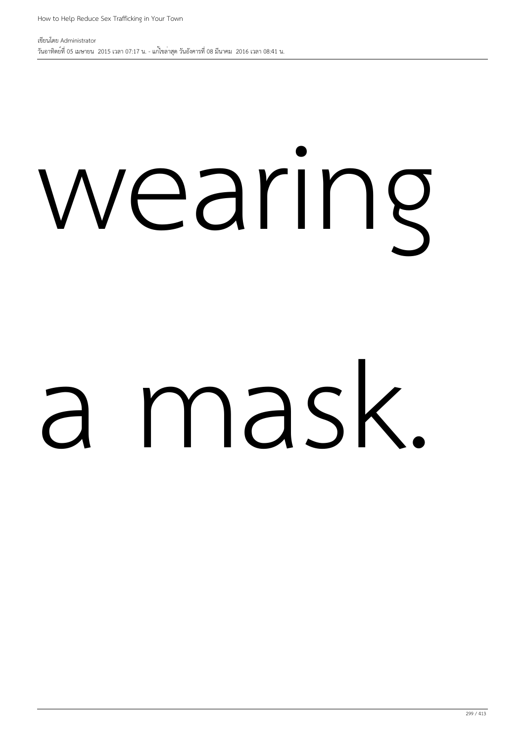wearing

a mask.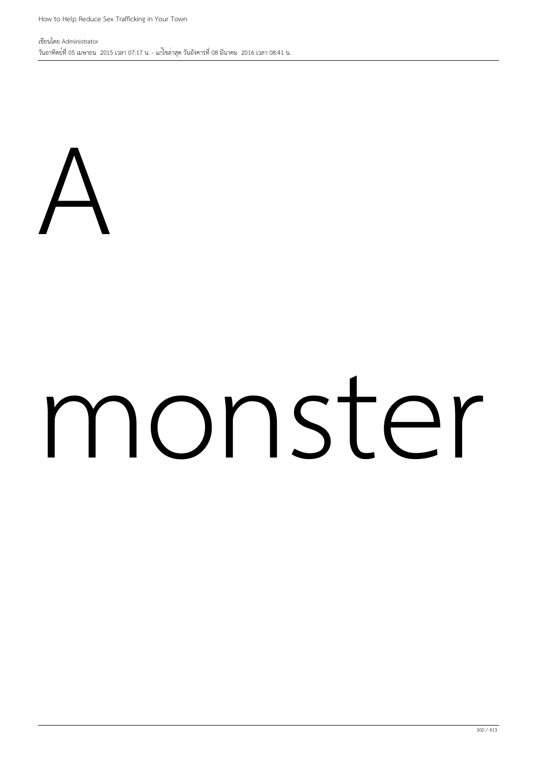A

monster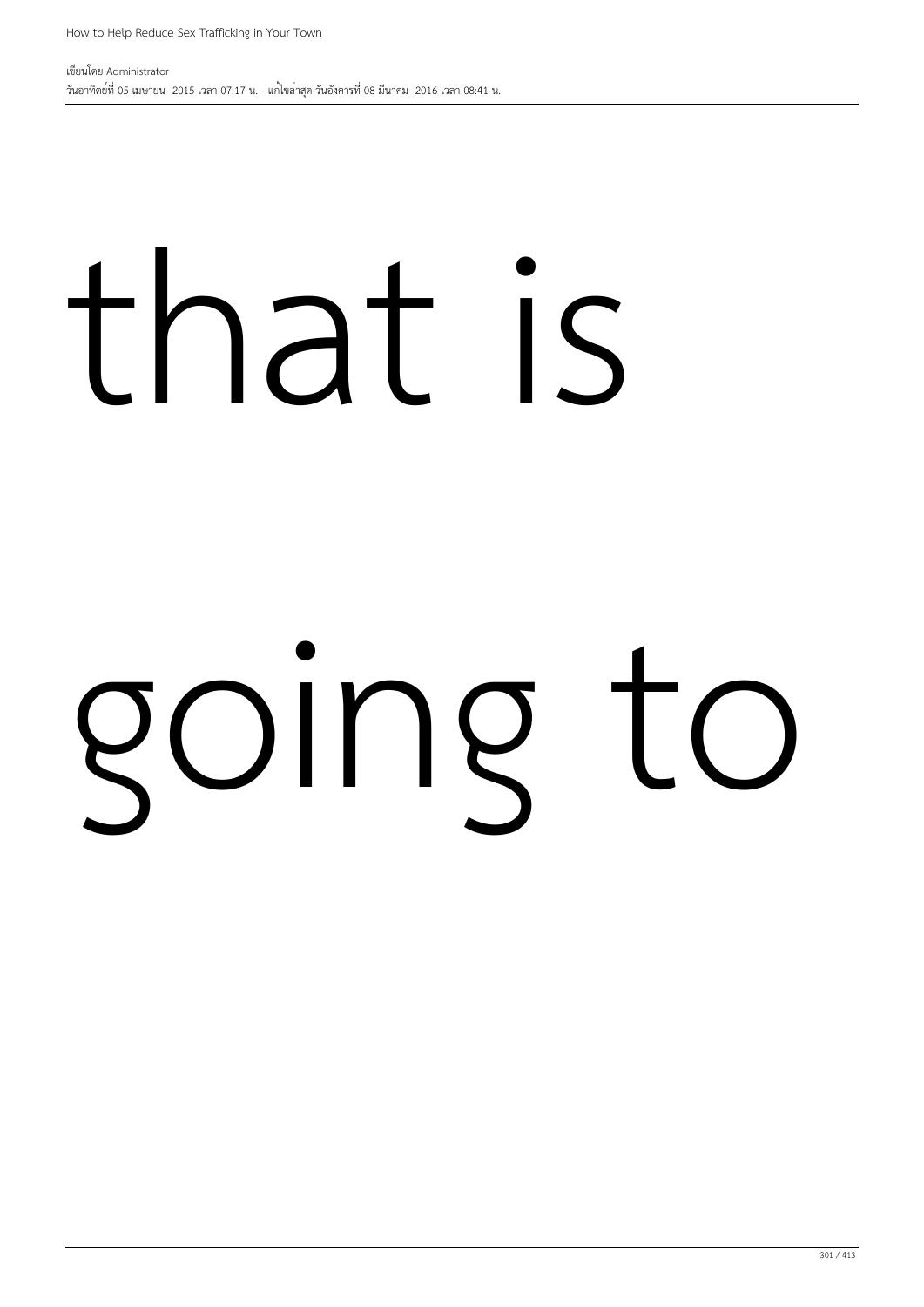that is

going to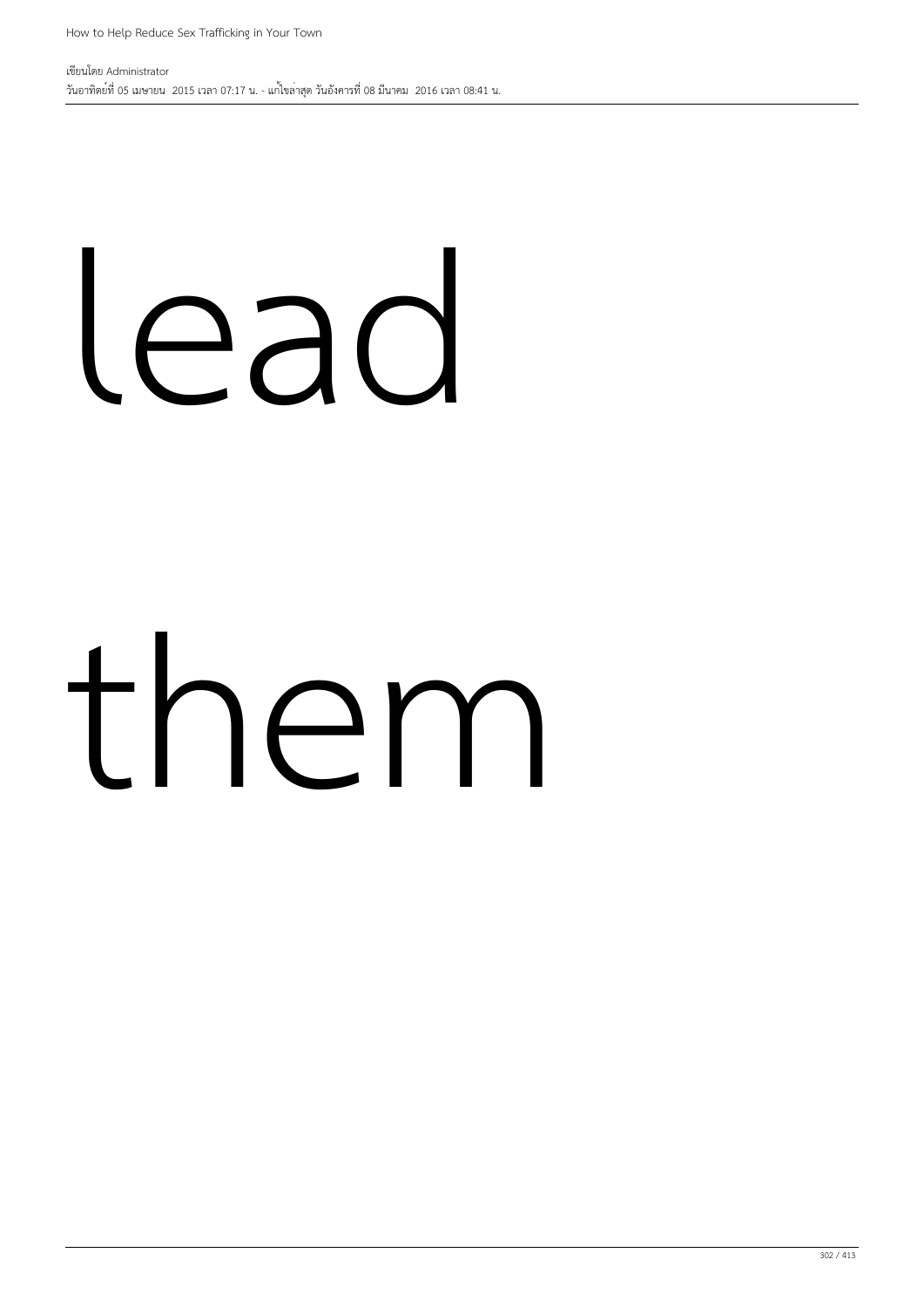lead

them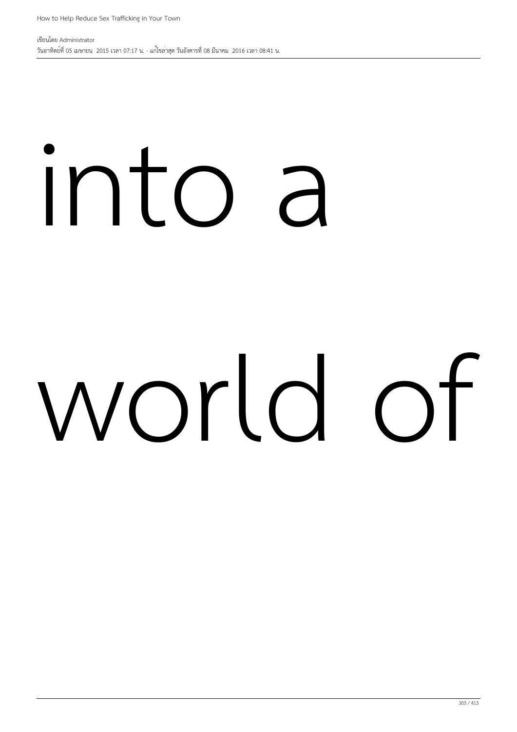into a

world of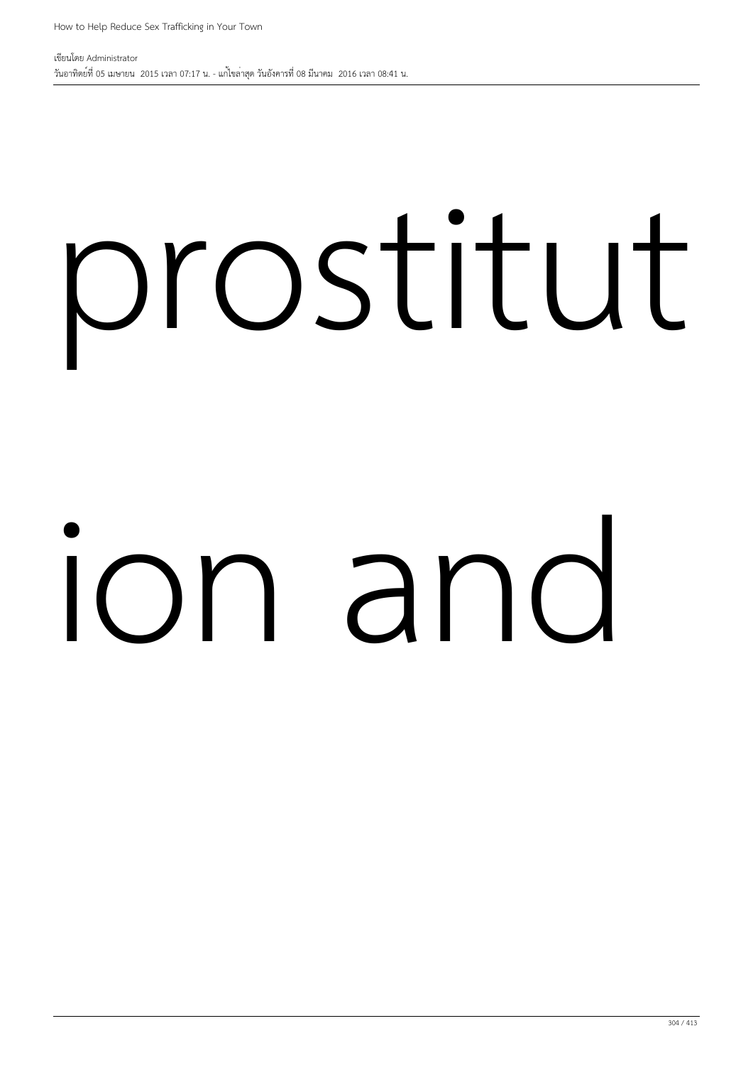prostitut

ion and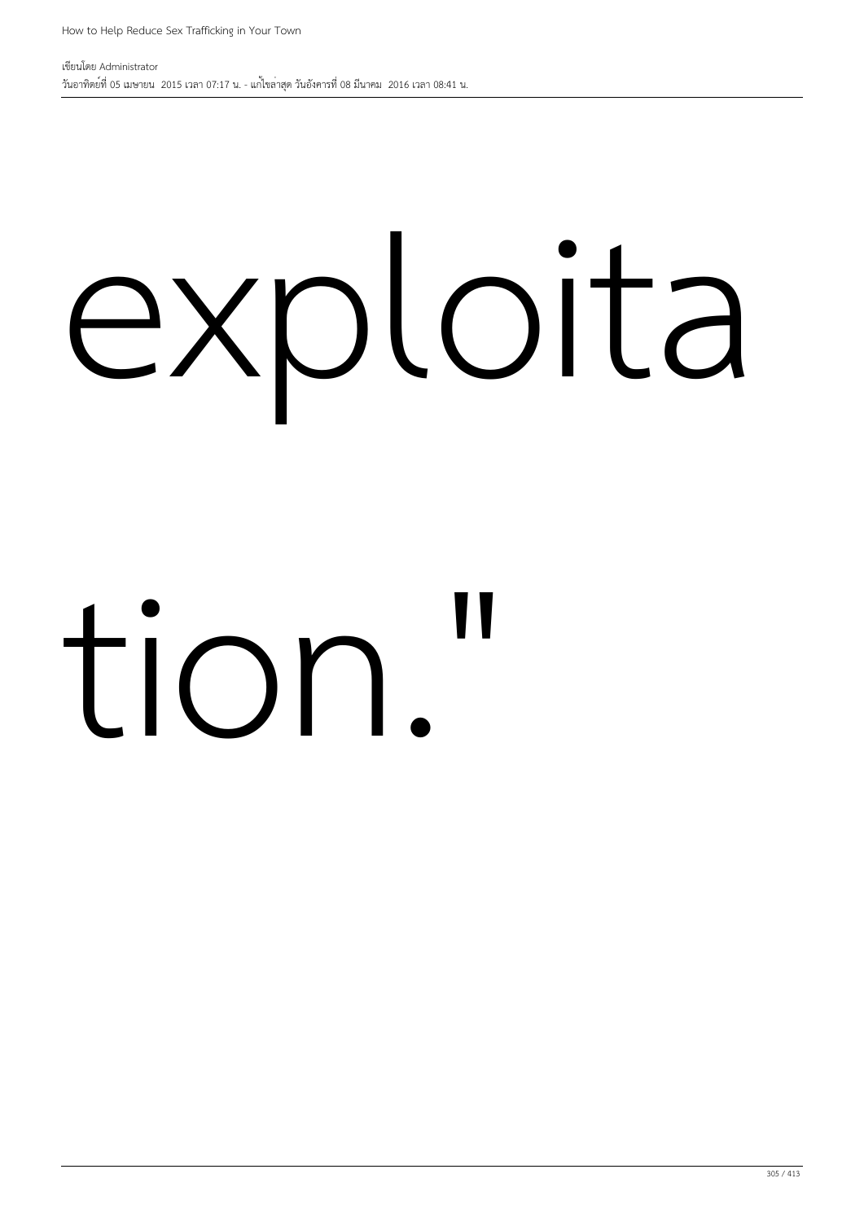exploita

tion."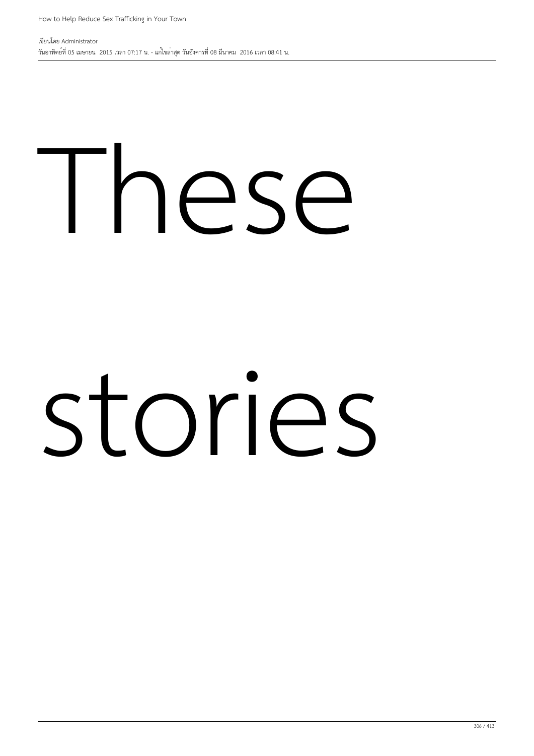These

stories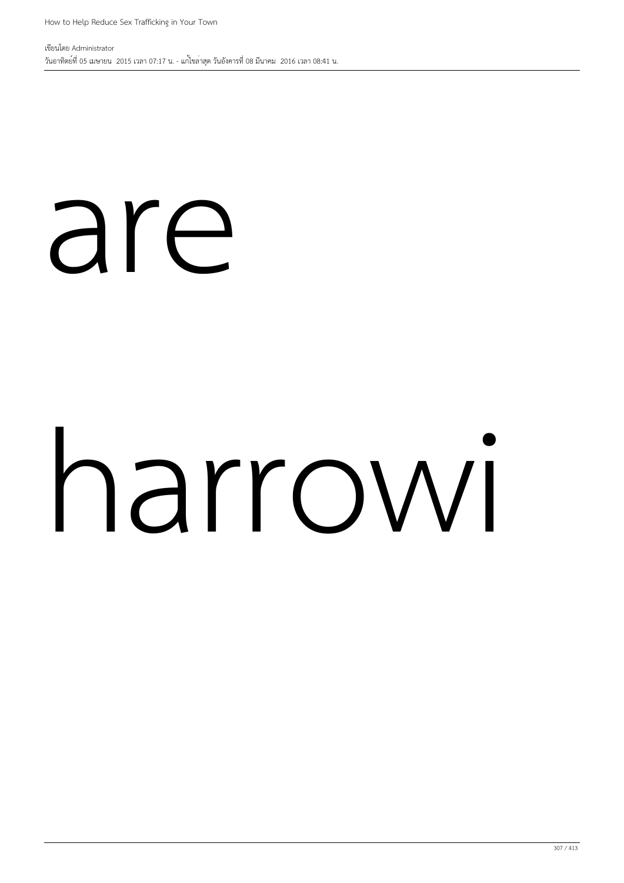are

harrowi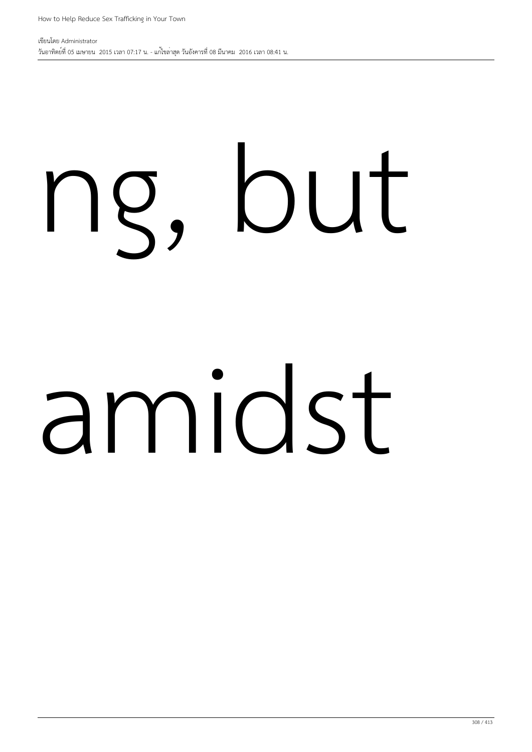ng, but

amidst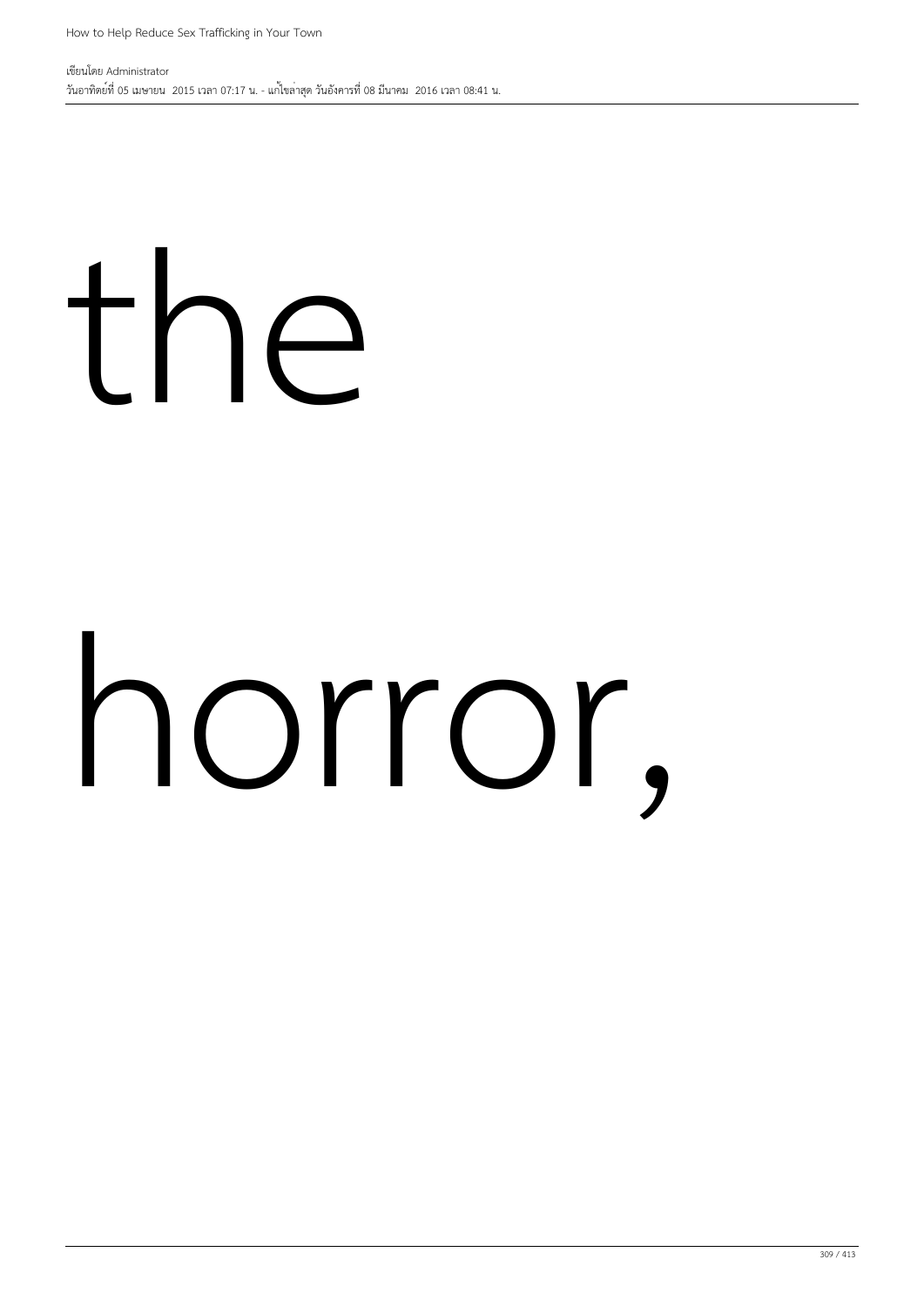the

horror,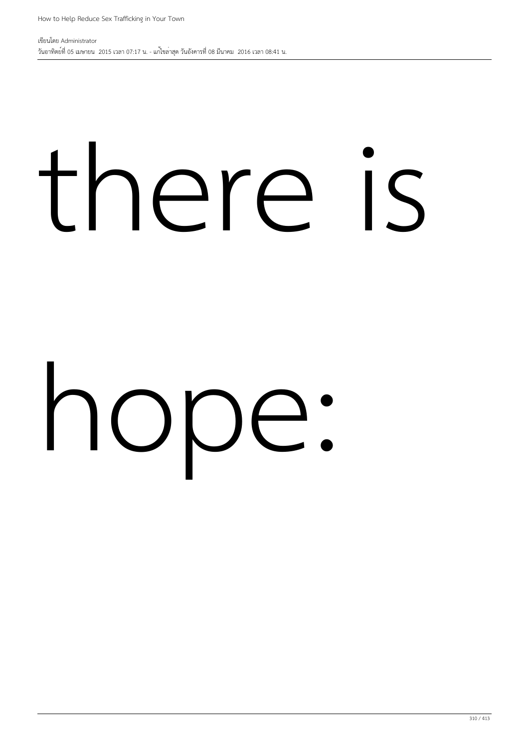there is

hope: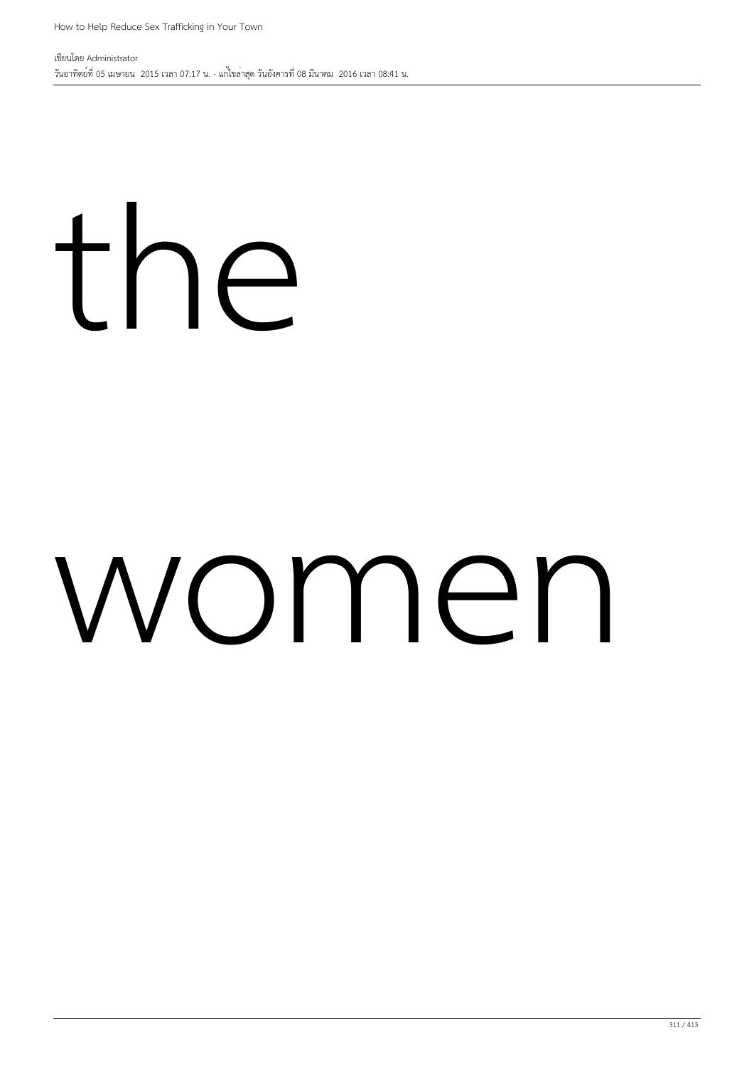the

women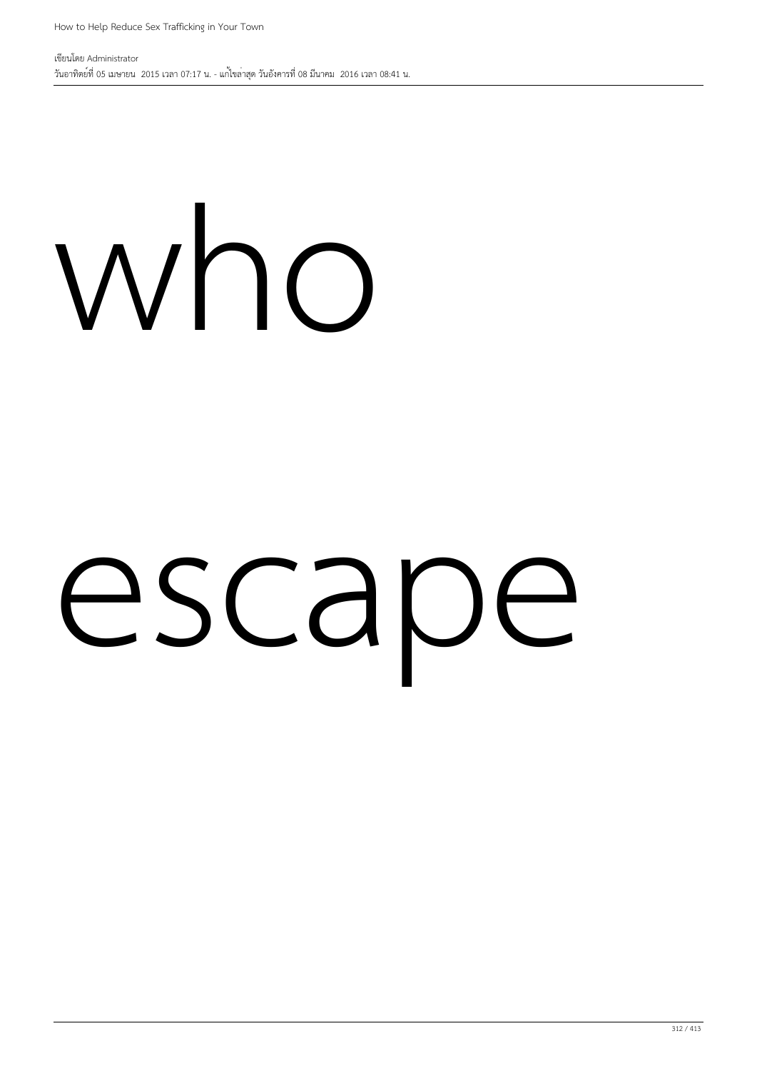who

escape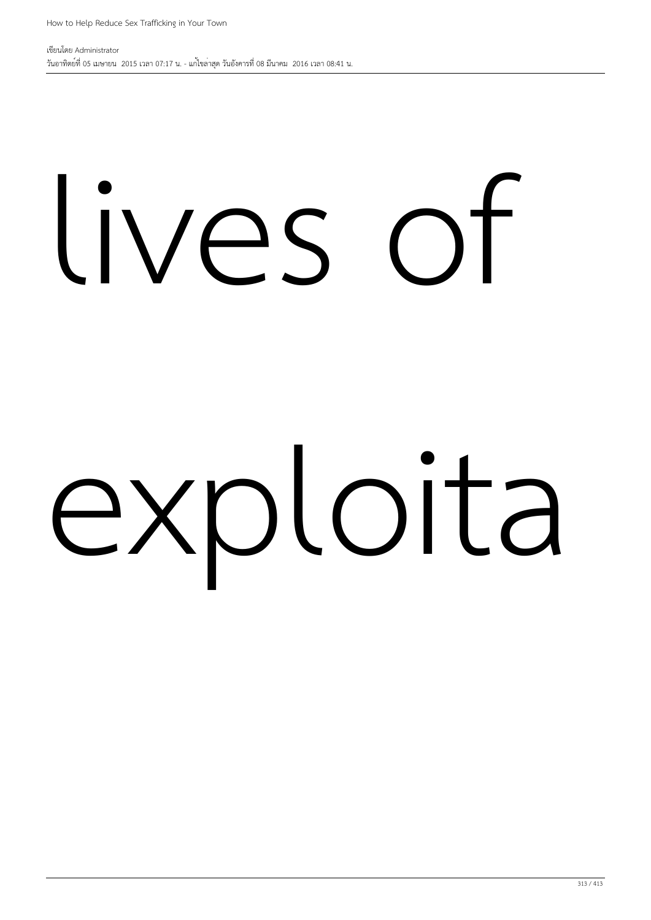lives of

exploita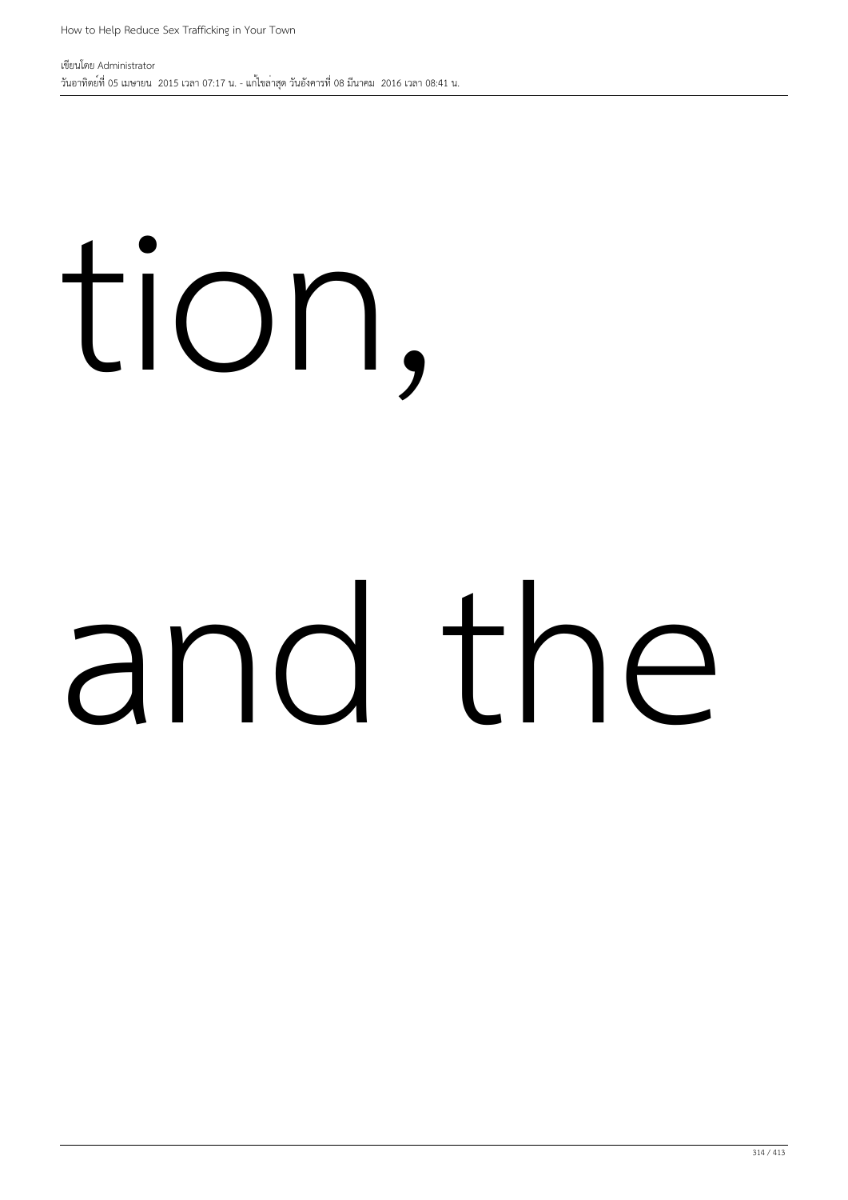tion,

and the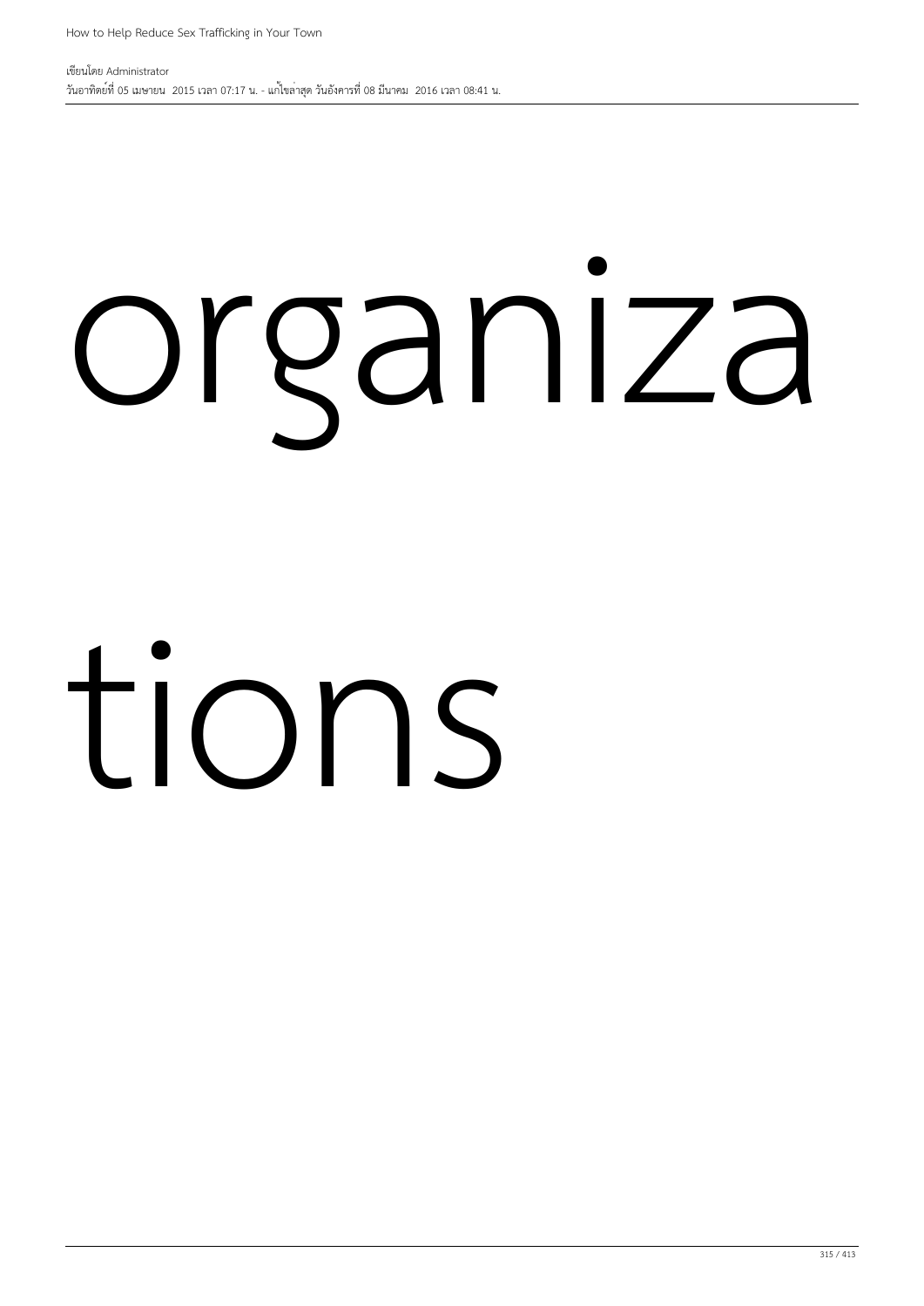organiza

tions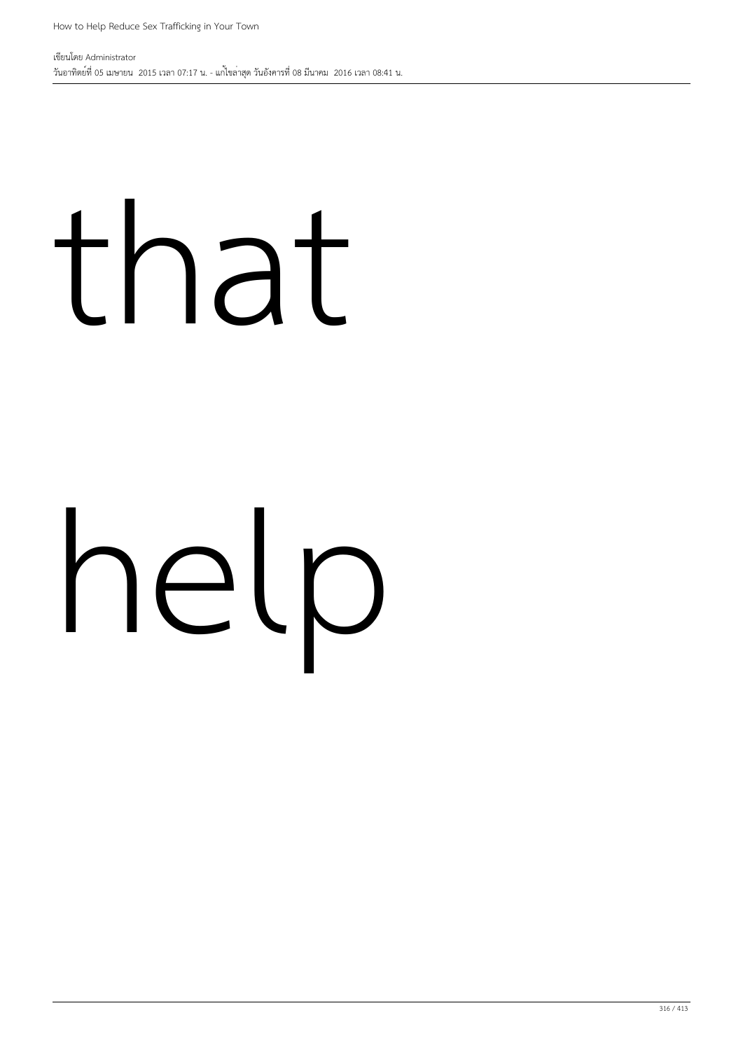that

help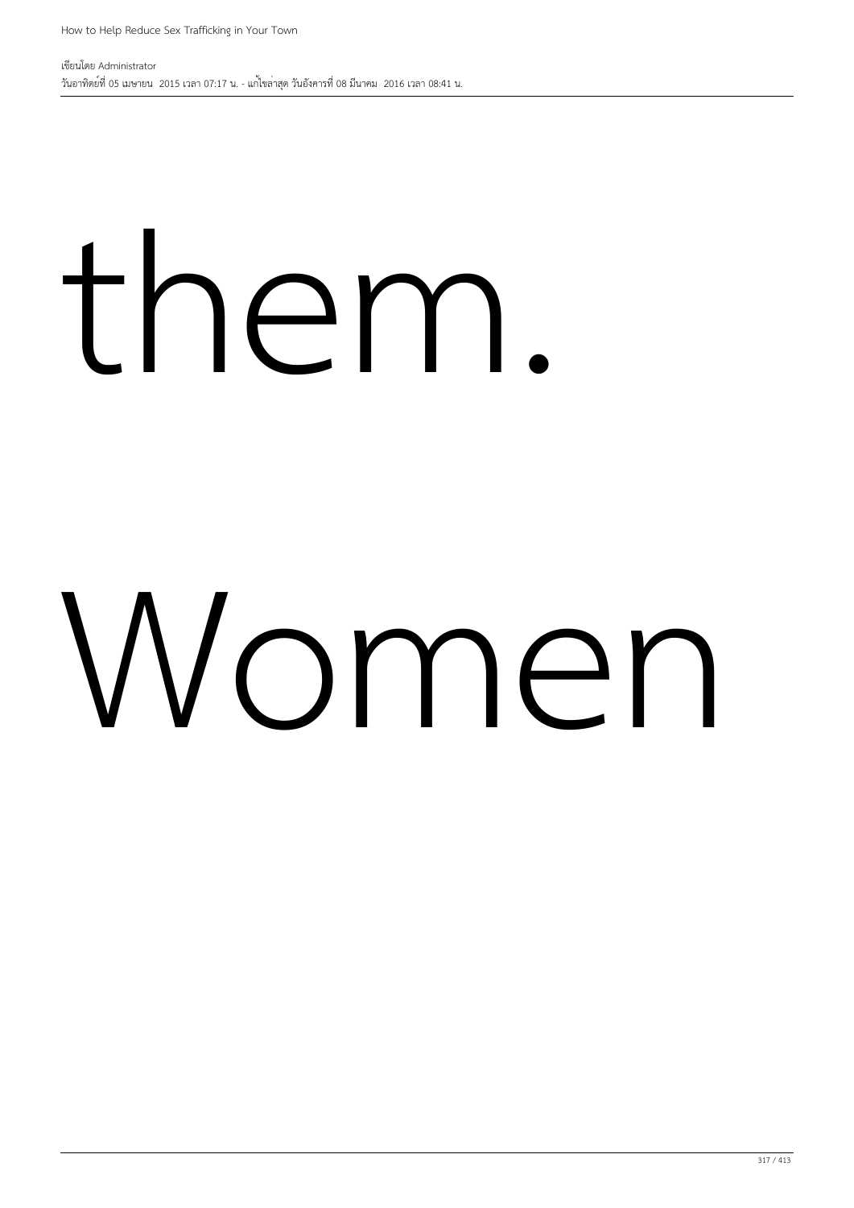them.

Women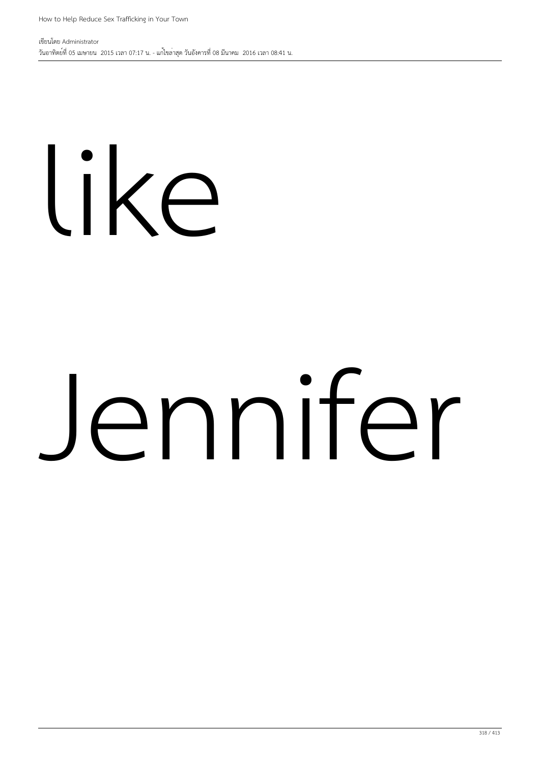like

Jennifer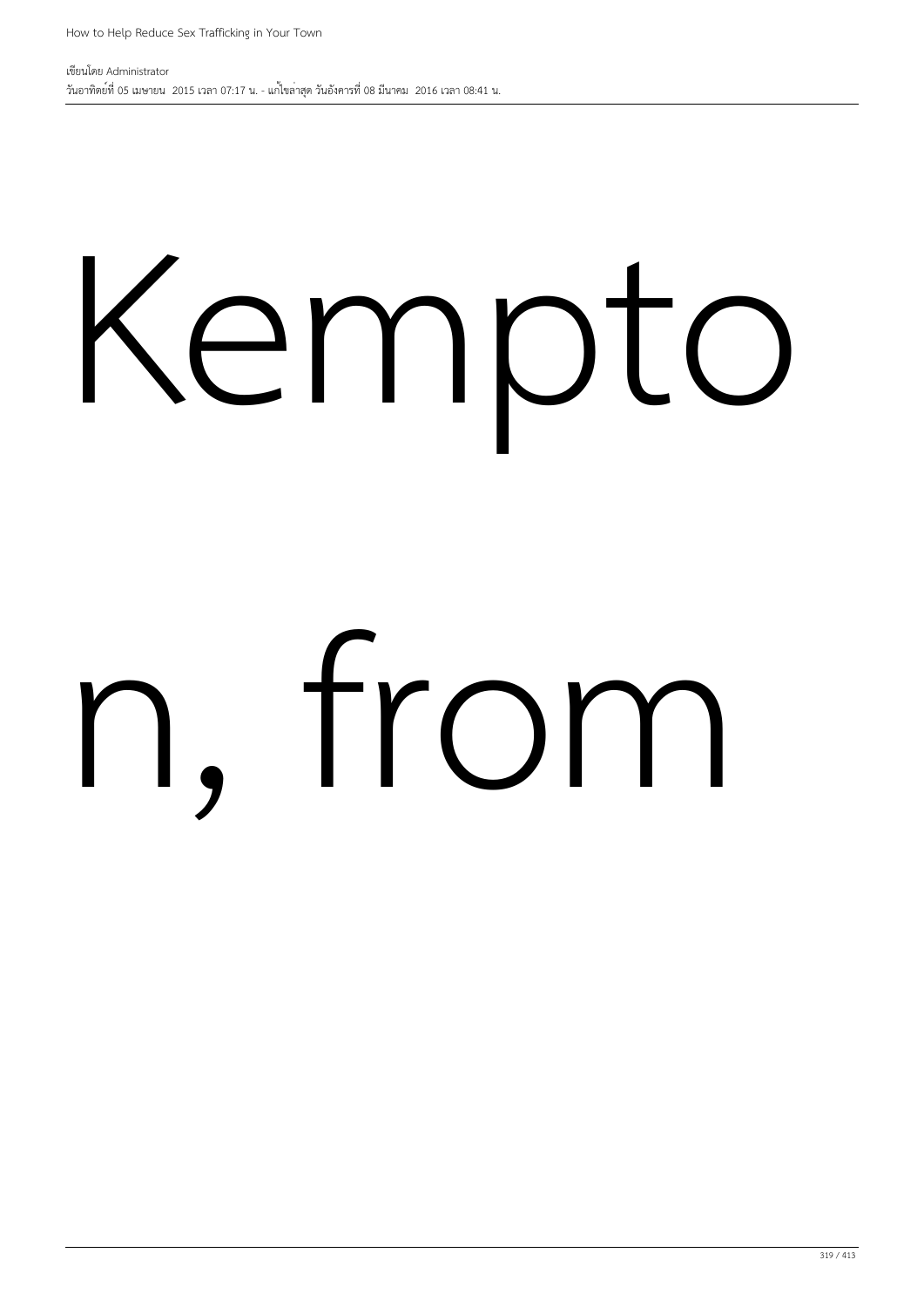Kempto

n, from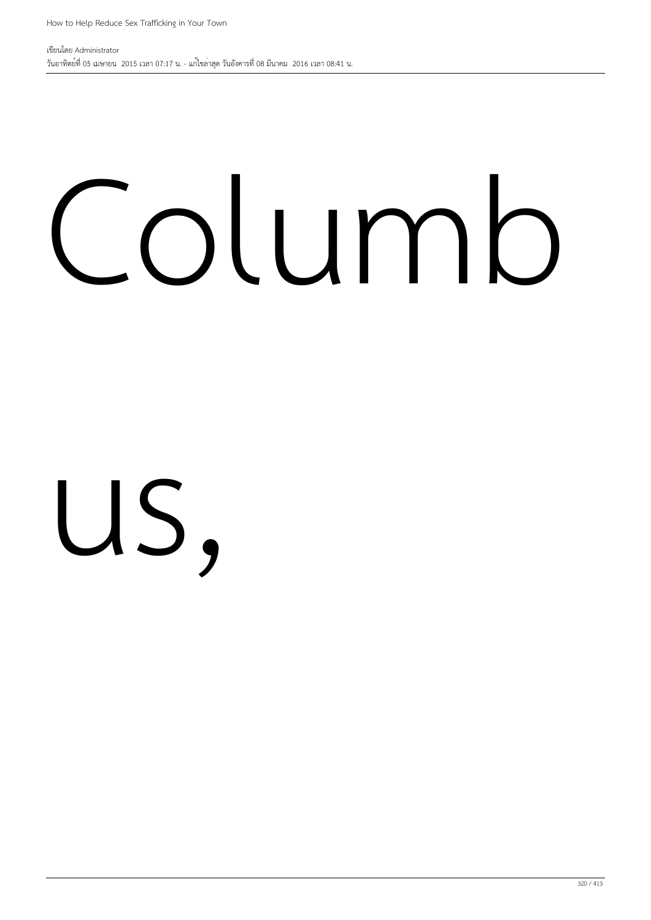Columb

us,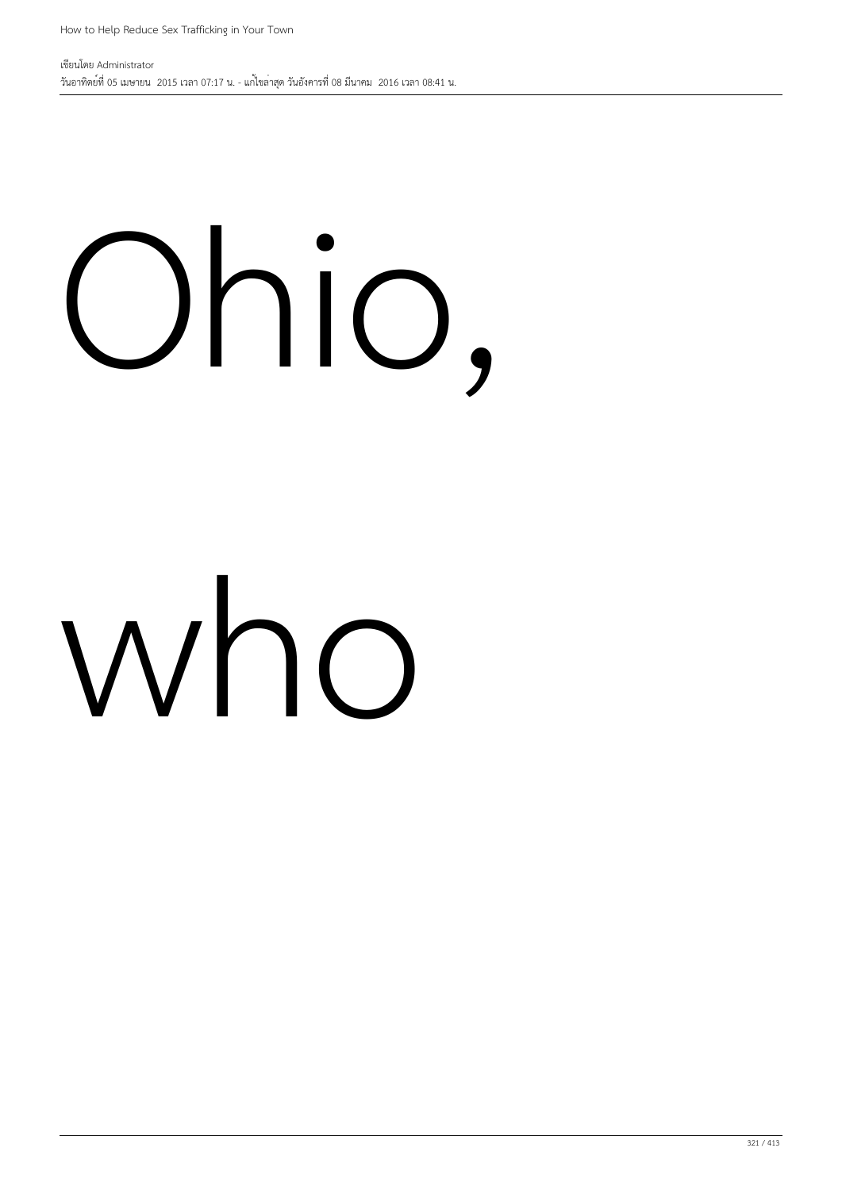Ohio,

who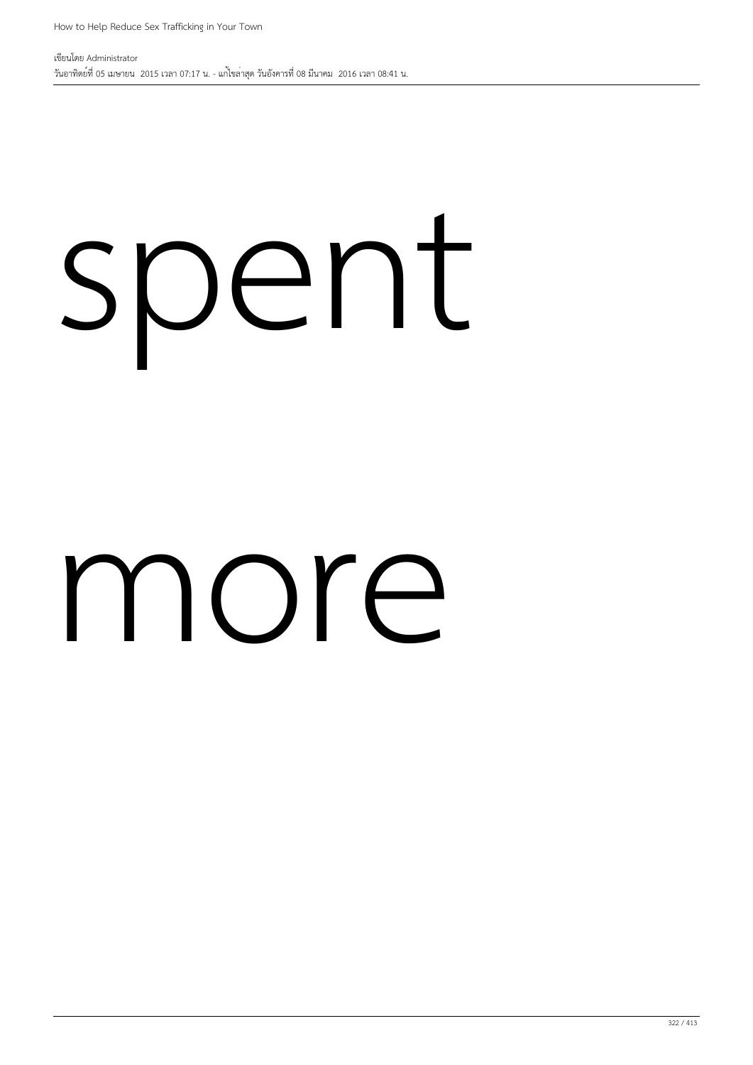spent

more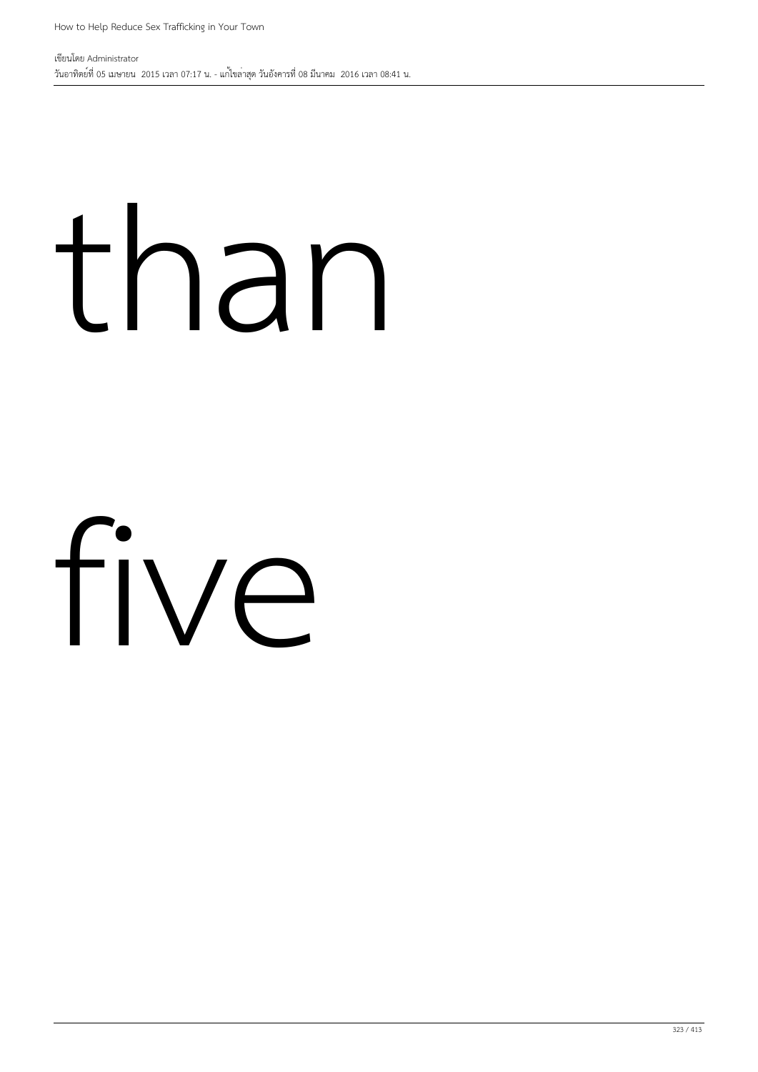than

five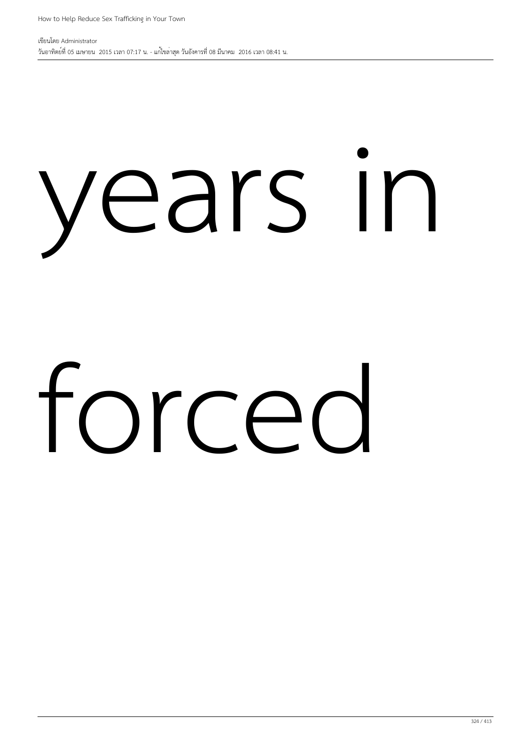years in

forced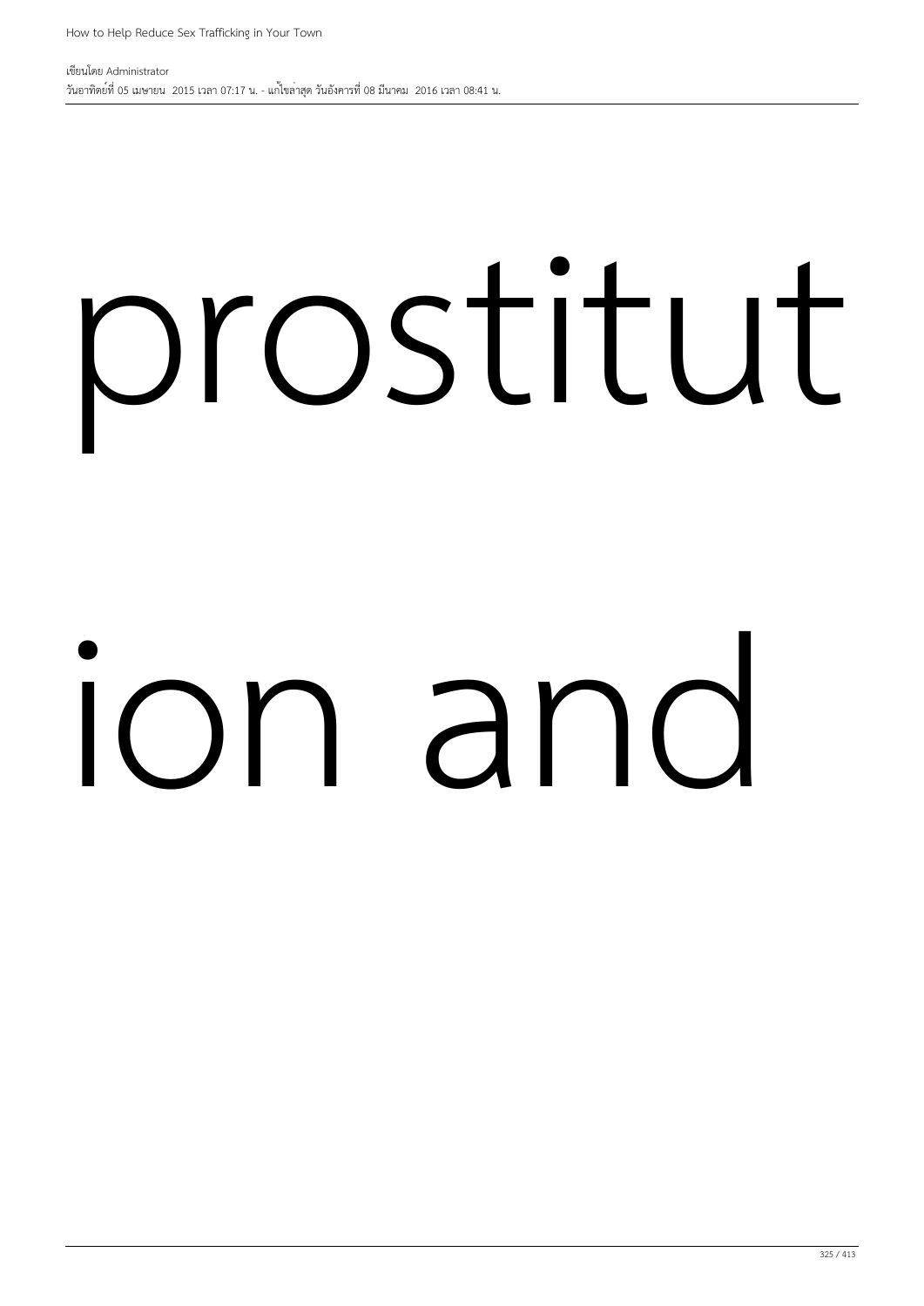prostitut

ion and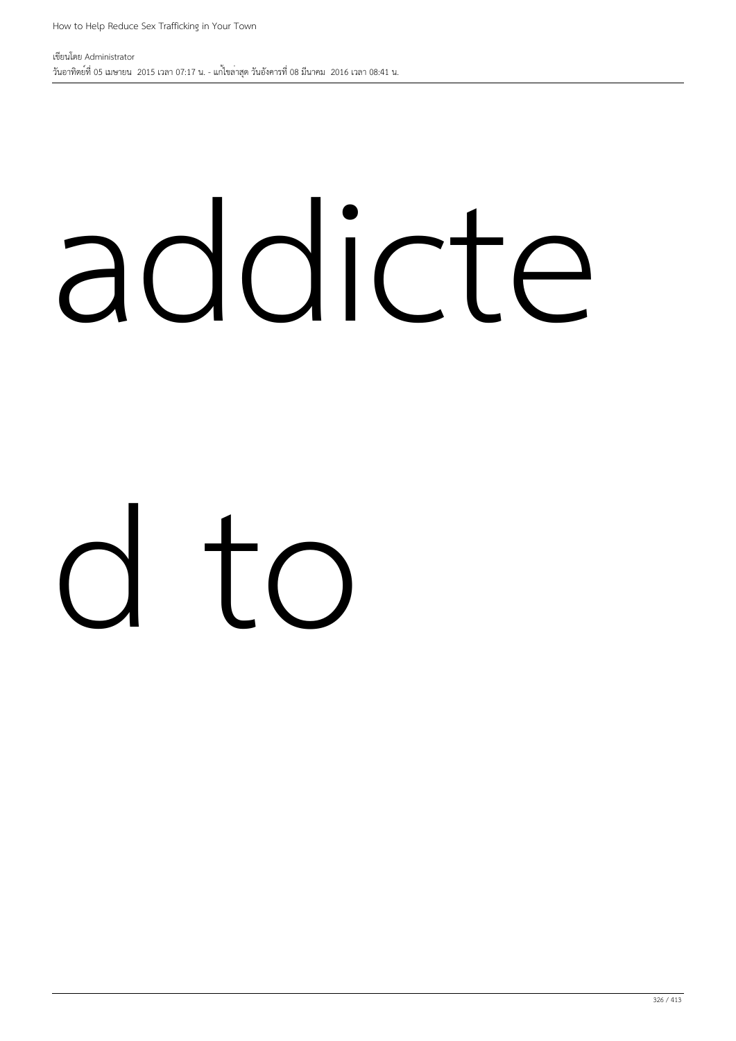addicte

d to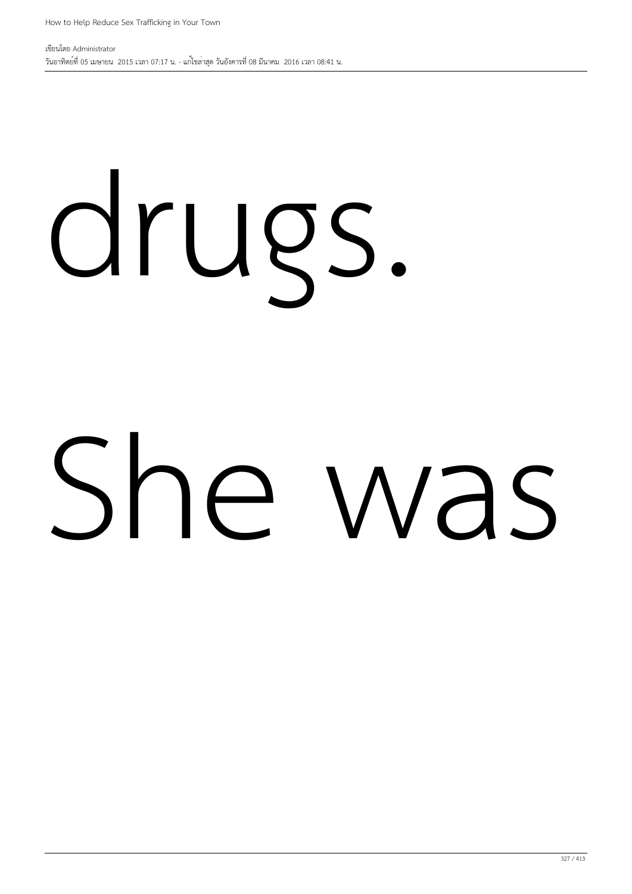drugs.

She was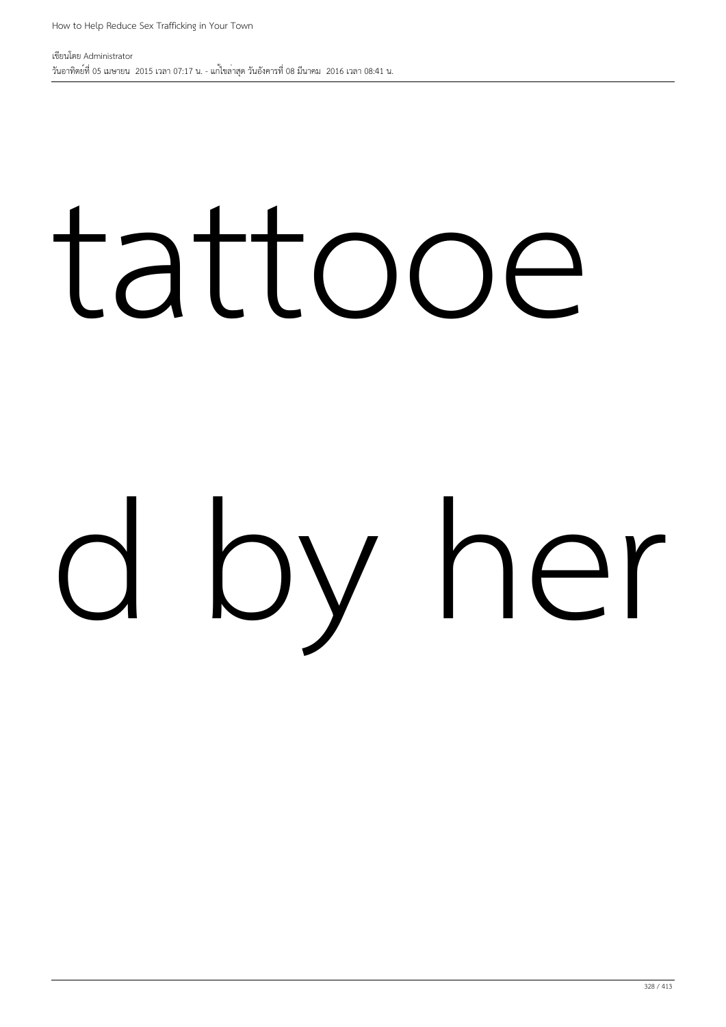tattooe

d by her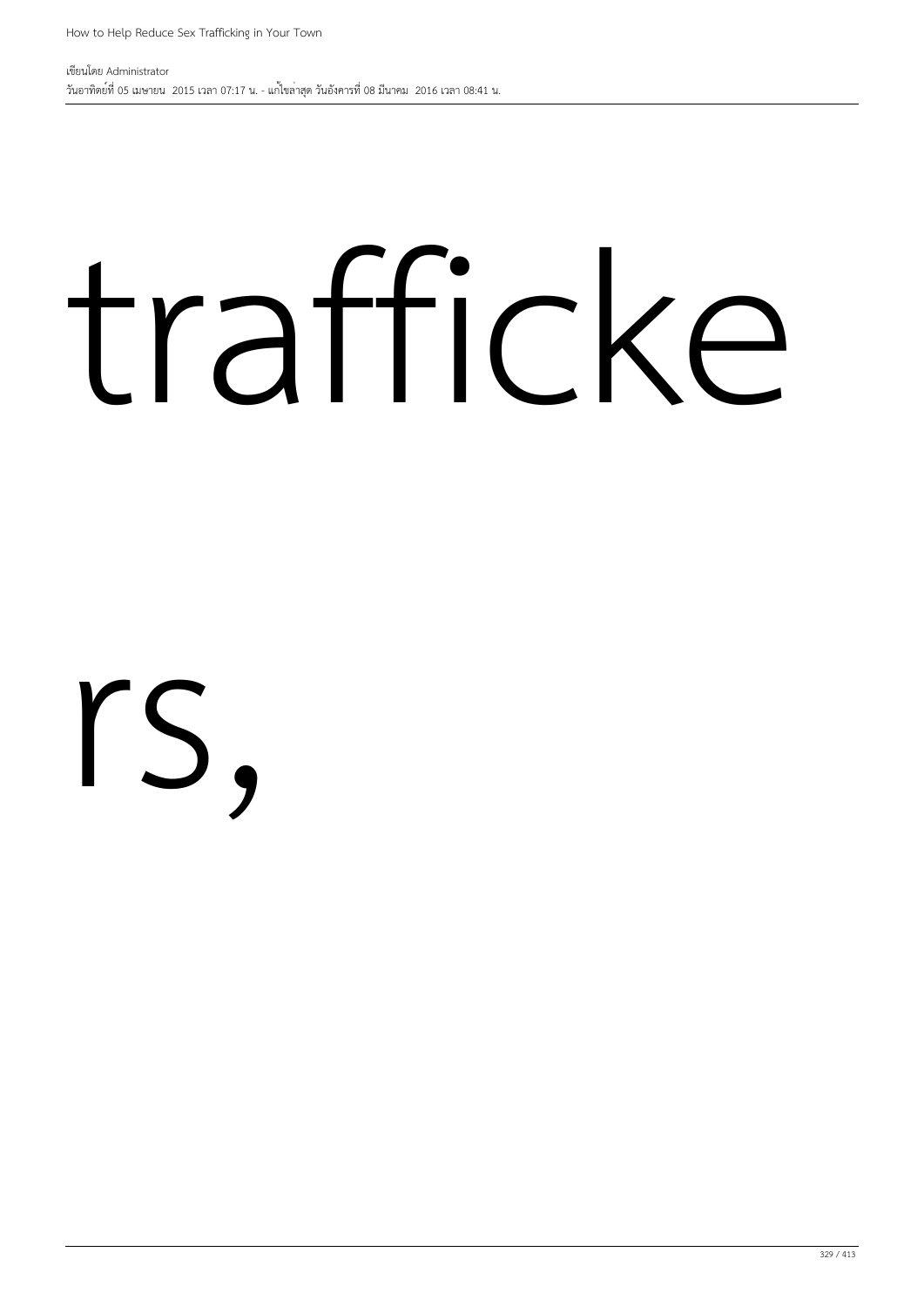trafficke

rs,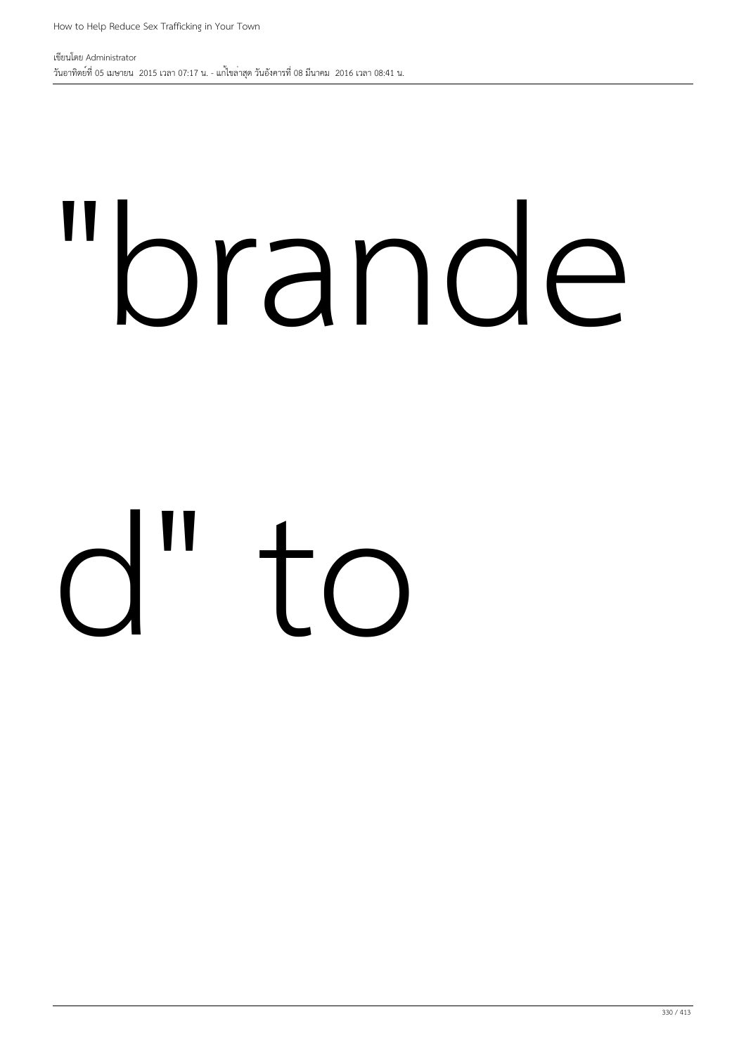"brande

d" to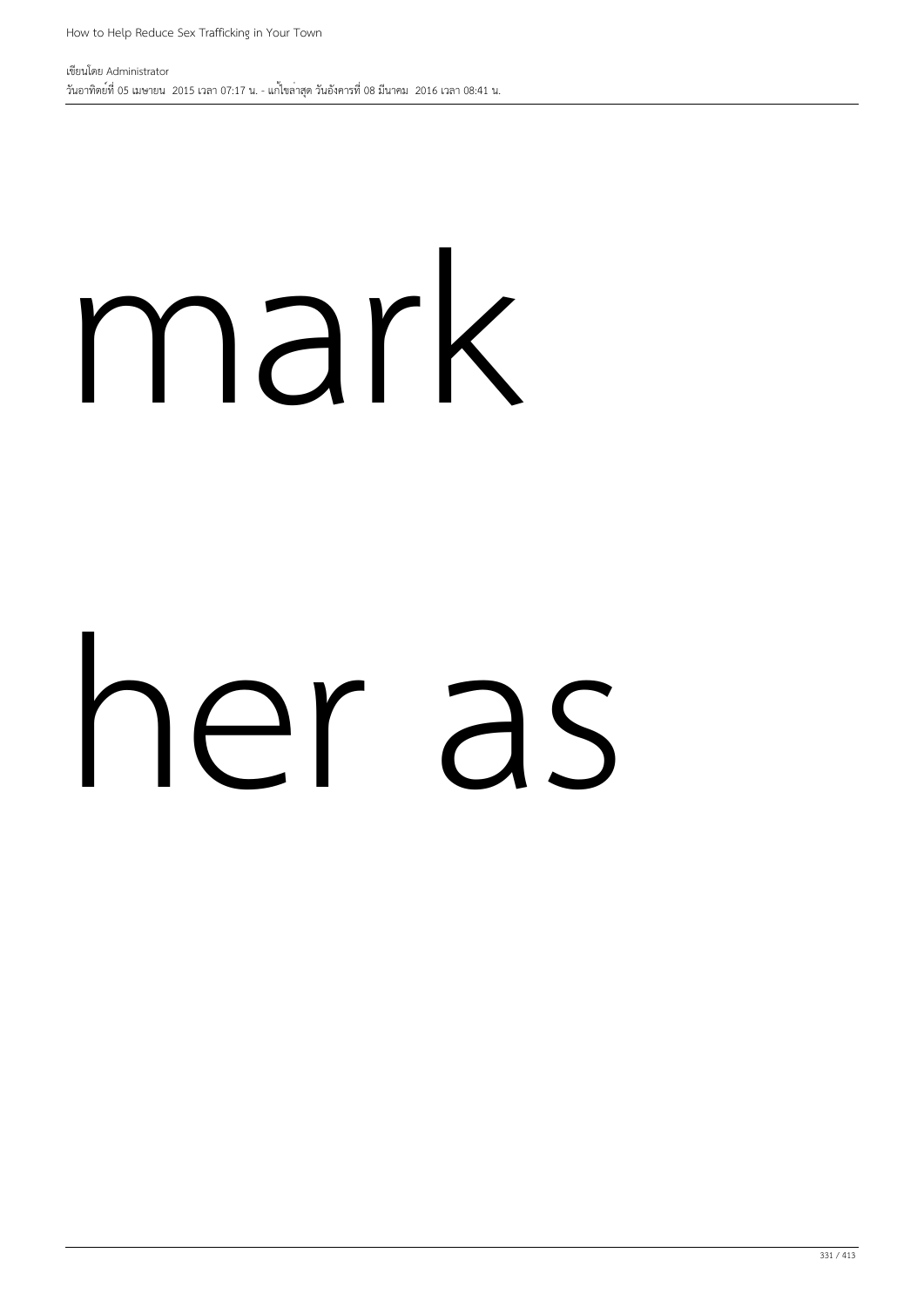mark

her as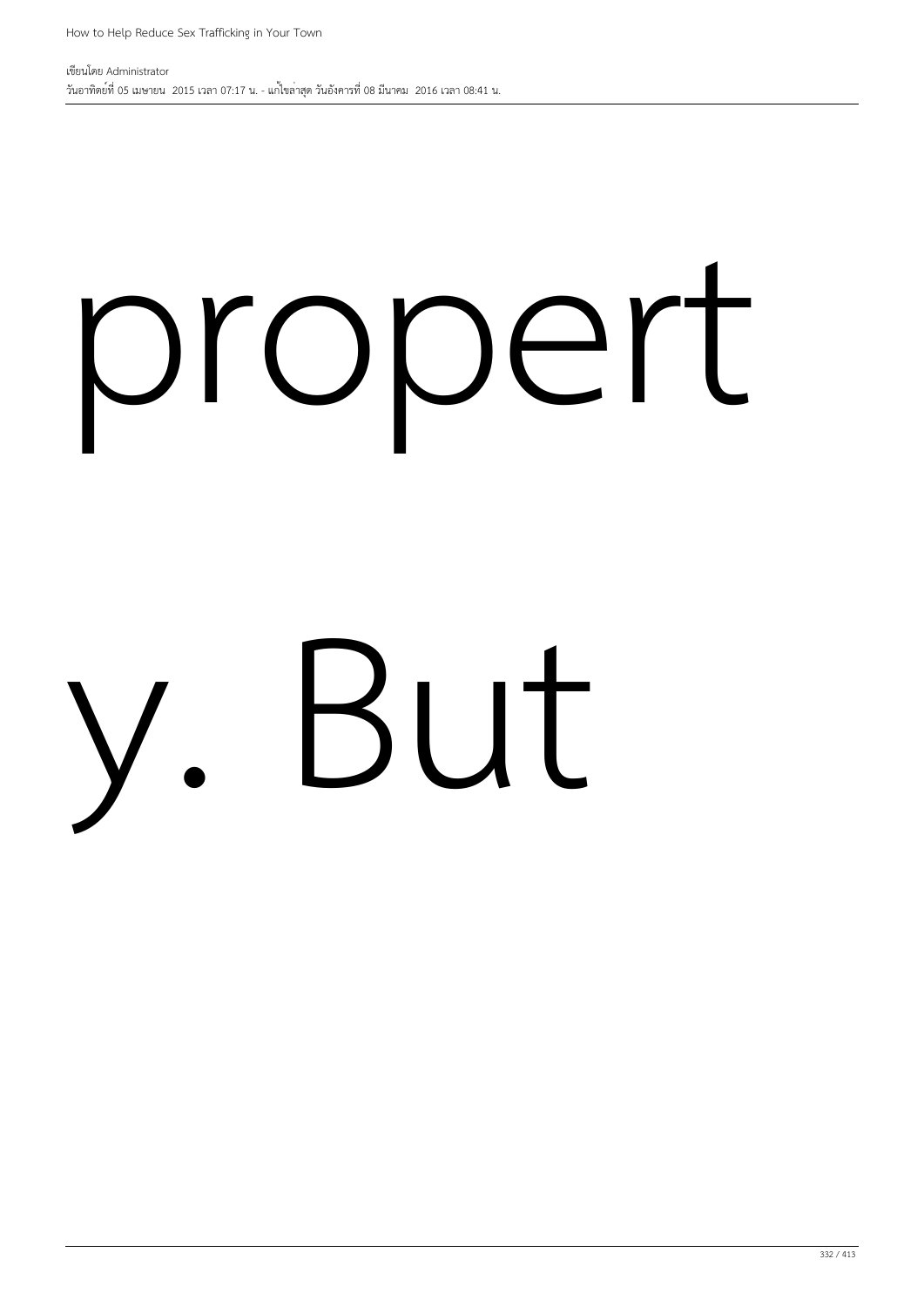propert

y. But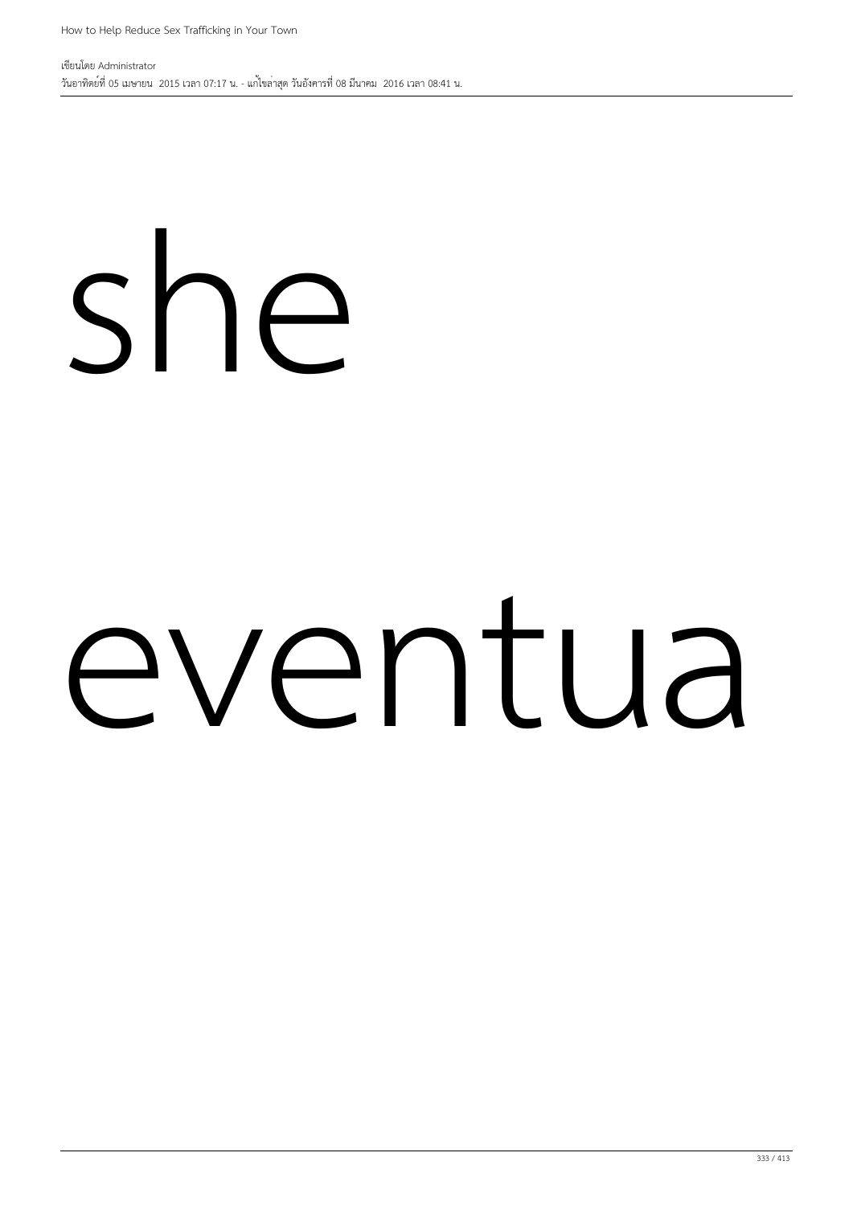she

eventua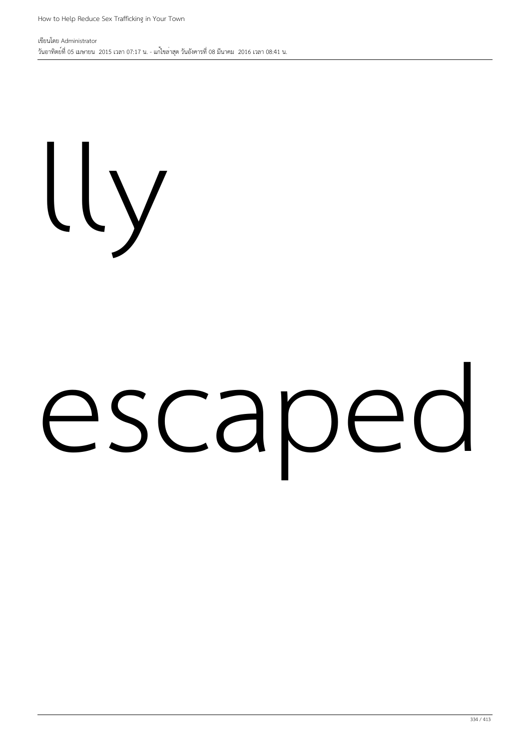lly

escaped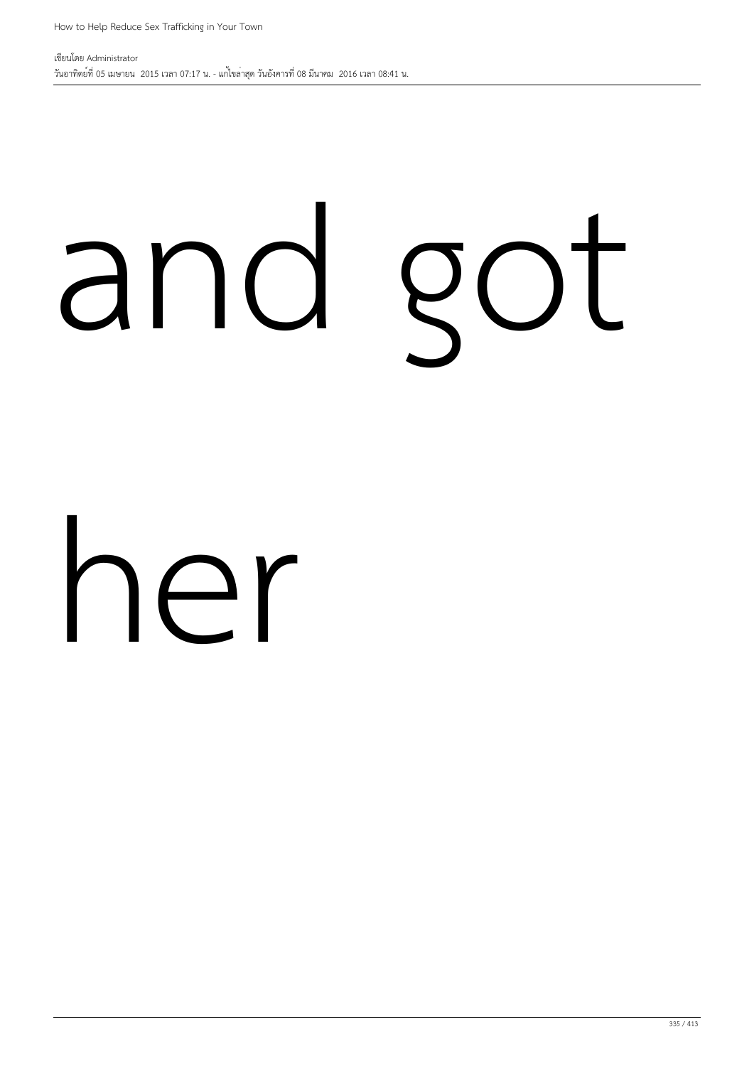and got

her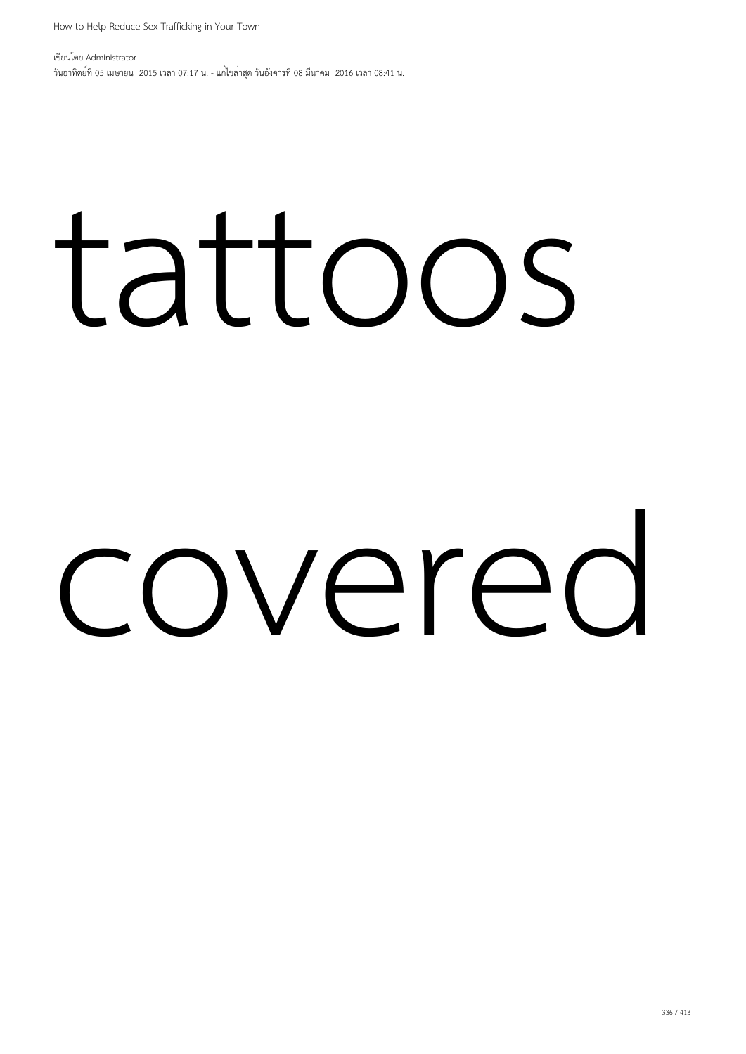tattoos

covered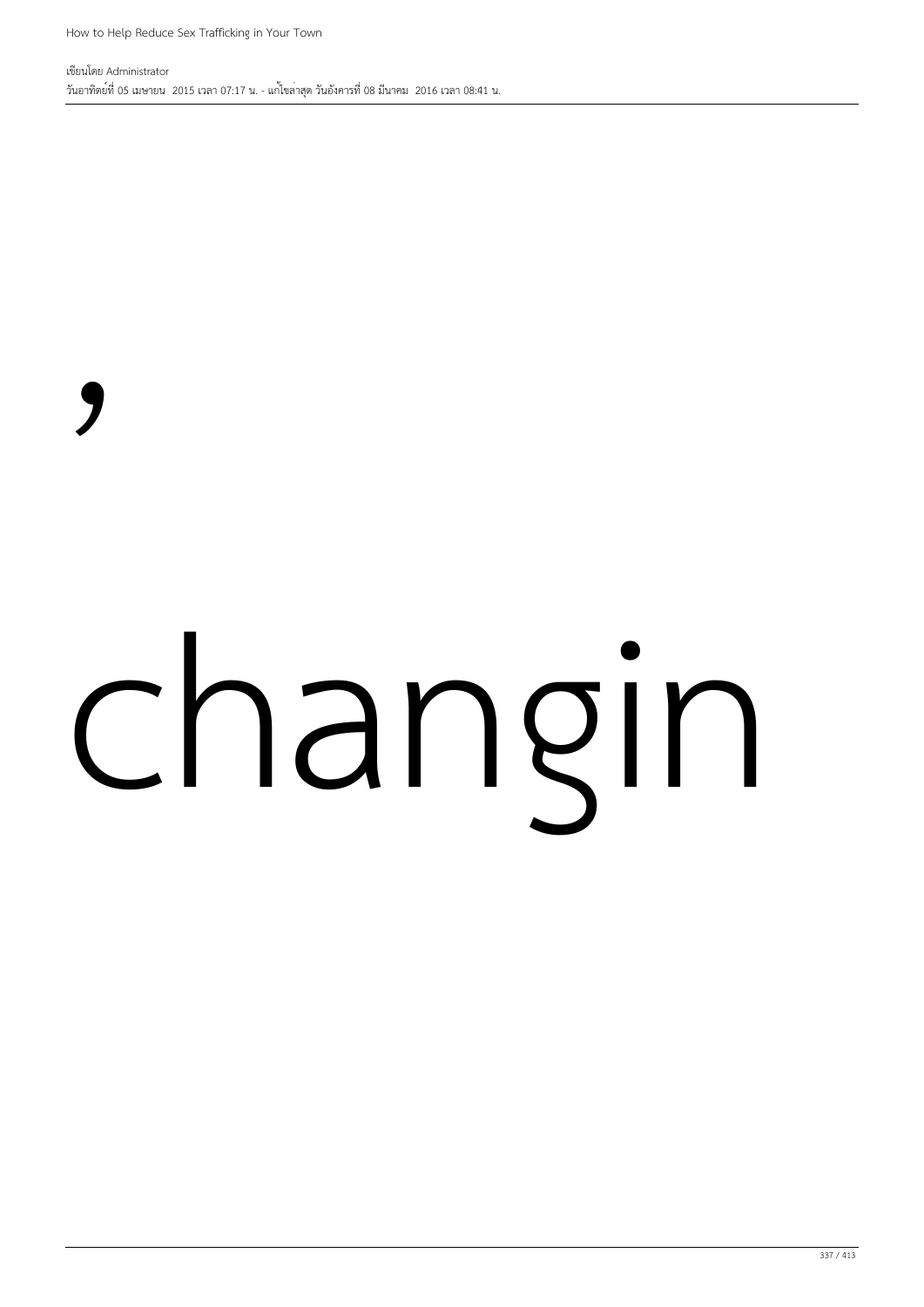,

changin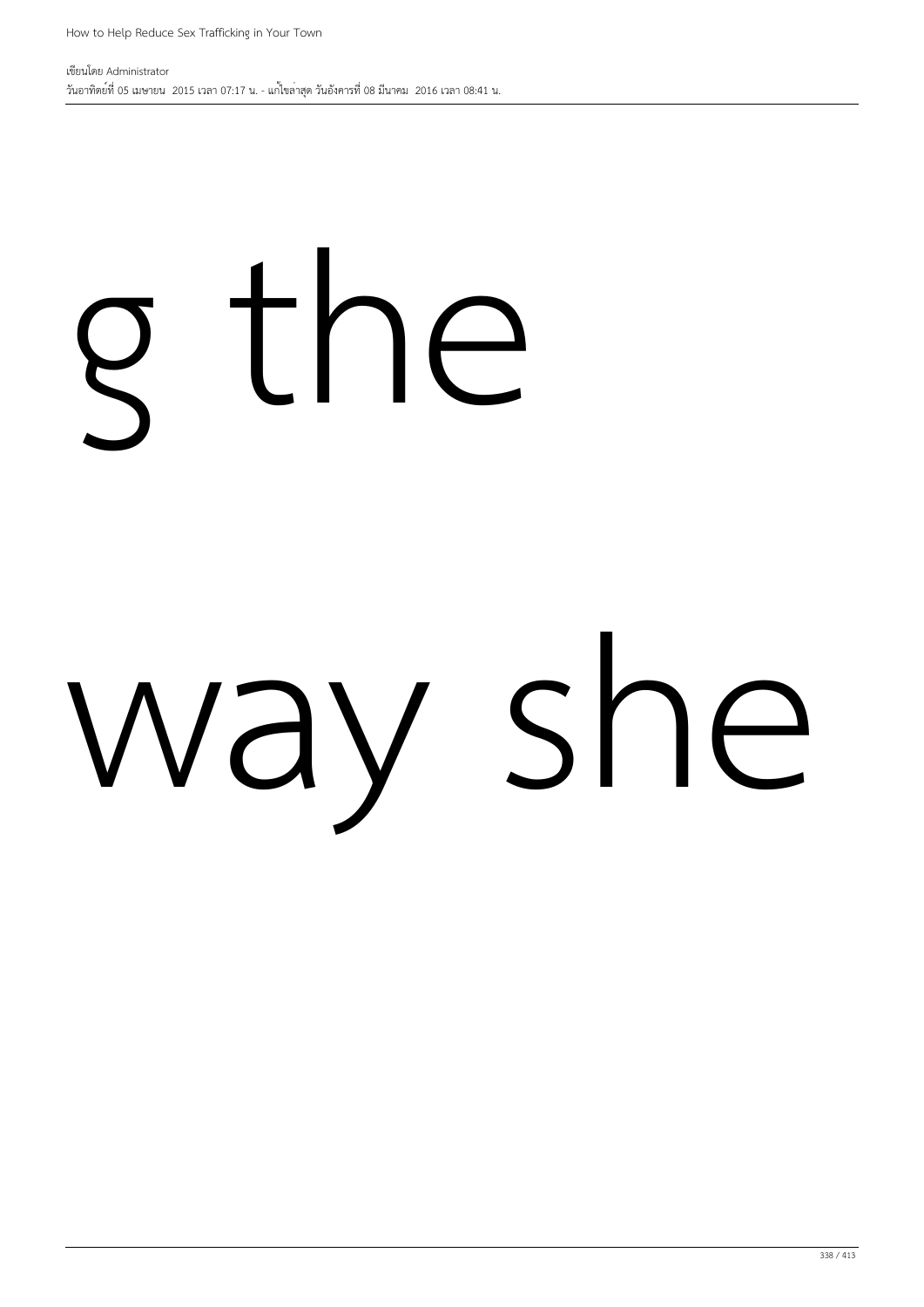g the

way she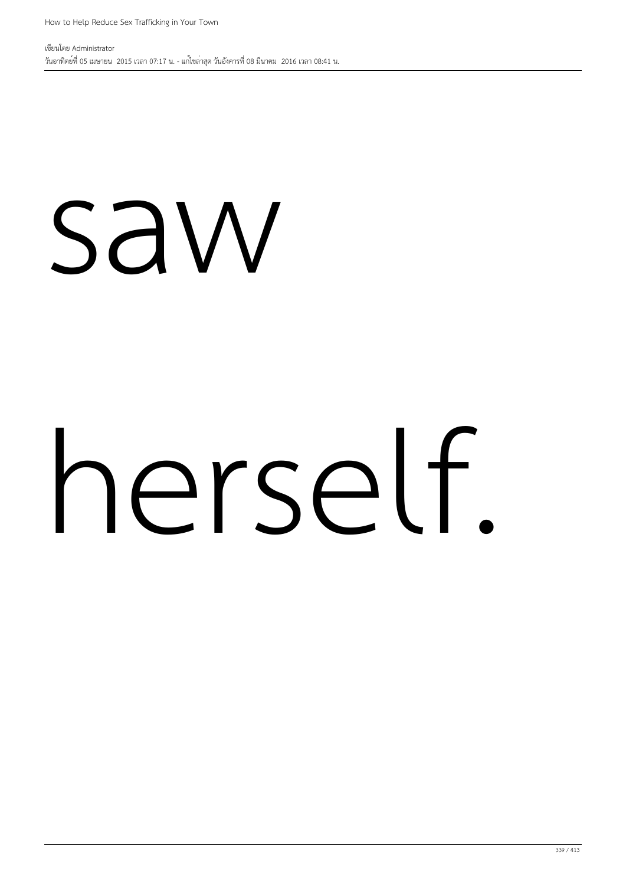saw

herself.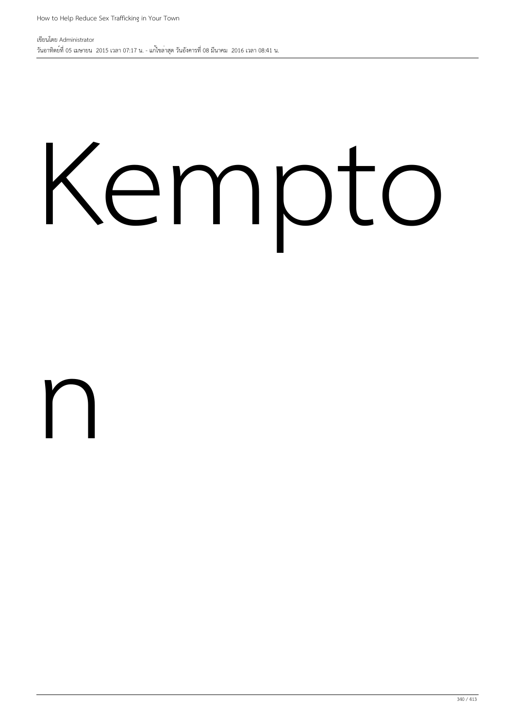Kempto

n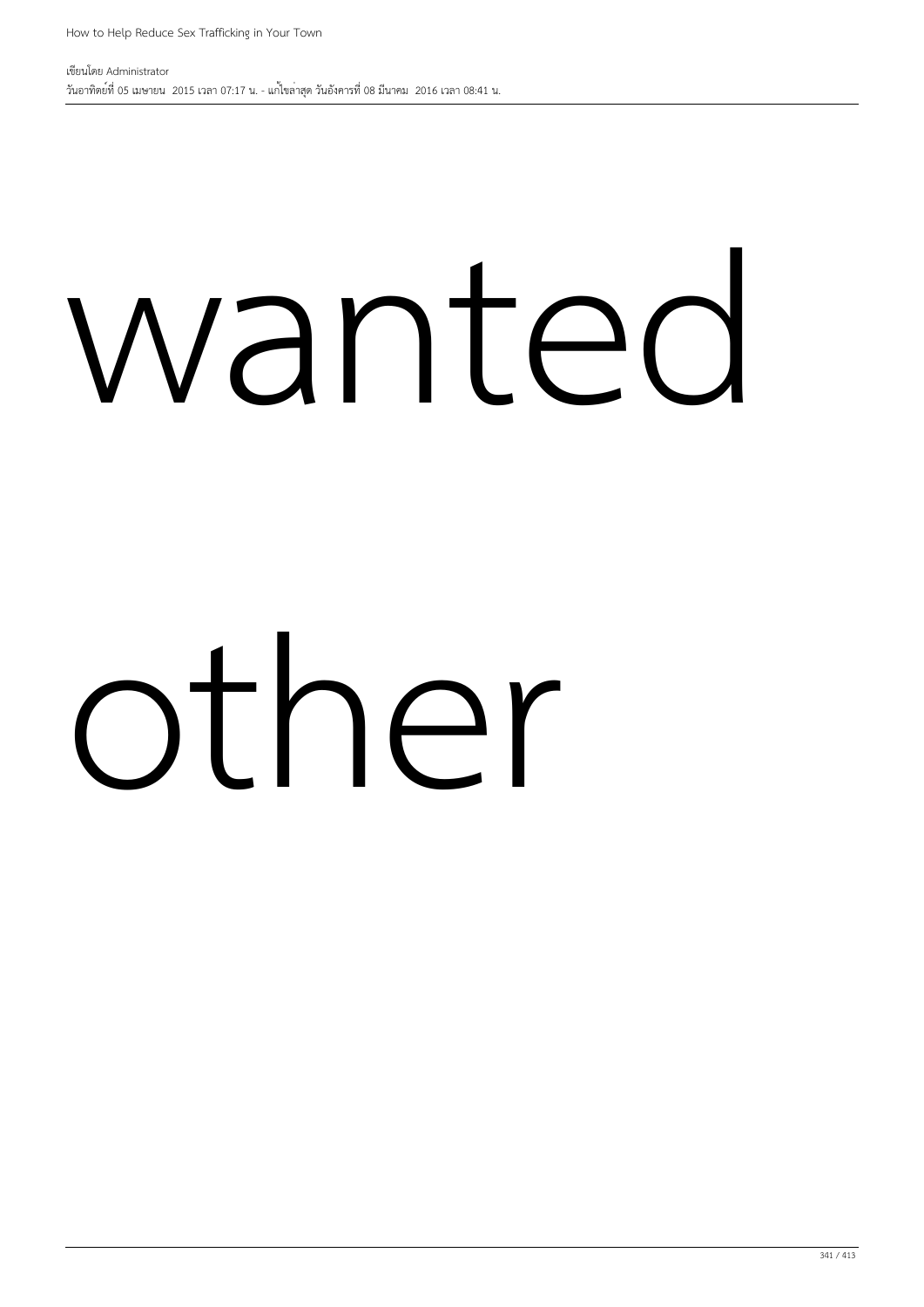wanted

other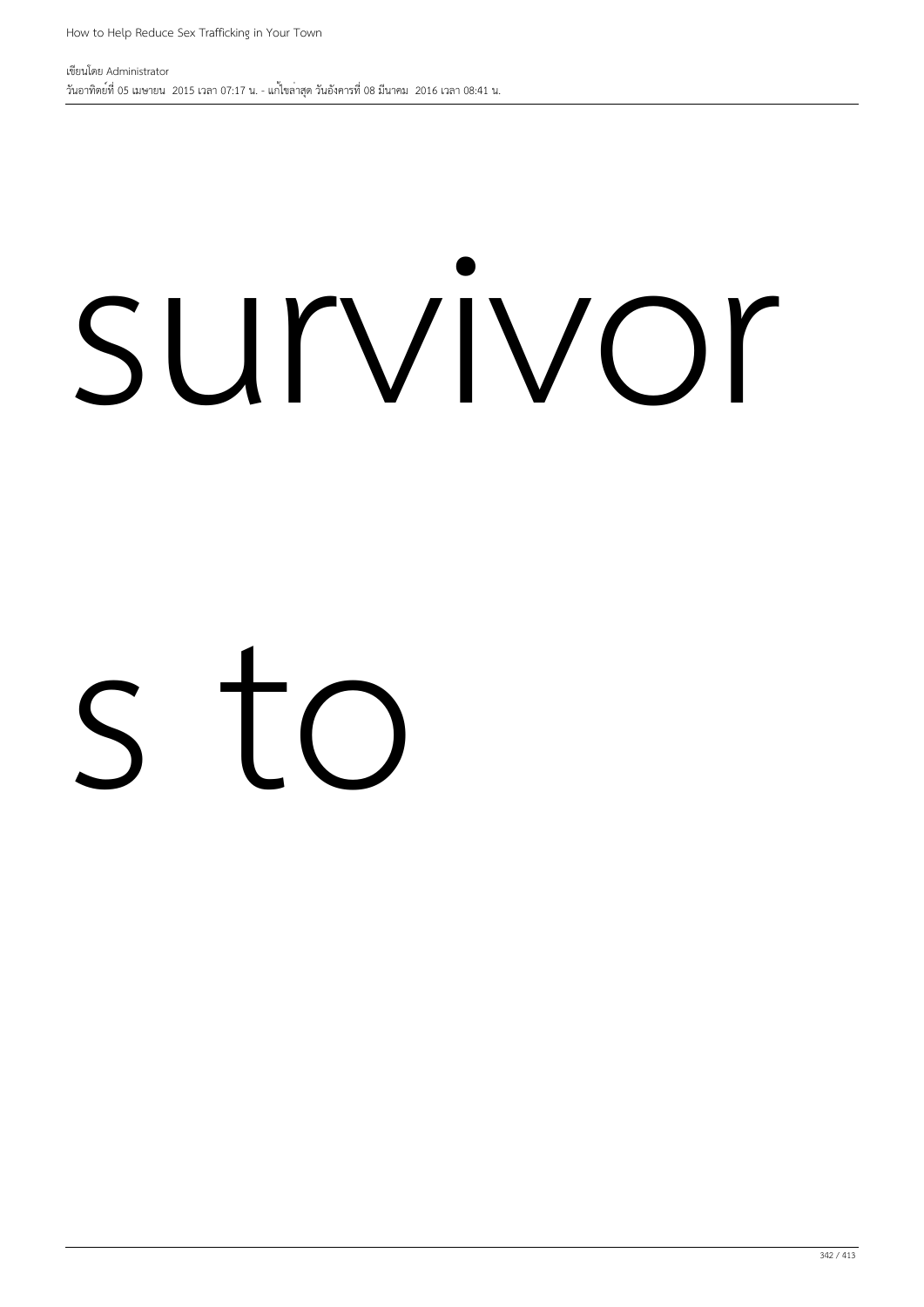survivor

s to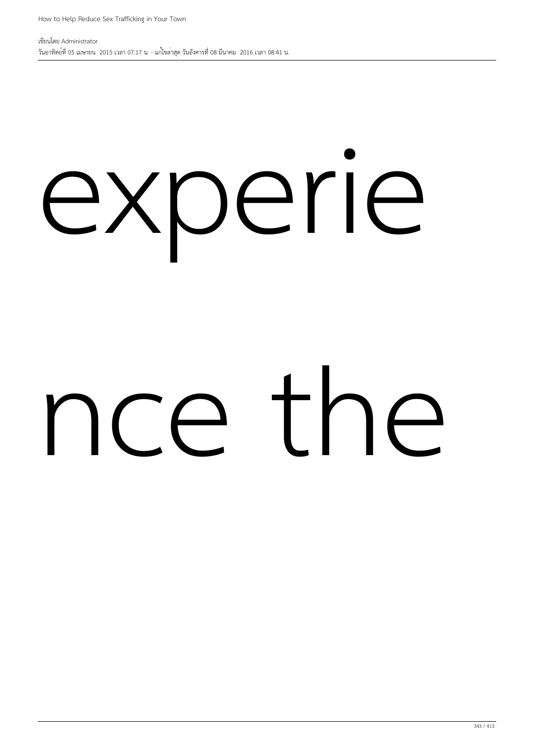experie

nce the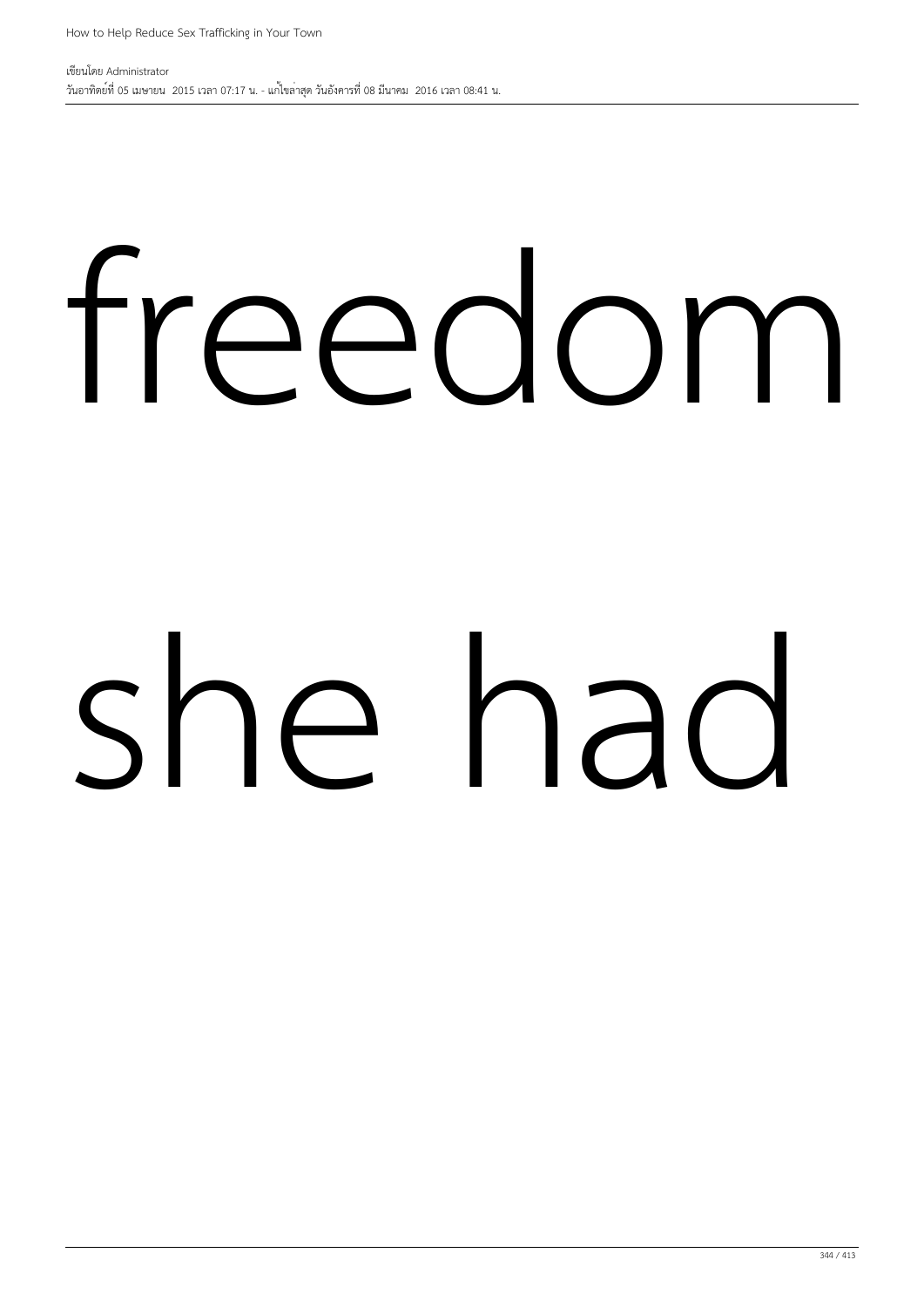freedom

she had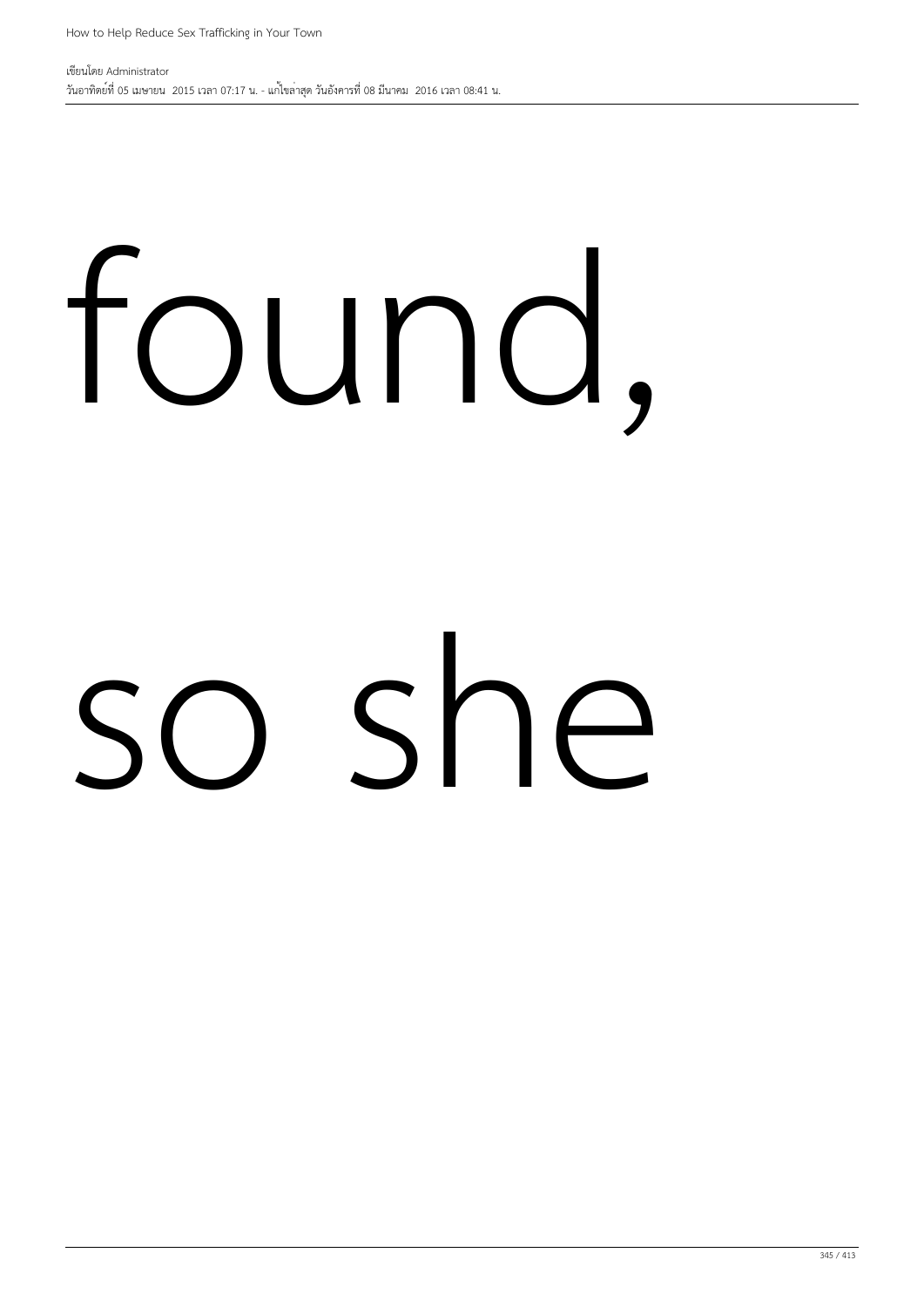found,

so she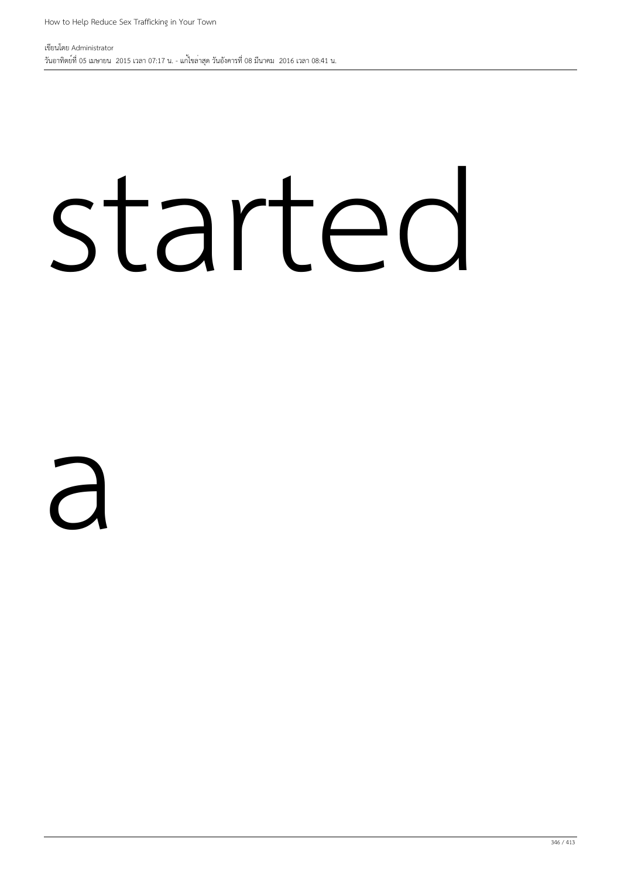started

a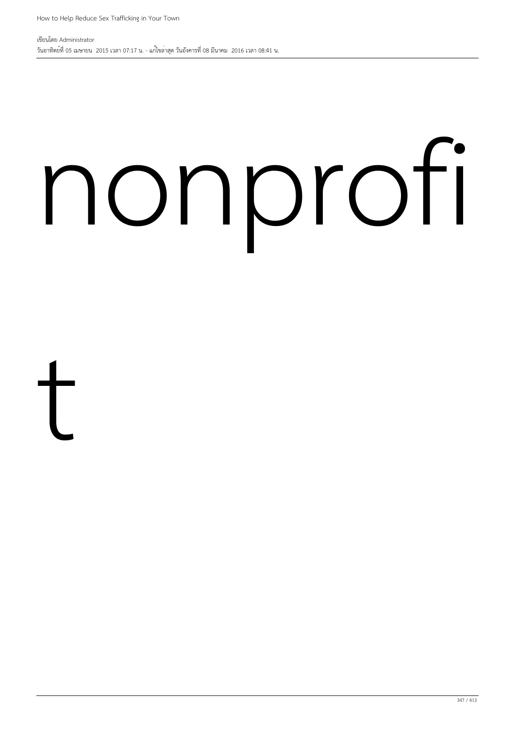nonprofi

t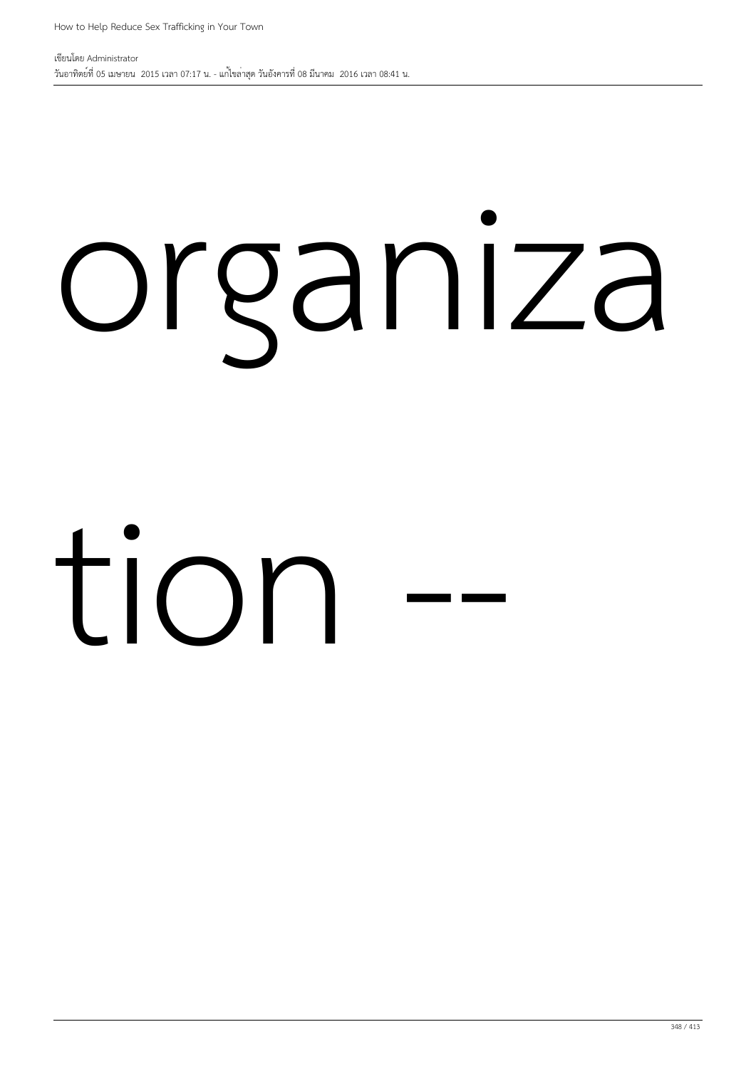organiza

tion --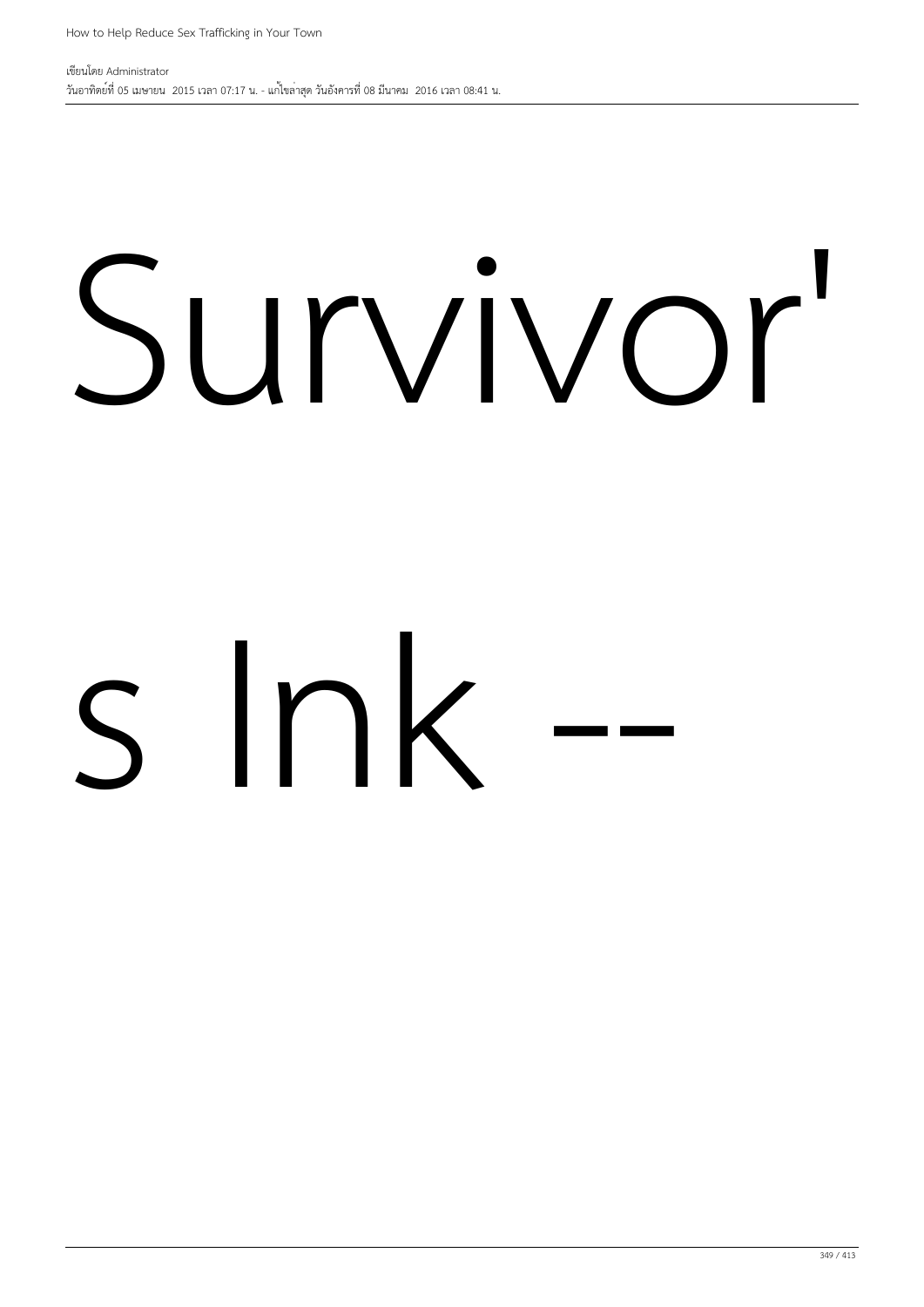Survivor's Ink --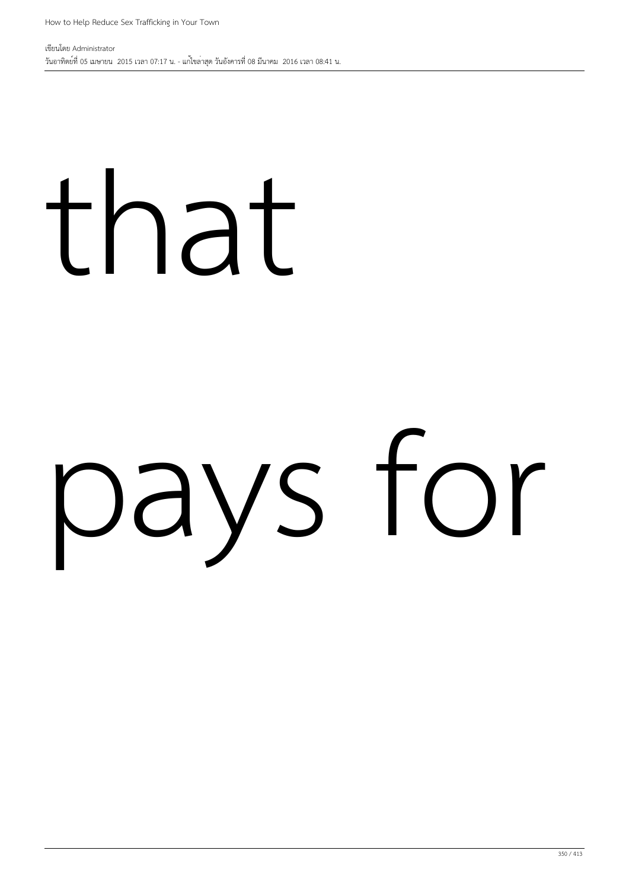that

pays for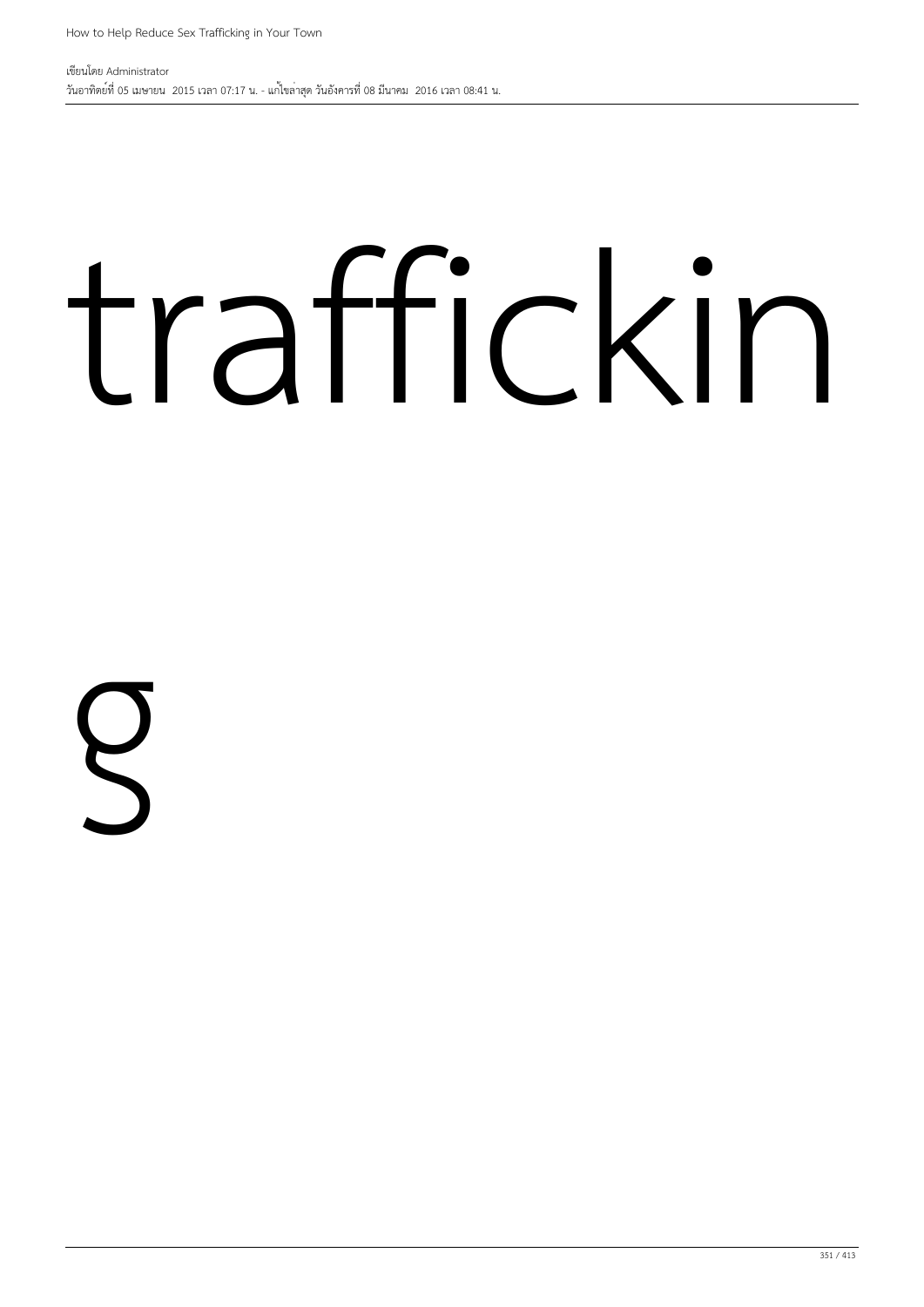trafficking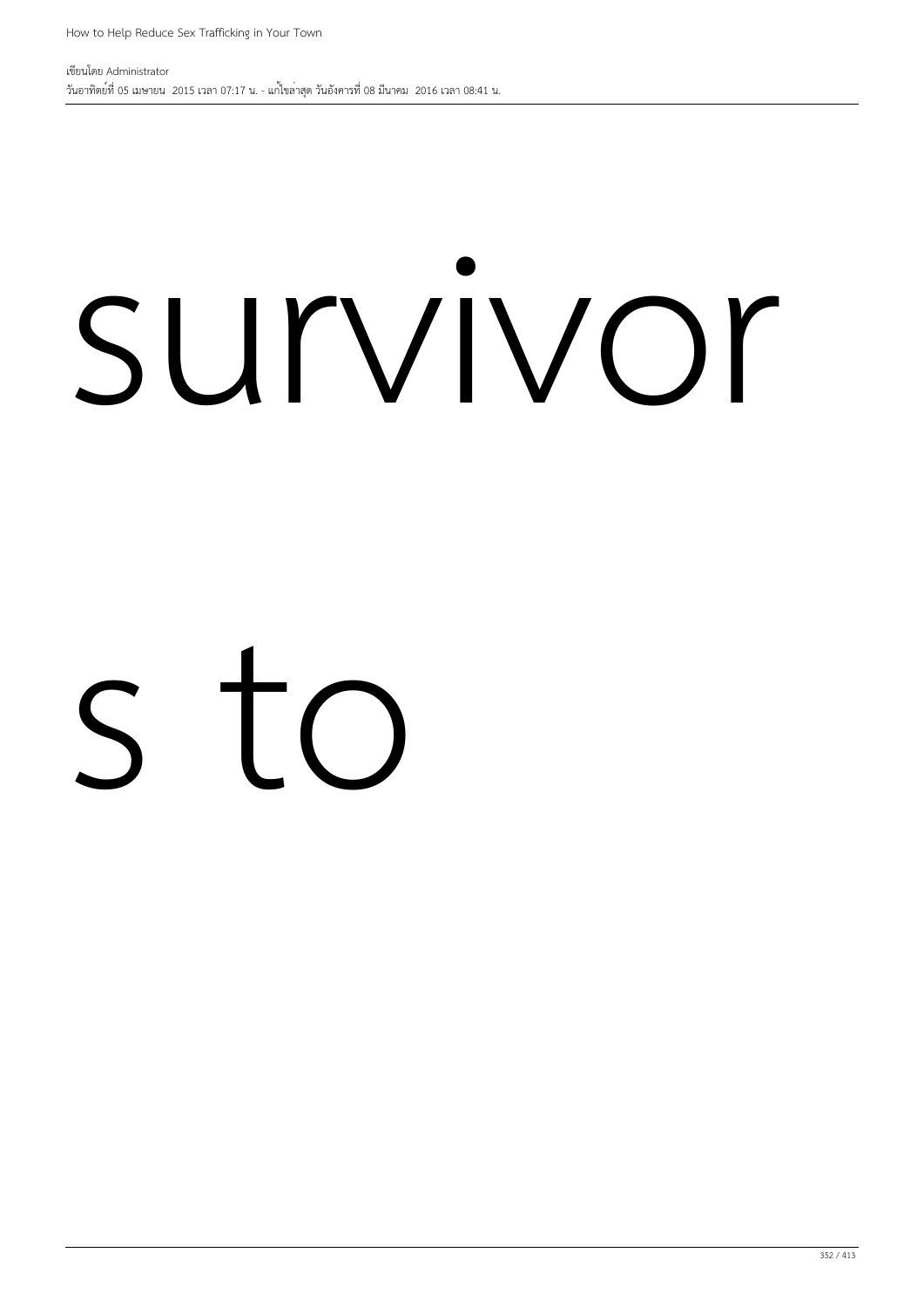survivor

s to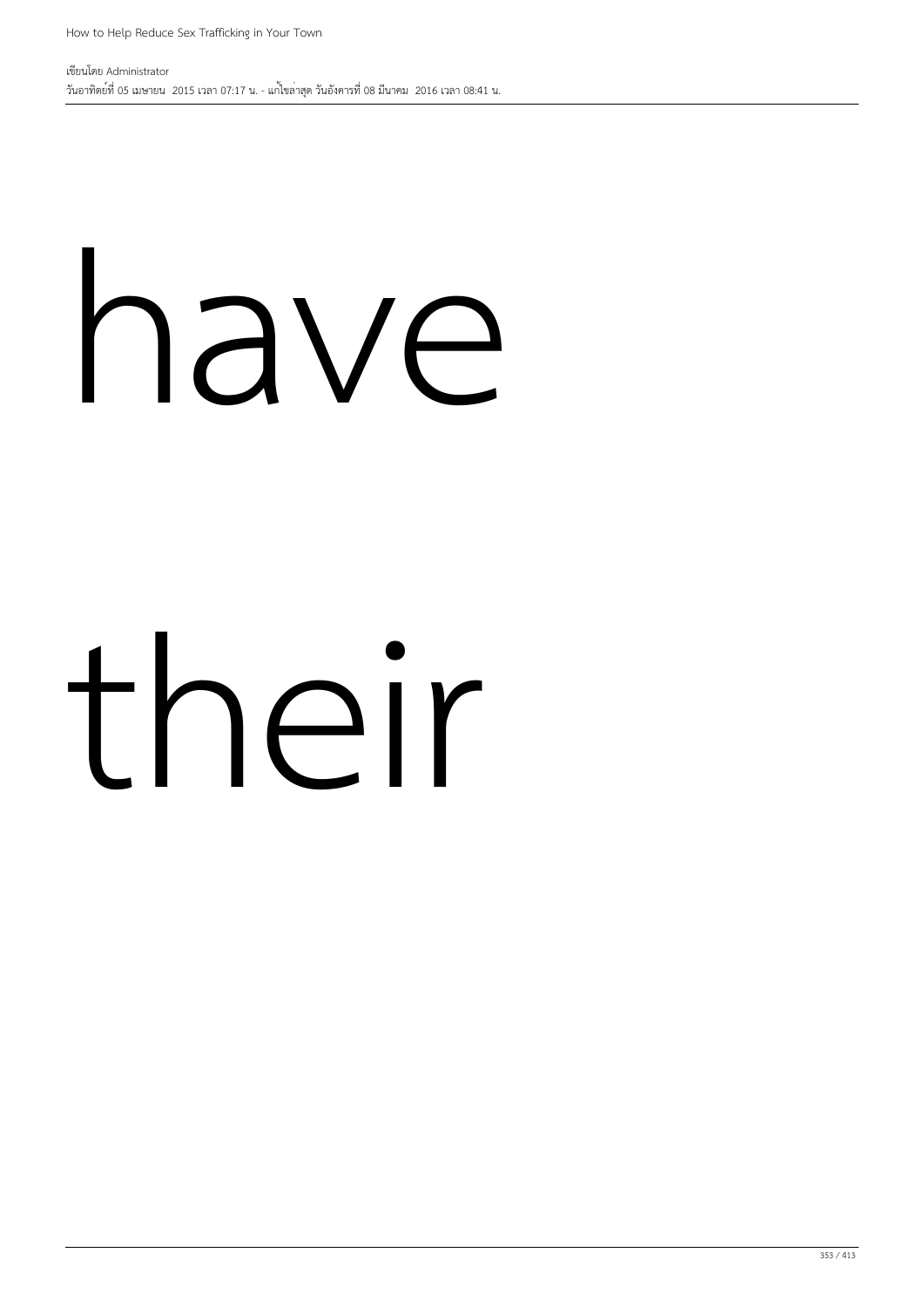have

their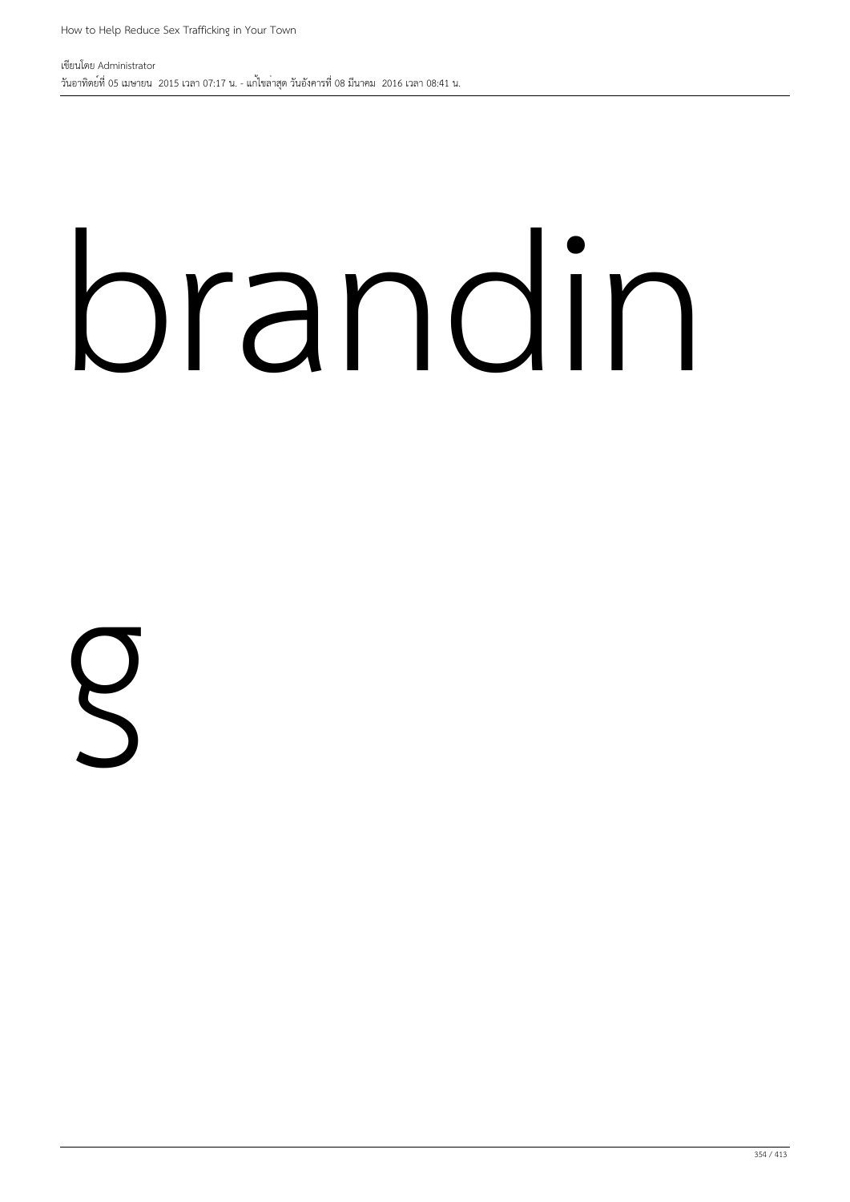brandin

g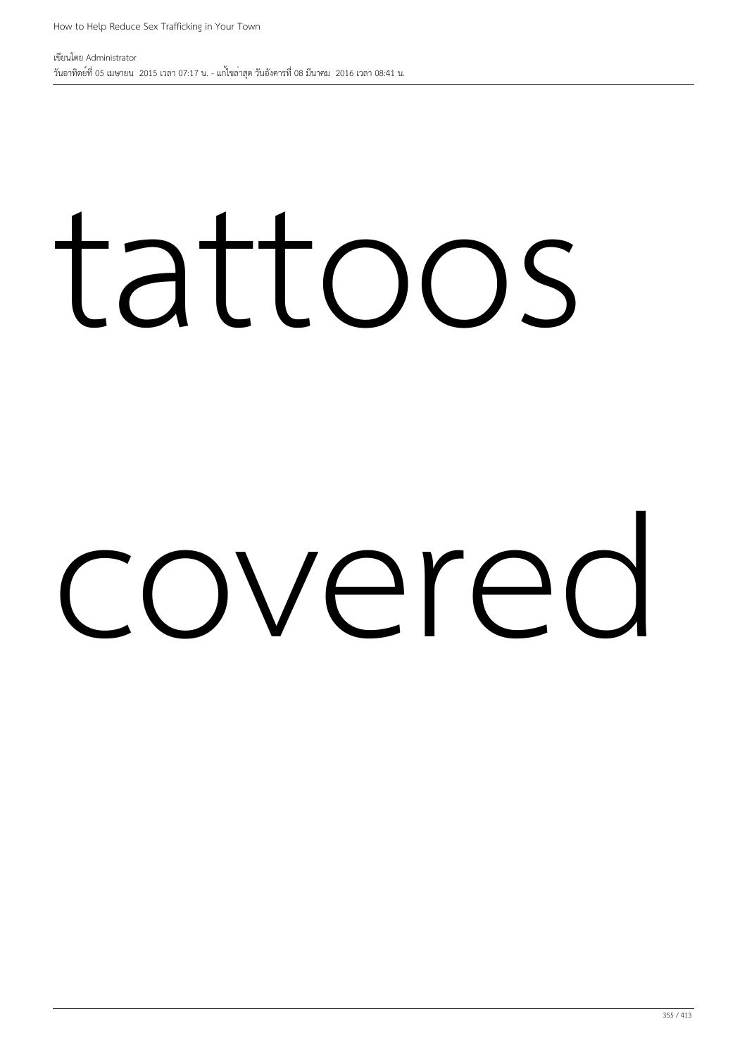tattoos

covered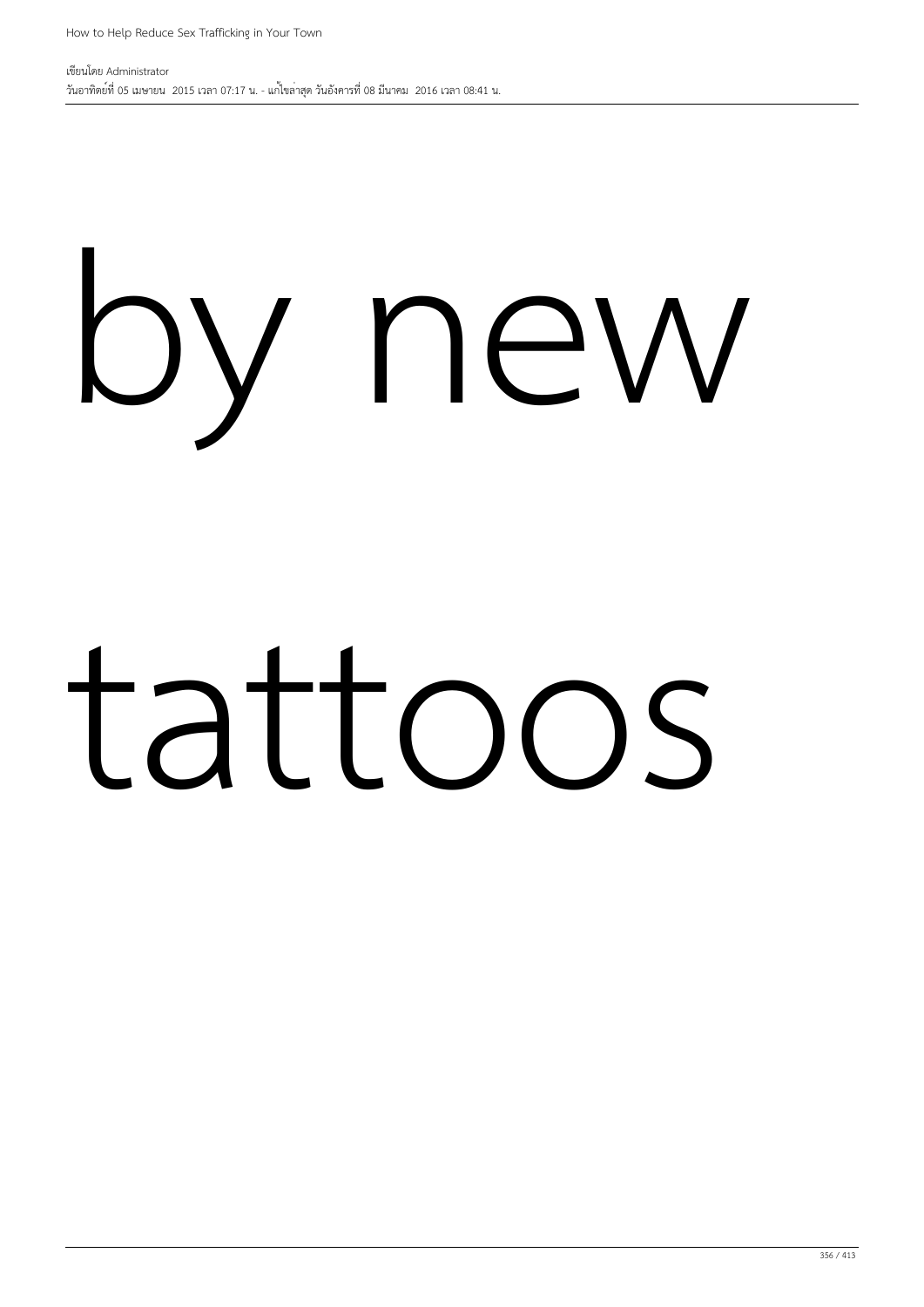by new

tattoos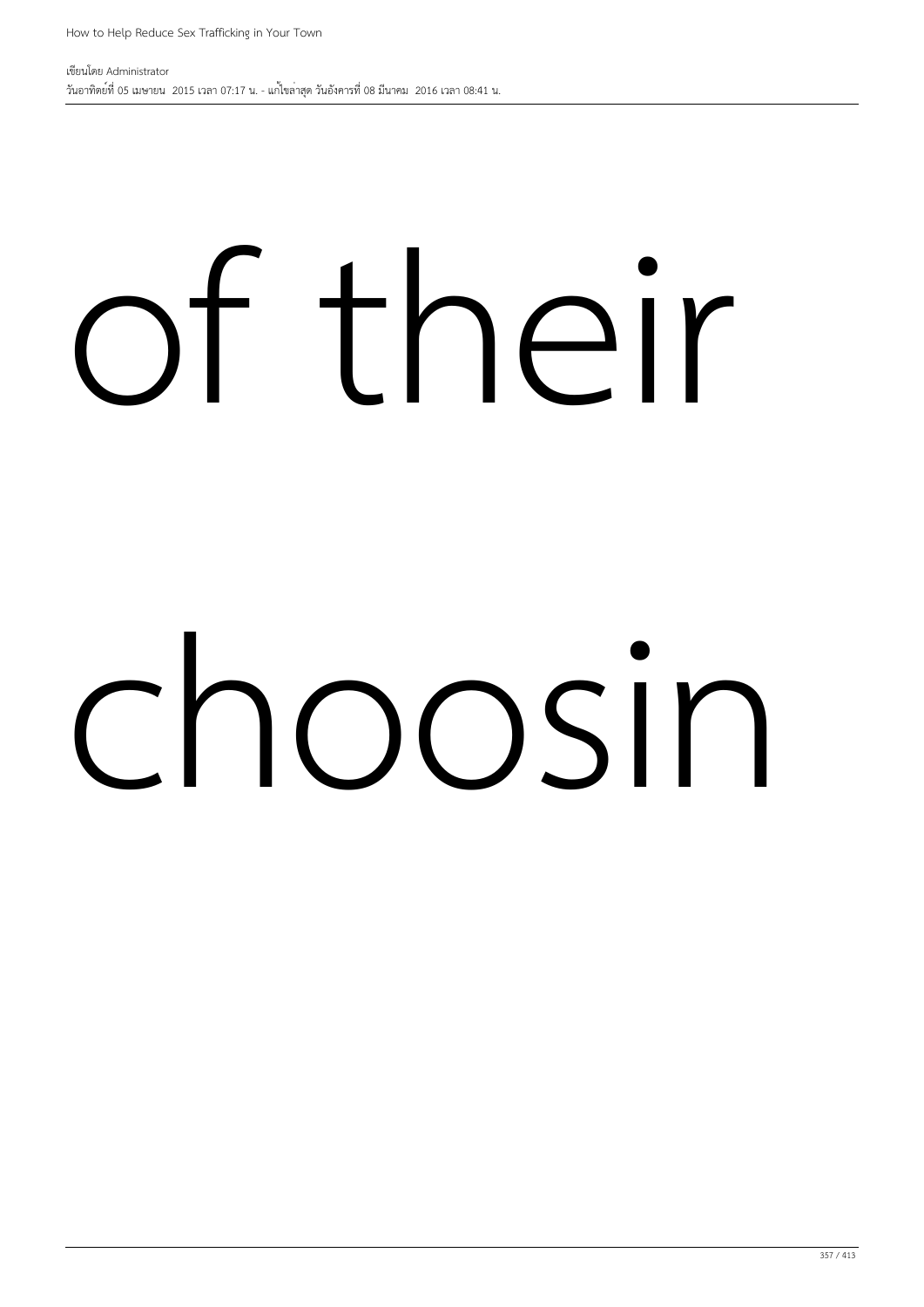of their

choosin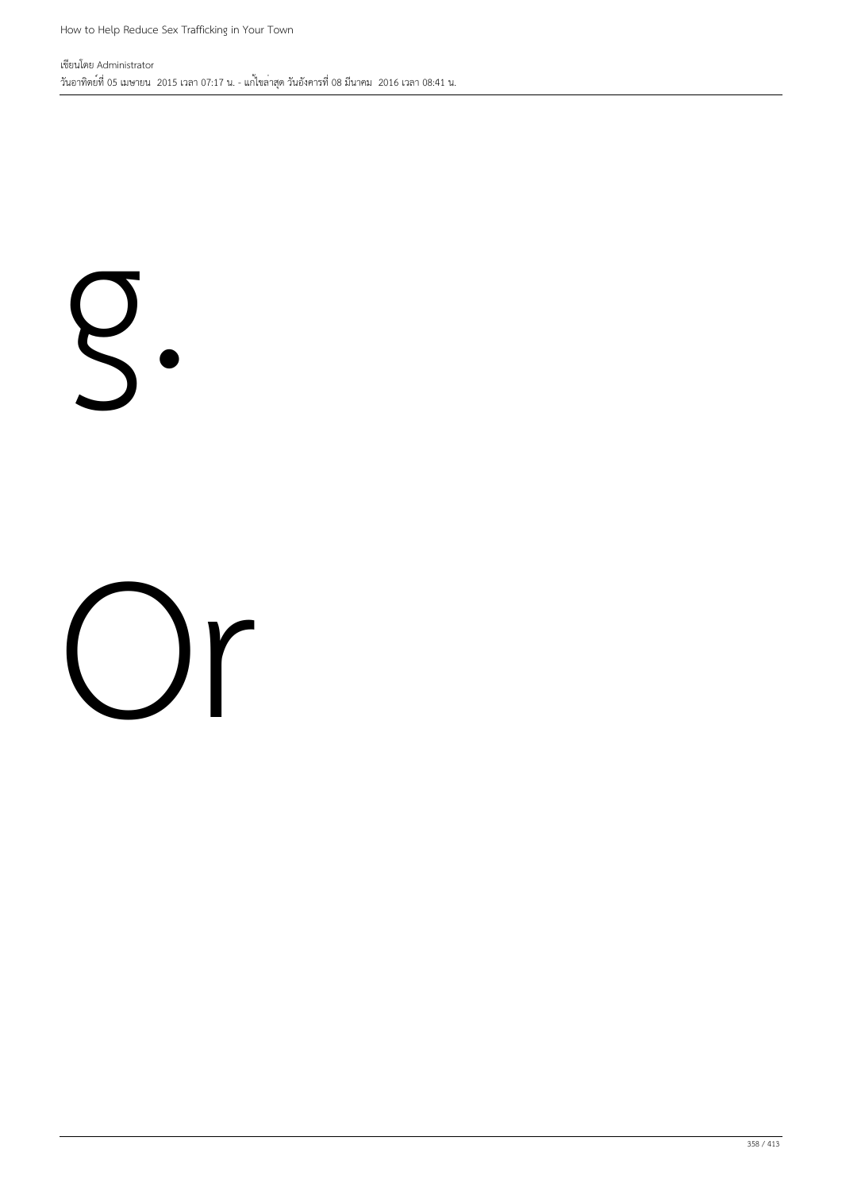g.

Or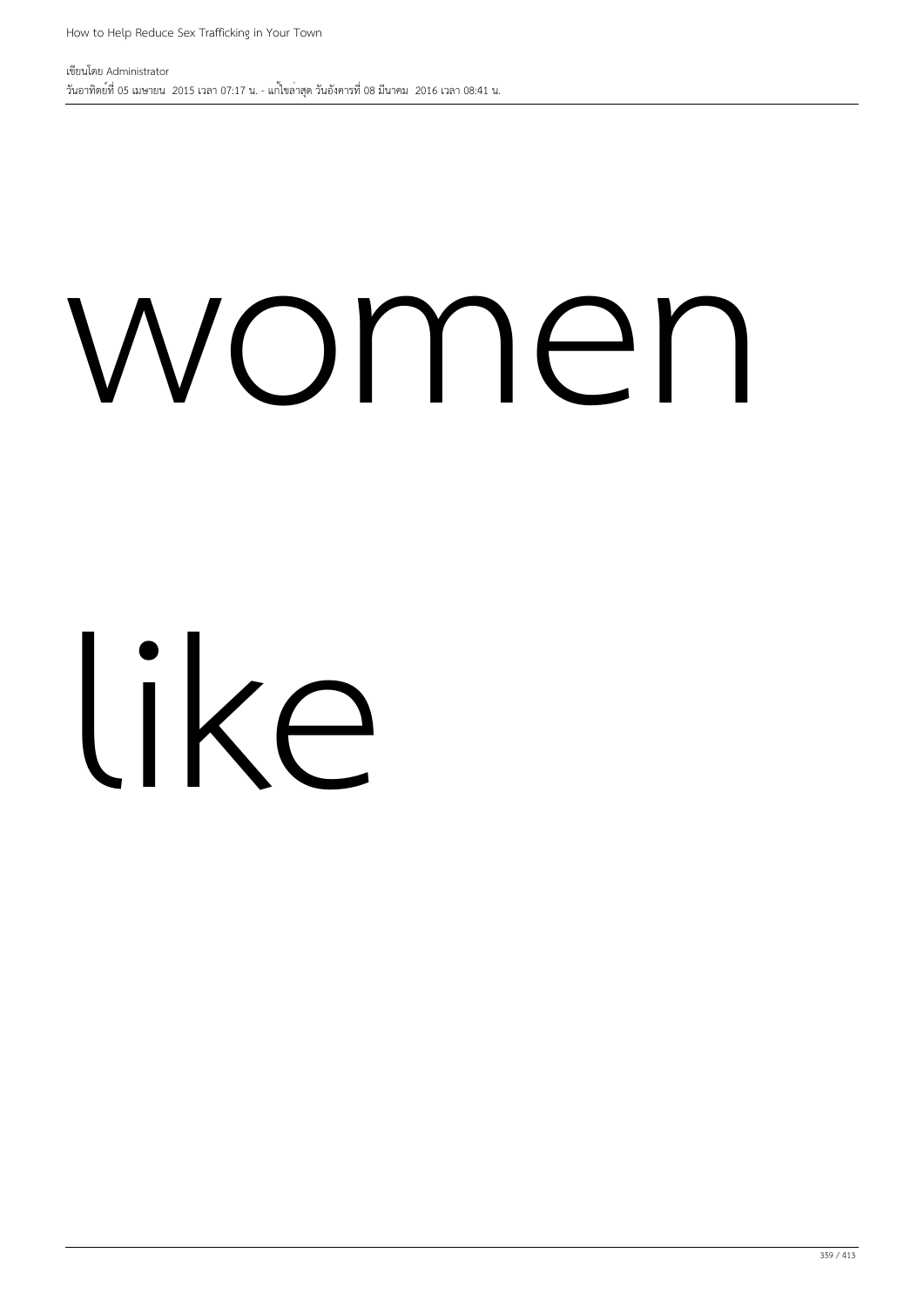women

like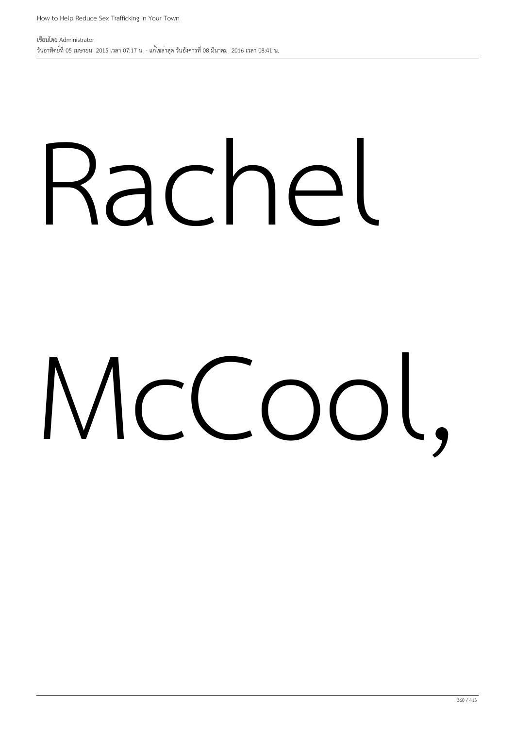Rachel

McCool,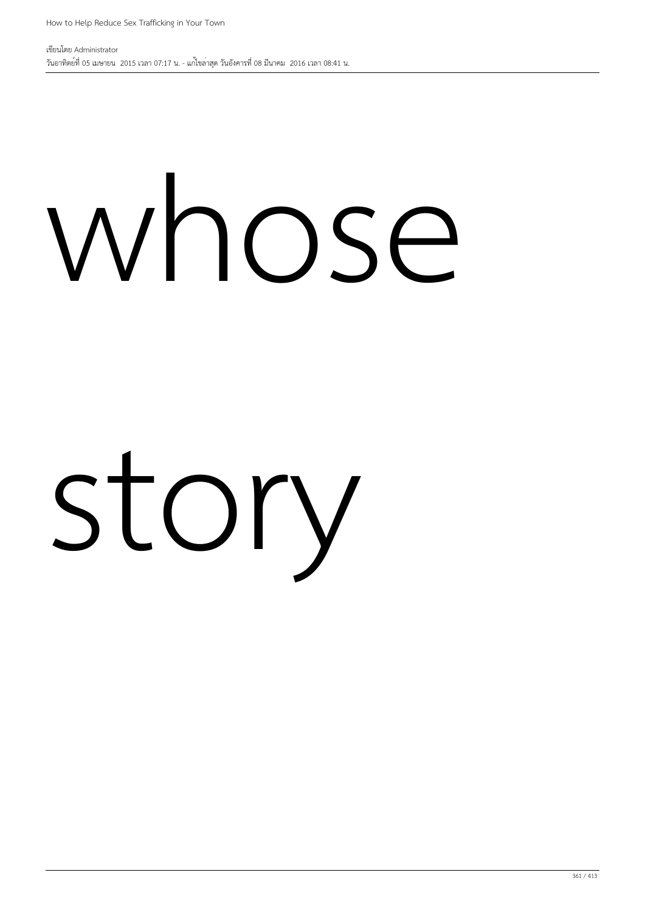whose

story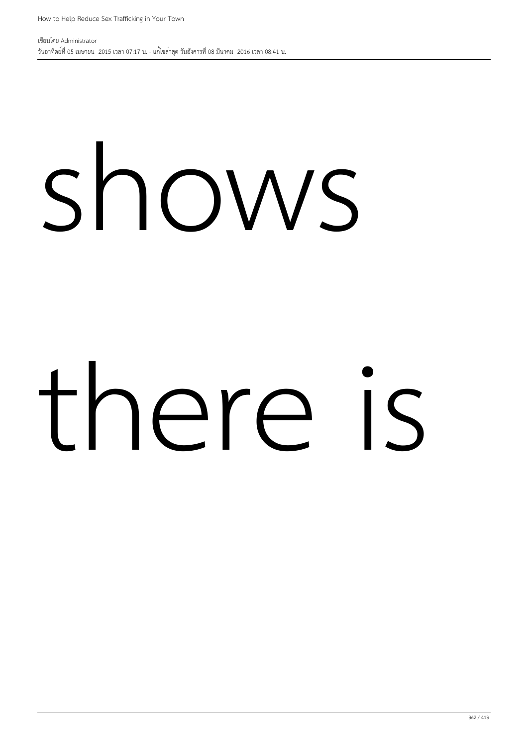shows

there is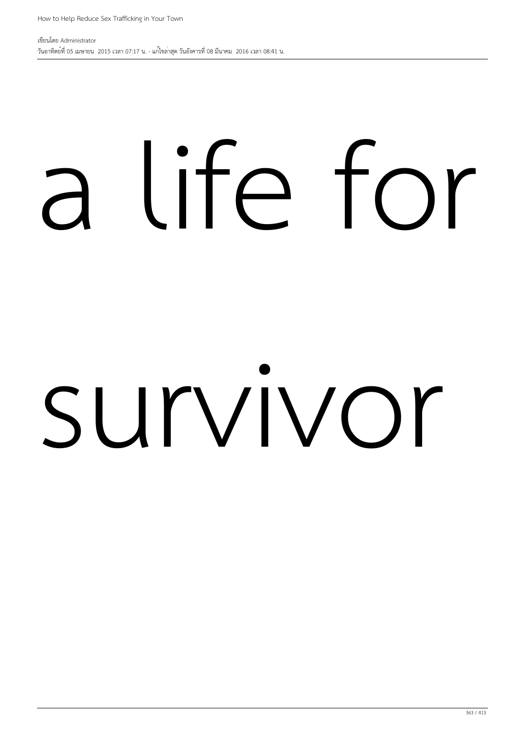a life for

survivor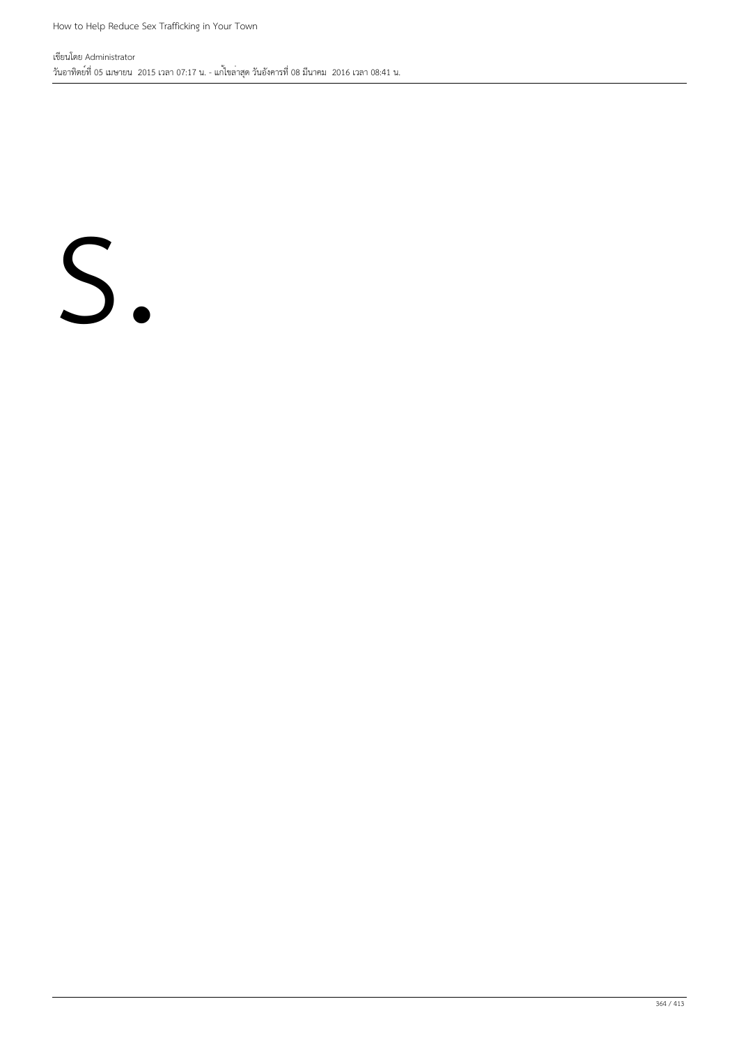S.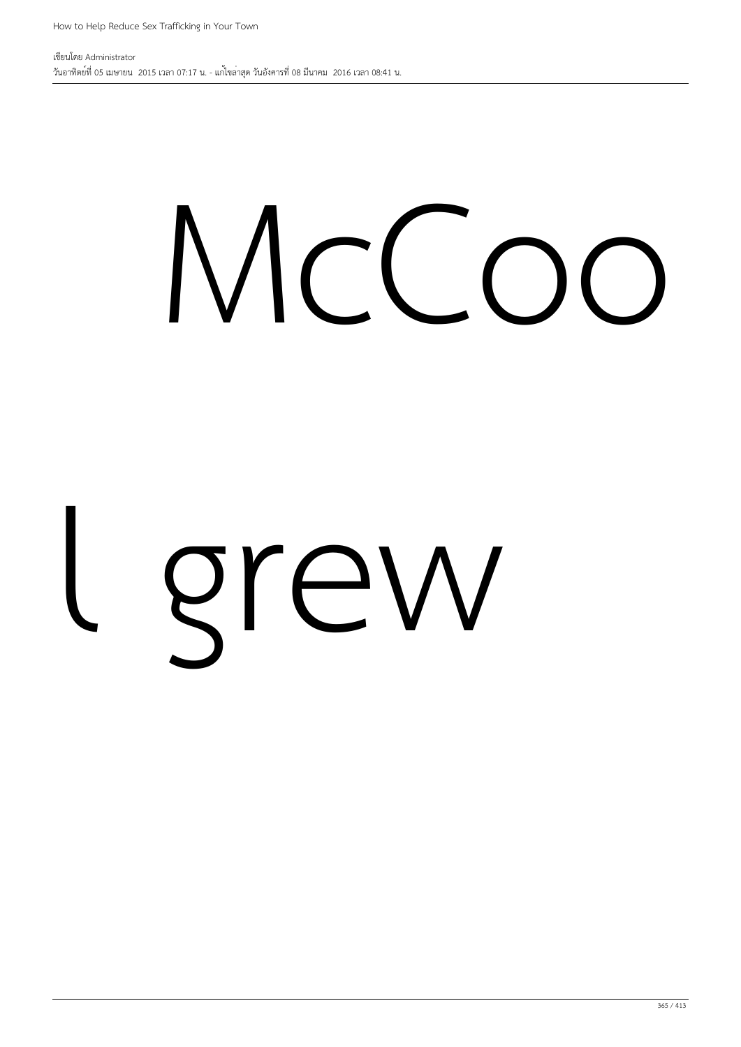McCoo

l grew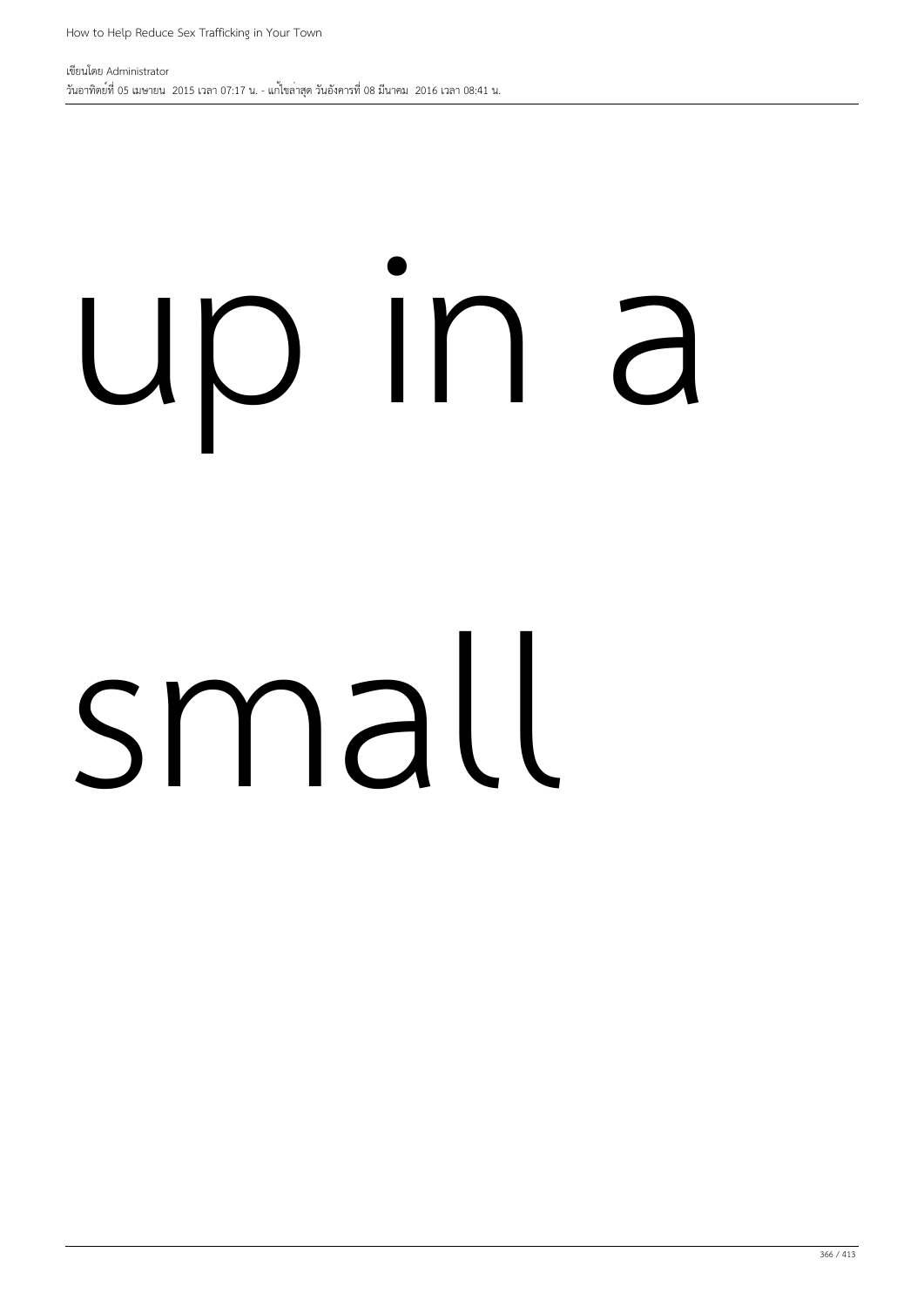up in a

small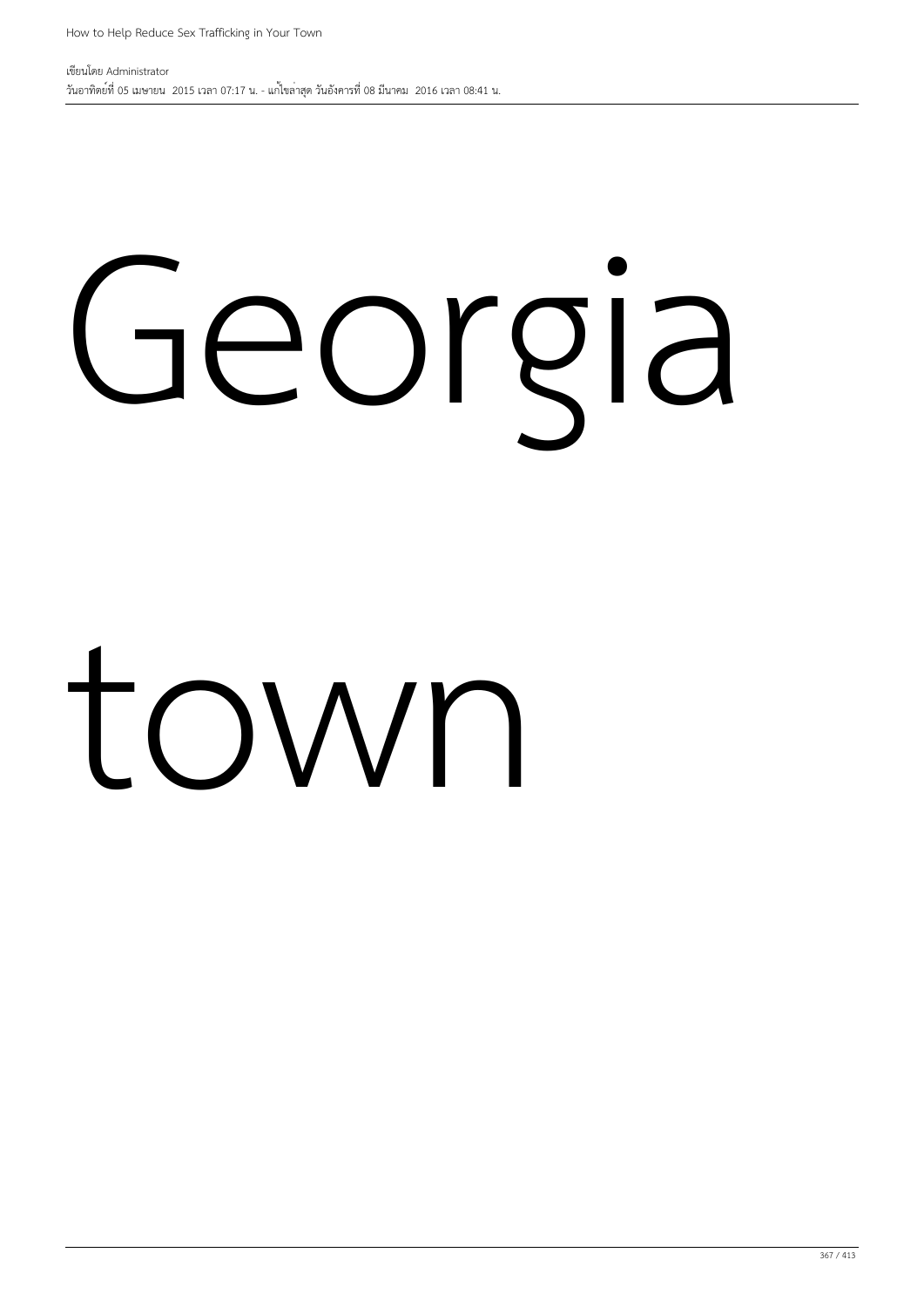Georgia

town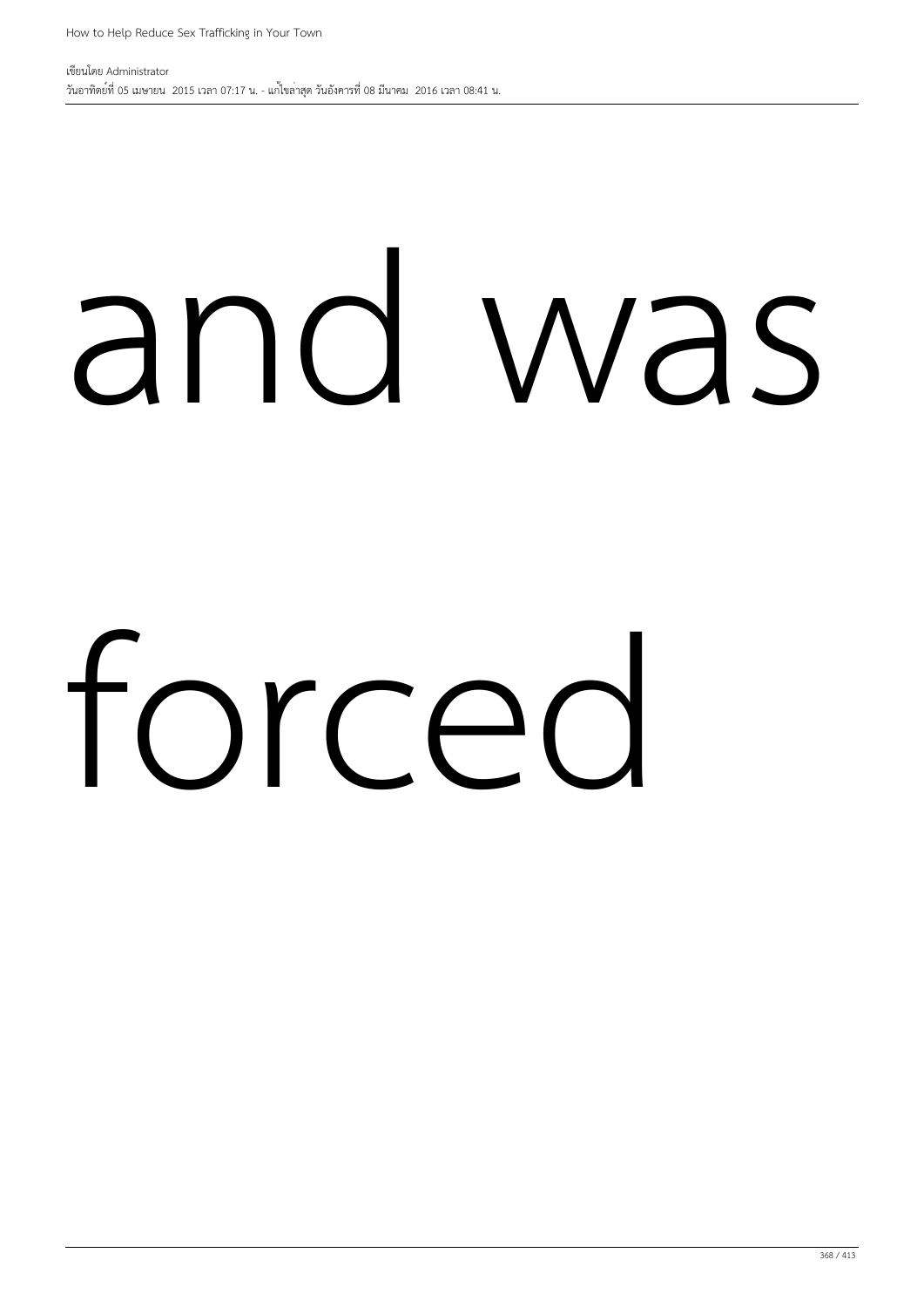and was

forced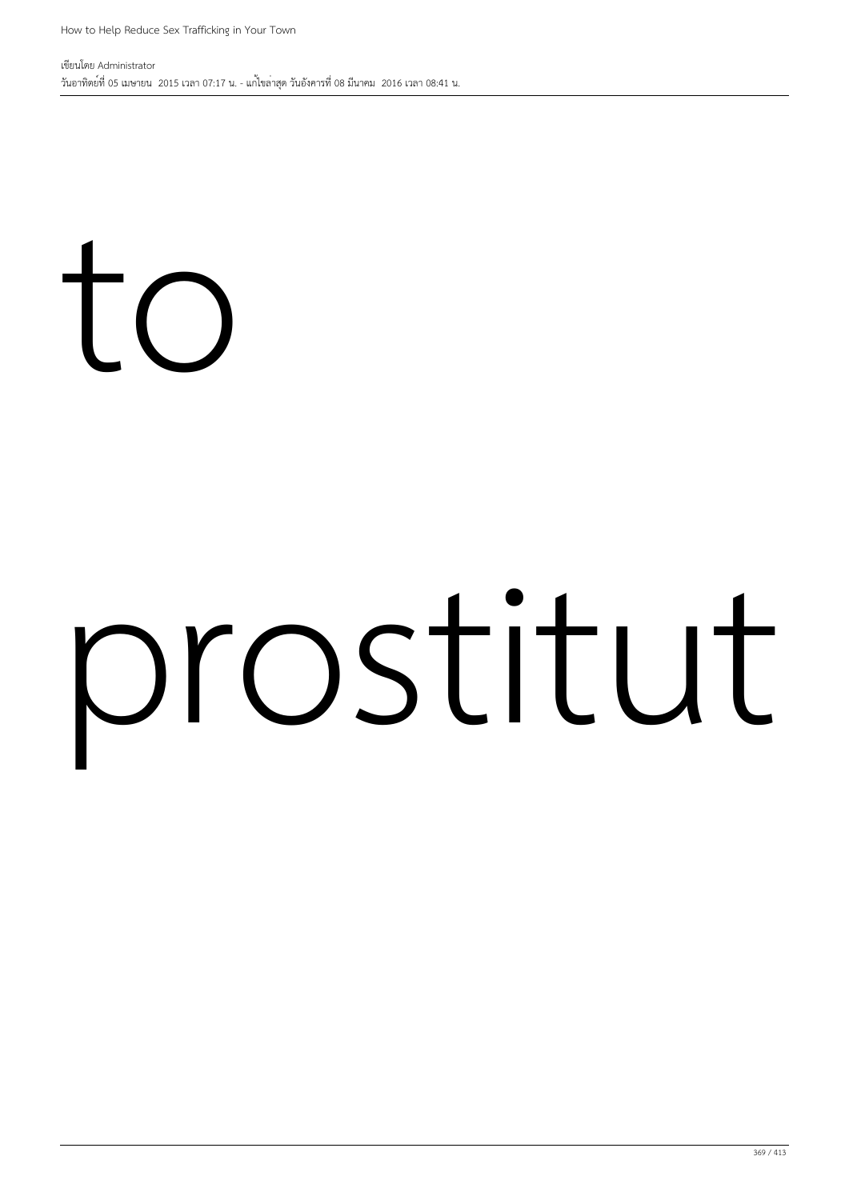to

prostitut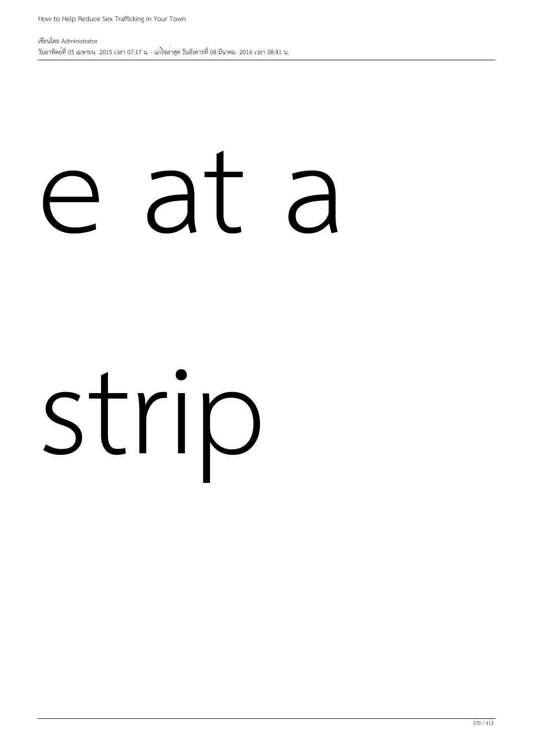e at a

strip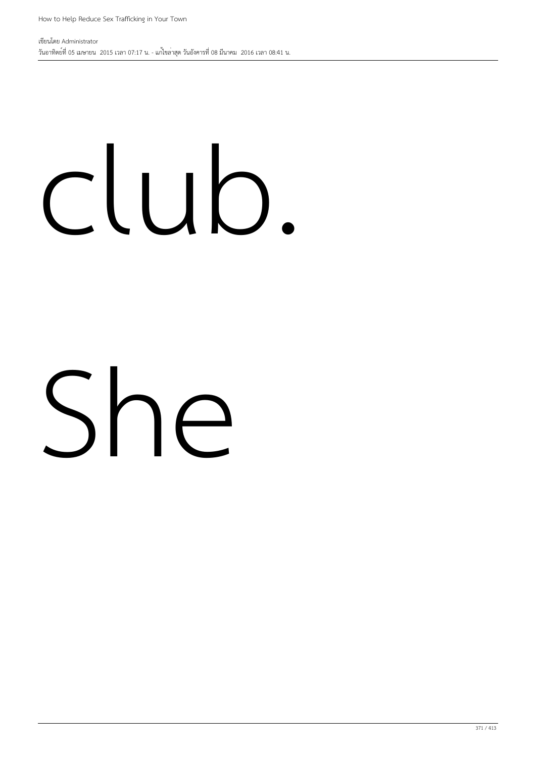club.

She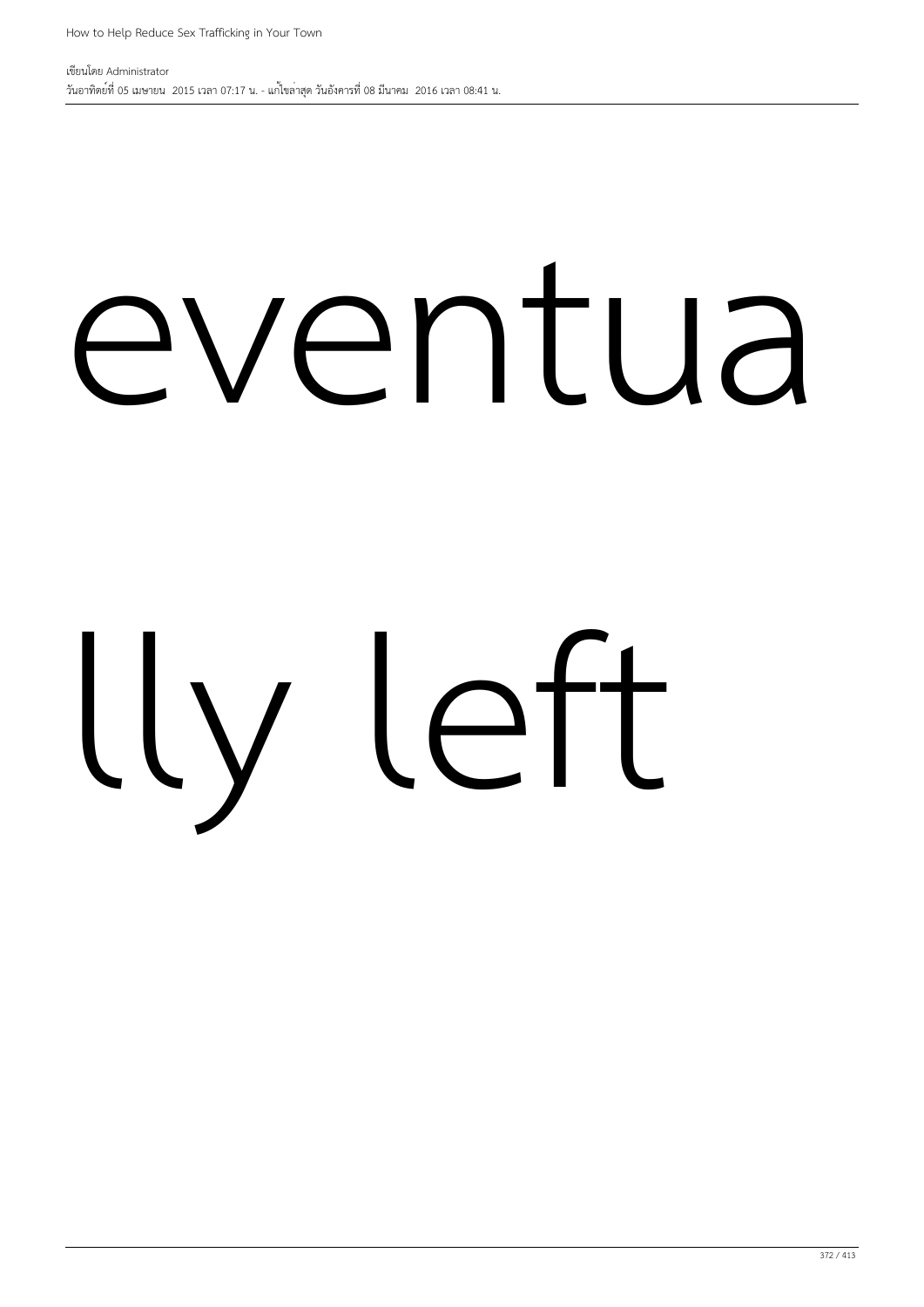eventua

lly left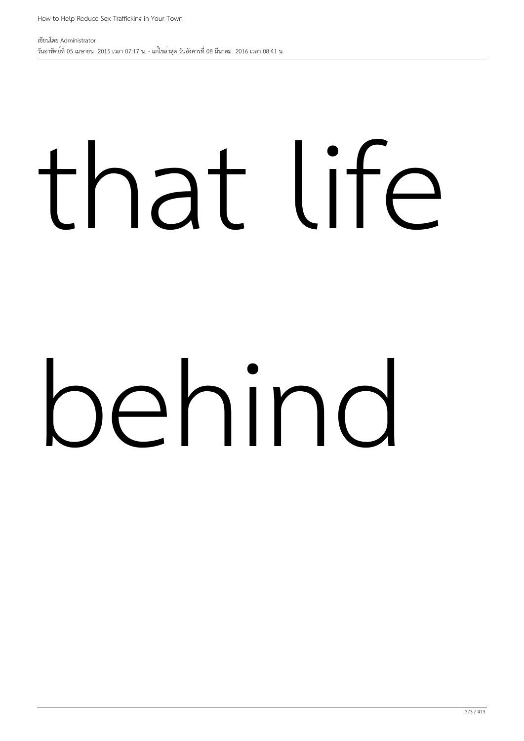that life

behind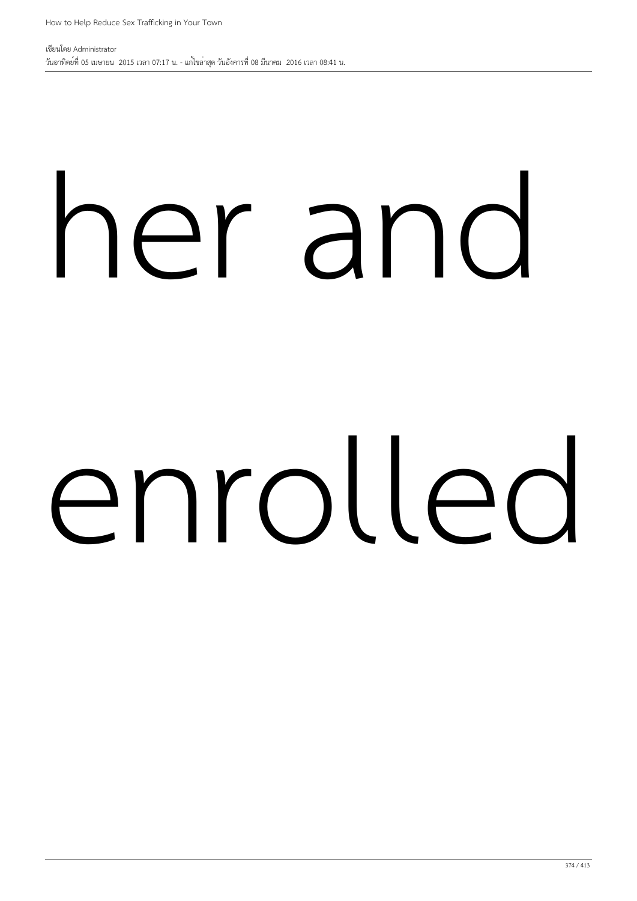her and

enrolled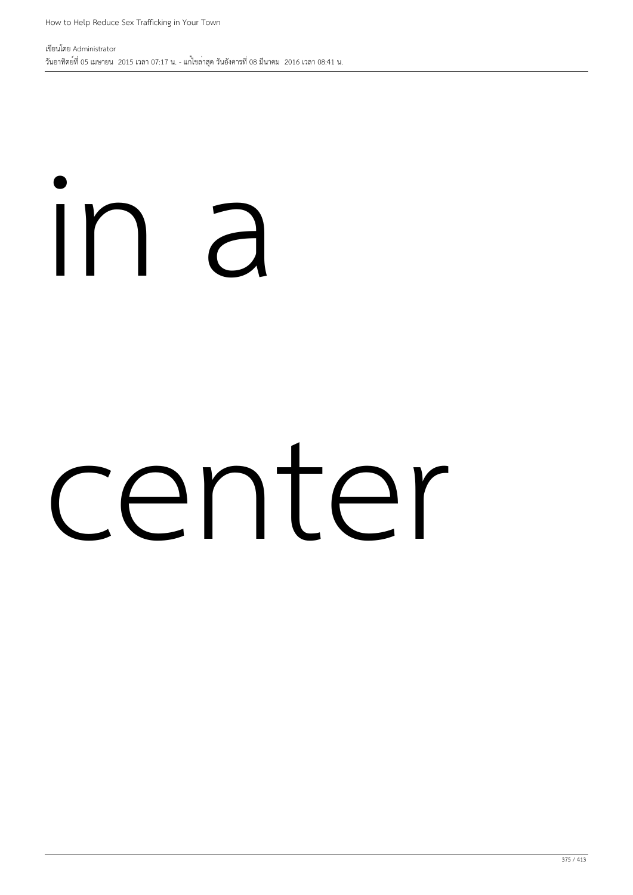in a

center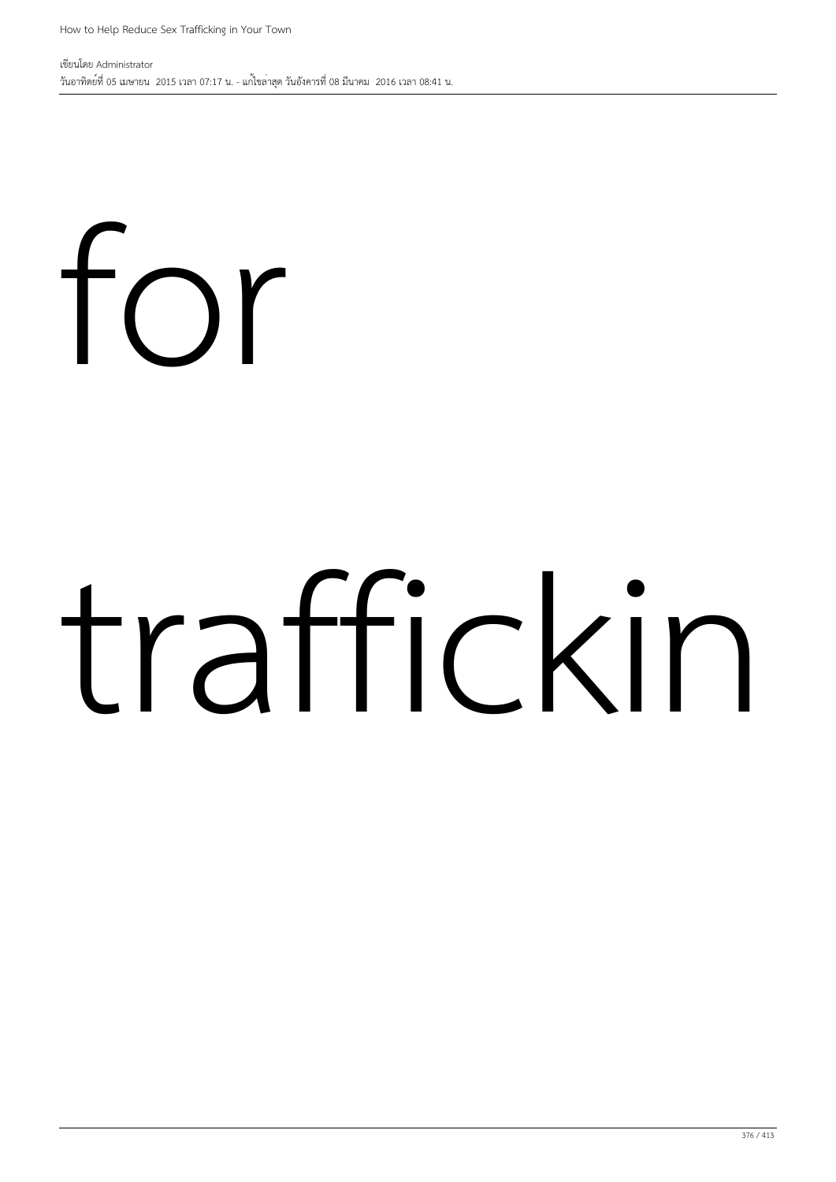for

trafficking

for

traffickin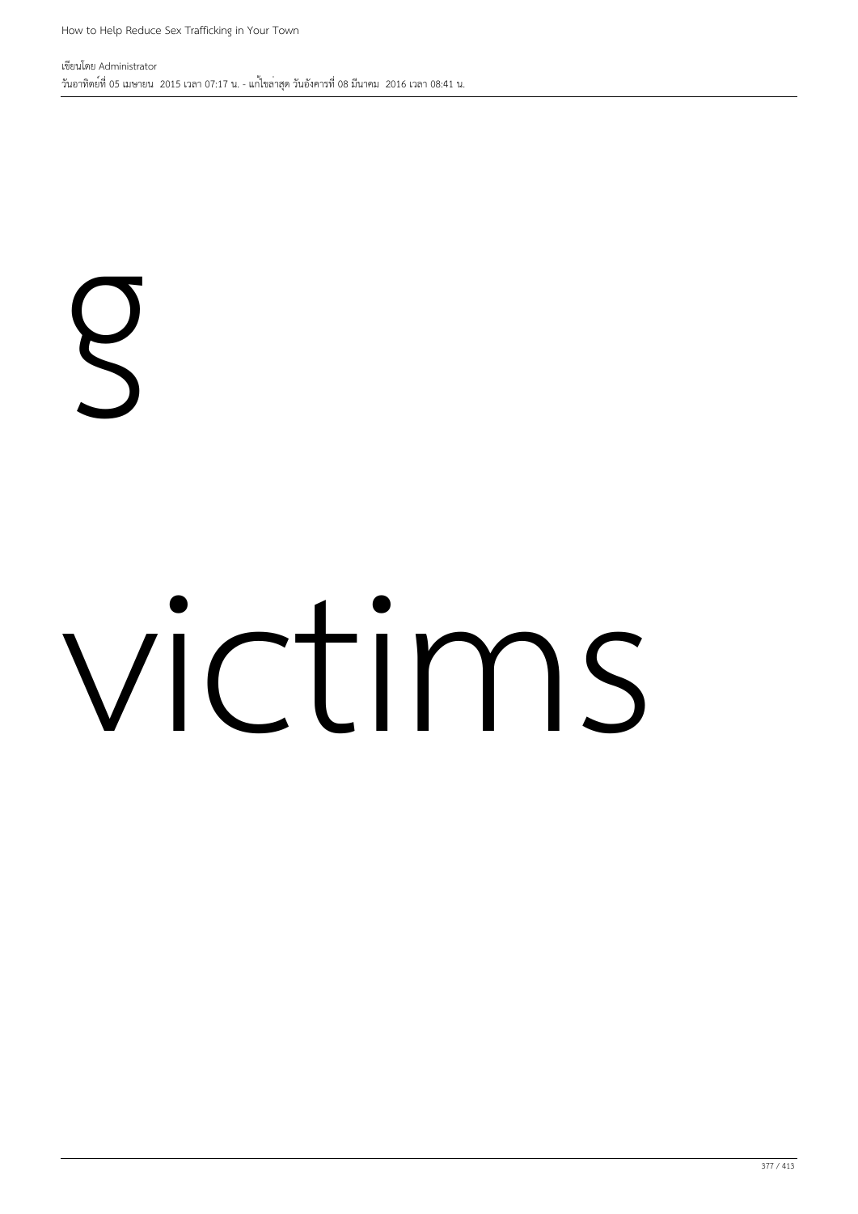g

victims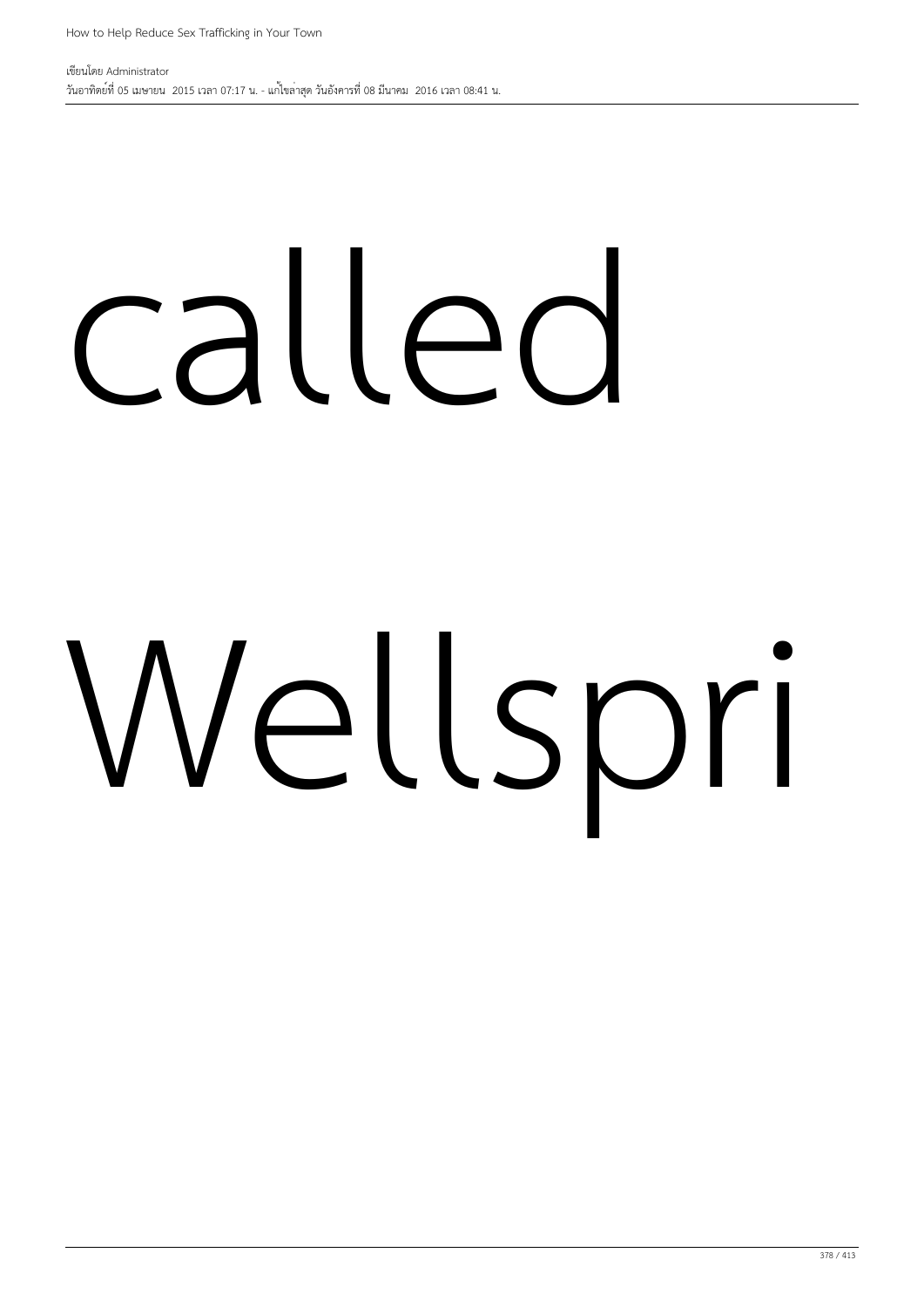called

Wellspri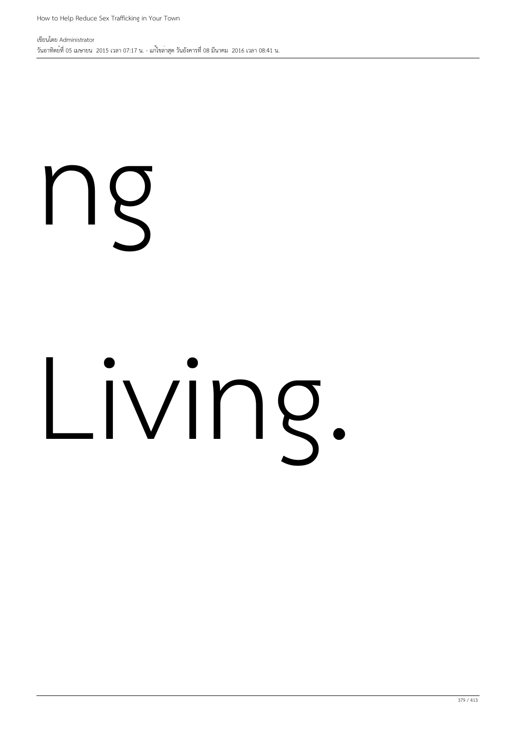ng

Living.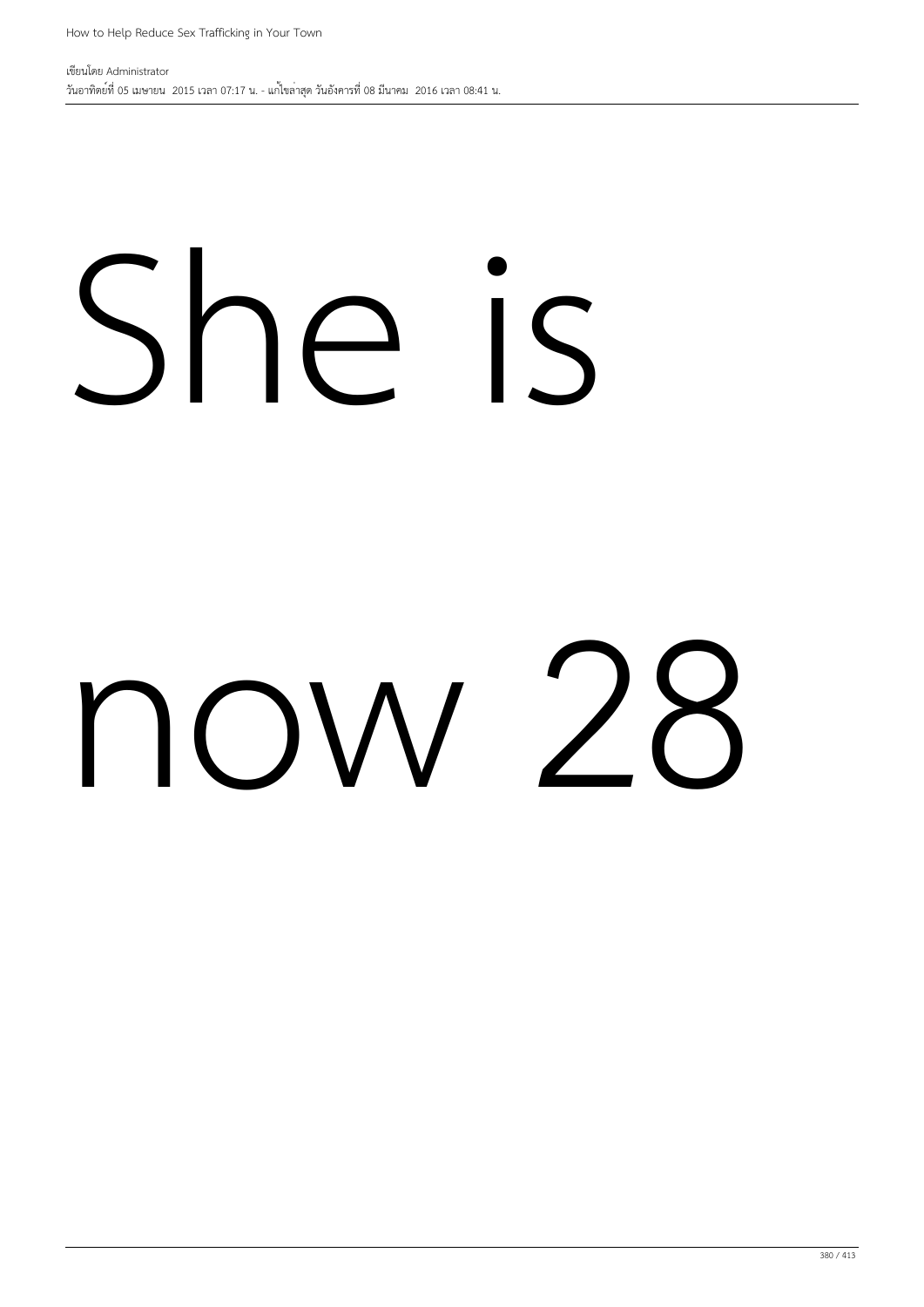She is

now 28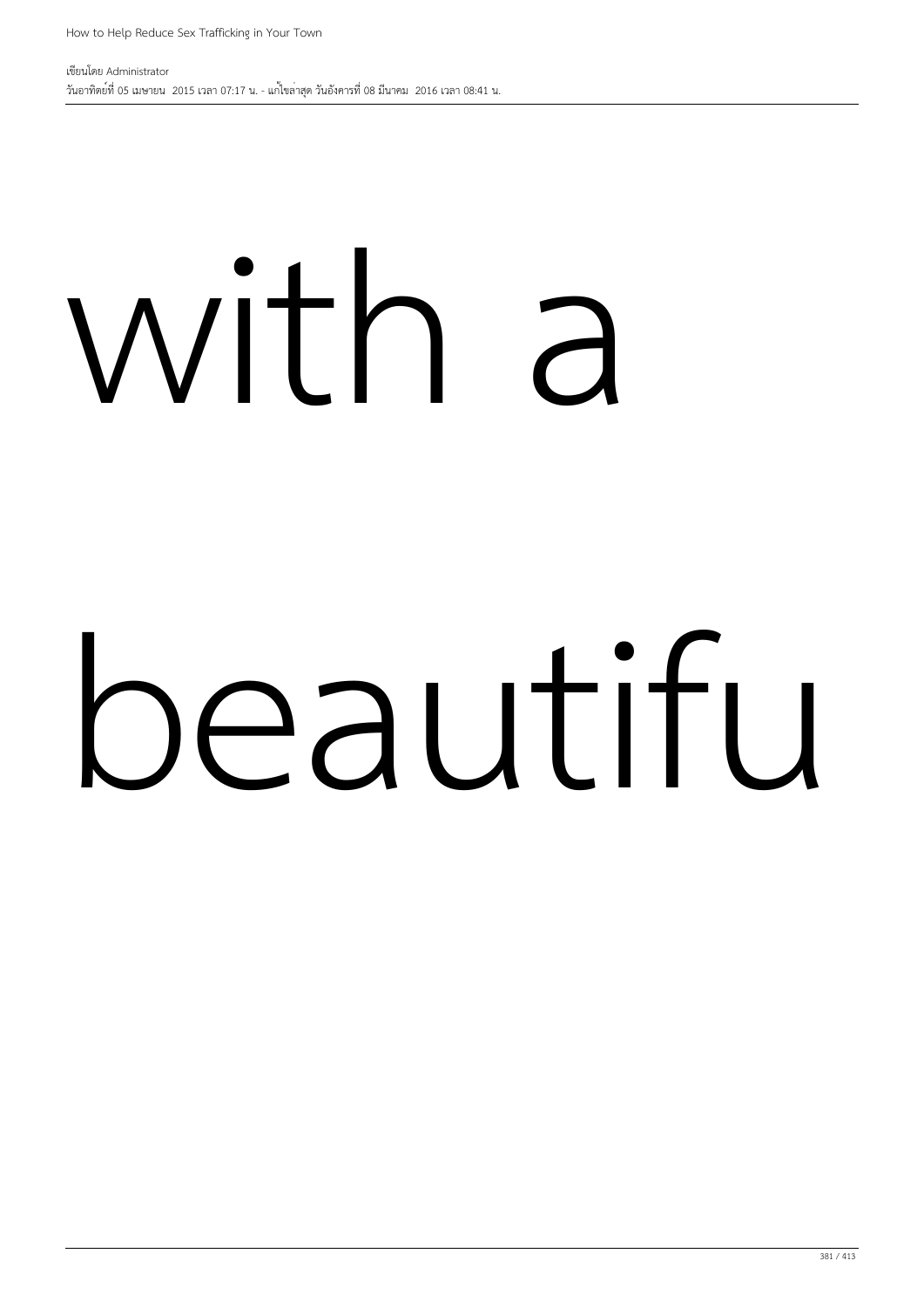with a

beautifu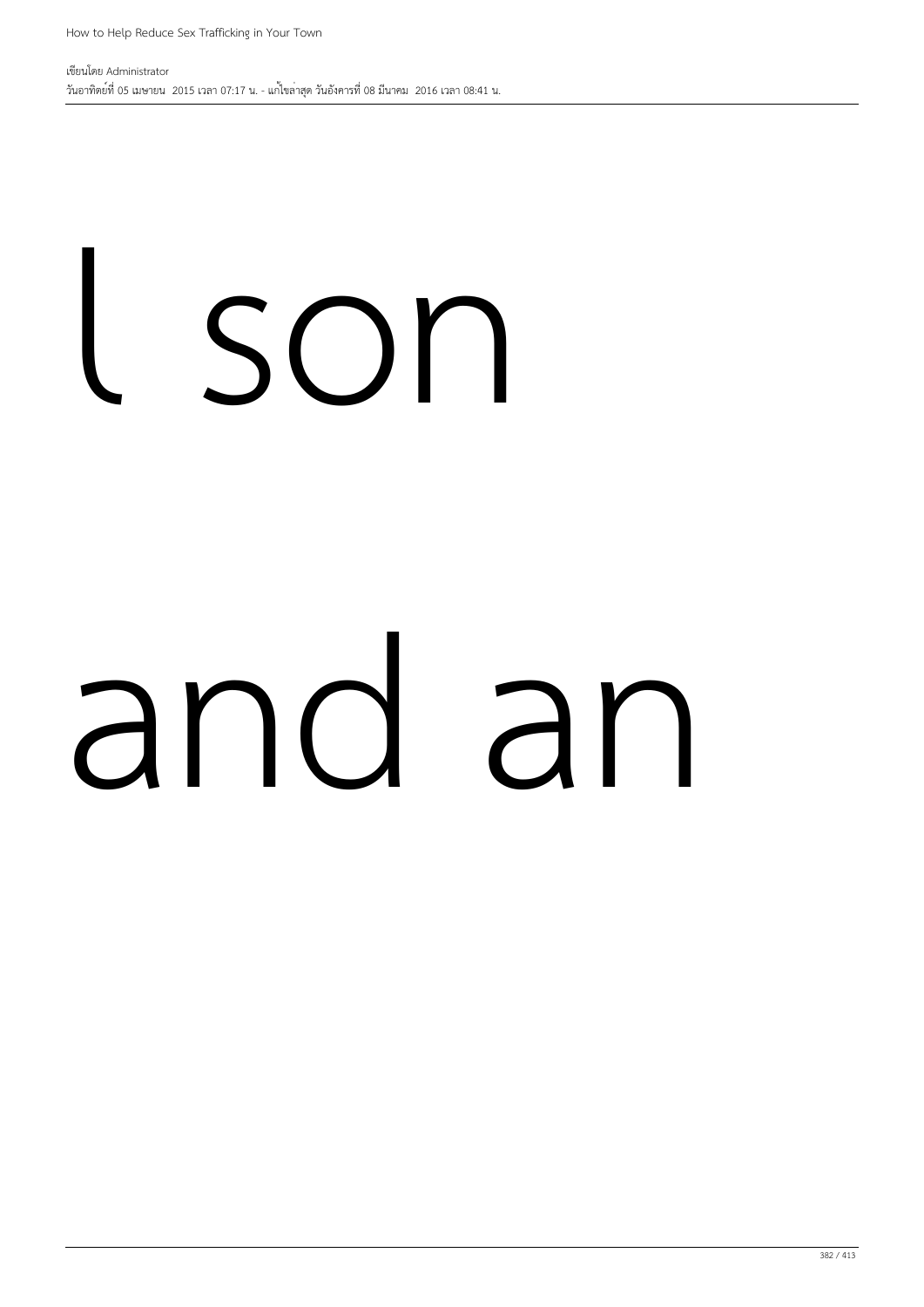l son

and an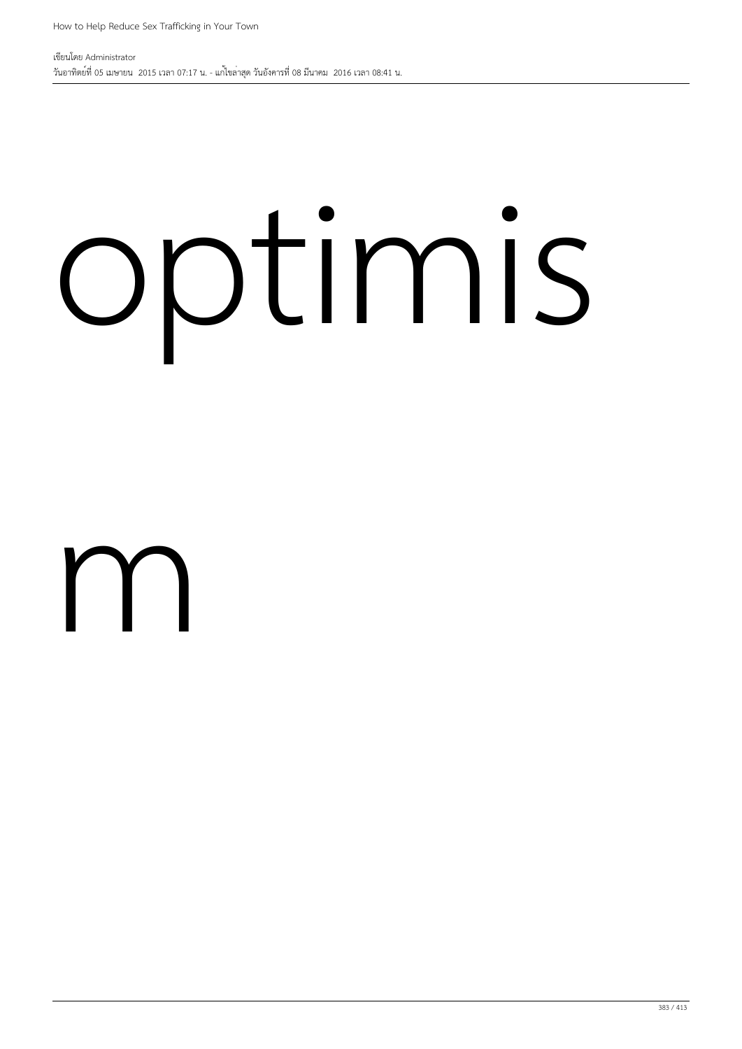optimis

m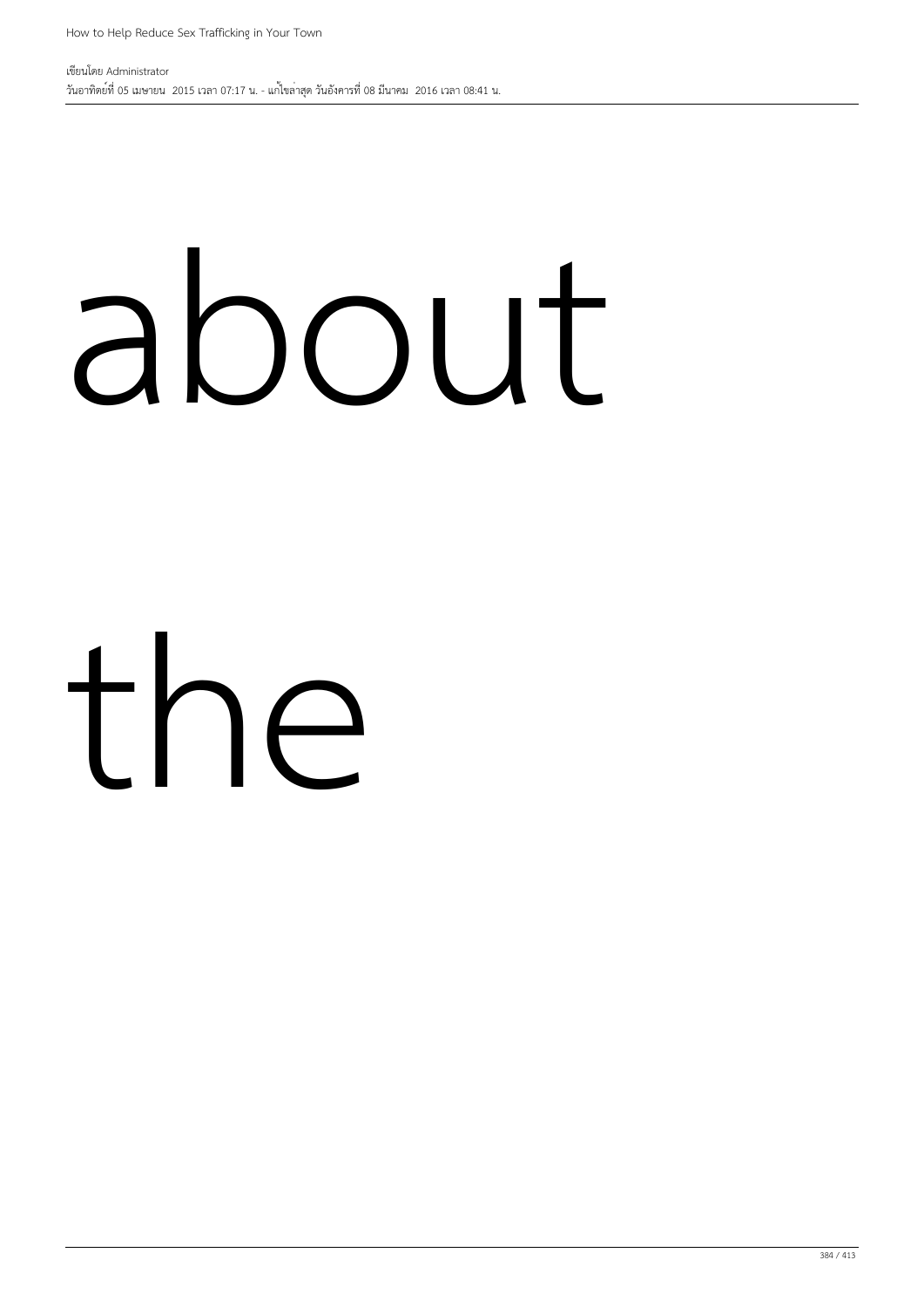about

the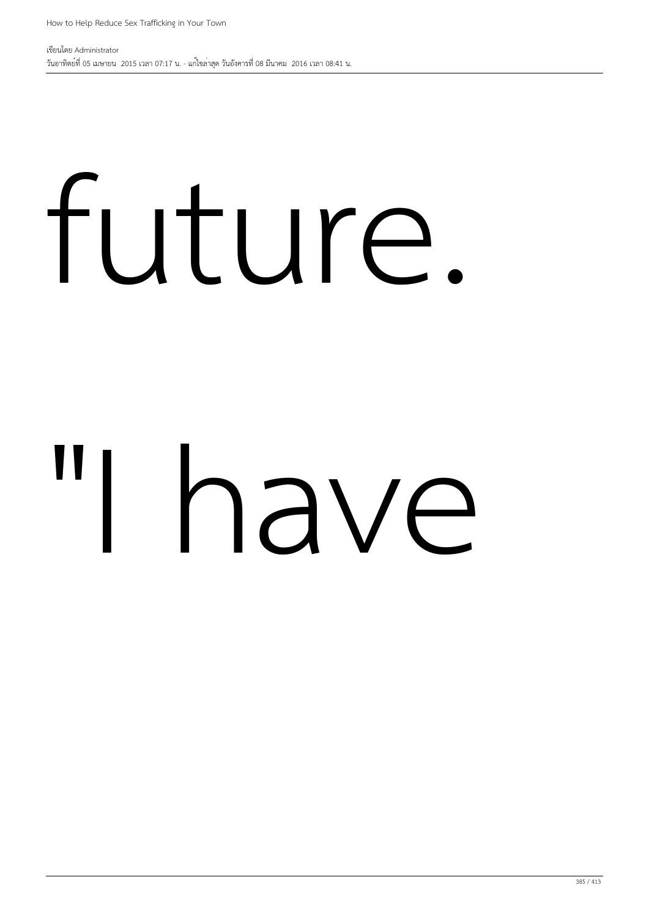future.

"I have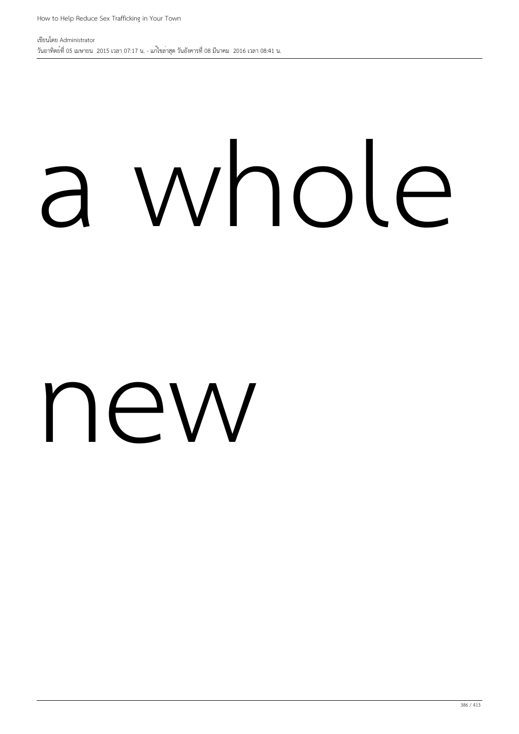a whole

new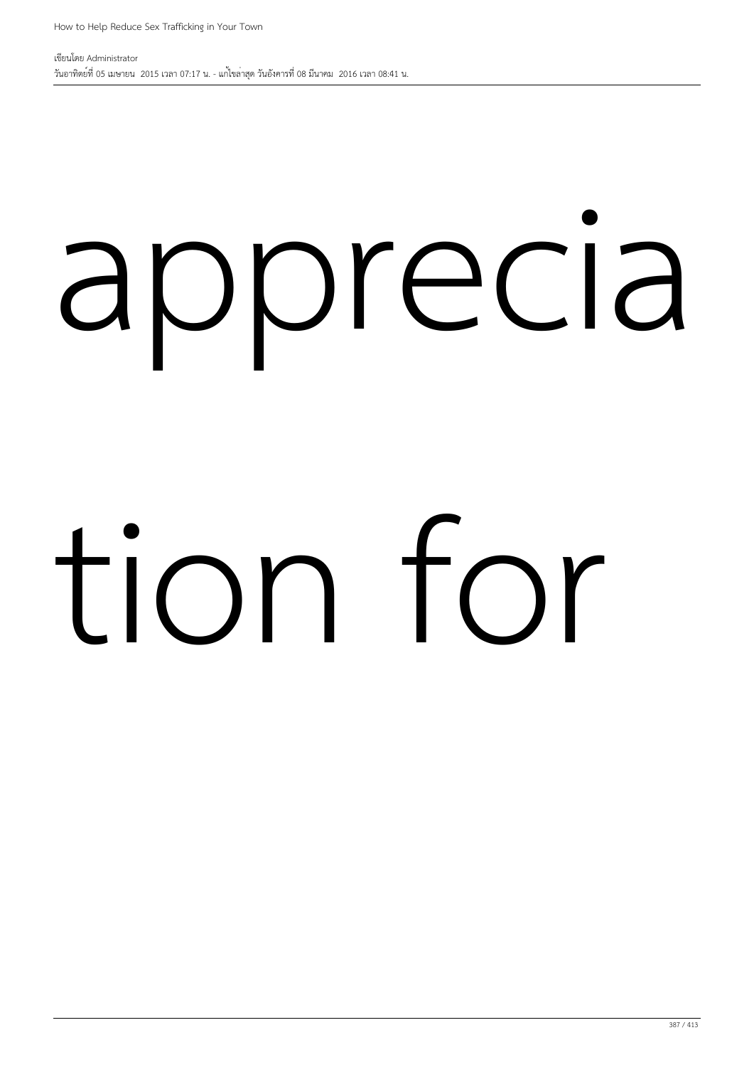apprecia

tion for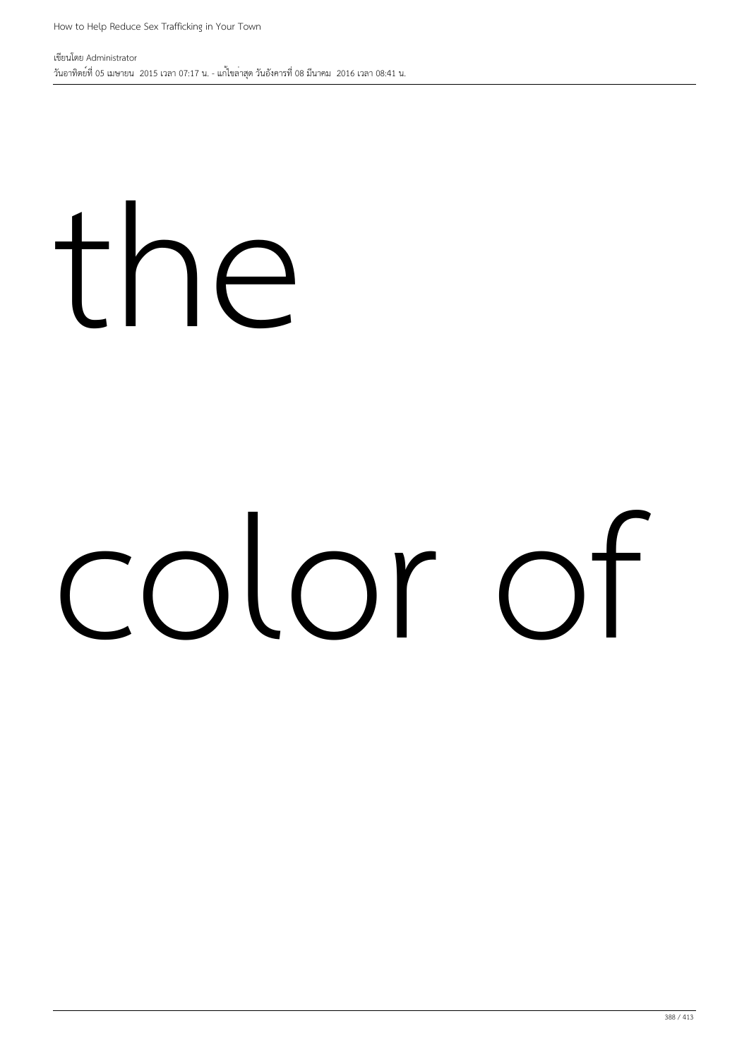the

color of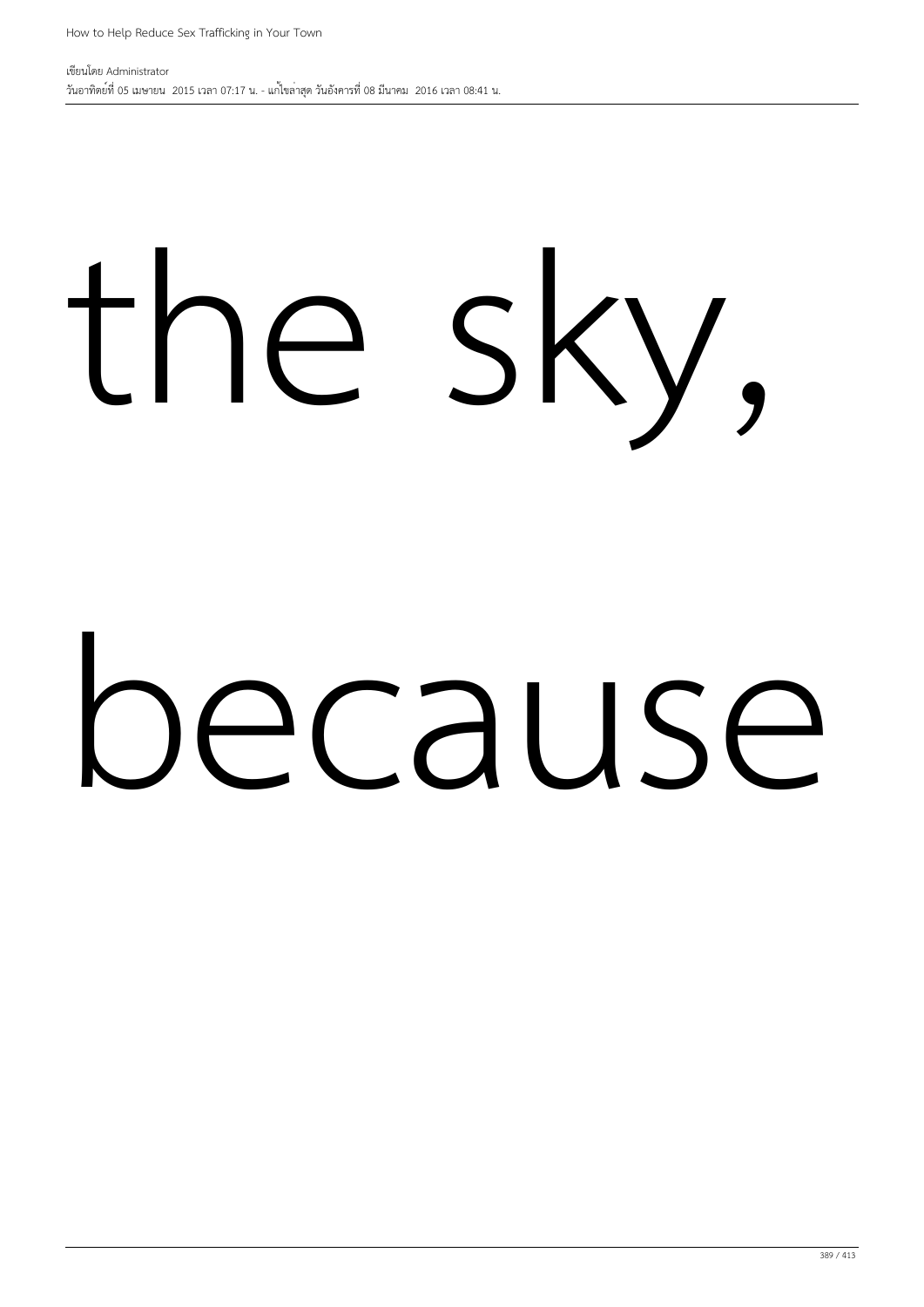the sky,

because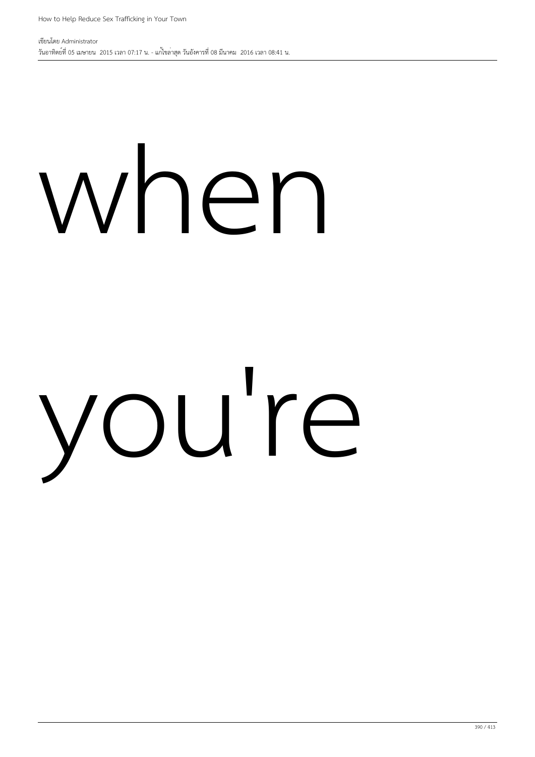when

you're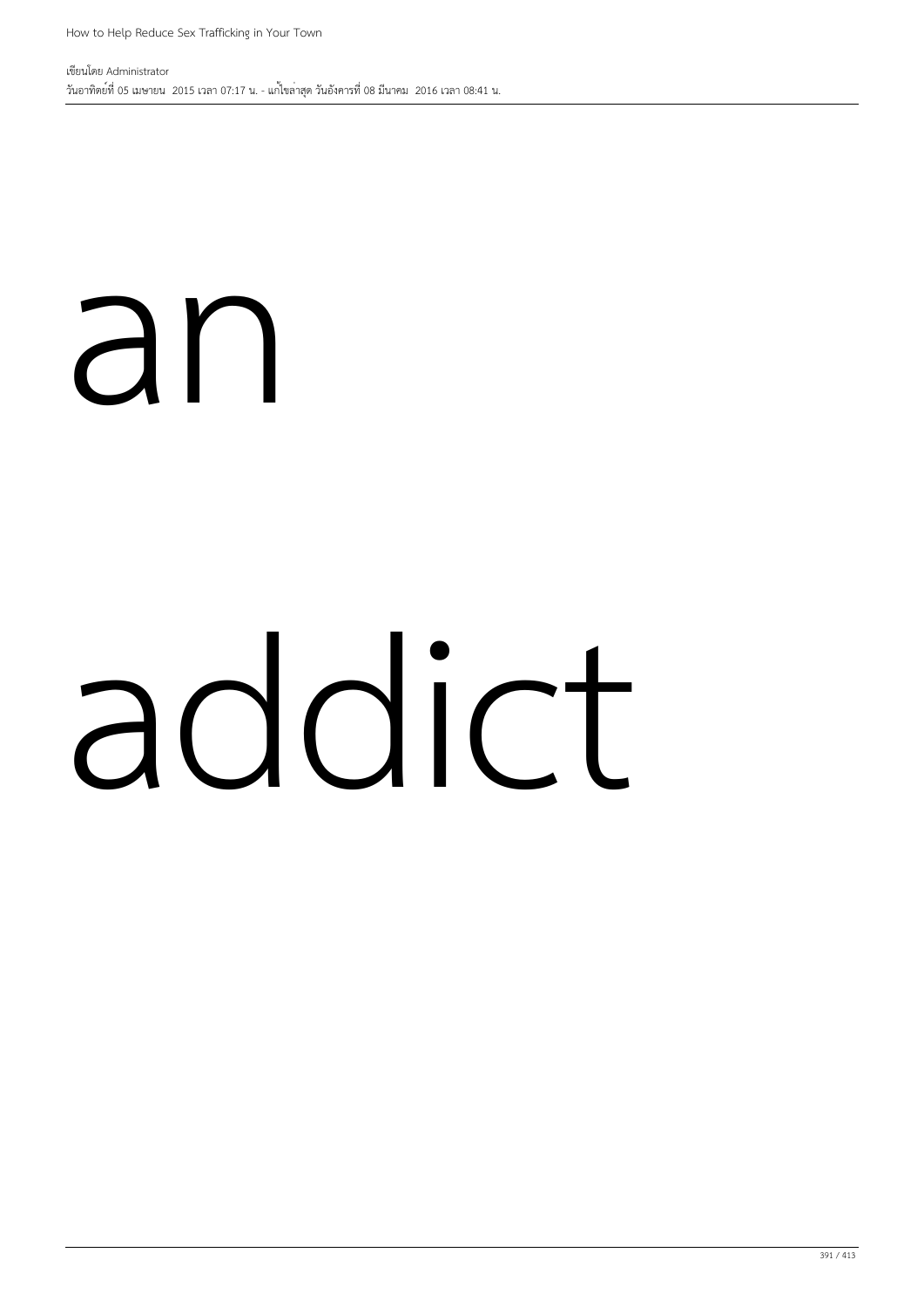an

addict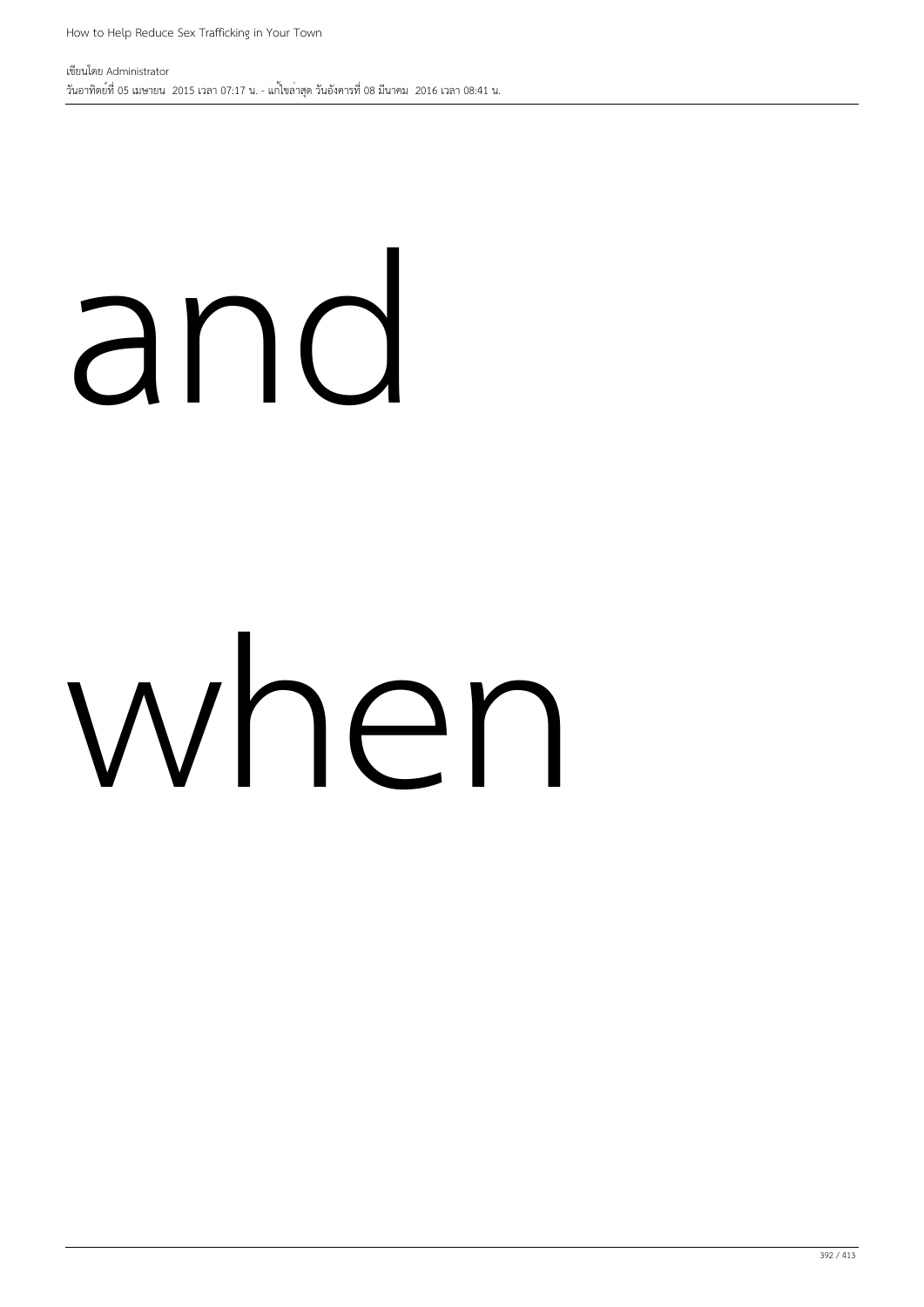and

when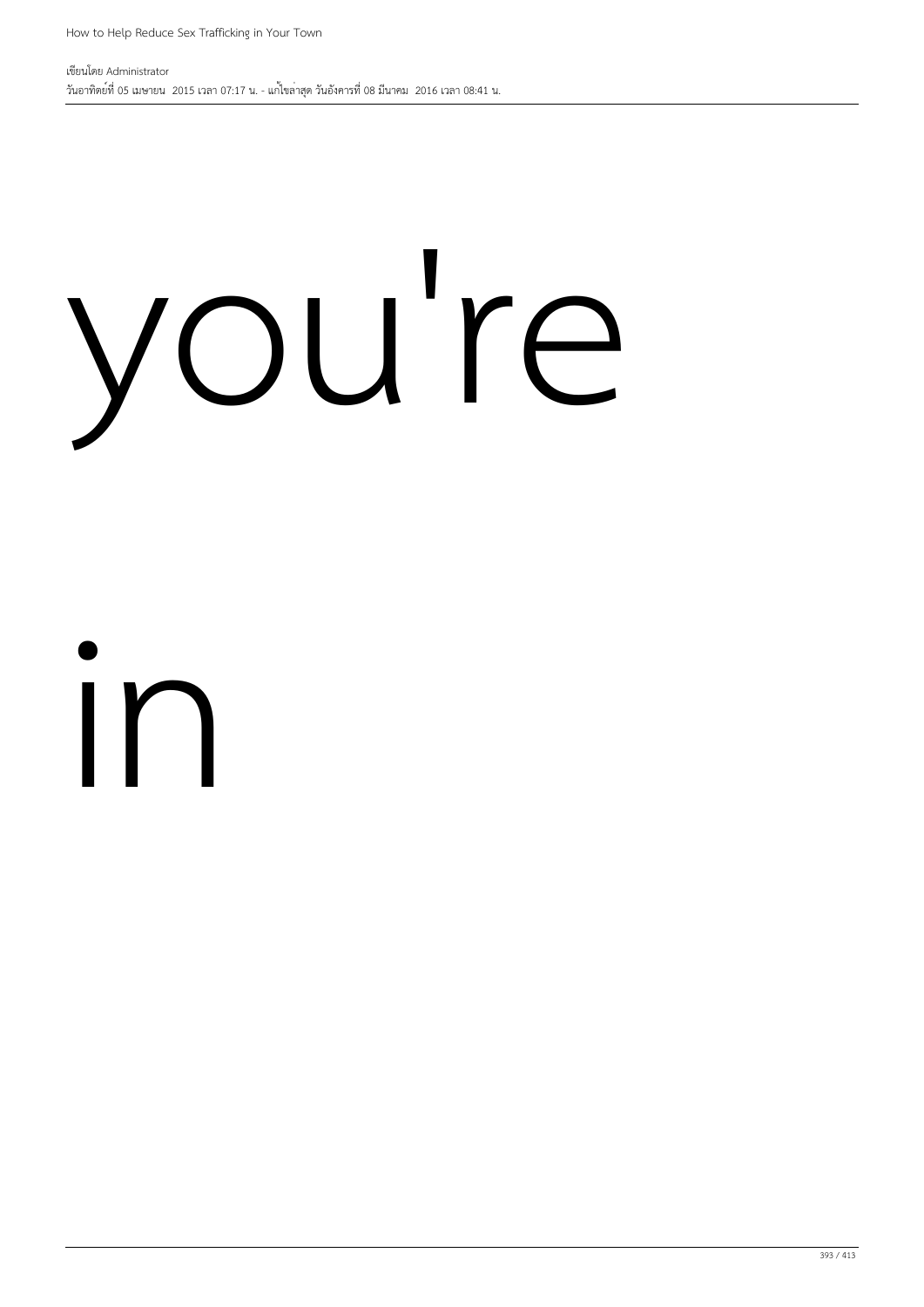you're

in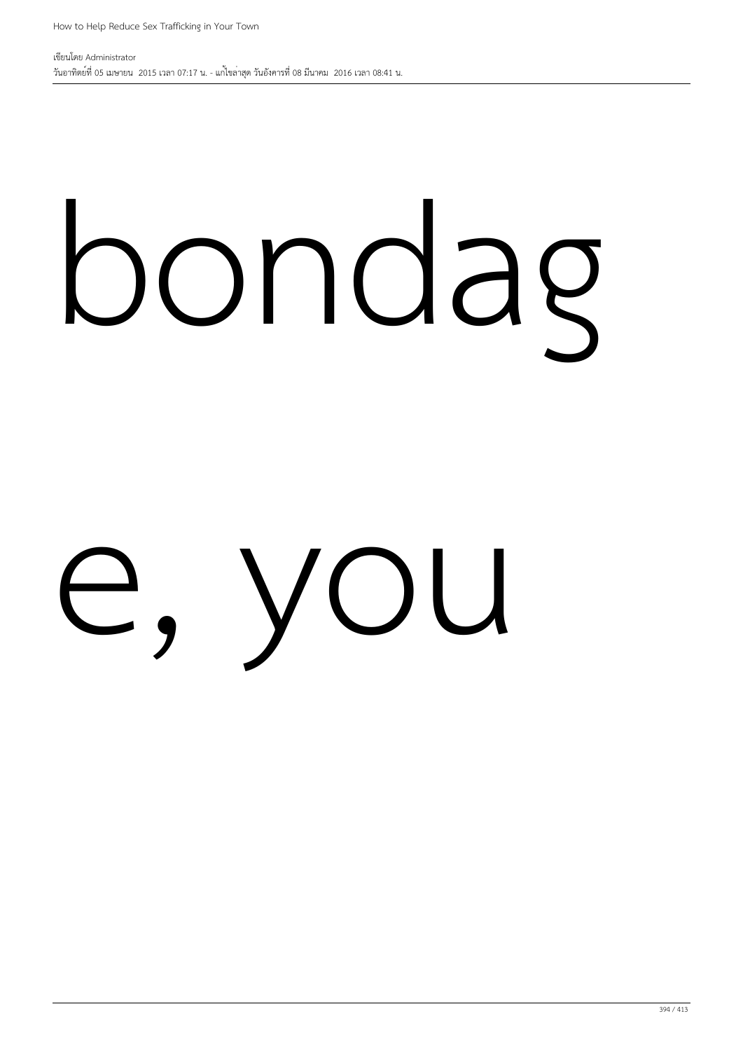bondag

e, you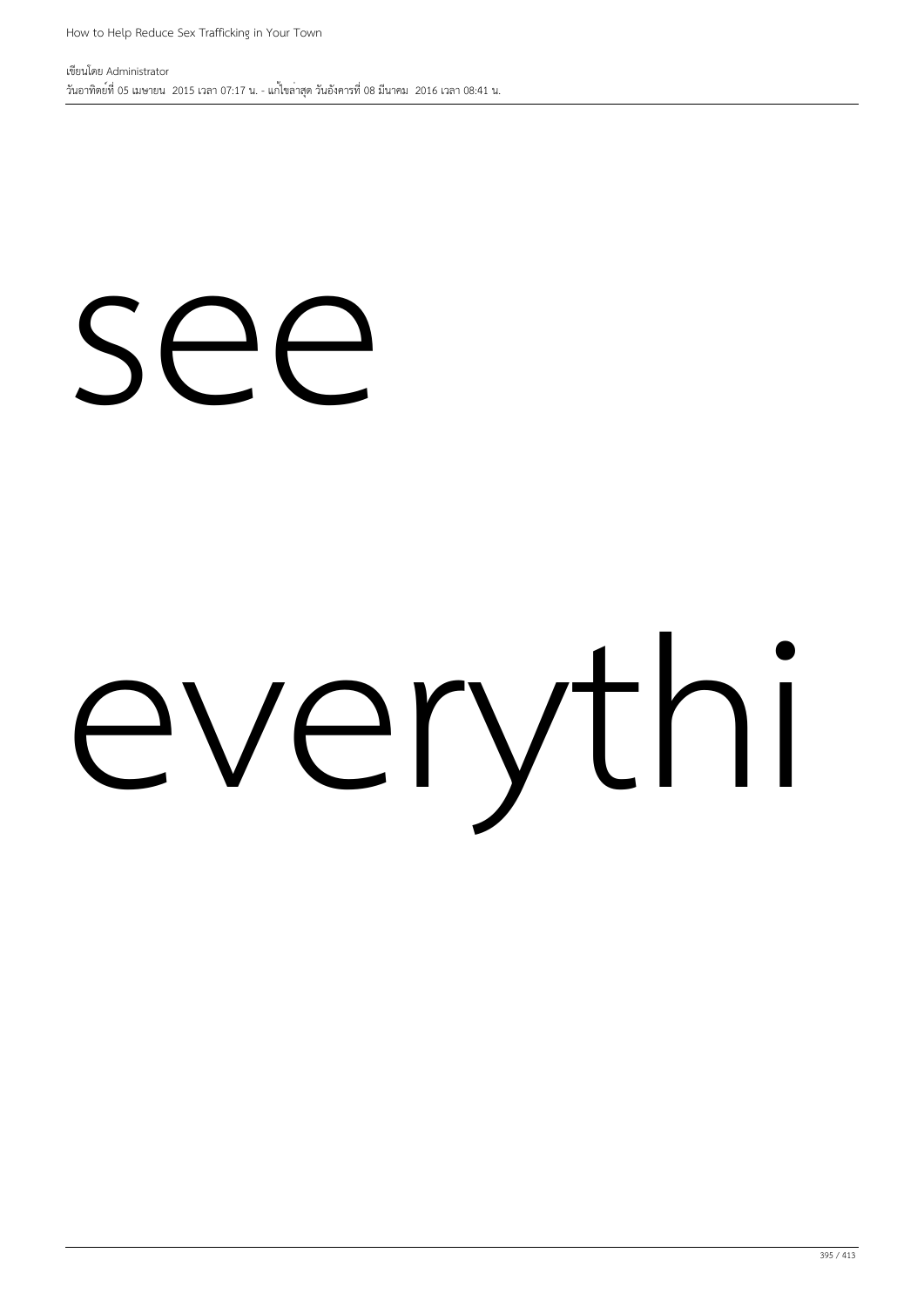see

everythi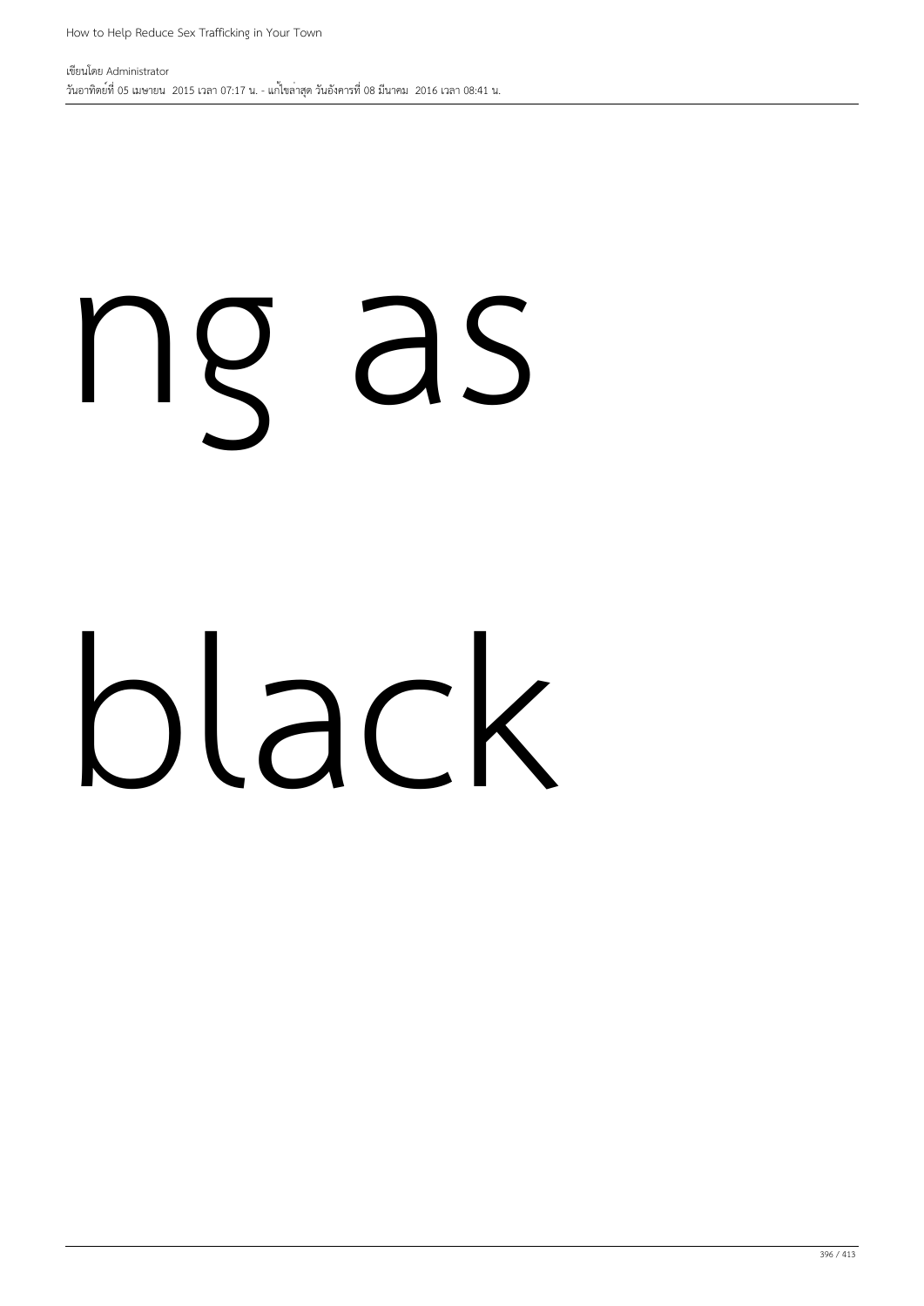ng as

black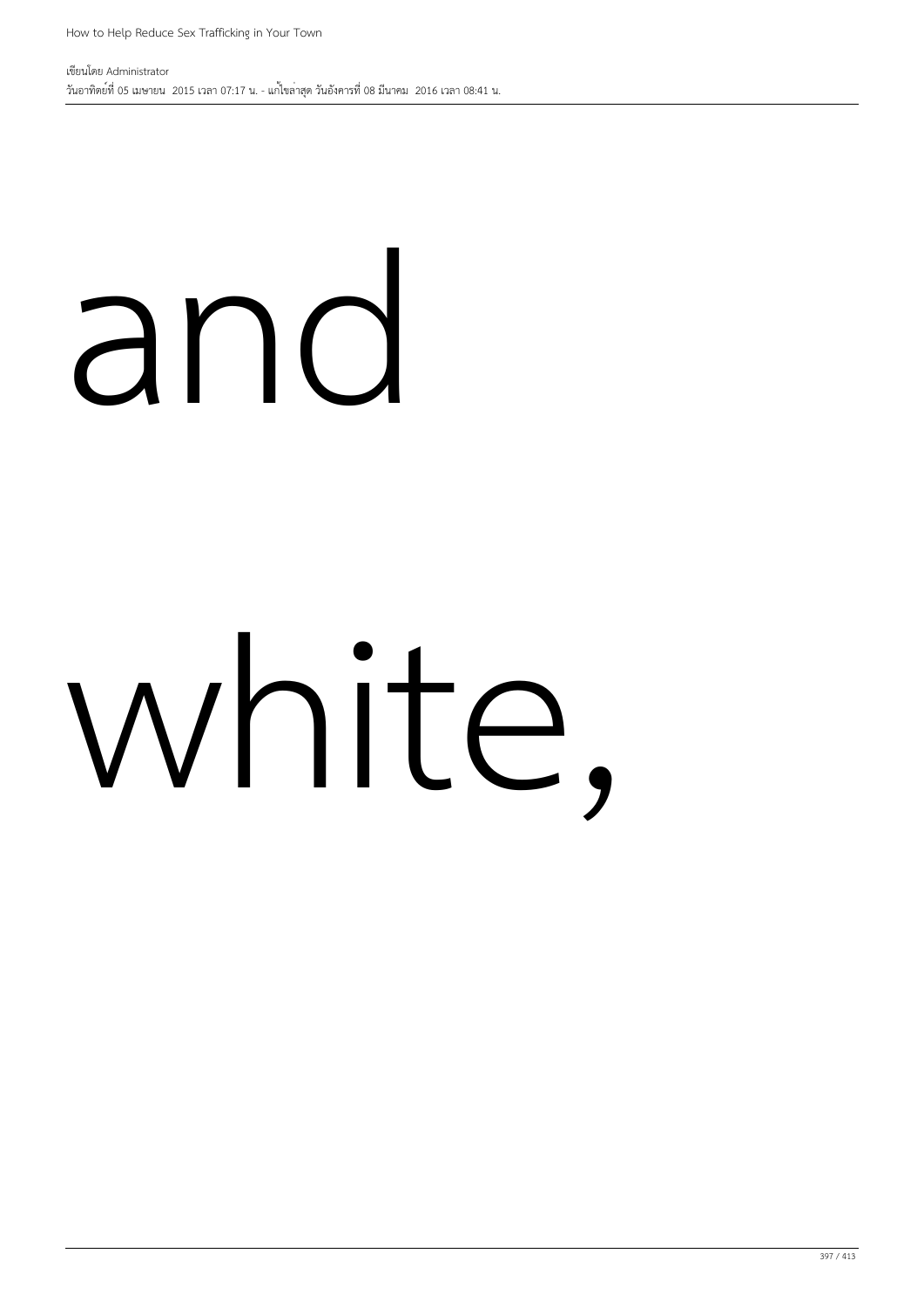and

white,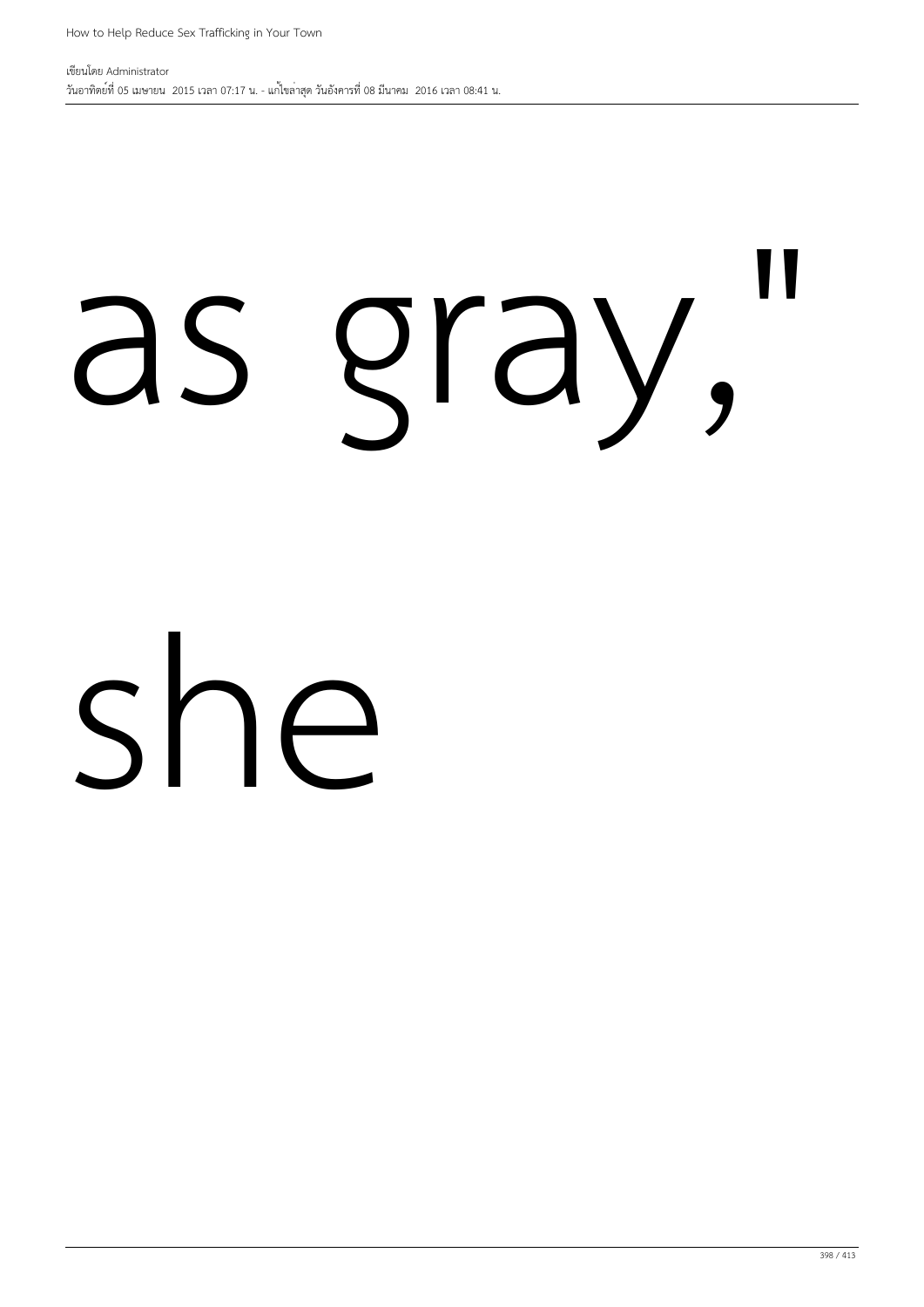as gray,"

she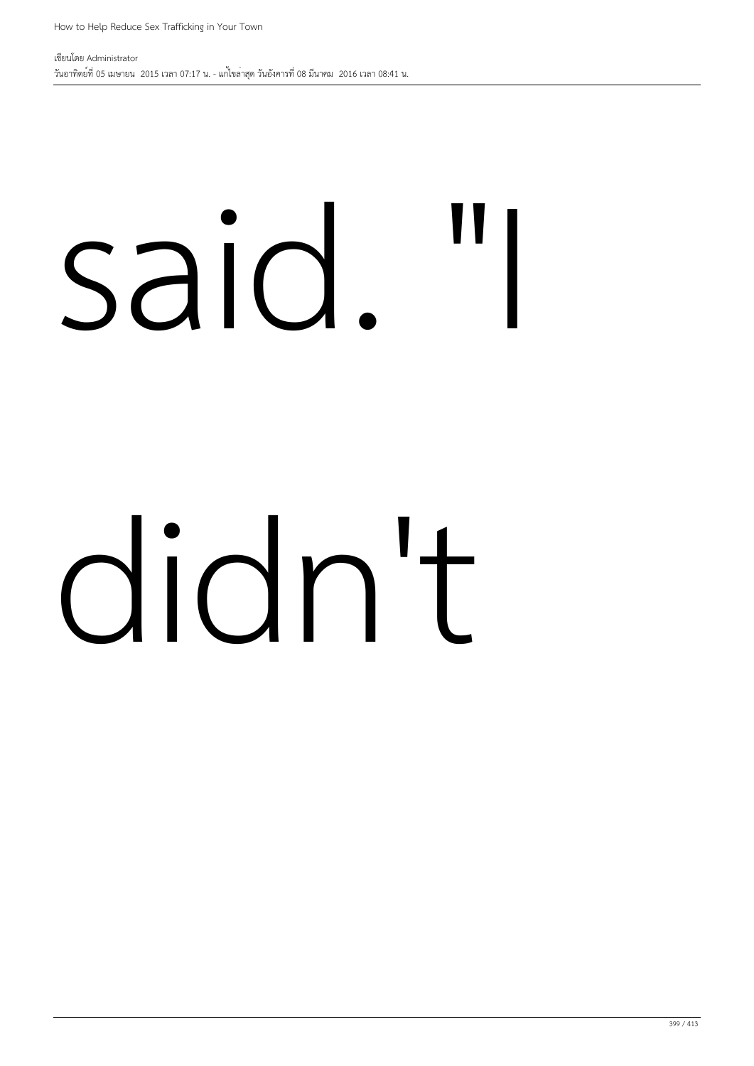said. "I

didn't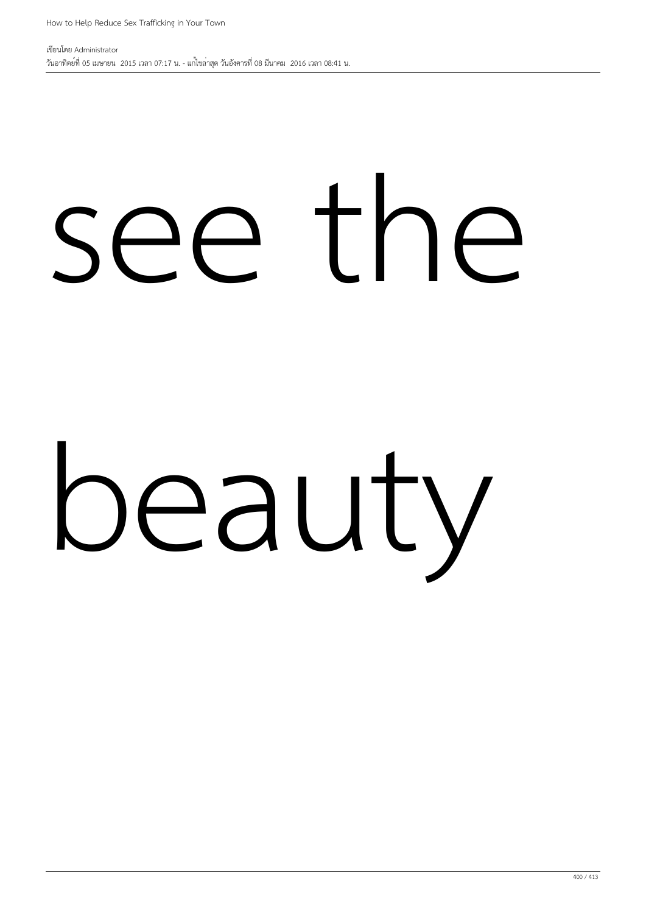see the

beauty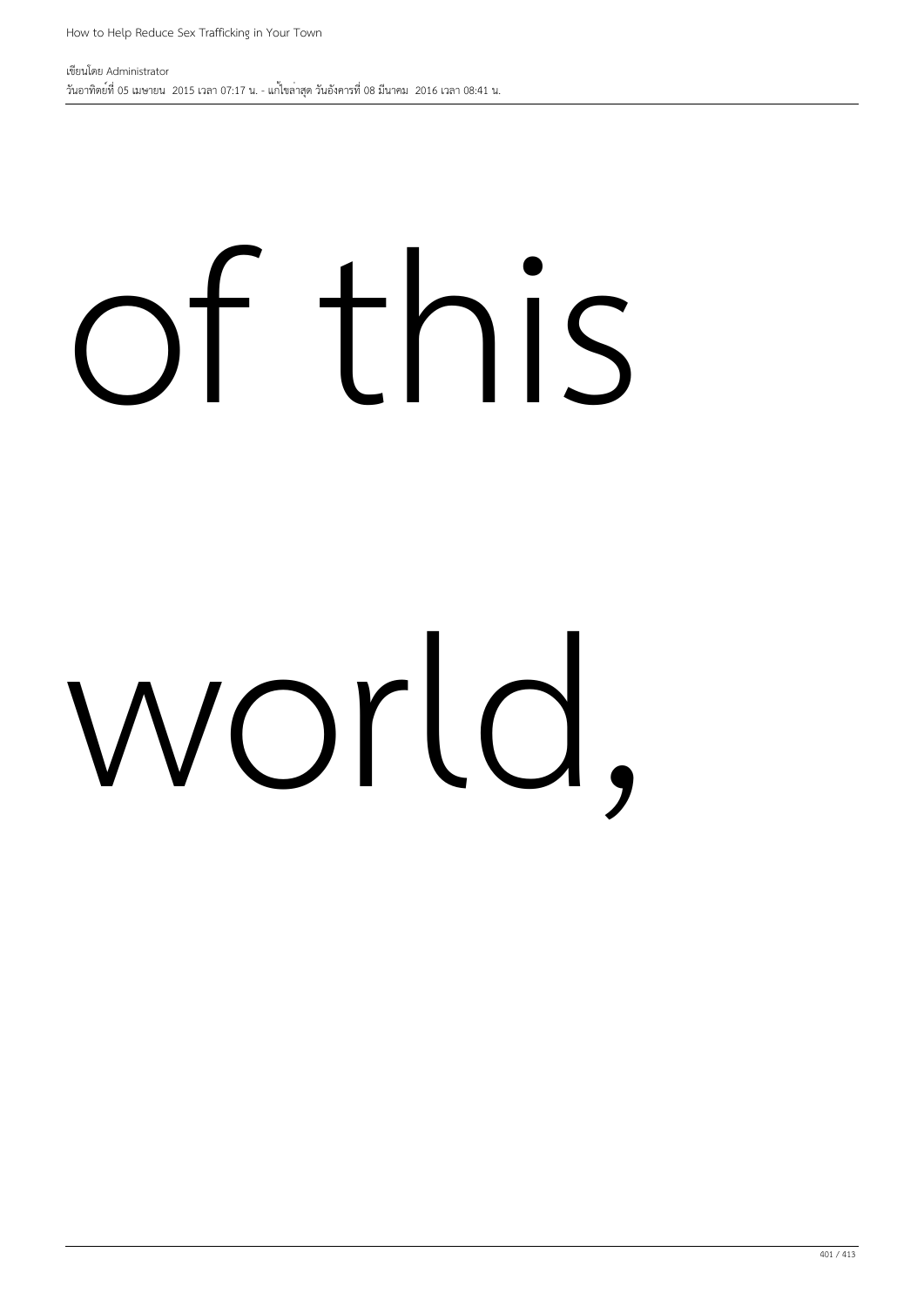of this

world,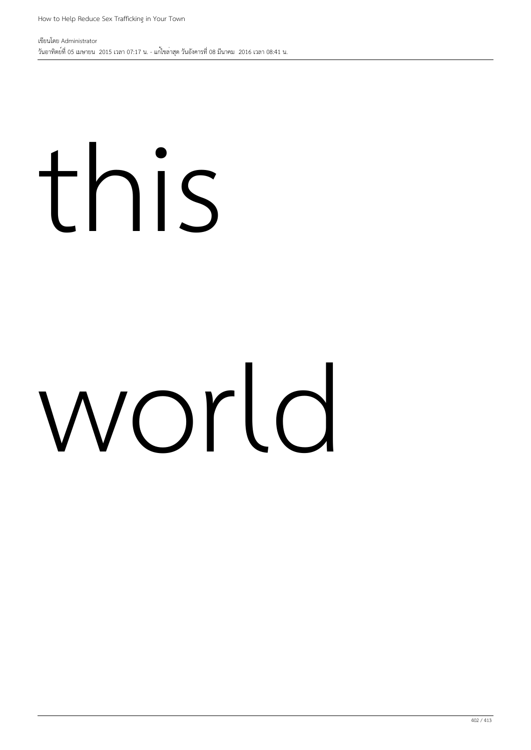this

world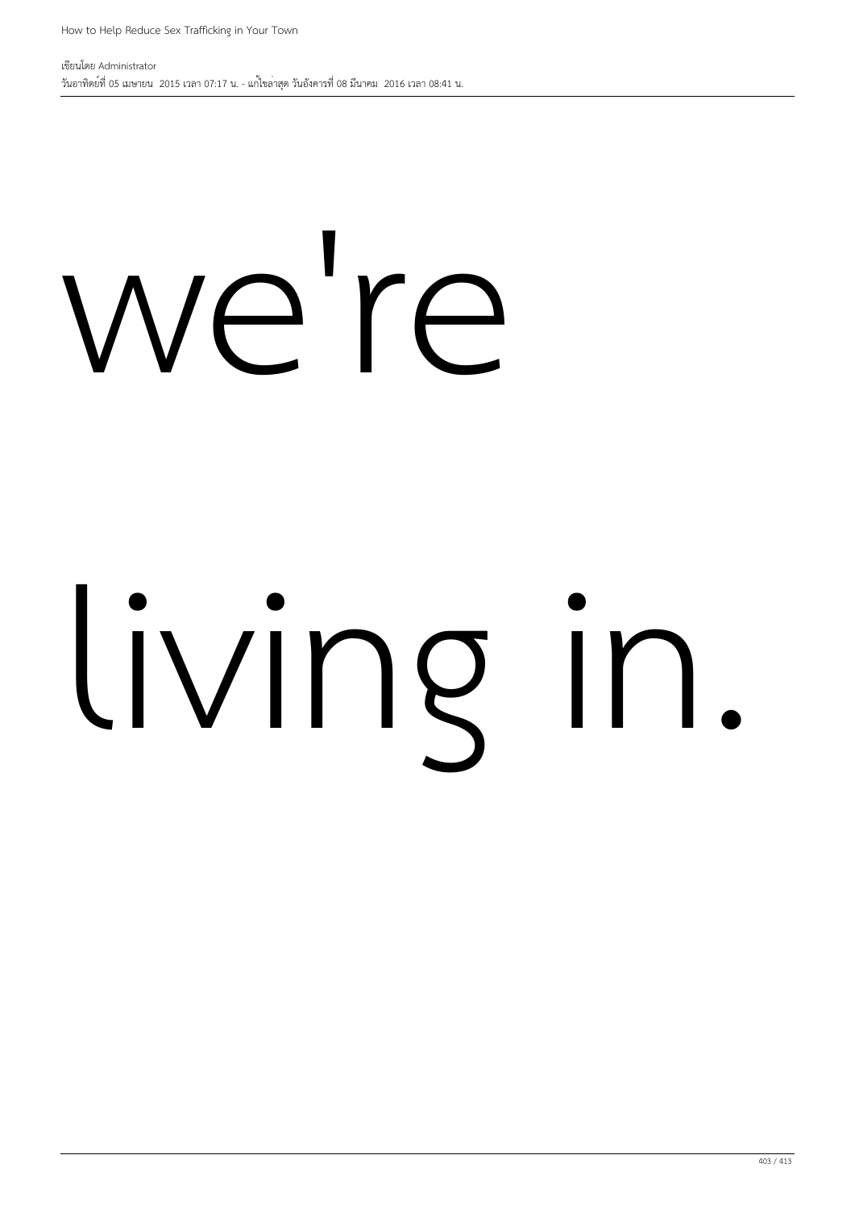we're

living in.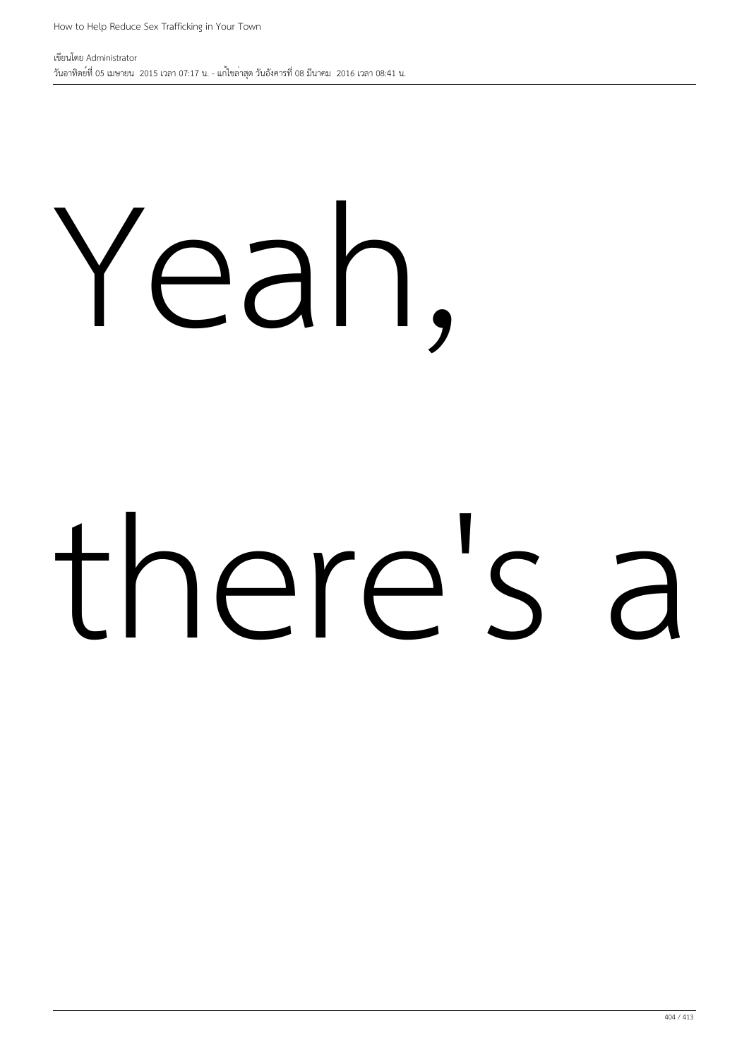Yeah,

there's a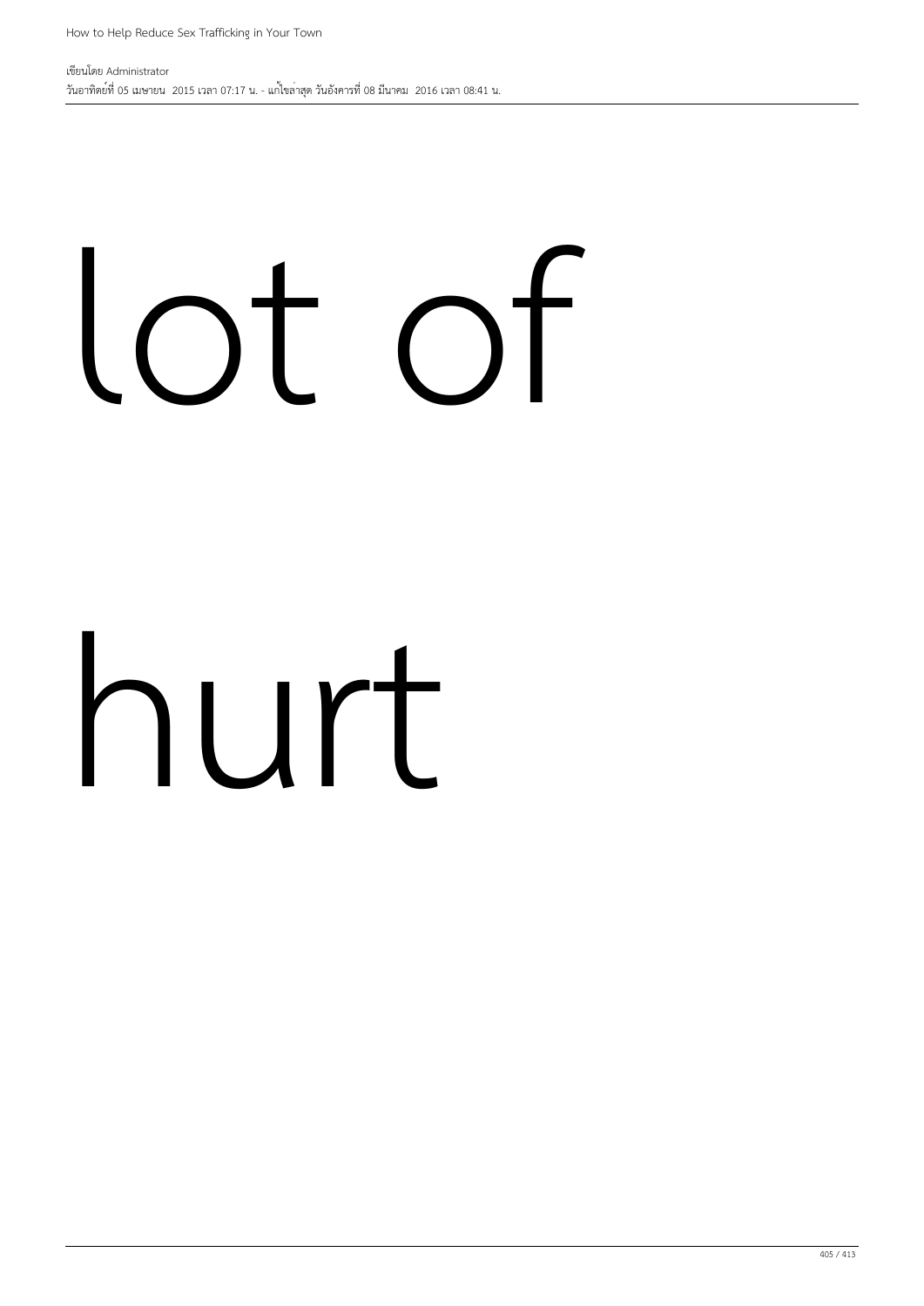lot of

hurt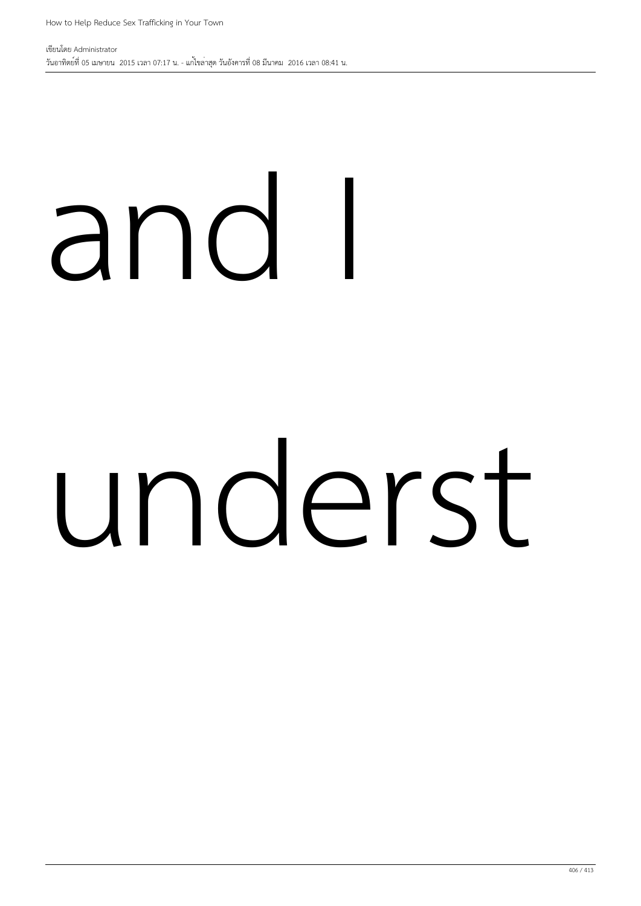and I

underst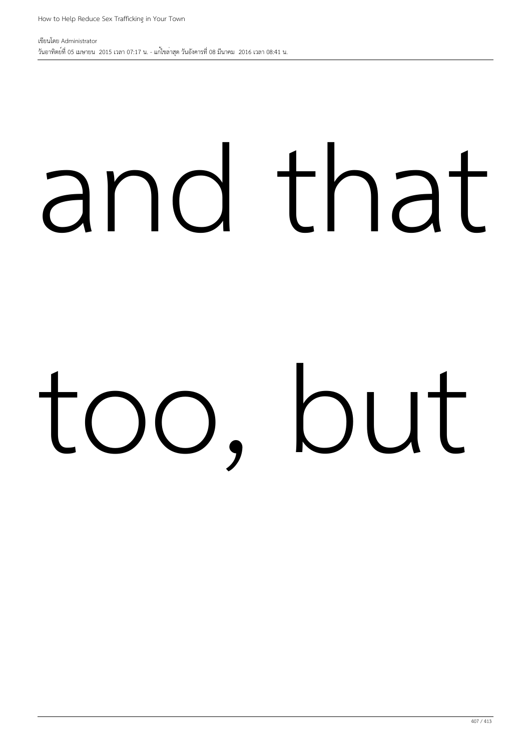and that

too, but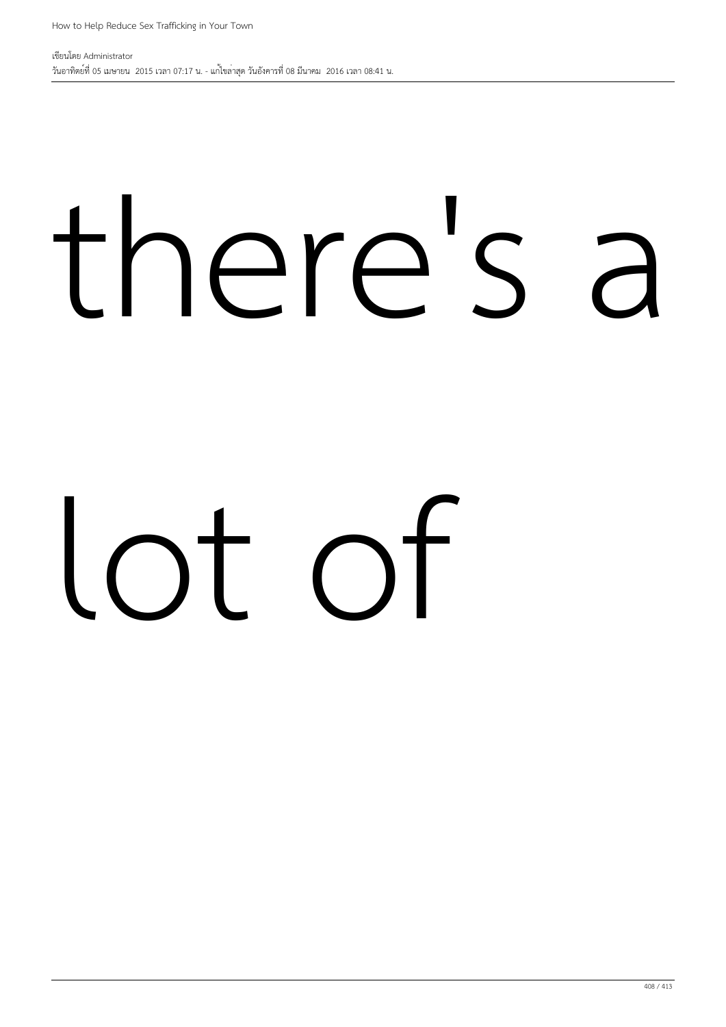there's a

lot of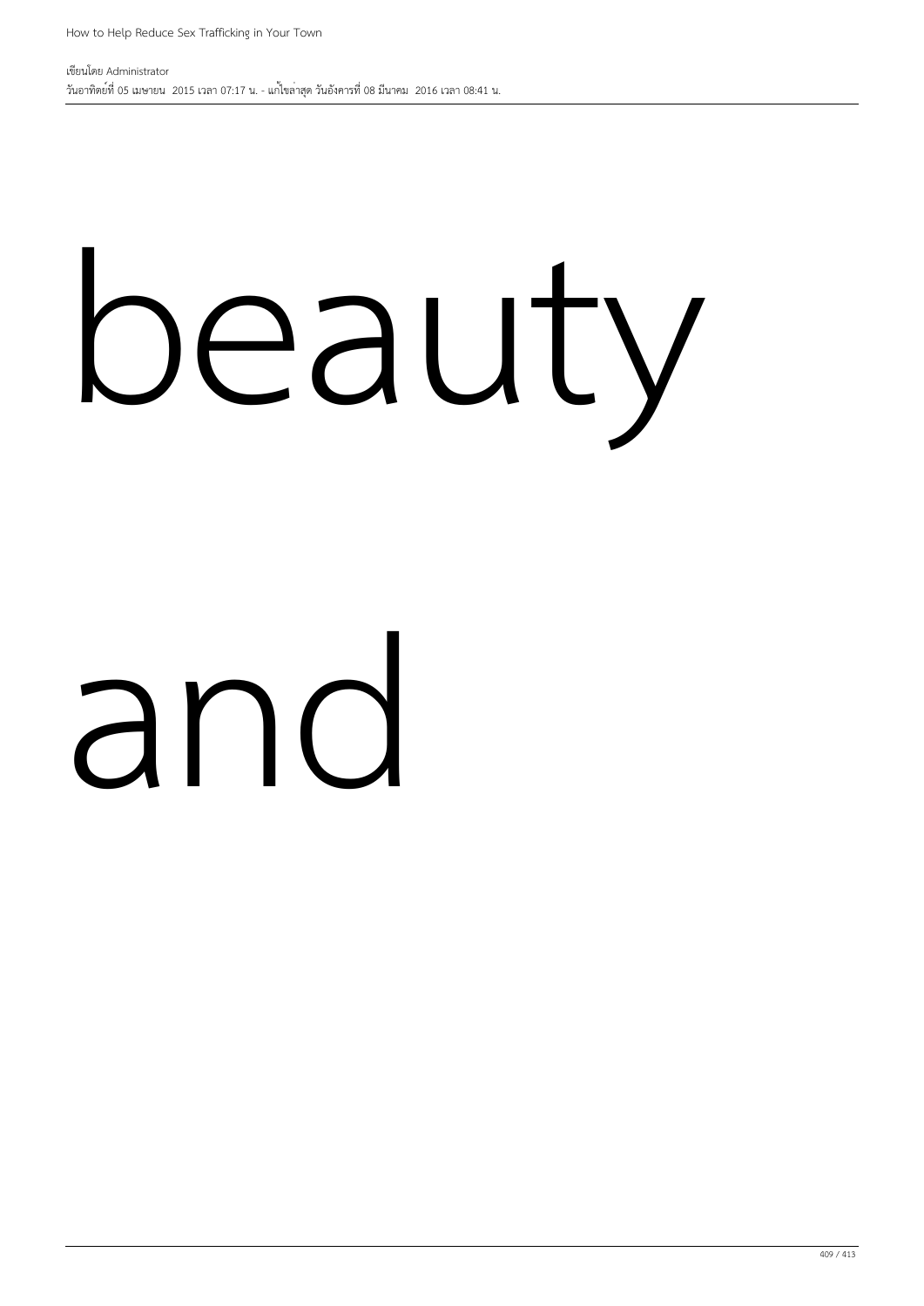beauty

and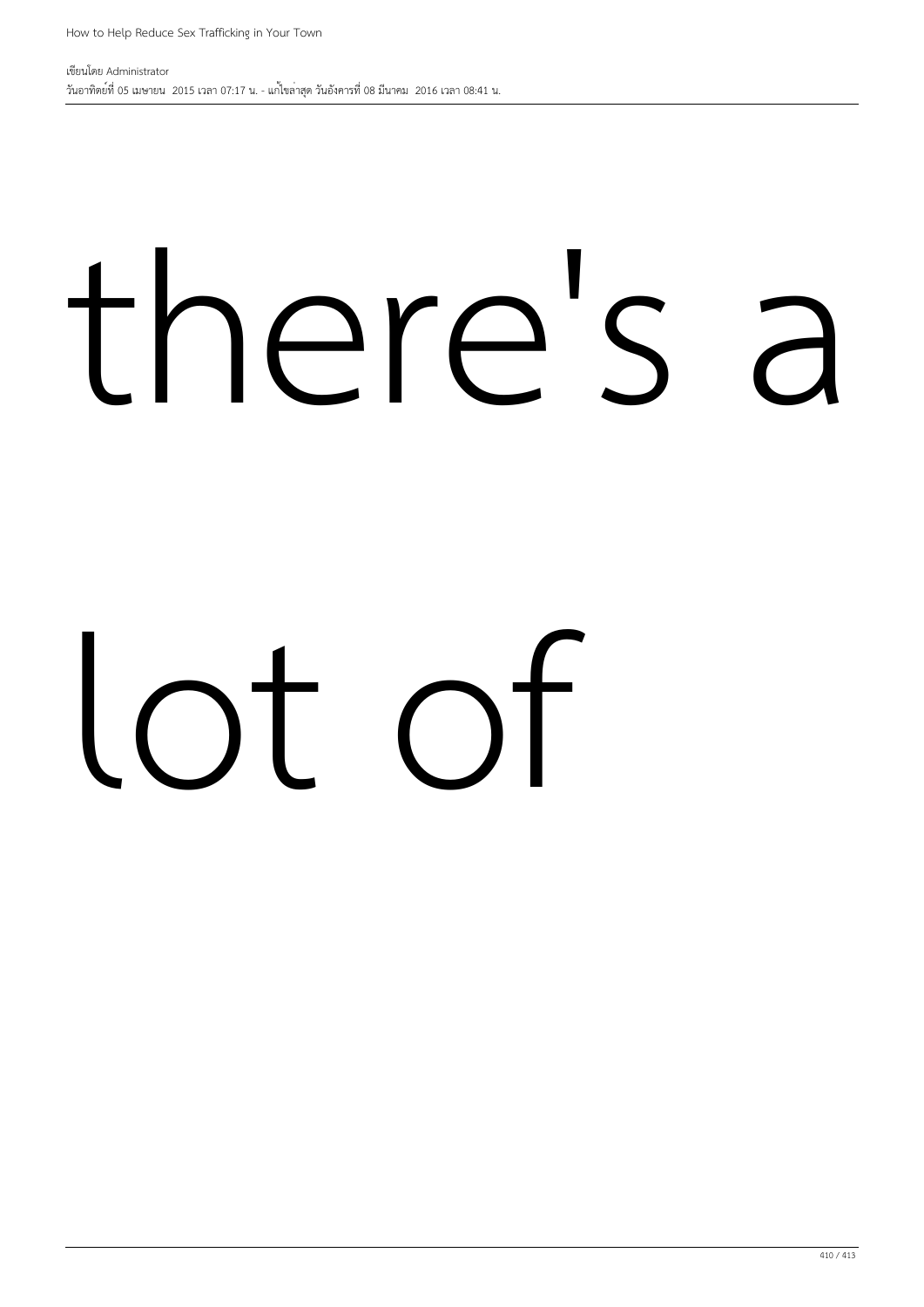there's a

lot of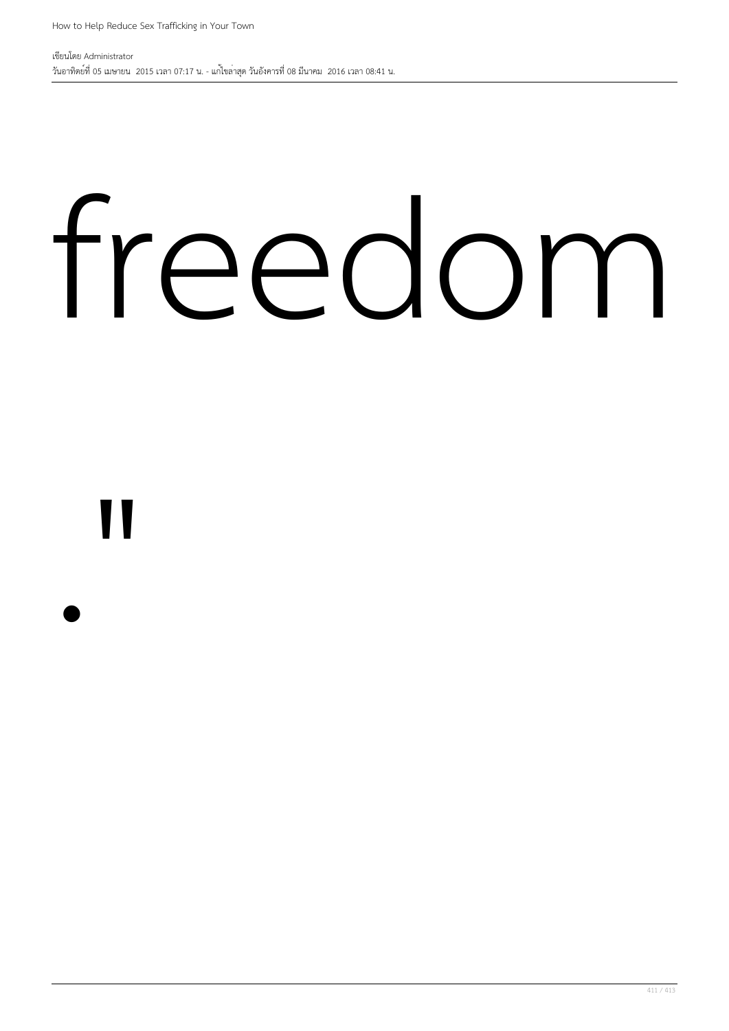freedom

"

.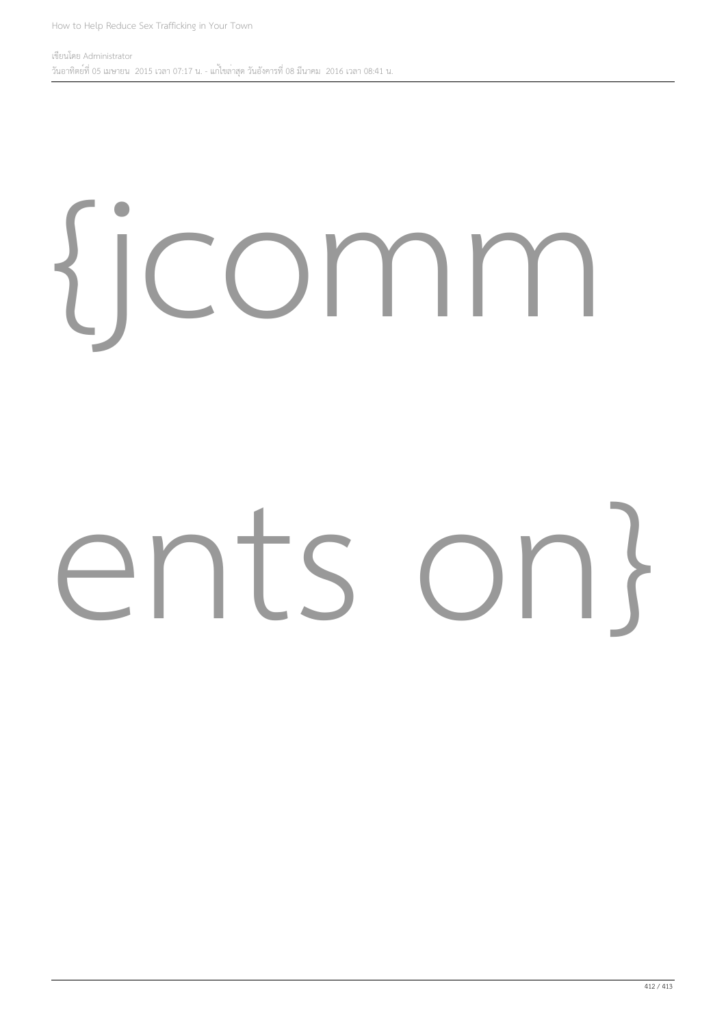{jcomments on}